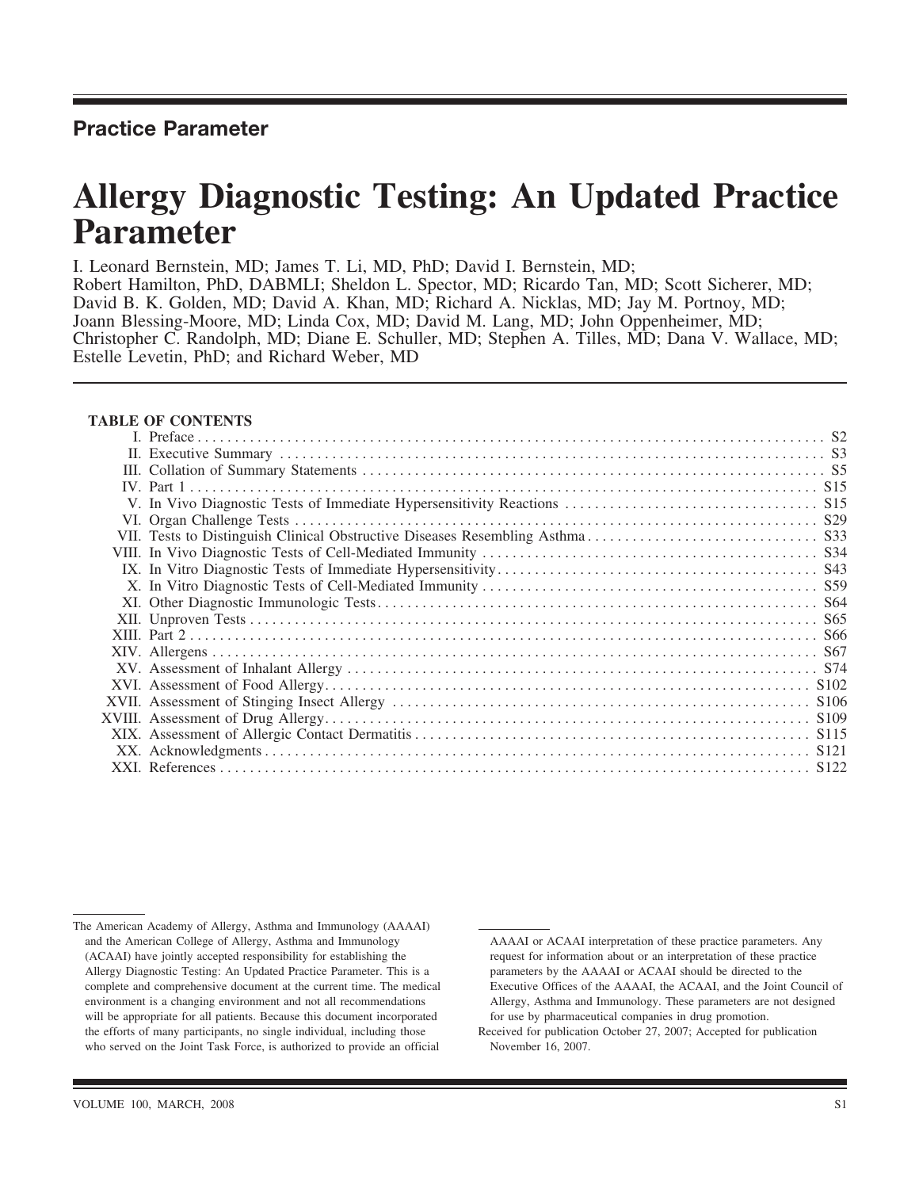**Practice Parameter**

# Allergy Diagnostic Testing: An Updated Practice Parameter

I. Leonard Bernstein, MD; James T. Li, MD, PhD; David I. Bernstein, MD; Robert Hamilton, PhD, DABMLI; Sheldon L. Spector, MD; Ricardo Tan, MD; Scott Sicherer, MD; David B. K. Golden, MD; David A. Khan, MD; Richard A. Nicklas, MD; Jay M. Portnoy, MD; Joann Blessing-Moore, MD; Linda Cox, MD; David M. Lang, MD; John Oppenheimer, MD; Christopher C. Randolph, MD; Diane E. Schuller, MD; Stephen A. Tilles, MD; Dana V. Wallace, MD; Estelle Levetin, PhD; and Richard Weber, MD

## TABLE OF CONTENTS

| | | |
|---|---|---|
| I. | Preface | S2 |
| II. | Executive Summary | S3 |
| III. | Collation of Summary Statements | S5 |
| IV. | Part 1 | S15 |
| V. | In Vivo Diagnostic Tests of Immediate Hypersensitivity Reactions | S15 |
| VI. | Organ Challenge Tests | S29 |
| VII. | Tests to Distinguish Clinical Obstructive Diseases Resembling Asthma | S33 |
| VIII. | In Vivo Diagnostic Tests of Cell-Mediated Immunity | S34 |
| IX. | In Vitro Diagnostic Tests of Immediate Hypersensitivity | S43 |
| X. | In Vitro Diagnostic Tests of Cell-Mediated Immunity | S59 |
| XI. | Other Diagnostic Immunologic Tests | S64 |
| XII. | Unproven Tests | S65 |
| XIII. | Part 2 | S66 |
| XIV. | Allergens | S67 |
| XV. | Assessment of Inhalant Allergy | S74 |
| XVI. | Assessment of Food Allergy | S102 |
| XVII. | Assessment of Stinging Insect Allergy | S106 |
| XVIII. | Assessment of Drug Allergy | S109 |
| XIX. | Assessment of Allergic Contact Dermatitis | S115 |
| XX. | Acknowledgments | S121 |
| XXI. | References | S122 |

---

The American Academy of Allergy, Asthma and Immunology (AAAAI) and the American College of Allergy, Asthma and Immunology (ACAAI) have jointly accepted responsibility for establishing the Allergy Diagnostic Testing: An Updated Practice Parameter. This is a complete and comprehensive document at the current time. The medical environment is a changing environment and not all recommendations will be appropriate for all patients. Because this document incorporated the efforts of many participants, no single individual, including those who served on the Joint Task Force, is authorized to provide an official AAAAI or ACAAI interpretation of these practice parameters. Any request for information about or an interpretation of these practice parameters by the AAAAI or ACAAI should be directed to the Executive Offices of the AAAAI, the ACAAI, and the Joint Council of Allergy, Asthma and Immunology. These parameters are not designed for use by pharmaceutical companies in drug promotion.

Received for publication October 27, 2007; Accepted for publication November 16, 2007.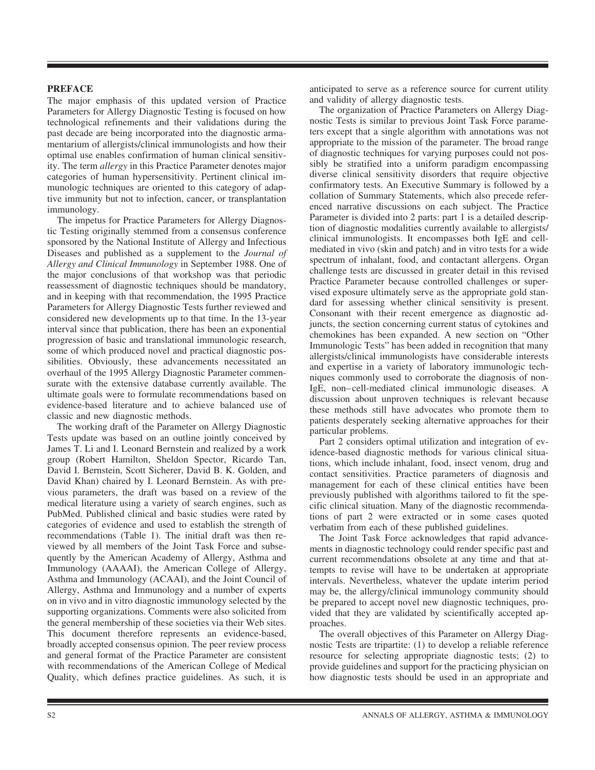## PREFACE

The major emphasis of this updated version of Practice Parameters for Allergy Diagnostic Testing is focused on how technological refinements and their validations during the past decade are being incorporated into the diagnostic armamentarium of allergists/clinical immunologists and how their optimal use enables confirmation of human clinical sensitivity. The term *allergy* in this Practice Parameter denotes major categories of human hypersensitivity. Pertinent clinical immunologic techniques are oriented to this category of adaptive immunity but not to infection, cancer, or transplantation immunology.

The impetus for Practice Parameters for Allergy Diagnostic Testing originally stemmed from a consensus conference sponsored by the National Institute of Allergy and Infectious Diseases and published as a supplement to the *Journal of Allergy and Clinical Immunology* in September 1988. One of the major conclusions of that workshop was that periodic reassessment of diagnostic techniques should be mandatory, and in keeping with that recommendation, the 1995 Practice Parameters for Allergy Diagnostic Tests further reviewed and considered new developments up to that time. In the 13-year interval since that publication, there has been an exponential progression of basic and translational immunologic research, some of which produced novel and practical diagnostic possibilities. Obviously, these advancements necessitated an overhaul of the 1995 Allergy Diagnostic Parameter commensurate with the extensive database currently available. The ultimate goals were to formulate recommendations based on evidence-based literature and to achieve balanced use of classic and new diagnostic methods.

The working draft of the Parameter on Allergy Diagnostic Tests update was based on an outline jointly conceived by James T. Li and I. Leonard Bernstein and realized by a work group (Robert Hamilton, Sheldon Spector, Ricardo Tan, David I. Bernstein, Scott Sicherer, David B. K. Golden, and David Khan) chaired by I. Leonard Bernstein. As with previous parameters, the draft was based on a review of the medical literature using a variety of search engines, such as PubMed. Published clinical and basic studies were rated by categories of evidence and used to establish the strength of recommendations (Table 1). The initial draft was then reviewed by all members of the Joint Task Force and subsequently by the American Academy of Allergy, Asthma and Immunology (AAAAI), the American College of Allergy, Asthma and Immunology (ACAAI), and the Joint Council of Allergy, Asthma and Immunology and a number of experts on in vivo and in vitro diagnostic immunology selected by the supporting organizations. Comments were also solicited from the general membership of these societies via their Web sites. This document therefore represents an evidence-based, broadly accepted consensus opinion. The peer review process and general format of the Practice Parameter are consistent with recommendations of the American College of Medical Quality, which defines practice guidelines. As such, it is anticipated to serve as a reference source for current utility and validity of allergy diagnostic tests.

The organization of Practice Parameters on Allergy Diagnostic Tests is similar to previous Joint Task Force parameters except that a single algorithm with annotations was not appropriate to the mission of the parameter. The broad range of diagnostic techniques for varying purposes could not possibly be stratified into a uniform paradigm encompassing diverse clinical sensitivity disorders that require objective confirmatory tests. An Executive Summary is followed by a collation of Summary Statements, which also precede referenced narrative discussions on each subject. The Practice Parameter is divided into 2 parts: part 1 is a detailed description of diagnostic modalities currently available to allergists/clinical immunologists. It encompasses both IgE and cell-mediated in vivo (skin and patch) and in vitro tests for a wide spectrum of inhalant, food, and contactant allergens. Organ challenge tests are discussed in greater detail in this revised Practice Parameter because controlled challenges or supervised exposure ultimately serve as the appropriate gold standard for assessing whether clinical sensitivity is present. Consonant with their recent emergence as diagnostic adjuncts, the section concerning current status of cytokines and chemokines has been expanded. A new section on "Other Immunologic Tests" has been added in recognition that many allergists/clinical immunologists have considerable interests and expertise in a variety of laboratory immunologic techniques commonly used to corroborate the diagnosis of non-IgE, non–cell-mediated clinical immunologic diseases. A discussion about unproven techniques is relevant because these methods still have advocates who promote them to patients desperately seeking alternative approaches for their particular problems.

Part 2 considers optimal utilization and integration of evidence-based diagnostic methods for various clinical situations, which include inhalant, food, insect venom, drug and contact sensitivities. Practice parameters of diagnosis and management for each of these clinical entities have been previously published with algorithms tailored to fit the specific clinical situation. Many of the diagnostic recommendations of part 2 were extracted or in some cases quoted verbatim from each of these published guidelines.

The Joint Task Force acknowledges that rapid advancements in diagnostic technology could render specific past and current recommendations obsolete at any time and that attempts to revise will have to be undertaken at appropriate intervals. Nevertheless, whatever the update interim period may be, the allergy/clinical immunology community should be prepared to accept novel new diagnostic techniques, provided that they are validated by scientifically accepted approaches.

The overall objectives of this Parameter on Allergy Diagnostic Tests are tripartite: (1) to develop a reliable reference resource for selecting appropriate diagnostic tests; (2) to provide guidelines and support for the practicing physician on how diagnostic tests should be used in an appropriate and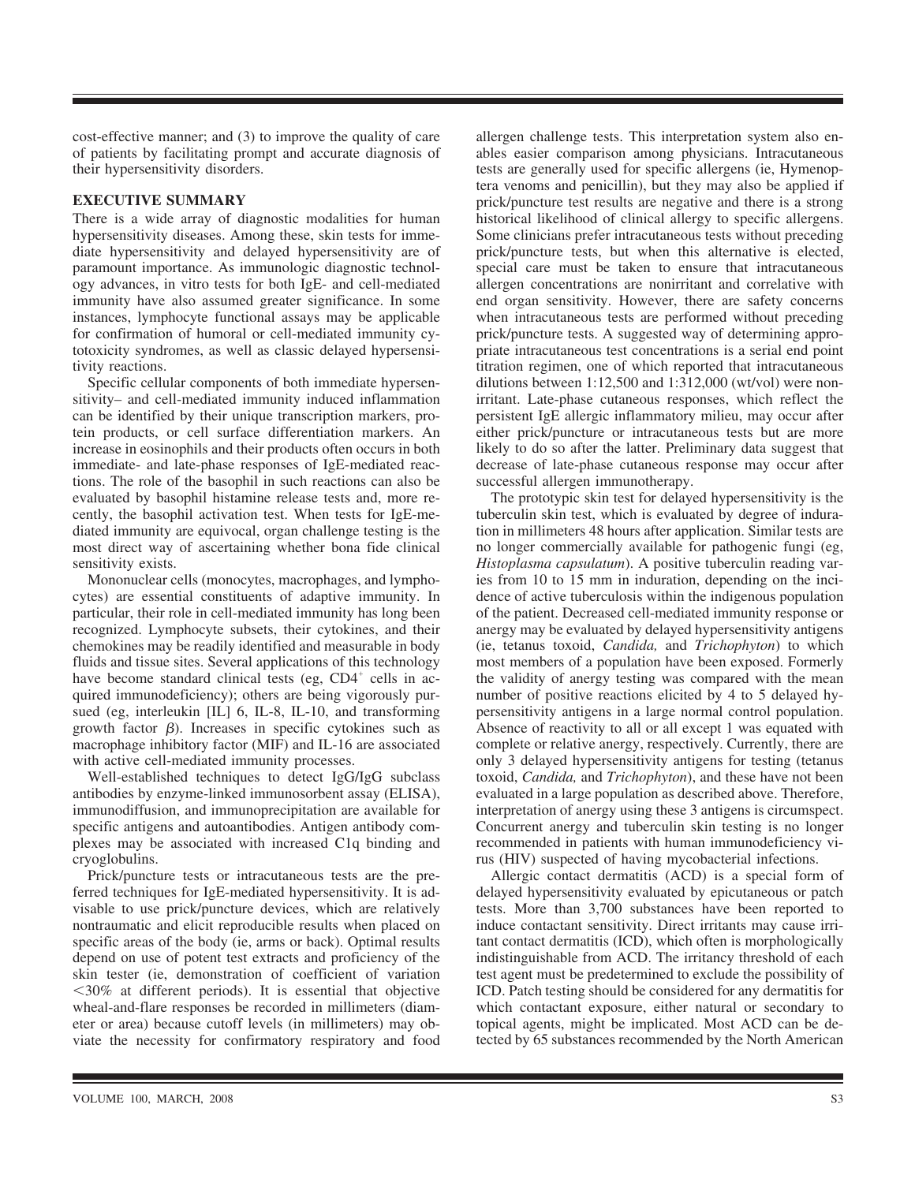cost-effective manner; and (3) to improve the quality of care of patients by facilitating prompt and accurate diagnosis of their hypersensitivity disorders.

## EXECUTIVE SUMMARY

There is a wide array of diagnostic modalities for human hypersensitivity diseases. Among these, skin tests for immediate hypersensitivity and delayed hypersensitivity are of paramount importance. As immunologic diagnostic technology advances, in vitro tests for both IgE- and cell-mediated immunity have also assumed greater significance. In some instances, lymphocyte functional assays may be applicable for confirmation of humoral or cell-mediated immunity cytotoxicity syndromes, as well as classic delayed hypersensitivity reactions.

Specific cellular components of both immediate hypersensitivity– and cell-mediated immunity induced inflammation can be identified by their unique transcription markers, protein products, or cell surface differentiation markers. An increase in eosinophils and their products often occurs in both immediate- and late-phase responses of IgE-mediated reactions. The role of the basophil in such reactions can also be evaluated by basophil histamine release tests and, more recently, the basophil activation test. When tests for IgE-mediated immunity are equivocal, organ challenge testing is the most direct way of ascertaining whether bona fide clinical sensitivity exists.

Mononuclear cells (monocytes, macrophages, and lymphocytes) are essential constituents of adaptive immunity. In particular, their role in cell-mediated immunity has long been recognized. Lymphocyte subsets, their cytokines, and their chemokines may be readily identified and measurable in body fluids and tissue sites. Several applications of this technology have become standard clinical tests (eg, $CD4^+$ cells in acquired immunodeficiency); others are being vigorously pursued (eg, interleukin [IL] 6, IL-8, IL-10, and transforming growth factor $\beta$). Increases in specific cytokines such as macrophage inhibitory factor (MIF) and IL-16 are associated with active cell-mediated immunity processes.

Well-established techniques to detect IgG/IgG subclass antibodies by enzyme-linked immunosorbent assay (ELISA), immunodiffusion, and immunoprecipitation are available for specific antigens and autoantibodies. Antigen antibody complexes may be associated with increased C1q binding and cryoglobulins.

Prick/puncture tests or intracutaneous tests are the preferred techniques for IgE-mediated hypersensitivity. It is advisable to use prick/puncture devices, which are relatively nontraumatic and elicit reproducible results when placed on specific areas of the body (ie, arms or back). Optimal results depend on use of potent test extracts and proficiency of the skin tester (ie, demonstration of coefficient of variation <30% at different periods). It is essential that objective wheal-and-flare responses be recorded in millimeters (diameter or area) because cutoff levels (in millimeters) may obviate the necessity for confirmatory respiratory and food allergen challenge tests. This interpretation system also enables easier comparison among physicians. Intracutaneous tests are generally used for specific allergens (ie, Hymenoptera venoms and penicillin), but they may also be applied if prick/puncture test results are negative and there is a strong historical likelihood of clinical allergy to specific allergens. Some clinicians prefer intracutaneous tests without preceding prick/puncture tests, but when this alternative is elected, special care must be taken to ensure that intracutaneous allergen concentrations are nonirritant and correlative with end organ sensitivity. However, there are safety concerns when intracutaneous tests are performed without preceding prick/puncture tests. A suggested way of determining appropriate intracutaneous test concentrations is a serial end point titration regimen, one of which reported that intracutaneous dilutions between 1:12,500 and 1:312,000 (wt/vol) were nonirritant. Late-phase cutaneous responses, which reflect the persistent IgE allergic inflammatory milieu, may occur after either prick/puncture or intracutaneous tests but are more likely to do so after the latter. Preliminary data suggest that decrease of late-phase cutaneous response may occur after successful allergen immunotherapy.

The prototypic skin test for delayed hypersensitivity is the tuberculin skin test, which is evaluated by degree of induration in millimeters 48 hours after application. Similar tests are no longer commercially available for pathogenic fungi (eg, *Histoplasma capsulatum*). A positive tuberculin reading varies from 10 to 15 mm in induration, depending on the incidence of active tuberculosis within the indigenous population of the patient. Decreased cell-mediated immunity response or anergy may be evaluated by delayed hypersensitivity antigens (ie, tetanus toxoid, *Candida,* and *Trichophyton*) to which most members of a population have been exposed. Formerly the validity of anergy testing was compared with the mean number of positive reactions elicited by 4 to 5 delayed hypersensitivity antigens in a large normal control population. Absence of reactivity to all or all except 1 was equated with complete or relative anergy, respectively. Currently, there are only 3 delayed hypersensitivity antigens for testing (tetanus toxoid, *Candida,* and *Trichophyton*), and these have not been evaluated in a large population as described above. Therefore, interpretation of anergy using these 3 antigens is circumspect. Concurrent anergy and tuberculin skin testing is no longer recommended in patients with human immunodeficiency virus (HIV) suspected of having mycobacterial infections.

Allergic contact dermatitis (ACD) is a special form of delayed hypersensitivity evaluated by epicutaneous or patch tests. More than 3,700 substances have been reported to induce contactant sensitivity. Direct irritants may cause irritant contact dermatitis (ICD), which often is morphologically indistinguishable from ACD. The irritancy threshold of each test agent must be predetermined to exclude the possibility of ICD. Patch testing should be considered for any dermatitis for which contactant exposure, either natural or secondary to topical agents, might be implicated. Most ACD can be detected by 65 substances recommended by the North American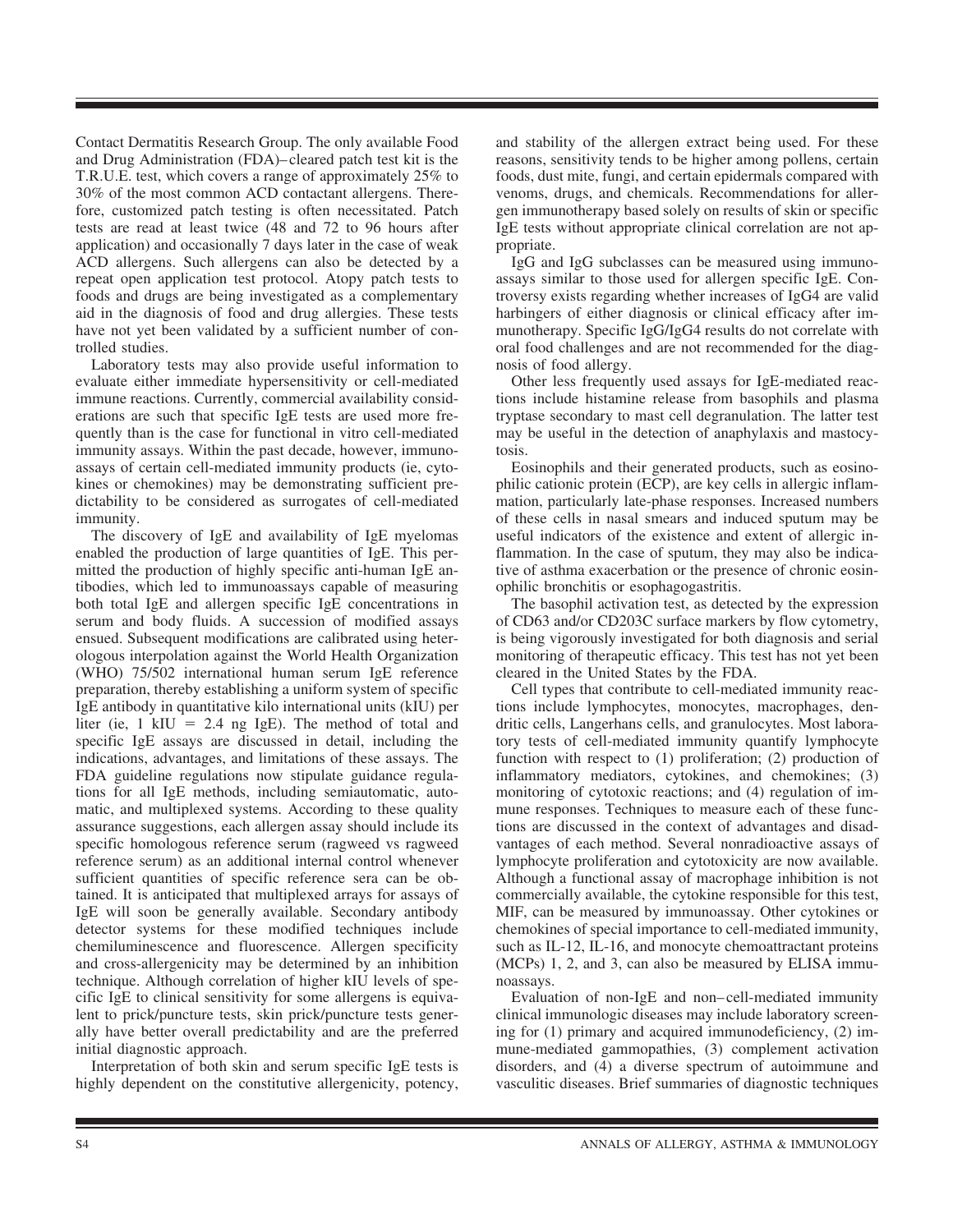Contact Dermatitis Research Group. The only available Food and Drug Administration (FDA)–cleared patch test kit is the T.R.U.E. test, which covers a range of approximately 25% to 30% of the most common ACD contactant allergens. Therefore, customized patch testing is often necessitated. Patch tests are read at least twice (48 and 72 to 96 hours after application) and occasionally 7 days later in the case of weak ACD allergens. Such allergens can also be detected by a repeat open application test protocol. Atopy patch tests to foods and drugs are being investigated as a complementary aid in the diagnosis of food and drug allergies. These tests have not yet been validated by a sufficient number of controlled studies.

Laboratory tests may also provide useful information to evaluate either immediate hypersensitivity or cell-mediated immune reactions. Currently, commercial availability considerations are such that specific IgE tests are used more frequently than is the case for functional in vitro cell-mediated immunity assays. Within the past decade, however, immunoassays of certain cell-mediated immunity products (ie, cytokines or chemokines) may be demonstrating sufficient predictability to be considered as surrogates of cell-mediated immunity.

The discovery of IgE and availability of IgE myelomas enabled the production of large quantities of IgE. This permitted the production of highly specific anti-human IgE antibodies, which led to immunoassays capable of measuring both total IgE and allergen specific IgE concentrations in serum and body fluids. A succession of modified assays ensued. Subsequent modifications are calibrated using heterologous interpolation against the World Health Organization (WHO) 75/502 international human serum IgE reference preparation, thereby establishing a uniform system of specific IgE antibody in quantitative kilo international units (kIU) per liter (ie, 1 kIU = 2.4 ng IgE). The method of total and specific IgE assays are discussed in detail, including the indications, advantages, and limitations of these assays. The FDA guideline regulations now stipulate guidance regulations for all IgE methods, including semiautomatic, automatic, and multiplexed systems. According to these quality assurance suggestions, each allergen assay should include its specific homologous reference serum (ragweed vs ragweed reference serum) as an additional internal control whenever sufficient quantities of specific reference sera can be obtained. It is anticipated that multiplexed arrays for assays of IgE will soon be generally available. Secondary antibody detector systems for these modified techniques include chemiluminescence and fluorescence. Allergen specificity and cross-allergenicity may be determined by an inhibition technique. Although correlation of higher kIU levels of specific IgE to clinical sensitivity for some allergens is equivalent to prick/puncture tests, skin prick/puncture tests generally have better overall predictability and are the preferred initial diagnostic approach.

Interpretation of both skin and serum specific IgE tests is highly dependent on the constitutive allergenicity, potency, and stability of the allergen extract being used. For these reasons, sensitivity tends to be higher among pollens, certain foods, dust mite, fungi, and certain epidermals compared with venoms, drugs, and chemicals. Recommendations for allergen immunotherapy based solely on results of skin or specific IgE tests without appropriate clinical correlation are not appropriate.

IgG and IgG subclasses can be measured using immunoassays similar to those used for allergen specific IgE. Controversy exists regarding whether increases of IgG4 are valid harbingers of either diagnosis or clinical efficacy after immunotherapy. Specific IgG/IgG4 results do not correlate with oral food challenges and are not recommended for the diagnosis of food allergy.

Other less frequently used assays for IgE-mediated reactions include histamine release from basophils and plasma tryptase secondary to mast cell degranulation. The latter test may be useful in the detection of anaphylaxis and mastocytosis.

Eosinophils and their generated products, such as eosinophilic cationic protein (ECP), are key cells in allergic inflammation, particularly late-phase responses. Increased numbers of these cells in nasal smears and induced sputum may be useful indicators of the existence and extent of allergic inflammation. In the case of sputum, they may also be indicative of asthma exacerbation or the presence of chronic eosinophilic bronchitis or esophagogastritis.

The basophil activation test, as detected by the expression of CD63 and/or CD203C surface markers by flow cytometry, is being vigorously investigated for both diagnosis and serial monitoring of therapeutic efficacy. This test has not yet been cleared in the United States by the FDA.

Cell types that contribute to cell-mediated immunity reactions include lymphocytes, monocytes, macrophages, dendritic cells, Langerhans cells, and granulocytes. Most laboratory tests of cell-mediated immunity quantify lymphocyte function with respect to (1) proliferation; (2) production of inflammatory mediators, cytokines, and chemokines; (3) monitoring of cytotoxic reactions; and (4) regulation of immune responses. Techniques to measure each of these functions are discussed in the context of advantages and disadvantages of each method. Several nonradioactive assays of lymphocyte proliferation and cytotoxicity are now available. Although a functional assay of macrophage inhibition is not commercially available, the cytokine responsible for this test, MIF, can be measured by immunoassay. Other cytokines or chemokines of special importance to cell-mediated immunity, such as IL-12, IL-16, and monocyte chemoattractant proteins (MCPs) 1, 2, and 3, can also be measured by ELISA immunoassays.

Evaluation of non-IgE and non–cell-mediated immunity clinical immunologic diseases may include laboratory screening for (1) primary and acquired immunodeficiency, (2) immune-mediated gammopathies, (3) complement activation disorders, and (4) a diverse spectrum of autoimmune and vasculitic diseases. Brief summaries of diagnostic techniques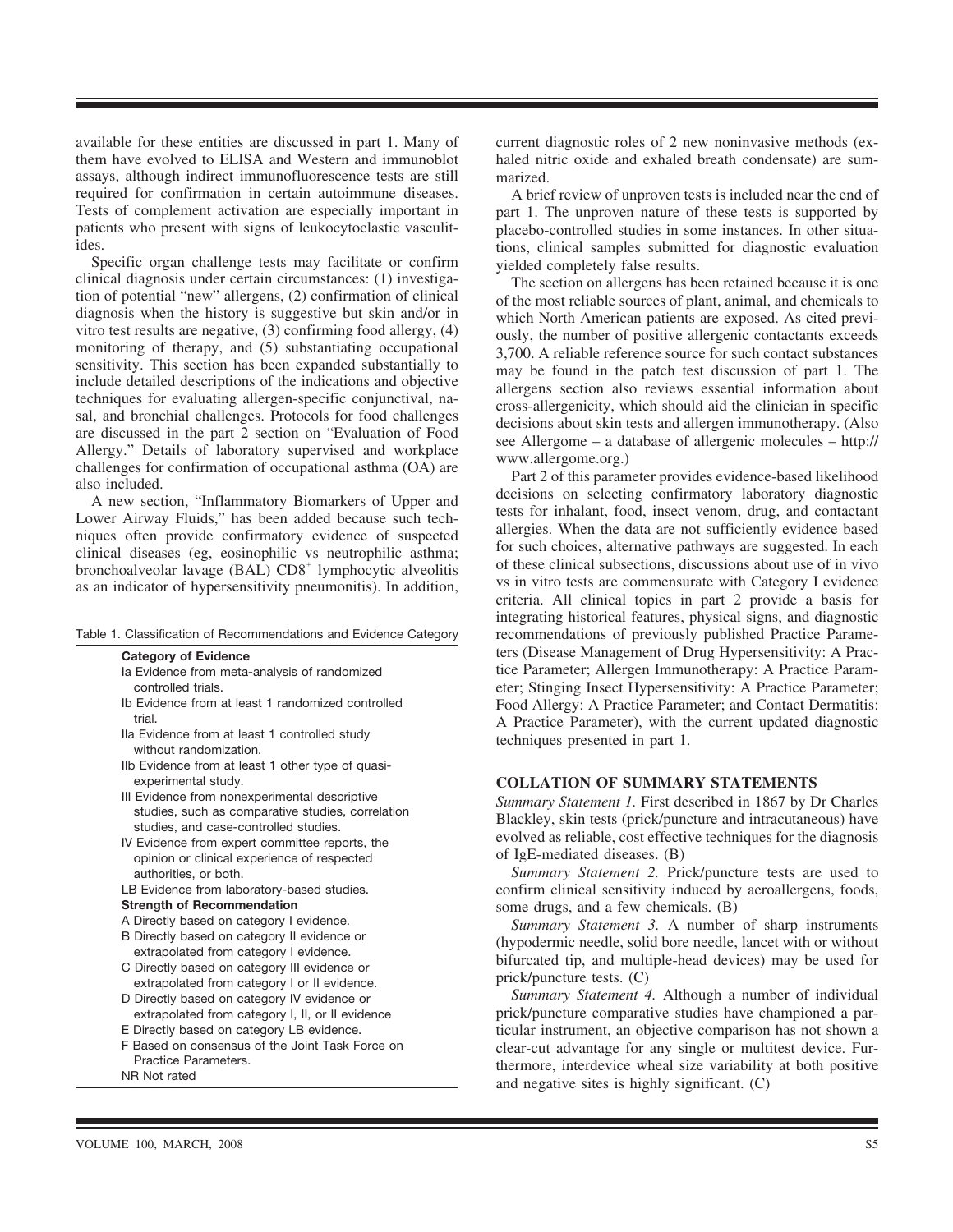available for these entities are discussed in part 1. Many of them have evolved to ELISA and Western and immunoblot assays, although indirect immunofluorescence tests are still required for confirmation in certain autoimmune diseases. Tests of complement activation are especially important in patients who present with signs of leukocytoclastic vasculitides.

Specific organ challenge tests may facilitate or confirm clinical diagnosis under certain circumstances: (1) investigation of potential "new" allergens, (2) confirmation of clinical diagnosis when the history is suggestive but skin and/or in vitro test results are negative, (3) confirming food allergy, (4) monitoring of therapy, and (5) substantiating occupational sensitivity. This section has been expanded substantially to include detailed descriptions of the indications and objective techniques for evaluating allergen-specific conjunctival, nasal, and bronchial challenges. Protocols for food challenges are discussed in the part 2 section on "Evaluation of Food Allergy." Details of laboratory supervised and workplace challenges for confirmation of occupational asthma (OA) are also included.

A new section, "Inflammatory Biomarkers of Upper and Lower Airway Fluids," has been added because such techniques often provide confirmatory evidence of suspected clinical diseases (eg, eosinophilic vs neutrophilic asthma; bronchoalveolar lavage (BAL) $CD8^+$ lymphocytic alveolitis as an indicator of hypersensitivity pneumonitis). In addition, current diagnostic roles of 2 new noninvasive methods (exhaled nitric oxide and exhaled breath condensate) are summarized.

Table 1. Classification of Recommendations and Evidence Category

| |
|---|
| **Category of Evidence** |
| Ia Evidence from meta-analysis of randomized controlled trials. |
| Ib Evidence from at least 1 randomized controlled trial. |
| IIa Evidence from at least 1 controlled study without randomization. |
| IIb Evidence from at least 1 other type of quasi-experimental study. |
| III Evidence from nonexperimental descriptive studies, such as comparative studies, correlation studies, and case-controlled studies. |
| IV Evidence from expert committee reports, the opinion or clinical experience of respected authorities, or both. |
| LB Evidence from laboratory-based studies. |
| **Strength of Recommendation** |
| A Directly based on category I evidence. |
| B Directly based on category II evidence or extrapolated from category I evidence. |
| C Directly based on category III evidence or extrapolated from category I or II evidence. |
| D Directly based on category IV evidence or extrapolated from category I, II, or II evidence |
| E Directly based on category LB evidence. |
| F Based on consensus of the Joint Task Force on Practice Parameters. |
| NR Not rated |

A brief review of unproven tests is included near the end of part 1. The unproven nature of these tests is supported by placebo-controlled studies in some instances. In other situations, clinical samples submitted for diagnostic evaluation yielded completely false results.

The section on allergens has been retained because it is one of the most reliable sources of plant, animal, and chemicals to which North American patients are exposed. As cited previously, the number of positive allergenic contactants exceeds 3,700. A reliable reference source for such contact substances may be found in the patch test discussion of part 1. The allergens section also reviews essential information about cross-allergenicity, which should aid the clinician in specific decisions about skin tests and allergen immunotherapy. (Also see Allergome – a database of allergenic molecules – http://www.allergome.org.)

Part 2 of this parameter provides evidence-based likelihood decisions on selecting confirmatory laboratory diagnostic tests for inhalant, food, insect venom, drug, and contactant allergies. When the data are not sufficiently evidence based for such choices, alternative pathways are suggested. In each of these clinical subsections, discussions about use of in vivo vs in vitro tests are commensurate with Category I evidence criteria. All clinical topics in part 2 provide a basis for integrating historical features, physical signs, and diagnostic recommendations of previously published Practice Parameters (Disease Management of Drug Hypersensitivity: A Practice Parameter; Allergen Immunotherapy: A Practice Parameter; Stinging Insect Hypersensitivity: A Practice Parameter; Food Allergy: A Practice Parameter; and Contact Dermatitis: A Practice Parameter), with the current updated diagnostic techniques presented in part 1.

## COLLATION OF SUMMARY STATEMENTS

*Summary Statement 1.* First described in 1867 by Dr Charles Blackley, skin tests (prick/puncture and intracutaneous) have evolved as reliable, cost effective techniques for the diagnosis of IgE-mediated diseases. (B)

*Summary Statement 2.* Prick/puncture tests are used to confirm clinical sensitivity induced by aeroallergens, foods, some drugs, and a few chemicals. (B)

*Summary Statement 3.* A number of sharp instruments (hypodermic needle, solid bore needle, lancet with or without bifurcated tip, and multiple-head devices) may be used for prick/puncture tests. (C)

*Summary Statement 4.* Although a number of individual prick/puncture comparative studies have championed a particular instrument, an objective comparison has not shown a clear-cut advantage for any single or multitest device. Furthermore, interdevice wheal size variability at both positive and negative sites is highly significant. (C)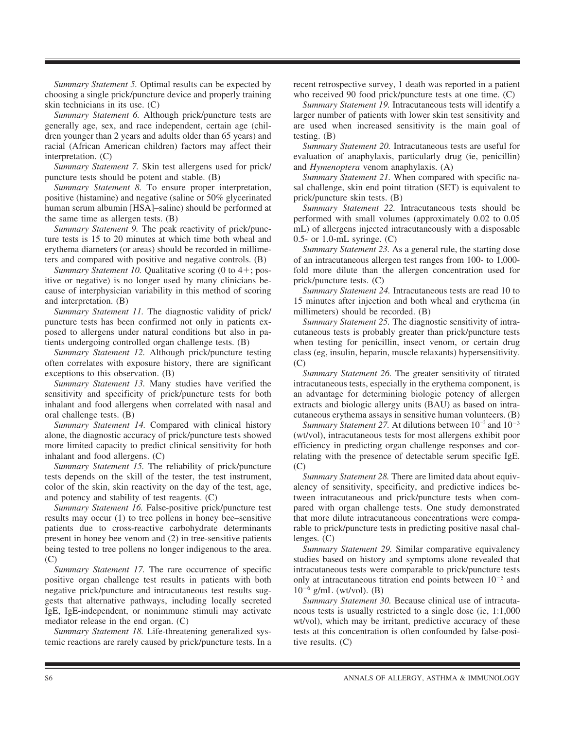*Summary Statement 5.* Optimal results can be expected by choosing a single prick/puncture device and properly training skin technicians in its use. (C)

*Summary Statement 6.* Although prick/puncture tests are generally age, sex, and race independent, certain age (children younger than 2 years and adults older than 65 years) and racial (African American children) factors may affect their interpretation. (C)

*Summary Statement 7.* Skin test allergens used for prick/puncture tests should be potent and stable. (B)

*Summary Statement 8.* To ensure proper interpretation, positive (histamine) and negative (saline or 50% glycerinated human serum albumin [HSA]–saline) should be performed at the same time as allergen tests. (B)

*Summary Statement 9.* The peak reactivity of prick/puncture tests is 15 to 20 minutes at which time both wheal and erythema diameters (or areas) should be recorded in millimeters and compared with positive and negative controls. (B)

*Summary Statement 10.* Qualitative scoring (0 to 4+; positive or negative) is no longer used by many clinicians because of interphysician variability in this method of scoring and interpretation. (B)

*Summary Statement 11.* The diagnostic validity of prick/puncture tests has been confirmed not only in patients exposed to allergens under natural conditions but also in patients undergoing controlled organ challenge tests. (B)

*Summary Statement 12.* Although prick/puncture testing often correlates with exposure history, there are significant exceptions to this observation. (B)

*Summary Statement 13.* Many studies have verified the sensitivity and specificity of prick/puncture tests for both inhalant and food allergens when correlated with nasal and oral challenge tests. (B)

*Summary Statement 14.* Compared with clinical history alone, the diagnostic accuracy of prick/puncture tests showed more limited capacity to predict clinical sensitivity for both inhalant and food allergens. (C)

*Summary Statement 15.* The reliability of prick/puncture tests depends on the skill of the tester, the test instrument, color of the skin, skin reactivity on the day of the test, age, and potency and stability of test reagents. (C)

*Summary Statement 16.* False-positive prick/puncture test results may occur (1) to tree pollens in honey bee–sensitive patients due to cross-reactive carbohydrate determinants present in honey bee venom and (2) in tree-sensitive patients being tested to tree pollens no longer indigenous to the area. (C)

*Summary Statement 17.* The rare occurrence of specific positive organ challenge test results in patients with both negative prick/puncture and intracutaneous test results suggests that alternative pathways, including locally secreted IgE, IgE-independent, or nonimmune stimuli may activate mediator release in the end organ. (C)

*Summary Statement 18.* Life-threatening generalized systemic reactions are rarely caused by prick/puncture tests. In a recent retrospective survey, 1 death was reported in a patient who received 90 food prick/puncture tests at one time. (C)

*Summary Statement 19.* Intracutaneous tests will identify a larger number of patients with lower skin test sensitivity and are used when increased sensitivity is the main goal of testing. (B)

*Summary Statement 20.* Intracutaneous tests are useful for evaluation of anaphylaxis, particularly drug (ie, penicillin) and *Hymenoptera* venom anaphylaxis. (A)

*Summary Statement 21.* When compared with specific nasal challenge, skin end point titration (SET) is equivalent to prick/puncture skin tests. (B)

*Summary Statement 22.* Intracutaneous tests should be performed with small volumes (approximately 0.02 to 0.05 mL) of allergens injected intracutaneously with a disposable 0.5- or 1.0-mL syringe. (C)

*Summary Statement 23.* As a general rule, the starting dose of an intracutaneous allergen test ranges from 100- to 1,000-fold more dilute than the allergen concentration used for prick/puncture tests. (C)

*Summary Statement 24.* Intracutaneous tests are read 10 to 15 minutes after injection and both wheal and erythema (in millimeters) should be recorded. (B)

*Summary Statement 25.* The diagnostic sensitivity of intracutaneous tests is probably greater than prick/puncture tests when testing for penicillin, insect venom, or certain drug class (eg, insulin, heparin, muscle relaxants) hypersensitivity. (C)

*Summary Statement 26.* The greater sensitivity of titrated intracutaneous tests, especially in the erythema component, is an advantage for determining biologic potency of allergen extracts and biologic allergy units (BAU) as based on intracutaneous erythema assays in sensitive human volunteers. (B)

*Summary Statement 27.* At dilutions between $10^{-2}$ and $10^{-3}$ (wt/vol), intracutaneous tests for most allergens exhibit poor efficiency in predicting organ challenge responses and correlating with the presence of detectable serum specific IgE. (C)

*Summary Statement 28.* There are limited data about equivalency of sensitivity, specificity, and predictive indices between intracutaneous and prick/puncture tests when compared with organ challenge tests. One study demonstrated that more dilute intracutaneous concentrations were comparable to prick/puncture tests in predicting positive nasal challenges. (C)

*Summary Statement 29.* Similar comparative equivalency studies based on history and symptoms alone revealed that intracutaneous tests were comparable to prick/puncture tests only at intracutaneous titration end points between $10^{-5}$ and $10^{-6}$ g/mL (wt/vol). (B)

*Summary Statement 30.* Because clinical use of intracutaneous tests is usually restricted to a single dose (ie, 1:1,000 wt/vol), which may be irritant, predictive accuracy of these tests at this concentration is often confounded by false-positive results. (C)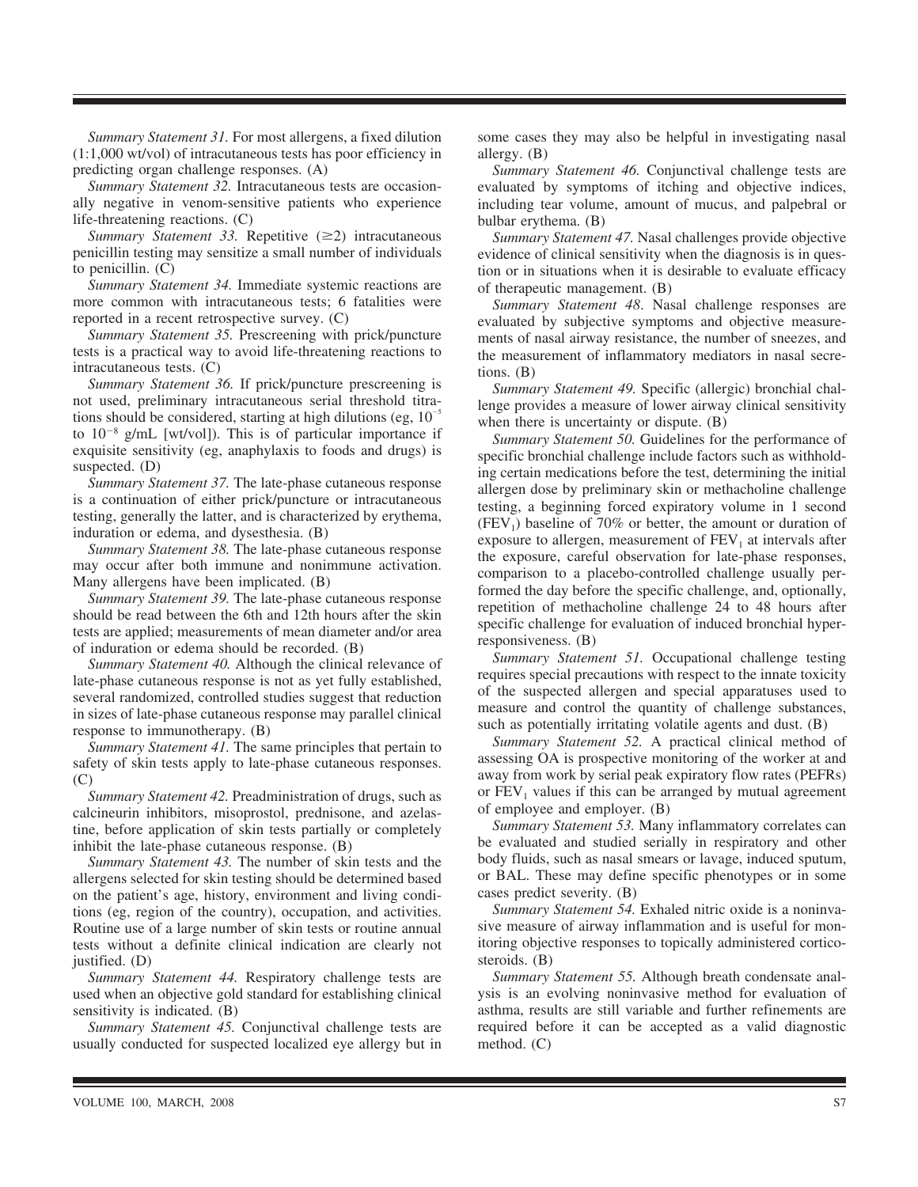*Summary Statement 31.* For most allergens, a fixed dilution (1:1,000 wt/vol) of intracutaneous tests has poor efficiency in predicting organ challenge responses. (A)

*Summary Statement 32.* Intracutaneous tests are occasionally negative in venom-sensitive patients who experience life-threatening reactions. (C)

*Summary Statement 33.* Repetitive ($\geq$2) intracutaneous penicillin testing may sensitize a small number of individuals to penicillin. (C)

*Summary Statement 34.* Immediate systemic reactions are more common with intracutaneous tests; 6 fatalities were reported in a recent retrospective survey. (C)

*Summary Statement 35.* Prescreening with prick/puncture tests is a practical way to avoid life-threatening reactions to intracutaneous tests. (C)

*Summary Statement 36.* If prick/puncture prescreening is not used, preliminary intracutaneous serial threshold titrations should be considered, starting at high dilutions (eg, $10^{-5}$ to $10^{-8}$ g/mL [wt/vol]). This is of particular importance if exquisite sensitivity (eg, anaphylaxis to foods and drugs) is suspected. (D)

*Summary Statement 37.* The late-phase cutaneous response is a continuation of either prick/puncture or intracutaneous testing, generally the latter, and is characterized by erythema, induration or edema, and dysesthesia. (B)

*Summary Statement 38.* The late-phase cutaneous response may occur after both immune and nonimmune activation. Many allergens have been implicated. (B)

*Summary Statement 39.* The late-phase cutaneous response should be read between the 6th and 12th hours after the skin tests are applied; measurements of mean diameter and/or area of induration or edema should be recorded. (B)

*Summary Statement 40.* Although the clinical relevance of late-phase cutaneous response is not as yet fully established, several randomized, controlled studies suggest that reduction in sizes of late-phase cutaneous response may parallel clinical response to immunotherapy. (B)

*Summary Statement 41.* The same principles that pertain to safety of skin tests apply to late-phase cutaneous responses. (C)

*Summary Statement 42.* Preadministration of drugs, such as calcineurin inhibitors, misoprostol, prednisone, and azelastine, before application of skin tests partially or completely inhibit the late-phase cutaneous response. (B)

*Summary Statement 43.* The number of skin tests and the allergens selected for skin testing should be determined based on the patient's age, history, environment and living conditions (eg, region of the country), occupation, and activities. Routine use of a large number of skin tests or routine annual tests without a definite clinical indication are clearly not justified. (D)

*Summary Statement 44.* Respiratory challenge tests are used when an objective gold standard for establishing clinical sensitivity is indicated. (B)

*Summary Statement 45.* Conjunctival challenge tests are usually conducted for suspected localized eye allergy but in some cases they may also be helpful in investigating nasal allergy. (B)

*Summary Statement 46.* Conjunctival challenge tests are evaluated by symptoms of itching and objective indices, including tear volume, amount of mucus, and palpebral or bulbar erythema. (B)

*Summary Statement 47.* Nasal challenges provide objective evidence of clinical sensitivity when the diagnosis is in question or in situations when it is desirable to evaluate efficacy of therapeutic management. (B)

*Summary Statement 48.* Nasal challenge responses are evaluated by subjective symptoms and objective measurements of nasal airway resistance, the number of sneezes, and the measurement of inflammatory mediators in nasal secretions. (B)

*Summary Statement 49.* Specific (allergic) bronchial challenge provides a measure of lower airway clinical sensitivity when there is uncertainty or dispute. (B)

*Summary Statement 50.* Guidelines for the performance of specific bronchial challenge include factors such as withholding certain medications before the test, determining the initial allergen dose by preliminary skin or methacholine challenge testing, a beginning forced expiratory volume in 1 second ($FEV_1$) baseline of 70% or better, the amount or duration of exposure to allergen, measurement of $FEV_1$ at intervals after the exposure, careful observation for late-phase responses, comparison to a placebo-controlled challenge usually performed the day before the specific challenge, and, optionally, repetition of methacholine challenge 24 to 48 hours after specific challenge for evaluation of induced bronchial hyperresponsiveness. (B)

*Summary Statement 51.* Occupational challenge testing requires special precautions with respect to the innate toxicity of the suspected allergen and special apparatuses used to measure and control the quantity of challenge substances, such as potentially irritating volatile agents and dust. (B)

*Summary Statement 52.* A practical clinical method of assessing OA is prospective monitoring of the worker at and away from work by serial peak expiratory flow rates (PEFRs) or $FEV_1$ values if this can be arranged by mutual agreement of employee and employer. (B)

*Summary Statement 53.* Many inflammatory correlates can be evaluated and studied serially in respiratory and other body fluids, such as nasal smears or lavage, induced sputum, or BAL. These may define specific phenotypes or in some cases predict severity. (B)

*Summary Statement 54.* Exhaled nitric oxide is a noninvasive measure of airway inflammation and is useful for monitoring objective responses to topically administered corticosteroids. (B)

*Summary Statement 55.* Although breath condensate analysis is an evolving noninvasive method for evaluation of asthma, results are still variable and further refinements are required before it can be accepted as a valid diagnostic method. (C)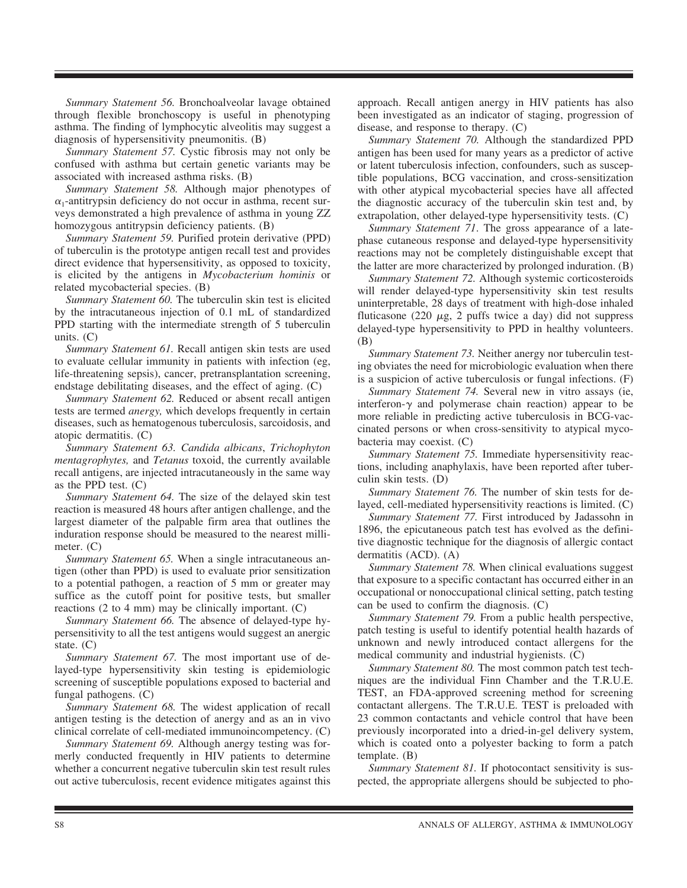*Summary Statement 56.* Bronchoalveolar lavage obtained through flexible bronchoscopy is useful in phenotyping asthma. The finding of lymphocytic alveolitis may suggest a diagnosis of hypersensitivity pneumonitis. (B)

*Summary Statement 57.* Cystic fibrosis may not only be confused with asthma but certain genetic variants may be associated with increased asthma risks. (B)

*Summary Statement 58.* Although major phenotypes of $\alpha_1$-antitrypsin deficiency do not occur in asthma, recent surveys demonstrated a high prevalence of asthma in young ZZ homozygous antitrypsin deficiency patients. (B)

*Summary Statement 59.* Purified protein derivative (PPD) of tuberculin is the prototype antigen recall test and provides direct evidence that hypersensitivity, as opposed to toxicity, is elicited by the antigens in *Mycobacterium hominis* or related mycobacterial species. (B)

*Summary Statement 60.* The tuberculin skin test is elicited by the intracutaneous injection of 0.1 mL of standardized PPD starting with the intermediate strength of 5 tuberculin units. (C)

*Summary Statement 61.* Recall antigen skin tests are used to evaluate cellular immunity in patients with infection (eg, life-threatening sepsis), cancer, pretransplantation screening, endstage debilitating diseases, and the effect of aging. (C)

*Summary Statement 62.* Reduced or absent recall antigen tests are termed *anergy,* which develops frequently in certain diseases, such as hematogenous tuberculosis, sarcoidosis, and atopic dermatitis. (C)

*Summary Statement 63. Candida albicans*, *Trichophyton mentagrophytes,* and *Tetanus* toxoid, the currently available recall antigens, are injected intracutaneously in the same way as the PPD test. (C)

*Summary Statement 64.* The size of the delayed skin test reaction is measured 48 hours after antigen challenge, and the largest diameter of the palpable firm area that outlines the induration response should be measured to the nearest millimeter. (C)

*Summary Statement 65.* When a single intracutaneous antigen (other than PPD) is used to evaluate prior sensitization to a potential pathogen, a reaction of 5 mm or greater may suffice as the cutoff point for positive tests, but smaller reactions (2 to 4 mm) may be clinically important. (C)

*Summary Statement 66.* The absence of delayed-type hypersensitivity to all the test antigens would suggest an anergic state. (C)

*Summary Statement 67.* The most important use of delayed-type hypersensitivity skin testing is epidemiologic screening of susceptible populations exposed to bacterial and fungal pathogens. (C)

*Summary Statement 68.* The widest application of recall antigen testing is the detection of anergy and as an in vivo clinical correlate of cell-mediated immunoincompetency. (C)

*Summary Statement 69.* Although anergy testing was formerly conducted frequently in HIV patients to determine whether a concurrent negative tuberculin skin test result rules out active tuberculosis, recent evidence mitigates against this approach. Recall antigen anergy in HIV patients has also been investigated as an indicator of staging, progression of disease, and response to therapy. (C)

*Summary Statement 70.* Although the standardized PPD antigen has been used for many years as a predictor of active or latent tuberculosis infection, confounders, such as susceptible populations, BCG vaccination, and cross-sensitization with other atypical mycobacterial species have all affected the diagnostic accuracy of the tuberculin skin test and, by extrapolation, other delayed-type hypersensitivity tests. (C)

*Summary Statement 71*. The gross appearance of a late-phase cutaneous response and delayed-type hypersensitivity reactions may not be completely distinguishable except that the latter are more characterized by prolonged induration. (B)

*Summary Statement 72.* Although systemic corticosteroids will render delayed-type hypersensitivity skin test results uninterpretable, 28 days of treatment with high-dose inhaled fluticasone (220 $\mu$g, 2 puffs twice a day) did not suppress delayed-type hypersensitivity to PPD in healthy volunteers. (B)

*Summary Statement 73.* Neither anergy nor tuberculin testing obviates the need for microbiologic evaluation when there is a suspicion of active tuberculosis or fungal infections. (F)

*Summary Statement 74.* Several new in vitro assays (ie, interferon-$\gamma$ and polymerase chain reaction) appear to be more reliable in predicting active tuberculosis in BCG-vaccinated persons or when cross-sensitivity to atypical mycobacteria may coexist. (C)

*Summary Statement 75.* Immediate hypersensitivity reactions, including anaphylaxis, have been reported after tuberculin skin tests. (D)

*Summary Statement 76.* The number of skin tests for delayed, cell-mediated hypersensitivity reactions is limited. (C)

*Summary Statement 77.* First introduced by Jadassohn in 1896, the epicutaneous patch test has evolved as the definitive diagnostic technique for the diagnosis of allergic contact dermatitis (ACD). (A)

*Summary Statement 78.* When clinical evaluations suggest that exposure to a specific contactant has occurred either in an occupational or nonoccupational clinical setting, patch testing can be used to confirm the diagnosis. (C)

*Summary Statement 79.* From a public health perspective, patch testing is useful to identify potential health hazards of unknown and newly introduced contact allergens for the medical community and industrial hygienists. (C)

*Summary Statement 80.* The most common patch test techniques are the individual Finn Chamber and the T.R.U.E. TEST, an FDA-approved screening method for screening contactant allergens. The T.R.U.E. TEST is preloaded with 23 common contactants and vehicle control that have been previously incorporated into a dried-in-gel delivery system, which is coated onto a polyester backing to form a patch template. (B)

*Summary Statement 81.* If photocontact sensitivity is suspected, the appropriate allergens should be subjected to pho-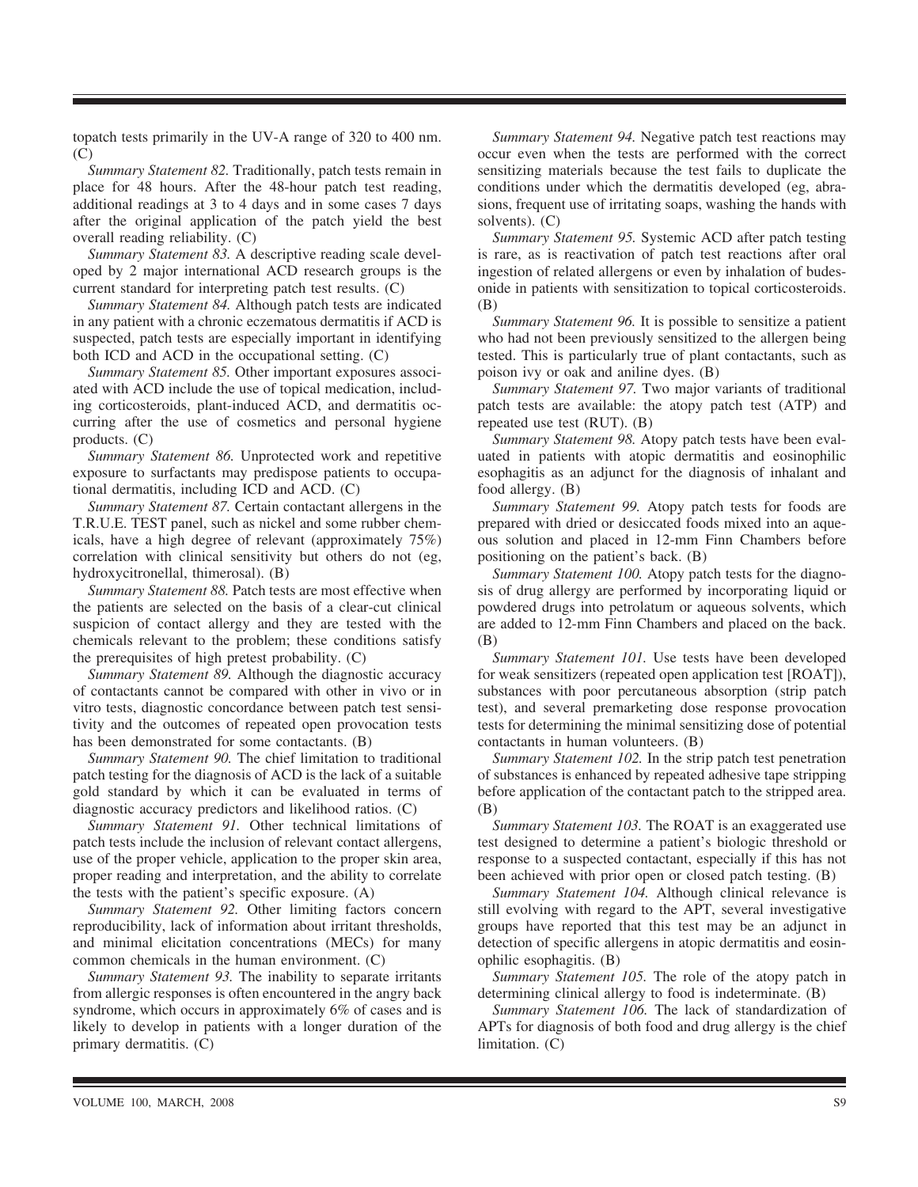topatch tests primarily in the UV-A range of 320 to 400 nm. (C)

*Summary Statement 82.* Traditionally, patch tests remain in place for 48 hours. After the 48-hour patch test reading, additional readings at 3 to 4 days and in some cases 7 days after the original application of the patch yield the best overall reading reliability. (C)

*Summary Statement 83.* A descriptive reading scale developed by 2 major international ACD research groups is the current standard for interpreting patch test results. (C)

*Summary Statement 84.* Although patch tests are indicated in any patient with a chronic eczematous dermatitis if ACD is suspected, patch tests are especially important in identifying both ICD and ACD in the occupational setting. (C)

*Summary Statement 85.* Other important exposures associated with ACD include the use of topical medication, including corticosteroids, plant-induced ACD, and dermatitis occurring after the use of cosmetics and personal hygiene products. (C)

*Summary Statement 86.* Unprotected work and repetitive exposure to surfactants may predispose patients to occupational dermatitis, including ICD and ACD. (C)

*Summary Statement 87.* Certain contactant allergens in the T.R.U.E. TEST panel, such as nickel and some rubber chemicals, have a high degree of relevant (approximately 75%) correlation with clinical sensitivity but others do not (eg, hydroxycitronellal, thimerosal). (B)

*Summary Statement 88.* Patch tests are most effective when the patients are selected on the basis of a clear-cut clinical suspicion of contact allergy and they are tested with the chemicals relevant to the problem; these conditions satisfy the prerequisites of high pretest probability. (C)

*Summary Statement 89.* Although the diagnostic accuracy of contactants cannot be compared with other in vivo or in vitro tests, diagnostic concordance between patch test sensitivity and the outcomes of repeated open provocation tests has been demonstrated for some contactants. (B)

*Summary Statement 90.* The chief limitation to traditional patch testing for the diagnosis of ACD is the lack of a suitable gold standard by which it can be evaluated in terms of diagnostic accuracy predictors and likelihood ratios. (C)

*Summary Statement 91.* Other technical limitations of patch tests include the inclusion of relevant contact allergens, use of the proper vehicle, application to the proper skin area, proper reading and interpretation, and the ability to correlate the tests with the patient's specific exposure. (A)

*Summary Statement 92.* Other limiting factors concern reproducibility, lack of information about irritant thresholds, and minimal elicitation concentrations (MECs) for many common chemicals in the human environment. (C)

*Summary Statement 93.* The inability to separate irritants from allergic responses is often encountered in the angry back syndrome, which occurs in approximately 6% of cases and is likely to develop in patients with a longer duration of the primary dermatitis. (C)

*Summary Statement 94.* Negative patch test reactions may occur even when the tests are performed with the correct sensitizing materials because the test fails to duplicate the conditions under which the dermatitis developed (eg, abrasions, frequent use of irritating soaps, washing the hands with solvents). (C)

*Summary Statement 95.* Systemic ACD after patch testing is rare, as is reactivation of patch test reactions after oral ingestion of related allergens or even by inhalation of budesonide in patients with sensitization to topical corticosteroids. (B)

*Summary Statement 96.* It is possible to sensitize a patient who had not been previously sensitized to the allergen being tested. This is particularly true of plant contactants, such as poison ivy or oak and aniline dyes. (B)

*Summary Statement 97.* Two major variants of traditional patch tests are available: the atopy patch test (ATP) and repeated use test (RUT). (B)

*Summary Statement 98.* Atopy patch tests have been evaluated in patients with atopic dermatitis and eosinophilic esophagitis as an adjunct for the diagnosis of inhalant and food allergy. (B)

*Summary Statement 99.* Atopy patch tests for foods are prepared with dried or desiccated foods mixed into an aqueous solution and placed in 12-mm Finn Chambers before positioning on the patient's back. (B)

*Summary Statement 100.* Atopy patch tests for the diagnosis of drug allergy are performed by incorporating liquid or powdered drugs into petrolatum or aqueous solvents, which are added to 12-mm Finn Chambers and placed on the back. (B)

*Summary Statement 101.* Use tests have been developed for weak sensitizers (repeated open application test [ROAT]), substances with poor percutaneous absorption (strip patch test), and several premarketing dose response provocation tests for determining the minimal sensitizing dose of potential contactants in human volunteers. (B)

*Summary Statement 102.* In the strip patch test penetration of substances is enhanced by repeated adhesive tape stripping before application of the contactant patch to the stripped area. (B)

*Summary Statement 103.* The ROAT is an exaggerated use test designed to determine a patient's biologic threshold or response to a suspected contactant, especially if this has not been achieved with prior open or closed patch testing. (B)

*Summary Statement 104.* Although clinical relevance is still evolving with regard to the APT, several investigative groups have reported that this test may be an adjunct in detection of specific allergens in atopic dermatitis and eosinophilic esophagitis. (B)

*Summary Statement 105.* The role of the atopy patch in determining clinical allergy to food is indeterminate. (B)

*Summary Statement 106.* The lack of standardization of APTs for diagnosis of both food and drug allergy is the chief limitation. (C)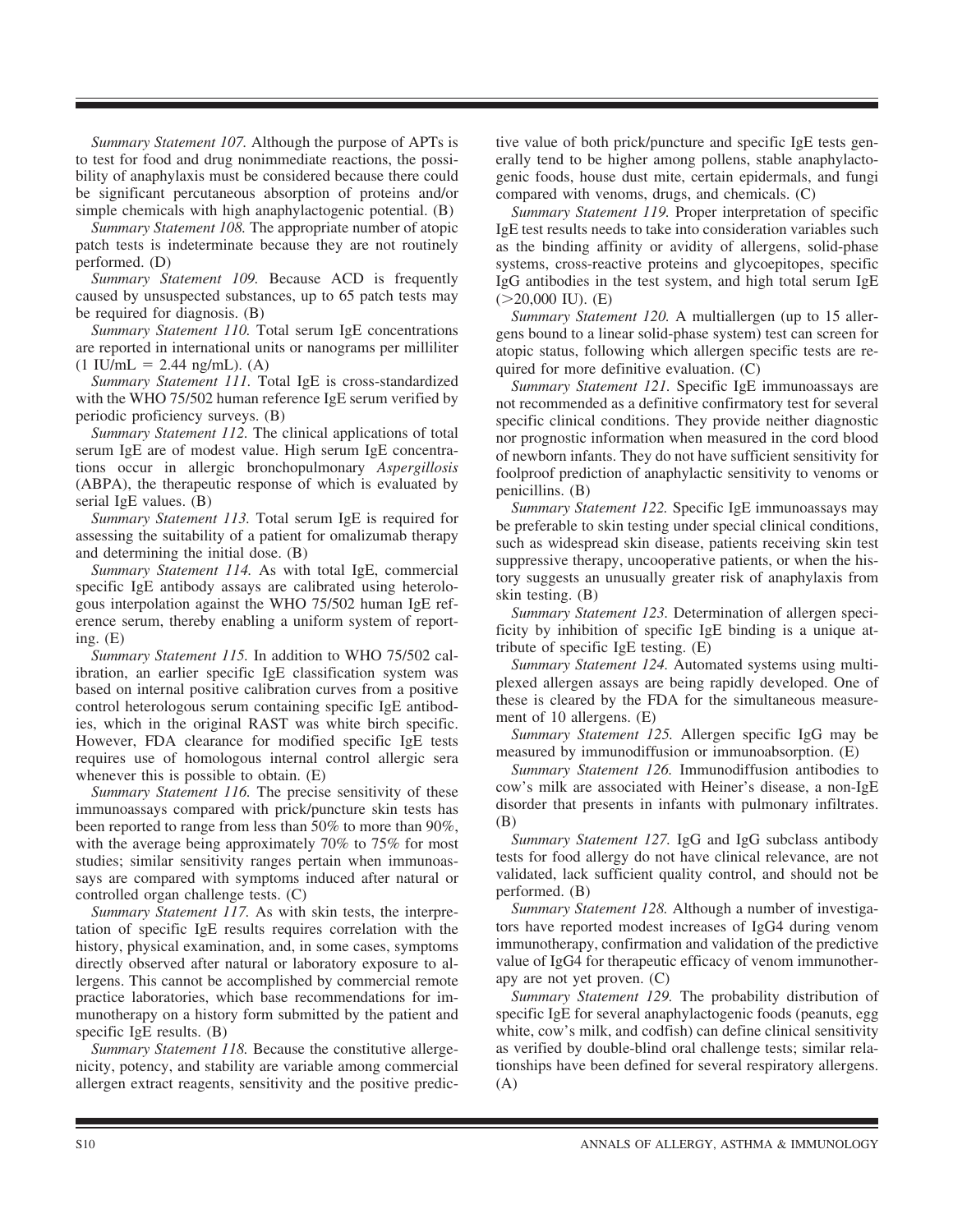*Summary Statement 107.* Although the purpose of APTs is to test for food and drug nonimmediate reactions, the possibility of anaphylaxis must be considered because there could be significant percutaneous absorption of proteins and/or simple chemicals with high anaphylactogenic potential. (B)

*Summary Statement 108.* The appropriate number of atopic patch tests is indeterminate because they are not routinely performed. (D)

*Summary Statement 109.* Because ACD is frequently caused by unsuspected substances, up to 65 patch tests may be required for diagnosis. (B)

*Summary Statement 110.* Total serum IgE concentrations are reported in international units or nanograms per milliliter (1 IU/mL = 2.44 ng/mL). (A)

*Summary Statement 111.* Total IgE is cross-standardized with the WHO 75/502 human reference IgE serum verified by periodic proficiency surveys. (B)

*Summary Statement 112.* The clinical applications of total serum IgE are of modest value. High serum IgE concentrations occur in allergic bronchopulmonary *Aspergillosis* (ABPA), the therapeutic response of which is evaluated by serial IgE values. (B)

*Summary Statement 113.* Total serum IgE is required for assessing the suitability of a patient for omalizumab therapy and determining the initial dose. (B)

*Summary Statement 114.* As with total IgE, commercial specific IgE antibody assays are calibrated using heterologous interpolation against the WHO 75/502 human IgE reference serum, thereby enabling a uniform system of reporting. (E)

*Summary Statement 115.* In addition to WHO 75/502 calibration, an earlier specific IgE classification system was based on internal positive calibration curves from a positive control heterologous serum containing specific IgE antibodies, which in the original RAST was white birch specific. However, FDA clearance for modified specific IgE tests requires use of homologous internal control allergic sera whenever this is possible to obtain. (E)

*Summary Statement 116.* The precise sensitivity of these immunoassays compared with prick/puncture skin tests has been reported to range from less than 50% to more than 90%, with the average being approximately 70% to 75% for most studies; similar sensitivity ranges pertain when immunoassays are compared with symptoms induced after natural or controlled organ challenge tests. (C)

*Summary Statement 117.* As with skin tests, the interpretation of specific IgE results requires correlation with the history, physical examination, and, in some cases, symptoms directly observed after natural or laboratory exposure to allergens. This cannot be accomplished by commercial remote practice laboratories, which base recommendations for immunotherapy on a history form submitted by the patient and specific IgE results. (B)

*Summary Statement 118.* Because the constitutive allergenicity, potency, and stability are variable among commercial allergen extract reagents, sensitivity and the positive predictive value of both prick/puncture and specific IgE tests generally tend to be higher among pollens, stable anaphylactogenic foods, house dust mite, certain epidermals, and fungi compared with venoms, drugs, and chemicals. (C)

*Summary Statement 119.* Proper interpretation of specific IgE test results needs to take into consideration variables such as the binding affinity or avidity of allergens, solid-phase systems, cross-reactive proteins and glycoepitopes, specific IgG antibodies in the test system, and high total serum IgE (>20,000 IU). (E)

*Summary Statement 120.* A multiallergen (up to 15 allergens bound to a linear solid-phase system) test can screen for atopic status, following which allergen specific tests are required for more definitive evaluation. (C)

*Summary Statement 121.* Specific IgE immunoassays are not recommended as a definitive confirmatory test for several specific clinical conditions. They provide neither diagnostic nor prognostic information when measured in the cord blood of newborn infants. They do not have sufficient sensitivity for foolproof prediction of anaphylactic sensitivity to venoms or penicillins. (B)

*Summary Statement 122.* Specific IgE immunoassays may be preferable to skin testing under special clinical conditions, such as widespread skin disease, patients receiving skin test suppressive therapy, uncooperative patients, or when the history suggests an unusually greater risk of anaphylaxis from skin testing. (B)

*Summary Statement 123.* Determination of allergen specificity by inhibition of specific IgE binding is a unique attribute of specific IgE testing. (E)

*Summary Statement 124.* Automated systems using multiplexed allergen assays are being rapidly developed. One of these is cleared by the FDA for the simultaneous measurement of 10 allergens. (E)

*Summary Statement 125.* Allergen specific IgG may be measured by immunodiffusion or immunoabsorption. (E)

*Summary Statement 126.* Immunodiffusion antibodies to cow's milk are associated with Heiner's disease, a non-IgE disorder that presents in infants with pulmonary infiltrates. (B)

*Summary Statement 127.* IgG and IgG subclass antibody tests for food allergy do not have clinical relevance, are not validated, lack sufficient quality control, and should not be performed. (B)

*Summary Statement 128.* Although a number of investigators have reported modest increases of IgG4 during venom immunotherapy, confirmation and validation of the predictive value of IgG4 for therapeutic efficacy of venom immunotherapy are not yet proven. (C)

*Summary Statement 129.* The probability distribution of specific IgE for several anaphylactogenic foods (peanuts, egg white, cow's milk, and codfish) can define clinical sensitivity as verified by double-blind oral challenge tests; similar relationships have been defined for several respiratory allergens. (A)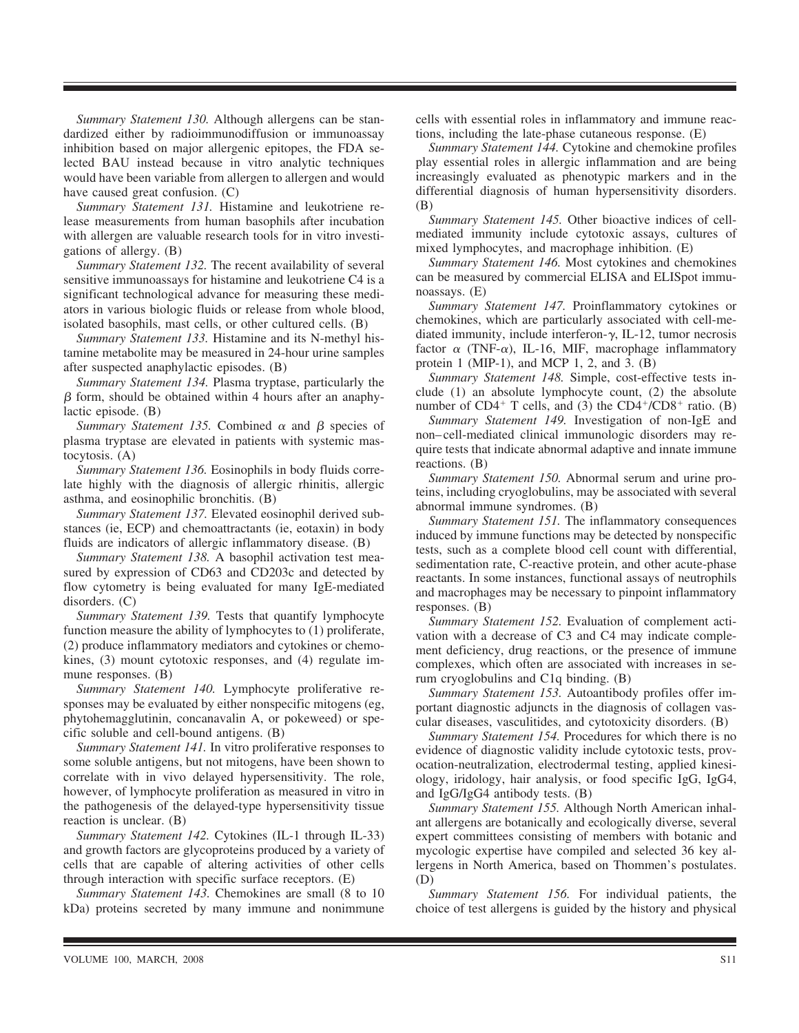*Summary Statement 130.* Although allergens can be standardized either by radioimmunodiffusion or immunoassay inhibition based on major allergenic epitopes, the FDA selected BAU instead because in vitro analytic techniques would have been variable from allergen to allergen and would have caused great confusion. (C)

*Summary Statement 131.* Histamine and leukotriene release measurements from human basophils after incubation with allergen are valuable research tools for in vitro investigations of allergy. (B)

*Summary Statement 132.* The recent availability of several sensitive immunoassays for histamine and leukotriene C4 is a significant technological advance for measuring these mediators in various biologic fluids or release from whole blood, isolated basophils, mast cells, or other cultured cells. (B)

*Summary Statement 133.* Histamine and its N-methyl histamine metabolite may be measured in 24-hour urine samples after suspected anaphylactic episodes. (B)

*Summary Statement 134.* Plasma tryptase, particularly the $\beta$ form, should be obtained within 4 hours after an anaphylactic episode. (B)

*Summary Statement 135.* Combined $\alpha$ and $\beta$ species of plasma tryptase are elevated in patients with systemic mastocytosis. (A)

*Summary Statement 136.* Eosinophils in body fluids correlate highly with the diagnosis of allergic rhinitis, allergic asthma, and eosinophilic bronchitis. (B)

*Summary Statement 137.* Elevated eosinophil derived substances (ie, ECP) and chemoattractants (ie, eotaxin) in body fluids are indicators of allergic inflammatory disease. (B)

*Summary Statement 138.* A basophil activation test measured by expression of CD63 and CD203c and detected by flow cytometry is being evaluated for many IgE-mediated disorders. (C)

*Summary Statement 139.* Tests that quantify lymphocyte function measure the ability of lymphocytes to (1) proliferate, (2) produce inflammatory mediators and cytokines or chemokines, (3) mount cytotoxic responses, and (4) regulate immune responses. (B)

*Summary Statement 140.* Lymphocyte proliferative responses may be evaluated by either nonspecific mitogens (eg, phytohemagglutinin, concanavalin A, or pokeweed) or specific soluble and cell-bound antigens. (B)

*Summary Statement 141.* In vitro proliferative responses to some soluble antigens, but not mitogens, have been shown to correlate with in vivo delayed hypersensitivity. The role, however, of lymphocyte proliferation as measured in vitro in the pathogenesis of the delayed-type hypersensitivity tissue reaction is unclear. (B)

*Summary Statement 142.* Cytokines (IL-1 through IL-33) and growth factors are glycoproteins produced by a variety of cells that are capable of altering activities of other cells through interaction with specific surface receptors. (E)

*Summary Statement 143.* Chemokines are small (8 to 10 kDa) proteins secreted by many immune and nonimmune cells with essential roles in inflammatory and immune reactions, including the late-phase cutaneous response. (E)

*Summary Statement 144.* Cytokine and chemokine profiles play essential roles in allergic inflammation and are being increasingly evaluated as phenotypic markers and in the differential diagnosis of human hypersensitivity disorders. (B)

*Summary Statement 145.* Other bioactive indices of cell-mediated immunity include cytotoxic assays, cultures of mixed lymphocytes, and macrophage inhibition. (E)

*Summary Statement 146.* Most cytokines and chemokines can be measured by commercial ELISA and ELISpot immunoassays. (E)

*Summary Statement 147.* Proinflammatory cytokines or chemokines, which are particularly associated with cell-mediated immunity, include interferon-$\gamma$, IL-12, tumor necrosis factor $\alpha$ (TNF-$\alpha$), IL-16, MIF, macrophage inflammatory protein 1 (MIP-1), and MCP 1, 2, and 3. (B)

*Summary Statement 148.* Simple, cost-effective tests include (1) an absolute lymphocyte count, (2) the absolute number of $CD4^+$ T cells, and (3) the $CD4^+/CD8^+$ ratio. (B)

*Summary Statement 149.* Investigation of non-IgE and non–cell-mediated clinical immunologic disorders may require tests that indicate abnormal adaptive and innate immune reactions. (B)

*Summary Statement 150.* Abnormal serum and urine proteins, including cryoglobulins, may be associated with several abnormal immune syndromes. (B)

*Summary Statement 151.* The inflammatory consequences induced by immune functions may be detected by nonspecific tests, such as a complete blood cell count with differential, sedimentation rate, C-reactive protein, and other acute-phase reactants. In some instances, functional assays of neutrophils and macrophages may be necessary to pinpoint inflammatory responses. (B)

*Summary Statement 152.* Evaluation of complement activation with a decrease of C3 and C4 may indicate complement deficiency, drug reactions, or the presence of immune complexes, which often are associated with increases in serum cryoglobulins and C1q binding. (B)

*Summary Statement 153.* Autoantibody profiles offer important diagnostic adjuncts in the diagnosis of collagen vascular diseases, vasculitides, and cytotoxicity disorders. (B)

*Summary Statement 154.* Procedures for which there is no evidence of diagnostic validity include cytotoxic tests, provocation-neutralization, electrodermal testing, applied kinesiology, iridology, hair analysis, or food specific IgG, IgG4, and IgG/IgG4 antibody tests. (B)

*Summary Statement 155.* Although North American inhalant allergens are botanically and ecologically diverse, several expert committees consisting of members with botanic and mycologic expertise have compiled and selected 36 key allergens in North America, based on Thommen's postulates. (D)

*Summary Statement 156.* For individual patients, the choice of test allergens is guided by the history and physical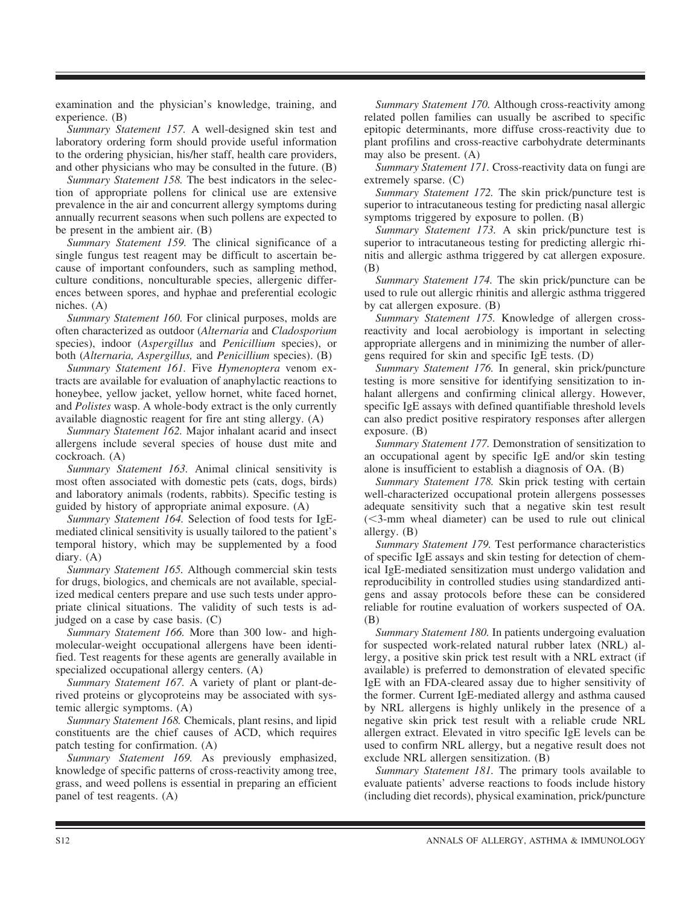examination and the physician's knowledge, training, and experience. (B)

*Summary Statement 157.* A well-designed skin test and laboratory ordering form should provide useful information to the ordering physician, his/her staff, health care providers, and other physicians who may be consulted in the future. (B)

*Summary Statement 158.* The best indicators in the selection of appropriate pollens for clinical use are extensive prevalence in the air and concurrent allergy symptoms during annually recurrent seasons when such pollens are expected to be present in the ambient air. (B)

*Summary Statement 159.* The clinical significance of a single fungus test reagent may be difficult to ascertain because of important confounders, such as sampling method, culture conditions, nonculturable species, allergenic differences between spores, and hyphae and preferential ecologic niches. (A)

*Summary Statement 160.* For clinical purposes, molds are often characterized as outdoor (*Alternaria* and *Cladosporium* species), indoor (*Aspergillus* and *Penicillium* species), or both (*Alternaria, Aspergillus,* and *Penicillium* species). (B)

*Summary Statement 161.* Five *Hymenoptera* venom extracts are available for evaluation of anaphylactic reactions to honeybee, yellow jacket, yellow hornet, white faced hornet, and *Polistes* wasp. A whole-body extract is the only currently available diagnostic reagent for fire ant sting allergy. (A)

*Summary Statement 162.* Major inhalant acarid and insect allergens include several species of house dust mite and cockroach. (A)

*Summary Statement 163.* Animal clinical sensitivity is most often associated with domestic pets (cats, dogs, birds) and laboratory animals (rodents, rabbits). Specific testing is guided by history of appropriate animal exposure. (A)

*Summary Statement 164.* Selection of food tests for IgE-mediated clinical sensitivity is usually tailored to the patient's temporal history, which may be supplemented by a food diary. (A)

*Summary Statement 165.* Although commercial skin tests for drugs, biologics, and chemicals are not available, specialized medical centers prepare and use such tests under appropriate clinical situations. The validity of such tests is adjudged on a case by case basis. (C)

*Summary Statement 166.* More than 300 low- and high-molecular-weight occupational allergens have been identified. Test reagents for these agents are generally available in specialized occupational allergy centers. (A)

*Summary Statement 167.* A variety of plant or plant-derived proteins or glycoproteins may be associated with systemic allergic symptoms. (A)

*Summary Statement 168.* Chemicals, plant resins, and lipid constituents are the chief causes of ACD, which requires patch testing for confirmation. (A)

*Summary Statement 169.* As previously emphasized, knowledge of specific patterns of cross-reactivity among tree, grass, and weed pollens is essential in preparing an efficient panel of test reagents. (A)

*Summary Statement 170.* Although cross-reactivity among related pollen families can usually be ascribed to specific epitopic determinants, more diffuse cross-reactivity due to plant profilins and cross-reactive carbohydrate determinants may also be present. (A)

*Summary Statement 171.* Cross-reactivity data on fungi are extremely sparse. (C)

*Summary Statement 172.* The skin prick/puncture test is superior to intracutaneous testing for predicting nasal allergic symptoms triggered by exposure to pollen. (B)

*Summary Statement 173.* A skin prick/puncture test is superior to intracutaneous testing for predicting allergic rhinitis and allergic asthma triggered by cat allergen exposure. (B)

*Summary Statement 174.* The skin prick/puncture can be used to rule out allergic rhinitis and allergic asthma triggered by cat allergen exposure. (B)

*Summary Statement 175.* Knowledge of allergen cross-reactivity and local aerobiology is important in selecting appropriate allergens and in minimizing the number of allergens required for skin and specific IgE tests. (D)

*Summary Statement 176.* In general, skin prick/puncture testing is more sensitive for identifying sensitization to inhalant allergens and confirming clinical allergy. However, specific IgE assays with defined quantifiable threshold levels can also predict positive respiratory responses after allergen exposure. (B)

*Summary Statement 177.* Demonstration of sensitization to an occupational agent by specific IgE and/or skin testing alone is insufficient to establish a diagnosis of OA. (B)

*Summary Statement 178.* Skin prick testing with certain well-characterized occupational protein allergens possesses adequate sensitivity such that a negative skin test result (<3-mm wheal diameter) can be used to rule out clinical allergy. (B)

*Summary Statement 179.* Test performance characteristics of specific IgE assays and skin testing for detection of chemical IgE-mediated sensitization must undergo validation and reproducibility in controlled studies using standardized antigens and assay protocols before these can be considered reliable for routine evaluation of workers suspected of OA. (B)

*Summary Statement 180.* In patients undergoing evaluation for suspected work-related natural rubber latex (NRL) allergy, a positive skin prick test result with a NRL extract (if available) is preferred to demonstration of elevated specific IgE with an FDA-cleared assay due to higher sensitivity of the former. Current IgE-mediated allergy and asthma caused by NRL allergens is highly unlikely in the presence of a negative skin prick test result with a reliable crude NRL allergen extract. Elevated in vitro specific IgE levels can be used to confirm NRL allergy, but a negative result does not exclude NRL allergen sensitization. (B)

*Summary Statement 181.* The primary tools available to evaluate patients' adverse reactions to foods include history (including diet records), physical examination, prick/puncture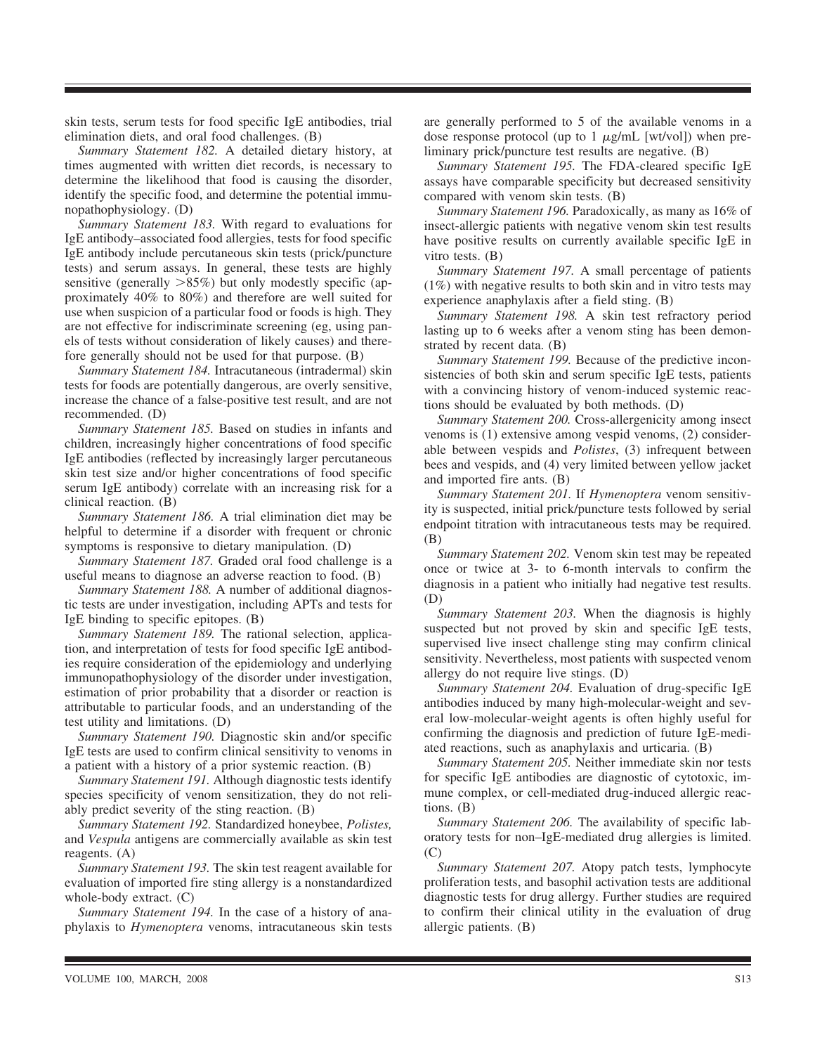skin tests, serum tests for food specific IgE antibodies, trial elimination diets, and oral food challenges. (B)

*Summary Statement 182.* A detailed dietary history, at times augmented with written diet records, is necessary to determine the likelihood that food is causing the disorder, identify the specific food, and determine the potential immunopathophysiology. (D)

*Summary Statement 183.* With regard to evaluations for IgE antibody–associated food allergies, tests for food specific IgE antibody include percutaneous skin tests (prick/puncture tests) and serum assays. In general, these tests are highly sensitive (generally >85%) but only modestly specific (approximately 40% to 80%) and therefore are well suited for use when suspicion of a particular food or foods is high. They are not effective for indiscriminate screening (eg, using panels of tests without consideration of likely causes) and therefore generally should not be used for that purpose. (B)

*Summary Statement 184.* Intracutaneous (intradermal) skin tests for foods are potentially dangerous, are overly sensitive, increase the chance of a false-positive test result, and are not recommended. (D)

*Summary Statement 185.* Based on studies in infants and children, increasingly higher concentrations of food specific IgE antibodies (reflected by increasingly larger percutaneous skin test size and/or higher concentrations of food specific serum IgE antibody) correlate with an increasing risk for a clinical reaction. (B)

*Summary Statement 186.* A trial elimination diet may be helpful to determine if a disorder with frequent or chronic symptoms is responsive to dietary manipulation. (D)

*Summary Statement 187.* Graded oral food challenge is a useful means to diagnose an adverse reaction to food. (B)

*Summary Statement 188.* A number of additional diagnostic tests are under investigation, including APTs and tests for IgE binding to specific epitopes. (B)

*Summary Statement 189.* The rational selection, application, and interpretation of tests for food specific IgE antibodies require consideration of the epidemiology and underlying immunopathophysiology of the disorder under investigation, estimation of prior probability that a disorder or reaction is attributable to particular foods, and an understanding of the test utility and limitations. (D)

*Summary Statement 190.* Diagnostic skin and/or specific IgE tests are used to confirm clinical sensitivity to venoms in a patient with a history of a prior systemic reaction. (B)

*Summary Statement 191.* Although diagnostic tests identify species specificity of venom sensitization, they do not reliably predict severity of the sting reaction. (B)

*Summary Statement 192.* Standardized honeybee, *Polistes,* and *Vespula* antigens are commercially available as skin test reagents. (A)

*Summary Statement 193.* The skin test reagent available for evaluation of imported fire sting allergy is a nonstandardized whole-body extract. (C)

*Summary Statement 194.* In the case of a history of anaphylaxis to *Hymenoptera* venoms, intracutaneous skin tests are generally performed to 5 of the available venoms in a dose response protocol (up to 1 $\mu$g/mL [wt/vol]) when preliminary prick/puncture test results are negative. (B)

*Summary Statement 195.* The FDA-cleared specific IgE assays have comparable specificity but decreased sensitivity compared with venom skin tests. (B)

*Summary Statement 196.* Paradoxically, as many as 16% of insect-allergic patients with negative venom skin test results have positive results on currently available specific IgE in vitro tests. (B)

*Summary Statement 197.* A small percentage of patients (1%) with negative results to both skin and in vitro tests may experience anaphylaxis after a field sting. (B)

*Summary Statement 198.* A skin test refractory period lasting up to 6 weeks after a venom sting has been demonstrated by recent data. (B)

*Summary Statement 199.* Because of the predictive inconsistencies of both skin and serum specific IgE tests, patients with a convincing history of venom-induced systemic reactions should be evaluated by both methods. (D)

*Summary Statement 200.* Cross-allergenicity among insect venoms is (1) extensive among vespid venoms, (2) considerable between vespids and *Polistes*, (3) infrequent between bees and vespids, and (4) very limited between yellow jacket and imported fire ants. (B)

*Summary Statement 201.* If *Hymenoptera* venom sensitivity is suspected, initial prick/puncture tests followed by serial endpoint titration with intracutaneous tests may be required. (B)

*Summary Statement 202.* Venom skin test may be repeated once or twice at 3- to 6-month intervals to confirm the diagnosis in a patient who initially had negative test results. (D)

*Summary Statement 203.* When the diagnosis is highly suspected but not proved by skin and specific IgE tests, supervised live insect challenge sting may confirm clinical sensitivity. Nevertheless, most patients with suspected venom allergy do not require live stings. (D)

*Summary Statement 204.* Evaluation of drug-specific IgE antibodies induced by many high-molecular-weight and several low-molecular-weight agents is often highly useful for confirming the diagnosis and prediction of future IgE-mediated reactions, such as anaphylaxis and urticaria. (B)

*Summary Statement 205.* Neither immediate skin nor tests for specific IgE antibodies are diagnostic of cytotoxic, immune complex, or cell-mediated drug-induced allergic reactions. (B)

*Summary Statement 206.* The availability of specific laboratory tests for non–IgE-mediated drug allergies is limited. (C)

*Summary Statement 207.* Atopy patch tests, lymphocyte proliferation tests, and basophil activation tests are additional diagnostic tests for drug allergy. Further studies are required to confirm their clinical utility in the evaluation of drug allergic patients. (B)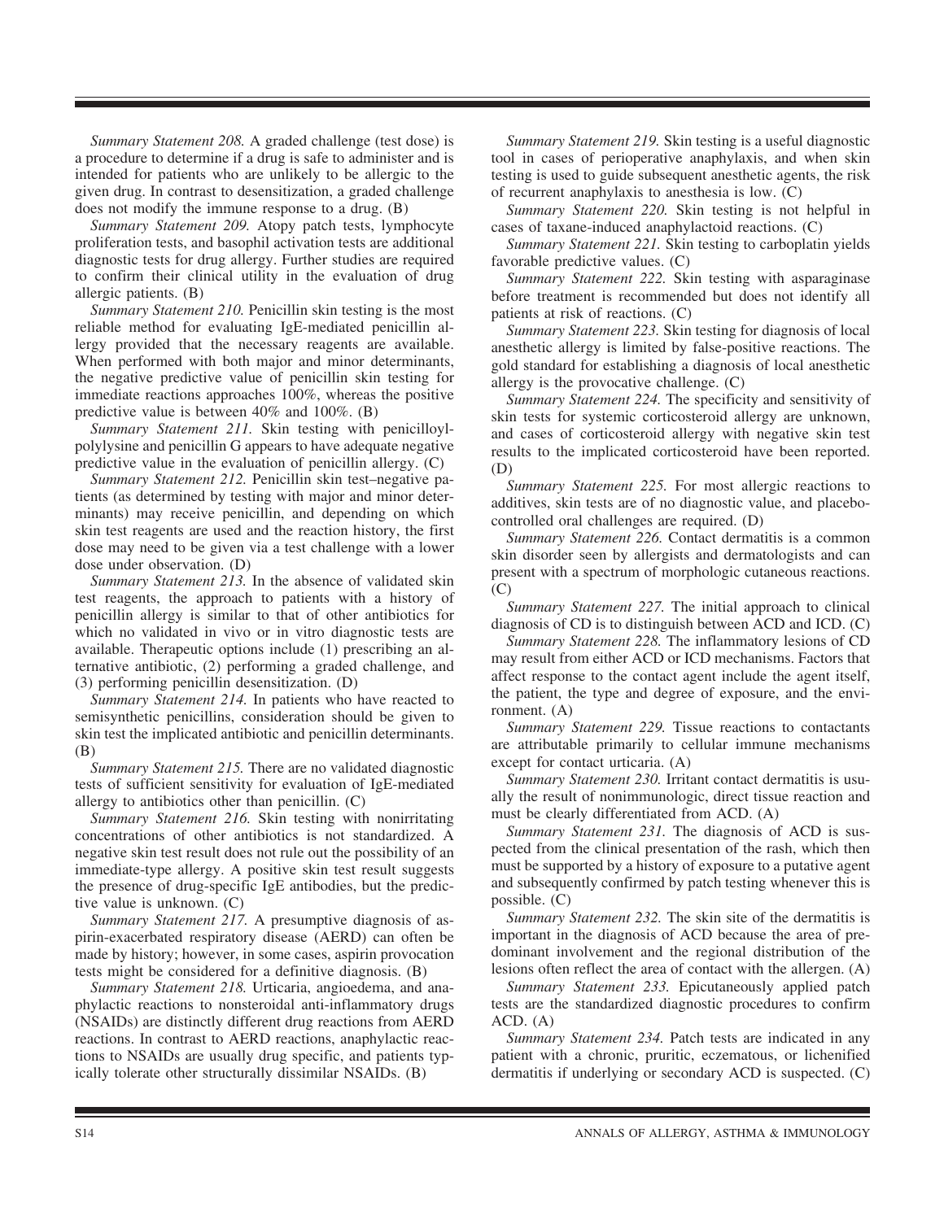*Summary Statement 208.* A graded challenge (test dose) is a procedure to determine if a drug is safe to administer and is intended for patients who are unlikely to be allergic to the given drug. In contrast to desensitization, a graded challenge does not modify the immune response to a drug. (B)

*Summary Statement 209.* Atopy patch tests, lymphocyte proliferation tests, and basophil activation tests are additional diagnostic tests for drug allergy. Further studies are required to confirm their clinical utility in the evaluation of drug allergic patients. (B)

*Summary Statement 210.* Penicillin skin testing is the most reliable method for evaluating IgE-mediated penicillin allergy provided that the necessary reagents are available. When performed with both major and minor determinants, the negative predictive value of penicillin skin testing for immediate reactions approaches 100%, whereas the positive predictive value is between 40% and 100%. (B)

*Summary Statement 211.* Skin testing with penicilloyl-polylysine and penicillin G appears to have adequate negative predictive value in the evaluation of penicillin allergy. (C)

*Summary Statement 212.* Penicillin skin test–negative patients (as determined by testing with major and minor determinants) may receive penicillin, and depending on which skin test reagents are used and the reaction history, the first dose may need to be given via a test challenge with a lower dose under observation. (D)

*Summary Statement 213.* In the absence of validated skin test reagents, the approach to patients with a history of penicillin allergy is similar to that of other antibiotics for which no validated in vivo or in vitro diagnostic tests are available. Therapeutic options include (1) prescribing an alternative antibiotic, (2) performing a graded challenge, and (3) performing penicillin desensitization. (D)

*Summary Statement 214.* In patients who have reacted to semisynthetic penicillins, consideration should be given to skin test the implicated antibiotic and penicillin determinants. (B)

*Summary Statement 215.* There are no validated diagnostic tests of sufficient sensitivity for evaluation of IgE-mediated allergy to antibiotics other than penicillin. (C)

*Summary Statement 216.* Skin testing with nonirritating concentrations of other antibiotics is not standardized. A negative skin test result does not rule out the possibility of an immediate-type allergy. A positive skin test result suggests the presence of drug-specific IgE antibodies, but the predictive value is unknown. (C)

*Summary Statement 217.* A presumptive diagnosis of aspirin-exacerbated respiratory disease (AERD) can often be made by history; however, in some cases, aspirin provocation tests might be considered for a definitive diagnosis. (B)

*Summary Statement 218.* Urticaria, angioedema, and anaphylactic reactions to nonsteroidal anti-inflammatory drugs (NSAIDs) are distinctly different drug reactions from AERD reactions. In contrast to AERD reactions, anaphylactic reactions to NSAIDs are usually drug specific, and patients typically tolerate other structurally dissimilar NSAIDs. (B)

*Summary Statement 219.* Skin testing is a useful diagnostic tool in cases of perioperative anaphylaxis, and when skin testing is used to guide subsequent anesthetic agents, the risk of recurrent anaphylaxis to anesthesia is low. (C)

*Summary Statement 220.* Skin testing is not helpful in cases of taxane-induced anaphylactoid reactions. (C)

*Summary Statement 221.* Skin testing to carboplatin yields favorable predictive values. (C)

*Summary Statement 222.* Skin testing with asparaginase before treatment is recommended but does not identify all patients at risk of reactions. (C)

*Summary Statement 223.* Skin testing for diagnosis of local anesthetic allergy is limited by false-positive reactions. The gold standard for establishing a diagnosis of local anesthetic allergy is the provocative challenge. (C)

*Summary Statement 224.* The specificity and sensitivity of skin tests for systemic corticosteroid allergy are unknown, and cases of corticosteroid allergy with negative skin test results to the implicated corticosteroid have been reported. (D)

*Summary Statement 225.* For most allergic reactions to additives, skin tests are of no diagnostic value, and placebo-controlled oral challenges are required. (D)

*Summary Statement 226.* Contact dermatitis is a common skin disorder seen by allergists and dermatologists and can present with a spectrum of morphologic cutaneous reactions. (C)

*Summary Statement 227.* The initial approach to clinical diagnosis of CD is to distinguish between ACD and ICD. (C)

*Summary Statement 228.* The inflammatory lesions of CD may result from either ACD or ICD mechanisms. Factors that affect response to the contact agent include the agent itself, the patient, the type and degree of exposure, and the environment. (A)

*Summary Statement 229.* Tissue reactions to contactants are attributable primarily to cellular immune mechanisms except for contact urticaria. (A)

*Summary Statement 230.* Irritant contact dermatitis is usually the result of nonimmunologic, direct tissue reaction and must be clearly differentiated from ACD. (A)

*Summary Statement 231.* The diagnosis of ACD is suspected from the clinical presentation of the rash, which then must be supported by a history of exposure to a putative agent and subsequently confirmed by patch testing whenever this is possible. (C)

*Summary Statement 232.* The skin site of the dermatitis is important in the diagnosis of ACD because the area of predominant involvement and the regional distribution of the lesions often reflect the area of contact with the allergen. (A)

*Summary Statement 233.* Epicutaneously applied patch tests are the standardized diagnostic procedures to confirm ACD. (A)

*Summary Statement 234.* Patch tests are indicated in any patient with a chronic, pruritic, eczematous, or lichenified dermatitis if underlying or secondary ACD is suspected. (C)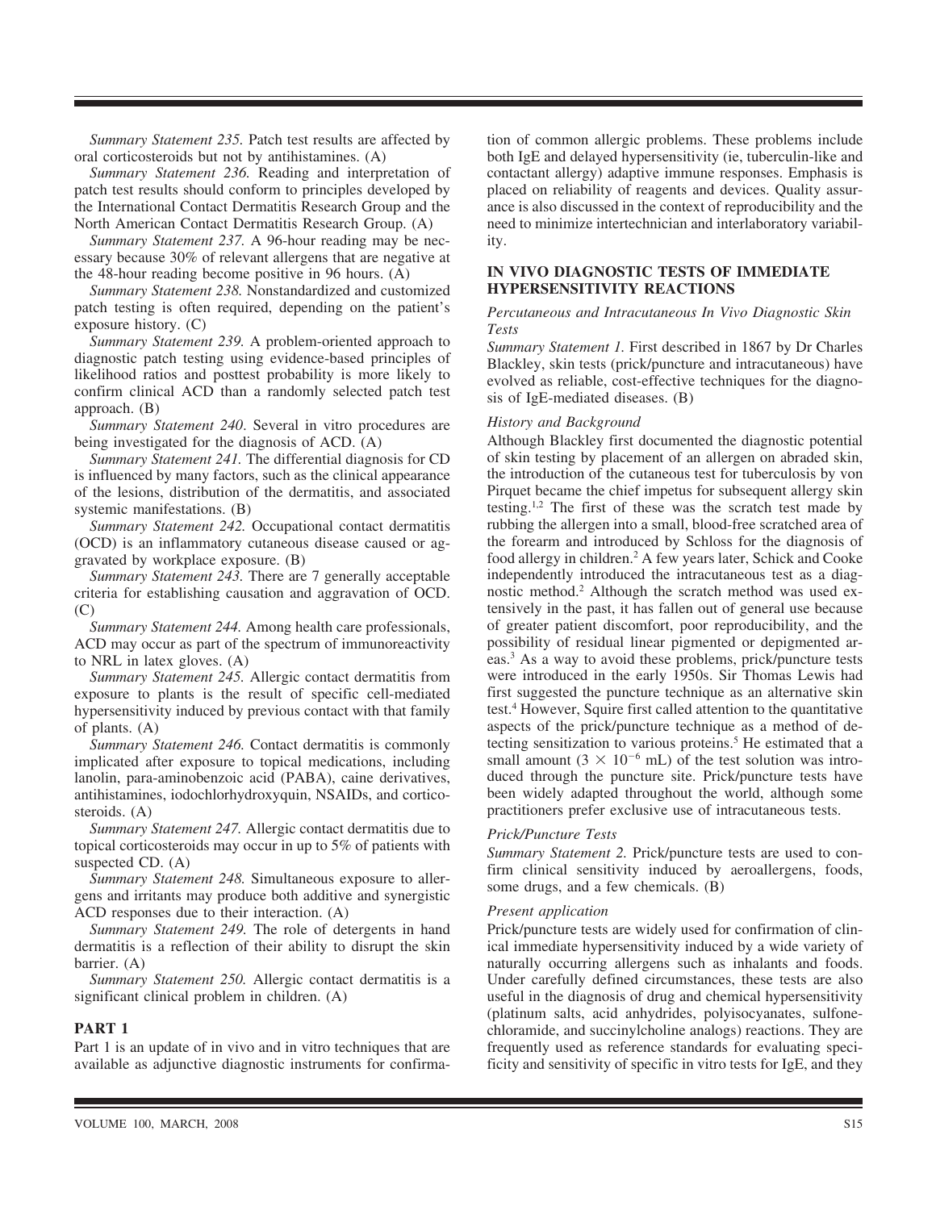*Summary Statement 235.* Patch test results are affected by oral corticosteroids but not by antihistamines. (A)

*Summary Statement 236.* Reading and interpretation of patch test results should conform to principles developed by the International Contact Dermatitis Research Group and the North American Contact Dermatitis Research Group. (A)

*Summary Statement 237.* A 96-hour reading may be necessary because 30% of relevant allergens that are negative at the 48-hour reading become positive in 96 hours. (A)

*Summary Statement 238.* Nonstandardized and customized patch testing is often required, depending on the patient's exposure history. (C)

*Summary Statement 239.* A problem-oriented approach to diagnostic patch testing using evidence-based principles of likelihood ratios and posttest probability is more likely to confirm clinical ACD than a randomly selected patch test approach. (B)

*Summary Statement 240*. Several in vitro procedures are being investigated for the diagnosis of ACD. (A)

*Summary Statement 241.* The differential diagnosis for CD is influenced by many factors, such as the clinical appearance of the lesions, distribution of the dermatitis, and associated systemic manifestations. (B)

*Summary Statement 242.* Occupational contact dermatitis (OCD) is an inflammatory cutaneous disease caused or aggravated by workplace exposure. (B)

*Summary Statement 243.* There are 7 generally acceptable criteria for establishing causation and aggravation of OCD. (C)

*Summary Statement 244.* Among health care professionals, ACD may occur as part of the spectrum of immunoreactivity to NRL in latex gloves. (A)

*Summary Statement 245.* Allergic contact dermatitis from exposure to plants is the result of specific cell-mediated hypersensitivity induced by previous contact with that family of plants. (A)

*Summary Statement 246.* Contact dermatitis is commonly implicated after exposure to topical medications, including lanolin, para-aminobenzoic acid (PABA), caine derivatives, antihistamines, iodochlorhydroxyquin, NSAIDs, and corticosteroids. (A)

*Summary Statement 247.* Allergic contact dermatitis due to topical corticosteroids may occur in up to 5% of patients with suspected CD. (A)

*Summary Statement 248.* Simultaneous exposure to allergens and irritants may produce both additive and synergistic ACD responses due to their interaction. (A)

*Summary Statement 249.* The role of detergents in hand dermatitis is a reflection of their ability to disrupt the skin barrier. (A)

*Summary Statement 250.* Allergic contact dermatitis is a significant clinical problem in children. (A)

## PART 1

Part 1 is an update of in vivo and in vitro techniques that are available as adjunctive diagnostic instruments for confirmation of common allergic problems. These problems include both IgE and delayed hypersensitivity (ie, tuberculin-like and contactant allergy) adaptive immune responses. Emphasis is placed on reliability of reagents and devices. Quality assurance is also discussed in the context of reproducibility and the need to minimize intertechnician and interlaboratory variability.

## IN VIVO DIAGNOSTIC TESTS OF IMMEDIATE HYPERSENSITIVITY REACTIONS

### Percutaneous and Intracutaneous In Vivo Diagnostic Skin Tests

*Summary Statement 1.* First described in 1867 by Dr Charles Blackley, skin tests (prick/puncture and intracutaneous) have evolved as reliable, cost-effective techniques for the diagnosis of IgE-mediated diseases. (B)

### History and Background

Although Blackley first documented the diagnostic potential of skin testing by placement of an allergen on abraded skin, the introduction of the cutaneous test for tuberculosis by von Pirquet became the chief impetus for subsequent allergy skin testing.[1,2] The first of these was the scratch test made by rubbing the allergen into a small, blood-free scratched area of the forearm and introduced by Schloss for the diagnosis of food allergy in children.[2] A few years later, Schick and Cooke independently introduced the intracutaneous test as a diagnostic method.[2] Although the scratch method was used extensively in the past, it has fallen out of general use because of greater patient discomfort, poor reproducibility, and the possibility of residual linear pigmented or depigmented areas.[3] As a way to avoid these problems, prick/puncture tests were introduced in the early 1950s. Sir Thomas Lewis had first suggested the puncture technique as an alternative skin test.[4] However, Squire first called attention to the quantitative aspects of the prick/puncture technique as a method of detecting sensitization to various proteins.[5] He estimated that a small amount ($3 \times 10^{-6}$ mL) of the test solution was introduced through the puncture site. Prick/puncture tests have been widely adapted throughout the world, although some practitioners prefer exclusive use of intracutaneous tests.

### Prick/Puncture Tests

*Summary Statement 2.* Prick/puncture tests are used to confirm clinical sensitivity induced by aeroallergens, foods, some drugs, and a few chemicals. (B)

### Present application

Prick/puncture tests are widely used for confirmation of clinical immediate hypersensitivity induced by a wide variety of naturally occurring allergens such as inhalants and foods. Under carefully defined circumstances, these tests are also useful in the diagnosis of drug and chemical hypersensitivity (platinum salts, acid anhydrides, polyisocyanates, sulfonechloramide, and succinylcholine analogs) reactions. They are frequently used as reference standards for evaluating specificity and sensitivity of specific in vitro tests for IgE, and they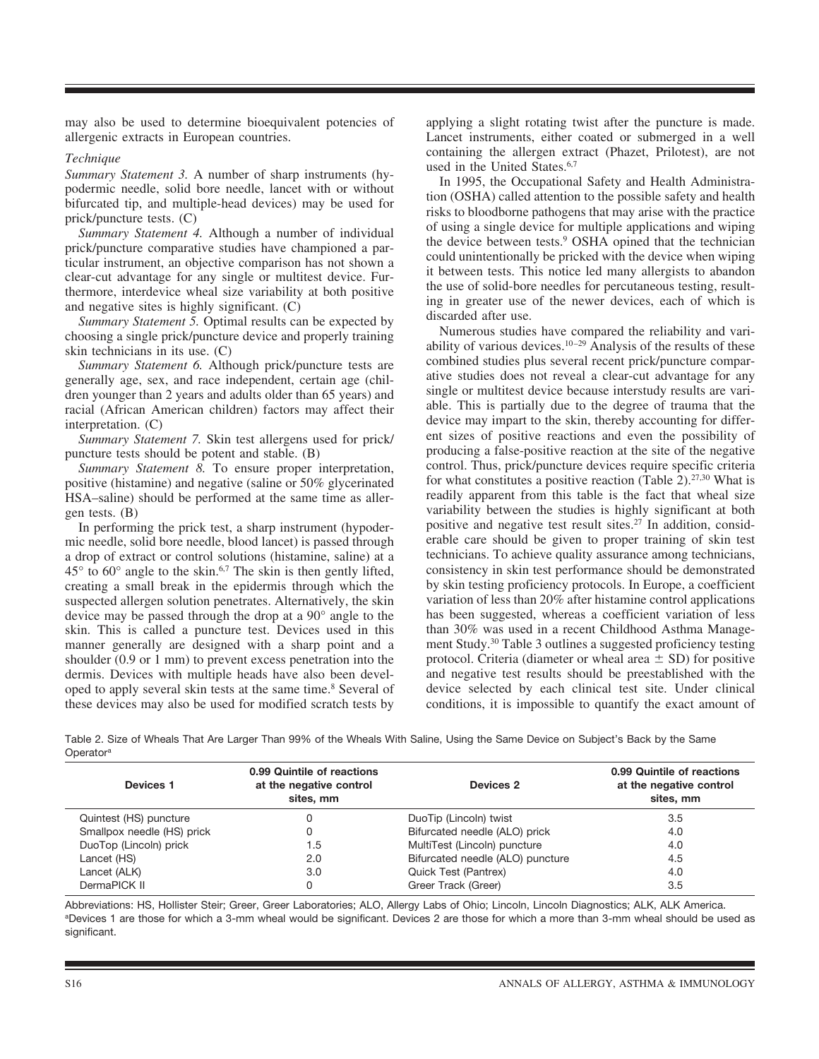may also be used to determine bioequivalent potencies of allergenic extracts in European countries.

*Technique*

*Summary Statement 3.* A number of sharp instruments (hypodermic needle, solid bore needle, lancet with or without bifurcated tip, and multiple-head devices) may be used for prick/puncture tests. (C)

*Summary Statement 4.* Although a number of individual prick/puncture comparative studies have championed a particular instrument, an objective comparison has not shown a clear-cut advantage for any single or multitest device. Furthermore, interdevice wheal size variability at both positive and negative sites is highly significant. (C)

*Summary Statement 5.* Optimal results can be expected by choosing a single prick/puncture device and properly training skin technicians in its use. (C)

*Summary Statement 6.* Although prick/puncture tests are generally age, sex, and race independent, certain age (children younger than 2 years and adults older than 65 years) and racial (African American children) factors may affect their interpretation. (C)

*Summary Statement 7.* Skin test allergens used for prick/puncture tests should be potent and stable. (B)

*Summary Statement 8.* To ensure proper interpretation, positive (histamine) and negative (saline or 50% glycerinated HSA–saline) should be performed at the same time as allergen tests. (B)

In performing the prick test, a sharp instrument (hypodermic needle, solid bore needle, blood lancet) is passed through a drop of extract or control solutions (histamine, saline) at a 45° to 60° angle to the skin.[6,7] The skin is then gently lifted, creating a small break in the epidermis through which the suspected allergen solution penetrates. Alternatively, the skin device may be passed through the drop at a 90° angle to the skin. This is called a puncture test. Devices used in this manner generally are designed with a sharp point and a shoulder (0.9 or 1 mm) to prevent excess penetration into the dermis. Devices with multiple heads have also been developed to apply several skin tests at the same time.[8] Several of these devices may also be used for modified scratch tests by applying a slight rotating twist after the puncture is made. Lancet instruments, either coated or submerged in a well containing the allergen extract (Phazet, Prilotest), are not used in the United States.[6,7]

In 1995, the Occupational Safety and Health Administration (OSHA) called attention to the possible safety and health risks to bloodborne pathogens that may arise with the practice of using a single device for multiple applications and wiping the device between tests.[9] OSHA opined that the technician could unintentionally be pricked with the device when wiping it between tests. This notice led many allergists to abandon the use of solid-bore needles for percutaneous testing, resulting in greater use of the newer devices, each of which is discarded after use.

Numerous studies have compared the reliability and variability of various devices.[10–29] Analysis of the results of these combined studies plus several recent prick/puncture comparative studies does not reveal a clear-cut advantage for any single or multitest device because interstudy results are variable. This is partially due to the degree of trauma that the device may impart to the skin, thereby accounting for different sizes of positive reactions and even the possibility of producing a false-positive reaction at the site of the negative control. Thus, prick/puncture devices require specific criteria for what constitutes a positive reaction (Table 2).[27,30] What is readily apparent from this table is the fact that wheal size variability between the studies is highly significant at both positive and negative test result sites.[27] In addition, considerable care should be given to proper training of skin test technicians. To achieve quality assurance among technicians, consistency in skin test performance should be demonstrated by skin testing proficiency protocols. In Europe, a coefficient variation of less than 20% after histamine control applications has been suggested, whereas a coefficient variation of less than 30% was used in a recent Childhood Asthma Management Study.[30] Table 3 outlines a suggested proficiency testing protocol. Criteria (diameter or wheal area ± SD) for positive and negative test results should be preestablished with the device selected by each clinical test site. Under clinical conditions, it is impossible to quantify the exact amount of

Table 2. Size of Wheals That Are Larger Than 99% of the Wheals With Saline, Using the Same Device on Subject's Back by the Same Operator[a]

| Devices 1 | 0.99 Quintile of reactions at the negative control sites, mm | Devices 2 | 0.99 Quintile of reactions at the negative control sites, mm |
|---|---|---|---|
| Quintest (HS) puncture | 0 | DuoTip (Lincoln) twist | 3.5 |
| Smallpox needle (HS) prick | 0 | Bifurcated needle (ALO) prick | 4.0 |
| DuoTop (Lincoln) prick | 1.5 | MultiTest (Lincoln) puncture | 4.0 |
| Lancet (HS) | 2.0 | Bifurcated needle (ALO) puncture | 4.5 |
| Lancet (ALK) | 3.0 | Quick Test (Pantrex) | 4.0 |
| DermaPICK II | 0 | Greer Track (Greer) | 3.5 |

Abbreviations: HS, Hollister Steir; Greer, Greer Laboratories; ALO, Allergy Labs of Ohio; Lincoln, Lincoln Diagnostics; ALK, ALK America.
[a]Devices 1 are those for which a 3-mm wheal would be significant. Devices 2 are those for which a more than 3-mm wheal should be used as significant.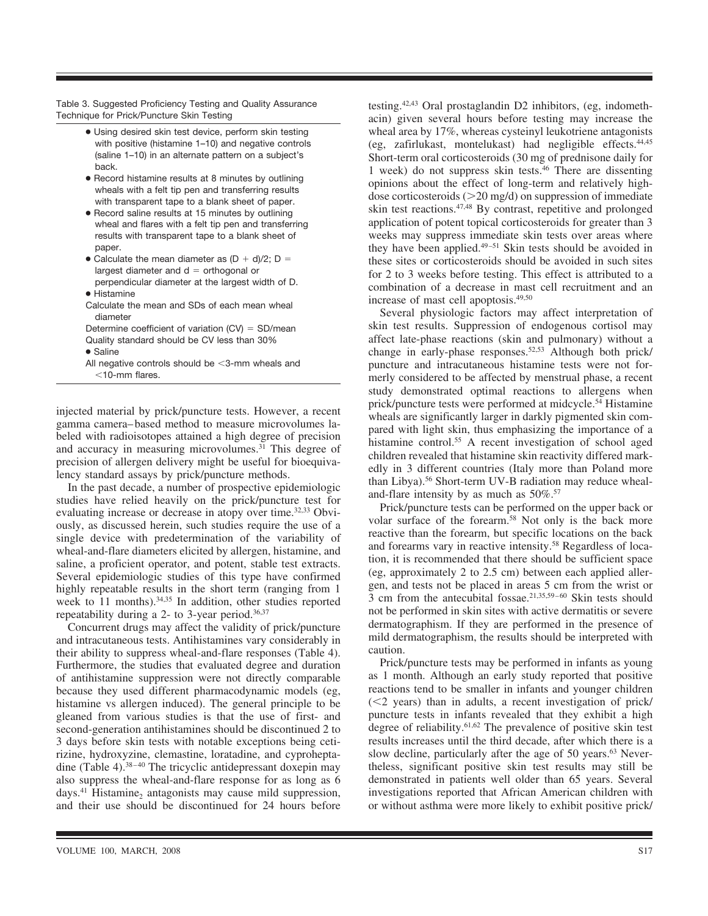Table 3. Suggested Proficiency Testing and Quality Assurance Technique for Prick/Puncture Skin Testing

- Using desired skin test device, perform skin testing with positive (histamine 1–10) and negative controls (saline 1–10) in an alternate pattern on a subject's back.
- Record histamine results at 8 minutes by outlining wheals with a felt tip pen and transferring results with transparent tape to a blank sheet of paper.
- Record saline results at 15 minutes by outlining wheal and flares with a felt tip pen and transferring results with transparent tape to a blank sheet of paper.
- Calculate the mean diameter as (D + d)/2; D = largest diameter and d = orthogonal or perpendicular diameter at the largest width of D.
- Histamine

  Calculate the mean and SDs of each mean wheal diameter

  Determine coefficient of variation (CV) = SD/mean

  Quality standard should be CV less than 30%
- Saline

  All negative controls should be <3-mm wheals and <10-mm flares.

injected material by prick/puncture tests. However, a recent gamma camera–based method to measure microvolumes labeled with radioisotopes attained a high degree of precision and accuracy in measuring microvolumes.[31] This degree of precision of allergen delivery might be useful for bioequivalency standard assays by prick/puncture methods.

In the past decade, a number of prospective epidemiologic studies have relied heavily on the prick/puncture test for evaluating increase or decrease in atopy over time.[32,33] Obviously, as discussed herein, such studies require the use of a single device with predetermination of the variability of wheal-and-flare diameters elicited by allergen, histamine, and saline, a proficient operator, and potent, stable test extracts. Several epidemiologic studies of this type have confirmed highly repeatable results in the short term (ranging from 1 week to 11 months).[34,35] In addition, other studies reported repeatability during a 2- to 3-year period.[36,37]

Concurrent drugs may affect the validity of prick/puncture and intracutaneous tests. Antihistamines vary considerably in their ability to suppress wheal-and-flare responses (Table 4). Furthermore, the studies that evaluated degree and duration of antihistamine suppression were not directly comparable because they used different pharmacodynamic models (eg, histamine vs allergen induced). The general principle to be gleaned from various studies is that the use of first- and second-generation antihistamines should be discontinued 2 to 3 days before skin tests with notable exceptions being cetirizine, hydroxyzine, clemastine, loratadine, and cyproheptadine (Table 4).[38–40] The tricyclic antidepressant doxepin may also suppress the wheal-and-flare response for as long as 6 days.[41] $\text{Histamine}_2$ antagonists may cause mild suppression, and their use should be discontinued for 24 hours before testing.[42,43] Oral prostaglandin D2 inhibitors, (eg, indomethacin) given several hours before testing may increase the wheal area by 17%, whereas cysteinyl leukotriene antagonists (eg, zafirlukast, montelukast) had negligible effects.[44,45] Short-term oral corticosteroids (30 mg of prednisone daily for 1 week) do not suppress skin tests.[46] There are dissenting opinions about the effect of long-term and relatively high-dose corticosteroids (>20 mg/d) on suppression of immediate skin test reactions.[47,48] By contrast, repetitive and prolonged application of potent topical corticosteroids for greater than 3 weeks may suppress immediate skin tests over areas where they have been applied.[49–51] Skin tests should be avoided in these sites or corticosteroids should be avoided in such sites for 2 to 3 weeks before testing. This effect is attributed to a combination of a decrease in mast cell recruitment and an increase of mast cell apoptosis.[49,50]

Several physiologic factors may affect interpretation of skin test results. Suppression of endogenous cortisol may affect late-phase reactions (skin and pulmonary) without a change in early-phase responses.[52,53] Although both prick/puncture and intracutaneous histamine tests were not formerly considered to be affected by menstrual phase, a recent study demonstrated optimal reactions to allergens when prick/puncture tests were performed at midcycle.[54] Histamine wheals are significantly larger in darkly pigmented skin compared with light skin, thus emphasizing the importance of a histamine control.[55] A recent investigation of school aged children revealed that histamine skin reactivity differed markedly in 3 different countries (Italy more than Poland more than Libya).[56] Short-term UV-B radiation may reduce wheal-and-flare intensity by as much as 50%.[57]

Prick/puncture tests can be performed on the upper back or volar surface of the forearm.[58] Not only is the back more reactive than the forearm, but specific locations on the back and forearms vary in reactive intensity.[58] Regardless of location, it is recommended that there should be sufficient space (eg, approximately 2 to 2.5 cm) between each applied allergen, and tests not be placed in areas 5 cm from the wrist or 3 cm from the antecubital fossae.[21,35,59–60] Skin tests should not be performed in skin sites with active dermatitis or severe dermatographism. If they are performed in the presence of mild dermatographism, the results should be interpreted with caution.

Prick/puncture tests may be performed in infants as young as 1 month. Although an early study reported that positive reactions tend to be smaller in infants and younger children (<2 years) than in adults, a recent investigation of prick/puncture tests in infants revealed that they exhibit a high degree of reliability.[61,62] The prevalence of positive skin test results increases until the third decade, after which there is a slow decline, particularly after the age of 50 years.[63] Nevertheless, significant positive skin test results may still be demonstrated in patients well older than 65 years. Several investigations reported that African American children with or without asthma were more likely to exhibit positive prick/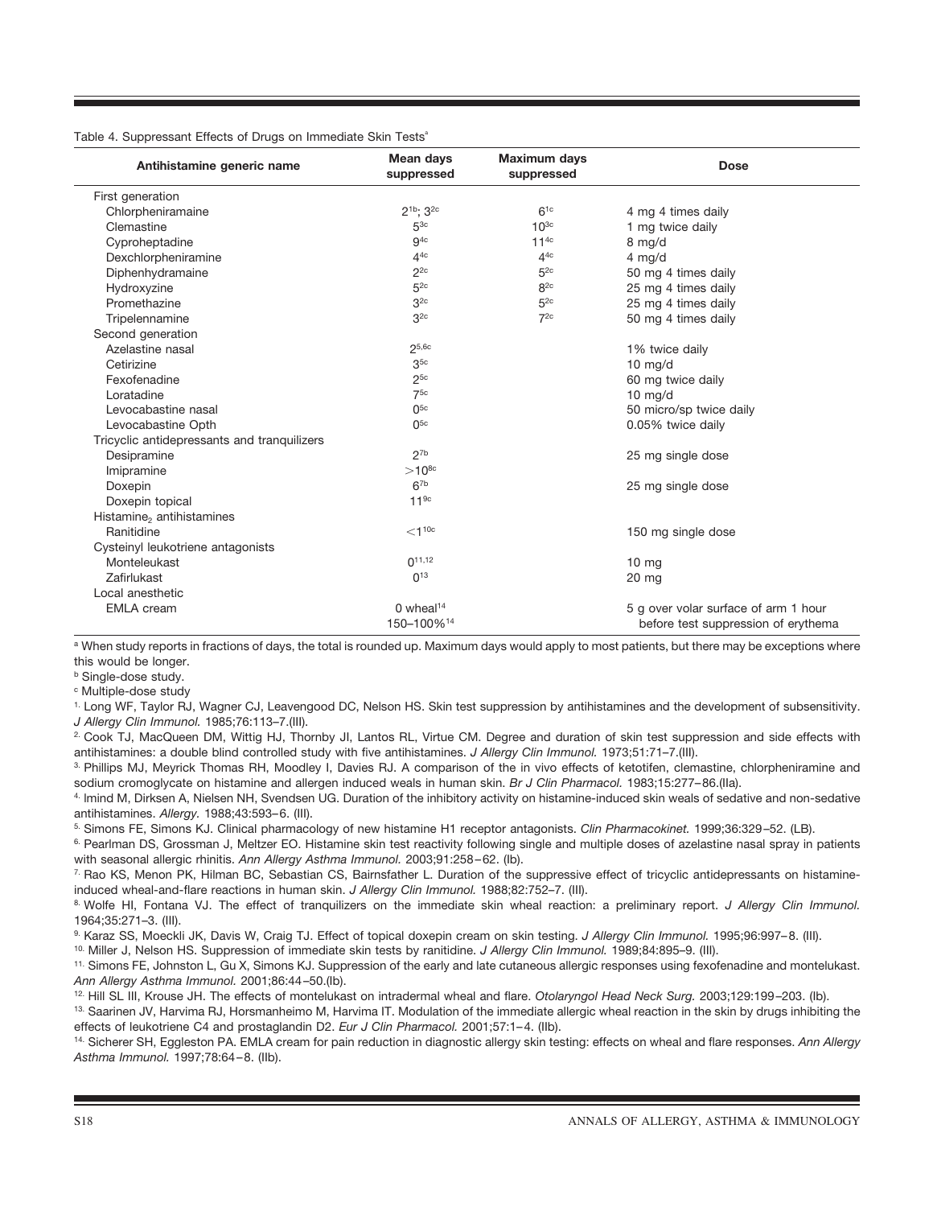Table 4. Suppressant Effects of Drugs on Immediate Skin Tests[a]

| Antihistamine generic name | Mean days suppressed | Maximum days suppressed | Dose |
|---|---|---|---|
| First generation | | | |
| Chlorpheniramaine | 2[1b]; 3[2c] | 6[1c] | 4 mg 4 times daily |
| Clemastine | 5[3c] | 10[3c] | 1 mg twice daily |
| Cyproheptadine | 9[4c] | 11[4c] | 8 mg/d |
| Dexchlorpheniramine | 4[4c] | 4[4c] | 4 mg/d |
| Diphenhydramaine | 2[2c] | 5[2c] | 50 mg 4 times daily |
| Hydroxyzine | 5[2c] | 8[2c] | 25 mg 4 times daily |
| Promethazine | 3[2c] | 5[2c] | 25 mg 4 times daily |
| Tripelennamine | 3[2c] | 7[2c] | 50 mg 4 times daily |
| Second generation | | | |
| Azelastine nasal | 2[5,6c] | | 1% twice daily |
| Cetirizine | 3[5c] | | 10 mg/d |
| Fexofenadine | 2[5c] | | 60 mg twice daily |
| Loratadine | 7[5c] | | 10 mg/d |
| Levocabastine nasal | 0[5c] | | 50 micro/sp twice daily |
| Levocabastine Opth | 0[5c] | | 0.05% twice daily |
| Tricyclic antidepressants and tranquilizers | | | |
| Desipramine | 2[7b] | | 25 mg single dose |
| Imipramine | >10[8c] | | |
| Doxepin | 6[7b] | | 25 mg single dose |
| Doxepin topical | 11[9c] | | |
| Histamine$_2$ antihistamines | | | |
| Ranitidine | <1[10c] | | 150 mg single dose |
| Cysteinyl leukotriene antagonists | | | |
| Monteleukast | 0[11,12] | | 10 mg |
| Zafirlukast | 0[13] | | 20 mg |
| Local anesthetic | | | |
| EMLA cream | 0 wheal[14] 150–100%[14] | | 5 g over volar surface of arm 1 hour before test suppression of erythema |

[a] When study reports in fractions of days, the total is rounded up. Maximum days would apply to most patients, but there may be exceptions where this would be longer.

[b] Single-dose study.

[c] Multiple-dose study

1. Long WF, Taylor RJ, Wagner CJ, Leavengood DC, Nelson HS. Skin test suppression by antihistamines and the development of subsensitivity. *J Allergy Clin Immunol.* 1985;76:113–7.(III).

2. Cook TJ, MacQueen DM, Wittig HJ, Thornby JI, Lantos RL, Virtue CM. Degree and duration of skin test suppression and side effects with antihistamines: a double blind controlled study with five antihistamines. *J Allergy Clin Immunol.* 1973;51:71–7.(III).

3. Phillips MJ, Meyrick Thomas RH, Moodley I, Davies RJ. A comparison of the in vivo effects of ketotifen, clemastine, chlorpheniramine and sodium cromoglycate on histamine and allergen induced weals in human skin. *Br J Clin Pharmacol.* 1983;15:277–86.(IIa).

4. Imind M, Dirksen A, Nielsen NH, Svendsen UG. Duration of the inhibitory activity on histamine-induced skin weals of sedative and non-sedative antihistamines. *Allergy.* 1988;43:593–6. (III).

5. Simons FE, Simons KJ. Clinical pharmacology of new histamine H1 receptor antagonists. *Clin Pharmacokinet.* 1999;36:329–52. (LB).

6. Pearlman DS, Grossman J, Meltzer EO. Histamine skin test reactivity following single and multiple doses of azelastine nasal spray in patients with seasonal allergic rhinitis. *Ann Allergy Asthma Immunol.* 2003;91:258–62. (Ib).

7. Rao KS, Menon PK, Hilman BC, Sebastian CS, Bairnsfather L. Duration of the suppressive effect of tricyclic antidepressants on histamine-induced wheal-and-flare reactions in human skin. *J Allergy Clin Immunol.* 1988;82:752–7. (III).

8. Wolfe HI, Fontana VJ. The effect of tranquilizers on the immediate skin wheal reaction: a preliminary report. *J Allergy Clin Immunol.* 1964;35:271–3. (III).

9. Karaz SS, Moeckli JK, Davis W, Craig TJ. Effect of topical doxepin cream on skin testing. *J Allergy Clin Immunol.* 1995;96:997–8. (III).

10. Miller J, Nelson HS. Suppression of immediate skin tests by ranitidine. *J Allergy Clin Immunol.* 1989;84:895–9. (III).

11. Simons FE, Johnston L, Gu X, Simons KJ. Suppression of the early and late cutaneous allergic responses using fexofenadine and montelukast. *Ann Allergy Asthma Immunol.* 2001;86:44–50.(Ib).

12. Hill SL III, Krouse JH. The effects of montelukast on intradermal wheal and flare. *Otolaryngol Head Neck Surg.* 2003;129:199–203. (Ib).

13. Saarinen JV, Harvima RJ, Horsmanheimo M, Harvima IT. Modulation of the immediate allergic wheal reaction in the skin by drugs inhibiting the effects of leukotriene C4 and prostaglandin D2. *Eur J Clin Pharmacol.* 2001;57:1–4. (IIb).

14. Sicherer SH, Eggleston PA. EMLA cream for pain reduction in diagnostic allergy skin testing: effects on wheal and flare responses. *Ann Allergy Asthma Immunol.* 1997;78:64–8. (IIb).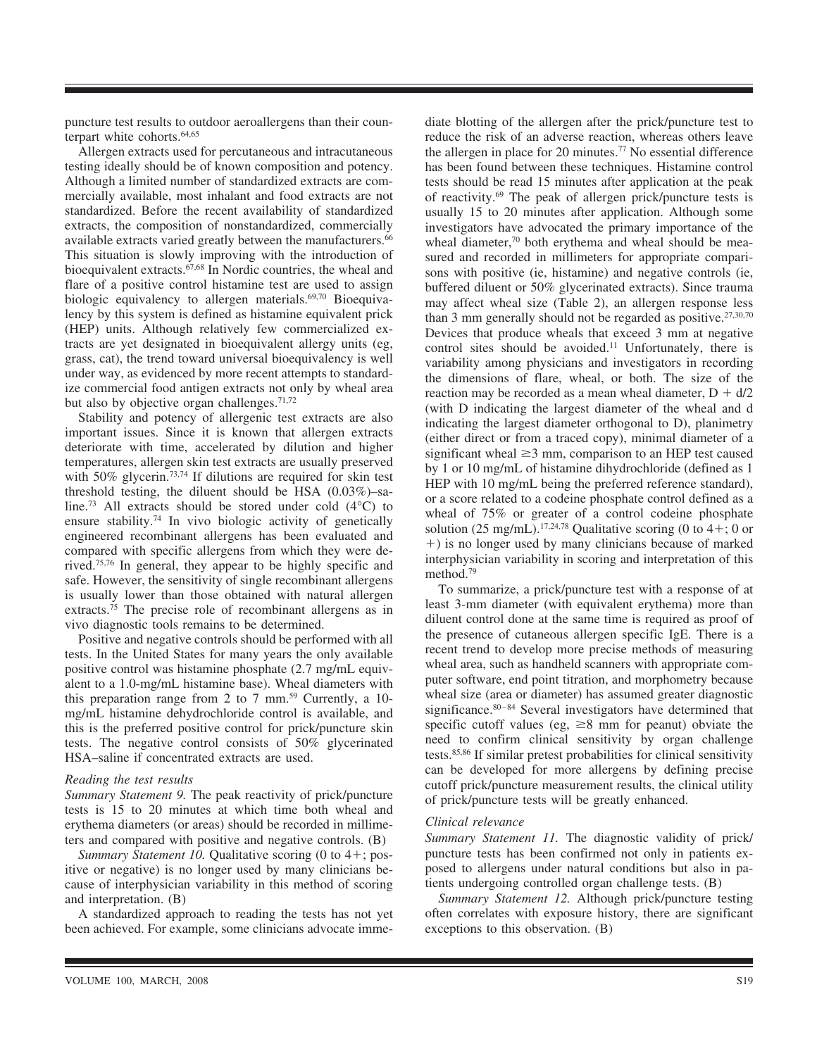puncture test results to outdoor aeroallergens than their counterpart white cohorts.[64,65]

Allergen extracts used for percutaneous and intracutaneous testing ideally should be of known composition and potency. Although a limited number of standardized extracts are commercially available, most inhalant and food extracts are not standardized. Before the recent availability of standardized extracts, the composition of nonstandardized, commercially available extracts varied greatly between the manufacturers.[66] This situation is slowly improving with the introduction of bioequivalent extracts.[67,68] In Nordic countries, the wheal and flare of a positive control histamine test are used to assign biologic equivalency to allergen materials.[69,70] Bioequivalency by this system is defined as histamine equivalent prick (HEP) units. Although relatively few commercialized extracts are yet designated in bioequivalent allergy units (eg, grass, cat), the trend toward universal bioequivalency is well under way, as evidenced by more recent attempts to standardize commercial food antigen extracts not only by wheal area but also by objective organ challenges.[71,72]

Stability and potency of allergenic test extracts are also important issues. Since it is known that allergen extracts deteriorate with time, accelerated by dilution and higher temperatures, allergen skin test extracts are usually preserved with 50% glycerin.[73,74] If dilutions are required for skin test threshold testing, the diluent should be HSA (0.03%)–saline.[73] All extracts should be stored under cold (4°C) to ensure stability.[74] In vivo biologic activity of genetically engineered recombinant allergens has been evaluated and compared with specific allergens from which they were derived.[75,76] In general, they appear to be highly specific and safe. However, the sensitivity of single recombinant allergens is usually lower than those obtained with natural allergen extracts.[75] The precise role of recombinant allergens as in vivo diagnostic tools remains to be determined.

Positive and negative controls should be performed with all tests. In the United States for many years the only available positive control was histamine phosphate (2.7 mg/mL equivalent to a 1.0-mg/mL histamine base). Wheal diameters with this preparation range from 2 to 7 mm.[59] Currently, a 10-mg/mL histamine dehydrochloride control is available, and this is the preferred positive control for prick/puncture skin tests. The negative control consists of 50% glycerinated HSA–saline if concentrated extracts are used.

*Reading the test results*

*Summary Statement 9.* The peak reactivity of prick/puncture tests is 15 to 20 minutes at which time both wheal and erythema diameters (or areas) should be recorded in millimeters and compared with positive and negative controls. (B)

*Summary Statement 10.* Qualitative scoring (0 to 4+; positive or negative) is no longer used by many clinicians because of interphysician variability in this method of scoring and interpretation. (B)

A standardized approach to reading the tests has not yet been achieved. For example, some clinicians advocate immediate blotting of the allergen after the prick/puncture test to reduce the risk of an adverse reaction, whereas others leave the allergen in place for 20 minutes.[77] No essential difference has been found between these techniques. Histamine control tests should be read 15 minutes after application at the peak of reactivity.[69] The peak of allergen prick/puncture tests is usually 15 to 20 minutes after application. Although some investigators have advocated the primary importance of the wheal diameter,[70] both erythema and wheal should be measured and recorded in millimeters for appropriate comparisons with positive (ie, histamine) and negative controls (ie, buffered diluent or 50% glycerinated extracts). Since trauma may affect wheal size (Table 2), an allergen response less than 3 mm generally should not be regarded as positive.[27,30,70] Devices that produce wheals that exceed 3 mm at negative control sites should be avoided.[11] Unfortunately, there is variability among physicians and investigators in recording the dimensions of flare, wheal, or both. The size of the reaction may be recorded as a mean wheal diameter, $D + d/2$ (with D indicating the largest diameter of the wheal and d indicating the largest diameter orthogonal to D), planimetry (either direct or from a traced copy), minimal diameter of a significant wheal $\geq$3 mm, comparison to an HEP test caused by 1 or 10 mg/mL of histamine dihydrochloride (defined as 1 HEP with 10 mg/mL being the preferred reference standard), or a score related to a codeine phosphate control defined as a wheal of 75% or greater of a control codeine phosphate solution (25 mg/mL).[17,24,78] Qualitative scoring (0 to 4+; 0 or +) is no longer used by many clinicians because of marked interphysician variability in scoring and interpretation of this method.[79]

To summarize, a prick/puncture test with a response of at least 3-mm diameter (with equivalent erythema) more than diluent control done at the same time is required as proof of the presence of cutaneous allergen specific IgE. There is a recent trend to develop more precise methods of measuring wheal area, such as handheld scanners with appropriate computer software, end point titration, and morphometry because wheal size (area or diameter) has assumed greater diagnostic significance.[80–84] Several investigators have determined that specific cutoff values (eg, $\geq$8 mm for peanut) obviate the need to confirm clinical sensitivity by organ challenge tests.[85,86] If similar pretest probabilities for clinical sensitivity can be developed for more allergens by defining precise cutoff prick/puncture measurement results, the clinical utility of prick/puncture tests will be greatly enhanced.

*Clinical relevance*

*Summary Statement 11.* The diagnostic validity of prick/puncture tests has been confirmed not only in patients exposed to allergens under natural conditions but also in patients undergoing controlled organ challenge tests. (B)

*Summary Statement 12.* Although prick/puncture testing often correlates with exposure history, there are significant exceptions to this observation. (B)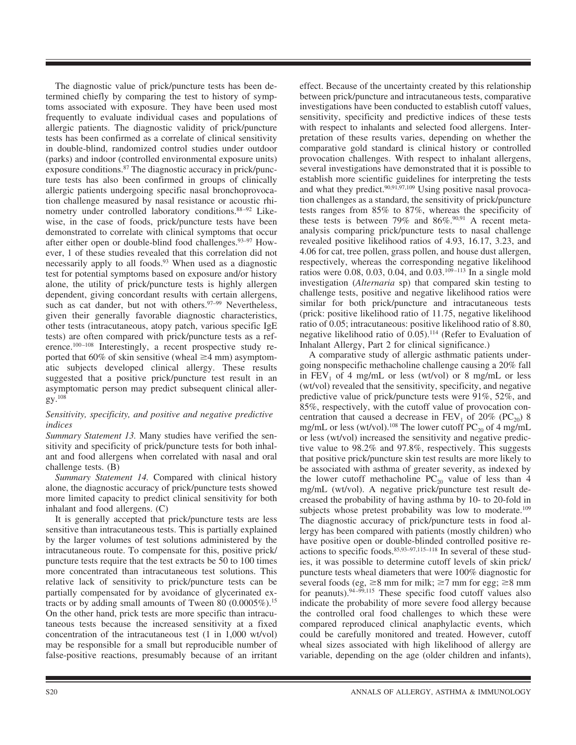The diagnostic value of prick/puncture tests has been determined chiefly by comparing the test to history of symptoms associated with exposure. They have been used most frequently to evaluate individual cases and populations of allergic patients. The diagnostic validity of prick/puncture tests has been confirmed as a correlate of clinical sensitivity in double-blind, randomized control studies under outdoor (parks) and indoor (controlled environmental exposure units) exposure conditions.[87] The diagnostic accuracy in prick/puncture tests has also been confirmed in groups of clinically allergic patients undergoing specific nasal bronchoprovocation challenge measured by nasal resistance or acoustic rhinometry under controlled laboratory conditions.[88–92] Likewise, in the case of foods, prick/puncture tests have been demonstrated to correlate with clinical symptoms that occur after either open or double-blind food challenges.[93–97] However, 1 of these studies revealed that this correlation did not necessarily apply to all foods.[93] When used as a diagnostic test for potential symptoms based on exposure and/or history alone, the utility of prick/puncture tests is highly allergen dependent, giving concordant results with certain allergens, such as cat dander, but not with others.[97–99] Nevertheless, given their generally favorable diagnostic characteristics, other tests (intracutaneous, atopy patch, various specific IgE tests) are often compared with prick/puncture tests as a reference.[100–108] Interestingly, a recent prospective study reported that 60% of skin sensitive (wheal ≥4 mm) asymptomatic subjects developed clinical allergy. These results suggested that a positive prick/puncture test result in an asymptomatic person may predict subsequent clinical allergy.[108]

*Sensitivity, specificity, and positive and negative predictive indices*

*Summary Statement 13.* Many studies have verified the sensitivity and specificity of prick/puncture tests for both inhalant and food allergens when correlated with nasal and oral challenge tests. (B)

*Summary Statement 14.* Compared with clinical history alone, the diagnostic accuracy of prick/puncture tests showed more limited capacity to predict clinical sensitivity for both inhalant and food allergens. (C)

It is generally accepted that prick/puncture tests are less sensitive than intracutaneous tests. This is partially explained by the larger volumes of test solutions administered by the intracutaneous route. To compensate for this, positive prick/puncture tests require that the test extracts be 50 to 100 times more concentrated than intracutaneous test solutions. This relative lack of sensitivity to prick/puncture tests can be partially compensated for by avoidance of glycerinated extracts or by adding small amounts of Tween 80 (0.0005%).[15] On the other hand, prick tests are more specific than intracutaneous tests because the increased sensitivity at a fixed concentration of the intracutaneous test (1 in 1,000 wt/vol) may be responsible for a small but reproducible number of false-positive reactions, presumably because of an irritant effect. Because of the uncertainty created by this relationship between prick/puncture and intracutaneous tests, comparative investigations have been conducted to establish cutoff values, sensitivity, specificity and predictive indices of these tests with respect to inhalants and selected food allergens. Interpretation of these results varies, depending on whether the comparative gold standard is clinical history or controlled provocation challenges. With respect to inhalant allergens, several investigations have demonstrated that it is possible to establish more scientific guidelines for interpreting the tests and what they predict.[90,91,97,109] Using positive nasal provocation challenges as a standard, the sensitivity of prick/puncture tests ranges from 85% to 87%, whereas the specificity of these tests is between 79% and 86%.[90,91] A recent meta-analysis comparing prick/puncture tests to nasal challenge revealed positive likelihood ratios of 4.93, 16.17, 3.23, and 4.06 for cat, tree pollen, grass pollen, and house dust allergen, respectively, whereas the corresponding negative likelihood ratios were 0.08, 0.03, 0.04, and 0.03.[109–113] In a single mold investigation (*Alternaria* sp) that compared skin testing to challenge tests, positive and negative likelihood ratios were similar for both prick/puncture and intracutaneous tests (prick: positive likelihood ratio of 11.75, negative likelihood ratio of 0.05; intracutaneous: positive likelihood ratio of 8.80, negative likelihood ratio of 0.05).[114] (Refer to Evaluation of Inhalant Allergy, Part 2 for clinical significance.)

A comparative study of allergic asthmatic patients undergoing nonspecific methacholine challenge causing a 20% fall in $FEV_1$ of 4 mg/mL or less (wt/vol) or 8 mg/mL or less (wt/vol) revealed that the sensitivity, specificity, and negative predictive value of prick/puncture tests were 91%, 52%, and 85%, respectively, with the cutoff value of provocation concentration that caused a decrease in $FEV_1$ of 20% ($PC_{20}$) 8 mg/mL or less (wt/vol).[108] The lower cutoff $PC_{20}$ of 4 mg/mL or less (wt/vol) increased the sensitivity and negative predictive value to 98.2% and 97.8%, respectively. This suggests that positive prick/puncture skin test results are more likely to be associated with asthma of greater severity, as indexed by the lower cutoff methacholine $PC_{20}$ value of less than 4 mg/mL (wt/vol). A negative prick/puncture test result decreased the probability of having asthma by 10- to 20-fold in subjects whose pretest probability was low to moderate.[109] The diagnostic accuracy of prick/puncture tests in food allergy has been compared with patients (mostly children) who have positive open or double-blinded controlled positive reactions to specific foods.[85,93–97,115–118] In several of these studies, it was possible to determine cutoff levels of skin prick/puncture tests wheal diameters that were 100% diagnostic for several foods (eg, ≥8 mm for milk; ≥7 mm for egg; ≥8 mm for peanuts).[94–99,115] These specific food cutoff values also indicate the probability of more severe food allergy because the controlled oral food challenges to which these were compared reproduced clinical anaphylactic events, which could be carefully monitored and treated. However, cutoff wheal sizes associated with high likelihood of allergy are variable, depending on the age (older children and infants),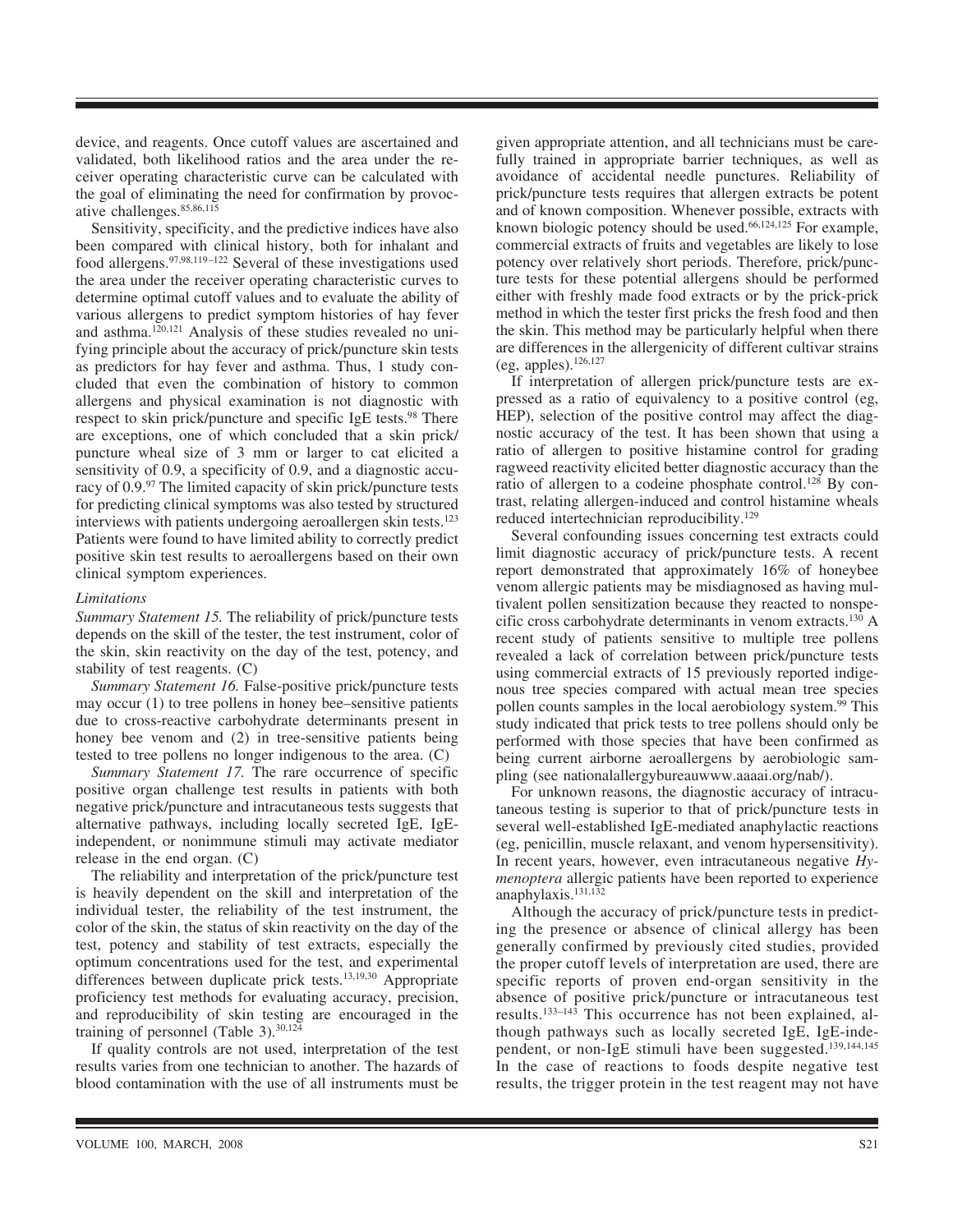device, and reagents. Once cutoff values are ascertained and validated, both likelihood ratios and the area under the receiver operating characteristic curve can be calculated with the goal of eliminating the need for confirmation by provocative challenges.[85,86,115]

Sensitivity, specificity, and the predictive indices have also been compared with clinical history, both for inhalant and food allergens.[97,98,119–122] Several of these investigations used the area under the receiver operating characteristic curves to determine optimal cutoff values and to evaluate the ability of various allergens to predict symptom histories of hay fever and asthma.[120,121] Analysis of these studies revealed no unifying principle about the accuracy of prick/puncture skin tests as predictors for hay fever and asthma. Thus, 1 study concluded that even the combination of history to common allergens and physical examination is not diagnostic with respect to skin prick/puncture and specific IgE tests.[98] There are exceptions, one of which concluded that a skin prick/puncture wheal size of 3 mm or larger to cat elicited a sensitivity of 0.9, a specificity of 0.9, and a diagnostic accuracy of 0.9.[97] The limited capacity of skin prick/puncture tests for predicting clinical symptoms was also tested by structured interviews with patients undergoing aeroallergen skin tests.[123] Patients were found to have limited ability to correctly predict positive skin test results to aeroallergens based on their own clinical symptom experiences.

*Limitations*

*Summary Statement 15.* The reliability of prick/puncture tests depends on the skill of the tester, the test instrument, color of the skin, skin reactivity on the day of the test, potency, and stability of test reagents. (C)

*Summary Statement 16.* False-positive prick/puncture tests may occur (1) to tree pollens in honey bee–sensitive patients due to cross-reactive carbohydrate determinants present in honey bee venom and (2) in tree-sensitive patients being tested to tree pollens no longer indigenous to the area. (C)

*Summary Statement 17.* The rare occurrence of specific positive organ challenge test results in patients with both negative prick/puncture and intracutaneous tests suggests that alternative pathways, including locally secreted IgE, IgE-independent, or nonimmune stimuli may activate mediator release in the end organ. (C)

The reliability and interpretation of the prick/puncture test is heavily dependent on the skill and interpretation of the individual tester, the reliability of the test instrument, the color of the skin, the status of skin reactivity on the day of the test, potency and stability of test extracts, especially the optimum concentrations used for the test, and experimental differences between duplicate prick tests.[13,19,30] Appropriate proficiency test methods for evaluating accuracy, precision, and reproducibility of skin testing are encouraged in the training of personnel (Table 3).[30,124]

If quality controls are not used, interpretation of the test results varies from one technician to another. The hazards of blood contamination with the use of all instruments must be given appropriate attention, and all technicians must be carefully trained in appropriate barrier techniques, as well as avoidance of accidental needle punctures. Reliability of prick/puncture tests requires that allergen extracts be potent and of known composition. Whenever possible, extracts with known biologic potency should be used.[66,124,125] For example, commercial extracts of fruits and vegetables are likely to lose potency over relatively short periods. Therefore, prick/puncture tests for these potential allergens should be performed either with freshly made food extracts or by the prick-prick method in which the tester first pricks the fresh food and then the skin. This method may be particularly helpful when there are differences in the allergenicity of different cultivar strains (eg, apples).[126,127]

If interpretation of allergen prick/puncture tests are expressed as a ratio of equivalency to a positive control (eg, HEP), selection of the positive control may affect the diagnostic accuracy of the test. It has been shown that using a ratio of allergen to positive histamine control for grading ragweed reactivity elicited better diagnostic accuracy than the ratio of allergen to a codeine phosphate control.[128] By contrast, relating allergen-induced and control histamine wheals reduced intertechnician reproducibility.[129]

Several confounding issues concerning test extracts could limit diagnostic accuracy of prick/puncture tests. A recent report demonstrated that approximately 16% of honeybee venom allergic patients may be misdiagnosed as having multivalent pollen sensitization because they reacted to nonspecific cross carbohydrate determinants in venom extracts.[130] A recent study of patients sensitive to multiple tree pollens revealed a lack of correlation between prick/puncture tests using commercial extracts of 15 previously reported indigenous tree species compared with actual mean tree species pollen counts samples in the local aerobiology system.[99] This study indicated that prick tests to tree pollens should only be performed with those species that have been confirmed as being current airborne aeroallergens by aerobiologic sampling (see nationalallergybureauwww.aaaai.org/nab/).

For unknown reasons, the diagnostic accuracy of intracutaneous testing is superior to that of prick/puncture tests in several well-established IgE-mediated anaphylactic reactions (eg, penicillin, muscle relaxant, and venom hypersensitivity). In recent years, however, even intracutaneous negative *Hymenoptera* allergic patients have been reported to experience anaphylaxis.[131,132]

Although the accuracy of prick/puncture tests in predicting the presence or absence of clinical allergy has been generally confirmed by previously cited studies, provided the proper cutoff levels of interpretation are used, there are specific reports of proven end-organ sensitivity in the absence of positive prick/puncture or intracutaneous test results.[133–143] This occurrence has not been explained, although pathways such as locally secreted IgE, IgE-independent, or non-IgE stimuli have been suggested.[139,144,145] In the case of reactions to foods despite negative test results, the trigger protein in the test reagent may not have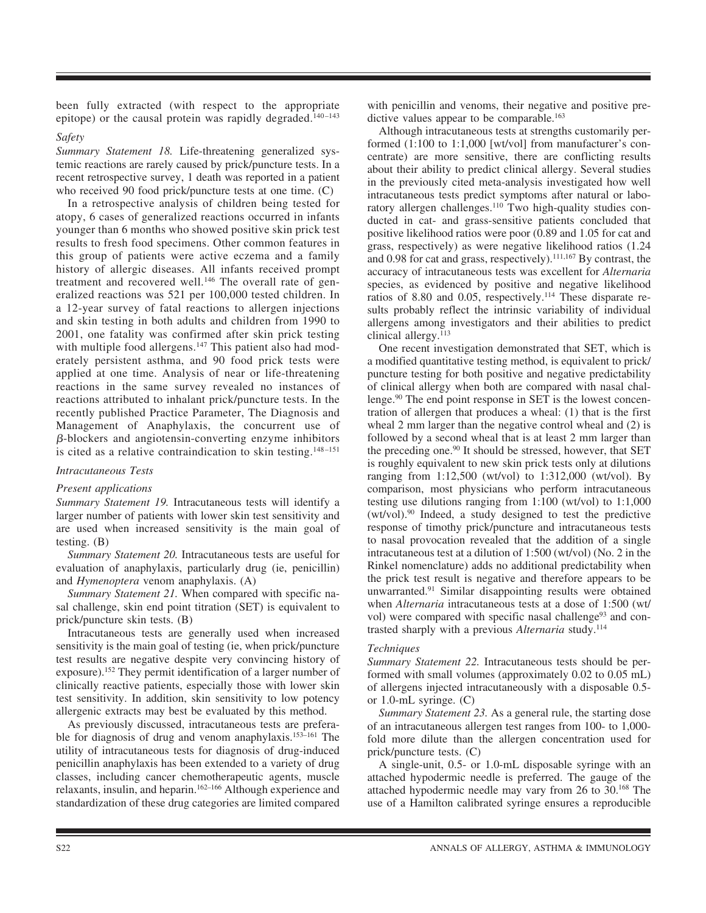been fully extracted (with respect to the appropriate epitope) or the causal protein was rapidly degraded.[140–143]

### *Safety*

*Summary Statement 18.* Life-threatening generalized systemic reactions are rarely caused by prick/puncture tests. In a recent retrospective survey, 1 death was reported in a patient who received 90 food prick/puncture tests at one time. (C)

In a retrospective analysis of children being tested for atopy, 6 cases of generalized reactions occurred in infants younger than 6 months who showed positive skin prick test results to fresh food specimens. Other common features in this group of patients were active eczema and a family history of allergic diseases. All infants received prompt treatment and recovered well.[146] The overall rate of generalized reactions was 521 per 100,000 tested children. In a 12-year survey of fatal reactions to allergen injections and skin testing in both adults and children from 1990 to 2001, one fatality was confirmed after skin prick testing with multiple food allergens.[147] This patient also had moderately persistent asthma, and 90 food prick tests were applied at one time. Analysis of near or life-threatening reactions in the same survey revealed no instances of reactions attributed to inhalant prick/puncture tests. In the recently published Practice Parameter, The Diagnosis and Management of Anaphylaxis, the concurrent use of $\beta$-blockers and angiotensin-converting enzyme inhibitors is cited as a relative contraindication to skin testing.[148–151]

### *Intracutaneous Tests*

### *Present applications*

*Summary Statement 19.* Intracutaneous tests will identify a larger number of patients with lower skin test sensitivity and are used when increased sensitivity is the main goal of testing. (B)

*Summary Statement 20.* Intracutaneous tests are useful for evaluation of anaphylaxis, particularly drug (ie, penicillin) and *Hymenoptera* venom anaphylaxis. (A)

*Summary Statement 21.* When compared with specific nasal challenge, skin end point titration (SET) is equivalent to prick/puncture skin tests. (B)

Intracutaneous tests are generally used when increased sensitivity is the main goal of testing (ie, when prick/puncture test results are negative despite very convincing history of exposure).[152] They permit identification of a larger number of clinically reactive patients, especially those with lower skin test sensitivity. In addition, skin sensitivity to low potency allergenic extracts may best be evaluated by this method.

As previously discussed, intracutaneous tests are preferable for diagnosis of drug and venom anaphylaxis.[153–161] The utility of intracutaneous tests for diagnosis of drug-induced penicillin anaphylaxis has been extended to a variety of drug classes, including cancer chemotherapeutic agents, muscle relaxants, insulin, and heparin.[162–166] Although experience and standardization of these drug categories are limited compared with penicillin and venoms, their negative and positive predictive values appear to be comparable.[163]

Although intracutaneous tests at strengths customarily performed (1:100 to 1:1,000 [wt/vol] from manufacturer's concentrate) are more sensitive, there are conflicting results about their ability to predict clinical allergy. Several studies in the previously cited meta-analysis investigated how well intracutaneous tests predict symptoms after natural or laboratory allergen challenges.[110] Two high-quality studies conducted in cat- and grass-sensitive patients concluded that positive likelihood ratios were poor (0.89 and 1.05 for cat and grass, respectively) as were negative likelihood ratios (1.24 and 0.98 for cat and grass, respectively).[111,167] By contrast, the accuracy of intracutaneous tests was excellent for *Alternaria* species, as evidenced by positive and negative likelihood ratios of 8.80 and 0.05, respectively.[114] These disparate results probably reflect the intrinsic variability of individual allergens among investigators and their abilities to predict clinical allergy.[113]

One recent investigation demonstrated that SET, which is a modified quantitative testing method, is equivalent to prick/puncture testing for both positive and negative predictability of clinical allergy when both are compared with nasal challenge.[90] The end point response in SET is the lowest concentration of allergen that produces a wheal: (1) that is the first wheal 2 mm larger than the negative control wheal and (2) is followed by a second wheal that is at least 2 mm larger than the preceding one.[90] It should be stressed, however, that SET is roughly equivalent to new skin prick tests only at dilutions ranging from 1:12,500 (wt/vol) to 1:312,000 (wt/vol). By comparison, most physicians who perform intracutaneous testing use dilutions ranging from 1:100 (wt/vol) to 1:1,000 (wt/vol).[90] Indeed, a study designed to test the predictive response of timothy prick/puncture and intracutaneous tests to nasal provocation revealed that the addition of a single intracutaneous test at a dilution of 1:500 (wt/vol) (No. 2 in the Rinkel nomenclature) adds no additional predictability when the prick test result is negative and therefore appears to be unwarranted.[91] Similar disappointing results were obtained when *Alternaria* intracutaneous tests at a dose of 1:500 (wt/vol) were compared with specific nasal challenge[93] and contrasted sharply with a previous *Alternaria* study.[114]

### *Techniques*

*Summary Statement 22.* Intracutaneous tests should be performed with small volumes (approximately 0.02 to 0.05 mL) of allergens injected intracutaneously with a disposable 0.5- or 1.0-mL syringe. (C)

*Summary Statement 23.* As a general rule, the starting dose of an intracutaneous allergen test ranges from 100- to 1,000-fold more dilute than the allergen concentration used for prick/puncture tests. (C)

A single-unit, 0.5- or 1.0-mL disposable syringe with an attached hypodermic needle is preferred. The gauge of the attached hypodermic needle may vary from 26 to 30.[168] The use of a Hamilton calibrated syringe ensures a reproducible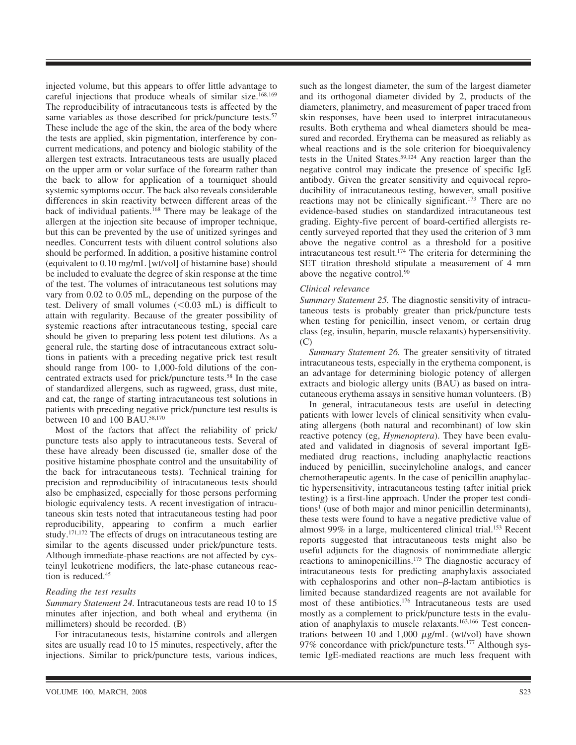injected volume, but this appears to offer little advantage to careful injections that produce wheals of similar size.[168,169] The reproducibility of intracutaneous tests is affected by the same variables as those described for prick/puncture tests.[57] These include the age of the skin, the area of the body where the tests are applied, skin pigmentation, interference by concurrent medications, and potency and biologic stability of the allergen test extracts. Intracutaneous tests are usually placed on the upper arm or volar surface of the forearm rather than the back to allow for application of a tourniquet should systemic symptoms occur. The back also reveals considerable differences in skin reactivity between different areas of the back of individual patients.[168] There may be leakage of the allergen at the injection site because of improper technique, but this can be prevented by the use of unitized syringes and needles. Concurrent tests with diluent control solutions also should be performed. In addition, a positive histamine control (equivalent to 0.10 mg/mL [wt/vol] of histamine base) should be included to evaluate the degree of skin response at the time of the test. The volumes of intracutaneous test solutions may vary from 0.02 to 0.05 mL, depending on the purpose of the test. Delivery of small volumes (<0.03 mL) is difficult to attain with regularity. Because of the greater possibility of systemic reactions after intracutaneous testing, special care should be given to preparing less potent test dilutions. As a general rule, the starting dose of intracutaneous extract solutions in patients with a preceding negative prick test result should range from 100- to 1,000-fold dilutions of the concentrated extracts used for prick/puncture tests.[58] In the case of standardized allergens, such as ragweed, grass, dust mite, and cat, the range of starting intracutaneous test solutions in patients with preceding negative prick/puncture test results is between 10 and 100 BAU.[58,170]

Most of the factors that affect the reliability of prick/puncture tests also apply to intracutaneous tests. Several of these have already been discussed (ie, smaller dose of the positive histamine phosphate control and the unsuitability of the back for intracutaneous tests). Technical training for precision and reproducibility of intracutaneous tests should also be emphasized, especially for those persons performing biologic equivalency tests. A recent investigation of intracutaneous skin tests noted that intracutaneous testing had poor reproducibility, appearing to confirm a much earlier study.[171,172] The effects of drugs on intracutaneous testing are similar to the agents discussed under prick/puncture tests. Although immediate-phase reactions are not affected by cysteinyl leukotriene modifiers, the late-phase cutaneous reaction is reduced.[45]

### *Reading the test results*

*Summary Statement 24.* Intracutaneous tests are read 10 to 15 minutes after injection, and both wheal and erythema (in millimeters) should be recorded. (B)

For intracutaneous tests, histamine controls and allergen sites are usually read 10 to 15 minutes, respectively, after the injections. Similar to prick/puncture tests, various indices, such as the longest diameter, the sum of the largest diameter and its orthogonal diameter divided by 2, products of the diameters, planimetry, and measurement of paper traced from skin responses, have been used to interpret intracutaneous results. Both erythema and wheal diameters should be measured and recorded. Erythema can be measured as reliably as wheal reactions and is the sole criterion for bioequivalency tests in the United States.[59,124] Any reaction larger than the negative control may indicate the presence of specific IgE antibody. Given the greater sensitivity and equivocal reproducibility of intracutaneous testing, however, small positive reactions may not be clinically significant.[173] There are no evidence-based studies on standardized intracutaneous test grading. Eighty-five percent of board-certified allergists recently surveyed reported that they used the criterion of 3 mm above the negative control as a threshold for a positive intracutaneous test result.[174] The criteria for determining the SET titration threshold stipulate a measurement of 4 mm above the negative control.[90]

### *Clinical relevance*

*Summary Statement 25.* The diagnostic sensitivity of intracutaneous tests is probably greater than prick/puncture tests when testing for penicillin, insect venom, or certain drug class (eg, insulin, heparin, muscle relaxants) hypersensitivity. (C)

*Summary Statement 26.* The greater sensitivity of titrated intracutaneous tests, especially in the erythema component, is an advantage for determining biologic potency of allergen extracts and biologic allergy units (BAU) as based on intracutaneous erythema assays in sensitive human volunteers. (B)

In general, intracutaneous tests are useful in detecting patients with lower levels of clinical sensitivity when evaluating allergens (both natural and recombinant) of low skin reactive potency (eg, *Hymenoptera*). They have been evaluated and validated in diagnosis of several important IgE-mediated drug reactions, including anaphylactic reactions induced by penicillin, succinylcholine analogs, and cancer chemotherapeutic agents. In the case of penicillin anaphylactic hypersensitivity, intracutaneous testing (after initial prick testing) is a first-line approach. Under the proper test conditions[1] (use of both major and minor penicillin determinants), these tests were found to have a negative predictive value of almost 99% in a large, multicentered clinical trial.[153] Recent reports suggested that intracutaneous tests might also be useful adjuncts for the diagnosis of nonimmediate allergic reactions to aminopenicillins.[175] The diagnostic accuracy of intracutaneous tests for predicting anaphylaxis associated with cephalosporins and other non–$\beta$-lactam antibiotics is limited because standardized reagents are not available for most of these antibiotics.[176] Intracutaneous tests are used mostly as a complement to prick/puncture tests in the evaluation of anaphylaxis to muscle relaxants.[163,166] Test concentrations between 10 and 1,000 $\mu$g/mL (wt/vol) have shown 97% concordance with prick/puncture tests.[177] Although systemic IgE-mediated reactions are much less frequent with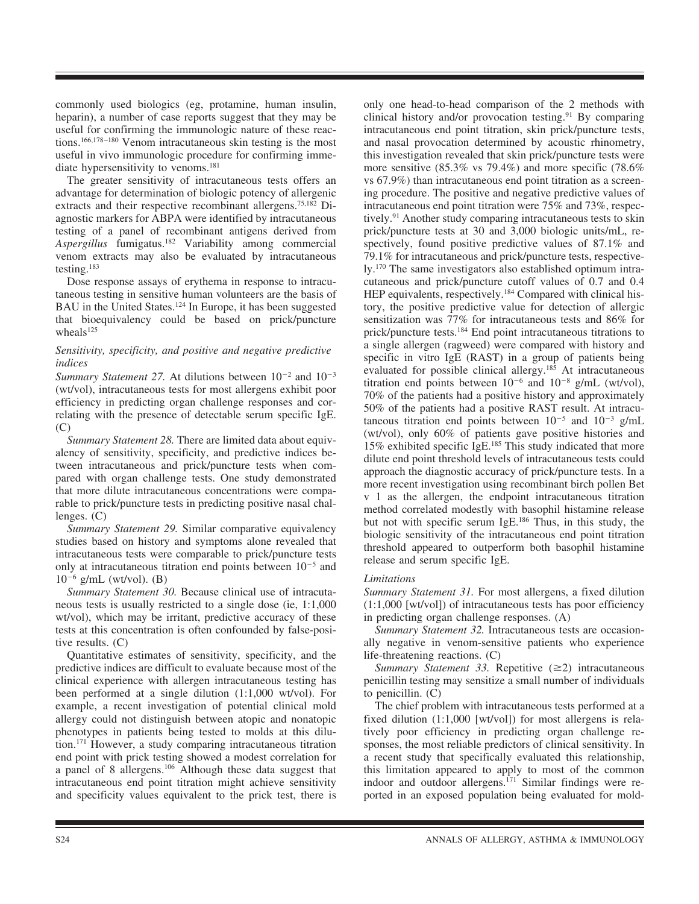commonly used biologics (eg, protamine, human insulin, heparin), a number of case reports suggest that they may be useful for confirming the immunologic nature of these reactions.[166,178–180] Venom intracutaneous skin testing is the most useful in vivo immunologic procedure for confirming immediate hypersensitivity to venoms.[181]

The greater sensitivity of intracutaneous tests offers an advantage for determination of biologic potency of allergenic extracts and their respective recombinant allergens.[75,182] Diagnostic markers for ABPA were identified by intracutaneous testing of a panel of recombinant antigens derived from *Aspergillus* fumigatus.[182] Variability among commercial venom extracts may also be evaluated by intracutaneous testing.[183]

Dose response assays of erythema in response to intracutaneous testing in sensitive human volunteers are the basis of BAU in the United States.[124] In Europe, it has been suggested that bioequivalency could be based on prick/puncture wheals[125]

### *Sensitivity, specificity, and positive and negative predictive indices*

*Summary Statement 27.* At dilutions between $10^{-2}$ and $10^{-3}$ (wt/vol), intracutaneous tests for most allergens exhibit poor efficiency in predicting organ challenge responses and correlating with the presence of detectable serum specific IgE. (C)

*Summary Statement 28.* There are limited data about equivalency of sensitivity, specificity, and predictive indices between intracutaneous and prick/puncture tests when compared with organ challenge tests. One study demonstrated that more dilute intracutaneous concentrations were comparable to prick/puncture tests in predicting positive nasal challenges. (C)

*Summary Statement 29.* Similar comparative equivalency studies based on history and symptoms alone revealed that intracutaneous tests were comparable to prick/puncture tests only at intracutaneous titration end points between $10^{-5}$ and $10^{-6}$ g/mL (wt/vol). (B)

*Summary Statement 30.* Because clinical use of intracutaneous tests is usually restricted to a single dose (ie, 1:1,000 wt/vol), which may be irritant, predictive accuracy of these tests at this concentration is often confounded by false-positive results. (C)

Quantitative estimates of sensitivity, specificity, and the predictive indices are difficult to evaluate because most of the clinical experience with allergen intracutaneous testing has been performed at a single dilution (1:1,000 wt/vol). For example, a recent investigation of potential clinical mold allergy could not distinguish between atopic and nonatopic phenotypes in patients being tested to molds at this dilution.[171] However, a study comparing intracutaneous titration end point with prick testing showed a modest correlation for a panel of 8 allergens.[106] Although these data suggest that intracutaneous end point titration might achieve sensitivity and specificity values equivalent to the prick test, there is only one head-to-head comparison of the 2 methods with clinical history and/or provocation testing.[91] By comparing intracutaneous end point titration, skin prick/puncture tests, and nasal provocation determined by acoustic rhinometry, this investigation revealed that skin prick/puncture tests were more sensitive (85.3% vs 79.4%) and more specific (78.6% vs 67.9%) than intracutaneous end point titration as a screening procedure. The positive and negative predictive values of intracutaneous end point titration were 75% and 73%, respectively.[91] Another study comparing intracutaneous tests to skin prick/puncture tests at 30 and 3,000 biologic units/mL, respectively, found positive predictive values of 87.1% and 79.1% for intracutaneous and prick/puncture tests, respectively.[170] The same investigators also established optimum intracutaneous and prick/puncture cutoff values of 0.7 and 0.4 HEP equivalents, respectively.[184] Compared with clinical history, the positive predictive value for detection of allergic sensitization was 77% for intracutaneous tests and 86% for prick/puncture tests.[184] End point intracutaneous titrations to a single allergen (ragweed) were compared with history and specific in vitro IgE (RAST) in a group of patients being evaluated for possible clinical allergy.[185] At intracutaneous titration end points between $10^{-6}$ and $10^{-8}$ g/mL (wt/vol), 70% of the patients had a positive history and approximately 50% of the patients had a positive RAST result. At intracutaneous titration end points between $10^{-5}$ and $10^{-3}$ g/mL (wt/vol), only 60% of patients gave positive histories and 15% exhibited specific IgE.[185] This study indicated that more dilute end point threshold levels of intracutaneous tests could approach the diagnostic accuracy of prick/puncture tests. In a more recent investigation using recombinant birch pollen Bet v 1 as the allergen, the endpoint intracutaneous titration method correlated modestly with basophil histamine release but not with specific serum IgE.[186] Thus, in this study, the biologic sensitivity of the intracutaneous end point titration threshold appeared to outperform both basophil histamine release and serum specific IgE.

### *Limitations*

*Summary Statement 31.* For most allergens, a fixed dilution (1:1,000 [wt/vol]) of intracutaneous tests has poor efficiency in predicting organ challenge responses. (A)

*Summary Statement 32.* Intracutaneous tests are occasionally negative in venom-sensitive patients who experience life-threatening reactions. (C)

*Summary Statement 33.* Repetitive ($\geq$2) intracutaneous penicillin testing may sensitize a small number of individuals to penicillin. (C)

The chief problem with intracutaneous tests performed at a fixed dilution (1:1,000 [wt/vol]) for most allergens is relatively poor efficiency in predicting organ challenge responses, the most reliable predictors of clinical sensitivity. In a recent study that specifically evaluated this relationship, this limitation appeared to apply to most of the common indoor and outdoor allergens.[171] Similar findings were reported in an exposed population being evaluated for mold-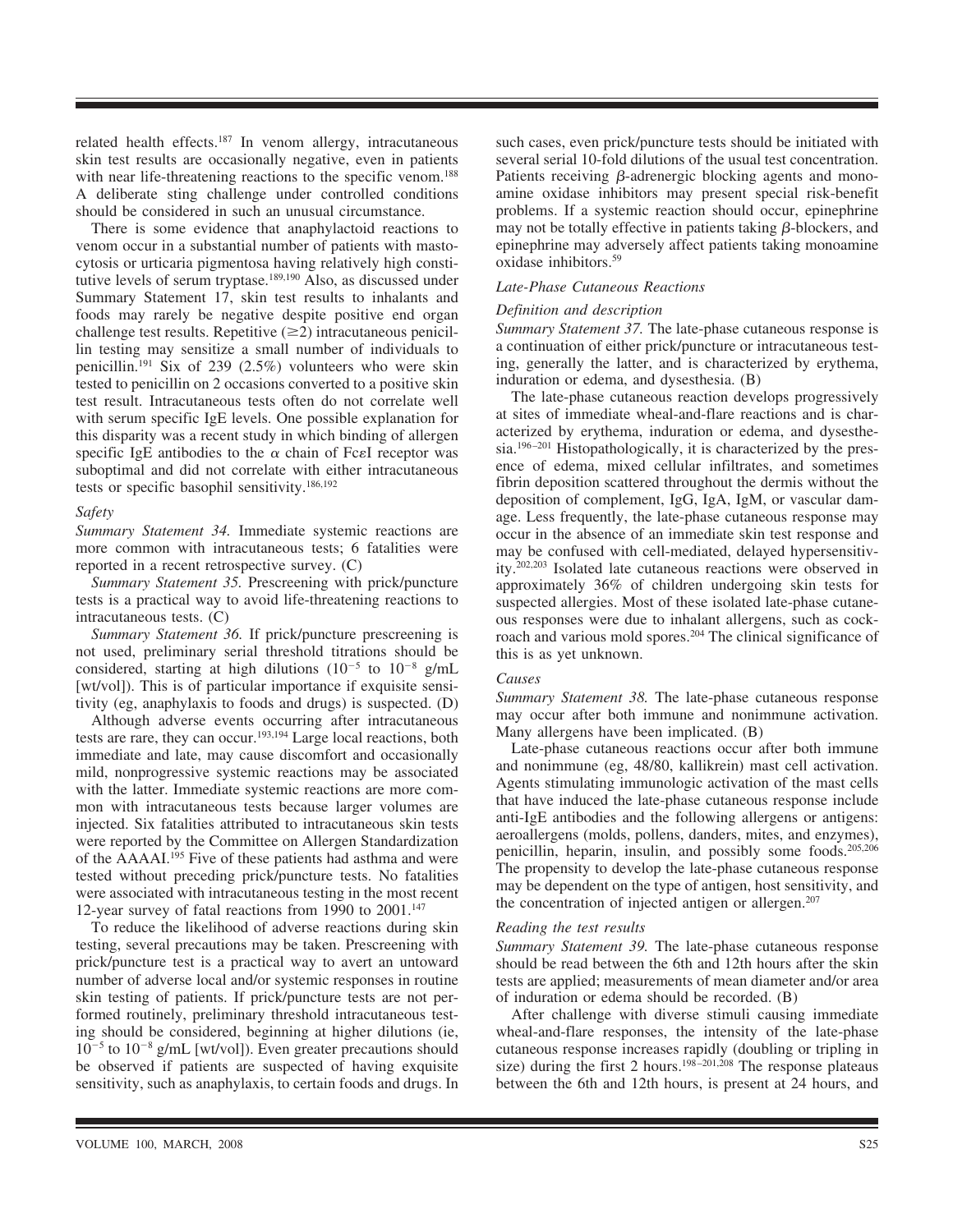related health effects.[187] In venom allergy, intracutaneous skin test results are occasionally negative, even in patients with near life-threatening reactions to the specific venom.[188] A deliberate sting challenge under controlled conditions should be considered in such an unusual circumstance.

There is some evidence that anaphylactoid reactions to venom occur in a substantial number of patients with mastocytosis or urticaria pigmentosa having relatively high constitutive levels of serum tryptase.[189,190] Also, as discussed under Summary Statement 17, skin test results to inhalants and foods may rarely be negative despite positive end organ challenge test results. Repetitive ($\geq$2) intracutaneous penicillin testing may sensitize a small number of individuals to penicillin.[191] Six of 239 (2.5%) volunteers who were skin tested to penicillin on 2 occasions converted to a positive skin test result. Intracutaneous tests often do not correlate well with serum specific IgE levels. One possible explanation for this disparity was a recent study in which binding of allergen specific IgE antibodies to the $\alpha$ chain of Fc$\epsilon$I receptor was suboptimal and did not correlate with either intracutaneous tests or specific basophil sensitivity.[186,192]

### *Safety*

*Summary Statement 34.* Immediate systemic reactions are more common with intracutaneous tests; 6 fatalities were reported in a recent retrospective survey. (C)

*Summary Statement 35.* Prescreening with prick/puncture tests is a practical way to avoid life-threatening reactions to intracutaneous tests. (C)

*Summary Statement 36.* If prick/puncture prescreening is not used, preliminary serial threshold titrations should be considered, starting at high dilutions ($10^{-5}$ to $10^{-8}$ g/mL [wt/vol]). This is of particular importance if exquisite sensitivity (eg, anaphylaxis to foods and drugs) is suspected. (D)

Although adverse events occurring after intracutaneous tests are rare, they can occur.[193,194] Large local reactions, both immediate and late, may cause discomfort and occasionally mild, nonprogressive systemic reactions may be associated with the latter. Immediate systemic reactions are more common with intracutaneous tests because larger volumes are injected. Six fatalities attributed to intracutaneous skin tests were reported by the Committee on Allergen Standardization of the AAAAI.[195] Five of these patients had asthma and were tested without preceding prick/puncture tests. No fatalities were associated with intracutaneous testing in the most recent 12-year survey of fatal reactions from 1990 to 2001.[147]

To reduce the likelihood of adverse reactions during skin testing, several precautions may be taken. Prescreening with prick/puncture test is a practical way to avert an untoward number of adverse local and/or systemic responses in routine skin testing of patients. If prick/puncture tests are not performed routinely, preliminary threshold intracutaneous testing should be considered, beginning at higher dilutions (ie, $10^{-5}$ to $10^{-8}$ g/mL [wt/vol]). Even greater precautions should be observed if patients are suspected of having exquisite sensitivity, such as anaphylaxis, to certain foods and drugs. In such cases, even prick/puncture tests should be initiated with several serial 10-fold dilutions of the usual test concentration. Patients receiving $\beta$-adrenergic blocking agents and monoamine oxidase inhibitors may present special risk-benefit problems. If a systemic reaction should occur, epinephrine may not be totally effective in patients taking $\beta$-blockers, and epinephrine may adversely affect patients taking monoamine oxidase inhibitors.[59]

## *Late-Phase Cutaneous Reactions*

### *Definition and description*

*Summary Statement 37.* The late-phase cutaneous response is a continuation of either prick/puncture or intracutaneous testing, generally the latter, and is characterized by erythema, induration or edema, and dysesthesia. (B)

The late-phase cutaneous reaction develops progressively at sites of immediate wheal-and-flare reactions and is characterized by erythema, induration or edema, and dysesthesia.[196–201] Histopathologically, it is characterized by the presence of edema, mixed cellular infiltrates, and sometimes fibrin deposition scattered throughout the dermis without the deposition of complement, IgG, IgA, IgM, or vascular damage. Less frequently, the late-phase cutaneous response may occur in the absence of an immediate skin test response and may be confused with cell-mediated, delayed hypersensitivity.[202,203] Isolated late cutaneous reactions were observed in approximately 36% of children undergoing skin tests for suspected allergies. Most of these isolated late-phase cutaneous responses were due to inhalant allergens, such as cockroach and various mold spores.[204] The clinical significance of this is as yet unknown.

### *Causes*

*Summary Statement 38.* The late-phase cutaneous response may occur after both immune and nonimmune activation. Many allergens have been implicated. (B)

Late-phase cutaneous reactions occur after both immune and nonimmune (eg, 48/80, kallikrein) mast cell activation. Agents stimulating immunologic activation of the mast cells that have induced the late-phase cutaneous response include anti-IgE antibodies and the following allergens or antigens: aeroallergens (molds, pollens, danders, mites, and enzymes), penicillin, heparin, insulin, and possibly some foods.[205,206] The propensity to develop the late-phase cutaneous response may be dependent on the type of antigen, host sensitivity, and the concentration of injected antigen or allergen.[207]

### *Reading the test results*

*Summary Statement 39.* The late-phase cutaneous response should be read between the 6th and 12th hours after the skin tests are applied; measurements of mean diameter and/or area of induration or edema should be recorded. (B)

After challenge with diverse stimuli causing immediate wheal-and-flare responses, the intensity of the late-phase cutaneous response increases rapidly (doubling or tripling in size) during the first 2 hours.[198–201,208] The response plateaus between the 6th and 12th hours, is present at 24 hours, and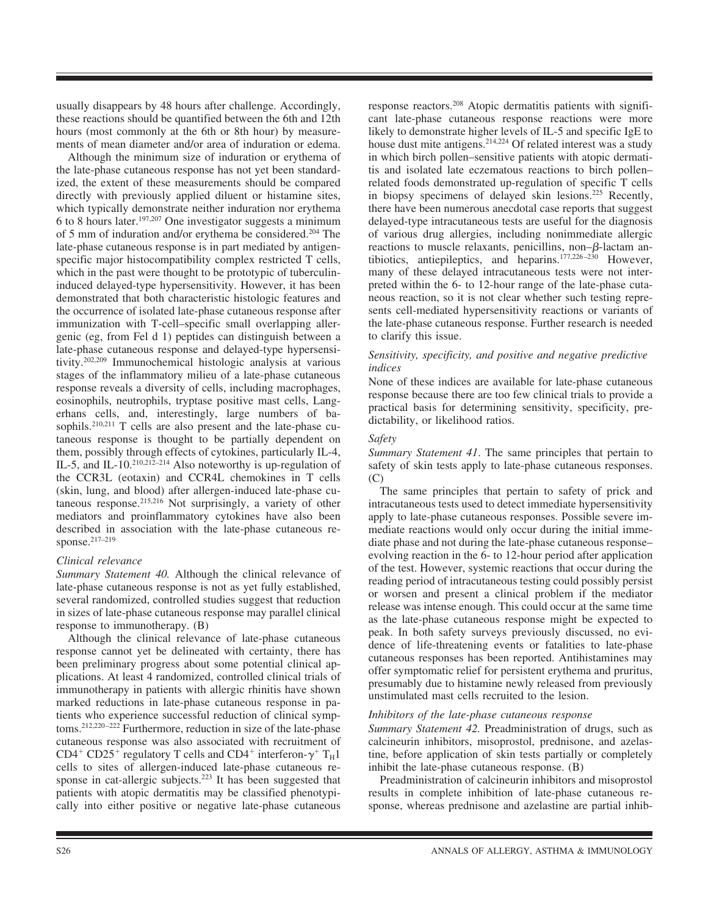usually disappears by 48 hours after challenge. Accordingly, these reactions should be quantified between the 6th and 12th hours (most commonly at the 6th or 8th hour) by measurements of mean diameter and/or area of induration or edema.

Although the minimum size of induration or erythema of the late-phase cutaneous response has not yet been standardized, the extent of these measurements should be compared directly with previously applied diluent or histamine sites, which typically demonstrate neither induration nor erythema 6 to 8 hours later.[197,207] One investigator suggests a minimum of 5 mm of induration and/or erythema be considered.[204] The late-phase cutaneous response is in part mediated by antigen-specific major histocompatibility complex restricted T cells, which in the past were thought to be prototypic of tuberculin-induced delayed-type hypersensitivity. However, it has been demonstrated that both characteristic histologic features and the occurrence of isolated late-phase cutaneous response after immunization with T-cell–specific small overlapping allergenic (eg, from Fel d 1) peptides can distinguish between a late-phase cutaneous response and delayed-type hypersensitivity.[202,209] Immunochemical histologic analysis at various stages of the inflammatory milieu of a late-phase cutaneous response reveals a diversity of cells, including macrophages, eosinophils, neutrophils, tryptase positive mast cells, Langerhans cells, and, interestingly, large numbers of basophils.[210,211] T cells are also present and the late-phase cutaneous response is thought to be partially dependent on them, possibly through effects of cytokines, particularly IL-4, IL-5, and IL-10.[210,212–214] Also noteworthy is up-regulation of the CCR3L (eotaxin) and CCR4L chemokines in T cells (skin, lung, and blood) after allergen-induced late-phase cutaneous response.[215,216] Not surprisingly, a variety of other mediators and proinflammatory cytokines have also been described in association with the late-phase cutaneous response.[217–219]

*Clinical relevance*

*Summary Statement 40.* Although the clinical relevance of late-phase cutaneous response is not as yet fully established, several randomized, controlled studies suggest that reduction in sizes of late-phase cutaneous response may parallel clinical response to immunotherapy. (B)

Although the clinical relevance of late-phase cutaneous response cannot yet be delineated with certainty, there has been preliminary progress about some potential clinical applications. At least 4 randomized, controlled clinical trials of immunotherapy in patients with allergic rhinitis have shown marked reductions in late-phase cutaneous response in patients who experience successful reduction of clinical symptoms.[212,220–222] Furthermore, reduction in size of the late-phase cutaneous response was also associated with recruitment of $CD4^+$ $CD25^+$ regulatory T cells and $CD4^+$ interferon-$\gamma^+$ $T_H1$ cells to sites of allergen-induced late-phase cutaneous response in cat-allergic subjects.[223] It has been suggested that patients with atopic dermatitis may be classified phenotypically into either positive or negative late-phase cutaneous response reactors.[208] Atopic dermatitis patients with significant late-phase cutaneous response reactions were more likely to demonstrate higher levels of IL-5 and specific IgE to house dust mite antigens.[214,224] Of related interest was a study in which birch pollen–sensitive patients with atopic dermatitis and isolated late eczematous reactions to birch pollen–related foods demonstrated up-regulation of specific T cells in biopsy specimens of delayed skin lesions.[225] Recently, there have been numerous anecdotal case reports that suggest delayed-type intracutaneous tests are useful for the diagnosis of various drug allergies, including nonimmediate allergic reactions to muscle relaxants, penicillins, non–$\beta$-lactam antibiotics, antiepileptics, and heparins.[177,226–230] However, many of these delayed intracutaneous tests were not interpreted within the 6- to 12-hour range of the late-phase cutaneous reaction, so it is not clear whether such testing represents cell-mediated hypersensitivity reactions or variants of the late-phase cutaneous response. Further research is needed to clarify this issue.

*Sensitivity, specificity, and positive and negative predictive indices*

None of these indices are available for late-phase cutaneous response because there are too few clinical trials to provide a practical basis for determining sensitivity, specificity, predictability, or likelihood ratios.

*Safety*

*Summary Statement 41.* The same principles that pertain to safety of skin tests apply to late-phase cutaneous responses. (C)

The same principles that pertain to safety of prick and intracutaneous tests used to detect immediate hypersensitivity apply to late-phase cutaneous responses. Possible severe immediate reactions would only occur during the initial immediate phase and not during the late-phase cutaneous response–evolving reaction in the 6- to 12-hour period after application of the test. However, systemic reactions that occur during the reading period of intracutaneous testing could possibly persist or worsen and present a clinical problem if the mediator release was intense enough. This could occur at the same time as the late-phase cutaneous response might be expected to peak. In both safety surveys previously discussed, no evidence of life-threatening events or fatalities to late-phase cutaneous responses has been reported. Antihistamines may offer symptomatic relief for persistent erythema and pruritus, presumably due to histamine newly released from previously unstimulated mast cells recruited to the lesion.

*Inhibitors of the late-phase cutaneous response*

*Summary Statement 42.* Preadministration of drugs, such as calcineurin inhibitors, misoprostol, prednisone, and azelastine, before application of skin tests partially or completely inhibit the late-phase cutaneous response. (B)

Preadministration of calcineurin inhibitors and misoprostol results in complete inhibition of late-phase cutaneous response, whereas prednisone and azelastine are partial inhib-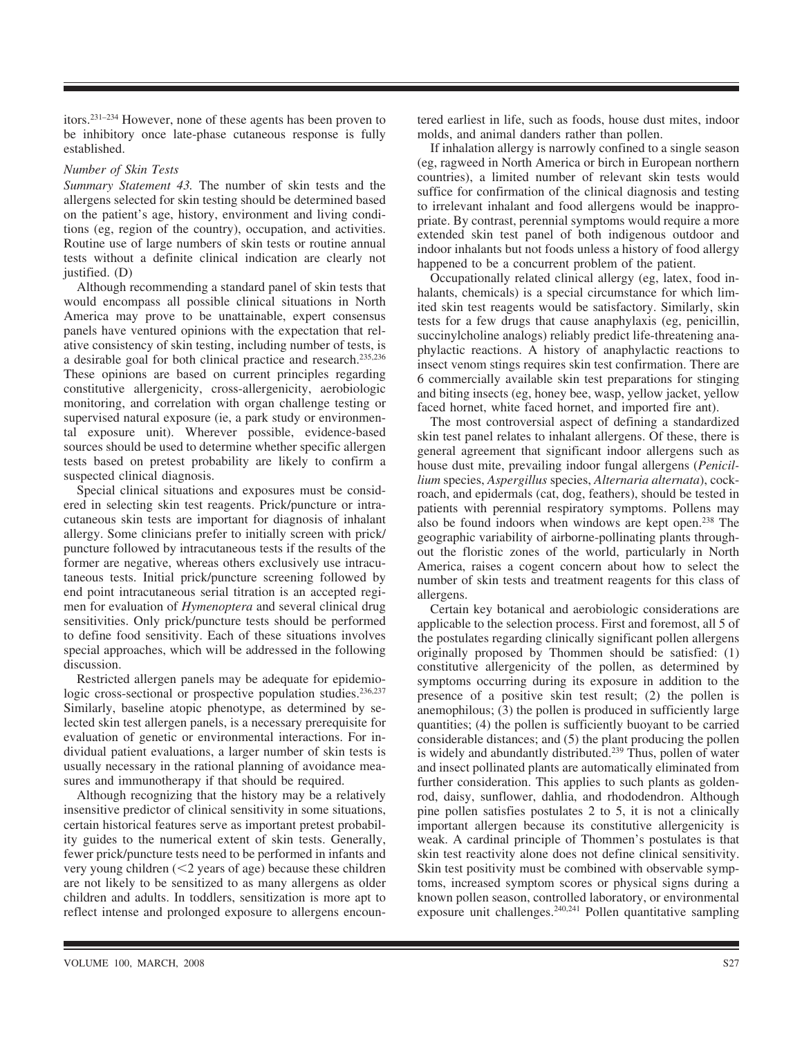itors.[231–234] However, none of these agents has been proven to be inhibitory once late-phase cutaneous response is fully established.

### *Number of Skin Tests*

*Summary Statement 43.* The number of skin tests and the allergens selected for skin testing should be determined based on the patient's age, history, environment and living conditions (eg, region of the country), occupation, and activities. Routine use of large numbers of skin tests or routine annual tests without a definite clinical indication are clearly not justified. (D)

Although recommending a standard panel of skin tests that would encompass all possible clinical situations in North America may prove to be unattainable, expert consensus panels have ventured opinions with the expectation that relative consistency of skin testing, including number of tests, is a desirable goal for both clinical practice and research.[235,236] These opinions are based on current principles regarding constitutive allergenicity, cross-allergenicity, aerobiologic monitoring, and correlation with organ challenge testing or supervised natural exposure (ie, a park study or environmental exposure unit). Wherever possible, evidence-based sources should be used to determine whether specific allergen tests based on pretest probability are likely to confirm a suspected clinical diagnosis.

Special clinical situations and exposures must be considered in selecting skin test reagents. Prick/puncture or intracutaneous skin tests are important for diagnosis of inhalant allergy. Some clinicians prefer to initially screen with prick/puncture followed by intracutaneous tests if the results of the former are negative, whereas others exclusively use intracutaneous tests. Initial prick/puncture screening followed by end point intracutaneous serial titration is an accepted regimen for evaluation of *Hymenoptera* and several clinical drug sensitivities. Only prick/puncture tests should be performed to define food sensitivity. Each of these situations involves special approaches, which will be addressed in the following discussion.

Restricted allergen panels may be adequate for epidemiologic cross-sectional or prospective population studies.[236,237] Similarly, baseline atopic phenotype, as determined by selected skin test allergen panels, is a necessary prerequisite for evaluation of genetic or environmental interactions. For individual patient evaluations, a larger number of skin tests is usually necessary in the rational planning of avoidance measures and immunotherapy if that should be required.

Although recognizing that the history may be a relatively insensitive predictor of clinical sensitivity in some situations, certain historical features serve as important pretest probability guides to the numerical extent of skin tests. Generally, fewer prick/puncture tests need to be performed in infants and very young children (<2 years of age) because these children are not likely to be sensitized to as many allergens as older children and adults. In toddlers, sensitization is more apt to reflect intense and prolonged exposure to allergens encountered earliest in life, such as foods, house dust mites, indoor molds, and animal danders rather than pollen.

If inhalation allergy is narrowly confined to a single season (eg, ragweed in North America or birch in European northern countries), a limited number of relevant skin tests would suffice for confirmation of the clinical diagnosis and testing to irrelevant inhalant and food allergens would be inappropriate. By contrast, perennial symptoms would require a more extended skin test panel of both indigenous outdoor and indoor inhalants but not foods unless a history of food allergy happened to be a concurrent problem of the patient.

Occupationally related clinical allergy (eg, latex, food inhalants, chemicals) is a special circumstance for which limited skin test reagents would be satisfactory. Similarly, skin tests for a few drugs that cause anaphylaxis (eg, penicillin, succinylcholine analogs) reliably predict life-threatening anaphylactic reactions. A history of anaphylactic reactions to insect venom stings requires skin test confirmation. There are 6 commercially available skin test preparations for stinging and biting insects (eg, honey bee, wasp, yellow jacket, yellow faced hornet, white faced hornet, and imported fire ant).

The most controversial aspect of defining a standardized skin test panel relates to inhalant allergens. Of these, there is general agreement that significant indoor allergens such as house dust mite, prevailing indoor fungal allergens (*Penicillium* species, *Aspergillus* species, *Alternaria alternata*), cockroach, and epidermals (cat, dog, feathers), should be tested in patients with perennial respiratory symptoms. Pollens may also be found indoors when windows are kept open.[238] The geographic variability of airborne-pollinating plants throughout the floristic zones of the world, particularly in North America, raises a cogent concern about how to select the number of skin tests and treatment reagents for this class of allergens.

Certain key botanical and aerobiologic considerations are applicable to the selection process. First and foremost, all 5 of the postulates regarding clinically significant pollen allergens originally proposed by Thommen should be satisfied: (1) constitutive allergenicity of the pollen, as determined by symptoms occurring during its exposure in addition to the presence of a positive skin test result; (2) the pollen is anemophilous; (3) the pollen is produced in sufficiently large quantities; (4) the pollen is sufficiently buoyant to be carried considerable distances; and (5) the plant producing the pollen is widely and abundantly distributed.[239] Thus, pollen of water and insect pollinated plants are automatically eliminated from further consideration. This applies to such plants as goldenrod, daisy, sunflower, dahlia, and rhododendron. Although pine pollen satisfies postulates 2 to 5, it is not a clinically important allergen because its constitutive allergenicity is weak. A cardinal principle of Thommen's postulates is that skin test reactivity alone does not define clinical sensitivity. Skin test positivity must be combined with observable symptoms, increased symptom scores or physical signs during a known pollen season, controlled laboratory, or environmental exposure unit challenges.[240,241] Pollen quantitative sampling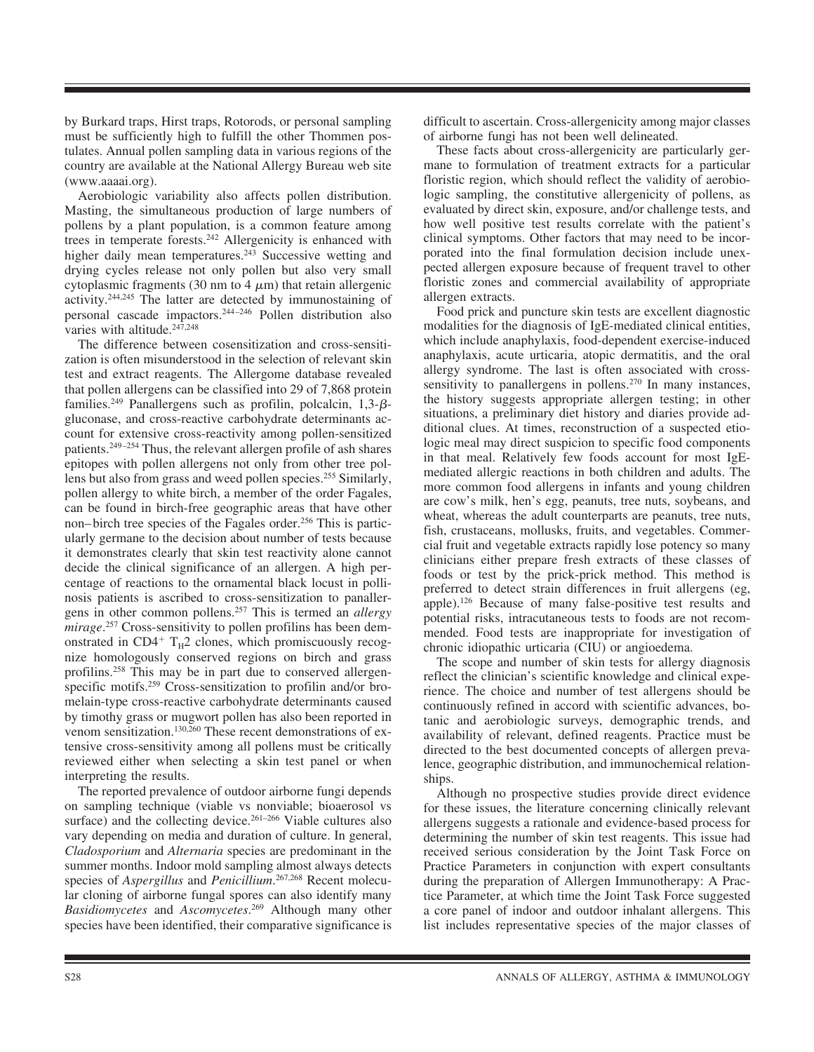by Burkard traps, Hirst traps, Rotorods, or personal sampling must be sufficiently high to fulfill the other Thommen postulates. Annual pollen sampling data in various regions of the country are available at the National Allergy Bureau web site (www.aaaai.org).

Aerobiologic variability also affects pollen distribution. Masting, the simultaneous production of large numbers of pollens by a plant population, is a common feature among trees in temperate forests.[242] Allergenicity is enhanced with higher daily mean temperatures.[243] Successive wetting and drying cycles release not only pollen but also very small cytoplasmic fragments (30 nm to 4 $\mu$m) that retain allergenic activity.[244,245] The latter are detected by immunostaining of personal cascade impactors.[244–246] Pollen distribution also varies with altitude.[247,248]

The difference between cosensitization and cross-sensitization is often misunderstood in the selection of relevant skin test and extract reagents. The Allergome database revealed that pollen allergens can be classified into 29 of 7,868 protein families.[249] Panallergens such as profilin, polcalcin, 1,3-$\beta$-gluconase, and cross-reactive carbohydrate determinants account for extensive cross-reactivity among pollen-sensitized patients.[249–254] Thus, the relevant allergen profile of ash shares epitopes with pollen allergens not only from other tree pollens but also from grass and weed pollen species.[255] Similarly, pollen allergy to white birch, a member of the order Fagales, can be found in birch-free geographic areas that have other non–birch tree species of the Fagales order.[256] This is particularly germane to the decision about number of tests because it demonstrates clearly that skin test reactivity alone cannot decide the clinical significance of an allergen. A high percentage of reactions to the ornamental black locust in pollinosis patients is ascribed to cross-sensitization to panallergens in other common pollens.[257] This is termed an *allergy mirage*.[257] Cross-sensitivity to pollen profilins has been demonstrated in $CD4^+$ $T_H2$ clones, which promiscuously recognize homologously conserved regions on birch and grass profilins.[258] This may be in part due to conserved allergen-specific motifs.[259] Cross-sensitization to profilin and/or bromelain-type cross-reactive carbohydrate determinants caused by timothy grass or mugwort pollen has also been reported in venom sensitization.[130,260] These recent demonstrations of extensive cross-sensitivity among all pollens must be critically reviewed either when selecting a skin test panel or when interpreting the results.

The reported prevalence of outdoor airborne fungi depends on sampling technique (viable vs nonviable; bioaerosol vs surface) and the collecting device.[261–266] Viable cultures also vary depending on media and duration of culture. In general, *Cladosporium* and *Alternaria* species are predominant in the summer months. Indoor mold sampling almost always detects species of *Aspergillus* and *Penicillium*.[267,268] Recent molecular cloning of airborne fungal spores can also identify many *Basidiomycetes* and *Ascomycetes*.[269] Although many other species have been identified, their comparative significance is difficult to ascertain. Cross-allergenicity among major classes of airborne fungi has not been well delineated.

These facts about cross-allergenicity are particularly germane to formulation of treatment extracts for a particular floristic region, which should reflect the validity of aerobiologic sampling, the constitutive allergenicity of pollens, as evaluated by direct skin, exposure, and/or challenge tests, and how well positive test results correlate with the patient's clinical symptoms. Other factors that may need to be incorporated into the final formulation decision include unexpected allergen exposure because of frequent travel to other floristic zones and commercial availability of appropriate allergen extracts.

Food prick and puncture skin tests are excellent diagnostic modalities for the diagnosis of IgE-mediated clinical entities, which include anaphylaxis, food-dependent exercise-induced anaphylaxis, acute urticaria, atopic dermatitis, and the oral allergy syndrome. The last is often associated with cross-sensitivity to panallergens in pollens.[270] In many instances, the history suggests appropriate allergen testing; in other situations, a preliminary diet history and diaries provide additional clues. At times, reconstruction of a suspected etiologic meal may direct suspicion to specific food components in that meal. Relatively few foods account for most IgE-mediated allergic reactions in both children and adults. The more common food allergens in infants and young children are cow's milk, hen's egg, peanuts, tree nuts, soybeans, and wheat, whereas the adult counterparts are peanuts, tree nuts, fish, crustaceans, mollusks, fruits, and vegetables. Commercial fruit and vegetable extracts rapidly lose potency so many clinicians either prepare fresh extracts of these classes of foods or test by the prick-prick method. This method is preferred to detect strain differences in fruit allergens (eg, apple).[126] Because of many false-positive test results and potential risks, intracutaneous tests to foods are not recommended. Food tests are inappropriate for investigation of chronic idiopathic urticaria (CIU) or angioedema.

The scope and number of skin tests for allergy diagnosis reflect the clinician's scientific knowledge and clinical experience. The choice and number of test allergens should be continuously refined in accord with scientific advances, botanic and aerobiologic surveys, demographic trends, and availability of relevant, defined reagents. Practice must be directed to the best documented concepts of allergen prevalence, geographic distribution, and immunochemical relationships.

Although no prospective studies provide direct evidence for these issues, the literature concerning clinically relevant allergens suggests a rationale and evidence-based process for determining the number of skin test reagents. This issue had received serious consideration by the Joint Task Force on Practice Parameters in conjunction with expert consultants during the preparation of Allergen Immunotherapy: A Practice Parameter, at which time the Joint Task Force suggested a core panel of indoor and outdoor inhalant allergens. This list includes representative species of the major classes of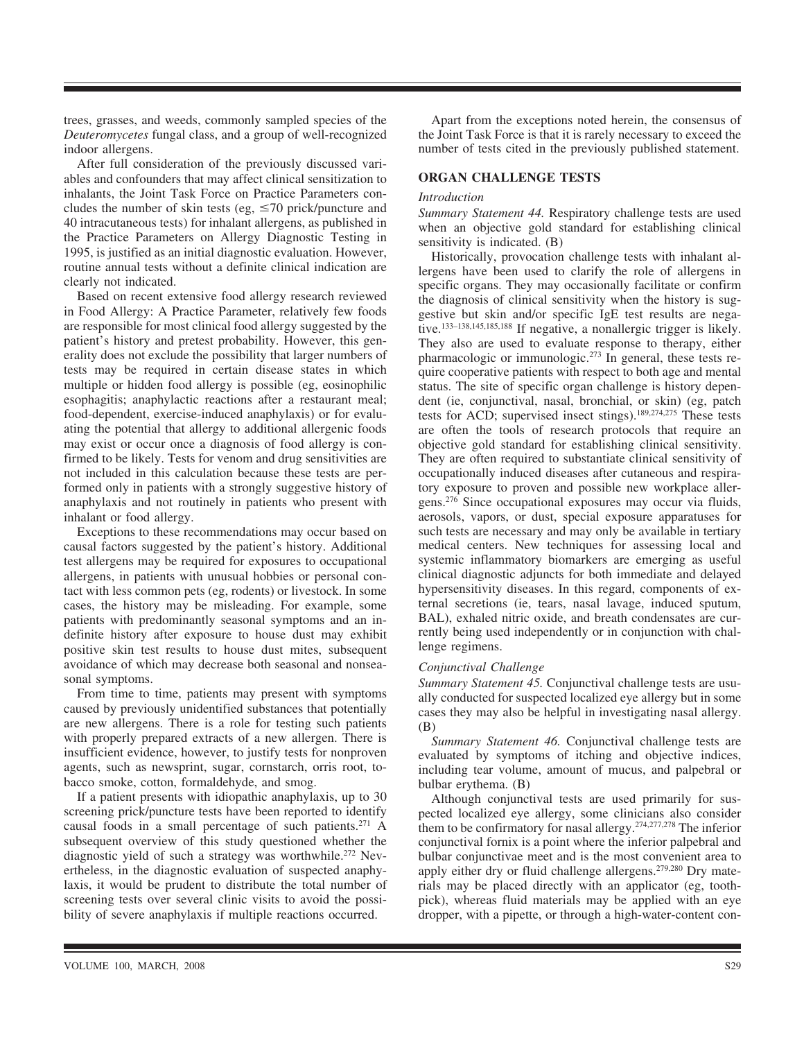trees, grasses, and weeds, commonly sampled species of the *Deuteromycetes* fungal class, and a group of well-recognized indoor allergens.

After full consideration of the previously discussed variables and confounders that may affect clinical sensitization to inhalants, the Joint Task Force on Practice Parameters concludes the number of skin tests (eg, ≤70 prick/puncture and 40 intracutaneous tests) for inhalant allergens, as published in the Practice Parameters on Allergy Diagnostic Testing in 1995, is justified as an initial diagnostic evaluation. However, routine annual tests without a definite clinical indication are clearly not indicated.

Based on recent extensive food allergy research reviewed in Food Allergy: A Practice Parameter, relatively few foods are responsible for most clinical food allergy suggested by the patient's history and pretest probability. However, this generality does not exclude the possibility that larger numbers of tests may be required in certain disease states in which multiple or hidden food allergy is possible (eg, eosinophilic esophagitis; anaphylactic reactions after a restaurant meal; food-dependent, exercise-induced anaphylaxis) or for evaluating the potential that allergy to additional allergenic foods may exist or occur once a diagnosis of food allergy is confirmed to be likely. Tests for venom and drug sensitivities are not included in this calculation because these tests are performed only in patients with a strongly suggestive history of anaphylaxis and not routinely in patients who present with inhalant or food allergy.

Exceptions to these recommendations may occur based on causal factors suggested by the patient's history. Additional test allergens may be required for exposures to occupational allergens, in patients with unusual hobbies or personal contact with less common pets (eg, rodents) or livestock. In some cases, the history may be misleading. For example, some patients with predominantly seasonal symptoms and an indefinite history after exposure to house dust may exhibit positive skin test results to house dust mites, subsequent avoidance of which may decrease both seasonal and nonseasonal symptoms.

From time to time, patients may present with symptoms caused by previously unidentified substances that potentially are new allergens. There is a role for testing such patients with properly prepared extracts of a new allergen. There is insufficient evidence, however, to justify tests for nonproven agents, such as newsprint, sugar, cornstarch, orris root, tobacco smoke, cotton, formaldehyde, and smog.

If a patient presents with idiopathic anaphylaxis, up to 30 screening prick/puncture tests have been reported to identify causal foods in a small percentage of such patients.[271] A subsequent overview of this study questioned whether the diagnostic yield of such a strategy was worthwhile.[272] Nevertheless, in the diagnostic evaluation of suspected anaphylaxis, it would be prudent to distribute the total number of screening tests over several clinic visits to avoid the possibility of severe anaphylaxis if multiple reactions occurred.

Apart from the exceptions noted herein, the consensus of the Joint Task Force is that it is rarely necessary to exceed the number of tests cited in the previously published statement.

## ORGAN CHALLENGE TESTS

### *Introduction*

*Summary Statement 44.* Respiratory challenge tests are used when an objective gold standard for establishing clinical sensitivity is indicated. (B)

Historically, provocation challenge tests with inhalant allergens have been used to clarify the role of allergens in specific organs. They may occasionally facilitate or confirm the diagnosis of clinical sensitivity when the history is suggestive but skin and/or specific IgE test results are negative.[133–138,145,185,188] If negative, a nonallergic trigger is likely. They also are used to evaluate response to therapy, either pharmacologic or immunologic.[273] In general, these tests require cooperative patients with respect to both age and mental status. The site of specific organ challenge is history dependent (ie, conjunctival, nasal, bronchial, or skin) (eg, patch tests for ACD; supervised insect stings).[189,274,275] These tests are often the tools of research protocols that require an objective gold standard for establishing clinical sensitivity. They are often required to substantiate clinical sensitivity of occupationally induced diseases after cutaneous and respiratory exposure to proven and possible new workplace allergens.[276] Since occupational exposures may occur via fluids, aerosols, vapors, or dust, special exposure apparatuses for such tests are necessary and may only be available in tertiary medical centers. New techniques for assessing local and systemic inflammatory biomarkers are emerging as useful clinical diagnostic adjuncts for both immediate and delayed hypersensitivity diseases. In this regard, components of external secretions (ie, tears, nasal lavage, induced sputum, BAL), exhaled nitric oxide, and breath condensates are currently being used independently or in conjunction with challenge regimens.

### *Conjunctival Challenge*

*Summary Statement 45.* Conjunctival challenge tests are usually conducted for suspected localized eye allergy but in some cases they may also be helpful in investigating nasal allergy. (B)

*Summary Statement 46.* Conjunctival challenge tests are evaluated by symptoms of itching and objective indices, including tear volume, amount of mucus, and palpebral or bulbar erythema. (B)

Although conjunctival tests are used primarily for suspected localized eye allergy, some clinicians also consider them to be confirmatory for nasal allergy.[274,277,278] The inferior conjunctival fornix is a point where the inferior palpebral and bulbar conjunctivae meet and is the most convenient area to apply either dry or fluid challenge allergens.[279,280] Dry materials may be placed directly with an applicator (eg, toothpick), whereas fluid materials may be applied with an eye dropper, with a pipette, or through a high-water-content con-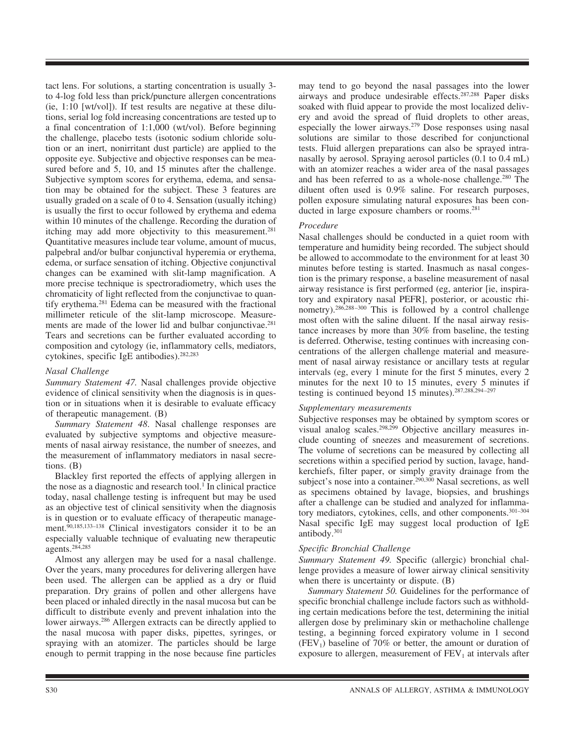tact lens. For solutions, a starting concentration is usually 3- to 4-log fold less than prick/puncture allergen concentrations (ie, 1:10 [wt/vol]). If test results are negative at these dilutions, serial log fold increasing concentrations are tested up to a final concentration of 1:1,000 (wt/vol). Before beginning the challenge, placebo tests (isotonic sodium chloride solution or an inert, nonirritant dust particle) are applied to the opposite eye. Subjective and objective responses can be measured before and 5, 10, and 15 minutes after the challenge. Subjective symptom scores for erythema, edema, and sensation may be obtained for the subject. These 3 features are usually graded on a scale of 0 to 4. Sensation (usually itching) is usually the first to occur followed by erythema and edema within 10 minutes of the challenge. Recording the duration of itching may add more objectivity to this measurement.[281] Quantitative measures include tear volume, amount of mucus, palpebral and/or bulbar conjunctival hyperemia or erythema, edema, or surface sensation of itching. Objective conjunctival changes can be examined with slit-lamp magnification. A more precise technique is spectroradiometry, which uses the chromaticity of light reflected from the conjunctivae to quantify erythema.[281] Edema can be measured with the fractional millimeter reticule of the slit-lamp microscope. Measurements are made of the lower lid and bulbar conjunctivae.[281] Tears and secretions can be further evaluated according to composition and cytology (ie, inflammatory cells, mediators, cytokines, specific IgE antibodies).[282,283]

### *Nasal Challenge*

*Summary Statement 47.* Nasal challenges provide objective evidence of clinical sensitivity when the diagnosis is in question or in situations when it is desirable to evaluate efficacy of therapeutic management. (B)

*Summary Statement 48.* Nasal challenge responses are evaluated by subjective symptoms and objective measurements of nasal airway resistance, the number of sneezes, and the measurement of inflammatory mediators in nasal secretions. (B)

Blackley first reported the effects of applying allergen in the nose as a diagnostic and research tool.[1] In clinical practice today, nasal challenge testing is infrequent but may be used as an objective test of clinical sensitivity when the diagnosis is in question or to evaluate efficacy of therapeutic management.[90,185,133–138] Clinical investigators consider it to be an especially valuable technique of evaluating new therapeutic agents.[284,285]

Almost any allergen may be used for a nasal challenge. Over the years, many procedures for delivering allergen have been used. The allergen can be applied as a dry or fluid preparation. Dry grains of pollen and other allergens have been placed or inhaled directly in the nasal mucosa but can be difficult to distribute evenly and prevent inhalation into the lower airways.[286] Allergen extracts can be directly applied to the nasal mucosa with paper disks, pipettes, syringes, or spraying with an atomizer. The particles should be large enough to permit trapping in the nose because fine particles may tend to go beyond the nasal passages into the lower airways and produce undesirable effects.[287,288] Paper disks soaked with fluid appear to provide the most localized delivery and avoid the spread of fluid droplets to other areas, especially the lower airways.[279] Dose responses using nasal solutions are similar to those described for conjunctional tests. Fluid allergen preparations can also be sprayed intranasally by aerosol. Spraying aerosol particles (0.1 to 0.4 mL) with an atomizer reaches a wider area of the nasal passages and has been referred to as a whole-nose challenge.[280] The diluent often used is 0.9% saline. For research purposes, pollen exposure simulating natural exposures has been conducted in large exposure chambers or rooms.[281]

#### *Procedure*

Nasal challenges should be conducted in a quiet room with temperature and humidity being recorded. The subject should be allowed to accommodate to the environment for at least 30 minutes before testing is started. Inasmuch as nasal congestion is the primary response, a baseline measurement of nasal airway resistance is first performed (eg, anterior [ie, inspiratory and expiratory nasal PEFR], posterior, or acoustic rhinometry).[286,288–300] This is followed by a control challenge most often with the saline diluent. If the nasal airway resistance increases by more than 30% from baseline, the testing is deferred. Otherwise, testing continues with increasing concentrations of the allergen challenge material and measurement of nasal airway resistance or ancillary tests at regular intervals (eg, every 1 minute for the first 5 minutes, every 2 minutes for the next 10 to 15 minutes, every 5 minutes if testing is continued beyond 15 minutes).[287,288,294–297]

#### *Supplementary measurements*

Subjective responses may be obtained by symptom scores or visual analog scales.[298,299] Objective ancillary measures include counting of sneezes and measurement of secretions. The volume of secretions can be measured by collecting all secretions within a specified period by suction, lavage, handkerchiefs, filter paper, or simply gravity drainage from the subject's nose into a container.[290,300] Nasal secretions, as well as specimens obtained by lavage, biopsies, and brushings after a challenge can be studied and analyzed for inflammatory mediators, cytokines, cells, and other components.[301–304] Nasal specific IgE may suggest local production of IgE antibody.[301]

### *Specific Bronchial Challenge*

*Summary Statement 49.* Specific (allergic) bronchial challenge provides a measure of lower airway clinical sensitivity when there is uncertainty or dispute. (B)

*Summary Statement 50.* Guidelines for the performance of specific bronchial challenge include factors such as withholding certain medications before the test, determining the initial allergen dose by preliminary skin or methacholine challenge testing, a beginning forced expiratory volume in 1 second ($FEV_1$) baseline of 70% or better, the amount or duration of exposure to allergen, measurement of $FEV_1$ at intervals after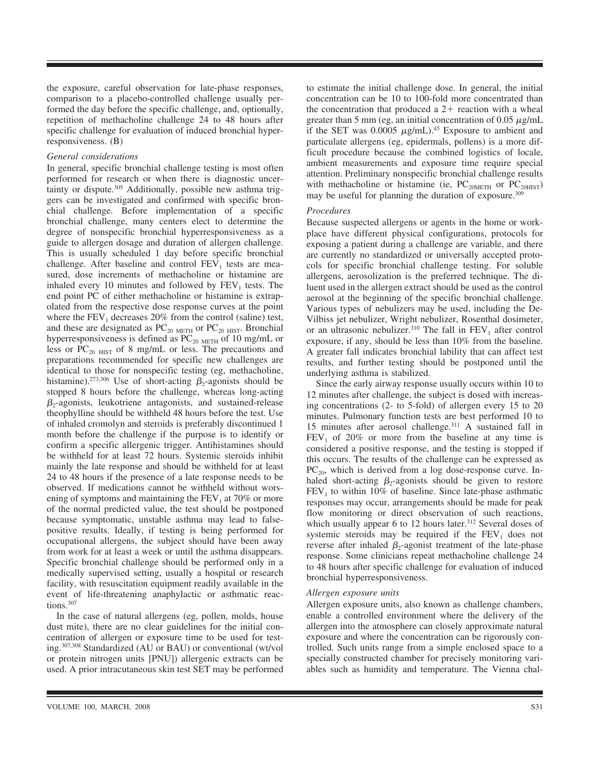the exposure, careful observation for late-phase responses, comparison to a placebo-controlled challenge usually performed the day before the specific challenge, and, optionally, repetition of methacholine challenge 24 to 48 hours after specific challenge for evaluation of induced bronchial hyperresponsiveness. (B)

*General considerations*

In general, specific bronchial challenge testing is most often performed for research or when there is diagnostic uncertainty or dispute.[305] Additionally, possible new asthma triggers can be investigated and confirmed with specific bronchial challenge. Before implementation of a specific bronchial challenge, many centers elect to determine the degree of nonspecific bronchial hyperresponsiveness as a guide to allergen dosage and duration of allergen challenge. This is usually scheduled 1 day before specific bronchial challenge. After baseline and control $FEV_1$ tests are measured, dose increments of methacholine or histamine are inhaled every 10 minutes and followed by $FEV_1$ tests. The end point PC of either methacholine or histamine is extrapolated from the respective dose response curves at the point where the $FEV_1$ decreases 20% from the control (saline) test, and these are designated as $PC_{20\ METH}$ or $PC_{20\ HIST}$. Bronchial hyperresponsiveness is defined as $PC_{20\ METH}$ of 10 mg/mL or less or $PC_{20\ HIST}$ of 8 mg/mL or less. The precautions and preparations recommended for specific new challenges are identical to those for nonspecific testing (eg, methacholine, histamine).[273,306] Use of short-acting $\beta_2$-agonists should be stopped 8 hours before the challenge, whereas long-acting $\beta_2$-agonists, leukotriene antagonists, and sustained-release theophylline should be withheld 48 hours before the test. Use of inhaled cromolyn and steroids is preferably discontinued 1 month before the challenge if the purpose is to identify or confirm a specific allergenic trigger. Antihistamines should be withheld for at least 72 hours. Systemic steroids inhibit mainly the late response and should be withheld for at least 24 to 48 hours if the presence of a late response needs to be observed. If medications cannot be withheld without worsening of symptoms and maintaining the $FEV_1$ at 70% or more of the normal predicted value, the test should be postponed because symptomatic, unstable asthma may lead to false-positive results. Ideally, if testing is being performed for occupational allergens, the subject should have been away from work for at least a week or until the asthma disappears. Specific bronchial challenge should be performed only in a medically supervised setting, usually a hospital or research facility, with resuscitation equipment readily available in the event of life-threatening anaphylactic or asthmatic reactions.[307]

In the case of natural allergens (eg, pollen, molds, house dust mite), there are no clear guidelines for the initial concentration of allergen or exposure time to be used for testing.[307,308] Standardized (AU or BAU) or conventional (wt/vol or protein nitrogen units [PNU]) allergenic extracts can be used. A prior intracutaneous skin test SET may be performed to estimate the initial challenge dose. In general, the initial concentration can be 10 to 100-fold more concentrated than the concentration that produced a 2+ reaction with a wheal greater than 5 mm (eg, an initial concentration of 0.05 $\mu$g/mL if the SET was 0.0005 $\mu$g/mL).[45] Exposure to ambient and particulate allergens (eg, epidermals, pollens) is a more difficult procedure because the combined logistics of locale, ambient measurements and exposure time require special attention. Preliminary nonspecific bronchial challenge results with methacholine or histamine (ie, $PC_{20METH}$ or $PC_{20HIST}$) may be useful for planning the duration of exposure.[309]

*Procedures*

Because suspected allergens or agents in the home or workplace have different physical configurations, protocols for exposing a patient during a challenge are variable, and there are currently no standardized or universally accepted protocols for specific bronchial challenge testing. For soluble allergens, aerosolization is the preferred technique. The diluent used in the allergen extract should be used as the control aerosol at the beginning of the specific bronchial challenge. Various types of nebulizers may be used, including the DeVilbiss jet nebulizer, Wright nebulizer, Rosenthal dosimeter, or an ultrasonic nebulizer.[310] The fall in $FEV_1$ after control exposure, if any, should be less than 10% from the baseline. A greater fall indicates bronchial lability that can affect test results, and further testing should be postponed until the underlying asthma is stabilized.

Since the early airway response usually occurs within 10 to 12 minutes after challenge, the subject is dosed with increasing concentrations (2- to 5-fold) of allergen every 15 to 20 minutes. Pulmonary function tests are best performed 10 to 15 minutes after aerosol challenge.[311] A sustained fall in $FEV_1$ of 20% or more from the baseline at any time is considered a positive response, and the testing is stopped if this occurs. The results of the challenge can be expressed as $PC_{20}$, which is derived from a log dose-response curve. Inhaled short-acting $\beta_2$-agonists should be given to restore $FEV_1$ to within 10% of baseline. Since late-phase asthmatic responses may occur, arrangements should be made for peak flow monitoring or direct observation of such reactions, which usually appear 6 to 12 hours later.[312] Several doses of systemic steroids may be required if the $FEV_1$ does not reverse after inhaled $\beta_2$-agonist treatment of the late-phase response. Some clinicians repeat methacholine challenge 24 to 48 hours after specific challenge for evaluation of induced bronchial hyperresponsiveness.

*Allergen exposure units*

Allergen exposure units, also known as challenge chambers, enable a controlled environment where the delivery of the allergen into the atmosphere can closely approximate natural exposure and where the concentration can be rigorously controlled. Such units range from a simple enclosed space to a specially constructed chamber for precisely monitoring variables such as humidity and temperature. The Vienna chal-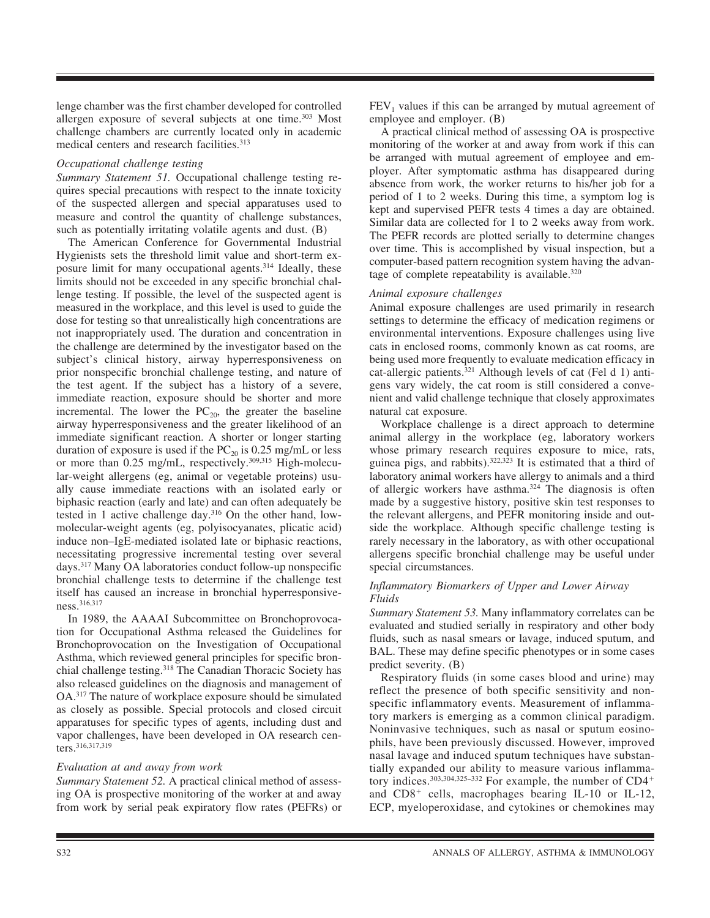lenge chamber was the first chamber developed for controlled allergen exposure of several subjects at one time.[303] Most challenge chambers are currently located only in academic medical centers and research facilities.[313]

*Occupational challenge testing*

*Summary Statement 51.* Occupational challenge testing requires special precautions with respect to the innate toxicity of the suspected allergen and special apparatuses used to measure and control the quantity of challenge substances, such as potentially irritating volatile agents and dust. (B)

The American Conference for Governmental Industrial Hygienists sets the threshold limit value and short-term exposure limit for many occupational agents.[314] Ideally, these limits should not be exceeded in any specific bronchial challenge testing. If possible, the level of the suspected agent is measured in the workplace, and this level is used to guide the dose for testing so that unrealistically high concentrations are not inappropriately used. The duration and concentration in the challenge are determined by the investigator based on the subject's clinical history, airway hyperresponsiveness on prior nonspecific bronchial challenge testing, and nature of the test agent. If the subject has a history of a severe, immediate reaction, exposure should be shorter and more incremental. The lower the $PC_{20}$, the greater the baseline airway hyperresponsiveness and the greater likelihood of an immediate significant reaction. A shorter or longer starting duration of exposure is used if the $PC_{20}$ is 0.25 mg/mL or less or more than 0.25 mg/mL, respectively.[309,315] High-molecular-weight allergens (eg, animal or vegetable proteins) usually cause immediate reactions with an isolated early or biphasic reaction (early and late) and can often adequately be tested in 1 active challenge day.[316] On the other hand, low-molecular-weight agents (eg, polyisocyanates, plicatic acid) induce non–IgE-mediated isolated late or biphasic reactions, necessitating progressive incremental testing over several days.[317] Many OA laboratories conduct follow-up nonspecific bronchial challenge tests to determine if the challenge test itself has caused an increase in bronchial hyperresponsiveness.[316,317]

In 1989, the AAAAI Subcommittee on Bronchoprovocation for Occupational Asthma released the Guidelines for Bronchoprovocation on the Investigation of Occupational Asthma, which reviewed general principles for specific bronchial challenge testing.[318] The Canadian Thoracic Society has also released guidelines on the diagnosis and management of OA.[317] The nature of workplace exposure should be simulated as closely as possible. Special protocols and closed circuit apparatuses for specific types of agents, including dust and vapor challenges, have been developed in OA research centers.[316,317,319]

*Evaluation at and away from work*

*Summary Statement 52.* A practical clinical method of assessing OA is prospective monitoring of the worker at and away from work by serial peak expiratory flow rates (PEFRs) or $FEV_1$ values if this can be arranged by mutual agreement of employee and employer. (B)

A practical clinical method of assessing OA is prospective monitoring of the worker at and away from work if this can be arranged with mutual agreement of employee and employer. After symptomatic asthma has disappeared during absence from work, the worker returns to his/her job for a period of 1 to 2 weeks. During this time, a symptom log is kept and supervised PEFR tests 4 times a day are obtained. Similar data are collected for 1 to 2 weeks away from work. The PEFR records are plotted serially to determine changes over time. This is accomplished by visual inspection, but a computer-based pattern recognition system having the advantage of complete repeatability is available.[320]

*Animal exposure challenges*

Animal exposure challenges are used primarily in research settings to determine the efficacy of medication regimens or environmental interventions. Exposure challenges using live cats in enclosed rooms, commonly known as cat rooms, are being used more frequently to evaluate medication efficacy in cat-allergic patients.[321] Although levels of cat (Fel d 1) antigens vary widely, the cat room is still considered a convenient and valid challenge technique that closely approximates natural cat exposure.

Workplace challenge is a direct approach to determine animal allergy in the workplace (eg, laboratory workers whose primary research requires exposure to mice, rats, guinea pigs, and rabbits).[322,323] It is estimated that a third of laboratory animal workers have allergy to animals and a third of allergic workers have asthma.[324] The diagnosis is often made by a suggestive history, positive skin test responses to the relevant allergens, and PEFR monitoring inside and outside the workplace. Although specific challenge testing is rarely necessary in the laboratory, as with other occupational allergens specific bronchial challenge may be useful under special circumstances.

### *Inflammatory Biomarkers of Upper and Lower Airway Fluids*

*Summary Statement 53.* Many inflammatory correlates can be evaluated and studied serially in respiratory and other body fluids, such as nasal smears or lavage, induced sputum, and BAL. These may define specific phenotypes or in some cases predict severity. (B)

Respiratory fluids (in some cases blood and urine) may reflect the presence of both specific sensitivity and nonspecific inflammatory events. Measurement of inflammatory markers is emerging as a common clinical paradigm. Noninvasive techniques, such as nasal or sputum eosinophils, have been previously discussed. However, improved nasal lavage and induced sputum techniques have substantially expanded our ability to measure various inflammatory indices.[303,304,325–332] For example, the number of $CD4^+$ and $CD8^+$ cells, macrophages bearing IL-10 or IL-12, ECP, myeloperoxidase, and cytokines or chemokines may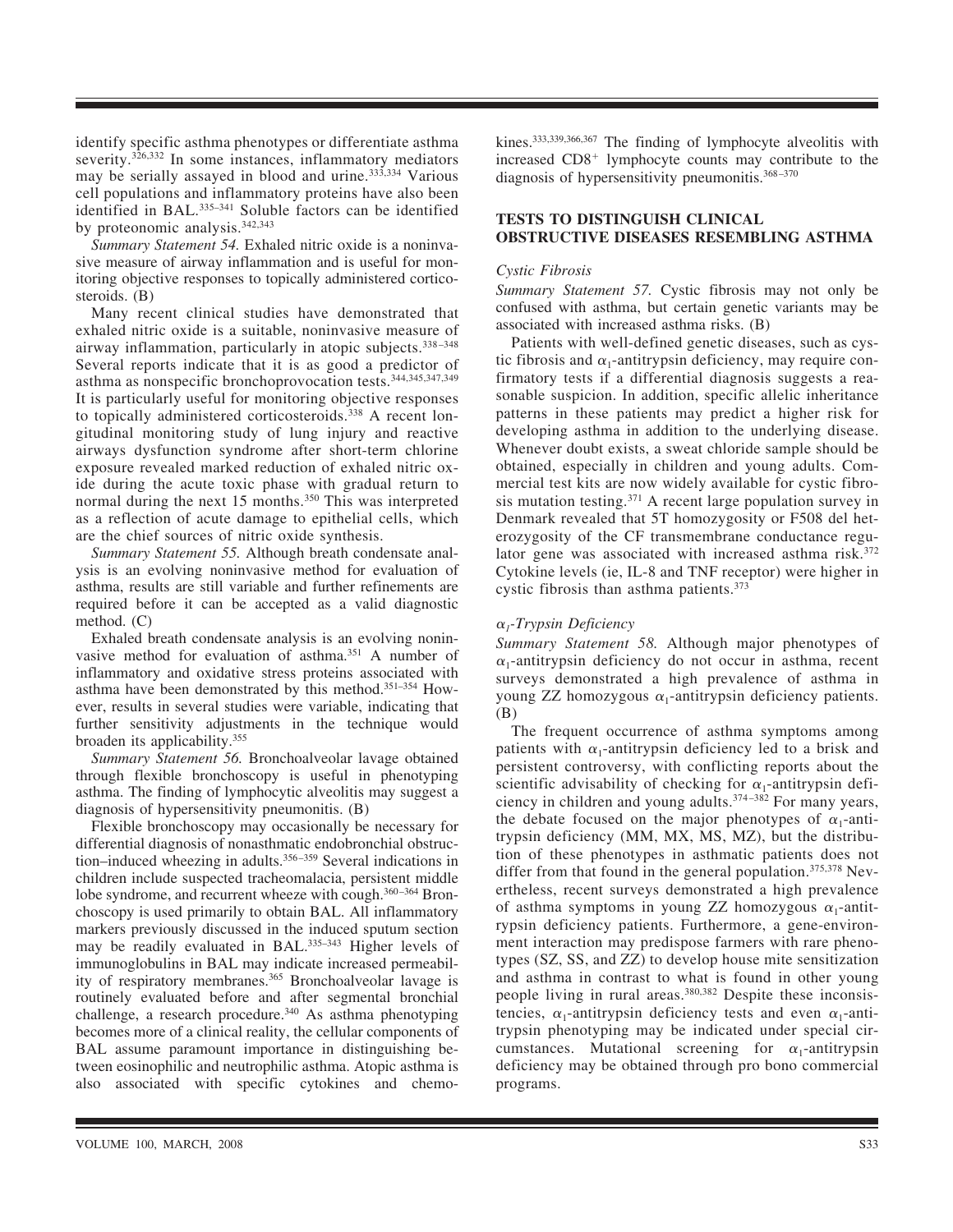identify specific asthma phenotypes or differentiate asthma severity.[326,332] In some instances, inflammatory mediators may be serially assayed in blood and urine.[333,334] Various cell populations and inflammatory proteins have also been identified in BAL.[335–341] Soluble factors can be identified by proteonomic analysis.[342,343]

*Summary Statement 54.* Exhaled nitric oxide is a noninvasive measure of airway inflammation and is useful for monitoring objective responses to topically administered corticosteroids. (B)

Many recent clinical studies have demonstrated that exhaled nitric oxide is a suitable, noninvasive measure of airway inflammation, particularly in atopic subjects.[338–348] Several reports indicate that it is as good a predictor of asthma as nonspecific bronchoprovocation tests.[344,345,347,349] It is particularly useful for monitoring objective responses to topically administered corticosteroids.[338] A recent longitudinal monitoring study of lung injury and reactive airways dysfunction syndrome after short-term chlorine exposure revealed marked reduction of exhaled nitric oxide during the acute toxic phase with gradual return to normal during the next 15 months.[350] This was interpreted as a reflection of acute damage to epithelial cells, which are the chief sources of nitric oxide synthesis.

*Summary Statement 55.* Although breath condensate analysis is an evolving noninvasive method for evaluation of asthma, results are still variable and further refinements are required before it can be accepted as a valid diagnostic method. (C)

Exhaled breath condensate analysis is an evolving noninvasive method for evaluation of asthma.[351] A number of inflammatory and oxidative stress proteins associated with asthma have been demonstrated by this method.[351–354] However, results in several studies were variable, indicating that further sensitivity adjustments in the technique would broaden its applicability.[355]

*Summary Statement 56.* Bronchoalveolar lavage obtained through flexible bronchoscopy is useful in phenotyping asthma. The finding of lymphocytic alveolitis may suggest a diagnosis of hypersensitivity pneumonitis. (B)

Flexible bronchoscopy may occasionally be necessary for differential diagnosis of nonasthmatic endobronchial obstruction–induced wheezing in adults.[356–359] Several indications in children include suspected tracheomalacia, persistent middle lobe syndrome, and recurrent wheeze with cough.[360–364] Bronchoscopy is used primarily to obtain BAL. All inflammatory markers previously discussed in the induced sputum section may be readily evaluated in BAL.[335–343] Higher levels of immunoglobulins in BAL may indicate increased permeability of respiratory membranes.[365] Bronchoalveolar lavage is routinely evaluated before and after segmental bronchial challenge, a research procedure.[340] As asthma phenotyping becomes more of a clinical reality, the cellular components of BAL assume paramount importance in distinguishing between eosinophilic and neutrophilic asthma. Atopic asthma is also associated with specific cytokines and chemokines.[333,339,366,367] The finding of lymphocyte alveolitis with increased $CD8^+$ lymphocyte counts may contribute to the diagnosis of hypersensitivity pneumonitis.[368–370]

## TESTS TO DISTINGUISH CLINICAL OBSTRUCTIVE DISEASES RESEMBLING ASTHMA

### *Cystic Fibrosis*

*Summary Statement 57.* Cystic fibrosis may not only be confused with asthma, but certain genetic variants may be associated with increased asthma risks. (B)

Patients with well-defined genetic diseases, such as cystic fibrosis and $\alpha_1$-antitrypsin deficiency, may require confirmatory tests if a differential diagnosis suggests a reasonable suspicion. In addition, specific allelic inheritance patterns in these patients may predict a higher risk for developing asthma in addition to the underlying disease. Whenever doubt exists, a sweat chloride sample should be obtained, especially in children and young adults. Commercial test kits are now widely available for cystic fibrosis mutation testing.[371] A recent large population survey in Denmark revealed that 5T homozygosity or F508 del heterozygosity of the CF transmembrane conductance regulator gene was associated with increased asthma risk.[372] Cytokine levels (ie, IL-8 and TNF receptor) were higher in cystic fibrosis than asthma patients.[373]

### *$\alpha_1$-Trypsin Deficiency*

*Summary Statement 58.* Although major phenotypes of $\alpha_1$-antitrypsin deficiency do not occur in asthma, recent surveys demonstrated a high prevalence of asthma in young ZZ homozygous $\alpha_1$-antitrypsin deficiency patients. (B)

The frequent occurrence of asthma symptoms among patients with $\alpha_1$-antitrypsin deficiency led to a brisk and persistent controversy, with conflicting reports about the scientific advisability of checking for $\alpha_1$-antitrypsin deficiency in children and young adults.[374–382] For many years, the debate focused on the major phenotypes of $\alpha_1$-antitrypsin deficiency (MM, MX, MS, MZ), but the distribution of these phenotypes in asthmatic patients does not differ from that found in the general population.[375,378] Nevertheless, recent surveys demonstrated a high prevalence of asthma symptoms in young ZZ homozygous $\alpha_1$-antitrypsin deficiency patients. Furthermore, a gene-environment interaction may predispose farmers with rare phenotypes (SZ, SS, and ZZ) to develop house mite sensitization and asthma in contrast to what is found in other young people living in rural areas.[380,382] Despite these inconsistencies, $\alpha_1$-antitrypsin deficiency tests and even $\alpha_1$-antitrypsin phenotyping may be indicated under special circumstances. Mutational screening for $\alpha_1$-antitrypsin deficiency may be obtained through pro bono commercial programs.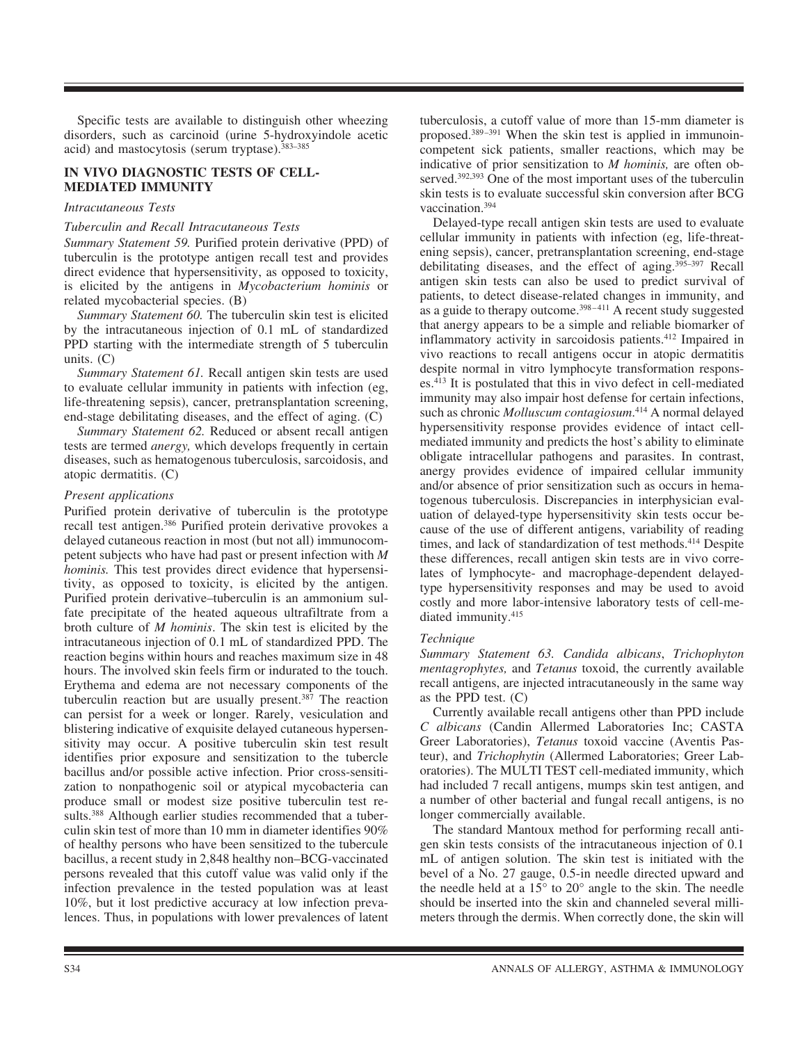Specific tests are available to distinguish other wheezing disorders, such as carcinoid (urine 5-hydroxyindole acetic acid) and mastocytosis (serum tryptase).[383–385]

## IN VIVO DIAGNOSTIC TESTS OF CELL-MEDIATED IMMUNITY

### *Intracutaneous Tests*

#### *Tuberculin and Recall Intracutaneous Tests*

*Summary Statement 59.* Purified protein derivative (PPD) of tuberculin is the prototype antigen recall test and provides direct evidence that hypersensitivity, as opposed to toxicity, is elicited by the antigens in *Mycobacterium hominis* or related mycobacterial species. (B)

*Summary Statement 60.* The tuberculin skin test is elicited by the intracutaneous injection of 0.1 mL of standardized PPD starting with the intermediate strength of 5 tuberculin units. (C)

*Summary Statement 61.* Recall antigen skin tests are used to evaluate cellular immunity in patients with infection (eg, life-threatening sepsis), cancer, pretransplantation screening, end-stage debilitating diseases, and the effect of aging. (C)

*Summary Statement 62.* Reduced or absent recall antigen tests are termed *anergy,* which develops frequently in certain diseases, such as hematogenous tuberculosis, sarcoidosis, and atopic dermatitis. (C)

#### *Present applications*

Purified protein derivative of tuberculin is the prototype recall test antigen.[386] Purified protein derivative provokes a delayed cutaneous reaction in most (but not all) immunocompetent subjects who have had past or present infection with *M hominis.* This test provides direct evidence that hypersensitivity, as opposed to toxicity, is elicited by the antigen. Purified protein derivative–tuberculin is an ammonium sulfate precipitate of the heated aqueous ultrafiltrate from a broth culture of *M hominis*. The skin test is elicited by the intracutaneous injection of 0.1 mL of standardized PPD. The reaction begins within hours and reaches maximum size in 48 hours. The involved skin feels firm or indurated to the touch. Erythema and edema are not necessary components of the tuberculin reaction but are usually present.[387] The reaction can persist for a week or longer. Rarely, vesiculation and blistering indicative of exquisite delayed cutaneous hypersensitivity may occur. A positive tuberculin skin test result identifies prior exposure and sensitization to the tubercle bacillus and/or possible active infection. Prior cross-sensitization to nonpathogenic soil or atypical mycobacteria can produce small or modest size positive tuberculin test results.[388] Although earlier studies recommended that a tuberculin skin test of more than 10 mm in diameter identifies 90% of healthy persons who have been sensitized to the tubercule bacillus, a recent study in 2,848 healthy non–BCG-vaccinated persons revealed that this cutoff value was valid only if the infection prevalence in the tested population was at least 10%, but it lost predictive accuracy at low infection prevalences. Thus, in populations with lower prevalences of latent tuberculosis, a cutoff value of more than 15-mm diameter is proposed.[389–391] When the skin test is applied in immunoincompetent sick patients, smaller reactions, which may be indicative of prior sensitization to *M hominis,* are often observed.[392,393] One of the most important uses of the tuberculin skin tests is to evaluate successful skin conversion after BCG vaccination.[394]

Delayed-type recall antigen skin tests are used to evaluate cellular immunity in patients with infection (eg, life-threatening sepsis), cancer, pretransplantation screening, end-stage debilitating diseases, and the effect of aging.[395–397] Recall antigen skin tests can also be used to predict survival of patients, to detect disease-related changes in immunity, and as a guide to therapy outcome.[398–411] A recent study suggested that anergy appears to be a simple and reliable biomarker of inflammatory activity in sarcoidosis patients.[412] Impaired in vivo reactions to recall antigens occur in atopic dermatitis despite normal in vitro lymphocyte transformation responses.[413] It is postulated that this in vivo defect in cell-mediated immunity may also impair host defense for certain infections, such as chronic *Molluscum contagiosum*.[414] A normal delayed hypersensitivity response provides evidence of intact cell-mediated immunity and predicts the host's ability to eliminate obligate intracellular pathogens and parasites. In contrast, anergy provides evidence of impaired cellular immunity and/or absence of prior sensitization such as occurs in hematogenous tuberculosis. Discrepancies in interphysician evaluation of delayed-type hypersensitivity skin tests occur because of the use of different antigens, variability of reading times, and lack of standardization of test methods.[414] Despite these differences, recall antigen skin tests are in vivo correlates of lymphocyte- and macrophage-dependent delayed-type hypersensitivity responses and may be used to avoid costly and more labor-intensive laboratory tests of cell-mediated immunity.[415]

#### *Technique*

*Summary Statement 63. Candida albicans*, *Trichophyton mentagrophytes,* and *Tetanus* toxoid, the currently available recall antigens, are injected intracutaneously in the same way as the PPD test. (C)

Currently available recall antigens other than PPD include *C albicans* (Candin Allermed Laboratories Inc; CASTA Greer Laboratories), *Tetanus* toxoid vaccine (Aventis Pasteur), and *Trichophytin* (Allermed Laboratories; Greer Laboratories). The MULTI TEST cell-mediated immunity, which had included 7 recall antigens, mumps skin test antigen, and a number of other bacterial and fungal recall antigens, is no longer commercially available.

The standard Mantoux method for performing recall antigen skin tests consists of the intracutaneous injection of 0.1 mL of antigen solution. The skin test is initiated with the bevel of a No. 27 gauge, 0.5-in needle directed upward and the needle held at a 15° to 20° angle to the skin. The needle should be inserted into the skin and channeled several millimeters through the dermis. When correctly done, the skin will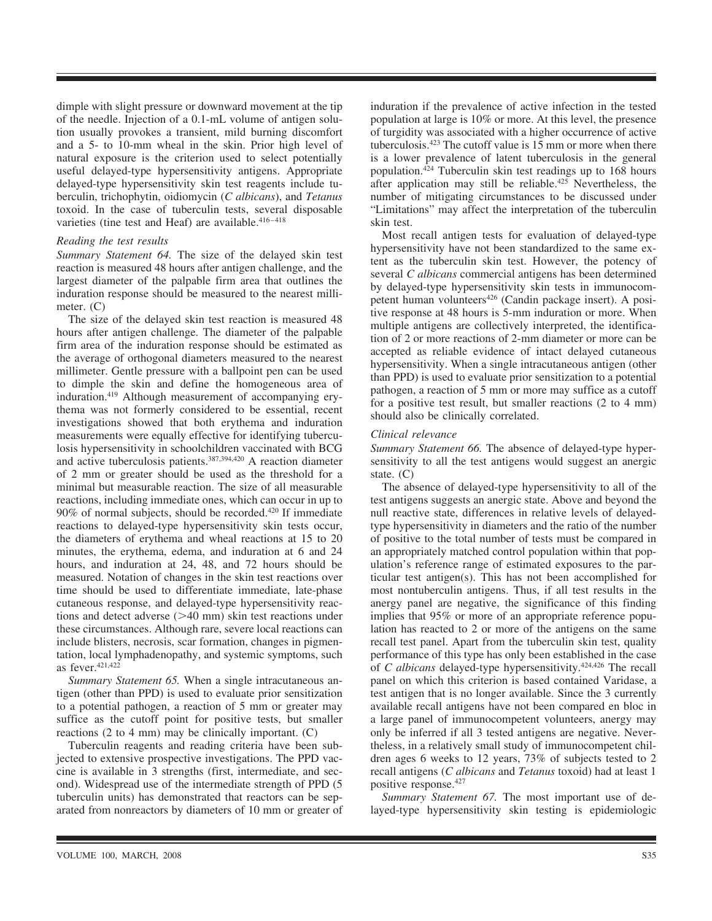dimple with slight pressure or downward movement at the tip of the needle. Injection of a 0.1-mL volume of antigen solution usually provokes a transient, mild burning discomfort and a 5- to 10-mm wheal in the skin. Prior high level of natural exposure is the criterion used to select potentially useful delayed-type hypersensitivity antigens. Appropriate delayed-type hypersensitivity skin test reagents include tuberculin, trichophytin, oidiomycin (*C albicans*), and *Tetanus* toxoid. In the case of tuberculin tests, several disposable varieties (tine test and Heaf) are available.[416–418]

### *Reading the test results*

*Summary Statement 64.* The size of the delayed skin test reaction is measured 48 hours after antigen challenge, and the largest diameter of the palpable firm area that outlines the induration response should be measured to the nearest millimeter. (C)

The size of the delayed skin test reaction is measured 48 hours after antigen challenge. The diameter of the palpable firm area of the induration response should be estimated as the average of orthogonal diameters measured to the nearest millimeter. Gentle pressure with a ballpoint pen can be used to dimple the skin and define the homogeneous area of induration.[419] Although measurement of accompanying erythema was not formerly considered to be essential, recent investigations showed that both erythema and induration measurements were equally effective for identifying tuberculosis hypersensitivity in schoolchildren vaccinated with BCG and active tuberculosis patients.[387,394,420] A reaction diameter of 2 mm or greater should be used as the threshold for a minimal but measurable reaction. The size of all measurable reactions, including immediate ones, which can occur in up to 90% of normal subjects, should be recorded.[420] If immediate reactions to delayed-type hypersensitivity skin tests occur, the diameters of erythema and wheal reactions at 15 to 20 minutes, the erythema, edema, and induration at 6 and 24 hours, and induration at 24, 48, and 72 hours should be measured. Notation of changes in the skin test reactions over time should be used to differentiate immediate, late-phase cutaneous response, and delayed-type hypersensitivity reactions and detect adverse (>40 mm) skin test reactions under these circumstances. Although rare, severe local reactions can include blisters, necrosis, scar formation, changes in pigmentation, local lymphadenopathy, and systemic symptoms, such as fever.[421,422]

*Summary Statement 65.* When a single intracutaneous antigen (other than PPD) is used to evaluate prior sensitization to a potential pathogen, a reaction of 5 mm or greater may suffice as the cutoff point for positive tests, but smaller reactions (2 to 4 mm) may be clinically important. (C)

Tuberculin reagents and reading criteria have been subjected to extensive prospective investigations. The PPD vaccine is available in 3 strengths (first, intermediate, and second). Widespread use of the intermediate strength of PPD (5 tuberculin units) has demonstrated that reactors can be separated from nonreactors by diameters of 10 mm or greater of induration if the prevalence of active infection in the tested population at large is 10% or more. At this level, the presence of turgidity was associated with a higher occurrence of active tuberculosis.[423] The cutoff value is 15 mm or more when there is a lower prevalence of latent tuberculosis in the general population.[424] Tuberculin skin test readings up to 168 hours after application may still be reliable.[425] Nevertheless, the number of mitigating circumstances to be discussed under "Limitations" may affect the interpretation of the tuberculin skin test.

Most recall antigen tests for evaluation of delayed-type hypersensitivity have not been standardized to the same extent as the tuberculin skin test. However, the potency of several *C albicans* commercial antigens has been determined by delayed-type hypersensitivity skin tests in immunocompetent human volunteers[426] (Candin package insert). A positive response at 48 hours is 5-mm induration or more. When multiple antigens are collectively interpreted, the identification of 2 or more reactions of 2-mm diameter or more can be accepted as reliable evidence of intact delayed cutaneous hypersensitivity. When a single intracutaneous antigen (other than PPD) is used to evaluate prior sensitization to a potential pathogen, a reaction of 5 mm or more may suffice as a cutoff for a positive test result, but smaller reactions (2 to 4 mm) should also be clinically correlated.

### *Clinical relevance*

*Summary Statement 66.* The absence of delayed-type hypersensitivity to all the test antigens would suggest an anergic state. (C)

The absence of delayed-type hypersensitivity to all of the test antigens suggests an anergic state. Above and beyond the null reactive state, differences in relative levels of delayed-type hypersensitivity in diameters and the ratio of the number of positive to the total number of tests must be compared in an appropriately matched control population within that population's reference range of estimated exposures to the particular test antigen(s). This has not been accomplished for most nontuberculin antigens. Thus, if all test results in the anergy panel are negative, the significance of this finding implies that 95% or more of an appropriate reference population has reacted to 2 or more of the antigens on the same recall test panel. Apart from the tuberculin skin test, quality performance of this type has only been established in the case of *C albicans* delayed-type hypersensitivity.[424,426] The recall panel on which this criterion is based contained Varidase, a test antigen that is no longer available. Since the 3 currently available recall antigens have not been compared en bloc in a large panel of immunocompetent volunteers, anergy may only be inferred if all 3 tested antigens are negative. Nevertheless, in a relatively small study of immunocompetent children ages 6 weeks to 12 years, 73% of subjects tested to 2 recall antigens (*C albicans* and *Tetanus* toxoid) had at least 1 positive response.[427]

*Summary Statement 67.* The most important use of delayed-type hypersensitivity skin testing is epidemiologic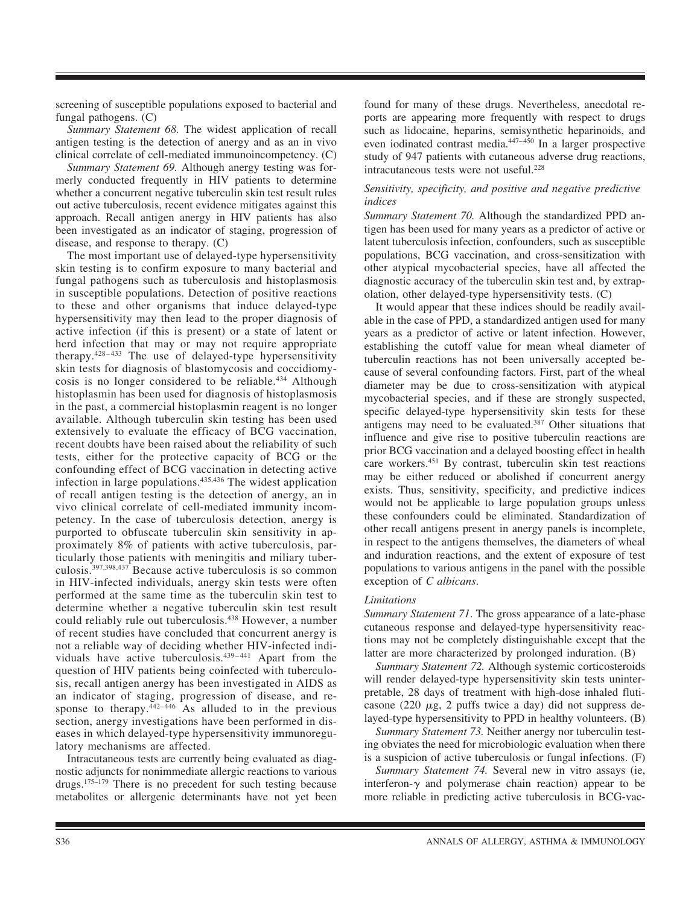screening of susceptible populations exposed to bacterial and fungal pathogens. (C)

*Summary Statement 68.* The widest application of recall antigen testing is the detection of anergy and as an in vivo clinical correlate of cell-mediated immunoincompetency. (C)

*Summary Statement 69.* Although anergy testing was formerly conducted frequently in HIV patients to determine whether a concurrent negative tuberculin skin test result rules out active tuberculosis, recent evidence mitigates against this approach. Recall antigen anergy in HIV patients has also been investigated as an indicator of staging, progression of disease, and response to therapy. (C)

The most important use of delayed-type hypersensitivity skin testing is to confirm exposure to many bacterial and fungal pathogens such as tuberculosis and histoplasmosis in susceptible populations. Detection of positive reactions to these and other organisms that induce delayed-type hypersensitivity may then lead to the proper diagnosis of active infection (if this is present) or a state of latent or herd infection that may or may not require appropriate therapy.[428–433] The use of delayed-type hypersensitivity skin tests for diagnosis of blastomycosis and coccidiomycosis is no longer considered to be reliable.[434] Although histoplasmin has been used for diagnosis of histoplasmosis in the past, a commercial histoplasmin reagent is no longer available. Although tuberculin skin testing has been used extensively to evaluate the efficacy of BCG vaccination, recent doubts have been raised about the reliability of such tests, either for the protective capacity of BCG or the confounding effect of BCG vaccination in detecting active infection in large populations.[435,436] The widest application of recall antigen testing is the detection of anergy, an in vivo clinical correlate of cell-mediated immunity incompetency. In the case of tuberculosis detection, anergy is purported to obfuscate tuberculin skin sensitivity in approximately 8% of patients with active tuberculosis, particularly those patients with meningitis and miliary tuberculosis.[397,398,437] Because active tuberculosis is so common in HIV-infected individuals, anergy skin tests were often performed at the same time as the tuberculin skin test to determine whether a negative tuberculin skin test result could reliably rule out tuberculosis.[438] However, a number of recent studies have concluded that concurrent anergy is not a reliable way of deciding whether HIV-infected individuals have active tuberculosis.[439–441] Apart from the question of HIV patients being coinfected with tuberculosis, recall antigen anergy has been investigated in AIDS as an indicator of staging, progression of disease, and response to therapy.[442–446] As alluded to in the previous section, anergy investigations have been performed in diseases in which delayed-type hypersensitivity immunoregulatory mechanisms are affected.

Intracutaneous tests are currently being evaluated as diagnostic adjuncts for nonimmediate allergic reactions to various drugs.[175–179] There is no precedent for such testing because metabolites or allergenic determinants have not yet been found for many of these drugs. Nevertheless, anecdotal reports are appearing more frequently with respect to drugs such as lidocaine, heparins, semisynthetic heparinoids, and even iodinated contrast media.[447–450] In a larger prospective study of 947 patients with cutaneous adverse drug reactions, intracutaneous tests were not useful.[228]

### *Sensitivity, specificity, and positive and negative predictive indices*

*Summary Statement 70.* Although the standardized PPD antigen has been used for many years as a predictor of active or latent tuberculosis infection, confounders, such as susceptible populations, BCG vaccination, and cross-sensitization with other atypical mycobacterial species, have all affected the diagnostic accuracy of the tuberculin skin test and, by extrapolation, other delayed-type hypersensitivity tests. (C)

It would appear that these indices should be readily available in the case of PPD, a standardized antigen used for many years as a predictor of active or latent infection. However, establishing the cutoff value for mean wheal diameter of tuberculin reactions has not been universally accepted because of several confounding factors. First, part of the wheal diameter may be due to cross-sensitization with atypical mycobacterial species, and if these are strongly suspected, specific delayed-type hypersensitivity skin tests for these antigens may need to be evaluated.[387] Other situations that influence and give rise to positive tuberculin reactions are prior BCG vaccination and a delayed boosting effect in health care workers.[451] By contrast, tuberculin skin test reactions may be either reduced or abolished if concurrent anergy exists. Thus, sensitivity, specificity, and predictive indices would not be applicable to large population groups unless these confounders could be eliminated. Standardization of other recall antigens present in anergy panels is incomplete, in respect to the antigens themselves, the diameters of wheal and induration reactions, and the extent of exposure of test populations to various antigens in the panel with the possible exception of *C albicans*.

### *Limitations*

*Summary Statement 71.* The gross appearance of a late-phase cutaneous response and delayed-type hypersensitivity reactions may not be completely distinguishable except that the latter are more characterized by prolonged induration. (B)

*Summary Statement 72.* Although systemic corticosteroids will render delayed-type hypersensitivity skin tests uninterpretable, 28 days of treatment with high-dose inhaled fluticasone (220 $\mu$g, 2 puffs twice a day) did not suppress delayed-type hypersensitivity to PPD in healthy volunteers. (B)

*Summary Statement 73.* Neither anergy nor tuberculin testing obviates the need for microbiologic evaluation when there is a suspicion of active tuberculosis or fungal infections. (F)

*Summary Statement 74.* Several new in vitro assays (ie, interferon-$\gamma$ and polymerase chain reaction) appear to be more reliable in predicting active tuberculosis in BCG-vac-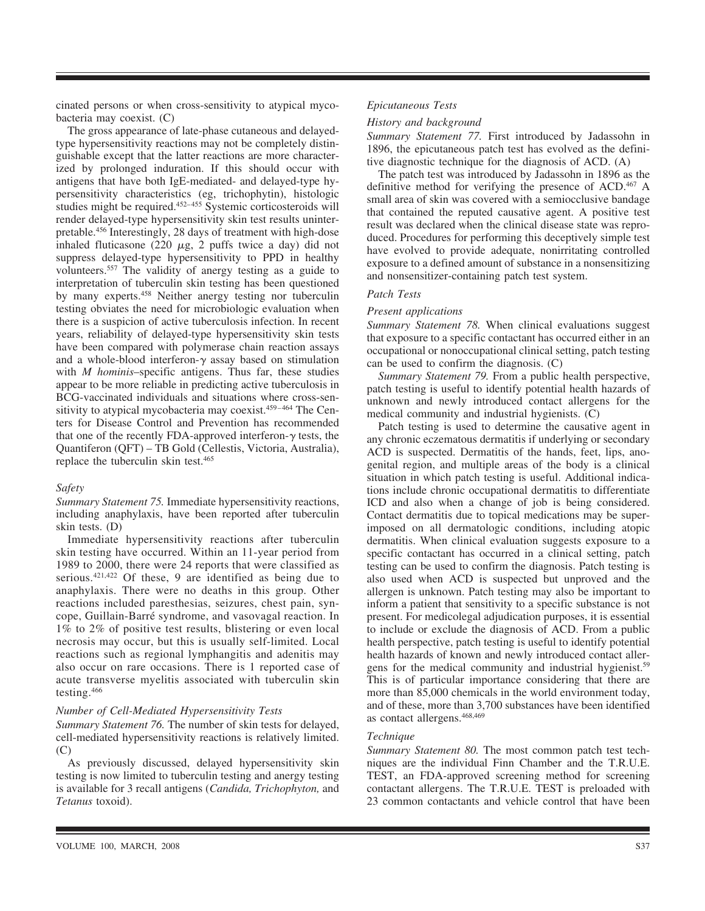cinated persons or when cross-sensitivity to atypical mycobacteria may coexist. (C)

The gross appearance of late-phase cutaneous and delayed-type hypersensitivity reactions may not be completely distinguishable except that the latter reactions are more characterized by prolonged induration. If this should occur with antigens that have both IgE-mediated- and delayed-type hypersensitivity characteristics (eg, trichophytin), histologic studies might be required.[452–455] Systemic corticosteroids will render delayed-type hypersensitivity skin test results uninterpretable.[456] Interestingly, 28 days of treatment with high-dose inhaled fluticasone (220 $\mu$g, 2 puffs twice a day) did not suppress delayed-type hypersensitivity to PPD in healthy volunteers.[557] The validity of anergy testing as a guide to interpretation of tuberculin skin testing has been questioned by many experts.[458] Neither anergy testing nor tuberculin testing obviates the need for microbiologic evaluation when there is a suspicion of active tuberculosis infection. In recent years, reliability of delayed-type hypersensitivity skin tests have been compared with polymerase chain reaction assays and a whole-blood interferon-$\gamma$ assay based on stimulation with *M hominis*–specific antigens. Thus far, these studies appear to be more reliable in predicting active tuberculosis in BCG-vaccinated individuals and situations where cross-sensitivity to atypical mycobacteria may coexist.[459–464] The Centers for Disease Control and Prevention has recommended that one of the recently FDA-approved interferon-$\gamma$ tests, the Quantiferon (QFT) – TB Gold (Cellestis, Victoria, Australia), replace the tuberculin skin test.[465]

*Safety*

*Summary Statement 75.* Immediate hypersensitivity reactions, including anaphylaxis, have been reported after tuberculin skin tests. (D)

Immediate hypersensitivity reactions after tuberculin skin testing have occurred. Within an 11-year period from 1989 to 2000, there were 24 reports that were classified as serious.[421,422] Of these, 9 are identified as being due to anaphylaxis. There were no deaths in this group. Other reactions included paresthesias, seizures, chest pain, syncope, Guillain-Barré syndrome, and vasovagal reaction. In 1% to 2% of positive test results, blistering or even local necrosis may occur, but this is usually self-limited. Local reactions such as regional lymphangitis and adenitis may also occur on rare occasions. There is 1 reported case of acute transverse myelitis associated with tuberculin skin testing.[466]

*Number of Cell-Mediated Hypersensitivity Tests*

*Summary Statement 76.* The number of skin tests for delayed, cell-mediated hypersensitivity reactions is relatively limited. (C)

As previously discussed, delayed hypersensitivity skin testing is now limited to tuberculin testing and anergy testing is available for 3 recall antigens (*Candida, Trichophyton,* and *Tetanus* toxoid).

*Epicutaneous Tests*

*History and background*

*Summary Statement 77.* First introduced by Jadassohn in 1896, the epicutaneous patch test has evolved as the definitive diagnostic technique for the diagnosis of ACD. (A)

The patch test was introduced by Jadassohn in 1896 as the definitive method for verifying the presence of ACD.[467] A small area of skin was covered with a semiocclusive bandage that contained the reputed causative agent. A positive test result was declared when the clinical disease state was reproduced. Procedures for performing this deceptively simple test have evolved to provide adequate, nonirritating controlled exposure to a defined amount of substance in a nonsensitizing and nonsensitizer-containing patch test system.

*Patch Tests*

*Present applications*

*Summary Statement 78.* When clinical evaluations suggest that exposure to a specific contactant has occurred either in an occupational or nonoccupational clinical setting, patch testing can be used to confirm the diagnosis. (C)

*Summary Statement 79.* From a public health perspective, patch testing is useful to identify potential health hazards of unknown and newly introduced contact allergens for the medical community and industrial hygienists. (C)

Patch testing is used to determine the causative agent in any chronic eczematous dermatitis if underlying or secondary ACD is suspected. Dermatitis of the hands, feet, lips, anogenital region, and multiple areas of the body is a clinical situation in which patch testing is useful. Additional indications include chronic occupational dermatitis to differentiate ICD and also when a change of job is being considered. Contact dermatitis due to topical medications may be superimposed on all dermatologic conditions, including atopic dermatitis. When clinical evaluation suggests exposure to a specific contactant has occurred in a clinical setting, patch testing can be used to confirm the diagnosis. Patch testing is also used when ACD is suspected but unproved and the allergen is unknown. Patch testing may also be important to inform a patient that sensitivity to a specific substance is not present. For medicolegal adjudication purposes, it is essential to include or exclude the diagnosis of ACD. From a public health perspective, patch testing is useful to identify potential health hazards of known and newly introduced contact allergens for the medical community and industrial hygienist.[59] This is of particular importance considering that there are more than 85,000 chemicals in the world environment today, and of these, more than 3,700 substances have been identified as contact allergens.[468,469]

*Technique*

*Summary Statement 80.* The most common patch test techniques are the individual Finn Chamber and the T.R.U.E. TEST, an FDA-approved screening method for screening contactant allergens. The T.R.U.E. TEST is preloaded with 23 common contactants and vehicle control that have been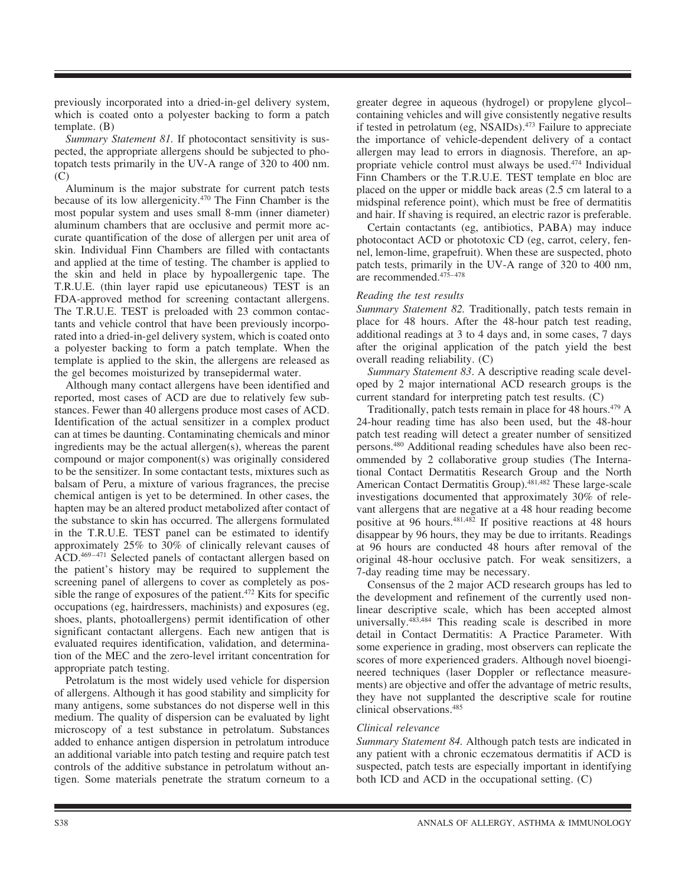previously incorporated into a dried-in-gel delivery system, which is coated onto a polyester backing to form a patch template. (B)

*Summary Statement 81.* If photocontact sensitivity is suspected, the appropriate allergens should be subjected to photopatch tests primarily in the UV-A range of 320 to 400 nm. (C)

Aluminum is the major substrate for current patch tests because of its low allergenicity.[470] The Finn Chamber is the most popular system and uses small 8-mm (inner diameter) aluminum chambers that are occlusive and permit more accurate quantification of the dose of allergen per unit area of skin. Individual Finn Chambers are filled with contactants and applied at the time of testing. The chamber is applied to the skin and held in place by hypoallergenic tape. The T.R.U.E. (thin layer rapid use epicutaneous) TEST is an FDA-approved method for screening contactant allergens. The T.R.U.E. TEST is preloaded with 23 common contactants and vehicle control that have been previously incorporated into a dried-in-gel delivery system, which is coated onto a polyester backing to form a patch template. When the template is applied to the skin, the allergens are released as the gel becomes moisturized by transepidermal water.

Although many contact allergens have been identified and reported, most cases of ACD are due to relatively few substances. Fewer than 40 allergens produce most cases of ACD. Identification of the actual sensitizer in a complex product can at times be daunting. Contaminating chemicals and minor ingredients may be the actual allergen(s), whereas the parent compound or major component(s) was originally considered to be the sensitizer. In some contactant tests, mixtures such as balsam of Peru, a mixture of various fragrances, the precise chemical antigen is yet to be determined. In other cases, the hapten may be an altered product metabolized after contact of the substance to skin has occurred. The allergens formulated in the T.R.U.E. TEST panel can be estimated to identify approximately 25% to 30% of clinically relevant causes of ACD.[469–471] Selected panels of contactant allergen based on the patient's history may be required to supplement the screening panel of allergens to cover as completely as possible the range of exposures of the patient.[472] Kits for specific occupations (eg, hairdressers, machinists) and exposures (eg, shoes, plants, photoallergens) permit identification of other significant contactant allergens. Each new antigen that is evaluated requires identification, validation, and determination of the MEC and the zero-level irritant concentration for appropriate patch testing.

Petrolatum is the most widely used vehicle for dispersion of allergens. Although it has good stability and simplicity for many antigens, some substances do not disperse well in this medium. The quality of dispersion can be evaluated by light microscopy of a test substance in petrolatum. Substances added to enhance antigen dispersion in petrolatum introduce an additional variable into patch testing and require patch test controls of the additive substance in petrolatum without antigen. Some materials penetrate the stratum corneum to a greater degree in aqueous (hydrogel) or propylene glycol–containing vehicles and will give consistently negative results if tested in petrolatum (eg, NSAIDs).[473] Failure to appreciate the importance of vehicle-dependent delivery of a contact allergen may lead to errors in diagnosis. Therefore, an appropriate vehicle control must always be used.[474] Individual Finn Chambers or the T.R.U.E. TEST template en bloc are placed on the upper or middle back areas (2.5 cm lateral to a midspinal reference point), which must be free of dermatitis and hair. If shaving is required, an electric razor is preferable.

Certain contactants (eg, antibiotics, PABA) may induce photocontact ACD or phototoxic CD (eg, carrot, celery, fennel, lemon-lime, grapefruit). When these are suspected, photo patch tests, primarily in the UV-A range of 320 to 400 nm, are recommended.[475–478]

### *Reading the test results*

*Summary Statement 82.* Traditionally, patch tests remain in place for 48 hours. After the 48-hour patch test reading, additional readings at 3 to 4 days and, in some cases, 7 days after the original application of the patch yield the best overall reading reliability. (C)

*Summary Statement 83*. A descriptive reading scale developed by 2 major international ACD research groups is the current standard for interpreting patch test results. (C)

Traditionally, patch tests remain in place for 48 hours.[479] A 24-hour reading time has also been used, but the 48-hour patch test reading will detect a greater number of sensitized persons.[480] Additional reading schedules have also been recommended by 2 collaborative group studies (The International Contact Dermatitis Research Group and the North American Contact Dermatitis Group).[481,482] These large-scale investigations documented that approximately 30% of relevant allergens that are negative at a 48 hour reading become positive at 96 hours.[481,482] If positive reactions at 48 hours disappear by 96 hours, they may be due to irritants. Readings at 96 hours are conducted 48 hours after removal of the original 48-hour occlusive patch. For weak sensitizers, a 7-day reading time may be necessary.

Consensus of the 2 major ACD research groups has led to the development and refinement of the currently used nonlinear descriptive scale, which has been accepted almost universally.[483,484] This reading scale is described in more detail in Contact Dermatitis: A Practice Parameter. With some experience in grading, most observers can replicate the scores of more experienced graders. Although novel bioengineered techniques (laser Doppler or reflectance measurements) are objective and offer the advantage of metric results, they have not supplanted the descriptive scale for routine clinical observations.[485]

### *Clinical relevance*

*Summary Statement 84.* Although patch tests are indicated in any patient with a chronic eczematous dermatitis if ACD is suspected, patch tests are especially important in identifying both ICD and ACD in the occupational setting. (C)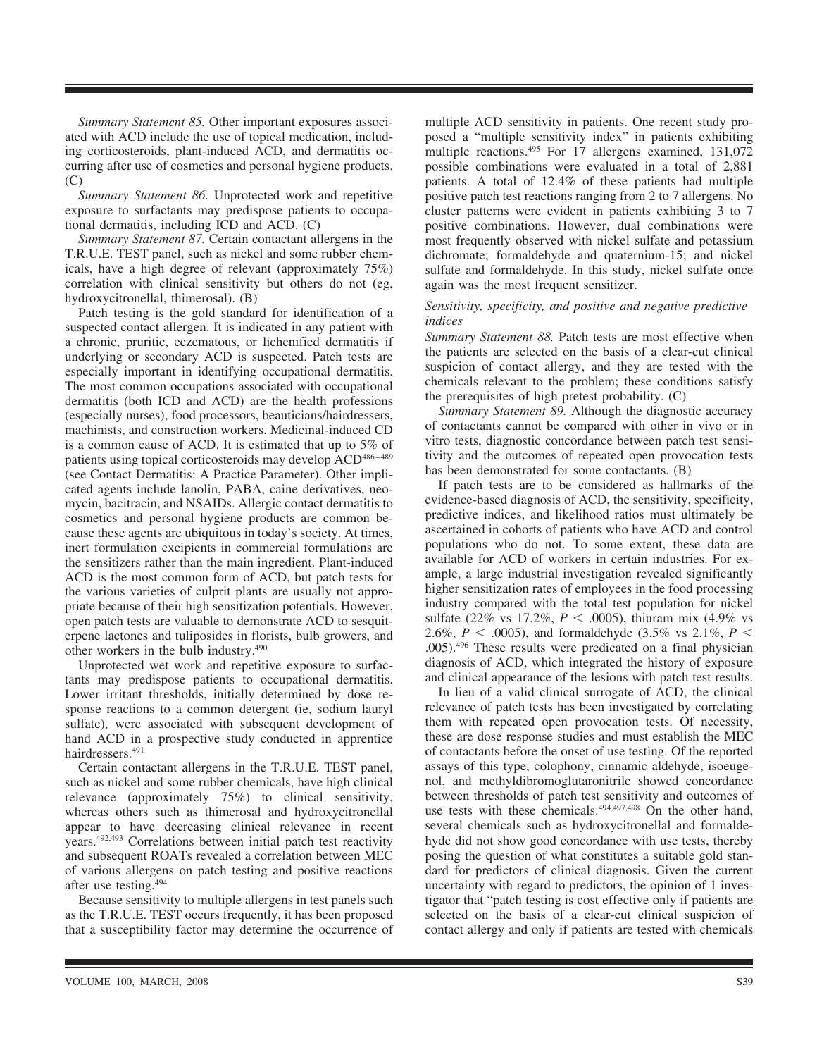*Summary Statement 85.* Other important exposures associated with ACD include the use of topical medication, including corticosteroids, plant-induced ACD, and dermatitis occurring after use of cosmetics and personal hygiene products. (C)

*Summary Statement 86.* Unprotected work and repetitive exposure to surfactants may predispose patients to occupational dermatitis, including ICD and ACD. (C)

*Summary Statement 87.* Certain contactant allergens in the T.R.U.E. TEST panel, such as nickel and some rubber chemicals, have a high degree of relevant (approximately 75%) correlation with clinical sensitivity but others do not (eg, hydroxycitronellal, thimerosal). (B)

Patch testing is the gold standard for identification of a suspected contact allergen. It is indicated in any patient with a chronic, pruritic, eczematous, or lichenified dermatitis if underlying or secondary ACD is suspected. Patch tests are especially important in identifying occupational dermatitis. The most common occupations associated with occupational dermatitis (both ICD and ACD) are the health professions (especially nurses), food processors, beauticians/hairdressers, machinists, and construction workers. Medicinal-induced CD is a common cause of ACD. It is estimated that up to 5% of patients using topical corticosteroids may develop ACD[486–489] (see Contact Dermatitis: A Practice Parameter). Other implicated agents include lanolin, PABA, caine derivatives, neomycin, bacitracin, and NSAIDs. Allergic contact dermatitis to cosmetics and personal hygiene products are common because these agents are ubiquitous in today's society. At times, inert formulation excipients in commercial formulations are the sensitizers rather than the main ingredient. Plant-induced ACD is the most common form of ACD, but patch tests for the various varieties of culprit plants are usually not appropriate because of their high sensitization potentials. However, open patch tests are valuable to demonstrate ACD to sesquiterpene lactones and tuliposides in florists, bulb growers, and other workers in the bulb industry.[490]

Unprotected wet work and repetitive exposure to surfactants may predispose patients to occupational dermatitis. Lower irritant thresholds, initially determined by dose response reactions to a common detergent (ie, sodium lauryl sulfate), were associated with subsequent development of hand ACD in a prospective study conducted in apprentice hairdressers.[491]

Certain contactant allergens in the T.R.U.E. TEST panel, such as nickel and some rubber chemicals, have high clinical relevance (approximately 75%) to clinical sensitivity, whereas others such as thimerosal and hydroxycitronellal appear to have decreasing clinical relevance in recent years.[492,493] Correlations between initial patch test reactivity and subsequent ROATs revealed a correlation between MEC of various allergens on patch testing and positive reactions after use testing.[494]

Because sensitivity to multiple allergens in test panels such as the T.R.U.E. TEST occurs frequently, it has been proposed that a susceptibility factor may determine the occurrence of multiple ACD sensitivity in patients. One recent study proposed a "multiple sensitivity index" in patients exhibiting multiple reactions.[495] For 17 allergens examined, 131,072 possible combinations were evaluated in a total of 2,881 patients. A total of 12.4% of these patients had multiple positive patch test reactions ranging from 2 to 7 allergens. No cluster patterns were evident in patients exhibiting 3 to 7 positive combinations. However, dual combinations were most frequently observed with nickel sulfate and potassium dichromate; formaldehyde and quaternium-15; and nickel sulfate and formaldehyde. In this study, nickel sulfate once again was the most frequent sensitizer.

### *Sensitivity, specificity, and positive and negative predictive indices*

*Summary Statement 88.* Patch tests are most effective when the patients are selected on the basis of a clear-cut clinical suspicion of contact allergy, and they are tested with the chemicals relevant to the problem; these conditions satisfy the prerequisites of high pretest probability. (C)

*Summary Statement 89.* Although the diagnostic accuracy of contactants cannot be compared with other in vivo or in vitro tests, diagnostic concordance between patch test sensitivity and the outcomes of repeated open provocation tests has been demonstrated for some contactants. (B)

If patch tests are to be considered as hallmarks of the evidence-based diagnosis of ACD, the sensitivity, specificity, predictive indices, and likelihood ratios must ultimately be ascertained in cohorts of patients who have ACD and control populations who do not. To some extent, these data are available for ACD of workers in certain industries. For example, a large industrial investigation revealed significantly higher sensitization rates of employees in the food processing industry compared with the total test population for nickel sulfate (22% vs 17.2%, $P < .0005$), thiuram mix (4.9% vs 2.6%, $P < .0005$), and formaldehyde (3.5% vs 2.1%, $P < .005$).[496] These results were predicated on a final physician diagnosis of ACD, which integrated the history of exposure and clinical appearance of the lesions with patch test results.

In lieu of a valid clinical surrogate of ACD, the clinical relevance of patch tests has been investigated by correlating them with repeated open provocation tests. Of necessity, these are dose response studies and must establish the MEC of contactants before the onset of use testing. Of the reported assays of this type, colophony, cinnamic aldehyde, isoeugenol, and methyldibromoglutaronitrile showed concordance between thresholds of patch test sensitivity and outcomes of use tests with these chemicals.[494,497,498] On the other hand, several chemicals such as hydroxycitronellal and formaldehyde did not show good concordance with use tests, thereby posing the question of what constitutes a suitable gold standard for predictors of clinical diagnosis. Given the current uncertainty with regard to predictors, the opinion of 1 investigator that "patch testing is cost effective only if patients are selected on the basis of a clear-cut clinical suspicion of contact allergy and only if patients are tested with chemicals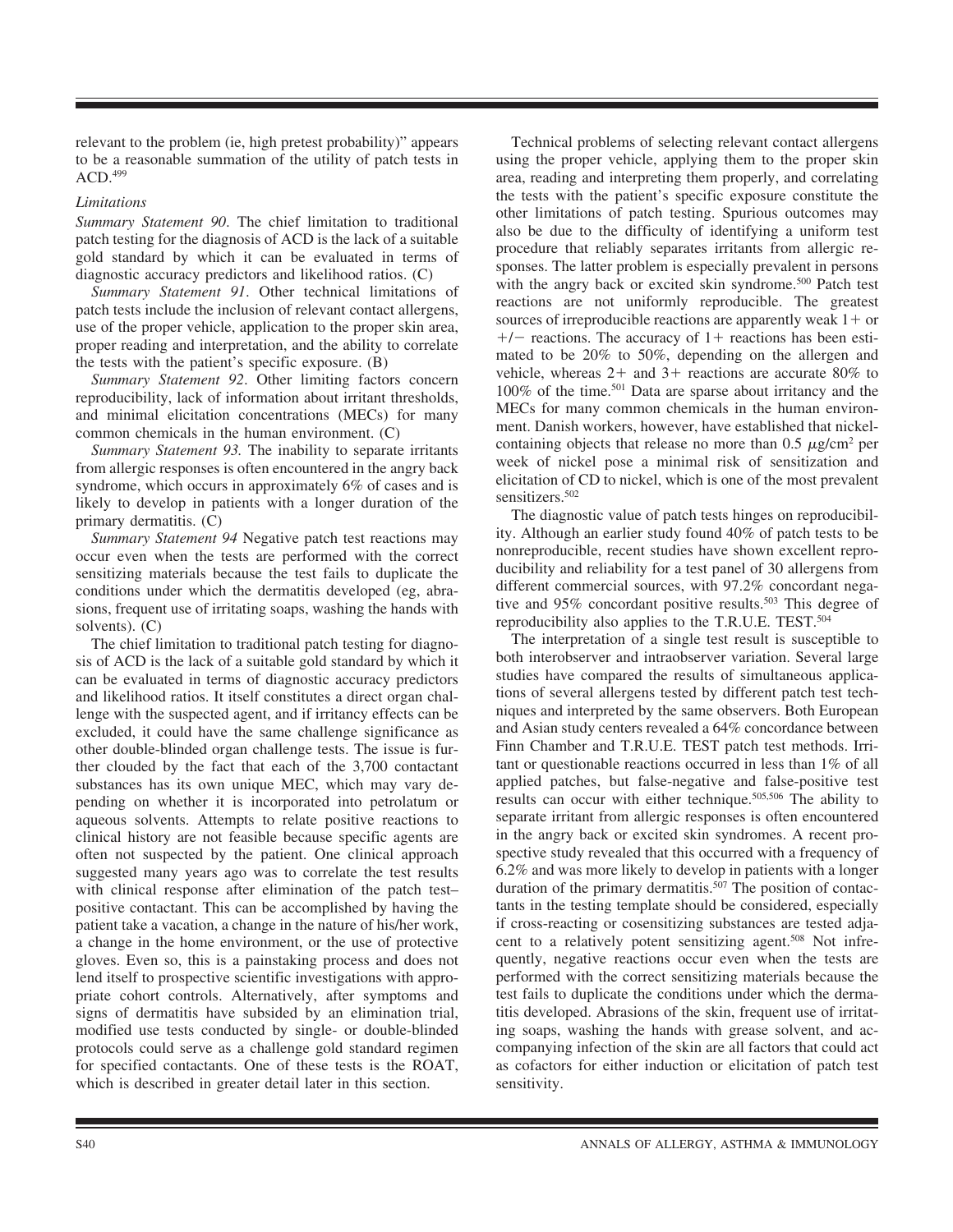relevant to the problem (ie, high pretest probability)" appears to be a reasonable summation of the utility of patch tests in ACD.[499]

### *Limitations*

*Summary Statement 90.* The chief limitation to traditional patch testing for the diagnosis of ACD is the lack of a suitable gold standard by which it can be evaluated in terms of diagnostic accuracy predictors and likelihood ratios. (C)

*Summary Statement 91.* Other technical limitations of patch tests include the inclusion of relevant contact allergens, use of the proper vehicle, application to the proper skin area, proper reading and interpretation, and the ability to correlate the tests with the patient's specific exposure. (B)

*Summary Statement 92.* Other limiting factors concern reproducibility, lack of information about irritant thresholds, and minimal elicitation concentrations (MECs) for many common chemicals in the human environment. (C)

*Summary Statement 93.* The inability to separate irritants from allergic responses is often encountered in the angry back syndrome, which occurs in approximately 6% of cases and is likely to develop in patients with a longer duration of the primary dermatitis. (C)

*Summary Statement 94* Negative patch test reactions may occur even when the tests are performed with the correct sensitizing materials because the test fails to duplicate the conditions under which the dermatitis developed (eg, abrasions, frequent use of irritating soaps, washing the hands with solvents). (C)

The chief limitation to traditional patch testing for diagnosis of ACD is the lack of a suitable gold standard by which it can be evaluated in terms of diagnostic accuracy predictors and likelihood ratios. It itself constitutes a direct organ challenge with the suspected agent, and if irritancy effects can be excluded, it could have the same challenge significance as other double-blinded organ challenge tests. The issue is further clouded by the fact that each of the 3,700 contactant substances has its own unique MEC, which may vary depending on whether it is incorporated into petrolatum or aqueous solvents. Attempts to relate positive reactions to clinical history are not feasible because specific agents are often not suspected by the patient. One clinical approach suggested many years ago was to correlate the test results with clinical response after elimination of the patch test–positive contactant. This can be accomplished by having the patient take a vacation, a change in the nature of his/her work, a change in the home environment, or the use of protective gloves. Even so, this is a painstaking process and does not lend itself to prospective scientific investigations with appropriate cohort controls. Alternatively, after symptoms and signs of dermatitis have subsided by an elimination trial, modified use tests conducted by single- or double-blinded protocols could serve as a challenge gold standard regimen for specified contactants. One of these tests is the ROAT, which is described in greater detail later in this section.

Technical problems of selecting relevant contact allergens using the proper vehicle, applying them to the proper skin area, reading and interpreting them properly, and correlating the tests with the patient's specific exposure constitute the other limitations of patch testing. Spurious outcomes may also be due to the difficulty of identifying a uniform test procedure that reliably separates irritants from allergic responses. The latter problem is especially prevalent in persons with the angry back or excited skin syndrome.[500] Patch test reactions are not uniformly reproducible. The greatest sources of irreproducible reactions are apparently weak 1+ or +/− reactions. The accuracy of 1+ reactions has been estimated to be 20% to 50%, depending on the allergen and vehicle, whereas 2+ and 3+ reactions are accurate 80% to 100% of the time.[501] Data are sparse about irritancy and the MECs for many common chemicals in the human environment. Danish workers, however, have established that nickel-containing objects that release no more than 0.5 $\mu g/cm^2$ per week of nickel pose a minimal risk of sensitization and elicitation of CD to nickel, which is one of the most prevalent sensitizers.[502]

The diagnostic value of patch tests hinges on reproducibility. Although an earlier study found 40% of patch tests to be nonreproducible, recent studies have shown excellent reproducibility and reliability for a test panel of 30 allergens from different commercial sources, with 97.2% concordant negative and 95% concordant positive results.[503] This degree of reproducibility also applies to the T.R.U.E. TEST.[504]

The interpretation of a single test result is susceptible to both interobserver and intraobserver variation. Several large studies have compared the results of simultaneous applications of several allergens tested by different patch test techniques and interpreted by the same observers. Both European and Asian study centers revealed a 64% concordance between Finn Chamber and T.R.U.E. TEST patch test methods. Irritant or questionable reactions occurred in less than 1% of all applied patches, but false-negative and false-positive test results can occur with either technique.[505,506] The ability to separate irritant from allergic responses is often encountered in the angry back or excited skin syndromes. A recent prospective study revealed that this occurred with a frequency of 6.2% and was more likely to develop in patients with a longer duration of the primary dermatitis.[507] The position of contactants in the testing template should be considered, especially if cross-reacting or cosensitizing substances are tested adjacent to a relatively potent sensitizing agent.[508] Not infrequently, negative reactions occur even when the tests are performed with the correct sensitizing materials because the test fails to duplicate the conditions under which the dermatitis developed. Abrasions of the skin, frequent use of irritating soaps, washing the hands with grease solvent, and accompanying infection of the skin are all factors that could act as cofactors for either induction or elicitation of patch test sensitivity.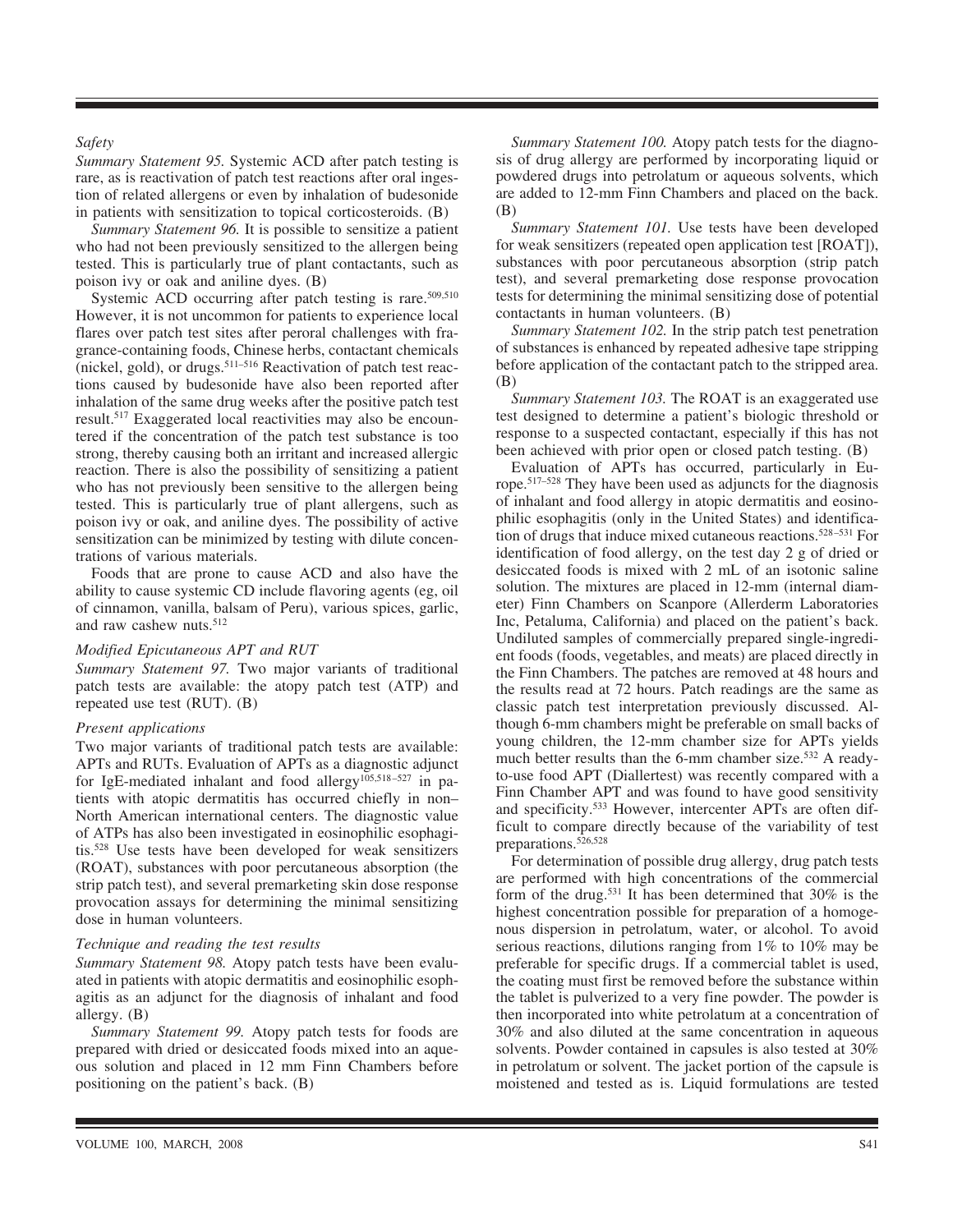*Safety*

*Summary Statement 95.* Systemic ACD after patch testing is rare, as is reactivation of patch test reactions after oral ingestion of related allergens or even by inhalation of budesonide in patients with sensitization to topical corticosteroids. (B)

*Summary Statement 96.* It is possible to sensitize a patient who had not been previously sensitized to the allergen being tested. This is particularly true of plant contactants, such as poison ivy or oak and aniline dyes. (B)

Systemic ACD occurring after patch testing is rare.[509,510] However, it is not uncommon for patients to experience local flares over patch test sites after peroral challenges with fragrance-containing foods, Chinese herbs, contactant chemicals (nickel, gold), or drugs.[511–516] Reactivation of patch test reactions caused by budesonide have also been reported after inhalation of the same drug weeks after the positive patch test result.[517] Exaggerated local reactivities may also be encountered if the concentration of the patch test substance is too strong, thereby causing both an irritant and increased allergic reaction. There is also the possibility of sensitizing a patient who has not previously been sensitive to the allergen being tested. This is particularly true of plant allergens, such as poison ivy or oak, and aniline dyes. The possibility of active sensitization can be minimized by testing with dilute concentrations of various materials.

Foods that are prone to cause ACD and also have the ability to cause systemic CD include flavoring agents (eg, oil of cinnamon, vanilla, balsam of Peru), various spices, garlic, and raw cashew nuts.[512]

*Modified Epicutaneous APT and RUT*

*Summary Statement 97.* Two major variants of traditional patch tests are available: the atopy patch test (ATP) and repeated use test (RUT). (B)

*Present applications*

Two major variants of traditional patch tests are available: APTs and RUTs. Evaluation of APTs as a diagnostic adjunct for IgE-mediated inhalant and food allergy[105,518–527] in patients with atopic dermatitis has occurred chiefly in non–North American international centers. The diagnostic value of ATPs has also been investigated in eosinophilic esophagitis.[528] Use tests have been developed for weak sensitizers (ROAT), substances with poor percutaneous absorption (the strip patch test), and several premarketing skin dose response provocation assays for determining the minimal sensitizing dose in human volunteers.

*Technique and reading the test results*

*Summary Statement 98.* Atopy patch tests have been evaluated in patients with atopic dermatitis and eosinophilic esophagitis as an adjunct for the diagnosis of inhalant and food allergy. (B)

*Summary Statement 99.* Atopy patch tests for foods are prepared with dried or desiccated foods mixed into an aqueous solution and placed in 12 mm Finn Chambers before positioning on the patient's back. (B)

*Summary Statement 100.* Atopy patch tests for the diagnosis of drug allergy are performed by incorporating liquid or powdered drugs into petrolatum or aqueous solvents, which are added to 12-mm Finn Chambers and placed on the back. (B)

*Summary Statement 101.* Use tests have been developed for weak sensitizers (repeated open application test [ROAT]), substances with poor percutaneous absorption (strip patch test), and several premarketing dose response provocation tests for determining the minimal sensitizing dose of potential contactants in human volunteers. (B)

*Summary Statement 102.* In the strip patch test penetration of substances is enhanced by repeated adhesive tape stripping before application of the contactant patch to the stripped area. (B)

*Summary Statement 103.* The ROAT is an exaggerated use test designed to determine a patient's biologic threshold or response to a suspected contactant, especially if this has not been achieved with prior open or closed patch testing. (B)

Evaluation of APTs has occurred, particularly in Europe.[517–528] They have been used as adjuncts for the diagnosis of inhalant and food allergy in atopic dermatitis and eosinophilic esophagitis (only in the United States) and identification of drugs that induce mixed cutaneous reactions.[528–531] For identification of food allergy, on the test day 2 g of dried or desiccated foods is mixed with 2 mL of an isotonic saline solution. The mixtures are placed in 12-mm (internal diameter) Finn Chambers on Scanpore (Allerderm Laboratories Inc, Petaluma, California) and placed on the patient's back. Undiluted samples of commercially prepared single-ingredient foods (foods, vegetables, and meats) are placed directly in the Finn Chambers. The patches are removed at 48 hours and the results read at 72 hours. Patch readings are the same as classic patch test interpretation previously discussed. Although 6-mm chambers might be preferable on small backs of young children, the 12-mm chamber size for APTs yields much better results than the 6-mm chamber size.[532] A ready-to-use food APT (Diallertest) was recently compared with a Finn Chamber APT and was found to have good sensitivity and specificity.[533] However, intercenter APTs are often difficult to compare directly because of the variability of test preparations.[526,528]

For determination of possible drug allergy, drug patch tests are performed with high concentrations of the commercial form of the drug.[531] It has been determined that 30% is the highest concentration possible for preparation of a homogenous dispersion in petrolatum, water, or alcohol. To avoid serious reactions, dilutions ranging from 1% to 10% may be preferable for specific drugs. If a commercial tablet is used, the coating must first be removed before the substance within the tablet is pulverized to a very fine powder. The powder is then incorporated into white petrolatum at a concentration of 30% and also diluted at the same concentration in aqueous solvents. Powder contained in capsules is also tested at 30% in petrolatum or solvent. The jacket portion of the capsule is moistened and tested as is. Liquid formulations are tested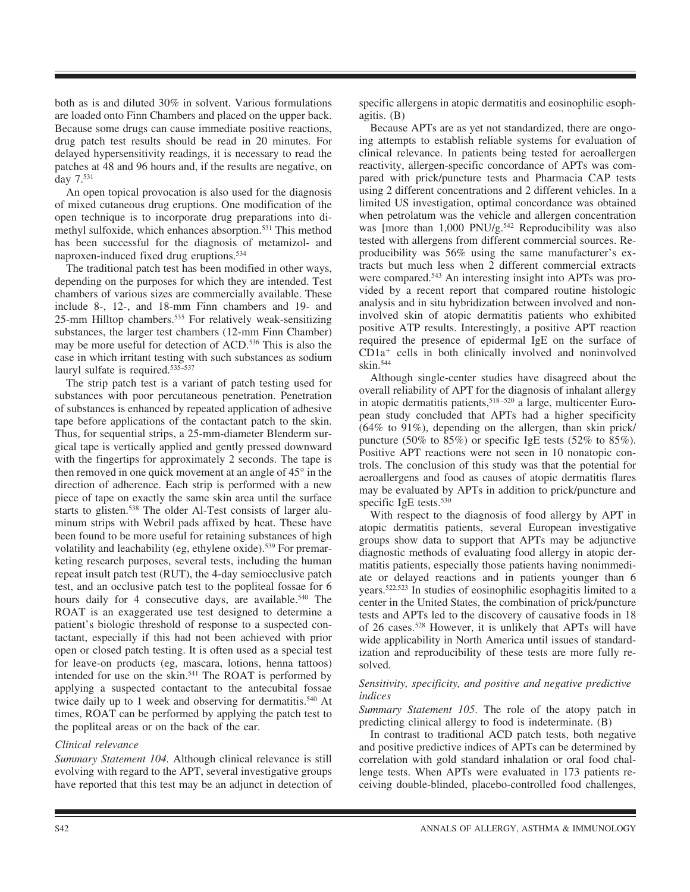both as is and diluted 30% in solvent. Various formulations are loaded onto Finn Chambers and placed on the upper back. Because some drugs can cause immediate positive reactions, drug patch test results should be read in 20 minutes. For delayed hypersensitivity readings, it is necessary to read the patches at 48 and 96 hours and, if the results are negative, on day 7.[531]

An open topical provocation is also used for the diagnosis of mixed cutaneous drug eruptions. One modification of the open technique is to incorporate drug preparations into dimethyl sulfoxide, which enhances absorption.[531] This method has been successful for the diagnosis of metamizol- and naproxen-induced fixed drug eruptions.[534]

The traditional patch test has been modified in other ways, depending on the purposes for which they are intended. Test chambers of various sizes are commercially available. These include 8-, 12-, and 18-mm Finn chambers and 19- and 25-mm Hilltop chambers.[535] For relatively weak-sensitizing substances, the larger test chambers (12-mm Finn Chamber) may be more useful for detection of ACD.[536] This is also the case in which irritant testing with such substances as sodium lauryl sulfate is required.[535–537]

The strip patch test is a variant of patch testing used for substances with poor percutaneous penetration. Penetration of substances is enhanced by repeated application of adhesive tape before applications of the contactant patch to the skin. Thus, for sequential strips, a 25-mm-diameter Blenderm surgical tape is vertically applied and gently pressed downward with the fingertips for approximately 2 seconds. The tape is then removed in one quick movement at an angle of 45° in the direction of adherence. Each strip is performed with a new piece of tape on exactly the same skin area until the surface starts to glisten.[538] The older Al-Test consists of larger aluminum strips with Webril pads affixed by heat. These have been found to be more useful for retaining substances of high volatility and leachability (eg, ethylene oxide).[539] For premarketing research purposes, several tests, including the human repeat insult patch test (RUT), the 4-day semiocclusive patch test, and an occlusive patch test to the popliteal fossae for 6 hours daily for 4 consecutive days, are available.[540] The ROAT is an exaggerated use test designed to determine a patient's biologic threshold of response to a suspected contactant, especially if this had not been achieved with prior open or closed patch testing. It is often used as a special test for leave-on products (eg, mascara, lotions, henna tattoos) intended for use on the skin.[541] The ROAT is performed by applying a suspected contactant to the antecubital fossae twice daily up to 1 week and observing for dermatitis.[540] At times, ROAT can be performed by applying the patch test to the popliteal areas or on the back of the ear.

### *Clinical relevance*

*Summary Statement 104.* Although clinical relevance is still evolving with regard to the APT, several investigative groups have reported that this test may be an adjunct in detection of specific allergens in atopic dermatitis and eosinophilic esophagitis. (B)

Because APTs are as yet not standardized, there are ongoing attempts to establish reliable systems for evaluation of clinical relevance. In patients being tested for aeroallergen reactivity, allergen-specific concordance of APTs was compared with prick/puncture tests and Pharmacia CAP tests using 2 different concentrations and 2 different vehicles. In a limited US investigation, optimal concordance was obtained when petrolatum was the vehicle and allergen concentration was [more than 1,000 PNU/g.[542] Reproducibility was also tested with allergens from different commercial sources. Reproducibility was 56% using the same manufacturer's extracts but much less when 2 different commercial extracts were compared.[543] An interesting insight into APTs was provided by a recent report that compared routine histologic analysis and in situ hybridization between involved and noninvolved skin of atopic dermatitis patients who exhibited positive ATP results. Interestingly, a positive APT reaction required the presence of epidermal IgE on the surface of $CD1a^{+}$ cells in both clinically involved and noninvolved skin.[544]

Although single-center studies have disagreed about the overall reliability of APT for the diagnosis of inhalant allergy in atopic dermatitis patients,[518–520] a large, multicenter European study concluded that APTs had a higher specificity (64% to 91%), depending on the allergen, than skin prick/puncture (50% to 85%) or specific IgE tests (52% to 85%). Positive APT reactions were not seen in 10 nonatopic controls. The conclusion of this study was that the potential for aeroallergens and food as causes of atopic dermatitis flares may be evaluated by APTs in addition to prick/puncture and specific IgE tests.[530]

With respect to the diagnosis of food allergy by APT in atopic dermatitis patients, several European investigative groups show data to support that APTs may be adjunctive diagnostic methods of evaluating food allergy in atopic dermatitis patients, especially those patients having nonimmediate or delayed reactions and in patients younger than 6 years.[522,523] In studies of eosinophilic esophagitis limited to a center in the United States, the combination of prick/puncture tests and APTs led to the discovery of causative foods in 18 of 26 cases.[528] However, it is unlikely that APTs will have wide applicability in North America until issues of standardization and reproducibility of these tests are more fully resolved.

### *Sensitivity, specificity, and positive and negative predictive indices*

*Summary Statement 105*. The role of the atopy patch in predicting clinical allergy to food is indeterminate. (B)

In contrast to traditional ACD patch tests, both negative and positive predictive indices of APTs can be determined by correlation with gold standard inhalation or oral food challenge tests. When APTs were evaluated in 173 patients receiving double-blinded, placebo-controlled food challenges,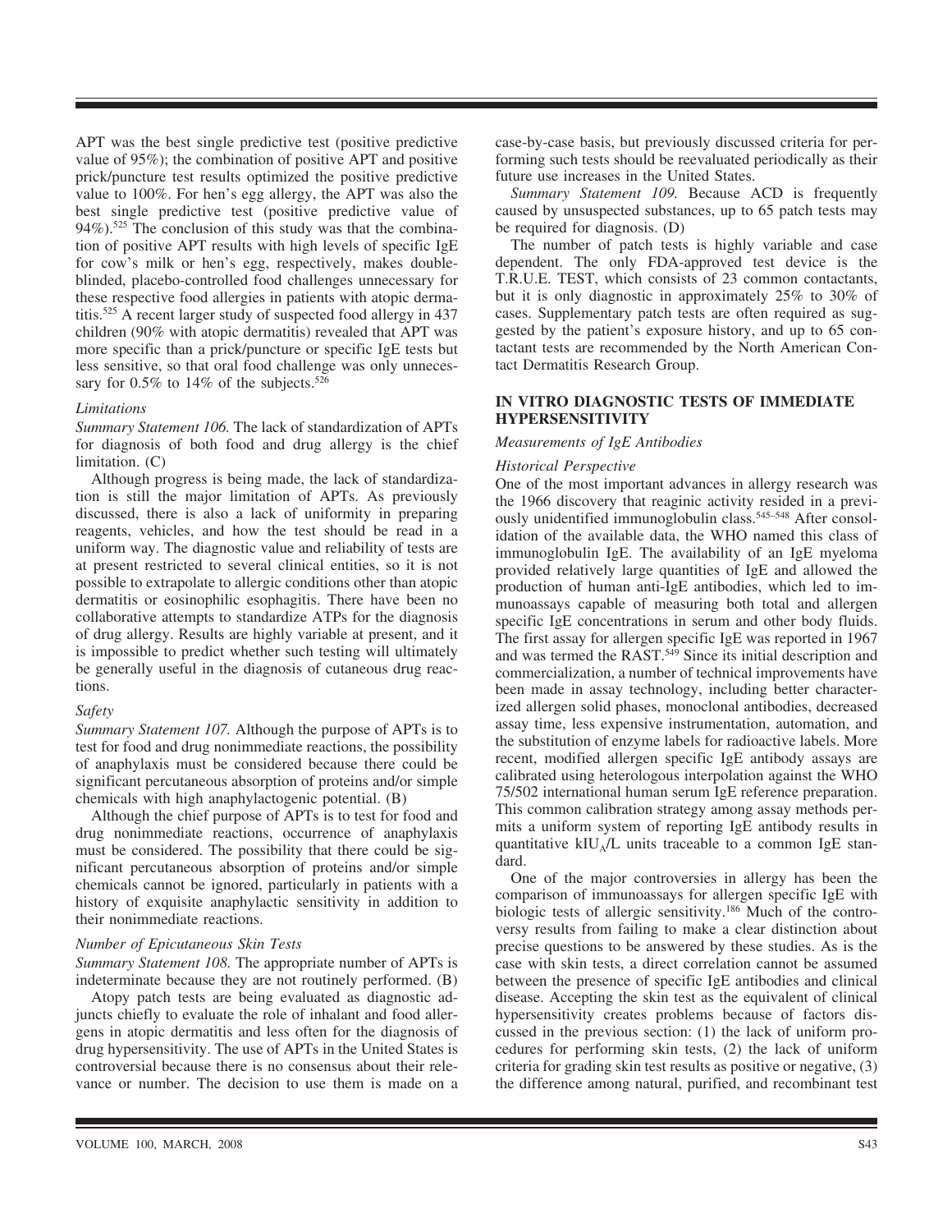APT was the best single predictive test (positive predictive value of 95%); the combination of positive APT and positive prick/puncture test results optimized the positive predictive value to 100%. For hen's egg allergy, the APT was also the best single predictive test (positive predictive value of 94%).[525] The conclusion of this study was that the combination of positive APT results with high levels of specific IgE for cow's milk or hen's egg, respectively, makes double-blinded, placebo-controlled food challenges unnecessary for these respective food allergies in patients with atopic dermatitis.[525] A recent larger study of suspected food allergy in 437 children (90% with atopic dermatitis) revealed that APT was more specific than a prick/puncture or specific IgE tests but less sensitive, so that oral food challenge was only unnecessary for 0.5% to 14% of the subjects.[526]

### *Limitations*

*Summary Statement 106.* The lack of standardization of APTs for diagnosis of both food and drug allergy is the chief limitation. (C)

Although progress is being made, the lack of standardization is still the major limitation of APTs. As previously discussed, there is also a lack of uniformity in preparing reagents, vehicles, and how the test should be read in a uniform way. The diagnostic value and reliability of tests are at present restricted to several clinical entities, so it is not possible to extrapolate to allergic conditions other than atopic dermatitis or eosinophilic esophagitis. There have been no collaborative attempts to standardize ATPs for the diagnosis of drug allergy. Results are highly variable at present, and it is impossible to predict whether such testing will ultimately be generally useful in the diagnosis of cutaneous drug reactions.

### *Safety*

*Summary Statement 107.* Although the purpose of APTs is to test for food and drug nonimmediate reactions, the possibility of anaphylaxis must be considered because there could be significant percutaneous absorption of proteins and/or simple chemicals with high anaphylactogenic potential. (B)

Although the chief purpose of APTs is to test for food and drug nonimmediate reactions, occurrence of anaphylaxis must be considered. The possibility that there could be significant percutaneous absorption of proteins and/or simple chemicals cannot be ignored, particularly in patients with a history of exquisite anaphylactic sensitivity in addition to their nonimmediate reactions.

### *Number of Epicutaneous Skin Tests*

*Summary Statement 108.* The appropriate number of APTs is indeterminate because they are not routinely performed. (B)

Atopy patch tests are being evaluated as diagnostic adjuncts chiefly to evaluate the role of inhalant and food allergens in atopic dermatitis and less often for the diagnosis of drug hypersensitivity. The use of APTs in the United States is controversial because there is no consensus about their relevance or number. The decision to use them is made on a case-by-case basis, but previously discussed criteria for performing such tests should be reevaluated periodically as their future use increases in the United States.

*Summary Statement 109.* Because ACD is frequently caused by unsuspected substances, up to 65 patch tests may be required for diagnosis. (D)

The number of patch tests is highly variable and case dependent. The only FDA-approved test device is the T.R.U.E. TEST, which consists of 23 common contactants, but it is only diagnostic in approximately 25% to 30% of cases. Supplementary patch tests are often required as suggested by the patient's exposure history, and up to 65 contactant tests are recommended by the North American Contact Dermatitis Research Group.

## IN VITRO DIAGNOSTIC TESTS OF IMMEDIATE HYPERSENSITIVITY

### *Measurements of IgE Antibodies*

### *Historical Perspective*

One of the most important advances in allergy research was the 1966 discovery that reaginic activity resided in a previously unidentified immunoglobulin class.[545–548] After consolidation of the available data, the WHO named this class of immunoglobulin IgE. The availability of an IgE myeloma provided relatively large quantities of IgE and allowed the production of human anti-IgE antibodies, which led to immunoassays capable of measuring both total and allergen specific IgE concentrations in serum and other body fluids. The first assay for allergen specific IgE was reported in 1967 and was termed the RAST.[549] Since its initial description and commercialization, a number of technical improvements have been made in assay technology, including better characterized allergen solid phases, monoclonal antibodies, decreased assay time, less expensive instrumentation, automation, and the substitution of enzyme labels for radioactive labels. More recent, modified allergen specific IgE antibody assays are calibrated using heterologous interpolation against the WHO 75/502 international human serum IgE reference preparation. This common calibration strategy among assay methods permits a uniform system of reporting IgE antibody results in quantitative $kIU_A/L$ units traceable to a common IgE standard.

One of the major controversies in allergy has been the comparison of immunoassays for allergen specific IgE with biologic tests of allergic sensitivity.[186] Much of the controversy results from failing to make a clear distinction about precise questions to be answered by these studies. As is the case with skin tests, a direct correlation cannot be assumed between the presence of specific IgE antibodies and clinical disease. Accepting the skin test as the equivalent of clinical hypersensitivity creates problems because of factors discussed in the previous section: (1) the lack of uniform procedures for performing skin tests, (2) the lack of uniform criteria for grading skin test results as positive or negative, (3) the difference among natural, purified, and recombinant test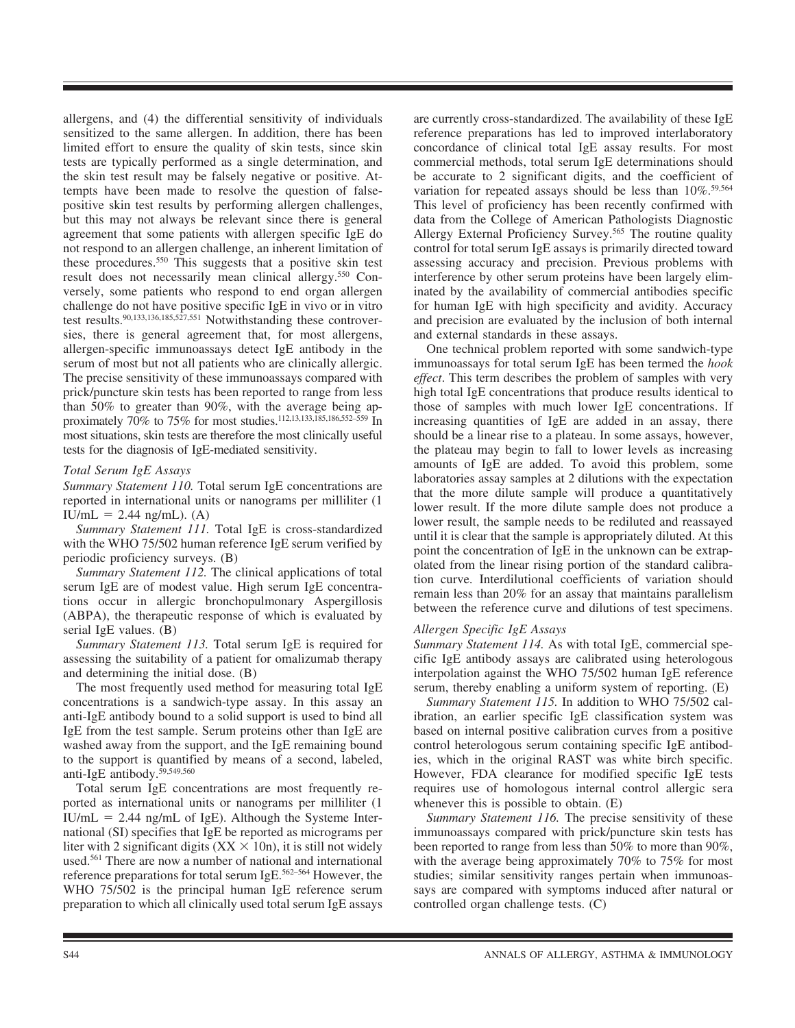allergens, and (4) the differential sensitivity of individuals sensitized to the same allergen. In addition, there has been limited effort to ensure the quality of skin tests, since skin tests are typically performed as a single determination, and the skin test result may be falsely negative or positive. Attempts have been made to resolve the question of false-positive skin test results by performing allergen challenges, but this may not always be relevant since there is general agreement that some patients with allergen specific IgE do not respond to an allergen challenge, an inherent limitation of these procedures.[550] This suggests that a positive skin test result does not necessarily mean clinical allergy.[550] Conversely, some patients who respond to end organ allergen challenge do not have positive specific IgE in vivo or in vitro test results.[90,133,136,185,527,551] Notwithstanding these controversies, there is general agreement that, for most allergens, allergen-specific immunoassays detect IgE antibody in the serum of most but not all patients who are clinically allergic. The precise sensitivity of these immunoassays compared with prick/puncture skin tests has been reported to range from less than 50% to greater than 90%, with the average being approximately 70% to 75% for most studies.[112,13,133,185,186,552–559] In most situations, skin tests are therefore the most clinically useful tests for the diagnosis of IgE-mediated sensitivity.

### *Total Serum IgE Assays*

*Summary Statement 110.* Total serum IgE concentrations are reported in international units or nanograms per milliliter (1 IU/mL = 2.44 ng/mL). (A)

*Summary Statement 111.* Total IgE is cross-standardized with the WHO 75/502 human reference IgE serum verified by periodic proficiency surveys. (B)

*Summary Statement 112.* The clinical applications of total serum IgE are of modest value. High serum IgE concentrations occur in allergic bronchopulmonary Aspergillosis (ABPA), the therapeutic response of which is evaluated by serial IgE values. (B)

*Summary Statement 113.* Total serum IgE is required for assessing the suitability of a patient for omalizumab therapy and determining the initial dose. (B)

The most frequently used method for measuring total IgE concentrations is a sandwich-type assay. In this assay an anti-IgE antibody bound to a solid support is used to bind all IgE from the test sample. Serum proteins other than IgE are washed away from the support, and the IgE remaining bound to the support is quantified by means of a second, labeled, anti-IgE antibody.[59,549,560]

Total serum IgE concentrations are most frequently reported as international units or nanograms per milliliter (1 IU/mL = 2.44 ng/mL of IgE). Although the Systeme International (SI) specifies that IgE be reported as micrograms per liter with 2 significant digits ($XX \times 10n$), it is still not widely used.[561] There are now a number of national and international reference preparations for total serum IgE.[562–564] However, the WHO 75/502 is the principal human IgE reference serum preparation to which all clinically used total serum IgE assays are currently cross-standardized. The availability of these IgE reference preparations has led to improved interlaboratory concordance of clinical total IgE assay results. For most commercial methods, total serum IgE determinations should be accurate to 2 significant digits, and the coefficient of variation for repeated assays should be less than 10%.[59,564] This level of proficiency has been recently confirmed with data from the College of American Pathologists Diagnostic Allergy External Proficiency Survey.[565] The routine quality control for total serum IgE assays is primarily directed toward assessing accuracy and precision. Previous problems with interference by other serum proteins have been largely eliminated by the availability of commercial antibodies specific for human IgE with high specificity and avidity. Accuracy and precision are evaluated by the inclusion of both internal and external standards in these assays.

One technical problem reported with some sandwich-type immunoassays for total serum IgE has been termed the *hook effect*. This term describes the problem of samples with very high total IgE concentrations that produce results identical to those of samples with much lower IgE concentrations. If increasing quantities of IgE are added in an assay, there should be a linear rise to a plateau. In some assays, however, the plateau may begin to fall to lower levels as increasing amounts of IgE are added. To avoid this problem, some laboratories assay samples at 2 dilutions with the expectation that the more dilute sample will produce a quantitatively lower result. If the more dilute sample does not produce a lower result, the sample needs to be rediluted and reassayed until it is clear that the sample is appropriately diluted. At this point the concentration of IgE in the unknown can be extrapolated from the linear rising portion of the standard calibration curve. Interdilutional coefficients of variation should remain less than 20% for an assay that maintains parallelism between the reference curve and dilutions of test specimens.

### *Allergen Specific IgE Assays*

*Summary Statement 114.* As with total IgE, commercial specific IgE antibody assays are calibrated using heterologous interpolation against the WHO 75/502 human IgE reference serum, thereby enabling a uniform system of reporting. (E)

*Summary Statement 115.* In addition to WHO 75/502 calibration, an earlier specific IgE classification system was based on internal positive calibration curves from a positive control heterologous serum containing specific IgE antibodies, which in the original RAST was white birch specific. However, FDA clearance for modified specific IgE tests requires use of homologous internal control allergic sera whenever this is possible to obtain. (E)

*Summary Statement 116.* The precise sensitivity of these immunoassays compared with prick/puncture skin tests has been reported to range from less than 50% to more than 90%, with the average being approximately 70% to 75% for most studies; similar sensitivity ranges pertain when immunoassays are compared with symptoms induced after natural or controlled organ challenge tests. (C)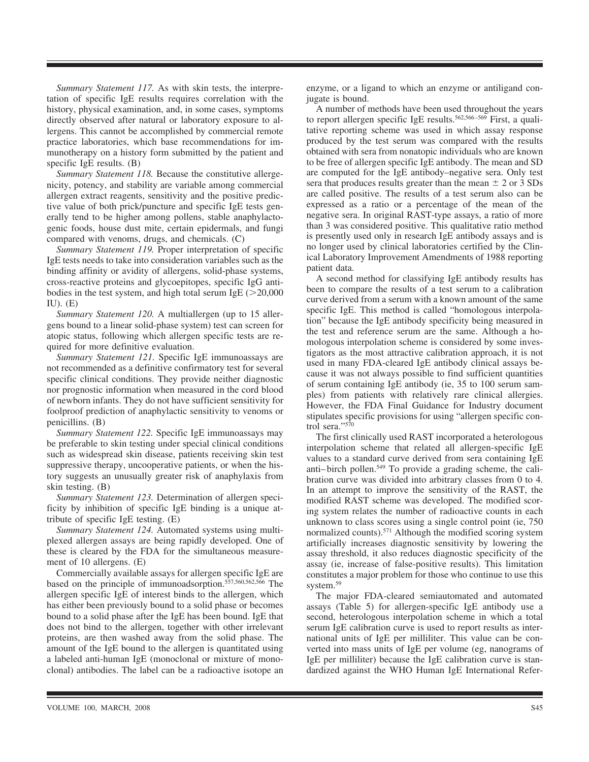*Summary Statement 117.* As with skin tests, the interpretation of specific IgE results requires correlation with the history, physical examination, and, in some cases, symptoms directly observed after natural or laboratory exposure to allergens. This cannot be accomplished by commercial remote practice laboratories, which base recommendations for immunotherapy on a history form submitted by the patient and specific IgE results. (B)

*Summary Statement 118.* Because the constitutive allergenicity, potency, and stability are variable among commercial allergen extract reagents, sensitivity and the positive predictive value of both prick/puncture and specific IgE tests generally tend to be higher among pollens, stable anaphylactogenic foods, house dust mite, certain epidermals, and fungi compared with venoms, drugs, and chemicals. (C)

*Summary Statement 119.* Proper interpretation of specific IgE tests needs to take into consideration variables such as the binding affinity or avidity of allergens, solid-phase systems, cross-reactive proteins and glycoepitopes, specific IgG antibodies in the test system, and high total serum IgE (>20,000 IU). (E)

*Summary Statement 120.* A multiallergen (up to 15 allergens bound to a linear solid-phase system) test can screen for atopic status, following which allergen specific tests are required for more definitive evaluation.

*Summary Statement 121.* Specific IgE immunoassays are not recommended as a definitive confirmatory test for several specific clinical conditions. They provide neither diagnostic nor prognostic information when measured in the cord blood of newborn infants. They do not have sufficient sensitivity for foolproof prediction of anaphylactic sensitivity to venoms or penicillins. (B)

*Summary Statement 122.* Specific IgE immunoassays may be preferable to skin testing under special clinical conditions such as widespread skin disease, patients receiving skin test suppressive therapy, uncooperative patients, or when the history suggests an unusually greater risk of anaphylaxis from skin testing. (B)

*Summary Statement 123.* Determination of allergen specificity by inhibition of specific IgE binding is a unique attribute of specific IgE testing. (E)

*Summary Statement 124.* Automated systems using multiplexed allergen assays are being rapidly developed. One of these is cleared by the FDA for the simultaneous measurement of 10 allergens. (E)

Commercially available assays for allergen specific IgE are based on the principle of immunoadsorption.[557,560,562,566] The allergen specific IgE of interest binds to the allergen, which has either been previously bound to a solid phase or becomes bound to a solid phase after the IgE has been bound. IgE that does not bind to the allergen, together with other irrelevant proteins, are then washed away from the solid phase. The amount of the IgE bound to the allergen is quantitated using a labeled anti-human IgE (monoclonal or mixture of monoclonal) antibodies. The label can be a radioactive isotope an enzyme, or a ligand to which an enzyme or antiligand conjugate is bound.

A number of methods have been used throughout the years to report allergen specific IgE results.[562,566–569] First, a qualitative reporting scheme was used in which assay response produced by the test serum was compared with the results obtained with sera from nonatopic individuals who are known to be free of allergen specific IgE antibody. The mean and SD are computed for the IgE antibody–negative sera. Only test sera that produces results greater than the mean ± 2 or 3 SDs are called positive. The results of a test serum also can be expressed as a ratio or a percentage of the mean of the negative sera. In original RAST-type assays, a ratio of more than 3 was considered positive. This qualitative ratio method is presently used only in research IgE antibody assays and is no longer used by clinical laboratories certified by the Clinical Laboratory Improvement Amendments of 1988 reporting patient data.

A second method for classifying IgE antibody results has been to compare the results of a test serum to a calibration curve derived from a serum with a known amount of the same specific IgE. This method is called "homologous interpolation" because the IgE antibody specificity being measured in the test and reference serum are the same. Although a homologous interpolation scheme is considered by some investigators as the most attractive calibration approach, it is not used in many FDA-cleared IgE antibody clinical assays because it was not always possible to find sufficient quantities of serum containing IgE antibody (ie, 35 to 100 serum samples) from patients with relatively rare clinical allergies. However, the FDA Final Guidance for Industry document stipulates specific provisions for using "allergen specific control sera."[570]

The first clinically used RAST incorporated a heterologous interpolation scheme that related all allergen-specific IgE values to a standard curve derived from sera containing IgE anti–birch pollen.[549] To provide a grading scheme, the calibration curve was divided into arbitrary classes from 0 to 4. In an attempt to improve the sensitivity of the RAST, the modified RAST scheme was developed. The modified scoring system relates the number of radioactive counts in each unknown to class scores using a single control point (ie, 750 normalized counts).[571] Although the modified scoring system artificially increases diagnostic sensitivity by lowering the assay threshold, it also reduces diagnostic specificity of the assay (ie, increase of false-positive results). This limitation constitutes a major problem for those who continue to use this system.[59]

The major FDA-cleared semiautomated and automated assays (Table 5) for allergen-specific IgE antibody use a second, heterologous interpolation scheme in which a total serum IgE calibration curve is used to report results as international units of IgE per milliliter. This value can be converted into mass units of IgE per volume (eg, nanograms of IgE per milliliter) because the IgE calibration curve is standardized against the WHO Human IgE International Refer-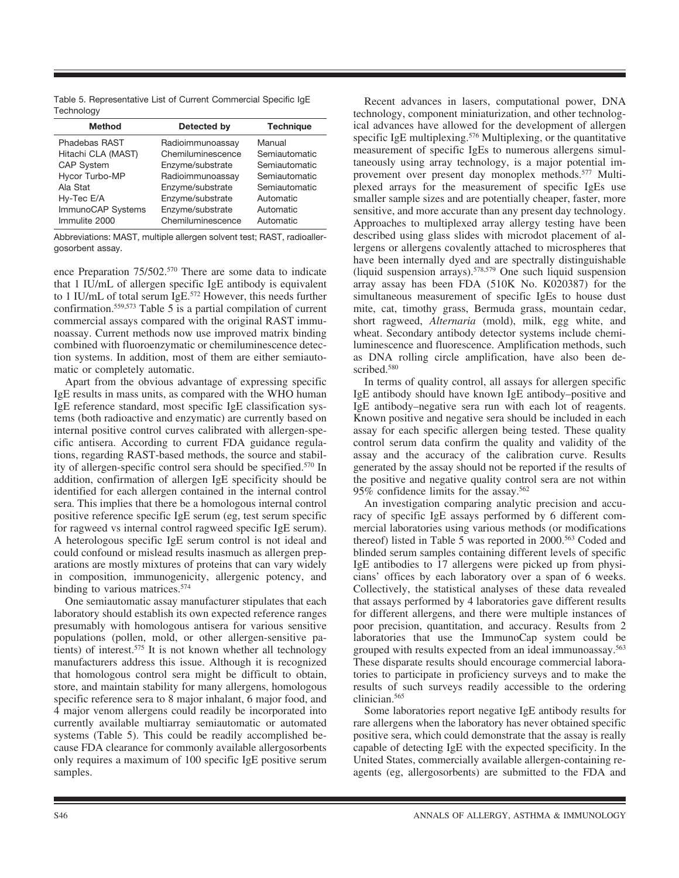Table 5. Representative List of Current Commercial Specific IgE Technology

| Method | Detected by | Technique |
|---|---|---|
| Phadebas RAST | Radioimmunoassay | Manual |
| Hitachi CLA (MAST) | Chemiluminescence | Semiautomatic |
| CAP System | Enzyme/substrate | Semiautomatic |
| Hycor Turbo-MP | Radioimmunoassay | Semiautomatic |
| Ala Stat | Enzyme/substrate | Semiautomatic |
| Hy-Tec E/A | Enzyme/substrate | Automatic |
| ImmunoCAP Systems | Enzyme/substrate | Automatic |
| Immulite 2000 | Chemiluminescence | Automatic |

Abbreviations: MAST, multiple allergen solvent test; RAST, radioallergosorbent assay.

ence Preparation 75/502.[570] There are some data to indicate that 1 IU/mL of allergen specific IgE antibody is equivalent to 1 IU/mL of total serum IgE.[572] However, this needs further confirmation.[559,573] Table 5 is a partial compilation of current commercial assays compared with the original RAST immunoassay. Current methods now use improved matrix binding combined with fluoroenzymatic or chemiluminescence detection systems. In addition, most of them are either semiautomatic or completely automatic.

Apart from the obvious advantage of expressing specific IgE results in mass units, as compared with the WHO human IgE reference standard, most specific IgE classification systems (both radioactive and enzymatic) are currently based on internal positive control curves calibrated with allergen-specific antisera. According to current FDA guidance regulations, regarding RAST-based methods, the source and stability of allergen-specific control sera should be specified.[570] In addition, confirmation of allergen IgE specificity should be identified for each allergen contained in the internal control sera. This implies that there be a homologous internal control positive reference specific IgE serum (eg, test serum specific for ragweed vs internal control ragweed specific IgE serum). A heterologous specific IgE serum control is not ideal and could confound or mislead results inasmuch as allergen preparations are mostly mixtures of proteins that can vary widely in composition, immunogenicity, allergenic potency, and binding to various matrices.[574]

One semiautomatic assay manufacturer stipulates that each laboratory should establish its own expected reference ranges presumably with homologous antisera for various sensitive populations (pollen, mold, or other allergen-sensitive patients) of interest.[575] It is not known whether all technology manufacturers address this issue. Although it is recognized that homologous control sera might be difficult to obtain, store, and maintain stability for many allergens, homologous specific reference sera to 8 major inhalant, 6 major food, and 4 major venom allergens could readily be incorporated into currently available multiarray semiautomatic or automated systems (Table 5). This could be readily accomplished because FDA clearance for commonly available allergosorbents only requires a maximum of 100 specific IgE positive serum samples.

Recent advances in lasers, computational power, DNA technology, component miniaturization, and other technological advances have allowed for the development of allergen specific IgE multiplexing.[576] Multiplexing, or the quantitative measurement of specific IgEs to numerous allergens simultaneously using array technology, is a major potential improvement over present day monoplex methods.[577] Multiplexed arrays for the measurement of specific IgEs use smaller sample sizes and are potentially cheaper, faster, more sensitive, and more accurate than any present day technology. Approaches to multiplexed array allergy testing have been described using glass slides with microdot placement of allergens or allergens covalently attached to microspheres that have been internally dyed and are spectrally distinguishable (liquid suspension arrays).[578,579] One such liquid suspension array assay has been FDA (510K No. K020387) for the simultaneous measurement of specific IgEs to house dust mite, cat, timothy grass, Bermuda grass, mountain cedar, short ragweed, *Alternaria* (mold), milk, egg white, and wheat. Secondary antibody detector systems include chemiluminescence and fluorescence. Amplification methods, such as DNA rolling circle amplification, have also been described.[580]

In terms of quality control, all assays for allergen specific IgE antibody should have known IgE antibody–positive and IgE antibody–negative sera run with each lot of reagents. Known positive and negative sera should be included in each assay for each specific allergen being tested. These quality control serum data confirm the quality and validity of the assay and the accuracy of the calibration curve. Results generated by the assay should not be reported if the results of the positive and negative quality control sera are not within 95% confidence limits for the assay.[562]

An investigation comparing analytic precision and accuracy of specific IgE assays performed by 6 different commercial laboratories using various methods (or modifications thereof) listed in Table 5 was reported in 2000.[563] Coded and blinded serum samples containing different levels of specific IgE antibodies to 17 allergens were picked up from physicians' offices by each laboratory over a span of 6 weeks. Collectively, the statistical analyses of these data revealed that assays performed by 4 laboratories gave different results for different allergens, and there were multiple instances of poor precision, quantitation, and accuracy. Results from 2 laboratories that use the ImmunoCap system could be grouped with results expected from an ideal immunoassay.[563] These disparate results should encourage commercial laboratories to participate in proficiency surveys and to make the results of such surveys readily accessible to the ordering clinician.[565]

Some laboratories report negative IgE antibody results for rare allergens when the laboratory has never obtained specific positive sera, which could demonstrate that the assay is really capable of detecting IgE with the expected specificity. In the United States, commercially available allergen-containing reagents (eg, allergosorbents) are submitted to the FDA and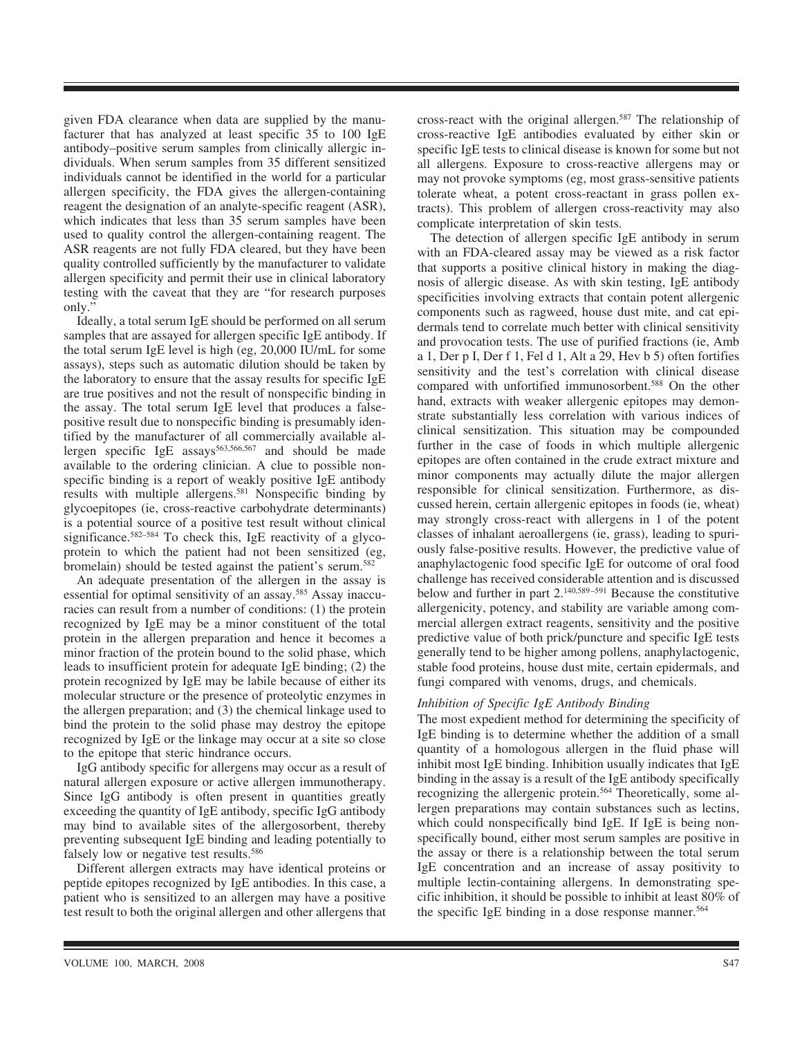given FDA clearance when data are supplied by the manufacturer that has analyzed at least specific 35 to 100 IgE antibody–positive serum samples from clinically allergic individuals. When serum samples from 35 different sensitized individuals cannot be identified in the world for a particular allergen specificity, the FDA gives the allergen-containing reagent the designation of an analyte-specific reagent (ASR), which indicates that less than 35 serum samples have been used to quality control the allergen-containing reagent. The ASR reagents are not fully FDA cleared, but they have been quality controlled sufficiently by the manufacturer to validate allergen specificity and permit their use in clinical laboratory testing with the caveat that they are "for research purposes only."

Ideally, a total serum IgE should be performed on all serum samples that are assayed for allergen specific IgE antibody. If the total serum IgE level is high (eg, 20,000 IU/mL for some assays), steps such as automatic dilution should be taken by the laboratory to ensure that the assay results for specific IgE are true positives and not the result of nonspecific binding in the assay. The total serum IgE level that produces a false-positive result due to nonspecific binding is presumably identified by the manufacturer of all commercially available allergen specific IgE assays[563,566,567] and should be made available to the ordering clinician. A clue to possible nonspecific binding is a report of weakly positive IgE antibody results with multiple allergens.[581] Nonspecific binding by glycoepitopes (ie, cross-reactive carbohydrate determinants) is a potential source of a positive test result without clinical significance.[582–584] To check this, IgE reactivity of a glycoprotein to which the patient had not been sensitized (eg, bromelain) should be tested against the patient's serum.[582]

An adequate presentation of the allergen in the assay is essential for optimal sensitivity of an assay.[585] Assay inaccuracies can result from a number of conditions: (1) the protein recognized by IgE may be a minor constituent of the total protein in the allergen preparation and hence it becomes a minor fraction of the protein bound to the solid phase, which leads to insufficient protein for adequate IgE binding; (2) the protein recognized by IgE may be labile because of either its molecular structure or the presence of proteolytic enzymes in the allergen preparation; and (3) the chemical linkage used to bind the protein to the solid phase may destroy the epitope recognized by IgE or the linkage may occur at a site so close to the epitope that steric hindrance occurs.

IgG antibody specific for allergens may occur as a result of natural allergen exposure or active allergen immunotherapy. Since IgG antibody is often present in quantities greatly exceeding the quantity of IgE antibody, specific IgG antibody may bind to available sites of the allergosorbent, thereby preventing subsequent IgE binding and leading potentially to falsely low or negative test results.[586]

Different allergen extracts may have identical proteins or peptide epitopes recognized by IgE antibodies. In this case, a patient who is sensitized to an allergen may have a positive test result to both the original allergen and other allergens that cross-react with the original allergen.[587] The relationship of cross-reactive IgE antibodies evaluated by either skin or specific IgE tests to clinical disease is known for some but not all allergens. Exposure to cross-reactive allergens may or may not provoke symptoms (eg, most grass-sensitive patients tolerate wheat, a potent cross-reactant in grass pollen extracts). This problem of allergen cross-reactivity may also complicate interpretation of skin tests.

The detection of allergen specific IgE antibody in serum with an FDA-cleared assay may be viewed as a risk factor that supports a positive clinical history in making the diagnosis of allergic disease. As with skin testing, IgE antibody specificities involving extracts that contain potent allergenic components such as ragweed, house dust mite, and cat epidermals tend to correlate much better with clinical sensitivity and provocation tests. The use of purified fractions (ie, Amb a 1, Der p I, Der f 1, Fel d 1, Alt a 29, Hev b 5) often fortifies sensitivity and the test's correlation with clinical disease compared with unfortified immunosorbent.[588] On the other hand, extracts with weaker allergenic epitopes may demonstrate substantially less correlation with various indices of clinical sensitization. This situation may be compounded further in the case of foods in which multiple allergenic epitopes are often contained in the crude extract mixture and minor components may actually dilute the major allergen responsible for clinical sensitization. Furthermore, as discussed herein, certain allergenic epitopes in foods (ie, wheat) may strongly cross-react with allergens in 1 of the potent classes of inhalant aeroallergens (ie, grass), leading to spuriously false-positive results. However, the predictive value of anaphylactogenic food specific IgE for outcome of oral food challenge has received considerable attention and is discussed below and further in part 2.[140,589–591] Because the constitutive allergenicity, potency, and stability are variable among commercial allergen extract reagents, sensitivity and the positive predictive value of both prick/puncture and specific IgE tests generally tend to be higher among pollens, anaphylactogenic, stable food proteins, house dust mite, certain epidermals, and fungi compared with venoms, drugs, and chemicals.

*Inhibition of Specific IgE Antibody Binding*

The most expedient method for determining the specificity of IgE binding is to determine whether the addition of a small quantity of a homologous allergen in the fluid phase will inhibit most IgE binding. Inhibition usually indicates that IgE binding in the assay is a result of the IgE antibody specifically recognizing the allergenic protein.[564] Theoretically, some allergen preparations may contain substances such as lectins, which could nonspecifically bind IgE. If IgE is being nonspecifically bound, either most serum samples are positive in the assay or there is a relationship between the total serum IgE concentration and an increase of assay positivity to multiple lectin-containing allergens. In demonstrating specific inhibition, it should be possible to inhibit at least 80% of the specific IgE binding in a dose response manner.[564]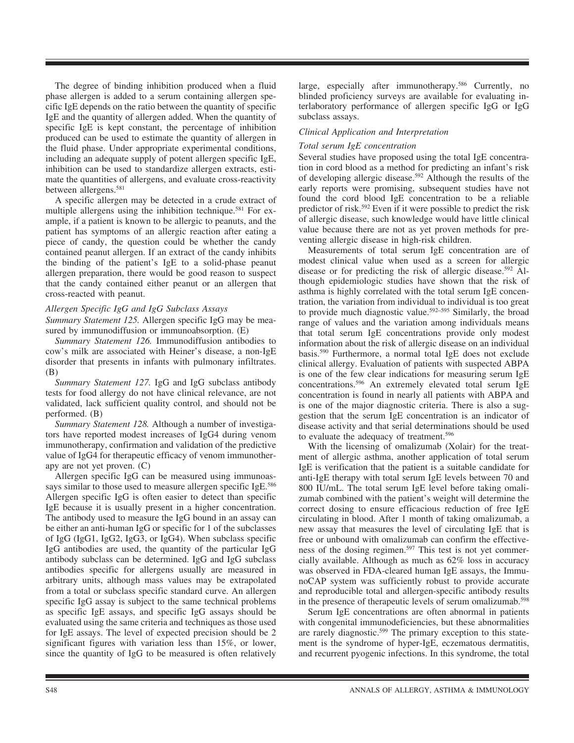The degree of binding inhibition produced when a fluid phase allergen is added to a serum containing allergen specific IgE depends on the ratio between the quantity of specific IgE and the quantity of allergen added. When the quantity of specific IgE is kept constant, the percentage of inhibition produced can be used to estimate the quantity of allergen in the fluid phase. Under appropriate experimental conditions, including an adequate supply of potent allergen specific IgE, inhibition can be used to standardize allergen extracts, estimate the quantities of allergens, and evaluate cross-reactivity between allergens.[581]

A specific allergen may be detected in a crude extract of multiple allergens using the inhibition technique.[581] For example, if a patient is known to be allergic to peanuts, and the patient has symptoms of an allergic reaction after eating a piece of candy, the question could be whether the candy contained peanut allergen. If an extract of the candy inhibits the binding of the patient's IgE to a solid-phase peanut allergen preparation, there would be good reason to suspect that the candy contained either peanut or an allergen that cross-reacted with peanut.

### *Allergen Specific IgG and IgG Subclass Assays*

*Summary Statement 125.* Allergen specific IgG may be measured by immunodiffusion or immunoabsorption. (E)

*Summary Statement 126.* Immunodiffusion antibodies to cow's milk are associated with Heiner's disease, a non-IgE disorder that presents in infants with pulmonary infiltrates. (B)

*Summary Statement 127.* IgG and IgG subclass antibody tests for food allergy do not have clinical relevance, are not validated, lack sufficient quality control, and should not be performed. (B)

*Summary Statement 128.* Although a number of investigators have reported modest increases of IgG4 during venom immunotherapy, confirmation and validation of the predictive value of IgG4 for therapeutic efficacy of venom immunotherapy are not yet proven. (C)

Allergen specific IgG can be measured using immunoassays similar to those used to measure allergen specific IgE.[586] Allergen specific IgG is often easier to detect than specific IgE because it is usually present in a higher concentration. The antibody used to measure the IgG bound in an assay can be either an anti-human IgG or specific for 1 of the subclasses of IgG (IgG1, IgG2, IgG3, or IgG4). When subclass specific IgG antibodies are used, the quantity of the particular IgG antibody subclass can be determined. IgG and IgG subclass antibodies specific for allergens usually are measured in arbitrary units, although mass values may be extrapolated from a total or subclass specific standard curve. An allergen specific IgG assay is subject to the same technical problems as specific IgE assays, and specific IgG assays should be evaluated using the same criteria and techniques as those used for IgE assays. The level of expected precision should be 2 significant figures with variation less than 15%, or lower, since the quantity of IgG to be measured is often relatively large, especially after immunotherapy.[586] Currently, no blinded proficiency surveys are available for evaluating interlaboratory performance of allergen specific IgG or IgG subclass assays.

### *Clinical Application and Interpretation*

#### *Total serum IgE concentration*

Several studies have proposed using the total IgE concentration in cord blood as a method for predicting an infant's risk of developing allergic disease.[592] Although the results of the early reports were promising, subsequent studies have not found the cord blood IgE concentration to be a reliable predictor of risk.[592] Even if it were possible to predict the risk of allergic disease, such knowledge would have little clinical value because there are not as yet proven methods for preventing allergic disease in high-risk children.

Measurements of total serum IgE concentration are of modest clinical value when used as a screen for allergic disease or for predicting the risk of allergic disease.[592] Although epidemiologic studies have shown that the risk of asthma is highly correlated with the total serum IgE concentration, the variation from individual to individual is too great to provide much diagnostic value.[592–595] Similarly, the broad range of values and the variation among individuals means that total serum IgE concentrations provide only modest information about the risk of allergic disease on an individual basis.[590] Furthermore, a normal total IgE does not exclude clinical allergy. Evaluation of patients with suspected ABPA is one of the few clear indications for measuring serum IgE concentrations.[596] An extremely elevated total serum IgE concentration is found in nearly all patients with ABPA and is one of the major diagnostic criteria. There is also a suggestion that the serum IgE concentration is an indicator of disease activity and that serial determinations should be used to evaluate the adequacy of treatment.[596]

With the licensing of omalizumab (Xolair) for the treatment of allergic asthma, another application of total serum IgE is verification that the patient is a suitable candidate for anti-IgE therapy with total serum IgE levels between 70 and 800 IU/mL. The total serum IgE level before taking omalizumab combined with the patient's weight will determine the correct dosing to ensure efficacious reduction of free IgE circulating in blood. After 1 month of taking omalizumab, a new assay that measures the level of circulating IgE that is free or unbound with omalizumab can confirm the effectiveness of the dosing regimen.[597] This test is not yet commercially available. Although as much as 62% loss in accuracy was observed in FDA-cleared human IgE assays, the ImmunoCAP system was sufficiently robust to provide accurate and reproducible total and allergen-specific antibody results in the presence of therapeutic levels of serum omalizumab.[598]

Serum IgE concentrations are often abnormal in patients with congenital immunodeficiencies, but these abnormalities are rarely diagnostic.[599] The primary exception to this statement is the syndrome of hyper-IgE, eczematous dermatitis, and recurrent pyogenic infections. In this syndrome, the total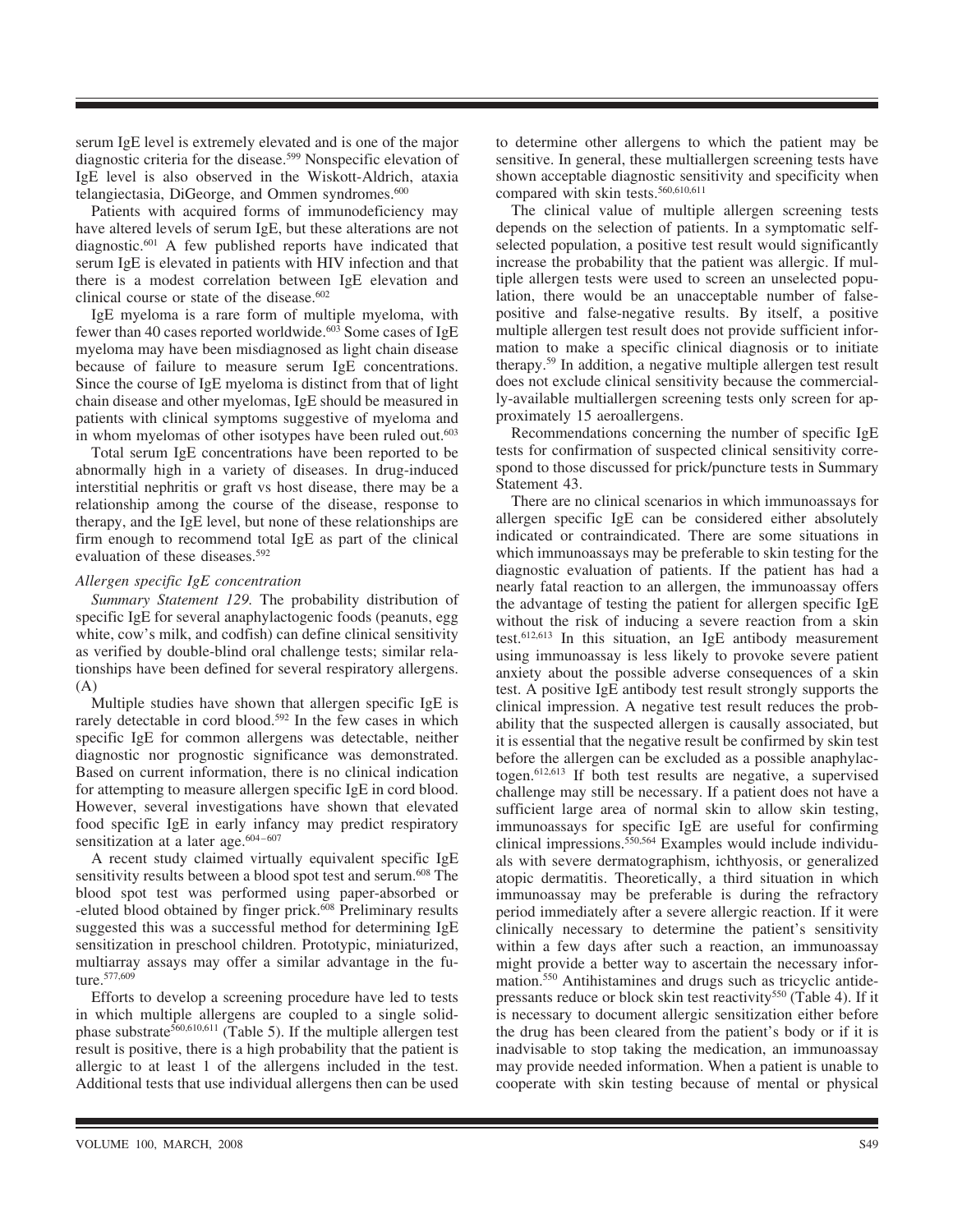serum IgE level is extremely elevated and is one of the major diagnostic criteria for the disease.[599] Nonspecific elevation of IgE level is also observed in the Wiskott-Aldrich, ataxia telangiectasia, DiGeorge, and Ommen syndromes.[600]

Patients with acquired forms of immunodeficiency may have altered levels of serum IgE, but these alterations are not diagnostic.[601] A few published reports have indicated that serum IgE is elevated in patients with HIV infection and that there is a modest correlation between IgE elevation and clinical course or state of the disease.[602]

IgE myeloma is a rare form of multiple myeloma, with fewer than 40 cases reported worldwide.[603] Some cases of IgE myeloma may have been misdiagnosed as light chain disease because of failure to measure serum IgE concentrations. Since the course of IgE myeloma is distinct from that of light chain disease and other myelomas, IgE should be measured in patients with clinical symptoms suggestive of myeloma and in whom myelomas of other isotypes have been ruled out.[603]

Total serum IgE concentrations have been reported to be abnormally high in a variety of diseases. In drug-induced interstitial nephritis or graft vs host disease, there may be a relationship among the course of the disease, response to therapy, and the IgE level, but none of these relationships are firm enough to recommend total IgE as part of the clinical evaluation of these diseases.[592]

*Allergen specific IgE concentration*

*Summary Statement 129.* The probability distribution of specific IgE for several anaphylactogenic foods (peanuts, egg white, cow's milk, and codfish) can define clinical sensitivity as verified by double-blind oral challenge tests; similar relationships have been defined for several respiratory allergens. (A)

Multiple studies have shown that allergen specific IgE is rarely detectable in cord blood.[592] In the few cases in which specific IgE for common allergens was detectable, neither diagnostic nor prognostic significance was demonstrated. Based on current information, there is no clinical indication for attempting to measure allergen specific IgE in cord blood. However, several investigations have shown that elevated food specific IgE in early infancy may predict respiratory sensitization at a later age.[604–607]

A recent study claimed virtually equivalent specific IgE sensitivity results between a blood spot test and serum.[608] The blood spot test was performed using paper-absorbed or -eluted blood obtained by finger prick.[608] Preliminary results suggested this was a successful method for determining IgE sensitization in preschool children. Prototypic, miniaturized, multiarray assays may offer a similar advantage in the future.[577,609]

Efforts to develop a screening procedure have led to tests in which multiple allergens are coupled to a single solid-phase substrate[560,610,611] (Table 5). If the multiple allergen test result is positive, there is a high probability that the patient is allergic to at least 1 of the allergens included in the test. Additional tests that use individual allergens then can be used to determine other allergens to which the patient may be sensitive. In general, these multiallergen screening tests have shown acceptable diagnostic sensitivity and specificity when compared with skin tests.[560,610,611]

The clinical value of multiple allergen screening tests depends on the selection of patients. In a symptomatic self-selected population, a positive test result would significantly increase the probability that the patient was allergic. If multiple allergen tests were used to screen an unselected population, there would be an unacceptable number of false-positive and false-negative results. By itself, a positive multiple allergen test result does not provide sufficient information to make a specific clinical diagnosis or to initiate therapy.[59] In addition, a negative multiple allergen test result does not exclude clinical sensitivity because the commercially-available multiallergen screening tests only screen for approximately 15 aeroallergens.

Recommendations concerning the number of specific IgE tests for confirmation of suspected clinical sensitivity correspond to those discussed for prick/puncture tests in Summary Statement 43.

There are no clinical scenarios in which immunoassays for allergen specific IgE can be considered either absolutely indicated or contraindicated. There are some situations in which immunoassays may be preferable to skin testing for the diagnostic evaluation of patients. If the patient has had a nearly fatal reaction to an allergen, the immunoassay offers the advantage of testing the patient for allergen specific IgE without the risk of inducing a severe reaction from a skin test.[612,613] In this situation, an IgE antibody measurement using immunoassay is less likely to provoke severe patient anxiety about the possible adverse consequences of a skin test. A positive IgE antibody test result strongly supports the clinical impression. A negative test result reduces the probability that the suspected allergen is causally associated, but it is essential that the negative result be confirmed by skin test before the allergen can be excluded as a possible anaphylactogen.[612,613] If both test results are negative, a supervised challenge may still be necessary. If a patient does not have a sufficient large area of normal skin to allow skin testing, immunoassays for specific IgE are useful for confirming clinical impressions.[550,564] Examples would include individuals with severe dermatographism, ichthyosis, or generalized atopic dermatitis. Theoretically, a third situation in which immunoassay may be preferable is during the refractory period immediately after a severe allergic reaction. If it were clinically necessary to determine the patient's sensitivity within a few days after such a reaction, an immunoassay might provide a better way to ascertain the necessary information.[550] Antihistamines and drugs such as tricyclic antidepressants reduce or block skin test reactivity[550] (Table 4). If it is necessary to document allergic sensitization either before the drug has been cleared from the patient's body or if it is inadvisable to stop taking the medication, an immunoassay may provide needed information. When a patient is unable to cooperate with skin testing because of mental or physical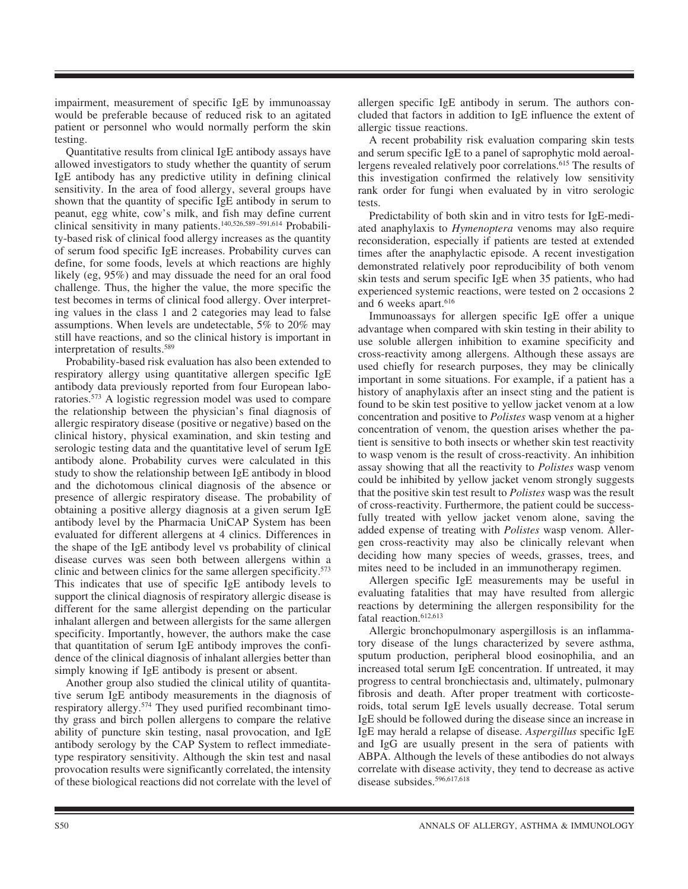impairment, measurement of specific IgE by immunoassay would be preferable because of reduced risk to an agitated patient or personnel who would normally perform the skin testing.

Quantitative results from clinical IgE antibody assays have allowed investigators to study whether the quantity of serum IgE antibody has any predictive utility in defining clinical sensitivity. In the area of food allergy, several groups have shown that the quantity of specific IgE antibody in serum to peanut, egg white, cow's milk, and fish may define current clinical sensitivity in many patients.[140,526,589–591,614] Probability-based risk of clinical food allergy increases as the quantity of serum food specific IgE increases. Probability curves can define, for some foods, levels at which reactions are highly likely (eg, 95%) and may dissuade the need for an oral food challenge. Thus, the higher the value, the more specific the test becomes in terms of clinical food allergy. Over interpreting values in the class 1 and 2 categories may lead to false assumptions. When levels are undetectable, 5% to 20% may still have reactions, and so the clinical history is important in interpretation of results.[589]

Probability-based risk evaluation has also been extended to respiratory allergy using quantitative allergen specific IgE antibody data previously reported from four European laboratories.[573] A logistic regression model was used to compare the relationship between the physician's final diagnosis of allergic respiratory disease (positive or negative) based on the clinical history, physical examination, and skin testing and serologic testing data and the quantitative level of serum IgE antibody alone. Probability curves were calculated in this study to show the relationship between IgE antibody in blood and the dichotomous clinical diagnosis of the absence or presence of allergic respiratory disease. The probability of obtaining a positive allergy diagnosis at a given serum IgE antibody level by the Pharmacia UniCAP System has been evaluated for different allergens at 4 clinics. Differences in the shape of the IgE antibody level vs probability of clinical disease curves was seen both between allergens within a clinic and between clinics for the same allergen specificity.[573] This indicates that use of specific IgE antibody levels to support the clinical diagnosis of respiratory allergic disease is different for the same allergist depending on the particular inhalant allergen and between allergists for the same allergen specificity. Importantly, however, the authors make the case that quantitation of serum IgE antibody improves the confidence of the clinical diagnosis of inhalant allergies better than simply knowing if IgE antibody is present or absent.

Another group also studied the clinical utility of quantitative serum IgE antibody measurements in the diagnosis of respiratory allergy.[574] They used purified recombinant timothy grass and birch pollen allergens to compare the relative ability of puncture skin testing, nasal provocation, and IgE antibody serology by the CAP System to reflect immediate-type respiratory sensitivity. Although the skin test and nasal provocation results were significantly correlated, the intensity of these biological reactions did not correlate with the level of allergen specific IgE antibody in serum. The authors concluded that factors in addition to IgE influence the extent of allergic tissue reactions.

A recent probability risk evaluation comparing skin tests and serum specific IgE to a panel of saprophytic mold aeroallergens revealed relatively poor correlations.[615] The results of this investigation confirmed the relatively low sensitivity rank order for fungi when evaluated by in vitro serologic tests.

Predictability of both skin and in vitro tests for IgE-mediated anaphylaxis to *Hymenoptera* venoms may also require reconsideration, especially if patients are tested at extended times after the anaphylactic episode. A recent investigation demonstrated relatively poor reproducibility of both venom skin tests and serum specific IgE when 35 patients, who had experienced systemic reactions, were tested on 2 occasions 2 and 6 weeks apart.[616]

Immunoassays for allergen specific IgE offer a unique advantage when compared with skin testing in their ability to use soluble allergen inhibition to examine specificity and cross-reactivity among allergens. Although these assays are used chiefly for research purposes, they may be clinically important in some situations. For example, if a patient has a history of anaphylaxis after an insect sting and the patient is found to be skin test positive to yellow jacket venom at a low concentration and positive to *Polistes* wasp venom at a higher concentration of venom, the question arises whether the patient is sensitive to both insects or whether skin test reactivity to wasp venom is the result of cross-reactivity. An inhibition assay showing that all the reactivity to *Polistes* wasp venom could be inhibited by yellow jacket venom strongly suggests that the positive skin test result to *Polistes* wasp was the result of cross-reactivity. Furthermore, the patient could be successfully treated with yellow jacket venom alone, saving the added expense of treating with *Polistes* wasp venom. Allergen cross-reactivity may also be clinically relevant when deciding how many species of weeds, grasses, trees, and mites need to be included in an immunotherapy regimen.

Allergen specific IgE measurements may be useful in evaluating fatalities that may have resulted from allergic reactions by determining the allergen responsibility for the fatal reaction.[612,613]

Allergic bronchopulmonary aspergillosis is an inflammatory disease of the lungs characterized by severe asthma, sputum production, peripheral blood eosinophilia, and an increased total serum IgE concentration. If untreated, it may progress to central bronchiectasis and, ultimately, pulmonary fibrosis and death. After proper treatment with corticosteroids, total serum IgE levels usually decrease. Total serum IgE should be followed during the disease since an increase in IgE may herald a relapse of disease. *Aspergillus* specific IgE and IgG are usually present in the sera of patients with ABPA. Although the levels of these antibodies do not always correlate with disease activity, they tend to decrease as active disease subsides.[596,617,618]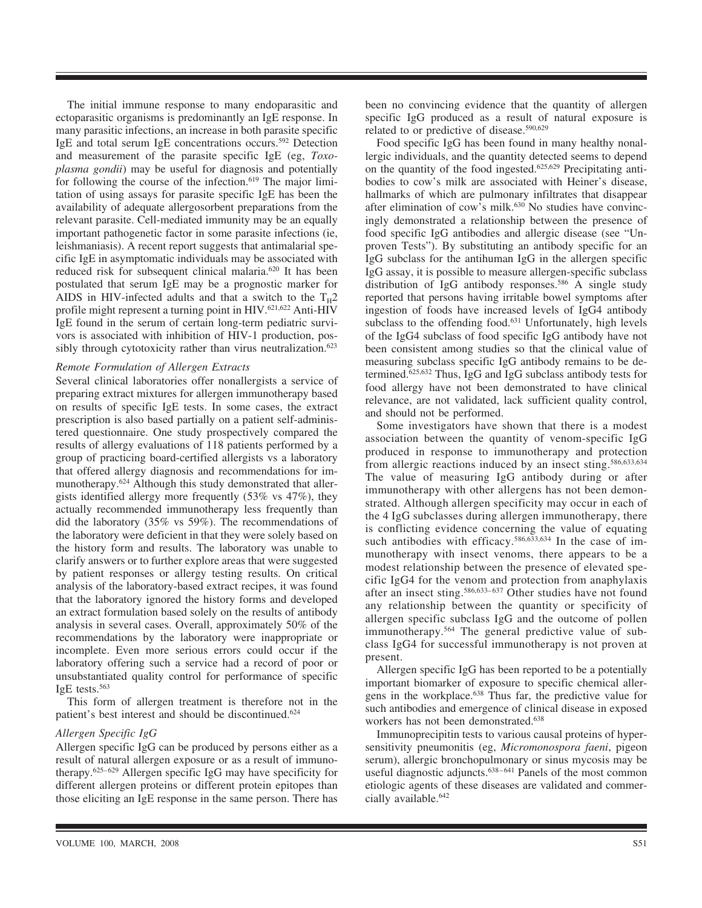The initial immune response to many endoparasitic and ectoparasitic organisms is predominantly an IgE response. In many parasitic infections, an increase in both parasite specific IgE and total serum IgE concentrations occurs.[592] Detection and measurement of the parasite specific IgE (eg, *Toxoplasma gondii*) may be useful for diagnosis and potentially for following the course of the infection.[619] The major limitation of using assays for parasite specific IgE has been the availability of adequate allergosorbent preparations from the relevant parasite. Cell-mediated immunity may be an equally important pathogenetic factor in some parasite infections (ie, leishmaniasis). A recent report suggests that antimalarial specific IgE in asymptomatic individuals may be associated with reduced risk for subsequent clinical malaria.[620] It has been postulated that serum IgE may be a prognostic marker for AIDS in HIV-infected adults and that a switch to the $T_H2$ profile might represent a turning point in HIV.[621,622] Anti-HIV IgE found in the serum of certain long-term pediatric survivors is associated with inhibition of HIV-1 production, possibly through cytotoxicity rather than virus neutralization.[623]

*Remote Formulation of Allergen Extracts*

Several clinical laboratories offer nonallergists a service of preparing extract mixtures for allergen immunotherapy based on results of specific IgE tests. In some cases, the extract prescription is also based partially on a patient self-administered questionnaire. One study prospectively compared the results of allergy evaluations of 118 patients performed by a group of practicing board-certified allergists vs a laboratory that offered allergy diagnosis and recommendations for immunotherapy.[624] Although this study demonstrated that allergists identified allergy more frequently (53% vs 47%), they actually recommended immunotherapy less frequently than did the laboratory (35% vs 59%). The recommendations of the laboratory were deficient in that they were solely based on the history form and results. The laboratory was unable to clarify answers or to further explore areas that were suggested by patient responses or allergy testing results. On critical analysis of the laboratory-based extract recipes, it was found that the laboratory ignored the history forms and developed an extract formulation based solely on the results of antibody analysis in several cases. Overall, approximately 50% of the recommendations by the laboratory were inappropriate or incomplete. Even more serious errors could occur if the laboratory offering such a service had a record of poor or unsubstantiated quality control for performance of specific IgE tests.[563]

This form of allergen treatment is therefore not in the patient's best interest and should be discontinued.[624]

*Allergen Specific IgG*

Allergen specific IgG can be produced by persons either as a result of natural allergen exposure or as a result of immunotherapy.[625–629] Allergen specific IgG may have specificity for different allergen proteins or different protein epitopes than those eliciting an IgE response in the same person. There has been no convincing evidence that the quantity of allergen specific IgG produced as a result of natural exposure is related to or predictive of disease.[590,629]

Food specific IgG has been found in many healthy nonallergic individuals, and the quantity detected seems to depend on the quantity of the food ingested.[625,629] Precipitating antibodies to cow's milk are associated with Heiner's disease, hallmarks of which are pulmonary infiltrates that disappear after elimination of cow's milk.[630] No studies have convincingly demonstrated a relationship between the presence of food specific IgG antibodies and allergic disease (see "Unproven Tests"). By substituting an antibody specific for an IgG subclass for the antihuman IgG in the allergen specific IgG assay, it is possible to measure allergen-specific subclass distribution of IgG antibody responses.[586] A single study reported that persons having irritable bowel symptoms after ingestion of foods have increased levels of IgG4 antibody subclass to the offending food.[631] Unfortunately, high levels of the IgG4 subclass of food specific IgG antibody have not been consistent among studies so that the clinical value of measuring subclass specific IgG antibody remains to be determined.[625,632] Thus, IgG and IgG subclass antibody tests for food allergy have not been demonstrated to have clinical relevance, are not validated, lack sufficient quality control, and should not be performed.

Some investigators have shown that there is a modest association between the quantity of venom-specific IgG produced in response to immunotherapy and protection from allergic reactions induced by an insect sting.[586,633,634] The value of measuring IgG antibody during or after immunotherapy with other allergens has not been demonstrated. Although allergen specificity may occur in each of the 4 IgG subclasses during allergen immunotherapy, there is conflicting evidence concerning the value of equating such antibodies with efficacy.[586,633,634] In the case of immunotherapy with insect venoms, there appears to be a modest relationship between the presence of elevated specific IgG4 for the venom and protection from anaphylaxis after an insect sting.[586,633–637] Other studies have not found any relationship between the quantity or specificity of allergen specific subclass IgG and the outcome of pollen immunotherapy.[564] The general predictive value of subclass IgG4 for successful immunotherapy is not proven at present.

Allergen specific IgG has been reported to be a potentially important biomarker of exposure to specific chemical allergens in the workplace.[638] Thus far, the predictive value for such antibodies and emergence of clinical disease in exposed workers has not been demonstrated.[638]

Immunoprecipitin tests to various causal proteins of hypersensitivity pneumonitis (eg, *Micromonospora faeni*, pigeon serum), allergic bronchopulmonary or sinus mycosis may be useful diagnostic adjuncts.[638–641] Panels of the most common etiologic agents of these diseases are validated and commercially available.[642]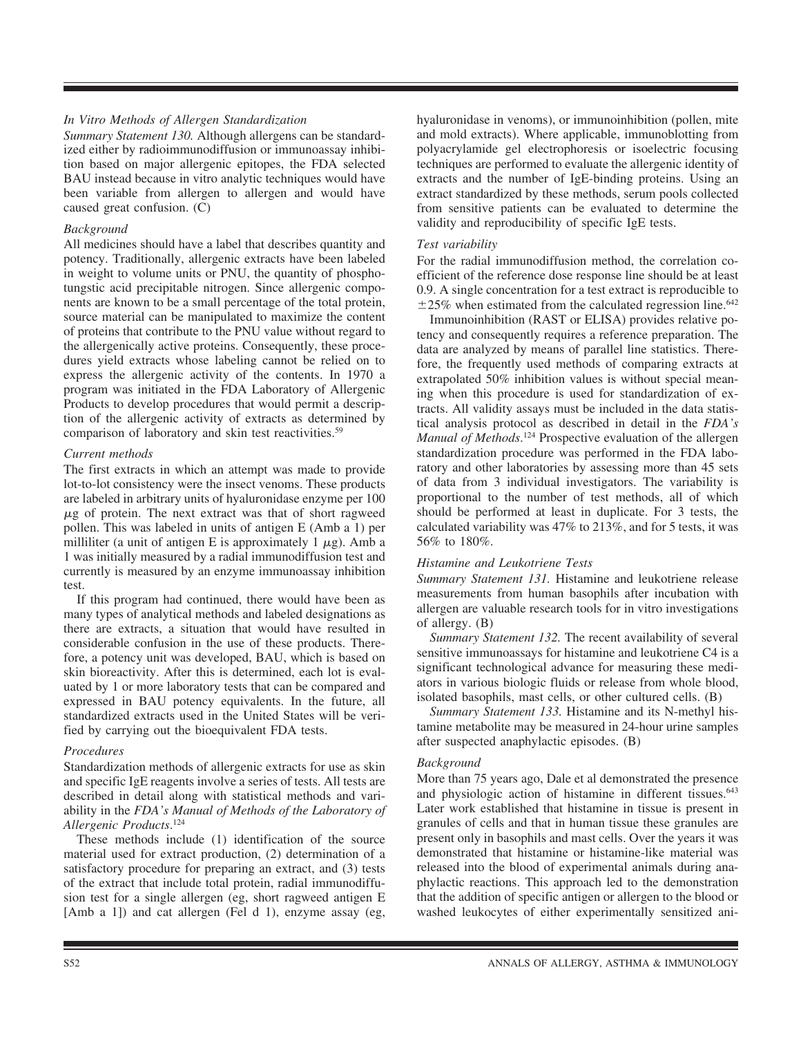### *In Vitro Methods of Allergen Standardization*

*Summary Statement 130.* Although allergens can be standardized either by radioimmunodiffusion or immunoassay inhibition based on major allergenic epitopes, the FDA selected BAU instead because in vitro analytic techniques would have been variable from allergen to allergen and would have caused great confusion. (C)

#### *Background*

All medicines should have a label that describes quantity and potency. Traditionally, allergenic extracts have been labeled in weight to volume units or PNU, the quantity of phosphotungstic acid precipitable nitrogen. Since allergenic components are known to be a small percentage of the total protein, source material can be manipulated to maximize the content of proteins that contribute to the PNU value without regard to the allergenically active proteins. Consequently, these procedures yield extracts whose labeling cannot be relied on to express the allergenic activity of the contents. In 1970 a program was initiated in the FDA Laboratory of Allergenic Products to develop procedures that would permit a description of the allergenic activity of extracts as determined by comparison of laboratory and skin test reactivities.[59]

#### *Current methods*

The first extracts in which an attempt was made to provide lot-to-lot consistency were the insect venoms. These products are labeled in arbitrary units of hyaluronidase enzyme per 100 $\mu$g of protein. The next extract was that of short ragweed pollen. This was labeled in units of antigen E (Amb a 1) per milliliter (a unit of antigen E is approximately 1 $\mu$g). Amb a 1 was initially measured by a radial immunodiffusion test and currently is measured by an enzyme immunoassay inhibition test.

If this program had continued, there would have been as many types of analytical methods and labeled designations as there are extracts, a situation that would have resulted in considerable confusion in the use of these products. Therefore, a potency unit was developed, BAU, which is based on skin bioreactivity. After this is determined, each lot is evaluated by 1 or more laboratory tests that can be compared and expressed in BAU potency equivalents. In the future, all standardized extracts used in the United States will be verified by carrying out the bioequivalent FDA tests.

#### *Procedures*

Standardization methods of allergenic extracts for use as skin and specific IgE reagents involve a series of tests. All tests are described in detail along with statistical methods and variability in the *FDA's Manual of Methods of the Laboratory of Allergenic Products*.[124]

These methods include (1) identification of the source material used for extract production, (2) determination of a satisfactory procedure for preparing an extract, and (3) tests of the extract that include total protein, radial immunodiffusion test for a single allergen (eg, short ragweed antigen E [Amb a 1]) and cat allergen (Fel d 1), enzyme assay (eg, hyaluronidase in venoms), or immunoinhibition (pollen, mite and mold extracts). Where applicable, immunoblotting from polyacrylamide gel electrophoresis or isoelectric focusing techniques are performed to evaluate the allergenic identity of extracts and the number of IgE-binding proteins. Using an extract standardized by these methods, serum pools collected from sensitive patients can be evaluated to determine the validity and reproducibility of specific IgE tests.

#### *Test variability*

For the radial immunodiffusion method, the correlation coefficient of the reference dose response line should be at least 0.9. A single concentration for a test extract is reproducible to $\pm$25% when estimated from the calculated regression line.[642]

Immunoinhibition (RAST or ELISA) provides relative potency and consequently requires a reference preparation. The data are analyzed by means of parallel line statistics. Therefore, the frequently used methods of comparing extracts at extrapolated 50% inhibition values is without special meaning when this procedure is used for standardization of extracts. All validity assays must be included in the data statistical analysis protocol as described in detail in the *FDA's Manual of Methods*.[124] Prospective evaluation of the allergen standardization procedure was performed in the FDA laboratory and other laboratories by assessing more than 45 sets of data from 3 individual investigators. The variability is proportional to the number of test methods, all of which should be performed at least in duplicate. For 3 tests, the calculated variability was 47% to 213%, and for 5 tests, it was 56% to 180%.

### *Histamine and Leukotriene Tests*

*Summary Statement 131.* Histamine and leukotriene release measurements from human basophils after incubation with allergen are valuable research tools for in vitro investigations of allergy. (B)

*Summary Statement 132.* The recent availability of several sensitive immunoassays for histamine and leukotriene C4 is a significant technological advance for measuring these mediators in various biologic fluids or release from whole blood, isolated basophils, mast cells, or other cultured cells. (B)

*Summary Statement 133.* Histamine and its N-methyl histamine metabolite may be measured in 24-hour urine samples after suspected anaphylactic episodes. (B)

#### *Background*

More than 75 years ago, Dale et al demonstrated the presence and physiologic action of histamine in different tissues.[643] Later work established that histamine in tissue is present in granules of cells and that in human tissue these granules are present only in basophils and mast cells. Over the years it was demonstrated that histamine or histamine-like material was released into the blood of experimental animals during anaphylactic reactions. This approach led to the demonstration that the addition of specific antigen or allergen to the blood or washed leukocytes of either experimentally sensitized ani-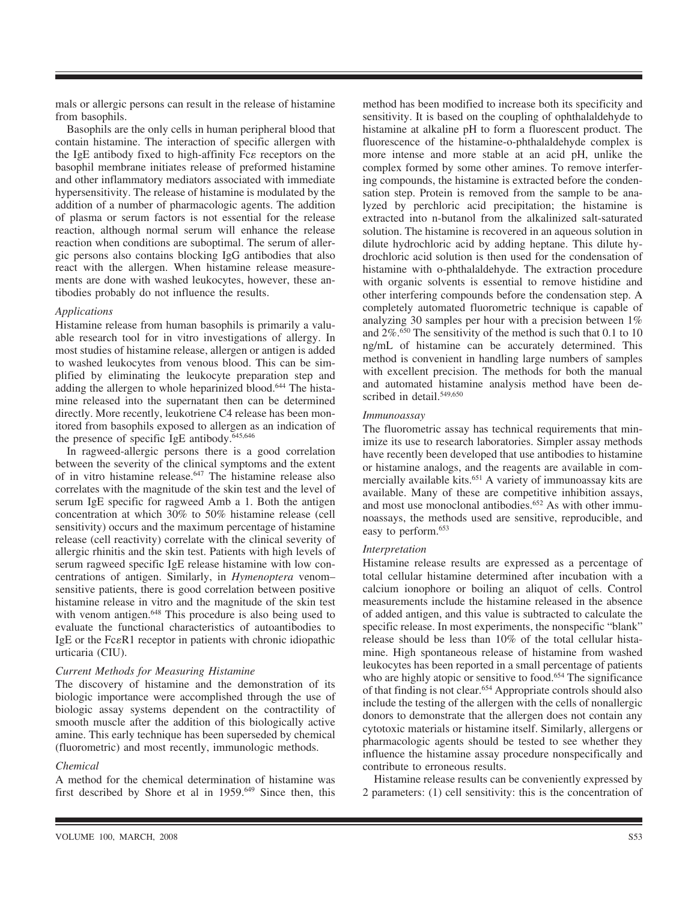mals or allergic persons can result in the release of histamine from basophils.

Basophils are the only cells in human peripheral blood that contain histamine. The interaction of specific allergen with the IgE antibody fixed to high-affinity Fc$\epsilon$ receptors on the basophil membrane initiates release of preformed histamine and other inflammatory mediators associated with immediate hypersensitivity. The release of histamine is modulated by the addition of a number of pharmacologic agents. The addition of plasma or serum factors is not essential for the release reaction, although normal serum will enhance the release reaction when conditions are suboptimal. The serum of allergic persons also contains blocking IgG antibodies that also react with the allergen. When histamine release measurements are done with washed leukocytes, however, these antibodies probably do not influence the results.

*Applications*

Histamine release from human basophils is primarily a valuable research tool for in vitro investigations of allergy. In most studies of histamine release, allergen or antigen is added to washed leukocytes from venous blood. This can be simplified by eliminating the leukocyte preparation step and adding the allergen to whole heparinized blood.[644] The histamine released into the supernatant then can be determined directly. More recently, leukotriene C4 release has been monitored from basophils exposed to allergen as an indication of the presence of specific IgE antibody.[645,646]

In ragweed-allergic persons there is a good correlation between the severity of the clinical symptoms and the extent of in vitro histamine release.[647] The histamine release also correlates with the magnitude of the skin test and the level of serum IgE specific for ragweed Amb a 1. Both the antigen concentration at which 30% to 50% histamine release (cell sensitivity) occurs and the maximum percentage of histamine release (cell reactivity) correlate with the clinical severity of allergic rhinitis and the skin test. Patients with high levels of serum ragweed specific IgE release histamine with low concentrations of antigen. Similarly, in *Hymenoptera* venom–sensitive patients, there is good correlation between positive histamine release in vitro and the magnitude of the skin test with venom antigen.[648] This procedure is also being used to evaluate the functional characteristics of autoantibodies to IgE or the Fc$\epsilon$R1 receptor in patients with chronic idiopathic urticaria (CIU).

*Current Methods for Measuring Histamine*

The discovery of histamine and the demonstration of its biologic importance were accomplished through the use of biologic assay systems dependent on the contractility of smooth muscle after the addition of this biologically active amine. This early technique has been superseded by chemical (fluorometric) and most recently, immunologic methods.

*Chemical*

A method for the chemical determination of histamine was first described by Shore et al in 1959.[649] Since then, this method has been modified to increase both its specificity and sensitivity. It is based on the coupling of ophthalaldehyde to histamine at alkaline pH to form a fluorescent product. The fluorescence of the histamine-o-phthalaldehyde complex is more intense and more stable at an acid pH, unlike the complex formed by some other amines. To remove interfering compounds, the histamine is extracted before the condensation step. Protein is removed from the sample to be analyzed by perchloric acid precipitation; the histamine is extracted into n-butanol from the alkalinized salt-saturated solution. The histamine is recovered in an aqueous solution in dilute hydrochloric acid by adding heptane. This dilute hydrochloric acid solution is then used for the condensation of histamine with o-phthalaldehyde. The extraction procedure with organic solvents is essential to remove histidine and other interfering compounds before the condensation step. A completely automated fluorometric technique is capable of analyzing 30 samples per hour with a precision between 1% and 2%.[650] The sensitivity of the method is such that 0.1 to 10 ng/mL of histamine can be accurately determined. This method is convenient in handling large numbers of samples with excellent precision. The methods for both the manual and automated histamine analysis method have been described in detail.[549,650]

*Immunoassay*

The fluorometric assay has technical requirements that minimize its use to research laboratories. Simpler assay methods have recently been developed that use antibodies to histamine or histamine analogs, and the reagents are available in commercially available kits.[651] A variety of immunoassay kits are available. Many of these are competitive inhibition assays, and most use monoclonal antibodies.[652] As with other immunoassays, the methods used are sensitive, reproducible, and easy to perform.[653]

*Interpretation*

Histamine release results are expressed as a percentage of total cellular histamine determined after incubation with a calcium ionophore or boiling an aliquot of cells. Control measurements include the histamine released in the absence of added antigen, and this value is subtracted to calculate the specific release. In most experiments, the nonspecific "blank" release should be less than 10% of the total cellular histamine. High spontaneous release of histamine from washed leukocytes has been reported in a small percentage of patients who are highly atopic or sensitive to food.[654] The significance of that finding is not clear.[654] Appropriate controls should also include the testing of the allergen with the cells of nonallergic donors to demonstrate that the allergen does not contain any cytotoxic materials or histamine itself. Similarly, allergens or pharmacologic agents should be tested to see whether they influence the histamine assay procedure nonspecifically and contribute to erroneous results.

Histamine release results can be conveniently expressed by 2 parameters: (1) cell sensitivity: this is the concentration of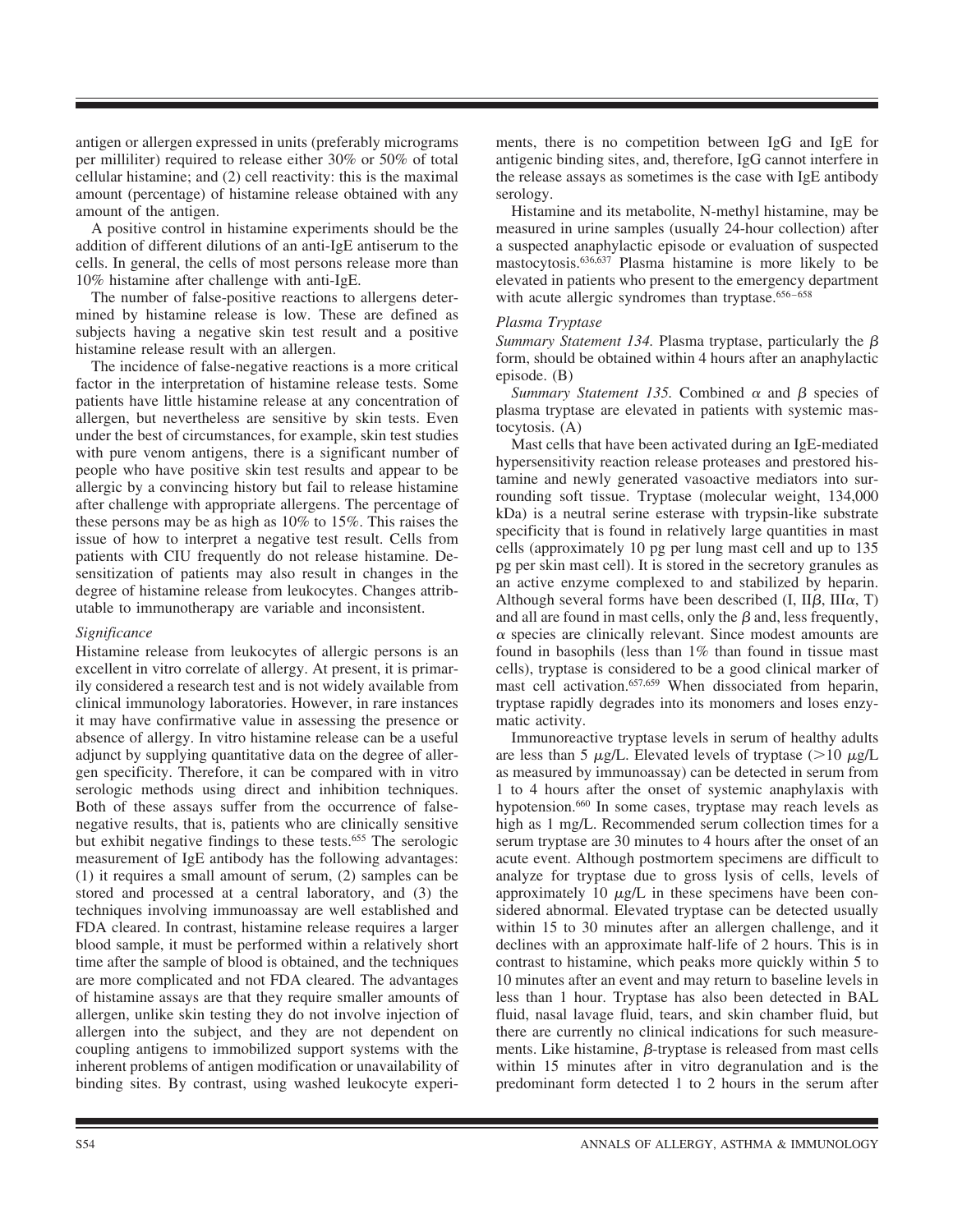antigen or allergen expressed in units (preferably micrograms per milliliter) required to release either 30% or 50% of total cellular histamine; and (2) cell reactivity: this is the maximal amount (percentage) of histamine release obtained with any amount of the antigen.

A positive control in histamine experiments should be the addition of different dilutions of an anti-IgE antiserum to the cells. In general, the cells of most persons release more than 10% histamine after challenge with anti-IgE.

The number of false-positive reactions to allergens determined by histamine release is low. These are defined as subjects having a negative skin test result and a positive histamine release result with an allergen.

The incidence of false-negative reactions is a more critical factor in the interpretation of histamine release tests. Some patients have little histamine release at any concentration of allergen, but nevertheless are sensitive by skin tests. Even under the best of circumstances, for example, skin test studies with pure venom antigens, there is a significant number of people who have positive skin test results and appear to be allergic by a convincing history but fail to release histamine after challenge with appropriate allergens. The percentage of these persons may be as high as 10% to 15%. This raises the issue of how to interpret a negative test result. Cells from patients with CIU frequently do not release histamine. Desensitization of patients may also result in changes in the degree of histamine release from leukocytes. Changes attributable to immunotherapy are variable and inconsistent.

*Significance*

Histamine release from leukocytes of allergic persons is an excellent in vitro correlate of allergy. At present, it is primarily considered a research test and is not widely available from clinical immunology laboratories. However, in rare instances it may have confirmative value in assessing the presence or absence of allergy. In vitro histamine release can be a useful adjunct by supplying quantitative data on the degree of allergen specificity. Therefore, it can be compared with in vitro serologic methods using direct and inhibition techniques. Both of these assays suffer from the occurrence of false-negative results, that is, patients who are clinically sensitive but exhibit negative findings to these tests.[655] The serologic measurement of IgE antibody has the following advantages: (1) it requires a small amount of serum, (2) samples can be stored and processed at a central laboratory, and (3) the techniques involving immunoassay are well established and FDA cleared. In contrast, histamine release requires a larger blood sample, it must be performed within a relatively short time after the sample of blood is obtained, and the techniques are more complicated and not FDA cleared. The advantages of histamine assays are that they require smaller amounts of allergen, unlike skin testing they do not involve injection of allergen into the subject, and they are not dependent on coupling antigens to immobilized support systems with the inherent problems of antigen modification or unavailability of binding sites. By contrast, using washed leukocyte experiments, there is no competition between IgG and IgE for antigenic binding sites, and, therefore, IgG cannot interfere in the release assays as sometimes is the case with IgE antibody serology.

Histamine and its metabolite, N-methyl histamine, may be measured in urine samples (usually 24-hour collection) after a suspected anaphylactic episode or evaluation of suspected mastocytosis.[636,637] Plasma histamine is more likely to be elevated in patients who present to the emergency department with acute allergic syndromes than tryptase.[656–658]

*Plasma Tryptase*

*Summary Statement 134.* Plasma tryptase, particularly the $\beta$ form, should be obtained within 4 hours after an anaphylactic episode. (B)

*Summary Statement 135.* Combined $\alpha$ and $\beta$ species of plasma tryptase are elevated in patients with systemic mastocytosis. (A)

Mast cells that have been activated during an IgE-mediated hypersensitivity reaction release proteases and prestored histamine and newly generated vasoactive mediators into surrounding soft tissue. Tryptase (molecular weight, 134,000 kDa) is a neutral serine esterase with trypsin-like substrate specificity that is found in relatively large quantities in mast cells (approximately 10 pg per lung mast cell and up to 135 pg per skin mast cell). It is stored in the secretory granules as an active enzyme complexed to and stabilized by heparin. Although several forms have been described (I, II$\beta$, III$\alpha$, T) and all are found in mast cells, only the $\beta$ and, less frequently, $\alpha$ species are clinically relevant. Since modest amounts are found in basophils (less than 1% than found in tissue mast cells), tryptase is considered to be a good clinical marker of mast cell activation.[657,659] When dissociated from heparin, tryptase rapidly degrades into its monomers and loses enzymatic activity.

Immunoreactive tryptase levels in serum of healthy adults are less than 5 $\mu$g/L. Elevated levels of tryptase (>10 $\mu$g/L as measured by immunoassay) can be detected in serum from 1 to 4 hours after the onset of systemic anaphylaxis with hypotension.[660] In some cases, tryptase may reach levels as high as 1 mg/L. Recommended serum collection times for a serum tryptase are 30 minutes to 4 hours after the onset of an acute event. Although postmortem specimens are difficult to analyze for tryptase due to gross lysis of cells, levels of approximately 10 $\mu$g/L in these specimens have been considered abnormal. Elevated tryptase can be detected usually within 15 to 30 minutes after an allergen challenge, and it declines with an approximate half-life of 2 hours. This is in contrast to histamine, which peaks more quickly within 5 to 10 minutes after an event and may return to baseline levels in less than 1 hour. Tryptase has also been detected in BAL fluid, nasal lavage fluid, tears, and skin chamber fluid, but there are currently no clinical indications for such measurements. Like histamine, $\beta$-tryptase is released from mast cells within 15 minutes after in vitro degranulation and is the predominant form detected 1 to 2 hours in the serum after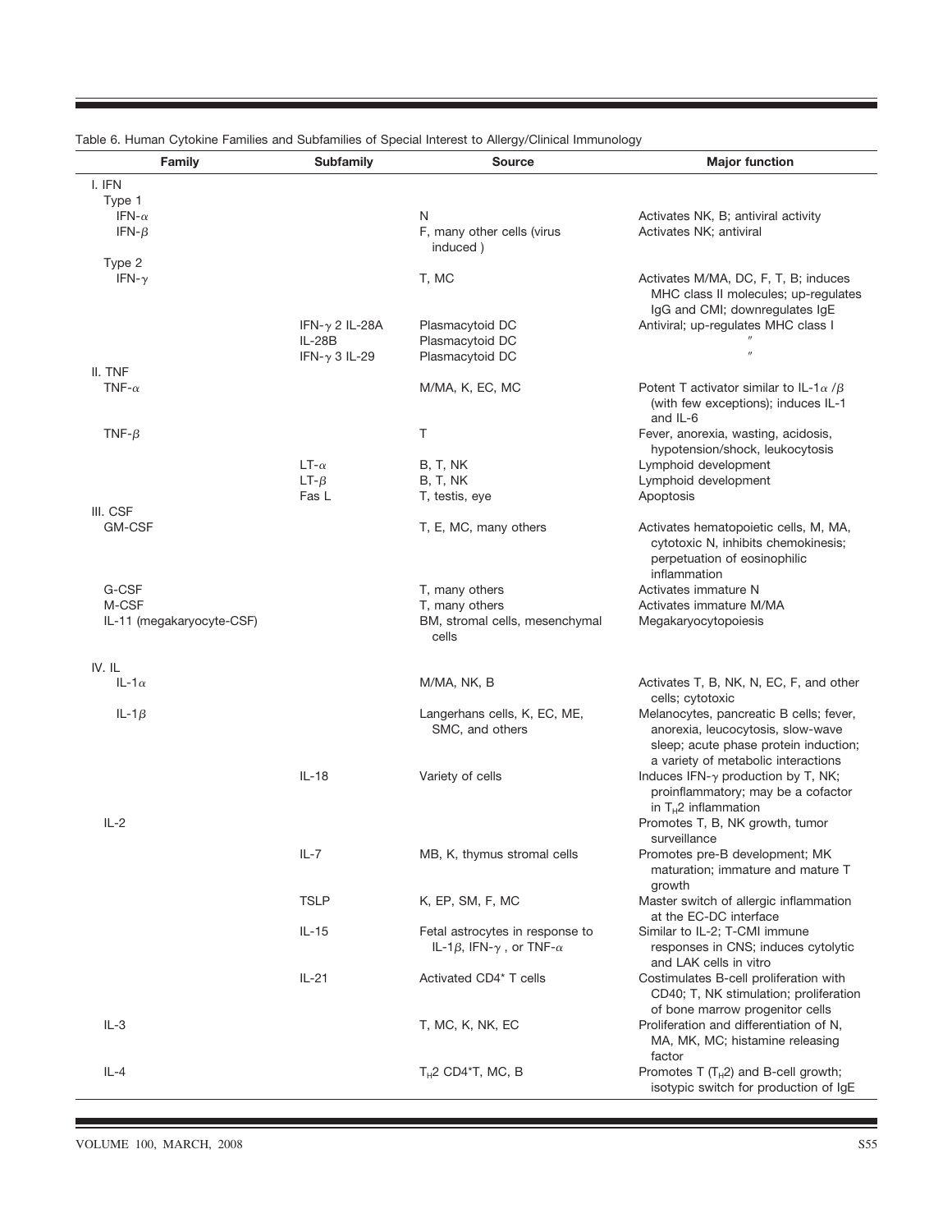Table 6. Human Cytokine Families and Subfamilies of Special Interest to Allergy/Clinical Immunology

| Family | Subfamily | Source | Major function |
|---|---|---|---|
| I. IFN | | | |
| Type 1 | | | |
| IFN-$\alpha$ | | N | Activates NK, B; antiviral activity |
| IFN-$\beta$ | | F, many other cells (virus induced ) | Activates NK; antiviral |
| Type 2 | | | |
| IFN-$\gamma$ | | T, MC | Activates M/MA, DC, F, T, B; induces MHC class II molecules; up-regulates IgG and CMI; downregulates IgE |
| | IFN-$\gamma$ 2 IL-28A | Plasmacytoid DC | Antiviral; up-regulates MHC class I |
| | IL-28B | Plasmacytoid DC | " |
| | IFN-$\gamma$ 3 IL-29 | Plasmacytoid DC | " |
| II. TNF | | | |
| TNF-$\alpha$ | | M/MA, K, EC, MC | Potent T activator similar to IL-1$\alpha$ /$\beta$ (with few exceptions); induces IL-1 and IL-6 |
| TNF-$\beta$ | | T | Fever, anorexia, wasting, acidosis, hypotension/shock, leukocytosis |
| | LT-$\alpha$ | B, T, NK | Lymphoid development |
| | LT-$\beta$ | B, T, NK | Lymphoid development |
| | Fas L | T, testis, eye | Apoptosis |
| III. CSF | | | |
| GM-CSF | | T, E, MC, many others | Activates hematopoietic cells, M, MA, cytotoxic N, inhibits chemokinesis; perpetuation of eosinophilic inflammation |
| G-CSF | | T, many others | Activates immature N |
| M-CSF | | T, many others | Activates immature M/MA |
| IL-11 (megakaryocyte-CSF) | | BM, stromal cells, mesenchymal cells | Megakaryocytopoiesis |
| IV. IL | | | |
| IL-1$\alpha$ | | M/MA, NK, B | Activates T, B, NK, N, EC, F, and other cells; cytotoxic |
| IL-1$\beta$ | | Langerhans cells, K, EC, ME, SMC, and others | Melanocytes, pancreatic B cells; fever, anorexia, leucocytosis, slow-wave sleep; acute phase protein induction; a variety of metabolic interactions |
| | IL-18 | Variety of cells | Induces IFN-$\gamma$ production by T, NK; proinflammatory; may be a cofactor in $T_H2$ inflammation |
| IL-2 | | | Promotes T, B, NK growth, tumor surveillance |
| | IL-7 | MB, K, thymus stromal cells | Promotes pre-B development; MK maturation; immature and mature T growth |
| | TSLP | K, EP, SM, F, MC | Master switch of allergic inflammation at the EC-DC interface |
| | IL-15 | Fetal astrocytes in response to IL-1$\beta$, IFN-$\gamma$ , or TNF-$\alpha$ | Similar to IL-2; T-CMI immune responses in CNS; induces cytolytic and LAK cells in vitro |
| | IL-21 | Activated CD4+ T cells | Costimulates B-cell proliferation with CD40; T, NK stimulation; proliferation of bone marrow progenitor cells |
| IL-3 | | T, MC, K, NK, EC | Proliferation and differentiation of N, MA, MK, MC; histamine releasing factor |
| IL-4 | | $T_H2$ CD4+T, MC, B | Promotes T ($T_H2$) and B-cell growth; isotypic switch for production of IgE |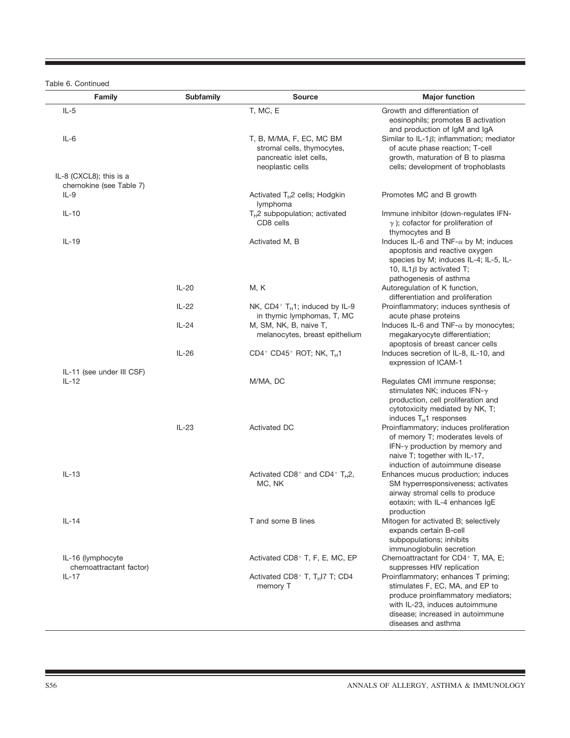Table 6. Continued

| Family | Subfamily | Source | Major function |
|---|---|---|---|
| IL-5 | | T, MC, E | Growth and differentiation of eosinophils; promotes B activation and production of IgM and IgA |
| IL-6 | | T, B, M/MA, F, EC, MC BM stromal cells, thymocytes, pancreatic islet cells, neoplastic cells | Similar to IL-1$\beta$; inflammation; mediator of acute phase reaction; T-cell growth, maturation of B to plasma cells; development of trophoblasts |
| IL-8 (CXCL8); this is a chemokine (see Table 7) | | | |
| IL-9 | | Activated $T_H2$ cells; Hodgkin lymphoma | Promotes MC and B growth |
| IL-10 | | $T_H2$ subpopulation; activated CD8 cells | Immune inhibitor (down-regulates IFN-$\gamma$); cofactor for proliferation of thymocytes and B |
| IL-19 | | Activated M, B | Induces IL-6 and TNF-$\alpha$ by M; induces apoptosis and reactive oxygen species by M; induces IL-4; IL-5, IL-10, IL1$\beta$ by activated T; pathogenesis of asthma |
| | IL-20 | M, K | Autoregulation of K function, differentiation and proliferation |
| | IL-22 | NK, $CD4^+$ $T_H1$; induced by IL-9 in thymic lymphomas, T, MC | Proinflammatory; induces synthesis of acute phase proteins |
| | IL-24 | M, SM, NK, B, naive T, melanocytes, breast epithelium | Induces IL-6 and TNF-$\alpha$ by monocytes; megakaryocyte differentiation; apoptosis of breast cancer cells |
| | IL-26 | $CD4^+$ $CD45^+$ ROT; NK, $T_H1$ | Induces secretion of IL-8, IL-10, and expression of ICAM-1 |
| IL-11 (see under III CSF) | | | |
| IL-12 | | M/MA, DC | Regulates CMI immune response; stimulates NK; induces IFN-$\gamma$ production, cell proliferation and cytotoxicity mediated by NK, T; induces $T_H1$ responses |
| | IL-23 | Activated DC | Proinflammatory; induces proliferation of memory T; moderates levels of IFN-$\gamma$ production by memory and naive T; together with IL-17, induction of autoimmune disease |
| IL-13 | | Activated $CD8^+$ and $CD4^+$ $T_H2$, MC, NK | Enhances mucus production; induces SM hyperresponsiveness; activates airway stromal cells to produce eotaxin; with IL-4 enhances IgE production |
| IL-14 | | T and some B lines | Mitogen for activated B; selectively expands certain B-cell subpopulations; inhibits immunoglobulin secretion |
| IL-16 (lymphocyte chemoattractant factor) | | Activated $CD8^+$ T, F, E, MC, EP | Chemoattractant for $CD4^+$ T, MA, E; suppresses HIV replication |
| IL-17 | | Activated $CD8^+$ T, $T_H$I7 T; CD4 memory T | Proinflammatory; enhances T priming; stimulates F, EC, MA, and EP to produce proinflammatory mediators; with IL-23, induces autoimmune disease; increased in autoimmune diseases and asthma |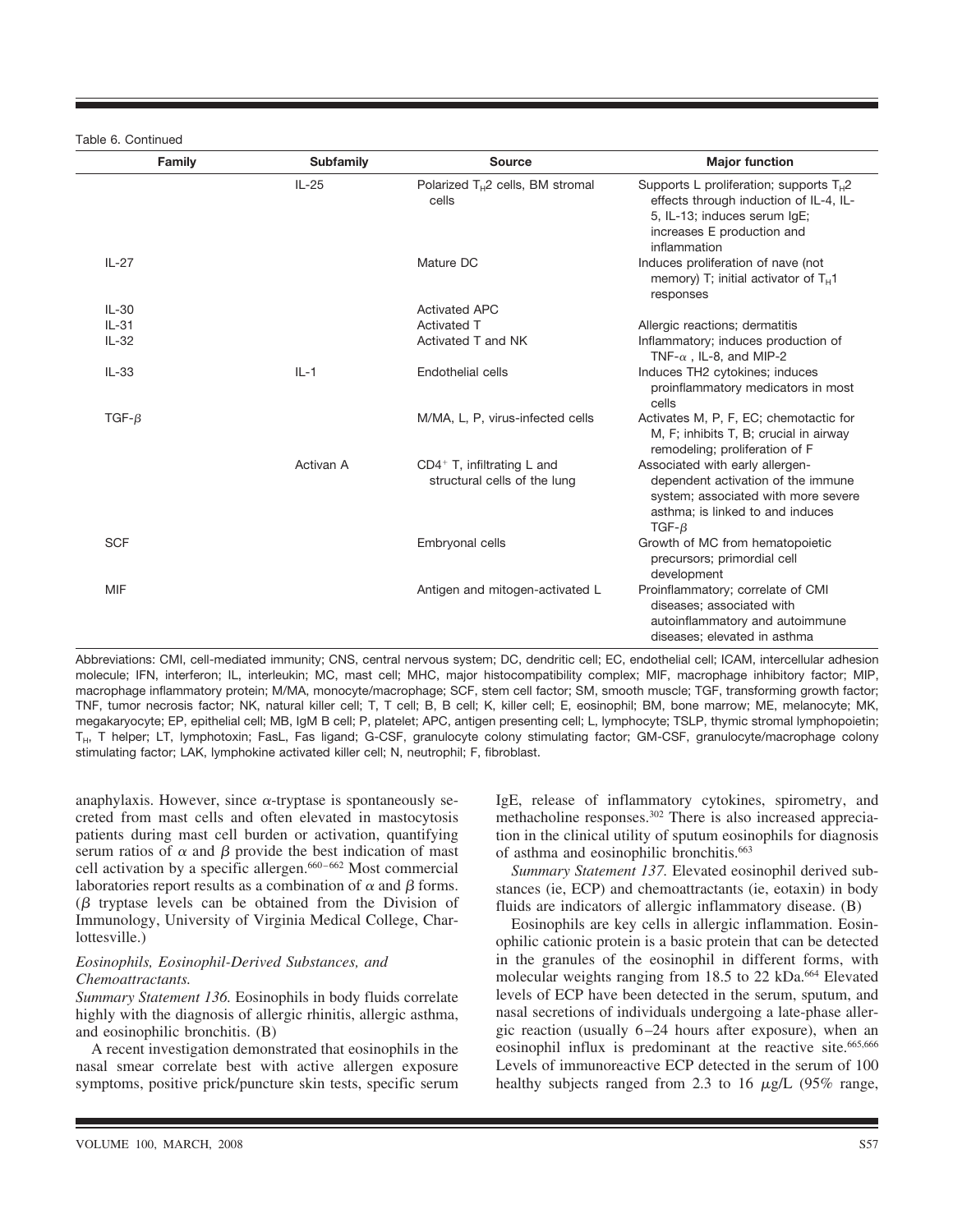Table 6. Continued

| Family | Subfamily | Source | Major function |
|---|---|---|---|
| | IL-25 | Polarized $T_H2$ cells, BM stromal cells | Supports L proliferation; supports $T_H2$ effects through induction of IL-4, IL-5, IL-13; induces serum IgE; increases E production and inflammation |
| IL-27 | | Mature DC | Induces proliferation of nave (not memory) T; initial activator of $T_H1$ responses |
| IL-30 | | Activated APC | |
| IL-31 | | Activated T | Allergic reactions; dermatitis |
| IL-32 | | Activated T and NK | Inflammatory; induces production of TNF-$\alpha$ , IL-8, and MIP-2 |
| IL-33 | IL-1 | Endothelial cells | Induces TH2 cytokines; induces proinflammatory medicators in most cells |
| TGF-$\beta$ | | M/MA, L, P, virus-infected cells | Activates M, P, F, EC; chemotactic for M, F; inhibits T, B; crucial in airway remodeling; proliferation of F |
| | Activan A | $CD4^+$ T, infiltrating L and structural cells of the lung | Associated with early allergen-dependent activation of the immune system; associated with more severe asthma; is linked to and induces TGF-$\beta$ |
| SCF | | Embryonal cells | Growth of MC from hematopoietic precursors; primordial cell development |
| MIF | | Antigen and mitogen-activated L | Proinflammatory; correlate of CMI diseases; associated with autoinflammatory and autoimmune diseases; elevated in asthma |

Abbreviations: CMI, cell-mediated immunity; CNS, central nervous system; DC, dendritic cell; EC, endothelial cell; ICAM, intercellular adhesion molecule; IFN, interferon; IL, interleukin; MC, mast cell; MHC, major histocompatibility complex; MIF, macrophage inhibitory factor; MIP, macrophage inflammatory protein; M/MA, monocyte/macrophage; SCF, stem cell factor; SM, smooth muscle; TGF, transforming growth factor; TNF, tumor necrosis factor; NK, natural killer cell; T, T cell; B, B cell; K, killer cell; E, eosinophil; BM, bone marrow; ME, melanocyte; MK, megakaryocyte; EP, epithelial cell; MB, IgM B cell; P, platelet; APC, antigen presenting cell; L, lymphocyte; TSLP, thymic stromal lymphopoietin; $T_H$, T helper; LT, lymphotoxin; FasL, Fas ligand; G-CSF, granulocyte colony stimulating factor; GM-CSF, granulocyte/macrophage colony stimulating factor; LAK, lymphokine activated killer cell; N, neutrophil; F, fibroblast.

anaphylaxis. However, since $\alpha$-tryptase is spontaneously secreted from mast cells and often elevated in mastocytosis patients during mast cell burden or activation, quantifying serum ratios of $\alpha$ and $\beta$ provide the best indication of mast cell activation by a specific allergen.[660–662] Most commercial laboratories report results as a combination of $\alpha$ and $\beta$ forms. ($\beta$ tryptase levels can be obtained from the Division of Immunology, University of Virginia Medical College, Charlottesville.)

*Eosinophils, Eosinophil-Derived Substances, and Chemoattractants.*

*Summary Statement 136.* Eosinophils in body fluids correlate highly with the diagnosis of allergic rhinitis, allergic asthma, and eosinophilic bronchitis. (B)

A recent investigation demonstrated that eosinophils in the nasal smear correlate best with active allergen exposure symptoms, positive prick/puncture skin tests, specific serum IgE, release of inflammatory cytokines, spirometry, and methacholine responses.[302] There is also increased appreciation in the clinical utility of sputum eosinophils for diagnosis of asthma and eosinophilic bronchitis.[663]

*Summary Statement 137.* Elevated eosinophil derived substances (ie, ECP) and chemoattractants (ie, eotaxin) in body fluids are indicators of allergic inflammatory disease. (B)

Eosinophils are key cells in allergic inflammation. Eosinophilic cationic protein is a basic protein that can be detected in the granules of the eosinophil in different forms, with molecular weights ranging from 18.5 to 22 kDa.[664] Elevated levels of ECP have been detected in the serum, sputum, and nasal secretions of individuals undergoing a late-phase allergic reaction (usually 6–24 hours after exposure), when an eosinophil influx is predominant at the reactive site.[665,666] Levels of immunoreactive ECP detected in the serum of 100 healthy subjects ranged from 2.3 to 16 $\mu$g/L (95% range,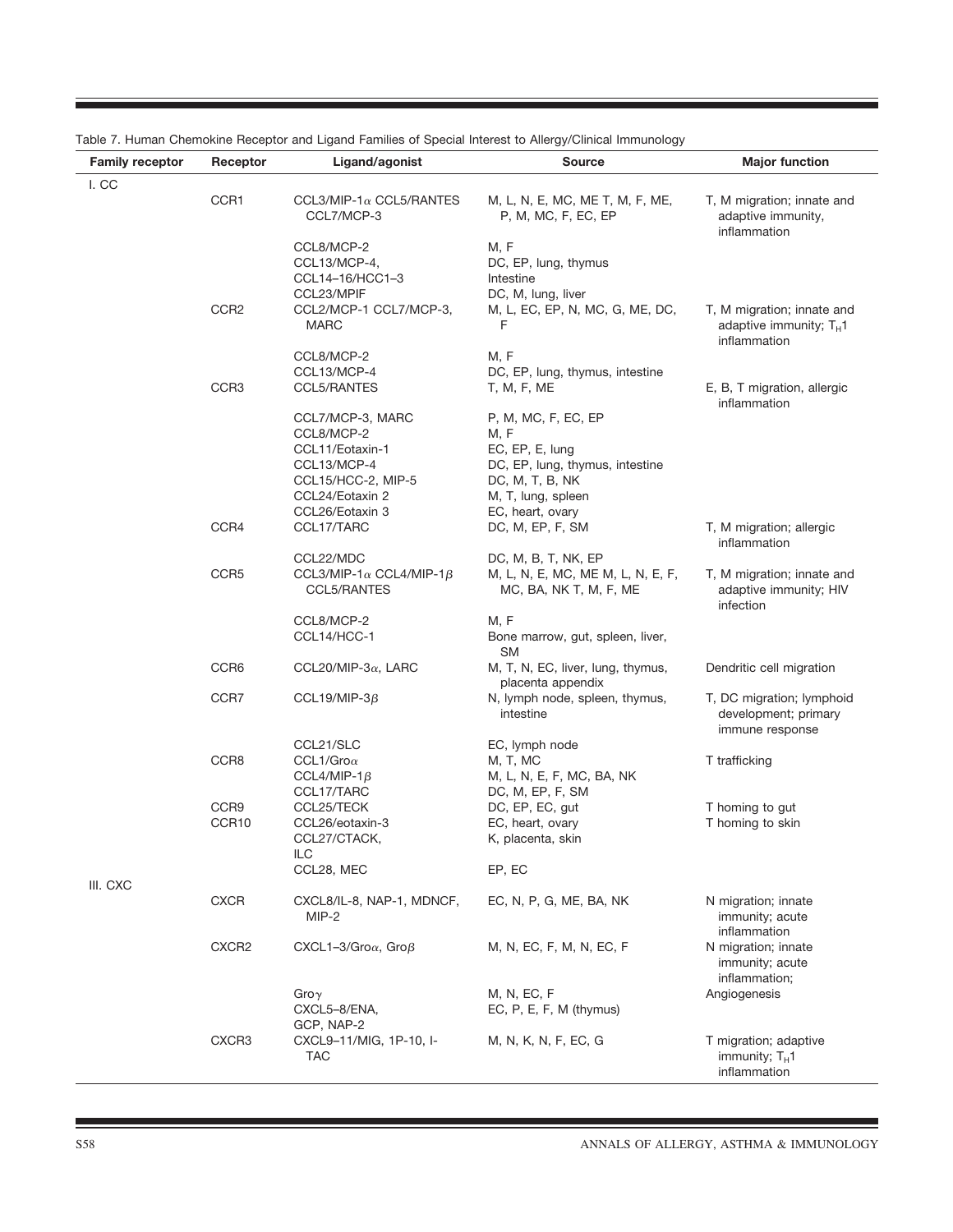Table 7. Human Chemokine Receptor and Ligand Families of Special Interest to Allergy/Clinical Immunology

| Family receptor | Receptor | Ligand/agonist | Source | Major function |
|---|---|---|---|---|
| I. CC | | | | |
| | CCR1 | CCL3/MIP-1α CCL5/RANTES CCL7/MCP-3 | M, L, N, E, MC, ME T, M, F, ME, P, M, MC, F, EC, EP | T, M migration; innate and adaptive immunity, inflammation |
| | | CCL8/MCP-2 | M, F | |
| | | CCL13/MCP-4, | DC, EP, lung, thymus | |
| | | CCL14–16/HCC1–3 | Intestine | |
| | | CCL23/MPIF | DC, M, lung, liver | |
| | CCR2 | CCL2/MCP-1 CCL7/MCP-3, MARC | M, L, EC, EP, N, MC, G, ME, DC, F | T, M migration; innate and adaptive immunity; $T_H1$ inflammation |
| | | CCL8/MCP-2 | M, F | |
| | | CCL13/MCP-4 | DC, EP, lung, thymus, intestine | |
| | CCR3 | CCL5/RANTES | T, M, F, ME | E, B, T migration, allergic inflammation |
| | | CCL7/MCP-3, MARC | P, M, MC, F, EC, EP | |
| | | CCL8/MCP-2 | M, F | |
| | | CCL11/Eotaxin-1 | EC, EP, E, lung | |
| | | CCL13/MCP-4 | DC, EP, lung, thymus, intestine | |
| | | CCL15/HCC-2, MIP-5 | DC, M, T, B, NK | |
| | | CCL24/Eotaxin 2 | M, T, lung, spleen | |
| | | CCL26/Eotaxin 3 | EC, heart, ovary | |
| | CCR4 | CCL17/TARC | DC, M, EP, F, SM | T, M migration; allergic inflammation |
| | | CCL22/MDC | DC, M, B, T, NK, EP | |
| | CCR5 | CCL3/MIP-1α CCL4/MIP-1β CCL5/RANTES | M, L, N, E, MC, ME M, L, N, E, F, MC, BA, NK T, M, F, ME | T, M migration; innate and adaptive immunity; HIV infection |
| | | CCL8/MCP-2 | M, F | |
| | | CCL14/HCC-1 | Bone marrow, gut, spleen, liver, SM | |
| | CCR6 | CCL20/MIP-3α, LARC | M, T, N, EC, liver, lung, thymus, placenta appendix | Dendritic cell migration |
| | CCR7 | CCL19/MIP-3β | N, lymph node, spleen, thymus, intestine | T, DC migration; lymphoid development; primary immune response |
| | | CCL21/SLC | EC, lymph node | |
| | CCR8 | CCL1/Groα | M, T, MC | T trafficking |
| | | CCL4/MIP-1β | M, L, N, E, F, MC, BA, NK | |
| | | CCL17/TARC | DC, M, EP, F, SM | |
| | CCR9 | CCL25/TECK | DC, EP, EC, gut | T homing to gut |
| | CCR10 | CCL26/eotaxin-3 | EC, heart, ovary | T homing to skin |
| | | CCL27/CTACK, ILC | K, placenta, skin | |
| | | CCL28, MEC | EP, EC | |
| III. CXC | | | | |
| | CXCR | CXCL8/IL-8, NAP-1, MDNCF, MIP-2 | EC, N, P, G, ME, BA, NK | N migration; innate immunity; acute inflammation |
| | CXCR2 | CXCL1–3/Groα, Groβ | M, N, EC, F, M, N, EC, F | N migration; innate immunity; acute inflammation; |
| | | Groγ | M, N, EC, F | Angiogenesis |
| | | CXCL5–8/ENA, GCP, NAP-2 | EC, P, E, F, M (thymus) | |
| | CXCR3 | CXCL9–11/MIG, 1P-10, I-TAC | M, N, K, N, F, EC, G | T migration; adaptive immunity; $T_H1$ inflammation |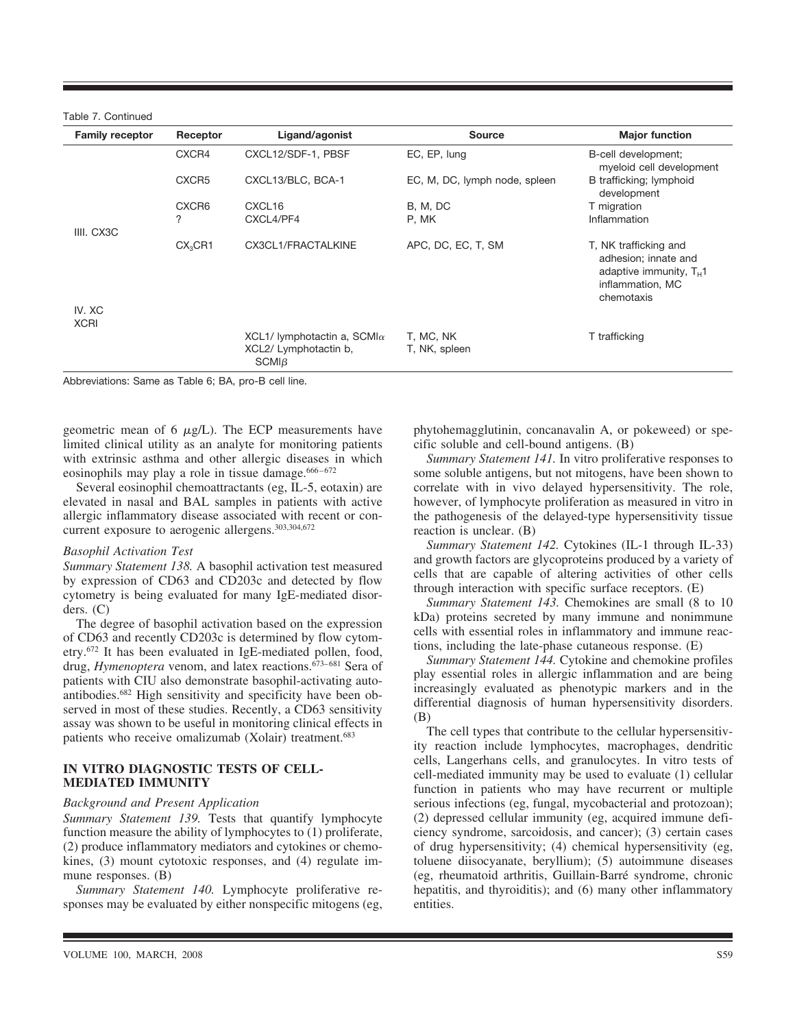Table 7. Continued

| Family receptor | Receptor | Ligand/agonist | Source | Major function |
|---|---|---|---|---|
| | CXCR4 | CXCL12/SDF-1, PBSF | EC, EP, lung | B-cell development; myeloid cell development |
| | CXCR5 | CXCL13/BLC, BCA-1 | EC, M, DC, lymph node, spleen | B trafficking; lymphoid development |
| | CXCR6 | CXCL16 | B, M, DC | T migration |
| | ? | CXCL4/PF4 | P, MK | Inflammation |
| IIII. CX3C | | | | |
| | $CX_3CR1$ | CX3CL1/FRACTALKINE | APC, DC, EC, T, SM | T, NK trafficking and adhesion; innate and adaptive immunity, $T_H1$ inflammation, MC chemotaxis |
| IV. XC | | | | |
| XCRI | | | | |
| | | XCL1/ lymphotactin a, SCMI$\alpha$ | T, MC, NK | T trafficking |
| | | XCL2/ Lymphotactin b, SCMI$\beta$ | T, NK, spleen | |

Abbreviations: Same as Table 6; BA, pro-B cell line.

geometric mean of 6 $\mu$g/L). The ECP measurements have limited clinical utility as an analyte for monitoring patients with extrinsic asthma and other allergic diseases in which eosinophils may play a role in tissue damage.[666–672]

Several eosinophil chemoattractants (eg, IL-5, eotaxin) are elevated in nasal and BAL samples in patients with active allergic inflammatory disease associated with recent or concurrent exposure to aerogenic allergens.[303,304,672]

*Basophil Activation Test*

*Summary Statement 138.* A basophil activation test measured by expression of CD63 and CD203c and detected by flow cytometry is being evaluated for many IgE-mediated disorders. (C)

The degree of basophil activation based on the expression of CD63 and recently CD203c is determined by flow cytometry.[672] It has been evaluated in IgE-mediated pollen, food, drug, *Hymenoptera* venom, and latex reactions.[673–681] Sera of patients with CIU also demonstrate basophil-activating autoantibodies.[682] High sensitivity and specificity have been observed in most of these studies. Recently, a CD63 sensitivity assay was shown to be useful in monitoring clinical effects in patients who receive omalizumab (Xolair) treatment.[683]

## IN VITRO DIAGNOSTIC TESTS OF CELL-MEDIATED IMMUNITY

*Background and Present Application*

*Summary Statement 139.* Tests that quantify lymphocyte function measure the ability of lymphocytes to (1) proliferate, (2) produce inflammatory mediators and cytokines or chemokines, (3) mount cytotoxic responses, and (4) regulate immune responses. (B)

*Summary Statement 140.* Lymphocyte proliferative responses may be evaluated by either nonspecific mitogens (eg, phytohemagglutinin, concanavalin A, or pokeweed) or specific soluble and cell-bound antigens. (B)

*Summary Statement 141.* In vitro proliferative responses to some soluble antigens, but not mitogens, have been shown to correlate with in vivo delayed hypersensitivity. The role, however, of lymphocyte proliferation as measured in vitro in the pathogenesis of the delayed-type hypersensitivity tissue reaction is unclear. (B)

*Summary Statement 142.* Cytokines (IL-1 through IL-33) and growth factors are glycoproteins produced by a variety of cells that are capable of altering activities of other cells through interaction with specific surface receptors. (E)

*Summary Statement 143.* Chemokines are small (8 to 10 kDa) proteins secreted by many immune and nonimmune cells with essential roles in inflammatory and immune reactions, including the late-phase cutaneous response. (E)

*Summary Statement 144.* Cytokine and chemokine profiles play essential roles in allergic inflammation and are being increasingly evaluated as phenotypic markers and in the differential diagnosis of human hypersensitivity disorders. (B)

The cell types that contribute to the cellular hypersensitivity reaction include lymphocytes, macrophages, dendritic cells, Langerhans cells, and granulocytes. In vitro tests of cell-mediated immunity may be used to evaluate (1) cellular function in patients who may have recurrent or multiple serious infections (eg, fungal, mycobacterial and protozoan); (2) depressed cellular immunity (eg, acquired immune deficiency syndrome, sarcoidosis, and cancer); (3) certain cases of drug hypersensitivity; (4) chemical hypersensitivity (eg, toluene diisocyanate, beryllium); (5) autoimmune diseases (eg, rheumatoid arthritis, Guillain-Barré syndrome, chronic hepatitis, and thyroiditis); and (6) many other inflammatory entities.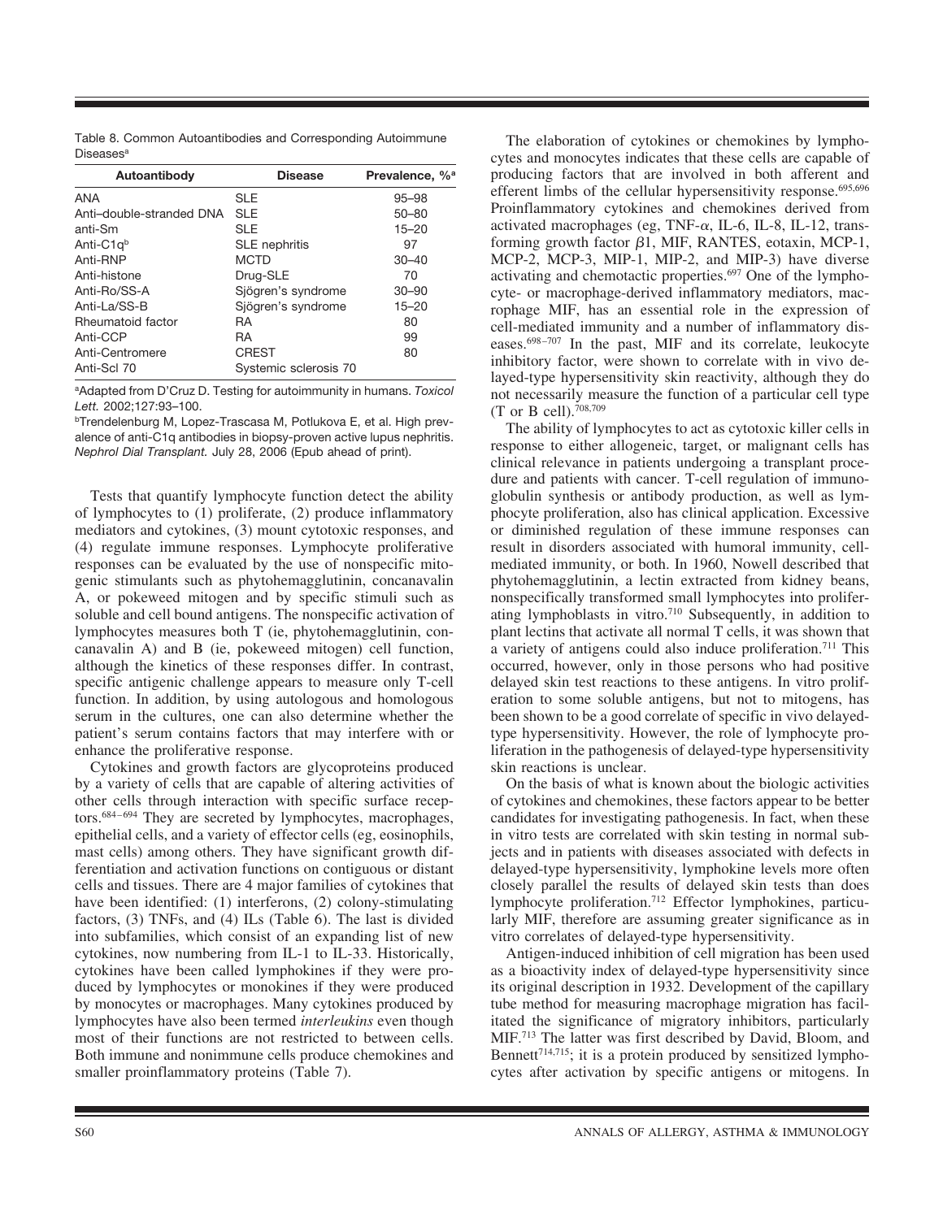Table 8. Common Autoantibodies and Corresponding Autoimmune Diseases[a]

| Autoantibody | Disease | Prevalence, %[a] |
|---|---|---|
| ANA | SLE | 95–98 |
| Anti–double-stranded DNA | SLE | 50–80 |
| anti-Sm | SLE | 15–20 |
| Anti-C1q[b] | SLE nephritis | 97 |
| Anti-RNP | MCTD | 30–40 |
| Anti-histone | Drug-SLE | 70 |
| Anti-Ro/SS-A | Sjögren's syndrome | 30–90 |
| Anti-La/SS-B | Sjögren's syndrome | 15–20 |
| Rheumatoid factor | RA | 80 |
| Anti-CCP | RA | 99 |
| Anti-Centromere | CREST | 80 |
| Anti-Scl 70 | Systemic sclerosis | 70 |

[a]Adapted from D'Cruz D. Testing for autoimmunity in humans. *Toxicol Lett.* 2002;127:93–100.

[b]Trendelenburg M, Lopez-Trascasa M, Potlukova E, et al. High prevalence of anti-C1q antibodies in biopsy-proven active lupus nephritis. *Nephrol Dial Transplant.* July 28, 2006 (Epub ahead of print).

Tests that quantify lymphocyte function detect the ability of lymphocytes to (1) proliferate, (2) produce inflammatory mediators and cytokines, (3) mount cytotoxic responses, and (4) regulate immune responses. Lymphocyte proliferative responses can be evaluated by the use of nonspecific mitogenic stimulants such as phytohemagglutinin, concanavalin A, or pokeweed mitogen and by specific stimuli such as soluble and cell bound antigens. The nonspecific activation of lymphocytes measures both T (ie, phytohemagglutinin, concanavalin A) and B (ie, pokeweed mitogen) cell function, although the kinetics of these responses differ. In contrast, specific antigenic challenge appears to measure only T-cell function. In addition, by using autologous and homologous serum in the cultures, one can also determine whether the patient's serum contains factors that may interfere with or enhance the proliferative response.

Cytokines and growth factors are glycoproteins produced by a variety of cells that are capable of altering activities of other cells through interaction with specific surface receptors.[684–694] They are secreted by lymphocytes, macrophages, epithelial cells, and a variety of effector cells (eg, eosinophils, mast cells) among others. They have significant growth differentiation and activation functions on contiguous or distant cells and tissues. There are 4 major families of cytokines that have been identified: (1) interferons, (2) colony-stimulating factors, (3) TNFs, and (4) ILs (Table 6). The last is divided into subfamilies, which consist of an expanding list of new cytokines, now numbering from IL-1 to IL-33. Historically, cytokines have been called lymphokines if they were produced by lymphocytes or monokines if they were produced by monocytes or macrophages. Many cytokines produced by lymphocytes have also been termed *interleukins* even though most of their functions are not restricted to between cells. Both immune and nonimmune cells produce chemokines and smaller proinflammatory proteins (Table 7).

The elaboration of cytokines or chemokines by lymphocytes and monocytes indicates that these cells are capable of producing factors that are involved in both afferent and efferent limbs of the cellular hypersensitivity response.[695,696] Proinflammatory cytokines and chemokines derived from activated macrophages (eg, TNF-$\alpha$, IL-6, IL-8, IL-12, transforming growth factor $\beta$1, MIF, RANTES, eotaxin, MCP-1, MCP-2, MCP-3, MIP-1, MIP-2, and MIP-3) have diverse activating and chemotactic properties.[697] One of the lymphocyte- or macrophage-derived inflammatory mediators, macrophage MIF, has an essential role in the expression of cell-mediated immunity and a number of inflammatory diseases.[698–707] In the past, MIF and its correlate, leukocyte inhibitory factor, were shown to correlate with in vivo delayed-type hypersensitivity skin reactivity, although they do not necessarily measure the function of a particular cell type (T or B cell).[708,709]

The ability of lymphocytes to act as cytotoxic killer cells in response to either allogeneic, target, or malignant cells has clinical relevance in patients undergoing a transplant procedure and patients with cancer. T-cell regulation of immunoglobulin synthesis or antibody production, as well as lymphocyte proliferation, also has clinical application. Excessive or diminished regulation of these immune responses can result in disorders associated with humoral immunity, cell-mediated immunity, or both. In 1960, Nowell described that phytohemagglutinin, a lectin extracted from kidney beans, nonspecifically transformed small lymphocytes into proliferating lymphoblasts in vitro.[710] Subsequently, in addition to plant lectins that activate all normal T cells, it was shown that a variety of antigens could also induce proliferation.[711] This occurred, however, only in those persons who had positive delayed skin test reactions to these antigens. In vitro proliferation to some soluble antigens, but not to mitogens, has been shown to be a good correlate of specific in vivo delayed-type hypersensitivity. However, the role of lymphocyte proliferation in the pathogenesis of delayed-type hypersensitivity skin reactions is unclear.

On the basis of what is known about the biologic activities of cytokines and chemokines, these factors appear to be better candidates for investigating pathogenesis. In fact, when these in vitro tests are correlated with skin testing in normal subjects and in patients with diseases associated with defects in delayed-type hypersensitivity, lymphokine levels more often closely parallel the results of delayed skin tests than does lymphocyte proliferation.[712] Effector lymphokines, particularly MIF, therefore are assuming greater significance as in vitro correlates of delayed-type hypersensitivity.

Antigen-induced inhibition of cell migration has been used as a bioactivity index of delayed-type hypersensitivity since its original description in 1932. Development of the capillary tube method for measuring macrophage migration has facilitated the significance of migratory inhibitors, particularly MIF.[713] The latter was first described by David, Bloom, and Bennett[714,715]; it is a protein produced by sensitized lymphocytes after activation by specific antigens or mitogens. In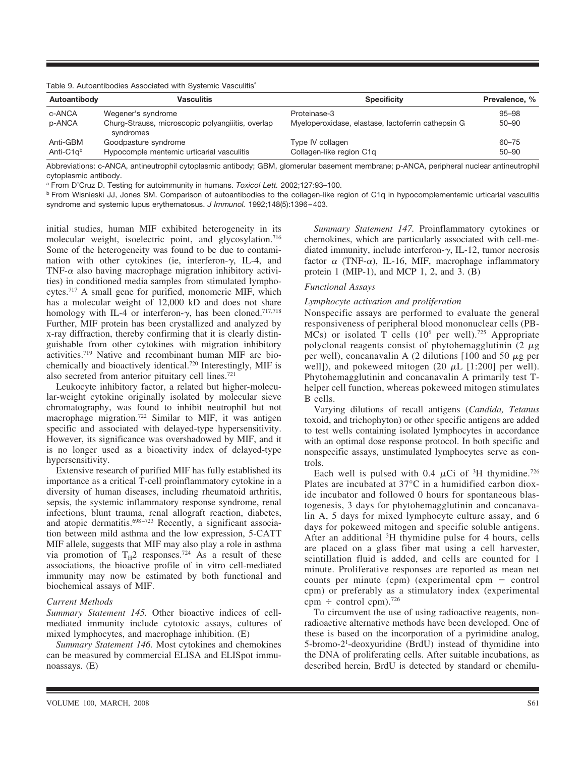Table 9. Autoantibodies Associated with Systemic Vasculitis[a]

| Autoantibody | Vasculitis | Specificity | Prevalence, % |
|---|---|---|---|
| c-ANCA | Wegener's syndrome | Proteinase-3 | 95–98 |
| p-ANCA | Churg-Strauss, microscopic polyangiitis, overlap syndromes | Myeloperoxidase, elastase, lactoferrin cathepsin G | 50–90 |
| Anti-GBM | Goodpasture syndrome | Type IV collagen | 60–75 |
| Anti-C1q[b] | Hypocomple mentemic urticarial vasculitis | Collagen-like region C1q | 50–90 |

Abbreviations: c-ANCA, antineutrophil cytoplasmic antibody; GBM, glomerular basement membrane; p-ANCA, peripheral nuclear antineutrophil cytoplasmic antibody.

[a] From D'Cruz D. Testing for autoimmunity in humans. *Toxicol Lett.* 2002;127:93–100.

[b] From Wisnieski JJ, Jones SM. Comparison of autoantibodies to the collagen-like region of C1q in hypocomplementemic urticarial vasculitis syndrome and systemic lupus erythematosus. *J Immunol.* 1992;148(5):1396–403.

initial studies, human MIF exhibited heterogeneity in its molecular weight, isoelectric point, and glycosylation.[716] Some of the heterogeneity was found to be due to contamination with other cytokines (ie, interferon-γ, IL-4, and TNF-α also having macrophage migration inhibitory activities) in conditioned media samples from stimulated lymphocytes.[717] A small gene for purified, monomeric MIF, which has a molecular weight of 12,000 kD and does not share homology with IL-4 or interferon-γ, has been cloned.[717,718] Further, MIF protein has been crystallized and analyzed by x-ray diffraction, thereby confirming that it is clearly distinguishable from other cytokines with migration inhibitory activities.[719] Native and recombinant human MIF are biochemically and bioactively identical.[720] Interestingly, MIF is also secreted from anterior pituitary cell lines.[721]

Leukocyte inhibitory factor, a related but higher-molecular-weight cytokine originally isolated by molecular sieve chromatography, was found to inhibit neutrophil but not macrophage migration.[722] Similar to MIF, it was antigen specific and associated with delayed-type hypersensitivity. However, its significance was overshadowed by MIF, and it is no longer used as a bioactivity index of delayed-type hypersensitivity.

Extensive research of purified MIF has fully established its importance as a critical T-cell proinflammatory cytokine in a diversity of human diseases, including rheumatoid arthritis, sepsis, the systemic inflammatory response syndrome, renal infections, blunt trauma, renal allograft reaction, diabetes, and atopic dermatitis.[698–723] Recently, a significant association between mild asthma and the low expression, 5-CATT MIF allele, suggests that MIF may also play a role in asthma via promotion of $T_H2$ responses.[724] As a result of these associations, the bioactive profile of in vitro cell-mediated immunity may now be estimated by both functional and biochemical assays of MIF.

*Current Methods*

*Summary Statement 145.* Other bioactive indices of cell-mediated immunity include cytotoxic assays, cultures of mixed lymphocytes, and macrophage inhibition. (E)

*Summary Statement 146.* Most cytokines and chemokines can be measured by commercial ELISA and ELISpot immunoassays. (E)

*Summary Statement 147.* Proinflammatory cytokines or chemokines, which are particularly associated with cell-mediated immunity, include interferon-γ, IL-12, tumor necrosis factor α (TNF-α), IL-16, MIF, macrophage inflammatory protein 1 (MIP-1), and MCP 1, 2, and 3. (B)

*Functional Assays*

*Lymphocyte activation and proliferation*

Nonspecific assays are performed to evaluate the general responsiveness of peripheral blood mononuclear cells (PBMCs) or isolated T cells ($10^6$ per well).[725] Appropriate polyclonal reagents consist of phytohemagglutinin (2 μg per well), concanavalin A (2 dilutions [100 and 50 μg per well]), and pokeweed mitogen (20 μL [1:200] per well). Phytohemagglutinin and concanavalin A primarily test T-helper cell function, whereas pokeweed mitogen stimulates B cells.

Varying dilutions of recall antigens (*Candida, Tetanus* toxoid, and trichophyton) or other specific antigens are added to test wells containing isolated lymphocytes in accordance with an optimal dose response protocol. In both specific and nonspecific assays, unstimulated lymphocytes serve as controls.

Each well is pulsed with 0.4 μCi of $^3$H thymidine.[726] Plates are incubated at 37°C in a humidified carbon dioxide incubator and followed 0 hours for spontaneous blastogenesis, 3 days for phytohemagglutinin and concanavalin A, 5 days for mixed lymphocyte culture assay, and 6 days for pokeweed mitogen and specific soluble antigens. After an additional $^3$H thymidine pulse for 4 hours, cells are placed on a glass fiber mat using a cell harvester, scintillation fluid is added, and cells are counted for 1 minute. Proliferative responses are reported as mean net counts per minute (cpm) (experimental cpm − control cpm) or preferably as a stimulatory index (experimental cpm ÷ control cpm).[726]

To circumvent the use of using radioactive reagents, nonradioactive alternative methods have been developed. One of these is based on the incorporation of a pyrimidine analog, 5-bromo-2[1]-deoxyuridine (BrdU) instead of thymidine into the DNA of proliferating cells. After suitable incubations, as described herein, BrdU is detected by standard or chemilu-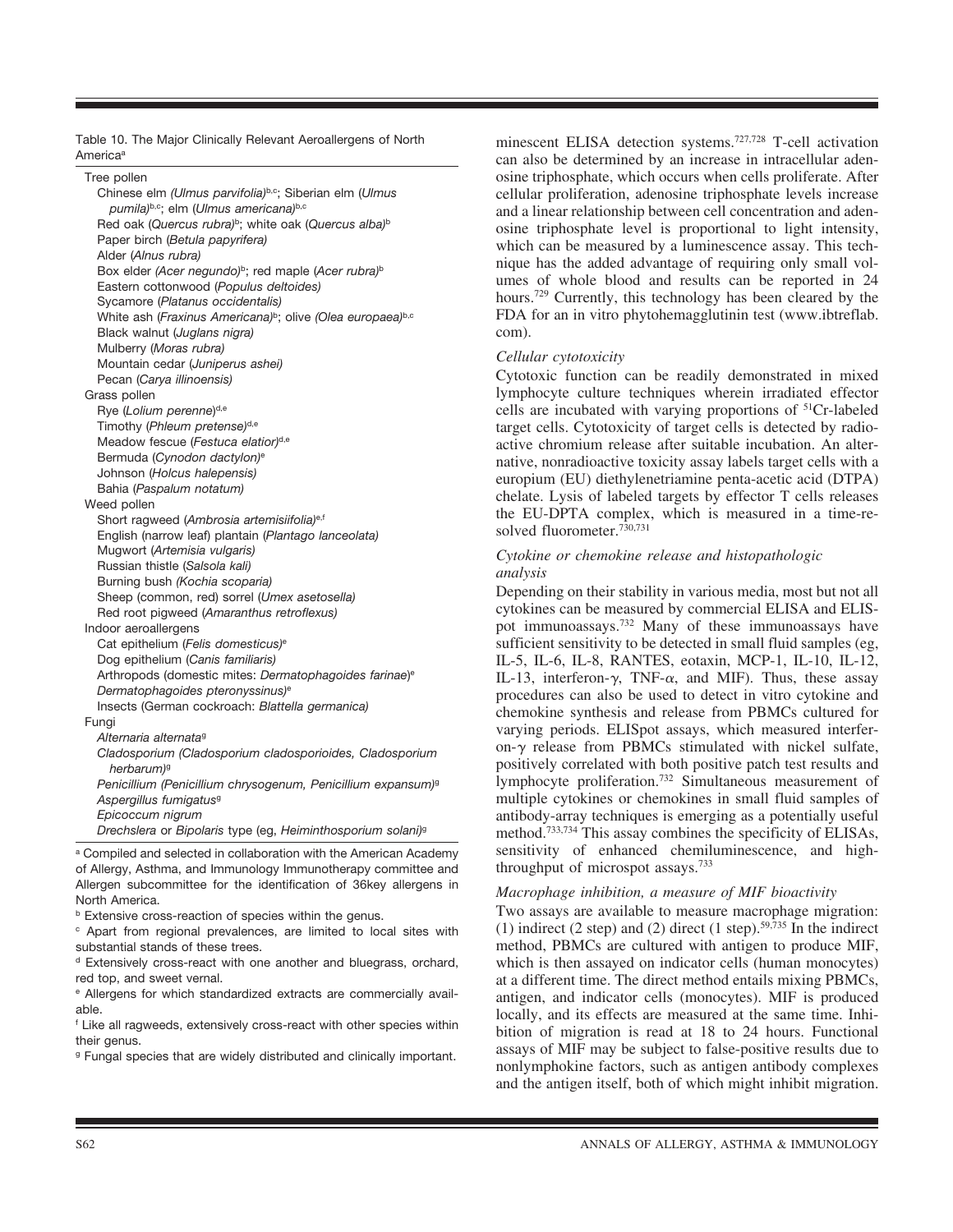Table 10. The Major Clinically Relevant Aeroallergens of North America[a]

| |
|---|
| **Tree pollen** |
| Chinese elm (*Ulmus parvifolia*)[b,c]; Siberian elm (*Ulmus pumila*)[b,c]; elm (*Ulmus americana*)[b,c] |
| Red oak (*Quercus rubra*)[b]; white oak (*Quercus alba*)[b] |
| Paper birch (*Betula papyrifera*) |
| Alder (*Alnus rubra*) |
| Box elder (*Acer negundo*)[b]; red maple (*Acer rubra*)[b] |
| Eastern cottonwood (*Populus deltoides*) |
| Sycamore (*Platanus occidentalis*) |
| White ash (*Fraxinus Americana*)[b]; olive (*Olea europaea*)[b,c] |
| Black walnut (*Juglans nigra*) |
| Mulberry (*Moras rubra*) |
| Mountain cedar (*Juniperus ashei*) |
| Pecan (*Carya illinoensis*) |
| **Grass pollen** |
| Rye (*Lolium perenne*)[d,e] |
| Timothy (*Phleum pretense*)[d,e] |
| Meadow fescue (*Festuca elatior*)[d,e] |
| Bermuda (*Cynodon dactylon*)[e] |
| Johnson (*Holcus halepensis*) |
| Bahia (*Paspalum notatum*) |
| **Weed pollen** |
| Short ragweed (*Ambrosia artemisiifolia*)[e,f] |
| English (narrow leaf) plantain (*Plantago lanceolata*) |
| Mugwort (*Artemisia vulgaris*) |
| Russian thistle (*Salsola kali*) |
| Burning bush (*Kochia scoparia*) |
| Sheep (common, red) sorrel (*Umex asetosella*) |
| Red root pigweed (*Amaranthus retroflexus*) |
| **Indoor aeroallergens** |
| Cat epithelium (*Felis domesticus*)[e] |
| Dog epithelium (*Canis familiaris*) |
| Arthropods (domestic mites: *Dermatophagoides farinae*)[e] |
| *Dermatophagoides pteronyssinus*[e] |
| Insects (German cockroach: *Blattella germanica*) |
| **Fungi** |
| *Alternaria alternata*[g] |
| *Cladosporium (Cladosporium cladosporioides, Cladosporium herbarum)*[g] |
| *Penicillium (Penicillium chrysogenum, Penicillium expansum)*[g] |
| *Aspergillus fumigatus*[g] |
| *Epicoccum nigrum* |
| *Drechslera* or *Bipolaris* type (eg, *Heiminthosporium solani*)[g] |

[a] Compiled and selected in collaboration with the American Academy of Allergy, Asthma, and Immunology Immunotherapy committee and Allergen subcommittee for the identification of 36key allergens in North America.

[b] Extensive cross-reaction of species within the genus.

[c] Apart from regional prevalences, are limited to local sites with substantial stands of these trees.

[d] Extensively cross-react with one another and bluegrass, orchard, red top, and sweet vernal.

[e] Allergens for which standardized extracts are commercially available.

[f] Like all ragweeds, extensively cross-react with other species within their genus.

[g] Fungal species that are widely distributed and clinically important.

minescent ELISA detection systems.[727,728] T-cell activation can also be determined by an increase in intracellular adenosine triphosphate, which occurs when cells proliferate. After cellular proliferation, adenosine triphosphate levels increase and a linear relationship between cell concentration and adenosine triphosphate level is proportional to light intensity, which can be measured by a luminescence assay. This technique has the added advantage of requiring only small volumes of whole blood and results can be reported in 24 hours.[729] Currently, this technology has been cleared by the FDA for an in vitro phytohemagglutinin test (www.ibtreflab.com).

### *Cellular cytotoxicity*

Cytotoxic function can be readily demonstrated in mixed lymphocyte culture techniques wherein irradiated effector cells are incubated with varying proportions of $^{51}$Cr-labeled target cells. Cytotoxicity of target cells is detected by radioactive chromium release after suitable incubation. An alternative, nonradioactive toxicity assay labels target cells with a europium (EU) diethylenetriamine penta-acetic acid (DTPA) chelate. Lysis of labeled targets by effector T cells releases the EU-DPTA complex, which is measured in a time-resolved fluorometer.[730,731]

### *Cytokine or chemokine release and histopathologic analysis*

Depending on their stability in various media, most but not all cytokines can be measured by commercial ELISA and ELISpot immunoassays.[732] Many of these immunoassays have sufficient sensitivity to be detected in small fluid samples (eg, IL-5, IL-6, IL-8, RANTES, eotaxin, MCP-1, IL-10, IL-12, IL-13, interferon-$\gamma$, TNF-$\alpha$, and MIF). Thus, these assay procedures can also be used to detect in vitro cytokine and chemokine synthesis and release from PBMCs cultured for varying periods. ELISpot assays, which measured interferon-$\gamma$ release from PBMCs stimulated with nickel sulfate, positively correlated with both positive patch test results and lymphocyte proliferation.[732] Simultaneous measurement of multiple cytokines or chemokines in small fluid samples of antibody-array techniques is emerging as a potentially useful method.[733,734] This assay combines the specificity of ELISAs, sensitivity of enhanced chemiluminescence, and high-throughput of microspot assays.[733]

### *Macrophage inhibition, a measure of MIF bioactivity*

Two assays are available to measure macrophage migration: (1) indirect (2 step) and (2) direct (1 step).[59,735] In the indirect method, PBMCs are cultured with antigen to produce MIF, which is then assayed on indicator cells (human monocytes) at a different time. The direct method entails mixing PBMCs, antigen, and indicator cells (monocytes). MIF is produced locally, and its effects are measured at the same time. Inhibition of migration is read at 18 to 24 hours. Functional assays of MIF may be subject to false-positive results due to nonlymphokine factors, such as antigen antibody complexes and the antigen itself, both of which might inhibit migration.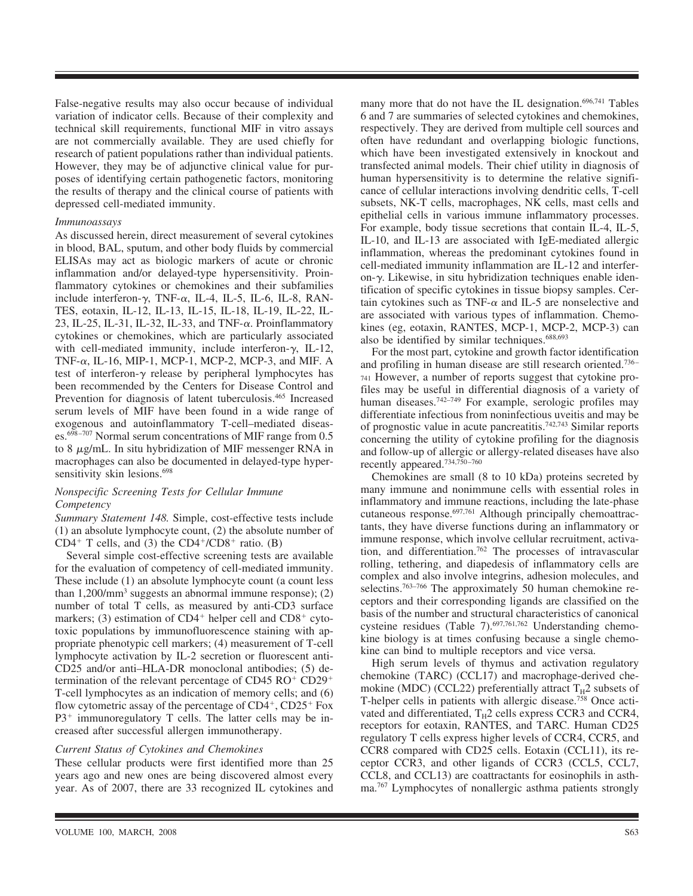False-negative results may also occur because of individual variation of indicator cells. Because of their complexity and technical skill requirements, functional MIF in vitro assays are not commercially available. They are used chiefly for research of patient populations rather than individual patients. However, they may be of adjunctive clinical value for purposes of identifying certain pathogenetic factors, monitoring the results of therapy and the clinical course of patients with depressed cell-mediated immunity.

*Immunoassays*

As discussed herein, direct measurement of several cytokines in blood, BAL, sputum, and other body fluids by commercial ELISAs may act as biologic markers of acute or chronic inflammation and/or delayed-type hypersensitivity. Proinflammatory cytokines or chemokines and their subfamilies include interferon-γ, TNF-α, IL-4, IL-5, IL-6, IL-8, RANTES, eotaxin, IL-12, IL-13, IL-15, IL-18, IL-19, IL-22, IL-23, IL-25, IL-31, IL-32, IL-33, and TNF-α. Proinflammatory cytokines or chemokines, which are particularly associated with cell-mediated immunity, include interferon-γ, IL-12, TNF-α, IL-16, MIP-1, MCP-1, MCP-2, MCP-3, and MIF. A test of interferon-γ release by peripheral lymphocytes has been recommended by the Centers for Disease Control and Prevention for diagnosis of latent tuberculosis.[465] Increased serum levels of MIF have been found in a wide range of exogenous and autoinflammatory T-cell–mediated diseases.[698–707] Normal serum concentrations of MIF range from 0.5 to 8 μg/mL. In situ hybridization of MIF messenger RNA in macrophages can also be documented in delayed-type hypersensitivity skin lesions.[698]

*Nonspecific Screening Tests for Cellular Immune Competency*

*Summary Statement 148.* Simple, cost-effective tests include (1) an absolute lymphocyte count, (2) the absolute number of CD4$^+$ T cells, and (3) the CD4$^+$/CD8$^+$ ratio. (B)

Several simple cost-effective screening tests are available for the evaluation of competency of cell-mediated immunity. These include (1) an absolute lymphocyte count (a count less than 1,200/mm$^3$ suggests an abnormal immune response); (2) number of total T cells, as measured by anti-CD3 surface markers; (3) estimation of CD4$^+$ helper cell and CD8$^+$ cytotoxic populations by immunofluorescence staining with appropriate phenotypic cell markers; (4) measurement of T-cell lymphocyte activation by IL-2 secretion or fluorescent anti-CD25 and/or anti–HLA-DR monoclonal antibodies; (5) determination of the relevant percentage of CD45 RO$^+$ CD29$^+$ T-cell lymphocytes as an indication of memory cells; and (6) flow cytometric assay of the percentage of CD4$^+$, CD25$^+$ Fox P3$^+$ immunoregulatory T cells. The latter cells may be increased after successful allergen immunotherapy.

*Current Status of Cytokines and Chemokines*

These cellular products were first identified more than 25 years ago and new ones are being discovered almost every year. As of 2007, there are 33 recognized IL cytokines and many more that do not have the IL designation.[696,741] Tables 6 and 7 are summaries of selected cytokines and chemokines, respectively. They are derived from multiple cell sources and often have redundant and overlapping biologic functions, which have been investigated extensively in knockout and transfected animal models. Their chief utility in diagnosis of human hypersensitivity is to determine the relative significance of cellular interactions involving dendritic cells, T-cell subsets, NK-T cells, macrophages, NK cells, mast cells and epithelial cells in various immune inflammatory processes. For example, body tissue secretions that contain IL-4, IL-5, IL-10, and IL-13 are associated with IgE-mediated allergic inflammation, whereas the predominant cytokines found in cell-mediated immunity inflammation are IL-12 and interferon-γ. Likewise, in situ hybridization techniques enable identification of specific cytokines in tissue biopsy samples. Certain cytokines such as TNF-α and IL-5 are nonselective and are associated with various types of inflammation. Chemokines (eg, eotaxin, RANTES, MCP-1, MCP-2, MCP-3) can also be identified by similar techniques.[688,693]

For the most part, cytokine and growth factor identification and profiling in human disease are still research oriented.[736–741] However, a number of reports suggest that cytokine profiles may be useful in differential diagnosis of a variety of human diseases.[742–749] For example, serologic profiles may differentiate infectious from noninfectious uveitis and may be of prognostic value in acute pancreatitis.[742,743] Similar reports concerning the utility of cytokine profiling for the diagnosis and follow-up of allergic or allergy-related diseases have also recently appeared.[734,750–760]

Chemokines are small (8 to 10 kDa) proteins secreted by many immune and nonimmune cells with essential roles in inflammatory and immune reactions, including the late-phase cutaneous response.[697,761] Although principally chemoattractants, they have diverse functions during an inflammatory or immune response, which involve cellular recruitment, activation, and differentiation.[762] The processes of intravascular rolling, tethering, and diapedesis of inflammatory cells are complex and also involve integrins, adhesion molecules, and selectins.[763–766] The approximately 50 human chemokine receptors and their corresponding ligands are classified on the basis of the number and structural characteristics of canonical cysteine residues (Table 7).[697,761,762] Understanding chemokine biology is at times confusing because a single chemokine can bind to multiple receptors and vice versa.

High serum levels of thymus and activation regulatory chemokine (TARC) (CCL17) and macrophage-derived chemokine (MDC) (CCL22) preferentially attract $T_H2$ subsets of T-helper cells in patients with allergic disease.[758] Once activated and differentiated, $T_H2$ cells express CCR3 and CCR4, receptors for eotaxin, RANTES, and TARC. Human CD25 regulatory T cells express higher levels of CCR4, CCR5, and CCR8 compared with CD25 cells. Eotaxin (CCL11), its receptor CCR3, and other ligands of CCR3 (CCL5, CCL7, CCL8, and CCL13) are coattractants for eosinophils in asthma.[767] Lymphocytes of nonallergic asthma patients strongly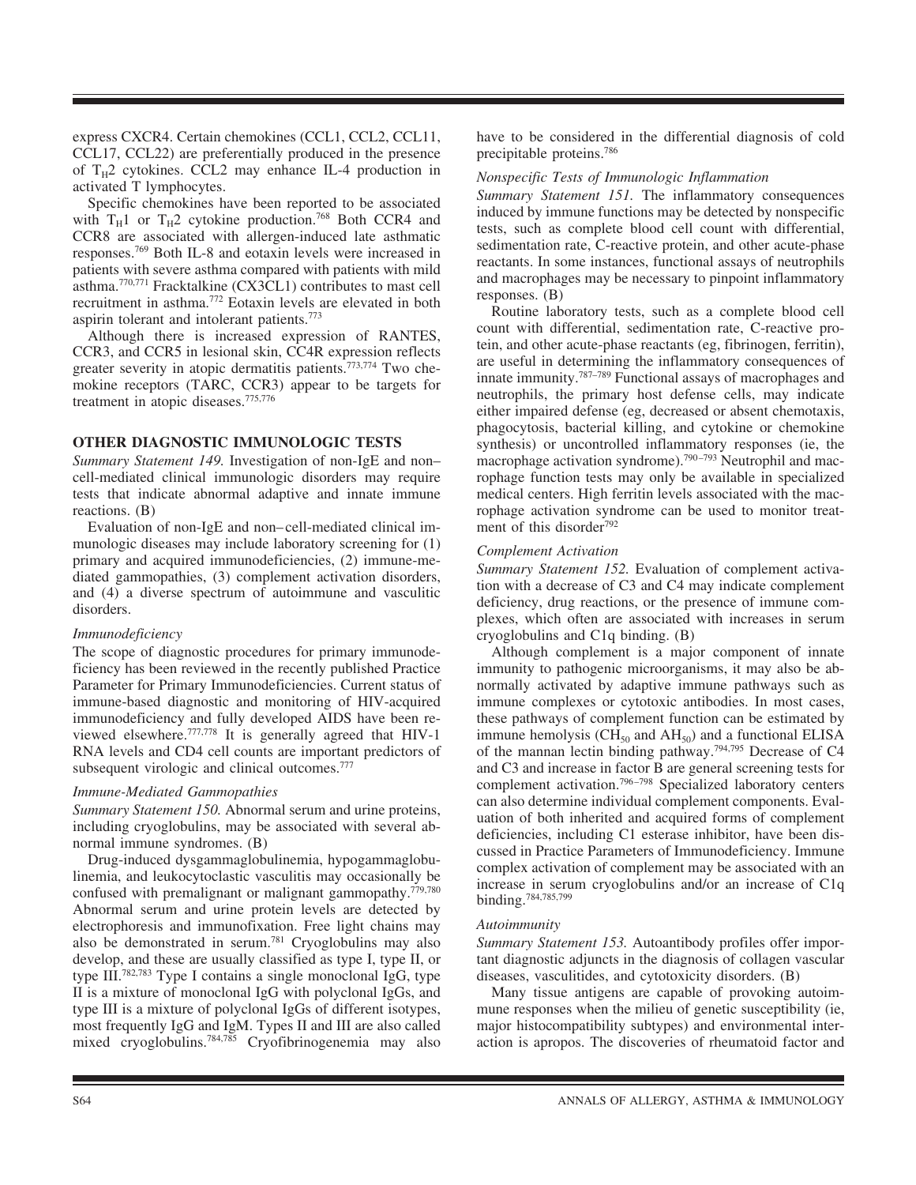express CXCR4. Certain chemokines (CCL1, CCL2, CCL11, CCL17, CCL22) are preferentially produced in the presence of $T_H2$ cytokines. CCL2 may enhance IL-4 production in activated T lymphocytes.

Specific chemokines have been reported to be associated with $T_H1$ or $T_H2$ cytokine production.[768] Both CCR4 and CCR8 are associated with allergen-induced late asthmatic responses.[769] Both IL-8 and eotaxin levels were increased in patients with severe asthma compared with patients with mild asthma.[770,771] Fracktalkine (CX3CL1) contributes to mast cell recruitment in asthma.[772] Eotaxin levels are elevated in both aspirin tolerant and intolerant patients.[773]

Although there is increased expression of RANTES, CCR3, and CCR5 in lesional skin, CC4R expression reflects greater severity in atopic dermatitis patients.[773,774] Two chemokine receptors (TARC, CCR3) appear to be targets for treatment in atopic diseases.[775,776]

## OTHER DIAGNOSTIC IMMUNOLOGIC TESTS

*Summary Statement 149.* Investigation of non-IgE and non–cell-mediated clinical immunologic disorders may require tests that indicate abnormal adaptive and innate immune reactions. (B)

Evaluation of non-IgE and non–cell-mediated clinical immunologic diseases may include laboratory screening for (1) primary and acquired immunodeficiencies, (2) immune-mediated gammopathies, (3) complement activation disorders, and (4) a diverse spectrum of autoimmune and vasculitic disorders.

### *Immunodeficiency*

The scope of diagnostic procedures for primary immunodeficiency has been reviewed in the recently published Practice Parameter for Primary Immunodeficiencies. Current status of immune-based diagnostic and monitoring of HIV-acquired immunodeficiency and fully developed AIDS have been reviewed elsewhere.[777,778] It is generally agreed that HIV-1 RNA levels and CD4 cell counts are important predictors of subsequent virologic and clinical outcomes.[777]

### *Immune-Mediated Gammopathies*

*Summary Statement 150.* Abnormal serum and urine proteins, including cryoglobulins, may be associated with several abnormal immune syndromes. (B)

Drug-induced dysgammaglobulinemia, hypogammaglobulinemia, and leukocytoclastic vasculitis may occasionally be confused with premalignant or malignant gammopathy.[779,780] Abnormal serum and urine protein levels are detected by electrophoresis and immunofixation. Free light chains may also be demonstrated in serum.[781] Cryoglobulins may also develop, and these are usually classified as type I, type II, or type III.[782,783] Type I contains a single monoclonal IgG, type II is a mixture of monoclonal IgG with polyclonal IgGs, and type III is a mixture of polyclonal IgGs of different isotypes, most frequently IgG and IgM. Types II and III are also called mixed cryoglobulins.[784,785] Cryofibrinogenemia may also have to be considered in the differential diagnosis of cold precipitable proteins.[786]

### *Nonspecific Tests of Immunologic Inflammation*

*Summary Statement 151.* The inflammatory consequences induced by immune functions may be detected by nonspecific tests, such as complete blood cell count with differential, sedimentation rate, C-reactive protein, and other acute-phase reactants. In some instances, functional assays of neutrophils and macrophages may be necessary to pinpoint inflammatory responses. (B)

Routine laboratory tests, such as a complete blood cell count with differential, sedimentation rate, C-reactive protein, and other acute-phase reactants (eg, fibrinogen, ferritin), are useful in determining the inflammatory consequences of innate immunity.[787–789] Functional assays of macrophages and neutrophils, the primary host defense cells, may indicate either impaired defense (eg, decreased or absent chemotaxis, phagocytosis, bacterial killing, and cytokine or chemokine synthesis) or uncontrolled inflammatory responses (ie, the macrophage activation syndrome).[790–793] Neutrophil and macrophage function tests may only be available in specialized medical centers. High ferritin levels associated with the macrophage activation syndrome can be used to monitor treatment of this disorder[792]

### *Complement Activation*

*Summary Statement 152.* Evaluation of complement activation with a decrease of C3 and C4 may indicate complement deficiency, drug reactions, or the presence of immune complexes, which often are associated with increases in serum cryoglobulins and C1q binding. (B)

Although complement is a major component of innate immunity to pathogenic microorganisms, it may also be abnormally activated by adaptive immune pathways such as immune complexes or cytotoxic antibodies. In most cases, these pathways of complement function can be estimated by immune hemolysis ($CH_{50}$ and $AH_{50}$) and a functional ELISA of the mannan lectin binding pathway.[794,795] Decrease of C4 and C3 and increase in factor B are general screening tests for complement activation.[796–798] Specialized laboratory centers can also determine individual complement components. Evaluation of both inherited and acquired forms of complement deficiencies, including C1 esterase inhibitor, have been discussed in Practice Parameters of Immunodeficiency. Immune complex activation of complement may be associated with an increase in serum cryoglobulins and/or an increase of C1q binding.[784,785,799]

### *Autoimmunity*

*Summary Statement 153.* Autoantibody profiles offer important diagnostic adjuncts in the diagnosis of collagen vascular diseases, vasculitides, and cytotoxicity disorders. (B)

Many tissue antigens are capable of provoking autoimmune responses when the milieu of genetic susceptibility (ie, major histocompatibility subtypes) and environmental interaction is apropos. The discoveries of rheumatoid factor and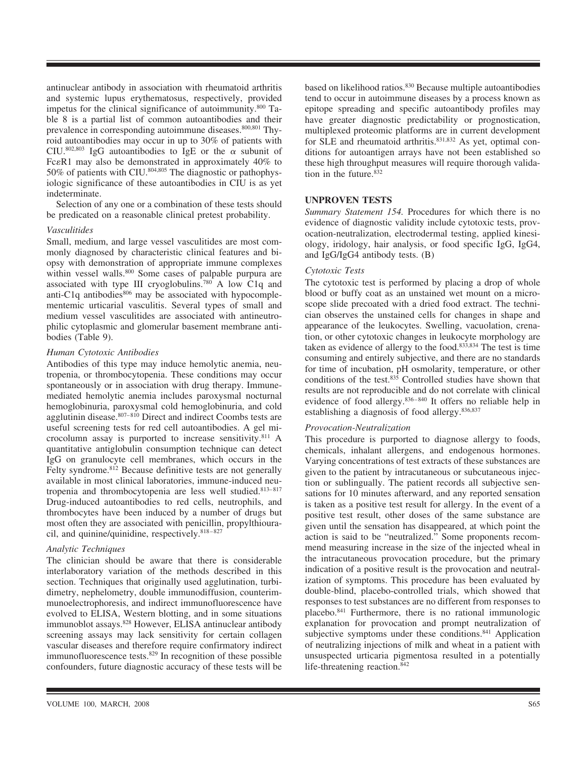antinuclear antibody in association with rheumatoid arthritis and systemic lupus erythematosus, respectively, provided impetus for the clinical significance of autoimmunity.[800] Table 8 is a partial list of common autoantibodies and their prevalence in corresponding autoimmune diseases.[800,801] Thyroid autoantibodies may occur in up to 30% of patients with CIU.[802,803] IgG autoantibodies to IgE or the $\alpha$ subunit of Fc$\varepsilon$R1 may also be demonstrated in approximately 40% to 50% of patients with CIU.[804,805] The diagnostic or pathophysiologic significance of these autoantibodies in CIU is as yet indeterminate.

Selection of any one or a combination of these tests should be predicated on a reasonable clinical pretest probability.

### *Vasculitides*

Small, medium, and large vessel vasculitides are most commonly diagnosed by characteristic clinical features and biopsy with demonstration of appropriate immune complexes within vessel walls.[800] Some cases of palpable purpura are associated with type III cryoglobulins.[780] A low C1q and anti-C1q antibodies[806] may be associated with hypocomplementemic urticarial vasculitis. Several types of small and medium vessel vasculitides are associated with antineutrophilic cytoplasmic and glomerular basement membrane antibodies (Table 9).

### *Human Cytotoxic Antibodies*

Antibodies of this type may induce hemolytic anemia, neutropenia, or thrombocytopenia. These conditions may occur spontaneously or in association with drug therapy. Immune-mediated hemolytic anemia includes paroxysmal nocturnal hemoglobinuria, paroxysmal cold hemoglobinuria, and cold agglutinin disease.[807–810] Direct and indirect Coombs tests are useful screening tests for red cell autoantibodies. A gel microcolumn assay is purported to increase sensitivity.[811] A quantitative antiglobulin consumption technique can detect IgG on granulocyte cell membranes, which occurs in the Felty syndrome.[812] Because definitive tests are not generally available in most clinical laboratories, immune-induced neutropenia and thrombocytopenia are less well studied.[813–817] Drug-induced autoantibodies to red cells, neutrophils, and thrombocytes have been induced by a number of drugs but most often they are associated with penicillin, propylthiouracil, and quinine/quinidine, respectively.[818–827]

### *Analytic Techniques*

The clinician should be aware that there is considerable interlaboratory variation of the methods described in this section. Techniques that originally used agglutination, turbidimetry, nephelometry, double immunodiffusion, counterimmunoelectrophoresis, and indirect immunofluorescence have evolved to ELISA, Western blotting, and in some situations immunoblot assays.[828] However, ELISA antinuclear antibody screening assays may lack sensitivity for certain collagen vascular diseases and therefore require confirmatory indirect immunofluorescence tests.[829] In recognition of these possible confounders, future diagnostic accuracy of these tests will be based on likelihood ratios.[830] Because multiple autoantibodies tend to occur in autoimmune diseases by a process known as epitope spreading and specific autoantibody profiles may have greater diagnostic predictability or prognostication, multiplexed proteomic platforms are in current development for SLE and rheumatoid arthritis.[831,832] As yet, optimal conditions for autoantigen arrays have not been established so these high throughput measures will require thorough validation in the future.[832]

## UNPROVEN TESTS

*Summary Statement 154.* Procedures for which there is no evidence of diagnostic validity include cytotoxic tests, provocation-neutralization, electrodermal testing, applied kinesiology, iridology, hair analysis, or food specific IgG, IgG4, and IgG/IgG4 antibody tests. (B)

### *Cytotoxic Tests*

The cytotoxic test is performed by placing a drop of whole blood or buffy coat as an unstained wet mount on a microscope slide precoated with a dried food extract. The technician observes the unstained cells for changes in shape and appearance of the leukocytes. Swelling, vacuolation, crenation, or other cytotoxic changes in leukocyte morphology are taken as evidence of allergy to the food.[833,834] The test is time consuming and entirely subjective, and there are no standards for time of incubation, pH osmolarity, temperature, or other conditions of the test.[835] Controlled studies have shown that results are not reproducible and do not correlate with clinical evidence of food allergy.[836–840] It offers no reliable help in establishing a diagnosis of food allergy.[836,837]

### *Provocation-Neutralization*

This procedure is purported to diagnose allergy to foods, chemicals, inhalant allergens, and endogenous hormones. Varying concentrations of test extracts of these substances are given to the patient by intracutaneous or subcutaneous injection or sublingually. The patient records all subjective sensations for 10 minutes afterward, and any reported sensation is taken as a positive test result for allergy. In the event of a positive test result, other doses of the same substance are given until the sensation has disappeared, at which point the action is said to be "neutralized." Some proponents recommend measuring increase in the size of the injected wheal in the intracutaneous provocation procedure, but the primary indication of a positive result is the provocation and neutralization of symptoms. This procedure has been evaluated by double-blind, placebo-controlled trials, which showed that responses to test substances are no different from responses to placebo.[841] Furthermore, there is no rational immunologic explanation for provocation and prompt neutralization of subjective symptoms under these conditions.[841] Application of neutralizing injections of milk and wheat in a patient with unsuspected urticaria pigmentosa resulted in a potentially life-threatening reaction.[842]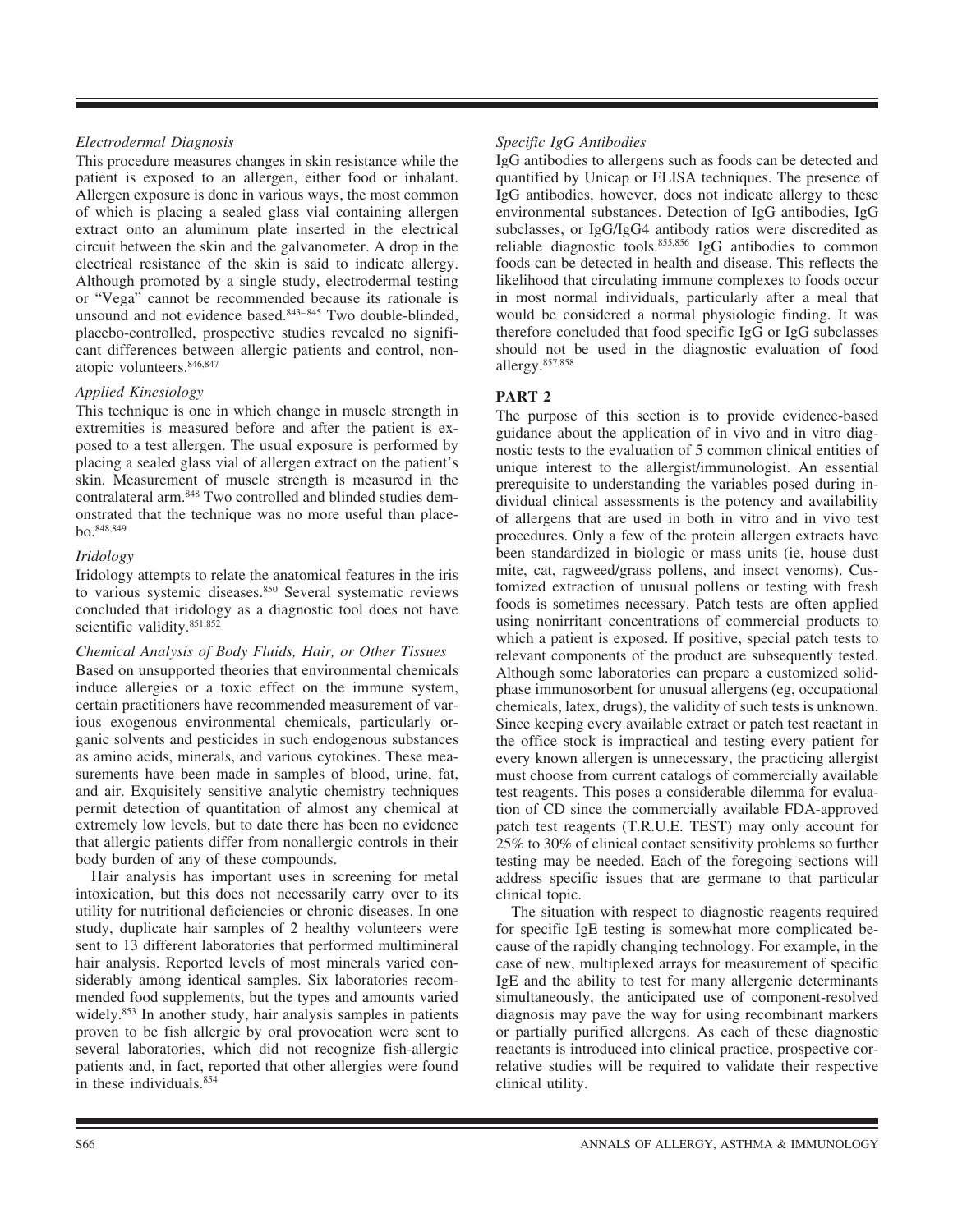*Electrodermal Diagnosis*

This procedure measures changes in skin resistance while the patient is exposed to an allergen, either food or inhalant. Allergen exposure is done in various ways, the most common of which is placing a sealed glass vial containing allergen extract onto an aluminum plate inserted in the electrical circuit between the skin and the galvanometer. A drop in the electrical resistance of the skin is said to indicate allergy. Although promoted by a single study, electrodermal testing or "Vega" cannot be recommended because its rationale is unsound and not evidence based.[843–845] Two double-blinded, placebo-controlled, prospective studies revealed no significant differences between allergic patients and control, nonatopic volunteers.[846,847]

*Applied Kinesiology*

This technique is one in which change in muscle strength in extremities is measured before and after the patient is exposed to a test allergen. The usual exposure is performed by placing a sealed glass vial of allergen extract on the patient's skin. Measurement of muscle strength is measured in the contralateral arm.[848] Two controlled and blinded studies demonstrated that the technique was no more useful than placebo.[848,849]

*Iridology*

Iridology attempts to relate the anatomical features in the iris to various systemic diseases.[850] Several systematic reviews concluded that iridology as a diagnostic tool does not have scientific validity.[851,852]

*Chemical Analysis of Body Fluids, Hair, or Other Tissues*

Based on unsupported theories that environmental chemicals induce allergies or a toxic effect on the immune system, certain practitioners have recommended measurement of various exogenous environmental chemicals, particularly organic solvents and pesticides in such endogenous substances as amino acids, minerals, and various cytokines. These measurements have been made in samples of blood, urine, fat, and air. Exquisitely sensitive analytic chemistry techniques permit detection of quantitation of almost any chemical at extremely low levels, but to date there has been no evidence that allergic patients differ from nonallergic controls in their body burden of any of these compounds.

Hair analysis has important uses in screening for metal intoxication, but this does not necessarily carry over to its utility for nutritional deficiencies or chronic diseases. In one study, duplicate hair samples of 2 healthy volunteers were sent to 13 different laboratories that performed multimineral hair analysis. Reported levels of most minerals varied considerably among identical samples. Six laboratories recommended food supplements, but the types and amounts varied widely.[853] In another study, hair analysis samples in patients proven to be fish allergic by oral provocation were sent to several laboratories, which did not recognize fish-allergic patients and, in fact, reported that other allergies were found in these individuals.[854]

*Specific IgG Antibodies*

IgG antibodies to allergens such as foods can be detected and quantified by Unicap or ELISA techniques. The presence of IgG antibodies, however, does not indicate allergy to these environmental substances. Detection of IgG antibodies, IgG subclasses, or IgG/IgG4 antibody ratios were discredited as reliable diagnostic tools.[855,856] IgG antibodies to common foods can be detected in health and disease. This reflects the likelihood that circulating immune complexes to foods occur in most normal individuals, particularly after a meal that would be considered a normal physiologic finding. It was therefore concluded that food specific IgG or IgG subclasses should not be used in the diagnostic evaluation of food allergy.[857,858]

## PART 2

The purpose of this section is to provide evidence-based guidance about the application of in vivo and in vitro diagnostic tests to the evaluation of 5 common clinical entities of unique interest to the allergist/immunologist. An essential prerequisite to understanding the variables posed during individual clinical assessments is the potency and availability of allergens that are used in both in vitro and in vivo test procedures. Only a few of the protein allergen extracts have been standardized in biologic or mass units (ie, house dust mite, cat, ragweed/grass pollens, and insect venoms). Customized extraction of unusual pollens or testing with fresh foods is sometimes necessary. Patch tests are often applied using nonirritant concentrations of commercial products to which a patient is exposed. If positive, special patch tests to relevant components of the product are subsequently tested. Although some laboratories can prepare a customized solid-phase immunosorbent for unusual allergens (eg, occupational chemicals, latex, drugs), the validity of such tests is unknown. Since keeping every available extract or patch test reactant in the office stock is impractical and testing every patient for every known allergen is unnecessary, the practicing allergist must choose from current catalogs of commercially available test reagents. This poses a considerable dilemma for evaluation of CD since the commercially available FDA-approved patch test reagents (T.R.U.E. TEST) may only account for 25% to 30% of clinical contact sensitivity problems so further testing may be needed. Each of the foregoing sections will address specific issues that are germane to that particular clinical topic.

The situation with respect to diagnostic reagents required for specific IgE testing is somewhat more complicated because of the rapidly changing technology. For example, in the case of new, multiplexed arrays for measurement of specific IgE and the ability to test for many allergenic determinants simultaneously, the anticipated use of component-resolved diagnosis may pave the way for using recombinant markers or partially purified allergens. As each of these diagnostic reactants is introduced into clinical practice, prospective correlative studies will be required to validate their respective clinical utility.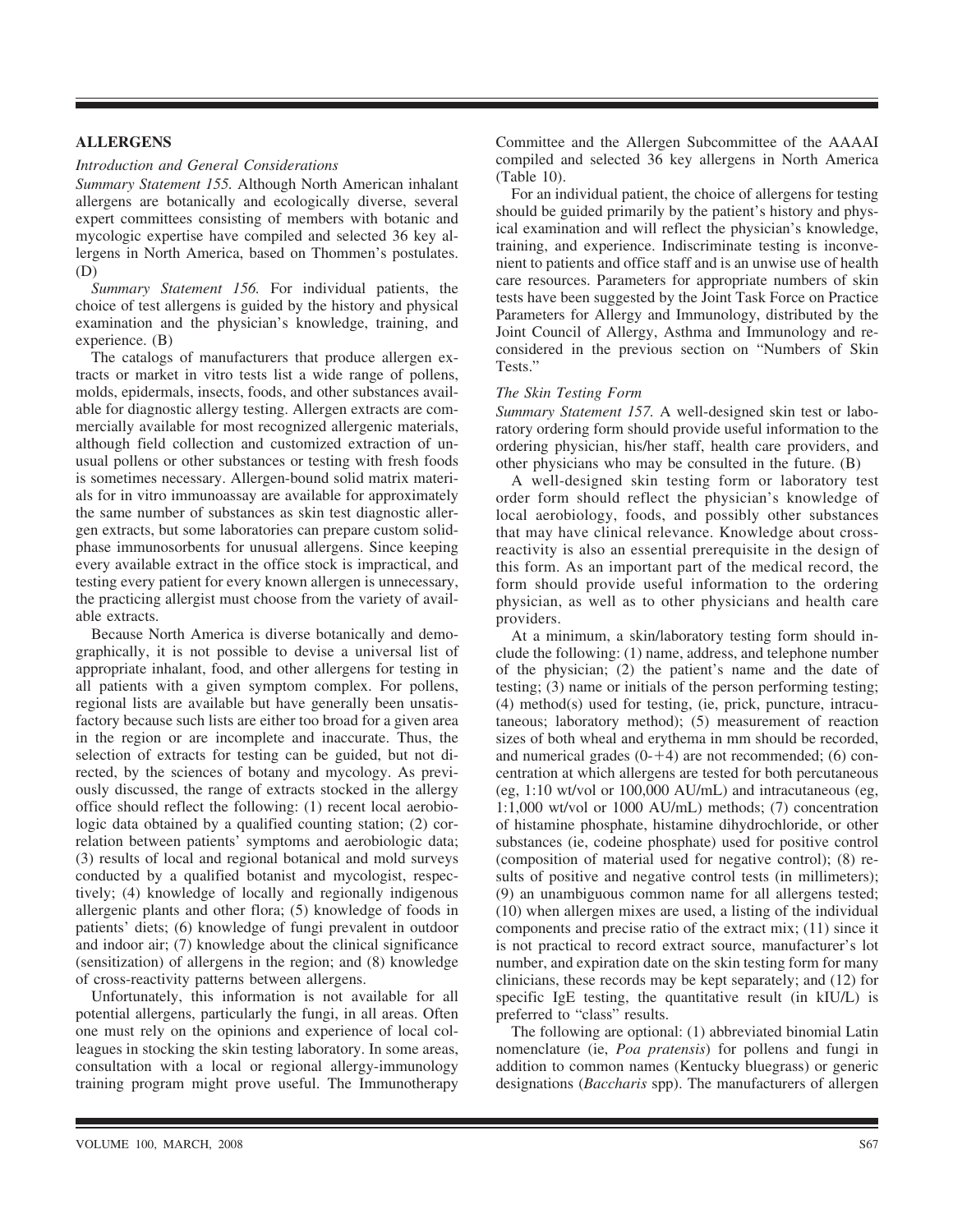## ALLERGENS

### *Introduction and General Considerations*

*Summary Statement 155.* Although North American inhalant allergens are botanically and ecologically diverse, several expert committees consisting of members with botanic and mycologic expertise have compiled and selected 36 key allergens in North America, based on Thommen's postulates. (D)

*Summary Statement 156.* For individual patients, the choice of test allergens is guided by the history and physical examination and the physician's knowledge, training, and experience. (B)

The catalogs of manufacturers that produce allergen extracts or market in vitro tests list a wide range of pollens, molds, epidermals, insects, foods, and other substances available for diagnostic allergy testing. Allergen extracts are commercially available for most recognized allergenic materials, although field collection and customized extraction of unusual pollens or other substances or testing with fresh foods is sometimes necessary. Allergen-bound solid matrix materials for in vitro immunoassay are available for approximately the same number of substances as skin test diagnostic allergen extracts, but some laboratories can prepare custom solid-phase immunosorbents for unusual allergens. Since keeping every available extract in the office stock is impractical, and testing every patient for every known allergen is unnecessary, the practicing allergist must choose from the variety of available extracts.

Because North America is diverse botanically and demographically, it is not possible to devise a universal list of appropriate inhalant, food, and other allergens for testing in all patients with a given symptom complex. For pollens, regional lists are available but have generally been unsatisfactory because such lists are either too broad for a given area in the region or are incomplete and inaccurate. Thus, the selection of extracts for testing can be guided, but not directed, by the sciences of botany and mycology. As previously discussed, the range of extracts stocked in the allergy office should reflect the following: (1) recent local aerobiologic data obtained by a qualified counting station; (2) correlation between patients' symptoms and aerobiologic data; (3) results of local and regional botanical and mold surveys conducted by a qualified botanist and mycologist, respectively; (4) knowledge of locally and regionally indigenous allergenic plants and other flora; (5) knowledge of foods in patients' diets; (6) knowledge of fungi prevalent in outdoor and indoor air; (7) knowledge about the clinical significance (sensitization) of allergens in the region; and (8) knowledge of cross-reactivity patterns between allergens.

Unfortunately, this information is not available for all potential allergens, particularly the fungi, in all areas. Often one must rely on the opinions and experience of local colleagues in stocking the skin testing laboratory. In some areas, consultation with a local or regional allergy-immunology training program might prove useful. The Immunotherapy Committee and the Allergen Subcommittee of the AAAAI compiled and selected 36 key allergens in North America (Table 10).

For an individual patient, the choice of allergens for testing should be guided primarily by the patient's history and physical examination and will reflect the physician's knowledge, training, and experience. Indiscriminate testing is inconvenient to patients and office staff and is an unwise use of health care resources. Parameters for appropriate numbers of skin tests have been suggested by the Joint Task Force on Practice Parameters for Allergy and Immunology, distributed by the Joint Council of Allergy, Asthma and Immunology and reconsidered in the previous section on "Numbers of Skin Tests."

### *The Skin Testing Form*

*Summary Statement 157.* A well-designed skin test or laboratory ordering form should provide useful information to the ordering physician, his/her staff, health care providers, and other physicians who may be consulted in the future. (B)

A well-designed skin testing form or laboratory test order form should reflect the physician's knowledge of local aerobiology, foods, and possibly other substances that may have clinical relevance. Knowledge about cross-reactivity is also an essential prerequisite in the design of this form. As an important part of the medical record, the form should provide useful information to the ordering physician, as well as to other physicians and health care providers.

At a minimum, a skin/laboratory testing form should include the following: (1) name, address, and telephone number of the physician; (2) the patient's name and the date of testing; (3) name or initials of the person performing testing; (4) method(s) used for testing, (ie, prick, puncture, intracutaneous; laboratory method); (5) measurement of reaction sizes of both wheal and erythema in mm should be recorded, and numerical grades (0-+4) are not recommended; (6) concentration at which allergens are tested for both percutaneous (eg, 1:10 wt/vol or 100,000 AU/mL) and intracutaneous (eg, 1:1,000 wt/vol or 1000 AU/mL) methods; (7) concentration of histamine phosphate, histamine dihydrochloride, or other substances (ie, codeine phosphate) used for positive control (composition of material used for negative control); (8) results of positive and negative control tests (in millimeters); (9) an unambiguous common name for all allergens tested; (10) when allergen mixes are used, a listing of the individual components and precise ratio of the extract mix; (11) since it is not practical to record extract source, manufacturer's lot number, and expiration date on the skin testing form for many clinicians, these records may be kept separately; and (12) for specific IgE testing, the quantitative result (in kIU/L) is preferred to "class" results.

The following are optional: (1) abbreviated binomial Latin nomenclature (ie, *Poa pratensis*) for pollens and fungi in addition to common names (Kentucky bluegrass) or generic designations (*Baccharis* spp). The manufacturers of allergen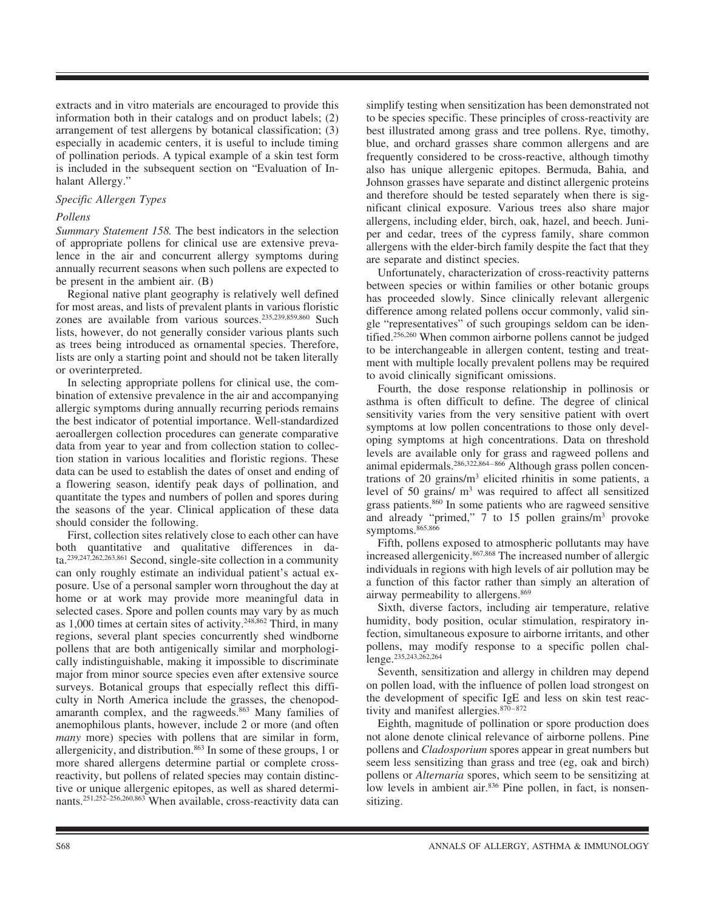extracts and in vitro materials are encouraged to provide this information both in their catalogs and on product labels; (2) arrangement of test allergens by botanical classification; (3) especially in academic centers, it is useful to include timing of pollination periods. A typical example of a skin test form is included in the subsequent section on "Evaluation of Inhalant Allergy."

### *Specific Allergen Types*

#### *Pollens*

*Summary Statement 158.* The best indicators in the selection of appropriate pollens for clinical use are extensive prevalence in the air and concurrent allergy symptoms during annually recurrent seasons when such pollens are expected to be present in the ambient air. (B)

Regional native plant geography is relatively well defined for most areas, and lists of prevalent plants in various floristic zones are available from various sources.[235,239,859,860] Such lists, however, do not generally consider various plants such as trees being introduced as ornamental species. Therefore, lists are only a starting point and should not be taken literally or overinterpreted.

In selecting appropriate pollens for clinical use, the combination of extensive prevalence in the air and accompanying allergic symptoms during annually recurring periods remains the best indicator of potential importance. Well-standardized aeroallergen collection procedures can generate comparative data from year to year and from collection station to collection station in various localities and floristic regions. These data can be used to establish the dates of onset and ending of a flowering season, identify peak days of pollination, and quantitate the types and numbers of pollen and spores during the seasons of the year. Clinical application of these data should consider the following.

First, collection sites relatively close to each other can have both quantitative and qualitative differences in data.[239,247,262,263,861] Second, single-site collection in a community can only roughly estimate an individual patient's actual exposure. Use of a personal sampler worn throughout the day at home or at work may provide more meaningful data in selected cases. Spore and pollen counts may vary by as much as 1,000 times at certain sites of activity.[248,862] Third, in many regions, several plant species concurrently shed windborne pollens that are both antigenically similar and morphologically indistinguishable, making it impossible to discriminate major from minor source species even after extensive source surveys. Botanical groups that especially reflect this difficulty in North America include the grasses, the chenopod-amaranth complex, and the ragweeds.[863] Many families of anemophilous plants, however, include 2 or more (and often *many* more) species with pollens that are similar in form, allergenicity, and distribution.[863] In some of these groups, 1 or more shared allergens determine partial or complete cross-reactivity, but pollens of related species may contain distinctive or unique allergenic epitopes, as well as shared determinants.[251,252–256,260,863] When available, cross-reactivity data can simplify testing when sensitization has been demonstrated not to be species specific. These principles of cross-reactivity are best illustrated among grass and tree pollens. Rye, timothy, blue, and orchard grasses share common allergens and are frequently considered to be cross-reactive, although timothy also has unique allergenic epitopes. Bermuda, Bahia, and Johnson grasses have separate and distinct allergenic proteins and therefore should be tested separately when there is significant clinical exposure. Various trees also share major allergens, including elder, birch, oak, hazel, and beech. Juniper and cedar, trees of the cypress family, share common allergens with the elder-birch family despite the fact that they are separate and distinct species.

Unfortunately, characterization of cross-reactivity patterns between species or within families or other botanic groups has proceeded slowly. Since clinically relevant allergenic difference among related pollens occur commonly, valid single "representatives" of such groupings seldom can be identified.[256,260] When common airborne pollens cannot be judged to be interchangeable in allergen content, testing and treatment with multiple locally prevalent pollens may be required to avoid clinically significant omissions.

Fourth, the dose response relationship in pollinosis or asthma is often difficult to define. The degree of clinical sensitivity varies from the very sensitive patient with overt symptoms at low pollen concentrations to those only developing symptoms at high concentrations. Data on threshold levels are available only for grass and ragweed pollens and animal epidermals.[286,322,864–866] Although grass pollen concentrations of 20 grains/m$^3$ elicited rhinitis in some patients, a level of 50 grains/ m$^3$ was required to affect all sensitized grass patients.[860] In some patients who are ragweed sensitive and already "primed," 7 to 15 pollen grains/m$^3$ provoke symptoms.[865,866]

Fifth, pollens exposed to atmospheric pollutants may have increased allergenicity.[867,868] The increased number of allergic individuals in regions with high levels of air pollution may be a function of this factor rather than simply an alteration of airway permeability to allergens.[869]

Sixth, diverse factors, including air temperature, relative humidity, body position, ocular stimulation, respiratory infection, simultaneous exposure to airborne irritants, and other pollens, may modify response to a specific pollen challenge.[235,243,262,264]

Seventh, sensitization and allergy in children may depend on pollen load, with the influence of pollen load strongest on the development of specific IgE and less on skin test reactivity and manifest allergies.[870–872]

Eighth, magnitude of pollination or spore production does not alone denote clinical relevance of airborne pollens. Pine pollens and *Cladosporium* spores appear in great numbers but seem less sensitizing than grass and tree (eg, oak and birch) pollens or *Alternaria* spores, which seem to be sensitizing at low levels in ambient air.[836] Pine pollen, in fact, is nonsensitizing.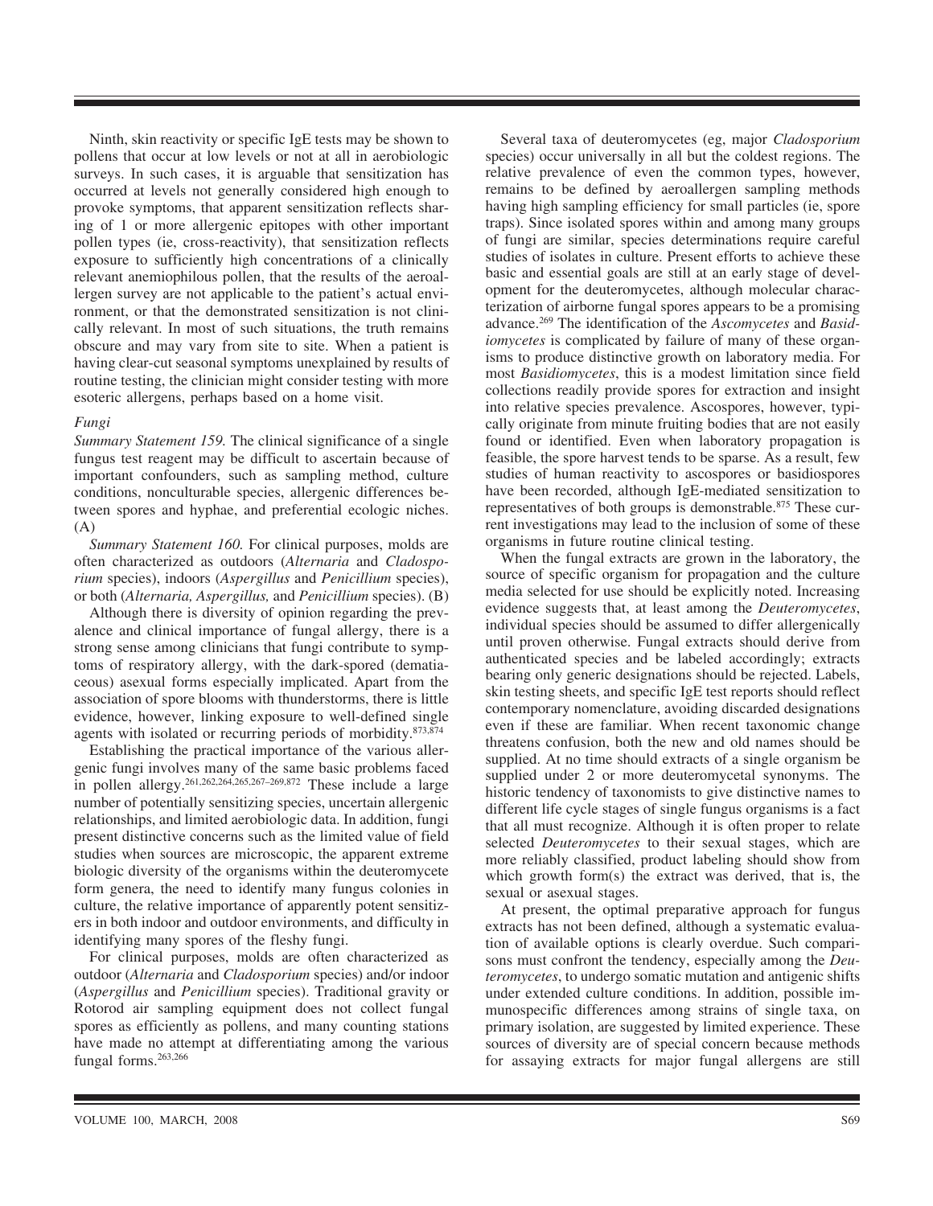Ninth, skin reactivity or specific IgE tests may be shown to pollens that occur at low levels or not at all in aerobiologic surveys. In such cases, it is arguable that sensitization has occurred at levels not generally considered high enough to provoke symptoms, that apparent sensitization reflects sharing of 1 or more allergenic epitopes with other important pollen types (ie, cross-reactivity), that sensitization reflects exposure to sufficiently high concentrations of a clinically relevant anemophilous pollen, that the results of the aeroallergen survey are not applicable to the patient's actual environment, or that the demonstrated sensitization is not clinically relevant. In most of such situations, the truth remains obscure and may vary from site to site. When a patient is having clear-cut seasonal symptoms unexplained by results of routine testing, the clinician might consider testing with more esoteric allergens, perhaps based on a home visit.

### *Fungi*

*Summary Statement 159.* The clinical significance of a single fungus test reagent may be difficult to ascertain because of important confounders, such as sampling method, culture conditions, nonculturable species, allergenic differences between spores and hyphae, and preferential ecologic niches. (A)

*Summary Statement 160.* For clinical purposes, molds are often characterized as outdoors (*Alternaria* and *Cladosporium* species), indoors (*Aspergillus* and *Penicillium* species), or both (*Alternaria, Aspergillus,* and *Penicillium* species). (B)

Although there is diversity of opinion regarding the prevalence and clinical importance of fungal allergy, there is a strong sense among clinicians that fungi contribute to symptoms of respiratory allergy, with the dark-spored (dematiaceous) asexual forms especially implicated. Apart from the association of spore blooms with thunderstorms, there is little evidence, however, linking exposure to well-defined single agents with isolated or recurring periods of morbidity.[873,874]

Establishing the practical importance of the various allergenic fungi involves many of the same basic problems faced in pollen allergy.[261,262,264,265,267–269,872] These include a large number of potentially sensitizing species, uncertain allergenic relationships, and limited aerobiologic data. In addition, fungi present distinctive concerns such as the limited value of field studies when sources are microscopic, the apparent extreme biologic diversity of the organisms within the deuteromycete form genera, the need to identify many fungus colonies in culture, the relative importance of apparently potent sensitizers in both indoor and outdoor environments, and difficulty in identifying many spores of the fleshy fungi.

For clinical purposes, molds are often characterized as outdoor (*Alternaria* and *Cladosporium* species) and/or indoor (*Aspergillus* and *Penicillium* species). Traditional gravity or Rotorod air sampling equipment does not collect fungal spores as efficiently as pollens, and many counting stations have made no attempt at differentiating among the various fungal forms.[263,266]

Several taxa of deuteromycetes (eg, major *Cladosporium* species) occur universally in all but the coldest regions. The relative prevalence of even the common types, however, remains to be defined by aeroallergen sampling methods having high sampling efficiency for small particles (ie, spore traps). Since isolated spores within and among many groups of fungi are similar, species determinations require careful studies of isolates in culture. Present efforts to achieve these basic and essential goals are still at an early stage of development for the deuteromycetes, although molecular characterization of airborne fungal spores appears to be a promising advance.[269] The identification of the *Ascomycetes* and *Basidiomycetes* is complicated by failure of many of these organisms to produce distinctive growth on laboratory media. For most *Basidiomycetes*, this is a modest limitation since field collections readily provide spores for extraction and insight into relative species prevalence. Ascospores, however, typically originate from minute fruiting bodies that are not easily found or identified. Even when laboratory propagation is feasible, the spore harvest tends to be sparse. As a result, few studies of human reactivity to ascospores or basidiospores have been recorded, although IgE-mediated sensitization to representatives of both groups is demonstrable.[875] These current investigations may lead to the inclusion of some of these organisms in future routine clinical testing.

When the fungal extracts are grown in the laboratory, the source of specific organism for propagation and the culture media selected for use should be explicitly noted. Increasing evidence suggests that, at least among the *Deuteromycetes*, individual species should be assumed to differ allergenically until proven otherwise. Fungal extracts should derive from authenticated species and be labeled accordingly; extracts bearing only generic designations should be rejected. Labels, skin testing sheets, and specific IgE test reports should reflect contemporary nomenclature, avoiding discarded designations even if these are familiar. When recent taxonomic change threatens confusion, both the new and old names should be supplied. At no time should extracts of a single organism be supplied under 2 or more deuteromycetal synonyms. The historic tendency of taxonomists to give distinctive names to different life cycle stages of single fungus organisms is a fact that all must recognize. Although it is often proper to relate selected *Deuteromycetes* to their sexual stages, which are more reliably classified, product labeling should show from which growth form(s) the extract was derived, that is, the sexual or asexual stages.

At present, the optimal preparative approach for fungus extracts has not been defined, although a systematic evaluation of available options is clearly overdue. Such comparisons must confront the tendency, especially among the *Deuteromycetes*, to undergo somatic mutation and antigenic shifts under extended culture conditions. In addition, possible immunospecific differences among strains of single taxa, on primary isolation, are suggested by limited experience. These sources of diversity are of special concern because methods for assaying extracts for major fungal allergens are still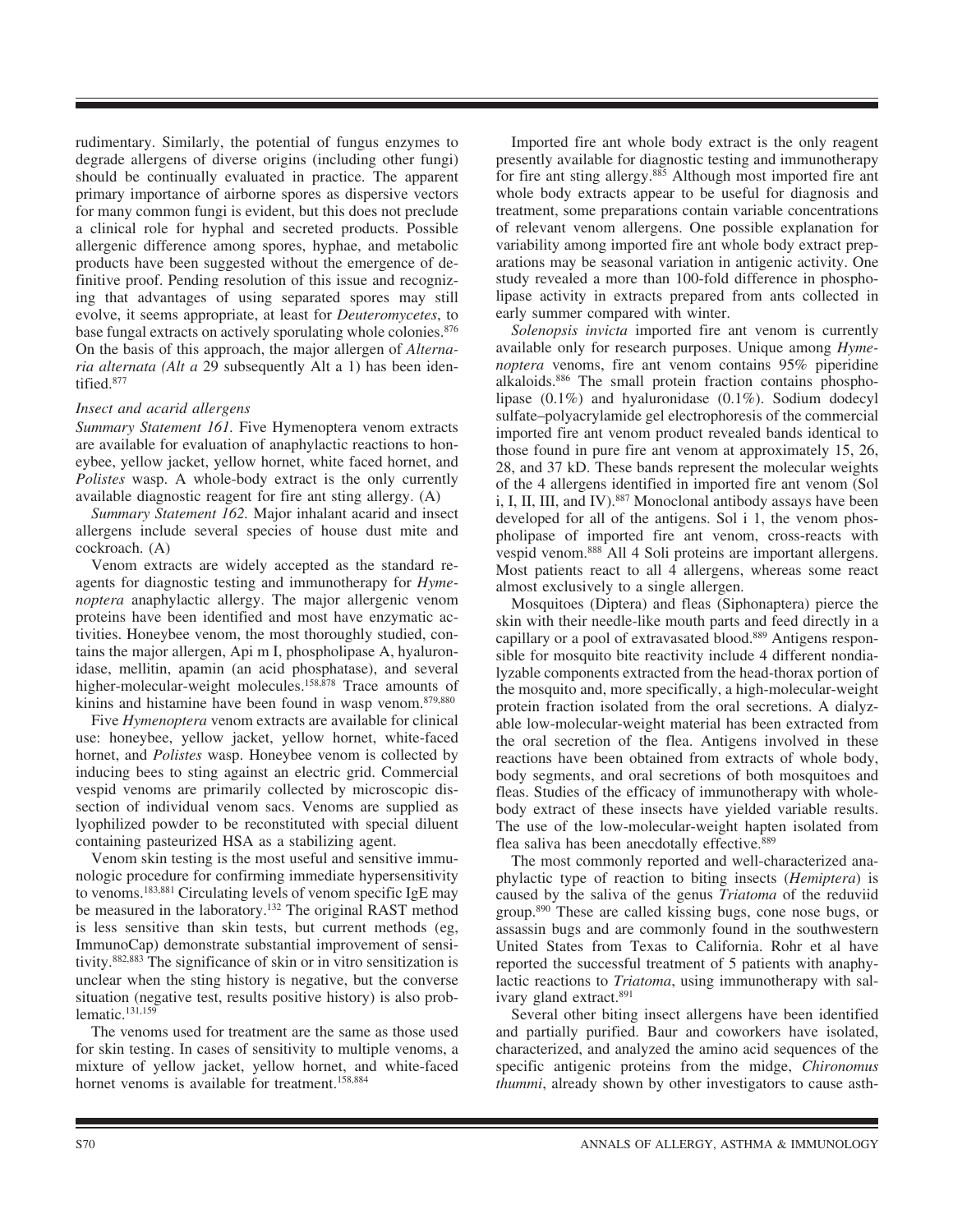rudimentary. Similarly, the potential of fungus enzymes to degrade allergens of diverse origins (including other fungi) should be continually evaluated in practice. The apparent primary importance of airborne spores as dispersive vectors for many common fungi is evident, but this does not preclude a clinical role for hyphal and secreted products. Possible allergenic difference among spores, hyphae, and metabolic products have been suggested without the emergence of definitive proof. Pending resolution of this issue and recognizing that advantages of using separated spores may still evolve, it seems appropriate, at least for *Deuteromycetes*, to base fungal extracts on actively sporulating whole colonies.[876] On the basis of this approach, the major allergen of *Alternaria alternata (Alt a* 29 subsequently Alt a 1) has been identified.[877]

### *Insect and acarid allergens*

*Summary Statement 161.* Five Hymenoptera venom extracts are available for evaluation of anaphylactic reactions to honeybee, yellow jacket, yellow hornet, white faced hornet, and *Polistes* wasp. A whole-body extract is the only currently available diagnostic reagent for fire ant sting allergy. (A)

*Summary Statement 162.* Major inhalant acarid and insect allergens include several species of house dust mite and cockroach. (A)

Venom extracts are widely accepted as the standard reagents for diagnostic testing and immunotherapy for *Hymenoptera* anaphylactic allergy. The major allergenic venom proteins have been identified and most have enzymatic activities. Honeybee venom, the most thoroughly studied, contains the major allergen, Api m I, phospholipase A, hyaluronidase, mellitin, apamin (an acid phosphatase), and several higher-molecular-weight molecules.[158,878] Trace amounts of kinins and histamine have been found in wasp venom.[879,880]

Five *Hymenoptera* venom extracts are available for clinical use: honeybee, yellow jacket, yellow hornet, white-faced hornet, and *Polistes* wasp. Honeybee venom is collected by inducing bees to sting against an electric grid. Commercial vespid venoms are primarily collected by microscopic dissection of individual venom sacs. Venoms are supplied as lyophilized powder to be reconstituted with special diluent containing pasteurized HSA as a stabilizing agent.

Venom skin testing is the most useful and sensitive immunologic procedure for confirming immediate hypersensitivity to venoms.[183,881] Circulating levels of venom specific IgE may be measured in the laboratory.[132] The original RAST method is less sensitive than skin tests, but current methods (eg, ImmunoCap) demonstrate substantial improvement of sensitivity.[882,883] The significance of skin or in vitro sensitization is unclear when the sting history is negative, but the converse situation (negative test, results positive history) is also problematic.[131,159]

The venoms used for treatment are the same as those used for skin testing. In cases of sensitivity to multiple venoms, a mixture of yellow jacket, yellow hornet, and white-faced hornet venoms is available for treatment.[158,884]

Imported fire ant whole body extract is the only reagent presently available for diagnostic testing and immunotherapy for fire ant sting allergy.[885] Although most imported fire ant whole body extracts appear to be useful for diagnosis and treatment, some preparations contain variable concentrations of relevant venom allergens. One possible explanation for variability among imported fire ant whole body extract preparations may be seasonal variation in antigenic activity. One study revealed a more than 100-fold difference in phospholipase activity in extracts prepared from ants collected in early summer compared with winter.

*Solenopsis invicta* imported fire ant venom is currently available only for research purposes. Unique among *Hymenoptera* venoms, fire ant venom contains 95% piperidine alkaloids.[886] The small protein fraction contains phospholipase (0.1%) and hyaluronidase (0.1%). Sodium dodecyl sulfate–polyacrylamide gel electrophoresis of the commercial imported fire ant venom product revealed bands identical to those found in pure fire ant venom at approximately 15, 26, 28, and 37 kD. These bands represent the molecular weights of the 4 allergens identified in imported fire ant venom (Sol i, I, II, III, and IV).[887] Monoclonal antibody assays have been developed for all of the antigens. Sol i 1, the venom phospholipase of imported fire ant venom, cross-reacts with vespid venom.[888] All 4 Soli proteins are important allergens. Most patients react to all 4 allergens, whereas some react almost exclusively to a single allergen.

Mosquitoes (Diptera) and fleas (Siphonaptera) pierce the skin with their needle-like mouth parts and feed directly in a capillary or a pool of extravasated blood.[889] Antigens responsible for mosquito bite reactivity include 4 different nondialyzable components extracted from the head-thorax portion of the mosquito and, more specifically, a high-molecular-weight protein fraction isolated from the oral secretions. A dialyzable low-molecular-weight material has been extracted from the oral secretion of the flea. Antigens involved in these reactions have been obtained from extracts of whole body, body segments, and oral secretions of both mosquitoes and fleas. Studies of the efficacy of immunotherapy with whole-body extract of these insects have yielded variable results. The use of the low-molecular-weight hapten isolated from flea saliva has been anecdotally effective.[889]

The most commonly reported and well-characterized anaphylactic type of reaction to biting insects (*Hemiptera*) is caused by the saliva of the genus *Triatoma* of the reduviid group.[890] These are called kissing bugs, cone nose bugs, or assassin bugs and are commonly found in the southwestern United States from Texas to California. Rohr et al have reported the successful treatment of 5 patients with anaphylactic reactions to *Triatoma*, using immunotherapy with salivary gland extract.[891]

Several other biting insect allergens have been identified and partially purified. Baur and coworkers have isolated, characterized, and analyzed the amino acid sequences of the specific antigenic proteins from the midge, *Chironomus thummi*, already shown by other investigators to cause asth-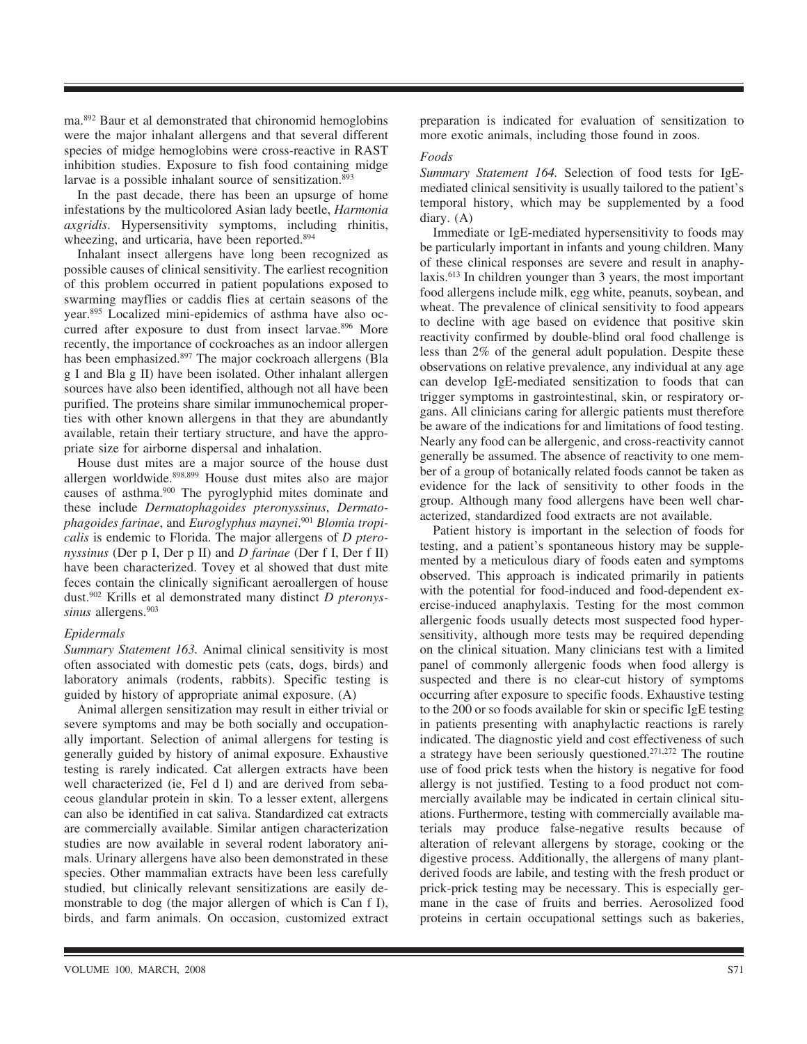ma.[892] Baur et al demonstrated that chironomid hemoglobins were the major inhalant allergens and that several different species of midge hemoglobins were cross-reactive in RAST inhibition studies. Exposure to fish food containing midge larvae is a possible inhalant source of sensitization.[893]

In the past decade, there has been an upsurge of home infestations by the multicolored Asian lady beetle, *Harmonia axgridis*. Hypersensitivity symptoms, including rhinitis, wheezing, and urticaria, have been reported.[894]

Inhalant insect allergens have long been recognized as possible causes of clinical sensitivity. The earliest recognition of this problem occurred in patient populations exposed to swarming mayflies or caddis flies at certain seasons of the year.[895] Localized mini-epidemics of asthma have also occurred after exposure to dust from insect larvae.[896] More recently, the importance of cockroaches as an indoor allergen has been emphasized.[897] The major cockroach allergens (Bla g I and Bla g II) have been isolated. Other inhalant allergen sources have also been identified, although not all have been purified. The proteins share similar immunochemical properties with other known allergens in that they are abundantly available, retain their tertiary structure, and have the appropriate size for airborne dispersal and inhalation.

House dust mites are a major source of the house dust allergen worldwide.[898,899] House dust mites also are major causes of asthma.[900] The pyroglyphid mites dominate and these include *Dermatophagoides pteronyssinus*, *Dermatophagoides farinae*, and *Euroglyphus maynei*.[901] *Blomia tropicalis* is endemic to Florida. The major allergens of *D pteronyssinus* (Der p I, Der p II) and *D farinae* (Der f I, Der f II) have been characterized. Tovey et al showed that dust mite feces contain the clinically significant aeroallergen of house dust.[902] Krills et al demonstrated many distinct *D pteronyssinus* allergens.[903]

### *Epidermals*

*Summary Statement 163.* Animal clinical sensitivity is most often associated with domestic pets (cats, dogs, birds) and laboratory animals (rodents, rabbits). Specific testing is guided by history of appropriate animal exposure. (A)

Animal allergen sensitization may result in either trivial or severe symptoms and may be both socially and occupationally important. Selection of animal allergens for testing is generally guided by history of animal exposure. Exhaustive testing is rarely indicated. Cat allergen extracts have been well characterized (ie, Fel d l) and are derived from sebaceous glandular protein in skin. To a lesser extent, allergens can also be identified in cat saliva. Standardized cat extracts are commercially available. Similar antigen characterization studies are now available in several rodent laboratory animals. Urinary allergens have also been demonstrated in these species. Other mammalian extracts have been less carefully studied, but clinically relevant sensitizations are easily demonstrable to dog (the major allergen of which is Can f I), birds, and farm animals. On occasion, customized extract preparation is indicated for evaluation of sensitization to more exotic animals, including those found in zoos.

### *Foods*

*Summary Statement 164.* Selection of food tests for IgE-mediated clinical sensitivity is usually tailored to the patient's temporal history, which may be supplemented by a food diary. (A)

Immediate or IgE-mediated hypersensitivity to foods may be particularly important in infants and young children. Many of these clinical responses are severe and result in anaphylaxis.[613] In children younger than 3 years, the most important food allergens include milk, egg white, peanuts, soybean, and wheat. The prevalence of clinical sensitivity to food appears to decline with age based on evidence that positive skin reactivity confirmed by double-blind oral food challenge is less than 2% of the general adult population. Despite these observations on relative prevalence, any individual at any age can develop IgE-mediated sensitization to foods that can trigger symptoms in gastrointestinal, skin, or respiratory organs. All clinicians caring for allergic patients must therefore be aware of the indications for and limitations of food testing. Nearly any food can be allergenic, and cross-reactivity cannot generally be assumed. The absence of reactivity to one member of a group of botanically related foods cannot be taken as evidence for the lack of sensitivity to other foods in the group. Although many food allergens have been well characterized, standardized food extracts are not available.

Patient history is important in the selection of foods for testing, and a patient's spontaneous history may be supplemented by a meticulous diary of foods eaten and symptoms observed. This approach is indicated primarily in patients with the potential for food-induced and food-dependent exercise-induced anaphylaxis. Testing for the most common allergenic foods usually detects most suspected food hypersensitivity, although more tests may be required depending on the clinical situation. Many clinicians test with a limited panel of commonly allergenic foods when food allergy is suspected and there is no clear-cut history of symptoms occurring after exposure to specific foods. Exhaustive testing to the 200 or so foods available for skin or specific IgE testing in patients presenting with anaphylactic reactions is rarely indicated. The diagnostic yield and cost effectiveness of such a strategy have been seriously questioned.[271,272] The routine use of food prick tests when the history is negative for food allergy is not justified. Testing to a food product not commercially available may be indicated in certain clinical situations. Furthermore, testing with commercially available materials may produce false-negative results because of alteration of relevant allergens by storage, cooking or the digestive process. Additionally, the allergens of many plant-derived foods are labile, and testing with the fresh product or prick-prick testing may be necessary. This is especially germane in the case of fruits and berries. Aerosolized food proteins in certain occupational settings such as bakeries,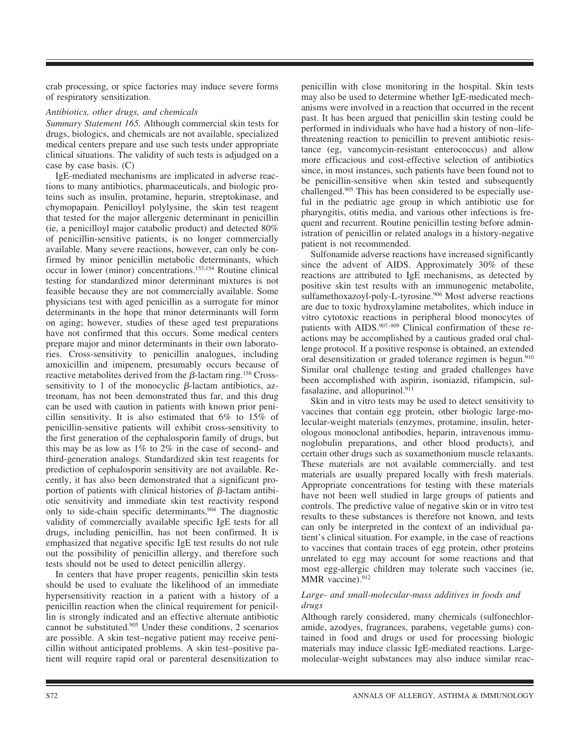crab processing, or spice factories may induce severe forms of respiratory sensitization.

*Antibiotics, other drugs, and chemicals*

*Summary Statement 165.* Although commercial skin tests for drugs, biologics, and chemicals are not available, specialized medical centers prepare and use such tests under appropriate clinical situations. The validity of such tests is adjudged on a case by case basis. (C)

IgE-mediated mechanisms are implicated in adverse reactions to many antibiotics, pharmaceuticals, and biologic proteins such as insulin, protamine, heparin, streptokinase, and chymopapain. Penicilloyl polylysine, the skin test reagent that tested for the major allergenic determinant in penicillin (ie, a penicilloyl major catabolic product) and detected 80% of penicillin-sensitive patients, is no longer commercially available. Many severe reactions, however, can only be confirmed by minor penicillin metabolic determinants, which occur in lower (minor) concentrations.[153,154] Routine clinical testing for standardized minor determinant mixtures is not feasible because they are not commercially available. Some physicians test with aged penicillin as a surrogate for minor determinants in the hope that minor determinants will form on aging; however, studies of these aged test preparations have not confirmed that this occurs. Some medical centers prepare major and minor determinants in their own laboratories. Cross-sensitivity to penicillin analogues, including amoxicillin and imipenem, presumably occurs because of reactive metabolites derived from the β-lactam ring.[156] Cross-sensitivity to 1 of the monocyclic β-lactam antibiotics, aztreonam, has not been demonstrated thus far, and this drug can be used with caution in patients with known prior penicillin sensitivity. It is also estimated that 6% to 15% of penicillin-sensitive patients will exhibit cross-sensitivity to the first generation of the cephalosporin family of drugs, but this may be as low as 1% to 2% in the case of second- and third-generation analogs. Standardized skin test reagents for prediction of cephalosporin sensitivity are not available. Recently, it has also been demonstrated that a significant proportion of patients with clinical histories of β-lactam antibiotic sensitivity and immediate skin test reactivity respond only to side-chain specific determinants.[904] The diagnostic validity of commercially available specific IgE tests for all drugs, including penicillin, has not been confirmed. It is emphasized that negative specific IgE test results do not rule out the possibility of penicillin allergy, and therefore such tests should not be used to detect penicillin allergy.

In centers that have proper reagents, penicillin skin tests should be used to evaluate the likelihood of an immediate hypersensitivity reaction in a patient with a history of a penicillin reaction when the clinical requirement for penicillin is strongly indicated and an effective alternate antibiotic cannot be substituted.[905] Under these conditions, 2 scenarios are possible. A skin test–negative patient may receive penicillin without anticipated problems. A skin test–positive patient will require rapid oral or parenteral desensitization to penicillin with close monitoring in the hospital. Skin tests may also be used to determine whether IgE-medicated mechanisms were involved in a reaction that occurred in the recent past. It has been argued that penicillin skin testing could be performed in individuals who have had a history of non–life-threatening reaction to penicillin to prevent antibiotic resistance (eg, vancomycin-resistant enterococcus) and allow more efficacious and cost-effective selection of antibiotics since, in most instances, such patients have been found not to be penicillin-sensitive when skin tested and subsequently challenged.[905] This has been considered to be especially useful in the pediatric age group in which antibiotic use for pharyngitis, otitis media, and various other infections is frequent and recurrent. Routine penicillin testing before administration of penicillin or related analogs in a history-negative patient is not recommended.

Sulfonamide adverse reactions have increased significantly since the advent of AIDS. Approximately 30% of these reactions are attributed to IgE mechanisms, as detected by positive skin test results with an immunogenic metabolite, sulfamethoxazoyl-poly-L-tyrosine.[906] Most adverse reactions are due to toxic hydroxylamine metabolites, which induce in vitro cytotoxic reactions in peripheral blood monocytes of patients with AIDS.[907–909] Clinical confirmation of these reactions may be accomplished by a cautious graded oral challenge protocol. If a positive response is obtained, an extended oral desensitization or graded tolerance regimen is begun.[910] Similar oral challenge testing and graded challenges have been accomplished with aspirin, isoniazid, rifampicin, sulfasalazine, and allopurinol.[911]

Skin and in vitro tests may be used to detect sensitivity to vaccines that contain egg protein, other biologic large-molecular-weight materials (enzymes, protamine, insulin, heterologous monoclonal antibodies, heparin, intravenous immunoglobulin preparations, and other blood products), and certain other drugs such as suxamethonium muscle relaxants. These materials are not available commercially. and test materials are usually prepared locally with fresh materials. Appropriate concentrations for testing with these materials have not been well studied in large groups of patients and controls. The predictive value of negative skin or in vitro test results to these substances is therefore not known, and tests can only be interpreted in the context of an individual patient's clinical situation. For example, in the case of reactions to vaccines that contain traces of egg protein, other proteins unrelated to egg may account for some reactions and that most egg-allergic children may tolerate such vaccines (ie, MMR vaccine).[912]

*Large- and small-molecular-mass additives in foods and drugs*

Although rarely considered, many chemicals (sulfonechloramide, azodyes, fragrances, parabens, vegetable gums) contained in food and drugs or used for processing biologic materials may induce classic IgE-mediated reactions. Large-molecular-weight substances may also induce similar reac-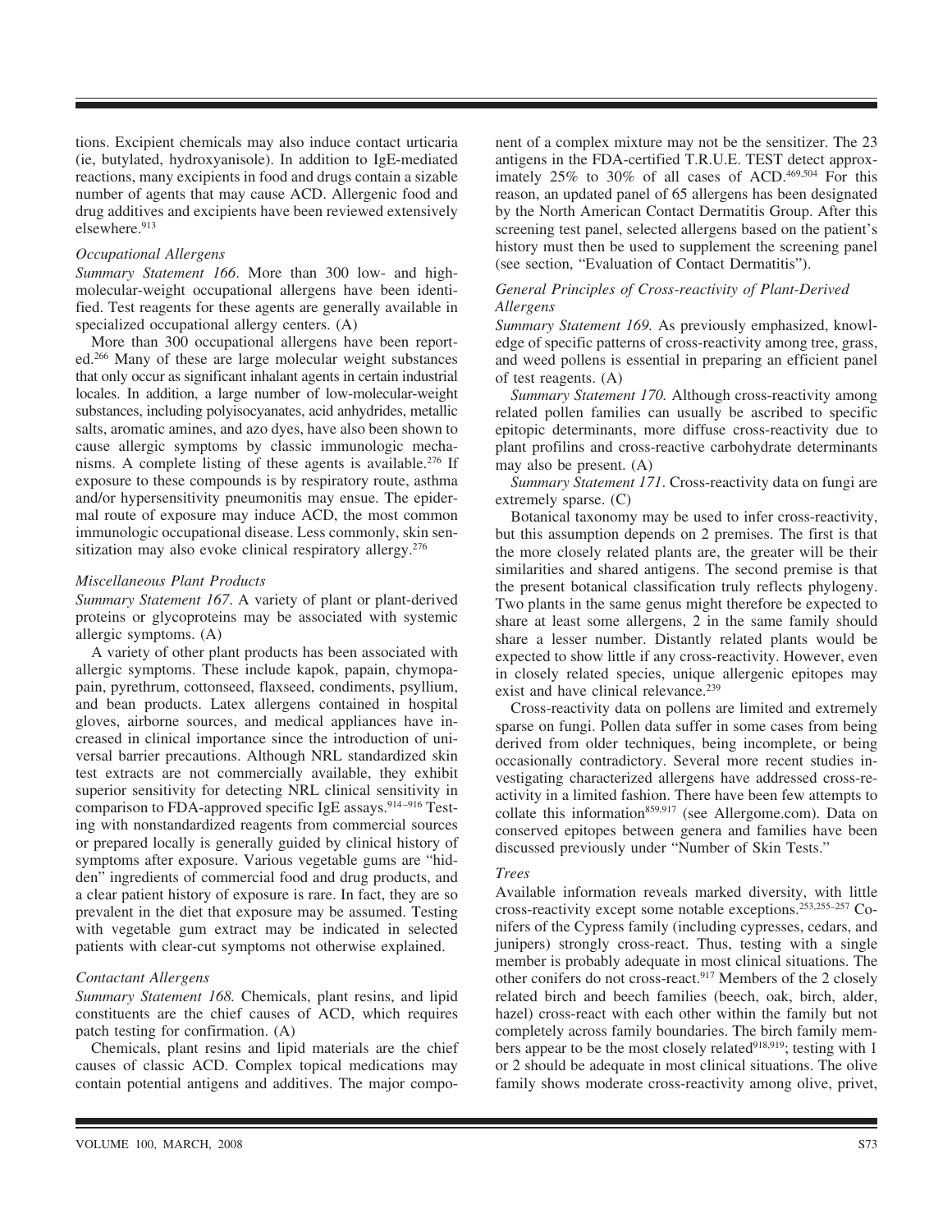tions. Excipient chemicals may also induce contact urticaria (ie, butylated, hydroxyanisole). In addition to IgE-mediated reactions, many excipients in food and drugs contain a sizable number of agents that may cause ACD. Allergenic food and drug additives and excipients have been reviewed extensively elsewhere.[913]

*Occupational Allergens*

*Summary Statement 166*. More than 300 low- and high-molecular-weight occupational allergens have been identified. Test reagents for these agents are generally available in specialized occupational allergy centers. (A)

More than 300 occupational allergens have been reported.[266] Many of these are large molecular weight substances that only occur as significant inhalant agents in certain industrial locales. In addition, a large number of low-molecular-weight substances, including polyisocyanates, acid anhydrides, metallic salts, aromatic amines, and azo dyes, have also been shown to cause allergic symptoms by classic immunologic mechanisms. A complete listing of these agents is available.[276] If exposure to these compounds is by respiratory route, asthma and/or hypersensitivity pneumonitis may ensue. The epidermal route of exposure may induce ACD, the most common immunologic occupational disease. Less commonly, skin sensitization may also evoke clinical respiratory allergy.[276]

*Miscellaneous Plant Products*

*Summary Statement 167*. A variety of plant or plant-derived proteins or glycoproteins may be associated with systemic allergic symptoms. (A)

A variety of other plant products has been associated with allergic symptoms. These include kapok, papain, chymopapain, pyrethrum, cottonseed, flaxseed, condiments, psyllium, and bean products. Latex allergens contained in hospital gloves, airborne sources, and medical appliances have increased in clinical importance since the introduction of universal barrier precautions. Although NRL standardized skin test extracts are not commercially available, they exhibit superior sensitivity for detecting NRL clinical sensitivity in comparison to FDA-approved specific IgE assays.[914–916] Testing with nonstandardized reagents from commercial sources or prepared locally is generally guided by clinical history of symptoms after exposure. Various vegetable gums are "hidden" ingredients of commercial food and drug products, and a clear patient history of exposure is rare. In fact, they are so prevalent in the diet that exposure may be assumed. Testing with vegetable gum extract may be indicated in selected patients with clear-cut symptoms not otherwise explained.

*Contactant Allergens*

*Summary Statement 168.* Chemicals, plant resins, and lipid constituents are the chief causes of ACD, which requires patch testing for confirmation. (A)

Chemicals, plant resins and lipid materials are the chief causes of classic ACD. Complex topical medications may contain potential antigens and additives. The major component of a complex mixture may not be the sensitizer. The 23 antigens in the FDA-certified T.R.U.E. TEST detect approximately 25% to 30% of all cases of ACD.[469,504] For this reason, an updated panel of 65 allergens has been designated by the North American Contact Dermatitis Group. After this screening test panel, selected allergens based on the patient's history must then be used to supplement the screening panel (see section, "Evaluation of Contact Dermatitis").

*General Principles of Cross-reactivity of Plant-Derived Allergens*

*Summary Statement 169.* As previously emphasized, knowledge of specific patterns of cross-reactivity among tree, grass, and weed pollens is essential in preparing an efficient panel of test reagents. (A)

*Summary Statement 170.* Although cross-reactivity among related pollen families can usually be ascribed to specific epitopic determinants, more diffuse cross-reactivity due to plant profilins and cross-reactive carbohydrate determinants may also be present. (A)

*Summary Statement 171*. Cross-reactivity data on fungi are extremely sparse. (C)

Botanical taxonomy may be used to infer cross-reactivity, but this assumption depends on 2 premises. The first is that the more closely related plants are, the greater will be their similarities and shared antigens. The second premise is that the present botanical classification truly reflects phylogeny. Two plants in the same genus might therefore be expected to share at least some allergens, 2 in the same family should share a lesser number. Distantly related plants would be expected to show little if any cross-reactivity. However, even in closely related species, unique allergenic epitopes may exist and have clinical relevance.[239]

Cross-reactivity data on pollens are limited and extremely sparse on fungi. Pollen data suffer in some cases from being derived from older techniques, being incomplete, or being occasionally contradictory. Several more recent studies investigating characterized allergens have addressed cross-reactivity in a limited fashion. There have been few attempts to collate this information[859,917] (see Allergome.com). Data on conserved epitopes between genera and families have been discussed previously under "Number of Skin Tests."

*Trees*

Available information reveals marked diversity, with little cross-reactivity except some notable exceptions.[253,255–257] Conifers of the Cypress family (including cypresses, cedars, and junipers) strongly cross-react. Thus, testing with a single member is probably adequate in most clinical situations. The other conifers do not cross-react.[917] Members of the 2 closely related birch and beech families (beech, oak, birch, alder, hazel) cross-react with each other within the family but not completely across family boundaries. The birch family members appear to be the most closely related[918,919]; testing with 1 or 2 should be adequate in most clinical situations. The olive family shows moderate cross-reactivity among olive, privet,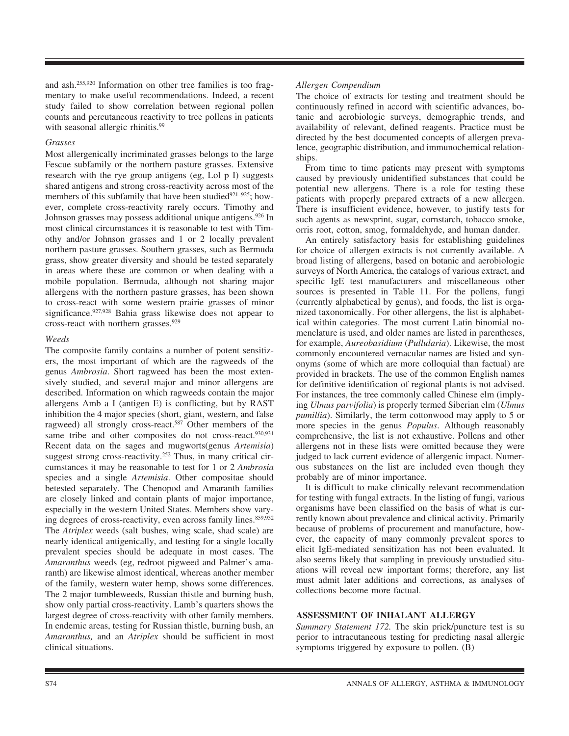and ash.[255,920] Information on other tree families is too fragmentary to make useful recommendations. Indeed, a recent study failed to show correlation between regional pollen counts and percutaneous reactivity to tree pollens in patients with seasonal allergic rhinitis.[99]

*Grasses*

Most allergenically incriminated grasses belongs to the large Fescue subfamily or the northern pasture grasses. Extensive research with the rye group antigens (eg, Lol p I) suggests shared antigens and strong cross-reactivity across most of the members of this subfamily that have been studied[921–925]; however, complete cross-reactivity rarely occurs. Timothy and Johnson grasses may possess additional unique antigens.[926] In most clinical circumstances it is reasonable to test with Timothy and/or Johnson grasses and 1 or 2 locally prevalent northern pasture grasses. Southern grasses, such as Bermuda grass, show greater diversity and should be tested separately in areas where these are common or when dealing with a mobile population. Bermuda, although not sharing major allergens with the northern pasture grasses, has been shown to cross-react with some western prairie grasses of minor significance.[927,928] Bahia grass likewise does not appear to cross-react with northern grasses.[929]

*Weeds*

The composite family contains a number of potent sensitizers, the most important of which are the ragweeds of the genus *Ambrosia*. Short ragweed has been the most extensively studied, and several major and minor allergens are described. Information on which ragweeds contain the major allergens Amb a I (antigen E) is conflicting, but by RAST inhibition the 4 major species (short, giant, western, and false ragweed) all strongly cross-react.[587] Other members of the same tribe and other composites do not cross-react.[930,931] Recent data on the sages and mugworts(genus *Artemisia*) suggest strong cross-reactivity.[252] Thus, in many critical circumstances it may be reasonable to test for 1 or 2 *Ambrosia* species and a single *Artemisia*. Other compositae should betested separately. The Chenopod and Amaranth families are closely linked and contain plants of major importance, especially in the western United States. Members show varying degrees of cross-reactivity, even across family lines.[859,932] The *Atriplex* weeds (salt bushes, wing scale, shad scale) are nearly identical antigenically, and testing for a single locally prevalent species should be adequate in most cases. The *Amaranthus* weeds (eg, redroot pigweed and Palmer's amaranth) are likewise almost identical, whereas another member of the family, western water hemp, shows some differences. The 2 major tumbleweeds, Russian thistle and burning bush, show only partial cross-reactivity. Lamb's quarters shows the largest degree of cross-reactivity with other family members. In endemic areas, testing for Russian thistle, burning bush, an *Amaranthus,* and an *Atriplex* should be sufficient in most clinical situations.

*Allergen Compendium*

The choice of extracts for testing and treatment should be continuously refined in accord with scientific advances, botanic and aerobiologic surveys, demographic trends, and availability of relevant, defined reagents. Practice must be directed by the best documented concepts of allergen prevalence, geographic distribution, and immunochemical relationships.

From time to time patients may present with symptoms caused by previously unidentified substances that could be potential new allergens. There is a role for testing these patients with properly prepared extracts of a new allergen. There is insufficient evidence, however, to justify tests for such agents as newsprint, sugar, cornstarch, tobacco smoke, orris root, cotton, smog, formaldehyde, and human dander.

An entirely satisfactory basis for establishing guidelines for choice of allergen extracts is not currently available. A broad listing of allergens, based on botanic and aerobiologic surveys of North America, the catalogs of various extract, and specific IgE test manufacturers and miscellaneous other sources is presented in Table 11. For the pollens, fungi (currently alphabetical by genus), and foods, the list is organized taxonomically. For other allergens, the list is alphabetical within categories. The most current Latin binomial nomenclature is used, and older names are listed in parentheses, for example, *Aureobasidium* (*Pullularia*). Likewise, the most commonly encountered vernacular names are listed and synonyms (some of which are more colloquial than factual) are provided in brackets. The use of the common English names for definitive identification of regional plants is not advised. For instances, the tree commonly called Chinese elm (implying *Ulmus parvifolia*) is properly termed Siberian elm (*Ulmus pumillia*). Similarly, the term cottonwood may apply to 5 or more species in the genus *Populus*. Although reasonably comprehensive, the list is not exhaustive. Pollens and other allergens not in these lists were omitted because they were judged to lack current evidence of allergenic impact. Numerous substances on the list are included even though they probably are of minor importance.

It is difficult to make clinically relevant recommendation for testing with fungal extracts. In the listing of fungi, various organisms have been classified on the basis of what is currently known about prevalence and clinical activity. Primarily because of problems of procurement and manufacture, however, the capacity of many commonly prevalent spores to elicit IgE-mediated sensitization has not been evaluated. It also seems likely that sampling in previously unstudied situations will reveal new important forms; therefore, any list must admit later additions and corrections, as analyses of collections become more factual.

## ASSESSMENT OF INHALANT ALLERGY

*Summary Statement 172.* The skin prick/puncture test is su perior to intracutaneous testing for predicting nasal allergic symptoms triggered by exposure to pollen. (B)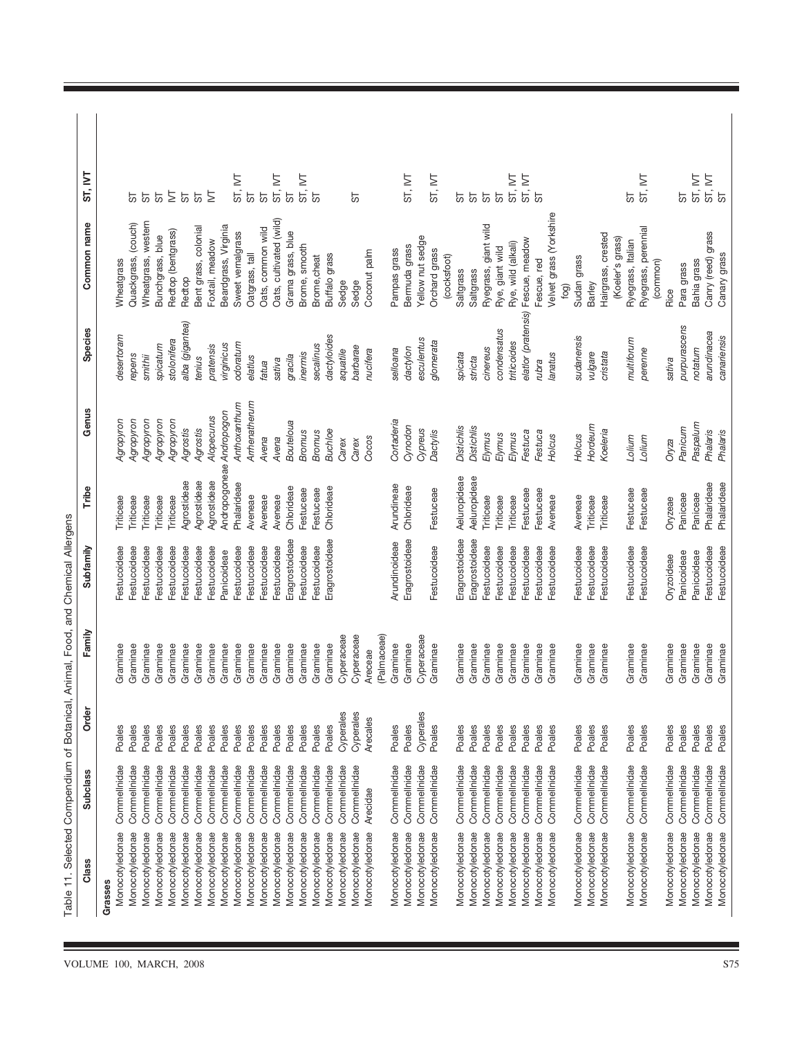Table 11. Selected Compendium of Botanical, Animal, Food, and Chemical Allergens

| Class | Subclass | Order | Family | Subfamily | Tribe | Genus | Species | Common name | ST, IVT |
|---|---|---|---|---|---|---|---|---|---|
| **Grasses** | | | | | | | | | |
| Monocotyledonae | Commellnidae | Poales | Gramınae | Festucoideae | Triticeae | *Agropyron* | *desertoram* | Wheatgrass | |
| Monocotyledonae | Commellnidae | Poales | Gramınae | Festucoideae | Triticeae | *Agropyron* | *repens* | Quackgrass, (couch) | ST |
| Monocotyledonae | Commellnidae | Poales | Gramınae | Festucoideae | Triticeae | *Agropyron* | *smithii* | Wheatgrass, western | ST |
| Monocotyledonae | Commellnidae | Poales | Gramınae | Festucoideae | Triticeae | *Agropyron* | *spicatum* | Bunchgrass, blue | ST |
| Monocotyledonae | Commellnidae | Poales | Gramınae | Festucoideae | Triticeae | *Agropyron* | *stolonifera* | Redtop (bentgrass) | IVT |
| Monocotyledonae | Commellnidae | Poales | Gramınae | Festucoideae | Agrostideae | *Agrostis* | *alba (gigantea)* | Redtop | ST |
| Monocotyledonae | Commellnidae | Poales | Gramınae | Festucoideae | Agrostideae | *Agrostis* | *tenius* | Bent grass, colonial | ST |
| Monocotyledonae | Commellnidae | Poales | Gramınae | Festucoideae | Agrostideae | *Alopecurus* | *pratensis* | Foxtail, meadow | IVT |
| Monocotyledonae | Commellnidae | Poales | Gramınae | Panicoideae | Andropogoneae | *Andropogon* | *virginicus* | Beardgrass, Virginia | |
| Monocotyledonae | Commellnidae | Poales | Gramınae | Festucoideae | Phalarideae | *Anthoxanthum* | *odoratum* | Sweet vernalgrass | ST, IVT |
| Monocotyledonae | Commellnidae | Poales | Gramınae | Festucoideae | Aveneae | *Arrhenatherum* | *elatius* | Oatgrass, tall | ST |
| Monocotyledonae | Commellnidae | Poales | Gramınae | Festucoideae | Aveneae | *Avena* | *fatua* | Oats, common wild | ST |
| Monocotyledonae | Commellnidae | Poales | Gramınae | Festucoideae | Aveneae | *Avena* | *sativa* | Oats, cultivated (wild) | ST, IVT |
| Monocotyledonae | Commellnidae | Poales | Gramınae | Eragrostoideae | Chlorideae | *Bouteloua* | *gracila* | Grama grass, blue | ST |
| Monocotyledonae | Commellnidae | Poales | Gramınae | Festucoideae | Festuceae | *Bromus* | *inermis* | Brome, smooth | ST, IVT |
| Monocotyledonae | Commellnidae | Poales | Gramınae | Festucoideae | Festuceae | *Bromus* | *secalinus* | Brome,cheat | ST |
| Monocotyledonae | Commellnidae | Poales | Gramınae | Eragrostoideae | Chlorideae | *Buchloe* | *dactyloides* | Buffalo grass | |
| Monocotyledonae | Commellnidae | Cyperales | Cyperaceae | | | *Carex* | *aquatile* | Sedge | |
| Monocotyledonae | Commellnidae | Cyperales | Cyperaceae | | | *Carex* | *barbarae* | Sedge | ST |
| Monocotyledonae | Arecidae | Arecales | Areceae (Palmaceae) | | | *Cocos* | *nucifera* | Coconut palm | |
| Monocotyledonae | Commellnidae | Poales | Gramınae | Arundinoideae | Arundineae | *Cortaderia* | *selloana* | Pampas grass | |
| Monocotyledonae | Commellnidae | Poales | Gramınae | Eragrostoideae | Chlorideae | *Cynodon* | *dactylon* | Bermuda grass | ST, IVT |
| Monocotyledonae | Commellnidae | Cyperales | Cyperaceae | | | *Cypreus* | *esculentus* | Yellow nut sedge | |
| Monocotyledonae | Commellnidae | Poales | Gramınae | Festucoideae | Festuceae | *Dactylis* | *glomerata* | Orchard grass (cocksfoot) | ST, IVT |
| Monocotyledonae | Commellnidae | Poales | Gramınae | Eragrostoideae | Aeluropideae | *Distichlis* | *spicata* | Saltgrass | ST |
| Monocotyledonae | Commellnidae | Poales | Gramınae | Eragrostoideae | Aeluropideae | *Distichlis* | *stricta* | Saltgrass | ST |
| Monocotyledonae | Commellnidae | Poales | Gramınae | Festucoideae | Triticeae | *Elymus* | *cinereus* | Ryegrass, giant wild | ST |
| Monocotyledonae | Commellnidae | Poales | Gramınae | Festucoideae | Triticeae | *Elymus* | *condensatus* | Rye, giant wild | ST |
| Monocotyledonae | Commellnidae | Poales | Gramınae | Festucoideae | Triticeae | *Elymus* | *triticoides* | Rye, wild (alkali) | ST, IVT |
| Monocotyledonae | Commellnidae | Poales | Gramınae | Festucoideae | Festuceae | *Festuca* | *elatior (pratensis)* | Fescue, meadow | ST, IVT |
| Monocotyledonae | Commellnidae | Poales | Gramınae | Festucoideae | Festuceae | *Festuca* | *rubra* | Fescue, red | ST |
| Monocotyledonae | Commellnidae | Poales | Gramınae | Festucoideae | Aveneae | *Holcus* | *lanatus* | Velvet grass (Yorkshire fog) | |
| Monocotyledonae | Commellnidae | Poales | Gramınae | Festucoideae | Aveneae | *Holcus* | *sudanensis* | Sudan grass | |
| Monocotyledonae | Commellnidae | Poales | Gramınae | Festucoideae | Triticeae | *Hordeum* | *vulgare* | Barley | |
| Monocotyledonae | Commellnidae | Poales | Gramınae | Festucoideae | Triticeae | *Koeleria* | *cristata* | Hairgrass, crested (Koeler's grass) | |
| Monocotyledonae | Commellnidae | Poales | Gramınae | Festucoideae | Festuceae | *Lolium* | *multiflorum* | Ryegrass, Italian | ST |
| Monocotyledonae | Commellnidae | Poales | Gramınae | Festucoideae | Festuceae | *Lolium* | *perenne* | Ryegrass, perennial (common) | ST, IVT |
| Monocotyledonae | Commellnidae | Poales | Gramınae | Oryzoideae | Oryzeae | *Oryza* | *sativa* | Rice | |
| Monocotyledonae | Commellnidae | Poales | Gramınae | Panicoideae | Paniceae | *Panicum* | *purpurascens* | Para grass | ST |
| Monocotyledonae | Commellnidae | Poales | Gramınae | Panicoideae | Paniceae | *Paspalum* | *notatum* | Bahia grass | ST, IVT |
| Monocotyledonae | Commellnidae | Poales | Gramınae | Festucoideae | Phalarideae | *Phalaris* | *arundinacea* | Canry (reed) grass | ST, IVT |
| Monocotyledonae | Commellnidae | Poales | Gramınae | Festucoideae | Phalarideae | *Phalaris* | *canariensis* | Canary grass | ST |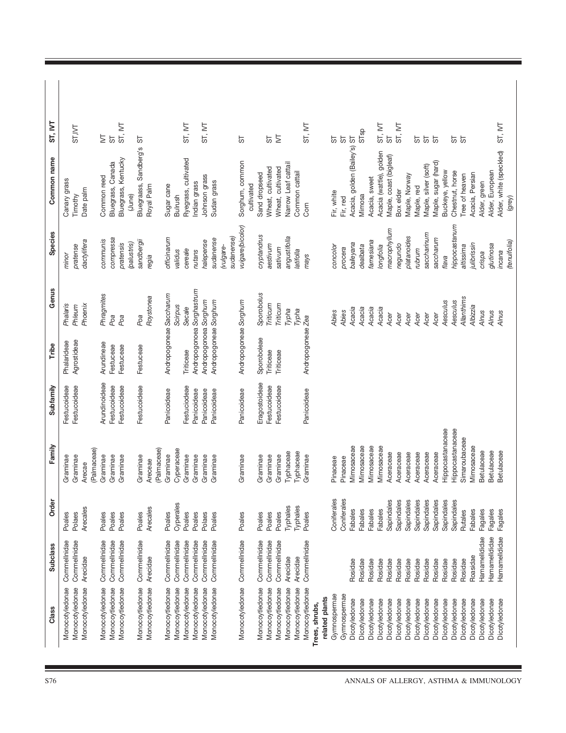| Class | Subclass | Order | Family | Subfamily | Tribe | Genus | Species | Common name | ST, IVT |
|---|---|---|---|---|---|---|---|---|---|
| Monocotyledonae | Commellnidae | Poales | Graminae | Festucoideae | Phalarideae | *Phalaris* | *minor* | Canary grass | |
| Monocotyledonae | Commellnidae | Polaes | Graminae | Festucoideae | Agrostideae | *Phleum* | *pratense* | Timothy | ST,IVT |
| Monocotyledonae | Arecidae | Arecales | Arecae (Palmaceae) | | | *Phoenix* | *dactylifera* | Date palm | |
| Monocotyledonae | Commellnidae | Poales | Graminae | Arundinoideae | Arundineae | *Phragmites* | *communis* | Common reed | IVT |
| Monocotyledonae | Commellnidae | Poales | Graminae | Festucoideae | Festuceae | *Poa* | *compressa* | Bluegrass, Canada | ST |
| Monocotyledonae | Commellnidae | Poales | Graminae | Festucoideae | Festuceae | *Poa* | *pratensis (palustris)* | Bluegrass, Kentucky (June) | ST, IVT |
| Monocotyledonae | Commellnidae | Poales | Graminae | Festucoideae | Festuceae | *Poa* | *sandbergii* | Bluegraass, Sandberg's | ST |
| Monocotyledonae | Arecidae | Arecales | Areceae (Palmaceae) | | | *Roystonea* | *regia* | Royal Palm | |
| Monocotyledonae | Commellnidae | Poales | Graminae | Panicoideae | Andropogoneae | *Saccharum* | *officinarum* | Sugar cane | |
| Monocotyledonae | Commellnidae | Cyperales | Cyperaceae | | | *Scirpus* | *validus* | Bulrush | |
| Monocotyledonae | Commellnidae | Poales | Graminae | Festuciodeae | Triticeae | *Secale* | *cereale* | Ryegrass, cultivated | ST, IVT |
| Monocotyledonae | Commellnidae | Poales | Graminae | Panicoideae | Andropogonoea | *Sorghastrum* | *nutans* | Indian grass | |
| Monocotyledonae | Commellnidae | Poales | Graminae | Panicoideae | Andropogonoea | *Sorghum* | *halepense* | Johnson grass | ST, IVT |
| Monocotyledonae | Commellnidae | Poales | Graminae | Panicoideae | Andropogoneae | *Sorghum* | *sudanense (vulgare-sudanense)* | Sudan grass | |
| Monocotyledonae | Commellnidae | Poales | Graminae | Panicoideae | Andropogoneae | *Sorghum* | *vulgare(bicolor)* | Sorghum, common cultivated | ST |
| Monocotyledonae | Commellnidae | Poales | Graminae | Eragostoideae | Sporoboleae | *Sporobolus* | *cryptandrus* | Sand dropseed | |
| Monocotyledonae | Commellnidae | Poales | Graminae | Festucoideae | Triticeae | *Triticum* | *aestivum* | Wheat, cultivated | ST |
| Monocotyledonae | Commellnidae | Poales | Graminae | Festucoideae | Triticeae | *Triticum* | *sativum* | Wheat, cultivated | IVT |
| Monocotyledonae | Arecidae | Typhales | Typhaceae | | | *Typha* | *angustifolia* | Narrow Leaf cattail | |
| Monocotyledonae | Arecidae | Typhales | Typhaceae | | | *Typha* | *latifolia* | Common cattail | |
| Monocotyledonae | Commellnidae | Poales | Graminae | Panicoideae | Andropogoneae | *Zea* | *mays* | Corn | ST, IVT |
| **Trees, shrubs, related plants** | | | | | | | | | |
| Gymnospermae | | Coniferales | Pinaceae | | | *Abies* | *concolor* | Fir, white | ST |
| Gymnospermae | | Coniferales | Pinaceae | | | *Abies* | *procera* | Fir, red | ST |
| Dicotyledonae | Rosidae | Fabales | Mimosaceae | | | *Acacia* | *baileyana* | Acacia, golden (Bailey's) | ST |
| Dicotyledonae | Rosidae | Fabales | Mimosaceae | | | *Acacia* | *dealbata* | Mimosa | STsp |
| Dicotyledonae | Rosidae | Fabales | Mimosaceae | | | *Acacia* | *farnesiana* | Acacia, sweet | |
| Dicotyledonae | Rosidae | Fabales | Mimosaceae | | | *Acacia* | *longfolia* | Acacia (wattle), golden | ST, IVT |
| Dicotyledonae | Rosidae | Sapindales | Aceraceae | | | *Acer* | *macrophyllum* | Maple, coast (bigleaf) | ST |
| Dicotyledonae | Rosidae | Sapindales | Aceraceae | | | *Acer* | *negundo* | Box elder | ST, IVT |
| Dicotyledonae | Rosidae | Sapindales | Aceraceae | | | *Acer* | *platanoides* | Maple, Norway | |
| Dicotyledonae | Rosidae | Sapindales | Aceraceae | | | *Acer* | *rubrum* | Maple, red | ST |
| Dicotyledonae | Rosidae | Sapindales | Aceraceae | | | *Acer* | *saccharinum* | Maple, silver (soft) | ST |
| Dicotyledonae | Rosidae | Sapindales | Aceraceae | | | *Acer* | *saccharum* | Maple, sugar (hard) | ST |
| Dicotyledonae | Rosidae | Sapindales | Hippocastanaceae | | | *Aesculus* | *flava* | Buckeye, yellow | |
| Dicotyledonae | Rosidae | Sapindales | Hippocastanaceae | | | *Aesculus* | *hippocastanum* | Chestnut, horse | ST |
| Dicotyledonae | Rosidae | Rutales | Simaroubaceae | | | *Ailanthims* | *altissima* | Tree of heaven | ST |
| Dicotyledonae | Roasidae | Fabales | Mimosaceae | | | *Albizzia* | *julibrissin* | Acacia, Persian | |
| Dicotyledonae | Hamamelididae | Fagales | Betulaceae | | | *Alnus* | *crispa* | Alder, green | |
| Dicotyledonae | Hamamelididae | Fagales | Betulaceae | | | *Alnus* | *glutinosa* | Alder, European | |
| Dicotyledonae | Hamamelididae | Fagales | Betulaceae | | | *Alnus* | *incana (tenuifolia)* | Alder, white (speckled) (grey) | ST, IVT |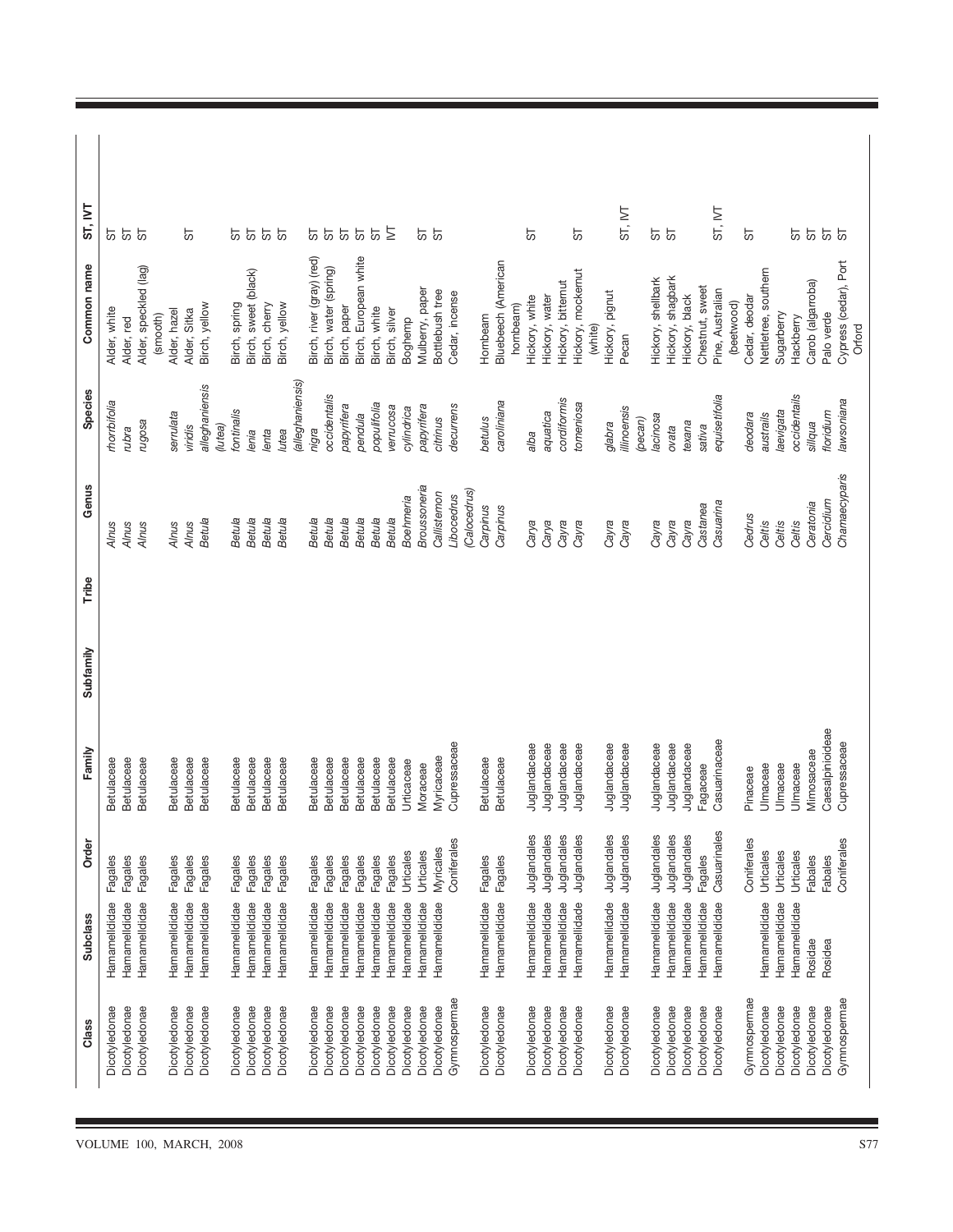| Class | Subclass | Order | Family | Subfamily | Tribe | Genus | Species | Common name | ST, IVT |
|---|---|---|---|---|---|---|---|---|---|
| Dicotyledonae | Hamamelididae | Fagales | Betulaceae | | | *Alnus* | *rhombifolia* | Alder, white | ST |
| Dicotyledonae | Hamamelididae | Fagales | Betulaceae | | | *Alnus* | *rubra* | Alder, red | ST |
| Dicotyledonae | Hamamelididae | Fagales | Betulaceae | | | *Alnus* | *rugosa* | Alder, speckled (tag) (smooth) | ST |
| Dicotyledonae | Hamamelididae | Fagales | Betulaceae | | | *Alnus* | *serrulata* | Alder, hazel | |
| Dicotyledonae | Hamamelididae | Fagales | Betulaceae | | | *Alnus* | *viridis* | Alder, Sitka | ST |
| Dicotyledonae | Hamamelididae | Fagales | Betulaceae | | | *Betula* | *alleghaniensis (lutea)* | Birch, yellow | |
| Dicotyledonae | Hamamelididae | Fagales | Betulaceae | | | *Betula* | *fontinalis* | Birch, spring | ST |
| Dicotyledonae | Hamamelididae | Fagales | Betulaceae | | | *Betula* | *lenia* | Birch, sweet (black) | ST |
| Dicotyledonae | Hamamelididae | Fagales | Betulaceae | | | *Betula* | *lenta* | Birch, cherry | ST |
| Dicotyledonae | Hamamelididae | Fagales | Betulaceae | | | *Betula* | *lutea (alleghaniensis)* | Birch, yellow | ST |
| Dicotyledonae | Hamamelididae | Fagales | Betulaceae | | | *Betula* | *nigra* | Birch, river (gray) (red) | ST |
| Dicotyledonae | Hamamelididae | Fagales | Betulaceae | | | *Betula* | *occidentalis* | Birch, water (spring) | ST |
| Dicotyledonae | Hamamelididae | Fagales | Betulaceae | | | *Betula* | *papyrifera* | Birch, paper | ST |
| Dicotyledonae | Hamamelididae | Fagales | Betulaceae | | | *Betula* | *pendula* | Birch, European white | ST |
| Dicotyledonae | Hamamelididae | Fagales | Betulaceae | | | *Betula* | *populifolia* | Birch, white | ST |
| Dicotyledonae | Hamamelididae | Fagales | Betulaceae | | | *Betula* | *verrucosa* | Birch, silver | IVT |
| Dicotyledonae | Hamamelididae | Urticales | Urticaceae | | | *Boehmeria* | *cylindrica* | Boghemp | |
| Dicotyledonae | Hamamelididae | Urticales | Moraceae | | | *Broussoneria* | *papyrifera* | Mulberry, paper | ST |
| Dicotyledonae | Hamamelididae | Myricales | Myricaceae | | | *Callistemon* | *citrinus* | Bottlebush tree | ST |
| Gymnospermae | | Coniferales | Cupressaceae | | | *Libocedrus (Calocedrus)* | *decurrens* | Cedar, incense | |
| Dicotyledonae | Hamamelididae | Fagales | Betulaceae | | | *Carpinus* | *betulus* | Hornbeam | |
| Dicotyledonae | Hamamelididae | Fagales | Betulaceae | | | *Carpinus* | *caroliniana* | Bluebeech (American hornbeam) | |
| Dicotyledonae | Hamamelididae | Juglandales | Juglandaceae | | | *Carya* | *alba* | Hickory, white | ST |
| Dicotyledonae | Hamamelididae | Juglandales | Juglandaceae | | | *Carya* | *aquatica* | Hickory, water | |
| Dicotyledonae | Hamamelididae | Juglandales | Juglandaceae | | | *Cayra* | *cordiformis* | Hickory, bitternut | |
| Dicotyledonae | Hamamelidade | Juglandales | Juglandaceae | | | *Cayra* | *tomentosa* | Hickory, mockernut (white) | ST |
| Dicotyledonae | Hamamelidade | Juglandales | Juglandaceae | | | *Cayra* | *glabra* | Hickory, pignut | |
| Dicotyledonae | Hamamelididae | Juglandales | Juglandaceae | | | *Cayra* | *illinoensis (pecan)* | Pecan | ST, IVT |
| Dicotyledonae | Hamamelididae | Juglandales | Juglandaceae | | | *Cayra* | *lacinosa* | Hickory, shellbark | ST |
| Dicotyledonae | Hamamelididae | Juglandales | Juglandaceae | | | *Cayra* | *ovata* | Hickory, shagbark | ST |
| Dicotyledonae | Hamamelididae | Juglandales | Juglandaceae | | | *Cayra* | *texana* | Hickory, black | |
| Dicotyledonae | Hamamelididae | Fagales | Fagaceae | | | *Castanea* | *sativa* | Chestnut, sweet | |
| Dicotyledonae | Hamamelididae | Casuarinales | Casuarinaceae | | | *Casuarina* | *equisetifolia* | Pine, Australian (beetwood) | ST, IVT |
| Gymnospermae | | Coniferales | Pinaceae | | | *Cedrus* | *deodara* | Cedar, deodar | ST |
| Dicotyledonae | Hamamelididae | Urticales | Ulmaceae | | | *Celtis* | *australis* | Nettletree, southern | |
| Dicotyledonae | Hamamelididae | Urticales | Ulmaceae | | | *Celtis* | *laevigata* | Sugarberry | |
| Dicotyledonae | Hamamelididae | Urticales | Ulmaceae | | | *Celtis* | *occidentalis* | Hackberry | ST |
| Dicotyledonae | Rosidae | Fabales | Mimosaceae | | | *Ceratonia* | *siliqua* | Carob (algaroba) | ST |
| Dicotyledonae | Rosidea | Fabales | Caesalpinioideae | | | *Cercidium* | *floridum* | Palo verde | ST |
| Gymnospermae | | Coniferales | Cupressaceae | | | *Chamaecyparis* | *lawsoniana* | Cypress (cedar), Port Orford | ST |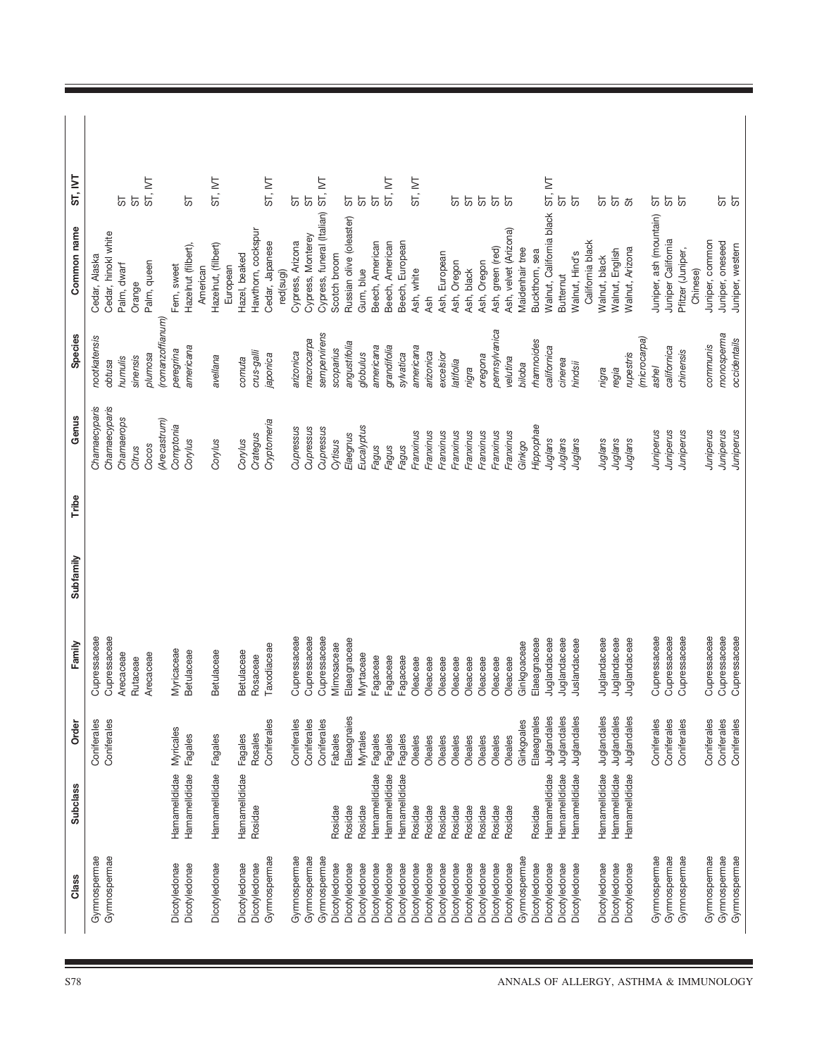| Class | Subclass | Order | Family | Subfamily | Tribe | Genus | Species | Common name | ST, IVT |
|---|---|---|---|---|---|---|---|---|---|
| Gymnospermae | | Coniferales | Cupressaceae | | | *Chamaecyparis* | *nootkatensis* | Cedar, Alaska | |
| Gymnospermae | | Coniferales | Cupressaceae | | | *Chamaecyparis* | *obtusa* | Cedar, hinoki white | |
| | | | Arecaceae | | | *Chamaerops* | *humulis* | Palm, dwarf | ST |
| | | | Rutaceae | | | *Citrus* | *sinensis* | Orange | ST |
| | | | Arecaceae | | | *Cocos (Arecastrum)* | *plumosa (romanzoffianum)* | Palm, queen | ST, IVT |
| Dicotyledonae | Hamamelididae | Myricales | Myricaceae | | | *Comptonia* | *peregrina* | Fern, sweet | |
| Dicotyledonae | Hamamelididae | Fagales | Betulaceae | | | *Corylus* | *americana* | Hazelnut (filbert), American | ST |
| Dicotyledonae | Hamamelididae | Fagales | Betulaceae | | | *Corylus* | *avellana* | Hazelnut, (filbert) European | ST, IVT |
| Dicotyledonae | Hamamelididae | Fagales | Betulaceae | | | *Corylus* | *cornuta* | Hazel, beaked | |
| Dicotyledonae | Rosidae | Rosales | Rosaceae | | | *Crategus* | *crus-galli* | Hawthorn, cockspur | |
| Gymnospermae | | Coniferales | Taxodiaceae | | | *Cryptomeria* | *japonica* | Cedar, Japanese red(sugi) | ST, IVT |
| Gymnospermae | | Coniferales | Cupressaceae | | | *Cupressus* | *arizonica* | Cypress, Arizona | ST |
| Gymnospermae | | Coniferales | Cupressaceae | | | *Cupressus* | *macrocarpa* | Cypress, Monterey | ST |
| Gymnospermae | | Coniferales | Cupressaceae | | | *Cupressus* | *sempervirens* | Cypress, funeral (Italian) | ST, IVT |
| Dicotyledonae | Rosidae | Fabales | Mimosaceae | | | *Cytisus* | *scoparius* | Scotch broom | |
| Dicotyledonae | Rosidae | Elaeagnales | Elaeagnaceae | | | *Elaegnus* | *angustifolia* | Russian olive (oleaster) | ST |
| Dicotyledonae | Rosidae | Myrtales | Myrtaceae | | | *Eucalyptus* | *globulus* | Gum, blue | ST |
| Dicotyledonae | Hamamelididae | Fagales | Fagaceae | | | *Fagus* | *americana* | Beech, American | ST |
| Dicotyledonae | Hamamelididae | Fagales | Fagaceae | | | *Fagus* | *grandifolia* | Beech, American | ST, IVT |
| Dicotyledonae | Hamamelididae | Fagales | Fagaceae | | | *Fagus* | *sylvatica* | Beech, European | |
| Dicotyledonae | Rosidae | Oleales | Oleaceae | | | *Franxinus* | *americana* | Ash, white | ST, IVT |
| Dicotyledonae | Rosidae | Oleales | Oleaceae | | | *Franxinus* | *arizonica* | Ash | |
| Dicotyledonae | Rosidae | Oleales | Oleaceae | | | *Franxinus* | *excelsior* | Ash, European | |
| Dicotyledonae | Rosidae | Oleales | Oleaceae | | | *Franxinus* | *latifolia* | Ash, Oregon | ST |
| Dicotyledonae | Rosidae | Oleales | Oleaceae | | | *Franxinus* | *nigra* | Ash, black | ST |
| Dicotyledonae | Rosidae | Oleales | Oleaceae | | | *Franxinus* | *oregona* | Ash, Oregon | ST |
| Dicotyledonae | Rosidae | Oleales | Oleaceae | | | *Franxinus* | *pennsylvanica* | Ash, green (red) | ST |
| Dicotyledonae | Rosidae | Oleales | Oleaceae | | | *Franxinus* | *velutina* | Ash, velvet (Arizona) | ST |
| Gymnospermae | | Ginkgoales | Ginkgoaceae | | | *Ginkgo* | *biloba* | Maidenhair tree | |
| Dicotyledonae | Rosidae | Elaeagnales | Elaeagnaceae | | | *Hippophae* | *rhamnoides* | Buckthorn, sea | |
| Dicotyledonae | Hamamelididae | Juglandales | Juglandaceae | | | *Juglans* | *californica* | Walnut, California black | ST, IVT |
| Dicotyledonae | Hamamelididae | Juglandales | Juglandaceae | | | *Juglans* | *cinerea* | Butternut | ST |
| Dicotyledonae | Hamamelididae | Juglandales | Juslandaceae | | | *Juglans* | *hindsii* | Walnut, Hind's California black | ST |
| Dicotyledonae | Hamamelididae | Juglandales | Juglandaceae | | | *Juglans* | *nigra* | Walnut, black | ST |
| Dicotyledonae | Hamamelididae | Juglandales | Juglandaceae | | | *Juglans* | *regia* | Walnut, English | ST |
| Dicotyledonae | Hamamelididae | Juglandales | Juglandaceae | | | *Juglans* | *rupestris (microcarpa)* | Walnut, Arizona | St |
| Gymnospermae | | Coniferales | Cupressaceae | | | *Juniperus* | *ashei* | Juniper, ash (mountain) | ST |
| Gymnospermae | | Coniferales | Cupressaceae | | | *Juniperus* | *californica* | Juniper California | ST |
| Gymnospermae | | Coniferales | Cupressaceae | | | *Juniperus* | *chinensis* | Pfitzer (Juniper, Chinese) | ST |
| Gymnospermae | | Coniferales | Cupressaceae | | | *Juniperus* | *communis* | Juniper, common | |
| Gymnospermae | | Coniferales | Cupressaceae | | | *Juniperus* | *monosperma* | Juniper, oneseed | ST |
| Gymnospermae | | Coniferales | Cupressaceae | | | *Juniperus* | *occidentalis* | Juniper, western | ST |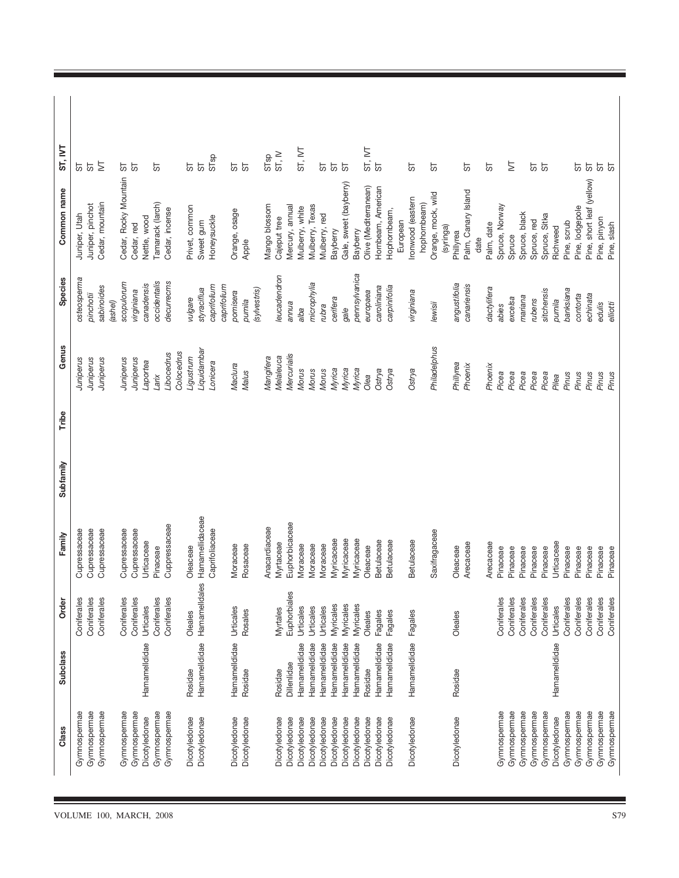| Class | Subclass | Order | Family | Subfamily | Tribe | Genus | Species | Common name | ST, IVT |
|---|---|---|---|---|---|---|---|---|---|
| Gymnospermae | | Coniferales | Cupressaceae | | | *Juniperus* | *osteosperma* | Juniper, Utah | ST |
| Gymnospermae | | Coniferales | Cupressaceae | | | *Juniperus* | *pinchotii* | Juniper, pinchot | ST |
| Gymnospermae | | Coniferales | Cupressaceae | | | *Juniperus* | *sabinoides (ashei)* | Cedar, mountain | IVT |
| Gymnospermae | | Coniferales | Cupressaceae | | | *Juniperus* | *scopulorum* | Cedar, Rocky Mountain | ST |
| Gymnospermae | | Coniferales | Cupressaceae | | | *Juniperus* | *virginiana* | Cedar, red | ST |
| Dicotyledonae | Hamamelididae | Urticales | Urticaceae | | | *Laportea* | *canadensis* | Nettle, wood | |
| Gymnospermae | | Coniferales | Pinaceae | | | *Larix* | *occidentalis* | Tamarack (larch) | ST |
| Gymnospermae | | Coniferales | Cuppressaceae | | | *Libocedrus Colocedrus* | *decurrecms* | Cedar, incense | |
| Dicotyledonae | Rosidae | Oleales | Oleaceae | | | *Ligustrum* | *vulgare* | Privet, common | ST |
| Dicotyledonae | Hamamelididae | Hamamelidales | Hamamellidaceae | | | *Liquidambar* | *styraciflua* | Sweet gum | ST |
| | | | Caprifoliaceae | | | *Lonicera* | *caprifolium caprifolium* | Honeysuckle | STsp |
| Dicotyledonae | Hamamelididae | Urticales | Moraceae | | | *Maclura* | *pomisera* | Orange, osage | ST |
| Dicotyledonae | Rosidae | Rosales | Rosaceae | | | *Malus* | *pumila (sylvestris)* | Apple | ST |
| | | | Anacardiaceae | | | *Mangifera* | | Mango blossom | STsp |
| Dicotyledonae | Rosidae | Myrtales | Myrtaceae | | | *Melaleuca* | *leucadendron* | Cajeput tree | ST, IV |
| Dicotyledonae | Dillenidae | Euphorbiales | Euphorbicaceae | | | *Mercurialis* | *annua* | Mercury, annual | |
| Dicotyledonae | Hamamelididae | Urticales | Moraceae | | | *Morus* | *alba* | Mulberry, white | ST, IVT |
| Dicotyledonae | Hamamelididae | Urticales | Moraceae | | | *Morus* | *microphylia* | Mulberry, Texas | |
| Dicotyledonae | Hamamelididae | Urticales | Moraceae | | | *Morus* | *rubra* | Mulberry, red | ST |
| Dicotyledonae | Hamamelididae | Myricales | Myricaceae | | | *Myrica* | *cerifera* | Bayberry | ST |
| Dicotyledonae | Hamamelididae | Myricales | Myricaceae | | | *Myrica* | *gale* | Gale, sweet (bayberry) | ST |
| Dicotyledonae | Hamamelididae | Myricales | Myricaceae | | | *Myrica* | *pennsylvanica* | Bayberry | |
| Dicotyledonae | Rosidae | Oleales | Oleaceae | | | *Olea* | *europaea* | Olive (Mediterranean) | ST, IVT |
| Dicotyledonae | Hamamelididae | Fagales | Betulaceae | | | *Ostrya* | *caroliniana* | Hornbeam, American | ST |
| Dicotyledonae | Hamamelididae | Fagales | Betulaceae | | | *Ostrya* | *carpinifolia* | Hophornbeam, European | |
| Dicotyledonae | Hamamelididae | Fagales | Betulaceae | | | *Ostrya* | *virginiana* | Ironwood (eastern hophornbeam) | ST |
| | | | Saxifragaceae | | | *Philadelphus* | *lewisii* | Orange, mock, wild (syringa) | ST |
| Dicotyledonae | Rosidae | Oleales | Oleaceae | | | *Phillyrea* | *angustifolia* | Phillyrea | |
| | | | Arecaceae | | | *Phoenix* | *canariensis* | Palm, Canary Island date | ST |
| | | | Arecaceae | | | *Phoenix* | *dactylifera* | Palm, date | ST |
| Gymnospermae | | Coniferales | Pinaceae | | | *Picea* | *abies* | Spruce, Norway | |
| Gymnospermae | | Coniferales | Pinaceae | | | *Picea* | *excelsa* | Spruce | IVT |
| Gymnospermae | | Coniferales | Pinaceae | | | *Picea* | *mariana* | Spruce, black | ST |
| Gymnospermae | | Coniferales | Pinaceae | | | *Picea* | *rubens* | Spruce, red | ST |
| Gymnospermae | | Coniferales | Pinaceae | | | *Picea* | *sitchensis* | Spruce, Sitka | |
| Dicotyledonae | Hamamelididae | Urticales | Urticaceae | | | *Pilea* | *pumila* | Richweed | |
| Gymnospermae | | Coniferales | Pinaceae | | | *Pinus* | *banksiana* | Pine, scrub | |
| Gymnospermae | | Coniferales | Pinaceae | | | *Pinus* | *contorta* | Pine, lodgepole | ST |
| Gymnospermae | | Coniferales | Pinaceae | | | *Pinus* | *echinata* | Pine, short leaf (yellow) | ST |
| Gymnospermae | | Coniferales | Pinaceae | | | *Pinus* | *edulis* | Pine, pinyon | ST |
| Gymnospermae | | Coniferales | Pinaceae | | | *Pinus* | *elliotti* | Pine, slash | ST |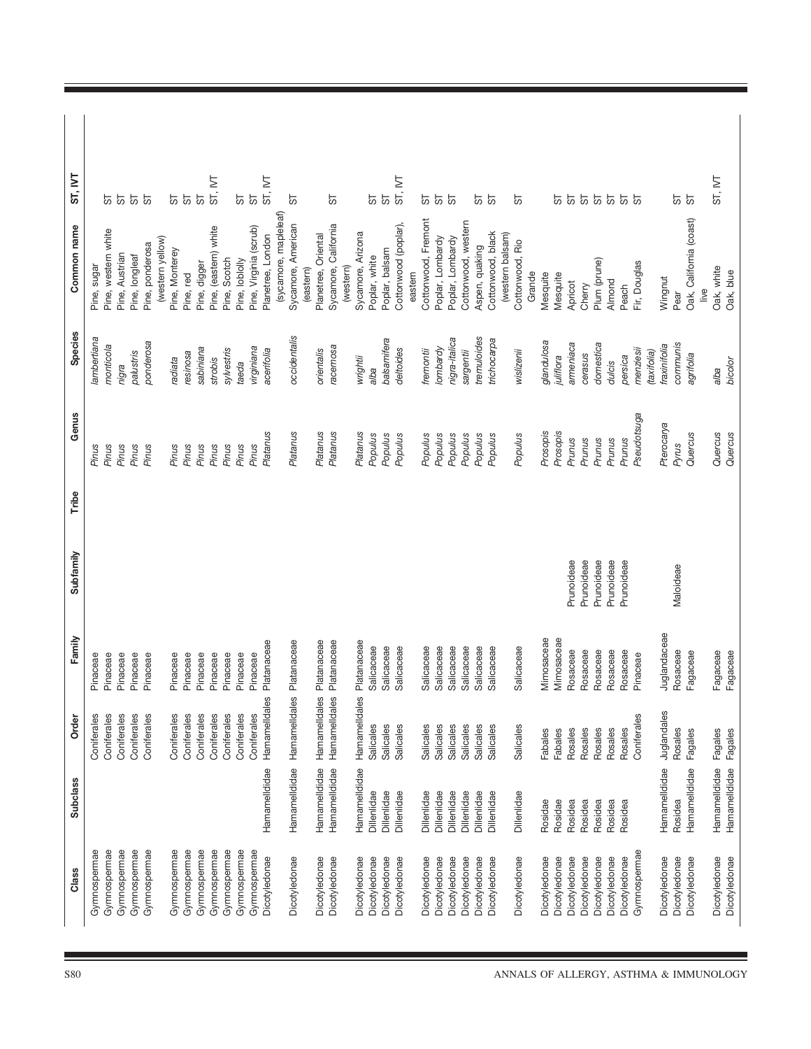| Class | Subclass | Order | Family | Subfamily | Tribe | Genus | Species | Common name | ST, IVT |
|---|---|---|---|---|---|---|---|---|---|
| Gymnospermae | | Coniferales | Pinaceae | | | *Pinus* | *lambertiana* | Pine, sugar | |
| Gymnospermae | | Coniferales | Pinaceae | | | *Pinus* | *monticola* | Pine, western white | ST |
| Gymnospermae | | Coniferales | Pinaceae | | | *Pinus* | *nigra* | Pine, Austrian | ST |
| Gymnospermae | | Coniferales | Pinaceae | | | *Pinus* | *palustris* | Pine, longleaf | ST |
| Gymnospermae | | Coniferales | Pinaceae | | | *Pinus* | *ponderosa* | Pine, ponderosa (western yellow) | ST |
| Gymnospermae | | Coniferales | Pinaceae | | | *Pinus* | *radiata* | Pine, Monterey | ST |
| Gymnospermae | | Coniferales | Pinaceae | | | *Pinus* | *resinosa* | Pine, red | ST |
| Gymnospermae | | Coniferales | Pinaceae | | | *Pinus* | *sabiniana* | Pine, digger | ST |
| Gymnospermae | | Coniferales | Pinaceae | | | *Pinus* | *strobis* | Pine, (eastern) white | ST, IVT |
| Gymnospermae | | Coniferales | Pinaceae | | | *Pinus* | *sylvestris* | Pine, Scotch | |
| Gymnospermae | | Coniferales | Pinaceae | | | *Pinus* | *taeda* | Pine, loblolly | ST |
| Gymnospermae | | Coniferales | Pinaceae | | | *Pinus* | *virginiana* | Pine, Virginia (scrub) | ST |
| Dicotyledonae | Hamamelididae | Hamamelidales | Platanaceae | | | *Platanus* | *acerifolia* | Planetree, London (sycamore, mapleleaf) | ST, IVT |
| Dicotyledonae | Hamamelididae | Hamamelidales | Platanaceae | | | *Platanus* | *occidentalis* | Sycamore, American (eastern) | ST |
| Dicotyledonae | Hamamelididae | Hamamelidales | Platanaceae | | | *Platanus* | *orientalis* | Planetree, Oriental | |
| Dicotyledonae | Hamamelididae | Hamamelidales | Platanaceae | | | *Platanus* | *racemosa* | Sycamore, California (western) | ST |
| Dicotyledonae | Hamamelididae | Hamamelidales | Platanaceae | | | *Platanus* | *wrightii* | Sycamore, Arizona | |
| Dicotyledonae | Dillenidae | Salicales | Salicaceae | | | *Populus* | *alba* | Poplar, white | ST |
| Dicotyledonae | Dillenidae | Salicales | Salicaceae | | | *Populus* | *balsamifera* | Poplar, balsam | ST |
| Dicotyledonae | Dillenidae | Salicales | Salicaceae | | | *Populus* | *deltoides* | Cottonwood (poplar), eastern | ST, IVT |
| Dicotyledonae | Dillenidae | Salicales | Salicaceae | | | *Populus* | *fremontii* | Cottonwood, Fremont | ST |
| Dicotyledonae | Dillenidae | Salicales | Salicaceae | | | *Populus* | *lombardy* | Poplar, Lombardy | ST |
| Dicotyledonae | Dillenidae | Salicales | Salicaceae | | | *Populus* | *nigra-italica* | Poplar, Lombardy | ST |
| Dicotyledonae | Dillenidae | Salicales | Salicaceae | | | *Populus* | *sargentii* | Cottonwood, western | |
| Dicotyledonae | Dillenidae | Salicales | Salicaceae | | | *Populus* | *tremuloides* | Aspen, quaking | ST |
| Dicotyledonae | Dillenidae | Salicales | Salicaceae | | | *Populus* | *trichocarpa* | Cottonwood, black (western balsam) | ST |
| Dicotyledonae | Dillenidae | Salicales | Salicaceae | | | *Populus* | *wislizenii* | Cottonwood, Rio Grande | ST |
| Dicotyledonae | Rosidae | Fabales | Mimosaceae | | | *Prosopis* | *glandulosa* | Mesquite | |
| Dicotyledonae | Rosidae | Fabales | Mimosaceae | | | *Prosopis* | *juliflora* | Mesquite | ST |
| Dicotyledonae | Rosidea | Rosales | Rosaceae | Prunoideae | | *Prunus* | *armeniaca* | Apricot | ST |
| Dicotyledonae | Rosidea | Rosales | Rosaceae | Prunoideae | | *Prunus* | *cerasus* | Cherry | ST |
| Dicotyledonae | Rosidea | Rosales | Rosaceae | Prunoideae | | *Prunus* | *domestica* | Plum (prune) | ST |
| Dicotyledonae | Rosidea | Rosales | Rosaceae | Prunoideae | | *Prunus* | *dulcis* | Almond | ST |
| Dicotyledonae | Rosidea | Rosales | Rosaceae | Prunoideae | | *Prunus* | *persica* | Peach | ST |
| Gymnospermae | | Coniferales | Pinaceae | | | *Pseudotsuga* | *menziesii (taxifolia)* | Fir, Douglas | ST |
| Dicotyledonae | Hamamelididae | Juglandales | Juglandaceae | | | *Pterocarya* | *fraxinifolia* | Wingnut | |
| Dicotyledonae | Rosidea | Rosales | Rosaceae | Maloideae | | *Pyrus* | *communis* | Pear | ST |
| Dicotyledonae | Hamamelididae | Fagales | Fagaceae | | | *Quercus* | *agrifolia* | Oak, California (coast) live | ST |
| Dicotyledonae | Hamamelididae | Fagales | Fagaceae | | | *Quercus* | *alba* | Oak, white | ST, IVT |
| Dicotyledonae | Hamamelididae | Fagales | Fagaceae | | | *Quercus* | *bicolor* | Oak, blue | |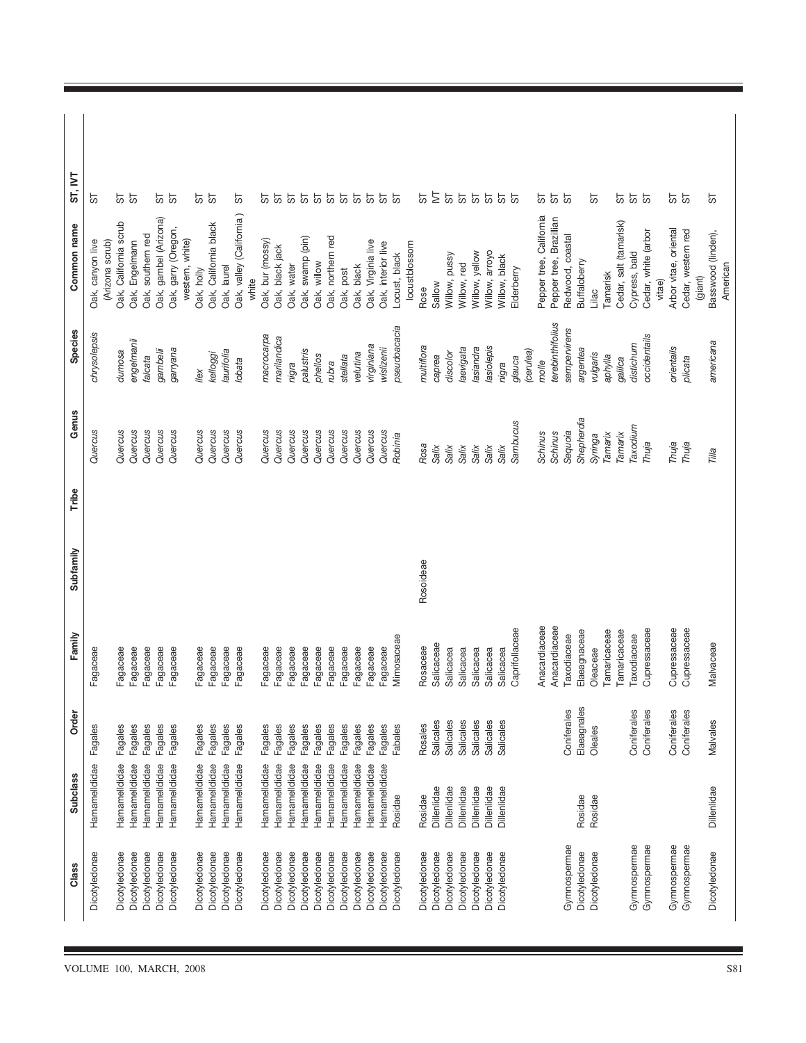| Class | Subclass | Order | Family | Subfamily | Tribe | Genus | Species | Common name | ST, IVT |
|---|---|---|---|---|---|---|---|---|---|
| Dicotyledonae | Hamamelididae | Fagales | Fagaceae | | | *Quercus* | *chrysolepsis* | Oak, canyon live (Arizona scrub) | ST |
| Dicotyledonae | Hamamelididae | Fagales | Fagaceae | | | *Quercus* | *dumosa* | Oak, California scrub | ST |
| Dicotyledonae | Hamamelididae | Fagales | Fagaceae | | | *Quercus* | *engelmanii* | Oak, Engelmann | ST |
| Dicotyledonae | Hamamelididae | Fagales | Fagaceae | | | *Quercus* | *falcata* | Oak, southern red | |
| Dicotyledonae | Hamamelididae | Fagales | Fagaceae | | | *Quercus* | *gambelii* | Oak, gambel (Arizona) | ST |
| Dicotyledonae | Hamamelididae | Fagales | Fagaceae | | | *Quercus* | *garryana* | Oak, garry (Oregon, western, white) | ST |
| Dicotyledonae | Hamamelididae | Fagales | Fagaceae | | | *Quercus* | *ilex* | Oak, holly | ST |
| Dicotyledonae | Hamamelididae | Fagales | Fagaceae | | | *Quercus* | *kelloggi* | Oak, California black | ST |
| Dicotyledonae | Hamamelididae | Fagales | Fagaceae | | | *Quercus* | *laurifolia* | Oak, laurel | |
| Dicotyledonae | Hamamelididae | Fagales | Fagaceae | | | *Quercus* | *lobata* | Oak, valley (California) white | ST |
| Dicotyledonae | Hamamelididae | Fagales | Fagaceae | | | *Quercus* | *macrocarpa* | Oak, bur (mossy) | ST |
| Dicotyledonae | Hamamelididae | Fagales | Fagaceae | | | *Quercus* | *marilandica* | Oak, black jack | ST |
| Dicotyledonae | Hamamelididae | Fagales | Fagaceae | | | *Quercus* | *nigra* | Oak, water | ST |
| Dicotyledonae | Hamamelididae | Fagales | Fagaceae | | | *Quercus* | *palustris* | Oak, swamp (pin) | ST |
| Dicotyledonae | Hamamelididae | Fagales | Fagaceae | | | *Quercus* | *phellos* | Oak, willow | ST |
| Dicotyledonae | Hamamelididae | Fagales | Fagaceae | | | *Quercus* | *rubra* | Oak, northern red | ST |
| Dicotyledonae | Hamamelididae | Fagales | Fagaceae | | | *Quercus* | *stellata* | Oak, post | ST |
| Dicotyledonae | Hamamelididae | Fagales | Fagaceae | | | *Quercus* | *velutina* | Oak, black | ST |
| Dicotyledonae | Hamamelididae | Fagales | Fagaceae | | | *Quercus* | *virginiana* | Oak, Virginia live | ST |
| Dicotyledonae | Hamamelididae | Fagales | Fagaceae | | | *Quercus* | *wislizenii* | Oak, interior live | ST |
| Dicotyledonae | Rosidae | Fabales | Mimosaceae | | | *Robinia* | *pseudoacacia* | Locust, black locustblossom | ST |
| Dicotyledonae | Rosidae | Rosales | Rosaceae | Rosoideae | | *Rosa* | *multiflora* | Rose | ST |
| Dicotyledonae | Dillenidae | Salicales | Salicaceae | | | *Salix* | *caprea* | Sallow | IVT |
| Dicotyledonae | Dillenidae | Salicales | Salicacea | | | *Salix* | *discolor* | Willow, pussy | ST |
| Dicotyledonae | Dillenidae | Salicales | Salicacea | | | *Salix* | *laevigata* | Willow, red | ST |
| Dicotyledonae | Dillenidae | Salicales | Salicacea | | | *Salix* | *lasiandra* | Willow, yellow | ST |
| Dicotyledonae | Dillenidae | Salicales | Salicacea | | | *Salix* | *lasiolepis* | Willow, arroyo | ST |
| | | | Salicacea | | | *Salix* | *nigra* | Willow, black | ST |
| | | | Caprifoliaceae | | | *Sambucus* | *glauca (cerulea)* | Elderberry | ST |
| | | | Anacardiaceae | | | *Schinus* | *molle* | Pepper tree, California | ST |
| | | | Anacardiaceae | | | *Schinus* | *terebinthifolius* | Pepper tree, Brazilian | ST |
| Gymnospermae | | Coniferales | Taxodiaceae | | | *Sequoia* | *sempervirens* | Redwood, coastal | ST |
| Dicotyledonae | Rosidae | Elaeagnales | Elaeagnaceae | | | *Shepherdia* | *argentea* | Buffaloberry | |
| Dicotyledonae | Rosidae | Oleales | Oleaceae | | | *Syringa* | *vulgaris* | Lilac | ST |
| | | | Tamaricaceae | | | *Tamarix* | *aphylla* | Tamarisk | |
| | | | Tamaricaceae | | | *Tamarix* | *gallica* | Cedar, salt (tamarisk) | ST |
| Gymnospermae | | Coniferales | Taxodiaceae | | | *Taxodium* | *distichum* | Cypress, bald | ST |
| Gymnospermae | | Coniferales | Cupressaceae | | | *Thuja* | *occidentalis* | Cedar, white (arbor vitae) | ST |
| Gymnospermae | | Coniferales | Cupressaceae | | | *Thuja* | *orientalis* | Arbor vitae, oriental | ST |
| Gymnospermae | | Coniferales | Cupressaceae | | | *Thuja* | *plicata* | Cedar, western red (giant) | ST |
| Dicotyledonae | Dillenidae | Malvales | Malvaceae | | | *Tilia* | *americana* | Basswood (linden), American | ST |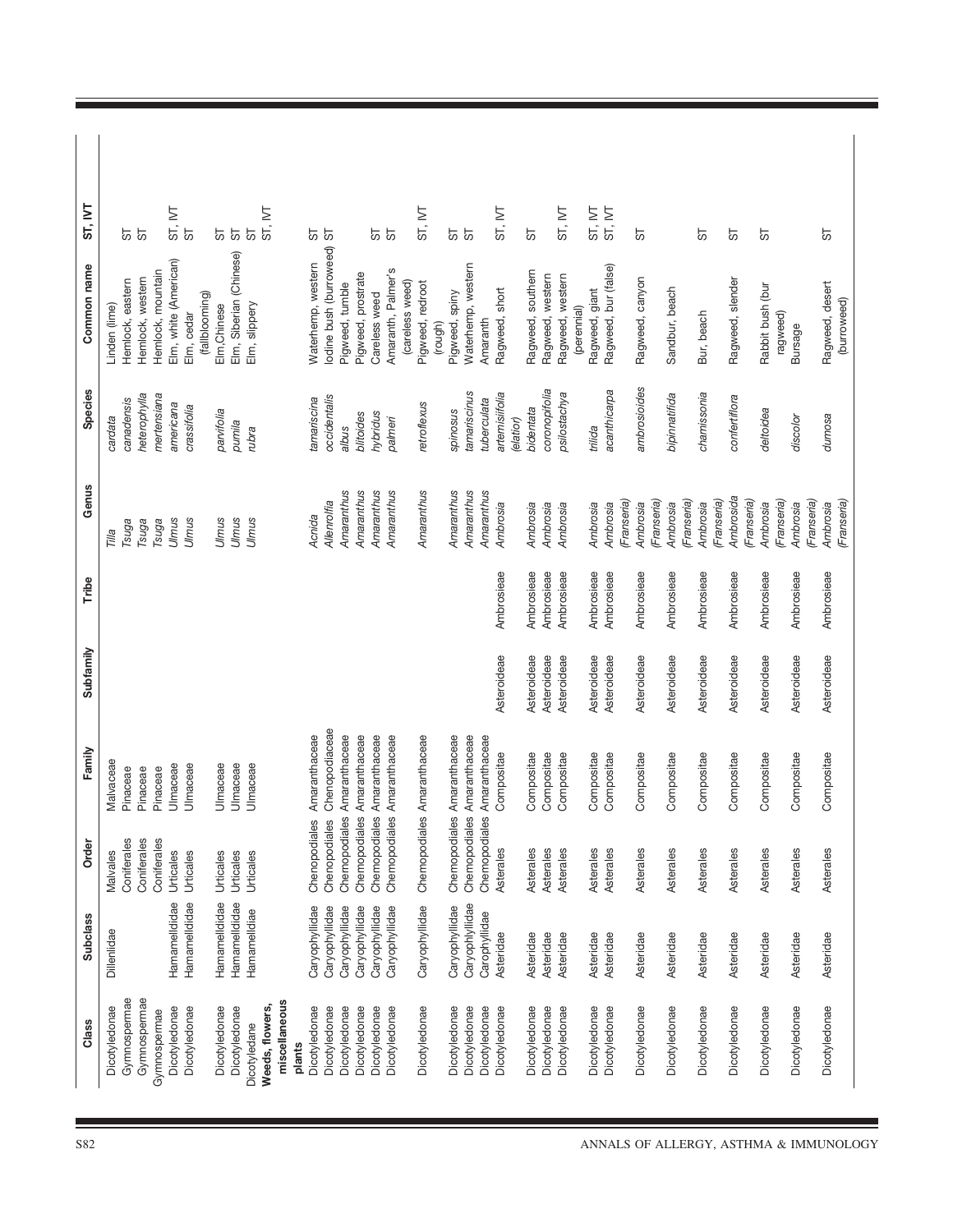| Class | Subclass | Order | Family | Subfamily | Tribe | Genus | Species | Common name | ST, IVT |
|---|---|---|---|---|---|---|---|---|---|
| Dicotyledonae | Dillenlidae | Malvales | Malvaceae | | | *Tilia* | *cardata* | Linden (lime) | |
| Gymnospermae | | Coniferales | Pinaceae | | | *Tsuga* | *canadensis* | Hemlock, eastern | ST |
| Gymnospermae | | Coniferales | Pinaceae | | | *Tsuga* | *heterophylla* | Hemlock, western | ST |
| Gymnospermae | | Coniferales | Pinaceae | | | *Tsuga* | *mertensiana* | Hemlock, mountain | |
| Dicotyledonae | Hamamelldidae | Urticales | Ulmaceae | | | *Ulmus* | *americana* | Elm, white (American) | ST, IVT |
| Dicotyledonae | Hamamelldidae | Urticales | Ulmaceae | | | *Ulmus* | *crassifolia* | Elm, cedar (fallblooming) | ST |
| Dicotyledonae | Hamamelldidae | Urticales | Ulmaceae | | | *Ulmus* | *parvifolia* | Elm,Chinese | ST |
| Dicotyledonae | Hamamelldidae | Urticales | Ulmaceae | | | *Ulmus* | *pumila* | Elm, Siberian (Chinese) | ST |
| Dicotyledane | Hamamelidiae | Urticales | Ulmaceae | | | *Ulmus* | *rubra* | Elm, slippery | ST |
| **Weeds, flowers, miscellaneous plants** | | | | | | | | | ST, IVT |
| Dicotyledonae | Caryophyllidae | Chenopodiales | Amaranthaceae | | | *Acnida* | *tamariscina* | Waterhemp, western | ST |
| Dicotyledonae | Caryophyllidae | Chenopodiales | Chenopodiaceae | | | *Allenrolfia* | *occidentalis* | Iodine bush (burroweed) | ST |
| Dicotyledonae | Caryophyllidae | Chemopodiales | Amaranthaceae | | | *Amaranthus* | *albus* | Pigweed, tumble | |
| Dicotyledonae | Caryophyllidae | Chemopodiales | Amaranthaceae | | | *Amaranthus* | *blitoides* | Pigweed, prostrate | ST |
| Dicotyledonae | Caryophyllidae | Chemopodiales | Amaranthaceae | | | *Amaranthus* | *hybridus* | Careless weed | ST |
| Dicotyledonae | Caryophyllidae | Chemopodiales | Amaranthaceae | | | *Amaranthus* | *palmeri* | Amaranth, Palmer's (careless weed) | |
| Dicotyledonae | Caryophyllidae | Chemopodiales | Amaranthaceae | | | *Amaranthus* | *retroflexus* | Pigweed, redroot (rough) | ST, IVT |
| Dicotyledonae | Caryophyllidae | Chemopodiales | Amaranthaceae | | | *Amaranthus* | *spinosus* | Pigweed, spiny | ST |
| Dicotyledonae | Caryophllylidae | Chemopodiales | Amaranthaceae | | | *Amaranthus* | *tamariscinus* | Waterhemp, western | ST |
| Dicotyledonae | Carophyllidae | Chemopodiales | Amaranthaceae | | | *Amaranthus* | *tuberculata* | Amaranth | |
| Dicotyledonae | Asteridae | Asterales | Compositae | Asteroideae | Ambrosieae | *Ambrosia* | *artemisiifolia (elatior)* | Ragweed, short | ST, IVT |
| Dicotyledonae | Asteridae | Asterales | Compositae | Asteroideae | Ambrosieae | *Ambrosia* | *bidentata* | Ragweed, southern | ST |
| Dicotyledonae | Asteridae | Asterales | Compositae | Asteroideae | Ambrosieae | *Ambrosia* | *coronopifolia* | Ragweed, western | |
| Dicotyledonae | Asteridae | Asterales | Compositae | Asteroideae | Ambrosieae | *Ambrosia* | *psilostachya* | Ragweed, western (perennial) | ST, IVT |
| Dicotyledonae | Asteridae | Asterales | Compositae | Asteroideae | Ambrosieae | *Ambrosia* | *trilida* | Ragweed, giant | ST, IVT |
| Dicotyledonae | Asteridae | Asterales | Compositae | Asteroideae | Ambrosieae | *Ambrosia (Franseria)* | *acanthicarpa* | Ragweed, bur (false) | ST, IVT |
| Dicotyledonae | Asteridae | Asterales | Compositae | Asteroideae | Ambrosieae | *Ambrosia (Franseria)* | *ambrosioides* | Ragweed, canyon | ST |
| Dicotyledonae | Asteridae | Asterales | Compositae | Asteroideae | Ambrosieae | *Ambrosia (Franseria)* | *bipinnatifida* | Sandbur, beach | |
| Dicotyledonae | Asteridae | Asterales | Compositae | Asteroideae | Ambrosieae | *Ambrosia (Franseria)* | *chamissonia* | Bur, beach | ST |
| Dicotyledonae | Asteridae | Asterales | Compositae | Asteroideae | Ambrosieae | *Ambrosida (Franseria)* | *confertiflora* | Ragweed, slender | ST |
| Dicotyledonae | Asteridae | Asterales | Compositae | Asteroideae | Ambrosieae | *Ambrosia (Franseria)* | *deltoidea* | Rabbit bush (bur ragweed) | ST |
| Dicotyledonae | Asteridae | Asterales | Compositae | Asteroideae | Ambrosieae | *Ambrosia (Franseria)* | *discolor* | Bursage | |
| Dicotyledonae | Asteridae | Asterales | Compositae | Asteroideae | Ambrosieae | *Ambrosia (Franseria)* | *dumosa* | Ragweed, desert (burroweed) | ST |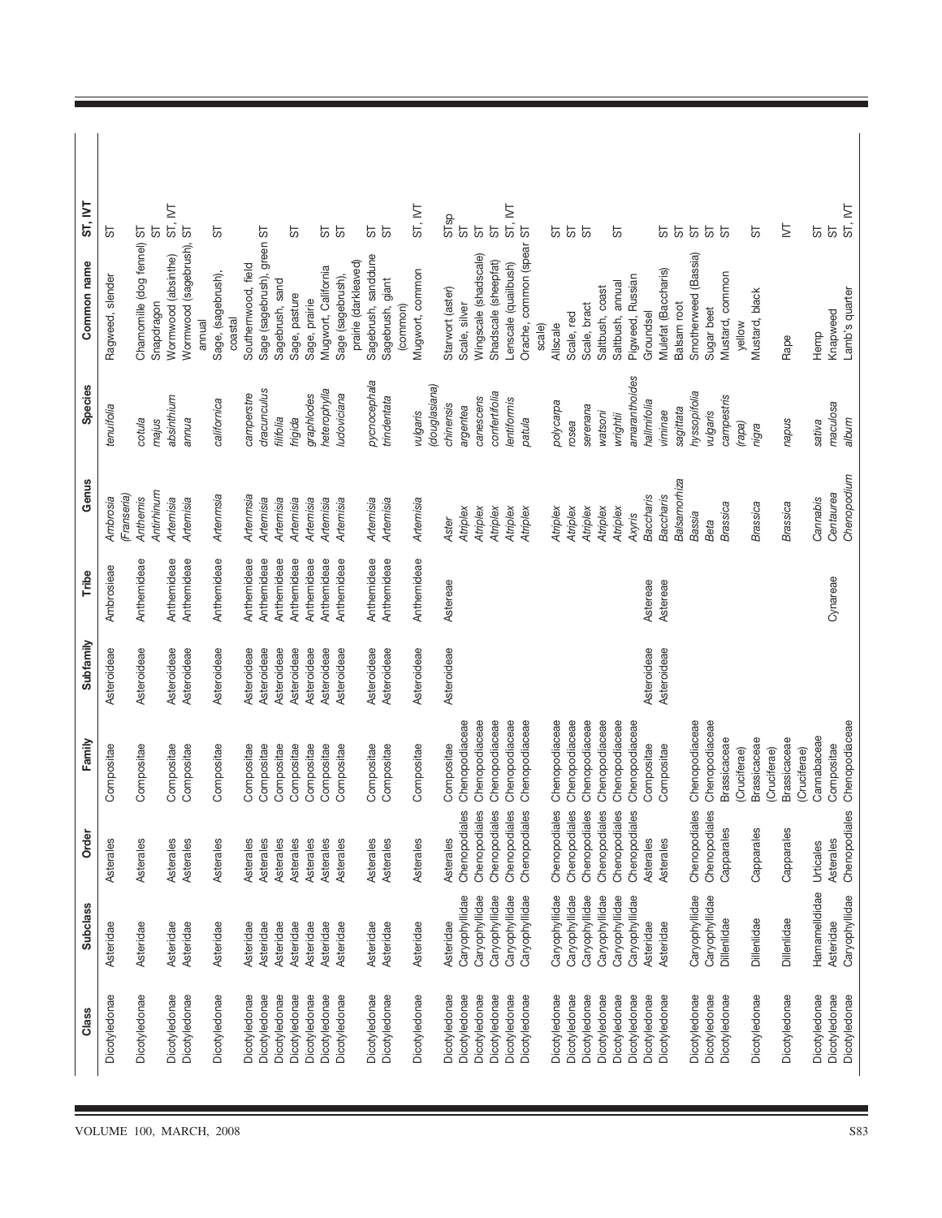| Class | Subclass | Order | Family | Subfamily | Tribe | Genus | Species | Common name | ST, IVT |
|---|---|---|---|---|---|---|---|---|---|
| Dicotyledonae | Asteridae | Asterales | Compositae | Asteroideae | Ambrosieae | *Ambrosia (Franseria)* | *tenuifolia* | Ragweed, slender | ST |
| Dicotyledonae | Asteridae | Asterales | Compositae | Asteroideae | Anthemideae | *Anthemis* | *cotula* | Chamomille (dog fennel) | ST |
| | | | | | | *Antirrhinum* | *majus* | Snapdragon | ST |
| Dicotyledonae | Asteridae | Asterales | Compositae | Asteroideae | Anthemideae | *Artemisia* | *absinthium* | Wormwood (absinthe) | ST, IVT |
| Dicotyledonae | Asteridae | Asterales | Compositae | Asteroideae | Anthemideae | *Artemisia* | *annua* | Wormwood (sagebrush), annual | ST |
| Dicotyledonae | Asteridae | Asterales | Compositae | Asteroideae | Anthemideae | *Artenmsia* | *californica* | Sage, (sagebrush), coastal | ST |
| Dicotyledonae | Asteridae | Asterales | Compositae | Asteroideae | Anthemideae | *Artenmsia* | *campestre* | Southernwood, field | |
| Dicotyledonae | Asteridae | Asterales | Compositae | Asteroideae | Anthemideae | *Artemisia* | *dracunculus* | Sage (sagebrush), green | ST |
| Dicotyledonae | Asteridae | Asterales | Compositae | Asteroideae | Anthemideae | *Artemisia* | *filifolia* | Sagebrush, sand | |
| Dicotyledonae | Asteridae | Asterales | Compositae | Asteroideae | Anthemideae | *Artemisia* | *frigida* | Sage, pasture | ST |
| Dicotyledonae | Asteridae | Asterales | Compositae | Asteroideae | Anthemideae | *Artemisia* | *graphlodes* | Sage, prairie | |
| Dicotyledonae | Asteridae | Asterales | Compositae | Asteroideae | Anthemideae | *Artemisia* | *heterophylla* | Mugwort, California | ST |
| Dicotyledonae | Asteridae | Asterales | Compositae | Asteroideae | Anthemideae | *Artemisia* | *ludoviciana* | Sage (sagebrush), prairie (darkleaved) | ST |
| Dicotyledonae | Asteridae | Asterales | Compositae | Asteroideae | Anthemideae | *Artemisia* | *pycnocephala* | Sagebrush, sanddune | ST |
| Dicotyledonae | Asteridae | Asterales | Compositae | Asteroideae | Anthemideae | *Artemisia* | *trindentata* | Sagebrush, giant (common) | ST |
| Dicotyledonae | Asteridae | Asterales | Compositae | Asteroideae | Anthemideae | *Artemisia* | *vulgaris (douglasiana)* | Mugwort, common | ST, IVT |
| Dicotyledonae | Asteridae | Asterales | Compositae | Asteroideae | Astereae | *Aster* | *chinensis* | Starwort (aster) | STsp |
| Dicotyledonae | Caryophyllidae | Chenopodiales | Chenopodiaceae | | | *Atriplex* | *argentea* | Scale, silver | ST |
| Dicotyledonae | Caryophyllidae | Chenopodiales | Chenopodiaceae | | | *Atriplex* | *canescens* | Wingscale (shadscale) | ST |
| Dicotyledonae | Caryophyllidae | Chenopodiales | Chenopodiaceae | | | *Atriplex* | *confertifolia* | Shadscale (sheepfat) | ST |
| Dicotyledonae | Caryophyllidae | Chenopodiales | Chenopodiaceae | | | *Atriplex* | *lentiformis* | Lenscale (quailbush) | ST, IVT |
| Dicotyledonae | Caryophyllidae | Chenopodiales | Chenopodiaceae | | | *Atriplex* | *patula* | Orache, common (spear scale) | ST |
| Dicotyledonae | Caryophyllidae | Chenopodiales | Chenopodiaceae | | | *Atriplex* | *polycarpa* | Allscale | ST |
| Dicotyledonae | Caryophyllidae | Chenopodiales | Chenopodiaceae | | | *Atriplex* | *rosea* | Scale, red | ST |
| Dicotyledonae | Caryophyllidae | Chenopodiales | Chenopodiaceae | | | *Atriplex* | *serenana* | Scale, bract | ST |
| Dicotyledonae | Caryophyllidae | Chenopodiales | Chenopodiaceae | | | *Atriplex* | *watsoni* | Saltbush, coast | |
| Dicotyledonae | Caryophyllidae | Chenopodiales | Chenopodiaceae | | | *Atriplex* | *wrightii* | Saltbush, annual | ST |
| Dicotyledonae | Caryophyllidae | Chenopodiales | Chenopodiaceae | | | *Axyris* | *amaranthoides* | Pigweed, Russian | |
| Dicotyledonae | Asteridae | Asterales | Compositae | Asteroideae | Astereae | *Baccharis* | *halmifolia* | Groundsel | |
| Dicotyledonae | Asteridae | Asterales | Compositae | Asteroideae | Astereae | *Baccharis* | *viminae* | Mulefat (Baccharis) | ST |
| | | | | | | *Balsamorhiza* | *sagittata* | Balsam root | ST |
| Dicotyledonae | Caryophyllidae | Chenopodiales | Chenopodiaceae | | | *Bassia* | *hyssopifolia* | Smotherweed (Bassia) | ST |
| Dicotyledonae | Caryophyllidae | Chenopodiales | Chenopodiaceae | | | *Beta* | *vulgaris* | Sugar beet | ST |
| Dicotyledonae | Dillenlidae | Capparales | Brassicaceae (Cruciferae) | | | *Brassica* | *campestris (rapa)* | Mustard, common yellow | ST |
| Dicotyledonae | Dillenlidae | Capparales | Brassicaceae (Cruciferae) | | | *Brassica* | *nigra* | Mustard, black | ST |
| Dicotyledonae | Dillenlidae | Capparales | Brassicaceae (Cruciferae) | | | *Brassica* | *napus* | Rape | IVT |
| Dicotyledonae | Hamamelididae | Urticales | Cannabaceae | | | *Cannabis* | *sativa* | Hemp | ST |
| Dicotyledonae | Asteridae | Asterales | Compositae | | Cynareae | *Centaurea* | *maculosa* | Knapweed | ST |
| Dicotyledonae | Caryophyllidae | Chenopodiales | Chenopodiaceae | | | *Chenopodium* | *album* | Lamb's quarter | ST, IVT |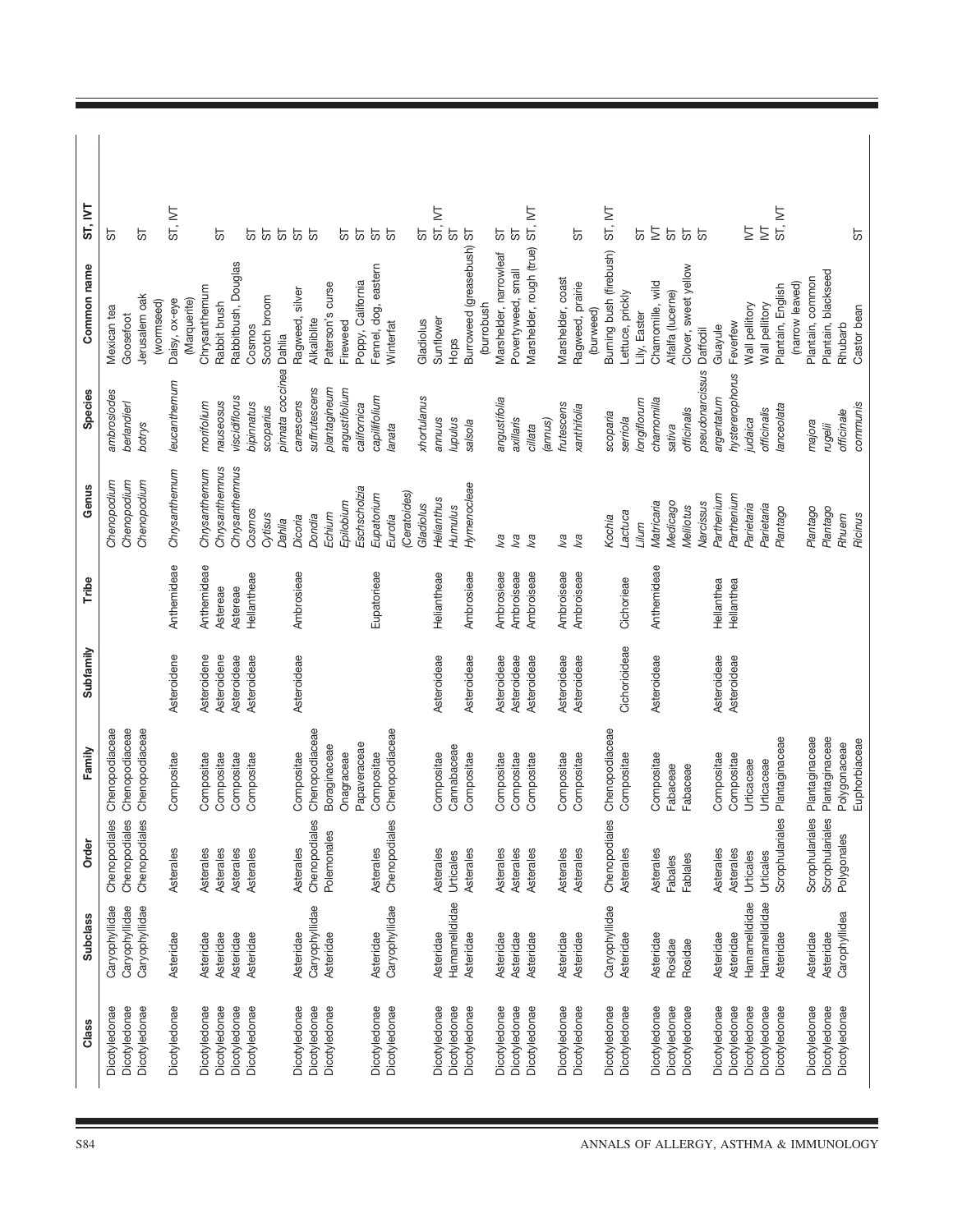| Class | Subclass | Order | Family | Subfamily | Tribe | Genus | Species | Common name | ST, IVT |
|---|---|---|---|---|---|---|---|---|---|
| Dicotyledonae | Caryophyllidae | Chenopodiales | Chenopodiaceae | | | *Chenopodium* | *ambrosiodes* | Mexican tea | ST |
| Dicotyledonae | Caryophyllidae | Chenopodiales | Chenopodiaceae | | | *Chenopodium* | *berlandieri* | Goosefoot | |
| Dicotyledonae | Caryophyllidae | Chenopodiales | Chenopodiaceae | | | *Chenopodium* | *botrys* | Jerusalem oak (wormseed) | ST |
| Dicotyledonae | Asteridae | Asterales | Compositae | Asteroidene | Anthemideae | *Chrysanthemum* | *leucanthemum* | Daisy, ox-eye (Marquerite) | ST, IVT |
| Dicotyledonae | Asteridae | Asterales | Compositae | Asteroidene | Anthemideae | *Chrysanthemum* | *morifolium* | Chrysanthemum | |
| Dicotyledonae | Asteridae | Asterales | Compositae | Asteroideae | Astereae | *Chrysanthemnus* | *nauseosus* | Rabbit brush | ST |
| Dicotyledonae | Asteridae | Asterales | Compositae | Asteroideae | Astereae | *Chrysanthemnus* | *viscidiflorus* | Rabbitbush, Douglas | |
| Dicotyledonae | Asteridae | Asterales | Compositae | Asteroideae | Heliantheae | *Cosmos* | *bipinnatus* | Cosmos | ST |
| | | | | | | *Cytisus* | *scoparius* | Scotch broom | ST |
| | | | | | | *Dahlia* | *pinnata coccinea* | Dahlia | ST |
| Dicotyledonae | Asteridae | Asterales | Compositae | Asteroideae | Ambrosieae | *Dicoria* | *canescens* | Ragweed, silver | ST |
| Dicotyledonae | Caryophyllidae | Chenopodiales | Chenopodiaceae | | | *Dondia* | *suffrutescens* | Alkaliblite | ST |
| Dicotyledonae | Asteridae | Polemonales | Boraginaceae | | | *Echium* | *plantagineum* | Paterson's curse | |
| | | | Onagraceae | | | *Epilobium* | *angustifolium* | Fireweed | ST |
| | | | Papaveraceae | | | *Eschscholzia* | *californica* | Poppy, California | ST |
| Dicotyledonae | Asteridae | Asterales | Compositae | | Eupatorieae | *Eupatorium* | *capillifolium* | Fennel, dog, eastern | ST |
| Dicotyledonae | Caryophyllidae | Chenopodiales | Chenopodiaceae | | | *Eurotia (Ceratoides)* | *lanata* | Winterfat | ST |
| | | | | | | *Gladiolus* | *xhortulanus* | Gladiolus | ST |
| Dicotyledonae | Asteridae | Asterales | Compositae | Asteroideae | Heliantheae | *Helianthus* | *annuus* | Sunflower | ST, IVT |
| Dicotyledonae | Hamamelididae | Urticales | Cannabaceae | | | *Humulus* | *lupulus* | Hops | ST |
| Dicotyledonae | Asteridae | Asterales | Compositae | Asteroideae | Ambrosieae | *Hymenocleae* | *salsola* | Burrowed (greasebush) (burrobush | ST |
| Dicotyledonae | Asteridae | Asterales | Compositae | Asteroideae | Ambrosieae | *Iva* | *angustifolia* | Marshelder, narrowleaf | ST |
| Dicotyledonae | Asteridae | Asterales | Compositae | Asteroideae | Ambroiseae | *Iva* | *axillaris* | Povertyweed, small | ST |
| Dicotyledonae | Asteridae | Asterales | Compositae | Asteroideae | Ambroiseae | *Iva* | *ciliata (annus)* | Marshelder, rough (true) | ST, IVT |
| Dicotyledonae | Asteridae | Asterales | Compositae | Asteroideae | Ambroiseae | *Iva* | *frutescens* | Marshelder, coast | |
| Dicotyledonae | Asteridae | Asterales | Compositae | Asteroideae | Ambroiseae | *Iva* | *xanthifolia* | Ragweed, prairie (burweed) | ST |
| Dicotyledonae | Caryophyllidae | Chenopodiales | Chenopodiaceae | | | *Kochia* | *scoparia* | Burning bush (firebush) | ST, IVT |
| Dicotyledonae | Asteridae | Asterales | Compositae | Cichorioideae | Cichorieae | *Lactuca* | *serriola* | Lettuce, prickly | |
| | | | | | | *Lilium* | *longiflorum* | Lily, Easter | ST |
| Dicotyledonae | Asteridae | Asterales | Compositae | Asteroideae | Anthemideae | *Matricaria* | *chamomilla* | Chamomille, wild | IVT |
| Dicotyledonae | Rosidae | Fabales | Fabaceae | | | *Medicago* | *sativa* | Alfalfa (lucerne) | ST |
| Dicotyledonae | Rosidae | Fablales | Fabaceae | | | *Melilotus* | *officinalis* | Clover, sweet yellow | ST |
| | | | | | | *Narcissus* | *pseudonarcissus* | Daffodil | ST |
| Dicotyledonae | Asteridae | Asterales | Compositae | Asteroideae | Hellanthea | *Parthenium* | *argentatum* | Guayule | |
| Dicotyledonae | Asteridae | Asterales | Compositae | Asteroideae | Hellanthea | *Parthenium* | *hysterophorus* | Feverfew | |
| Dicotyledonae | Hamamelididae | Urticales | Urticaceae | | | *Parietaria* | *judaica* | Wall pellitory | IVT |
| Dicotyledonae | Hamamelididae | Urticales | Urticaceae | | | *Parietaria* | *officinalis* | Wall pellitory | IVT |
| Dicotyledonae | Asteridae | Scrophulariales | Plantaginaceae | | | *Plantago* | *lanceolata* | Plantain, English (narrow leaved) | ST, IVT |
| Dicotyledonae | Asteridae | Scrophulariales | Plantaginaceae | | | *Plantago* | *majora* | Plantain, common | |
| Dicotyledonae | Asteridae | Scrophulariales | Plantaginaceae | | | *Plantago* | *rugelii* | Plantain, blackseed | |
| Dicotyledonae | Carophyllidea | Polygonales | Polygonaceae | | | *Rhuem* | *officinale* | Rhubarb | |
| | | | Euphorbiaceae | | | *Ricinus* | *communis* | Castor bean | ST |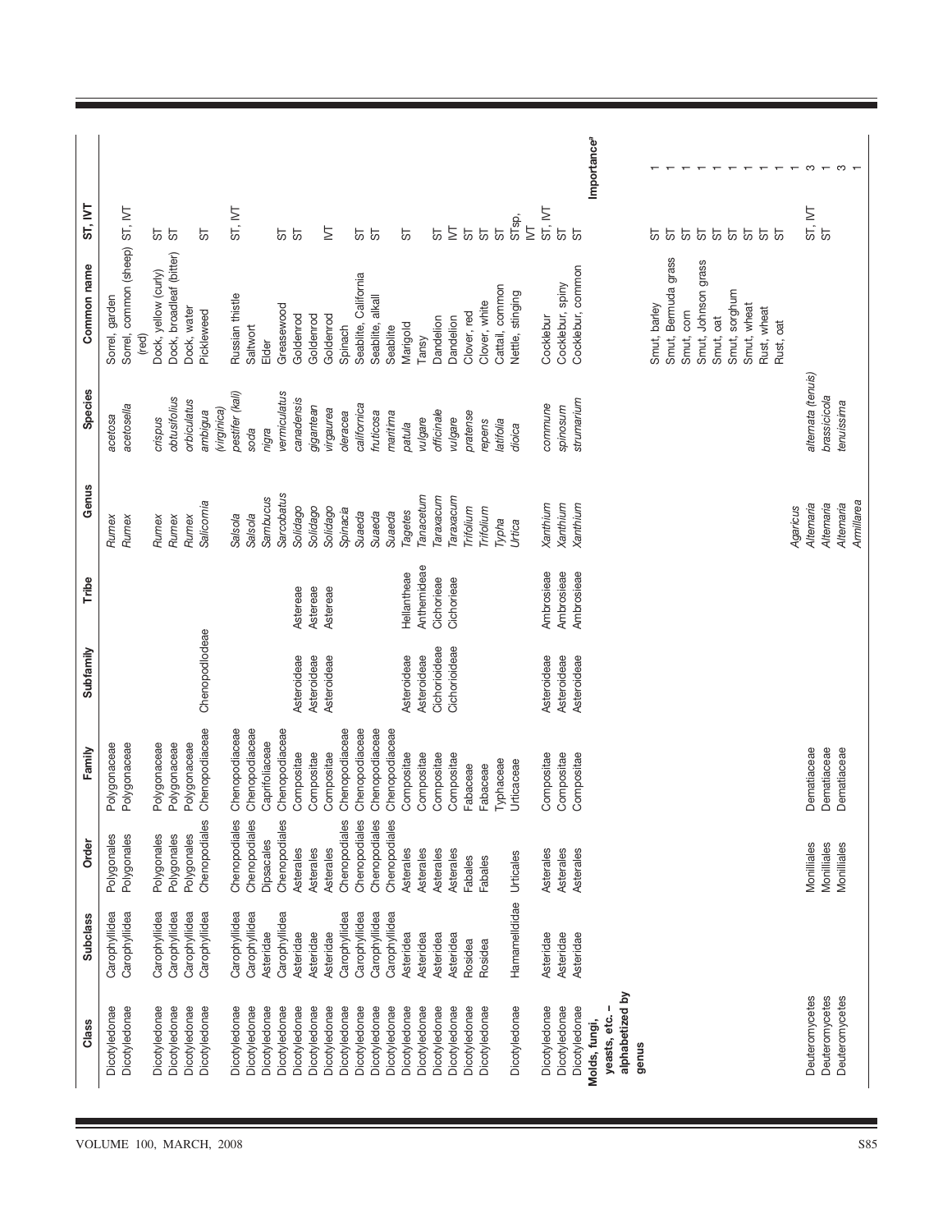| Class | Subclass | Order | Family | Subfamily | Tribe | Genus | Species | Common name | ST, IVT |
|---|---|---|---|---|---|---|---|---|---|
| Dicotyledonae | Carophyllidea | Polygonales | Polygonaceae | | | *Rumex* | *acetosa* | Sorrel, garden | |
| Dicotyledonae | Carophyllidea | Polygonales | Polygonaceae | | | *Rumex* | *acetosella* | Sorrel, common (sheep) (red) | ST, IVT |
| Dicotyledonae | Carophyllidea | Polygonales | Polygonaceae | | | *Rumex* | *crispus* | Dock, yellow (curly) | ST |
| Dicotyledonae | Carophyllidea | Polygonales | Polygonaceae | | | *Rumex* | *obtusifolius* | Dock, broadleaf (bitter) | ST |
| Dicotyledonae | Carophyllidea | Polygonales | Polygonaceae | | | *Rumex* | *orbiculatus* | Dock, water | |
| Dicotyledonae | Carophyllidea | Chenopodiales | Chenopodiaceae | Chenopodiodeae | | *Salicornia* | *ambigua (virginica)* | Pickleweed | ST |
| Dicotyledonae | Carophyllidea | Chenopodiales | Chenopodiaceae | | | *Salsola* | *pestifer (kali)* | Russian thistle | ST, IVT |
| Dicotyledonae | Carophyllidea | Chenopodiales | Chenopodiaceae | | | *Salsola* | *soda* | Saltwort | |
| Dicotyledonae | Asteridae | Dipsacales | Caprifoliaceae | | | *Sambucus* | *nigra* | Elder | |
| Dicotyledonae | Carophyllidea | Chenopodiales | Chenopodiaceae | | | *Sarcobatus* | *vermiculatus* | Greasewood | ST |
| Dicotyledonae | Asteridae | Asterales | Compositae | Asteroideae | Astereae | *Solidago* | *canadensis* | Goldenrod | ST |
| Dicotyledonae | Asteridae | Asterales | Compositae | Asteroideae | Astereae | *Solidago* | *gigantean* | Goldenrod | |
| Dicotyledonae | Asteridae | Asterales | Compositae | Asteroideae | Astereae | *Solidago* | *virgaurea* | Goldenrod | IVT |
| Dicotyledonae | Carophyllidea | Chenopodiales | Chenopodiaceae | | | *Spinacia* | *oleracea* | Spinach | |
| Dicotyledonae | Carophyllidea | Chenopodiales | Chenopodiaceae | | | *Suaeda* | *californica* | Seablite, California | ST |
| Dicotyledonae | Carophyllidea | Chenopodiales | Chenopodiaceae | | | *Suaeda* | *fruticosa* | Seablite, alkali | ST |
| Dicotyledonae | Carophyllidea | Chenopodiales | Chenopodiaceae | | | *Suaeda* | *maritima* | Seablite | |
| Dicotyledonae | Asteridea | Asterales | Compositae | Asteroideae | Hellantheae | *Tagetes* | *patula* | Marigold | ST |
| Dicotyledonae | Asteridea | Asterales | Compositae | Asteroideae | Anthemideae | *Tanacetum* | *vulgare* | Tansy | |
| Dicotyledonae | Asteridea | Asterales | Compositae | Cichorioideae | Cichorieae | *Taraxacum* | *officinale* | Dandelion | ST |
| Dicotyledonae | Asteridea | Asterales | Compositae | Cichorioideae | Cichorieae | *Taraxacum* | *vulgare* | Dandelion | IVT |
| Dicotyledonae | Rosidea | Fabales | Fabaceae | | | *Trifolium* | *pratense* | Clover, red | ST |
| Dicotyledonae | Rosidea | Fabales | Fabaceae | | | *Trifolium* | *repens* | Clover, white | ST |
| | | | Typhaceae | | | *Typha* | *latifolia* | Cattail, common | ST |
| Dicotyledonae | Hamamelididae | Urticales | Urticaceae | | | *Urtica* | *dioica* | Nettle, stinging | STsp, IVT |
| Dicotyledonae | Asteridae | Asterales | Compositae | Asteroideae | Ambrosieae | *Xanthium* | *commune* | Cocklebur | ST, IVT |
| Dicotyledonae | Asteridae | Asterales | Compositae | Asteroideae | Ambrosieae | *Xanthium* | *spinosum* | Cocklebur, spiny | ST |
| Dicotyledonae | Asteridae | Asterales | Compositae | Asteroideae | Ambrosieae | *Xanthium* | *strumarium* | Cocklebur, common | ST |
| **Molds, fungi, yeasts, etc. – alphabetized by genus** | | | | | | | | | **Importance**[a] |
| | | | | | | | | Smut, barley | ST | 1 |
| | | | | | | | | Smut, Bermuda grass | ST | 1 |
| | | | | | | | | Smut, corn | ST | 1 |
| | | | | | | | | Smut, Johnson grass | ST | 1 |
| | | | | | | | | Smut, oat | ST | 1 |
| | | | | | | | | Smut, sorghum | ST | 1 |
| | | | | | | | | Smut, wheat | ST | 1 |
| | | | | | | | | Rust, wheat | ST | 1 |
| | | | | | | | | Rust, oat | ST | 1 |
| | | | | | | *Agaricus* | | | | 1 |
| Deuteromycetes | | Monilliales | Dematiaceae | | | *Alternaria* | *alternata (tenuis)* | | ST, IVT | 3 |
| Deuteromycetes | | Monilliales | Dematiaceae | | | *Alternaria* | *brassicicola* | | ST | 1 |
| Deuteromycetes | | Monilliales | Dematiaceae | | | *Alternaria* | *tenuissima* | | | 3 |
| | | | | | | *Armillarea* | | | | 1 |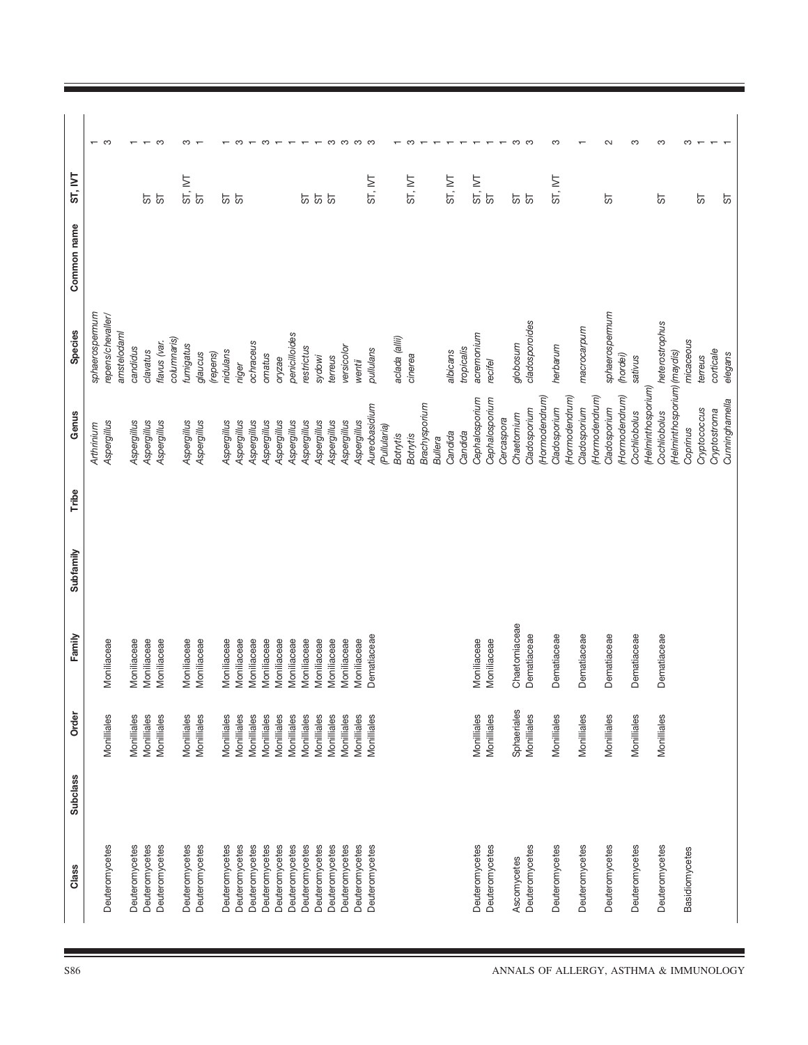| Class | Subclass | Order | Family | Subfamily | Tribe | Genus | Species | Common name | ST, IVT | |
|---|---|---|---|---|---|---|---|---|---|---|
| | | | | | | *Arthrinium* | *sphaerospermum* | | | 1 |
| Deuteromycetes | | Monilliales | Moniliaceae | | | *Aspergillus* | *repens/chevalieri/amstelodami* | | | 3 |
| Deuteromycetes | | Monilliales | Moniliaceae | | | *Aspergillus* | *candidus* | | | 1 |
| Deuteromycetes | | Monilliales | Moniliaceae | | | *Aspergillus* | *clavatus* | | ST | 1 |
| Deuteromycetes | | Monilliales | Moniliaceae | | | *Aspergillus* | *flavus (var. columnaris)* | | ST | 3 |
| Deuteromycetes | | Monilliales | Moniliaceae | | | *Aspergillus* | *fumigatus* | | ST, IVT | 3 |
| Deuteromycetes | | Monilliales | Moniliaceae | | | *Aspergillus* | *glaucus (repens)* | | ST | 1 |
| Deuteromycetes | | Monilliales | Moniliaceae | | | *Aspergillus* | *nidulans* | | ST | 1 |
| Deuteromycetes | | Monilliales | Moniliaceae | | | *Aspergillus* | *niger* | | ST | 3 |
| Deuteromycetes | | Monilliales | Moniliaceae | | | *Aspergillus* | *ochraceus* | | | 1 |
| Deuteromycetes | | Monilliales | Moniliaceae | | | *Aspergillus* | *ornatus* | | | 3 |
| Deuteromycetes | | Monilliales | Moniliaceae | | | *Aspergillus* | *oryzae* | | | 1 |
| Deuteromycetes | | Monilliales | Moniliaceae | | | *Aspergillus* | *penicilloides* | | | 1 |
| Deuteromycetes | | Monilliales | Moniliaceae | | | *Aspergillus* | *restrictus* | | ST | 1 |
| Deuteromycetes | | Monilliales | Moniliaceae | | | *Aspergillus* | *sydowi* | | ST | 1 |
| Deuteromycetes | | Monilliales | Moniliaceae | | | *Aspergillus* | *terreus* | | ST | 3 |
| Deuteromycetes | | Monilliales | Moniliaceae | | | *Aspergillus* | *versicolor* | | | 3 |
| Deuteromycetes | | Monilliales | Moniliaceae | | | *Aspergillus* | *wentii* | | | 3 |
| Deuteromycetes | | Monilliales | Dematiaceae | | | *Aureobasidium (Pullularia)* | *pullulans* | | ST, IVT | 3 |
| | | | | | | *Botrytis* | *aclada (allii)* | | | 1 |
| | | | | | | *Botrytis* | *cinerea* | | ST, IVT | 3 |
| | | | | | | *Brachysporium* | | | | 1 |
| | | | | | | *Bullera* | | | | 1 |
| | | | | | | *Candida* | *albicans* | | ST, IVT | 1 |
| | | | | | | *Candida* | *tropicalis* | | | 1 |
| Deuteromycetes | | Monilliales | Moniliaceae | | | *Cephalosporium* | *acremonium* | | ST, IVT | 1 |
| Deuteromycetes | | Monilliales | Moniliaceae | | | *Cephalosporium* | *recifei* | | ST | 1 |
| | | | | | | *Cercaspora* | | | | 1 |
| Ascomycetes | | Sphaeriales | Chaetomiaceae | | | *Chaetomium* | *globosum* | | ST | 3 |
| Deuteromycetes | | Monilliales | Dematiaceae | | | *Cladosporium (Hormodendrum)* | *cladosporoides* | | ST | 3 |
| Deuteromycetes | | Monilliales | Dematiaceae | | | *Cladosporium (Hormodendrum)* | *herbarum* | | ST, IVT | 3 |
| Deuteromycetes | | Monilliales | Dematiaceae | | | *Cladosporium (Hormodendrum)* | *macrocarpum* | | | 1 |
| Deuteromycetes | | Monilliales | Dematiaceae | | | *Cladosporium (Hormodendrum)* | *sphaerospermum* | | ST | 2 |
| Deuteromycetes | | Monilliales | Dematiaceae | | | *Cochliobolus (Helminthosporium)* | *(hordei) sativus* | | | 3 |
| Deuteromycetes | | Monilliales | Dematiaceae | | | *Cochliobolus (Helminthosporium)* | *heterostrophus (maydis)* | | ST | 3 |
| Basidiomycetes | | | | | | *Coprinus* | *micaceous* | | | 3 |
| | | | | | | *Cryptococcus* | *terreus* | | ST | 1 |
| | | | | | | *Cryptostroma* | *corticale* | | | 1 |
| | | | | | | *Cunninghamella* | *elegans* | | ST | 1 |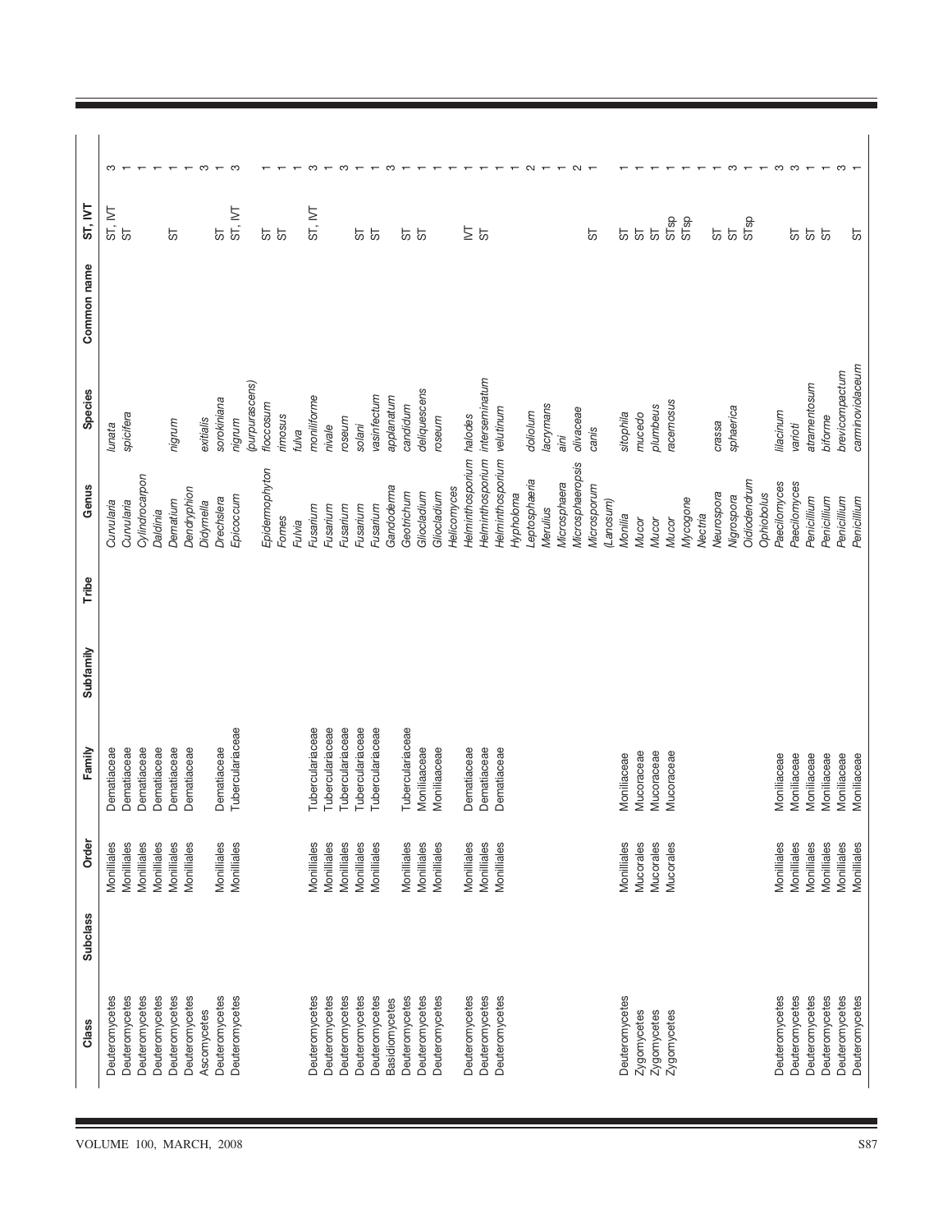| Class | Subclass | Order | Family | Subfamily | Tribe | Genus | Species | Common name | ST, IVT | |
|---|---|---|---|---|---|---|---|---|---|---|
| Deuteromycetes | | Monilliales | Dematiaceae | | | *Curvularia* | *lunata* | | ST, IVT | 3 |
| Deuteromycetes | | Monilliales | Dematiaceae | | | *Curvularia* | *spicifera* | | ST | 1 |
| Deuteromycetes | | Monilliales | Dematiaceae | | | *Cylindrocarpon* | | | | 1 |
| Deuteromycetes | | Monilliales | Dematiaceae | | | *Daldinia* | | | | 1 |
| Deuteromycetes | | Monilliales | Dematiaceae | | | *Dematium* | *nigrum* | | ST | 1 |
| Deuteromycetes | | Monilliales | Dematiaceae | | | *Dendryphion* | | | | 1 |
| Ascomycetes | | | | | | *Didymella* | *exitialis* | | | 3 |
| Deuteromycetes | | Monilliales | Dematiaceae | | | *Drechslera* | *sorokiniana* | | ST | 1 |
| Deuteromycetes | | Monilliales | Tuberculariaceae | | | *Epicoccum* | *nigrum (purpurascens)* | | ST, IVT | 3 |
| | | | | | | *Epidermophyton* | *floccosum* | | ST | 1 |
| | | | | | | *Fomes* | *rimosus* | | ST | 1 |
| | | | | | | *Fulvia* | *fulva* | | | 1 |
| Deuteromycetes | | Monilliales | Tuberculariaceae | | | *Fusarium* | *moniliforme* | | ST, IVT | 3 |
| Deuteromycetes | | Monilliales | Tuberculariaceae | | | *Fusarium* | *nivale* | | | 1 |
| Deuteromycetes | | Monilliales | Tuberculariaceae | | | *Fusarium* | *roseum* | | ST | 3 |
| Deuteromycetes | | Monilliales | Tuberculariaceae | | | *Fusarium* | *solani* | | ST | 1 |
| Deuteromycetes | | Monilliales | Tuberculariaceae | | | *Fusarium* | *vasinfectum* | | | 1 |
| Basidiomycetes | | | | | | *Gandoderma* | *applanatum* | | | 3 |
| Deuteromycetes | | Monilliales | Tuberculariaceae | | | *Geotrichum* | *candidum* | | ST | 1 |
| Deuteromycetes | | Monilliales | Moniliaaceae | | | *Gliocladium* | *deliquescens* | | ST | 1 |
| Deuteromycetes | | Monilliales | Moniliaaceae | | | *Gliocladium* | *roseum* | | | 1 |
| | | | | | | *Helicomyces* | | | | 1 |
| Deuteromycetes | | Monilliales | Dematiaceae | | | *Helminthosporium* | *halodes* | | IVT | 1 |
| Deuteromycetes | | Monilliales | Dematiaceae | | | *Helminthosporium* | *interseminatum* | | ST | 1 |
| Deuteromycetes | | Monilliales | Dematiaceae | | | *Helminthosporium* | *velutinum* | | | 1 |
| | | | | | | *Hypholoma* | | | | 1 |
| | | | | | | *Leptosphaeria* | *doliolum* | | | 2 |
| | | | | | | *Merulius* | *lacrymans* | | | 1 |
| | | | | | | *Microsphaera* | *aini* | | | 1 |
| | | | | | | *Microsphaeropsis* | *olivaceae* | | | 2 |
| | | | | | | *Microsporum (Lanosum)* | *canis* | | ST | 1 |
| Deuteromycetes | | Monilliales | Moniliaceae | | | *Monilia* | *sitophila* | | ST | 1 |
| Zygomycetes | | Mucorales | Mucoraceae | | | *Mucor* | *mucedo* | | ST | 1 |
| Zygomycetes | | Mucorales | Mucoraceae | | | *Mucor* | *plumbeus* | | ST | 1 |
| Zygomycetes | | Mucorales | Mucoraceae | | | *Mucor* | *racemosus* | | STsp | 1 |
| | | | | | | *Mycogone* | | | STsp | 1 |
| | | | | | | *Nectria* | | | | 1 |
| | | | | | | *Neurospora* | *crassa* | | ST | 1 |
| | | | | | | *Nigrospora* | *sphaerica* | | ST | 3 |
| | | | | | | *Oidiodendrum* | | | STsp | 1 |
| | | | | | | *Ophiobolus* | | | | 1 |
| Deuteromycetes | | Monilliales | Moniliaceae | | | *Paecilomyces* | *lilacinum* | | | 3 |
| Deuteromycetes | | Monilliales | Moniliaceae | | | *Paecilomyces* | *varioti* | | ST | 3 |
| Deuteromycetes | | Monilliales | Moniliaceae | | | *Penicillium* | *atramentosum* | | ST | 1 |
| Deuteromycetes | | Monilliales | Moniliaceae | | | *Penicillium* | *biforme* | | ST | 1 |
| Deuteromycetes | | Monilliales | Moniliaceae | | | *Penicillium* | *brevicompactum* | | | 3 |
| Deuteromycetes | | Monilliales | Moniliaceae | | | *Penicillium* | *carminoviolaceum* | | ST | 1 |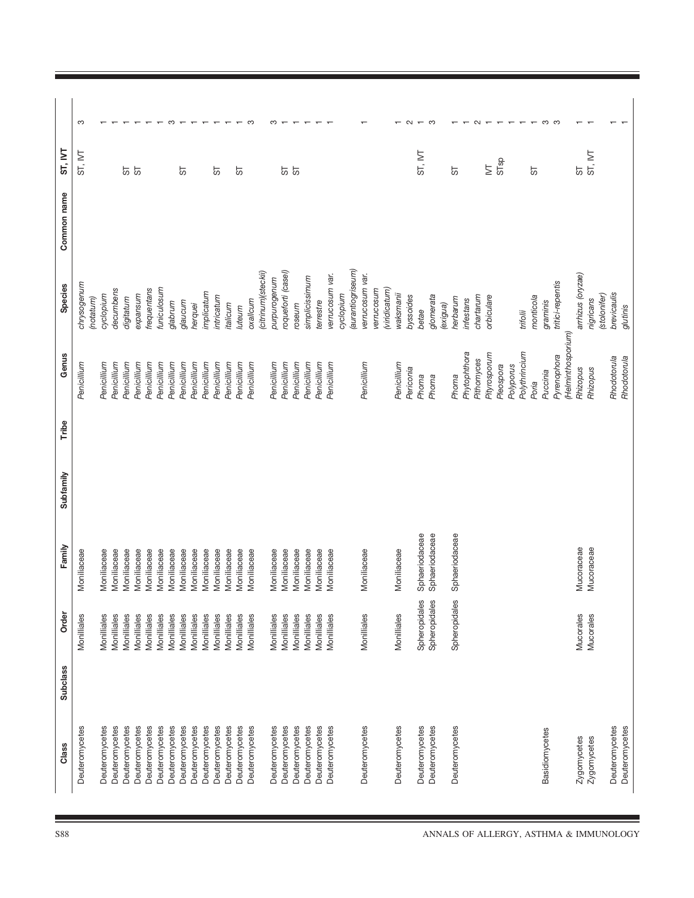| Class | Subclass | Order | Family | Subfamily | Tribe | Genus | Species | Common name | ST, IVT | |
|---|---|---|---|---|---|---|---|---|---|---|
| Deuteromycetes | | Monilliales | Moniliaceae | | | Penicillium | chrysogenum (notatum) | | ST, IVT | 3 |
| Deuteromycetes | | Monilliales | Moniliaceae | | | Penicillium | cyclopium | | | 1 |
| Deuteromycetes | | Monilliales | Moniliaceae | | | Penicillium | decumbens | | | 1 |
| Deuteromycetes | | Monilliales | Moniliaceae | | | Penicillium | digitatum | | ST | 1 |
| Deuteromycetes | | Monilliales | Moniliaceae | | | Penicillium | expansum | | ST | 1 |
| Deuteromycetes | | Monilliales | Moniliaceae | | | Penicillium | frequentans | | | 1 |
| Deuteromycetes | | Monilliales | Moniliaceae | | | Penicillium | funiculosum | | | 1 |
| Deuteromycetes | | Monilliales | Moniliaceae | | | Penicillium | glabrum | | | 3 |
| Deuteromycetes | | Monilliales | Moniliaceae | | | Penicillium | glaucum | | ST | 1 |
| Deuteromycetes | | Monilliales | Moniliaceae | | | Penicillium | herquei | | | 1 |
| Deuteromycetes | | Monilliales | Moniliaceae | | | Penicillium | implicatum | | | 1 |
| Deuteromycetes | | Monilliales | Moniliaceae | | | Penicillium | intricatum | | ST | 1 |
| Deuteromycetes | | Monilliales | Moniliaceae | | | Penicillium | italicum | | | 1 |
| Deuteromycetes | | Monilliales | Moniliaceae | | | Penicillium | luteum | | ST | 1 |
| Deuteromycetes | | Monilliales | Moniliaceae | | | Penicillium | oxalicum (citrinum)(steckii) | | | 3 |
| Deuteromycetes | | Monilliales | Moniliaceae | | | Penicillium | purpurogenum | | ST | 3 |
| Deuteromycetes | | Monilliales | Moniliaceae | | | Penicillium | roqueforti (casei) | | ST | 1 |
| Deuteromycetes | | Monilliales | Moniliaceae | | | Penicillium | roseum | | | 1 |
| Deuteromycetes | | Monilliales | Moniliaceae | | | Penicillium | simplicissimum | | | 1 |
| Deuteromycetes | | Monilliales | Moniliaceae | | | Penicillium | terrestre | | | 1 |
| Deuteromycetes | | Monilliales | Moniliaceae | | | Penicillium | verrucosum var. cyclopium (aurantiogriseum) | | | 1 |
| Deuteromycetes | | Monilliales | Moniliaceae | | | Penicillium | verrucosum var. verrucosum (viridicatum) | | | 1 |
| Deuteromycetes | | Monilliales | Moniliaceae | | | Penicillium | waksmanii | | | 1 |
| Deuteromycetes | | Spheropidales | Sphaeriodaceae | | | Periconia | byssoides | | | 2 |
| Deuteromycetes | | Spheropidales | Sphaeriodaceae | | | Phoma | betae | | ST, IVT | 1 |
| | | | | | | Phoma | glomerata (exigua) | | | 3 |
| Deuteromycetes | | Spheropidales | Sphaeriodaceae | | | Phoma | herbarum | | ST | 1 |
| | | | | | | Phytophthora | infestans | | | 1 |
| | | | | | | Pithomyces | chartarum | | | 2 |
| | | | | | | Pityrosporum | orbiculare | | IVT | 1 |
| | | | | | | Pleospora | | | STsp | 1 |
| | | | | | | Polyporus | | | | 1 |
| | | | | | | Polythrincium | trifolii | | | 1 |
| Basidiomycetes | | | | | | Poria | monticola | | ST | 1 |
| | | | | | | Puccinia | graminis | | | 3 |
| | | | | | | Pyrenophora (Helminthosporium) | tritici-repentis | | | 3 |
| Zygomycetes | | Mucorales | Mucoraceae | | | Rhizopus | arrhizus (oryzae) | | ST | 1 |
| Zygomycetes | | Mucorales | Mucoraceae | | | Rhizopus | nigricans (stolonifer) | | ST, IVT | 1 |
| Deuteromycetes | | | | | | Rhodotorula | brevicaulis | | | 1 |
| Deuteromycetes | | | | | | Rhodotorula | glutinis | | | 1 |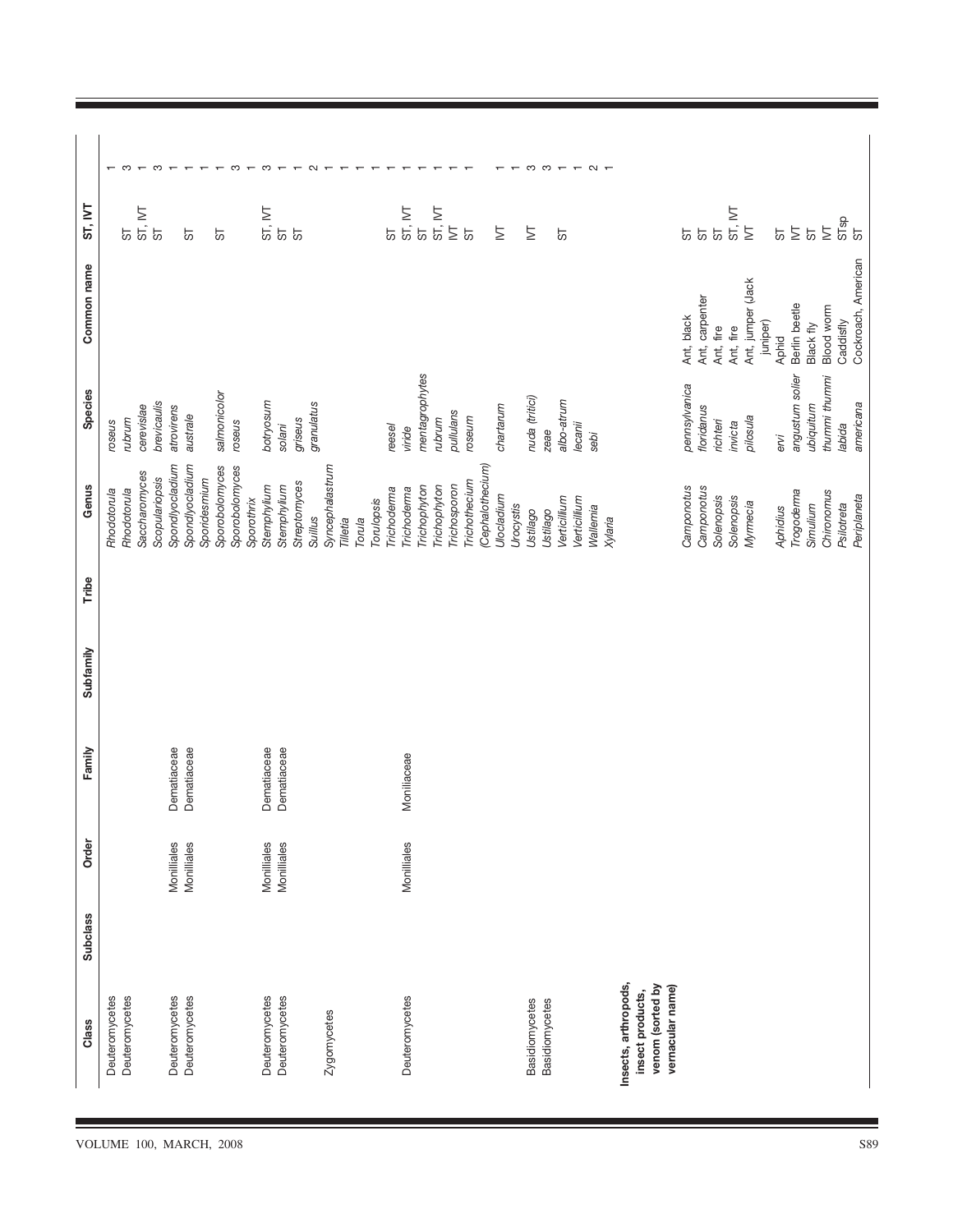| Class | Subclass | Order | Family | Subfamily | Tribe | Genus | Species | Common name | ST, IVT | |
|---|---|---|---|---|---|---|---|---|---|---|
| Deuteromycetes | | | | | | *Rhodotorula* | *roseus* | | | 1 |
| Deuteromycetes | | | | | | *Rhodotorula* | *rubrum* | | ST | 3 |
| | | | | | | *Saccharomyces* | *cerevisiae* | | ST, IVT | 1 |
| | | | | | | *Scopulariopsis* | *brevicaulis* | | ST | 3 |
| Deuteromycetes | | Moniliales | Dematiaceae | | | *Spondylocladium* | *atrovirens* | | | 1 |
| Deuteromycetes | | Moniliales | Dematiaceae | | | *Spondylocladium* | *australe* | | ST | 1 |
| | | | | | | *Sporidesmium* | | | | 1 |
| | | | | | | *Sporobolomyces* | *salmonicolor* | | ST | 1 |
| | | | | | | *Sporobolomyces* | *roseus* | | | 3 |
| | | | | | | *Sporothrix* | | | | 1 |
| Deuteromycetes | | Moniliales | Dematiaceae | | | *Stemphylium* | *botryosum* | | ST, IVT | 3 |
| Deuteromycetes | | Moniliales | Dematiaceae | | | *Stemphylium* | *solani* | | ST | 1 |
| | | | | | | *Streptomyces* | *griseus* | | ST | 1 |
| | | | | | | *Suillus* | *granulatus* | | | 2 |
| Zygomycetes | | | | | | *Syncephalastrum* | | | | 1 |
| | | | | | | *Tilletia* | | | | 1 |
| | | | | | | *Torula* | | | | 1 |
| | | | | | | *Torulopsis* | | | | 1 |
| Deuteromycetes | | Moniliales | Moniliaceae | | | *Trichoderma* | *reesei* | | ST | 1 |
| | | | | | | *Trichoderma* | *viride* | | ST, IVT | 1 |
| | | | | | | *Trichophyton* | *mentagrophytes* | | ST | 1 |
| | | | | | | *Trichophyton* | *rubrum* | | ST, IVT | 1 |
| | | | | | | *Trichosporon* | *pullulans* | | IVT | 1 |
| | | | | | | *Trichothecium (Cephalothecium)* | *roseum* | | ST | 1 |
| | | | | | | *Ulocladium* | *chartarum* | | IVT | 1 |
| | | | | | | *Urocystis* | | | | 1 |
| Basidiomycetes | | | | | | *Ustilago* | *nuda (tritici)* | | IVT | 3 |
| Basidiomycetes | | | | | | *Ustilago* | *zeae* | | | 3 |
| | | | | | | *Verticillium* | *albo-atrum* | | ST | 1 |
| | | | | | | *Verticillium* | *lecanii* | | | 1 |
| | | | | | | *Wallemia* | *sebi* | | | 2 |
| | | | | | | *Xylaria* | | | | 1 |
| **Insects, arthropods, insect products, venom (sorted by vernacular name)** | | | | | | | | | | |
| | | | | | | *Camponotus* | *pennsylvanica* | Ant, black | ST | |
| | | | | | | *Camponotus* | *floridanus* | Ant, carpenter | ST | |
| | | | | | | *Solenopsis* | *richteri* | Ant, fire | ST | |
| | | | | | | *Solenopsis* | *invicta* | Ant, fire | ST, IVT | |
| | | | | | | *Myrmecia* | *pilosula* | Ant, jumper (Jack jumper) | IVT | |
| | | | | | | *Aphidius* | *ervi* | Aphid | ST | |
| | | | | | | *Trogoderma* | *angustum solier* | Berlin beetle | IVT | |
| | | | | | | *Simulium* | *ubiquitum* | Black fly | ST | |
| | | | | | | *Chironomus* | *thummi thummi* | Blood worm | IVT | |
| | | | | | | *Psilotreta* | *labida* | Caddisfly | STsp | |
| | | | | | | *Periplaneta* | *americana* | Cockroach, American | ST | |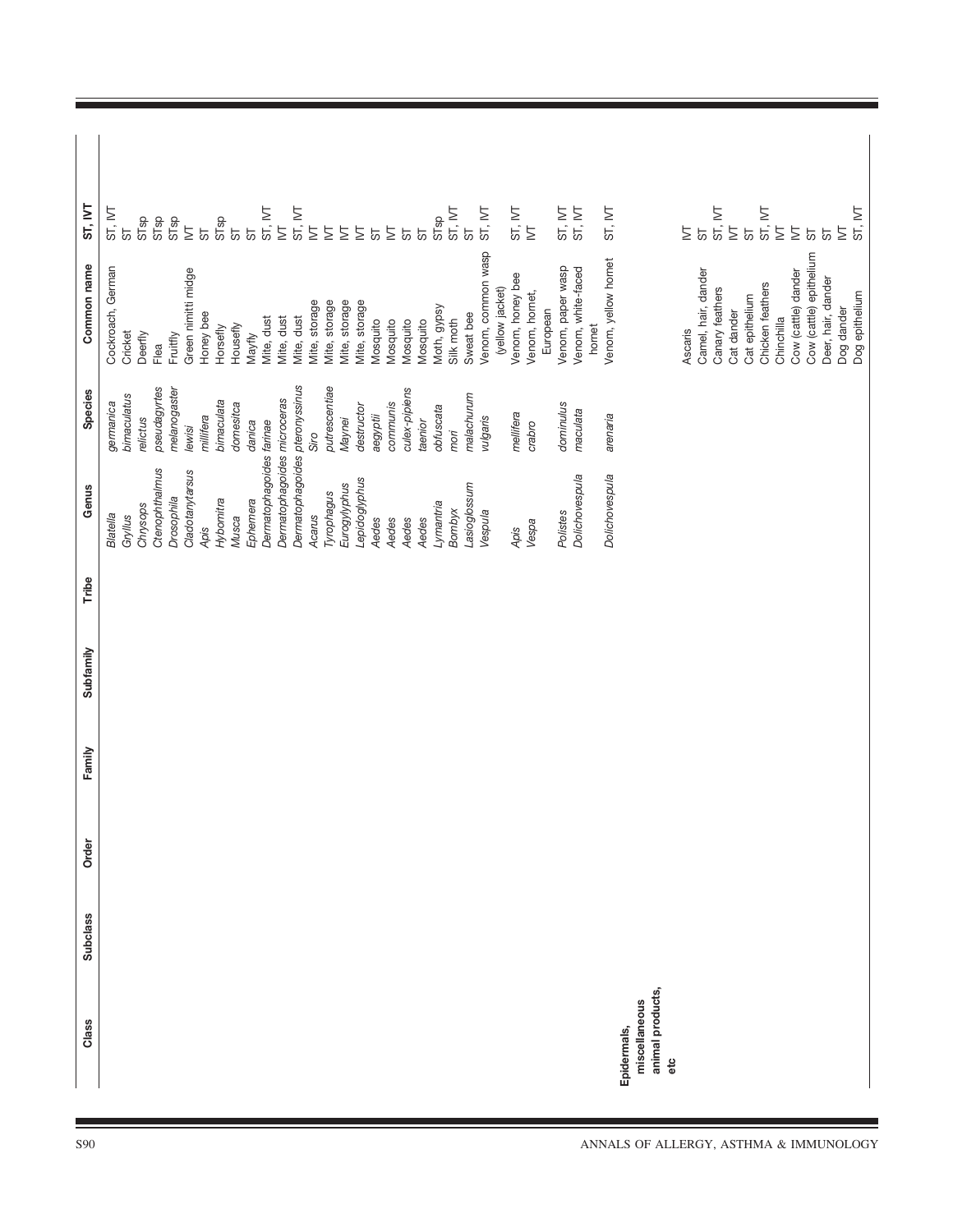| Class | Subclass | Order | Family | Subfamily | Tribe | Genus | Species | Common name | ST, IVT |
|---|---|---|---|---|---|---|---|---|---|
| | | | | | | *Blatella* | *germanica* | Cockroach, German | ST, IVT |
| | | | | | | *Gryllus* | *bimaculatus* | Cricket | ST |
| | | | | | | *Chrysops* | *relictus* | Deerfly | STsp |
| | | | | | | *Ctenophthalmus* | *pseudagyrtes* | Flea | STsp |
| | | | | | | *Drosophila* | *melanogaster* | Fruitfly | STsp |
| | | | | | | *Cladotanytarsus* | *lewisi* | Green nimitti midge | IVT |
| | | | | | | *Apis* | *millifera* | Honey bee | ST |
| | | | | | | *Hybomitra* | *bimaculata* | Horsefly | STsp |
| | | | | | | *Musca* | *domesitca* | Housefly | ST |
| | | | | | | *Ephemera* | *danica* | Mayfly | ST |
| | | | | | | *Dermatophagoides farinae* | | Mite, dust | ST, IVT |
| | | | | | | *Dermatophagoides microceras* | | Mite, dust | IVT |
| | | | | | | *Dermatophagoides pteronyssinus* | | Mite, dust | ST, IVT |
| | | | | | | *Acarus* | *Siro* | Mite, storage | IVT |
| | | | | | | *Tyrophagus* | *putrescentiae* | Mite, storage | IVT |
| | | | | | | *Eurogylyphus* | *Maynei* | Mite, storage | IVT |
| | | | | | | *Lepidoglyphus* | *destructor* | Mite, storage | IVT |
| | | | | | | *Aedes* | *aegyptii* | Mosquito | ST |
| | | | | | | *Aedes* | *communis* | Mosquito | IVT |
| | | | | | | *Aedes* | *culex-pipiens* | Mosquito | ST |
| | | | | | | *Aedes* | *taenior* | Mosquito | ST |
| | | | | | | *Lymantria* | *obfuscata* | Moth, gypsy | STsp |
| | | | | | | *Bombyx* | *mori* | Silk moth | ST, IVT |
| | | | | | | *Lasioglossum* | *malachurum* | Sweat bee | ST |
| | | | | | | *Vespula* | *vulgaris* | Venom, common wasp (yellow jacket) | ST, IVT |
| | | | | | | *Apis* | *mellifera* | Venom, honey bee | ST, IVT |
| | | | | | | *Vespa* | *crabro* | Venom, hornet, European | IVT |
| | | | | | | *Polistes* | *dominulus* | Venom, paper wasp | ST, IVT |
| | | | | | | *Dolichovespula* | *maculata* | Venom, white-faced hornet | ST, IVT |
| | | | | | | *Dolichovespula* | *arenaria* | Venom, yellow hornet | ST, IVT |
| **Epidermals, miscellaneous animal products, etc** | | | | | | | | | |
| | | | | | | | | Ascaris | IVT |
| | | | | | | | | Camel, hair, dander | ST |
| | | | | | | | | Canary feathers | ST, IVT |
| | | | | | | | | Cat dander | IVT |
| | | | | | | | | Cat epithelium | ST |
| | | | | | | | | Chicken feathers | ST, IVT |
| | | | | | | | | Chinchilla | IVT |
| | | | | | | | | Cow (cattle) dander | IVT |
| | | | | | | | | Cow (cattle) epithelium | ST |
| | | | | | | | | Deer, hair, dander | ST |
| | | | | | | | | Dog dander | IVT |
| | | | | | | | | Dog epithelium | ST, IVT |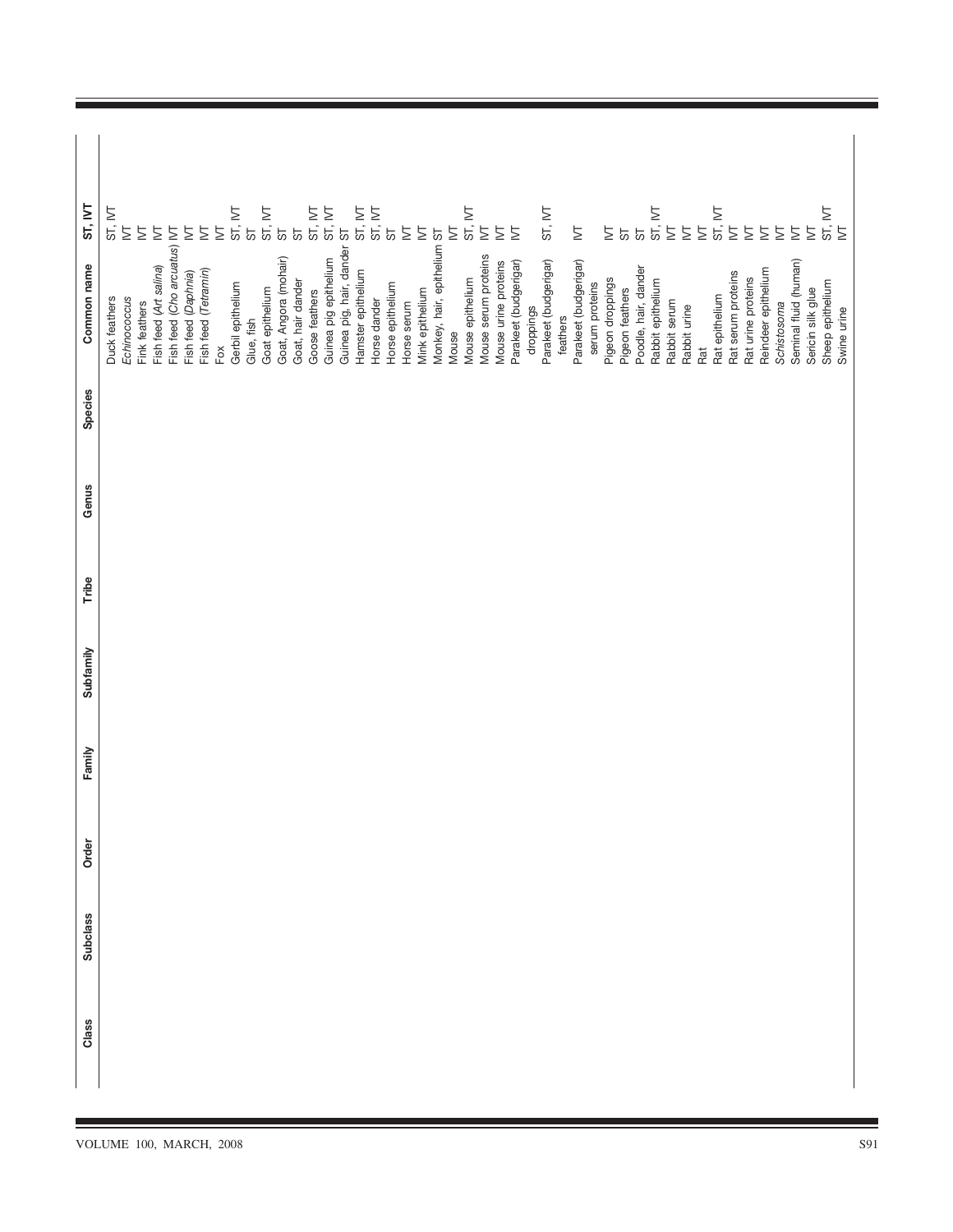| Class | Subclass | Order | Family | Subfamily | Tribe | Genus | Species | Common name | ST, IVT |
|---|---|---|---|---|---|---|---|---|---|
| | | | | | | | | Duck feathers | ST, IVT |
| | | | | | | | | *Echinococcus* | IVT |
| | | | | | | | | Fink feathers | IVT |
| | | | | | | | | Fish feed (*Art salina*) | IVT |
| | | | | | | | | Fish feed (*Cho arcuatus*) | IVT |
| | | | | | | | | Fish feed (*Daphnia*) | IVT |
| | | | | | | | | Fish feed (*Tetramin*) | IVT |
| | | | | | | | | Fox | IVT |
| | | | | | | | | Gerbil epithelium | ST, IVT |
| | | | | | | | | Glue, fish | ST |
| | | | | | | | | Goat epithelium | ST, IVT |
| | | | | | | | | Goat, Angora (mohair) | ST |
| | | | | | | | | Goat, hair dander | ST |
| | | | | | | | | Goose feathers | ST, IVT |
| | | | | | | | | Guinea pig epithelium | ST, IVT |
| | | | | | | | | Guinea pig, hair, dander | ST |
| | | | | | | | | Hamster epithelium | ST, IVT |
| | | | | | | | | Horse dander | ST, IVT |
| | | | | | | | | Horse epithelium | ST |
| | | | | | | | | Horse serum | IVT |
| | | | | | | | | Mink epithelium | IVT |
| | | | | | | | | Monkey, hair, epithelium | ST |
| | | | | | | | | Mouse | IVT |
| | | | | | | | | Mouse epithelium | ST, IVT |
| | | | | | | | | Mouse serum proteins | IVT |
| | | | | | | | | Mouse urine proteins | IVT |
| | | | | | | | | Parakeet (budgerigar) droppings | IVT |
| | | | | | | | | Parakeet (budgerigar) feathers | ST, IVT |
| | | | | | | | | Parakeet (budgerigar) serum proteins | IVT |
| | | | | | | | | Pigeon droppings | IVT |
| | | | | | | | | Pigeon feathers | ST |
| | | | | | | | | Poodle, hair, dander | ST |
| | | | | | | | | Rabbit epithelium | ST, IVT |
| | | | | | | | | Rabbit serum | IVT |
| | | | | | | | | Rabbit urine | IVT |
| | | | | | | | | Rat | IVT |
| | | | | | | | | Rat epithelium | ST, IVT |
| | | | | | | | | Rat serum proteins | IVT |
| | | | | | | | | Rat urine proteins | IVT |
| | | | | | | | | Reindeer epithelium | IVT |
| | | | | | | | | *Schistosoma* | IVT |
| | | | | | | | | Seminal fluid (human) | IVT |
| | | | | | | | | Sericin silk glue | IVT |
| | | | | | | | | Sheep epithelium | ST, IVT |
| | | | | | | | | Swine urine | IVT |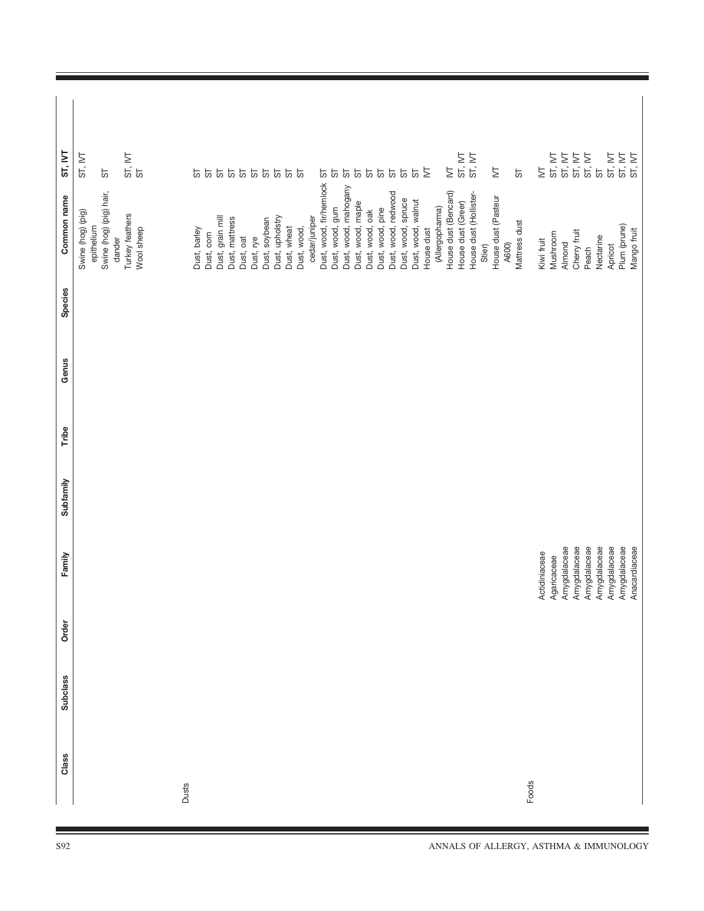| Class | Subclass | Order | Family | Subfamily | Tribe | Genus | Species | Common name | ST, IVT |
|---|---|---|---|---|---|---|---|---|---|
| | | | | | | | | Swine (hog) (pig) epithelium | ST, IVT |
| | | | | | | | | Swine (hog) (pig) hair, dander | ST |
| | | | | | | | | Turkey feathers | ST, IVT |
| | | | | | | | | Wool sheep | ST |
| Dusts | | | | | | | | | |
| | | | | | | | | Dust, barley | ST |
| | | | | | | | | Dust, corn | ST |
| | | | | | | | | Dust, grain mill | ST |
| | | | | | | | | Dust, mattress | ST |
| | | | | | | | | Dust, oat | ST |
| | | | | | | | | Dust, rye | ST |
| | | | | | | | | Dust, soybean | ST |
| | | | | | | | | Dust, upholstry | ST |
| | | | | | | | | Dust, wheat | ST |
| | | | | | | | | Dust, wood, cedar/juniper | ST |
| | | | | | | | | Dust, wood, fir/hemlock | ST |
| | | | | | | | | Dust, wood, gum | ST |
| | | | | | | | | Dust, wood, mahogany | ST |
| | | | | | | | | Dust, wood, maple | ST |
| | | | | | | | | Dust, wood, oak | ST |
| | | | | | | | | Dust, wood, pine | ST |
| | | | | | | | | Dust, wood, redwood | ST |
| | | | | | | | | Dust, wood, spruce | ST |
| | | | | | | | | Dust, wood, walnut | ST |
| | | | | | | | | House dust (Allergopharma) | IVT |
| | | | | | | | | House dust (Bencard) | IVT |
| | | | | | | | | House dust (Greer) | ST, IVT |
| | | | | | | | | House dust (Hollister-Stier) | ST, IVT |
| | | | | | | | | House dust (Pasteur A600) | IVT |
| | | | | | | | | Mattress dust | ST |
| Foods | | | | | | | | | |
| | | | Actidiniaceae | | | | | Kiwi fruit | IVT |
| | | | Agaricaceae | | | | | Mushroom | ST, IVT |
| | | | Amygdalaceae | | | | | Almond | ST, IVT |
| | | | Amygdalaceae | | | | | Cherry fruit | ST, IVT |
| | | | Amygdalaceae | | | | | Peach | ST, IVT |
| | | | Amygdalaceae | | | | | Nectarine | ST |
| | | | Amygdalaceae | | | | | Apricot | ST, IVT |
| | | | Amygdalaceae | | | | | Plum (prune) | ST, IVT |
| | | | Anacardiaceae | | | | | Mango fruit | ST, IVT |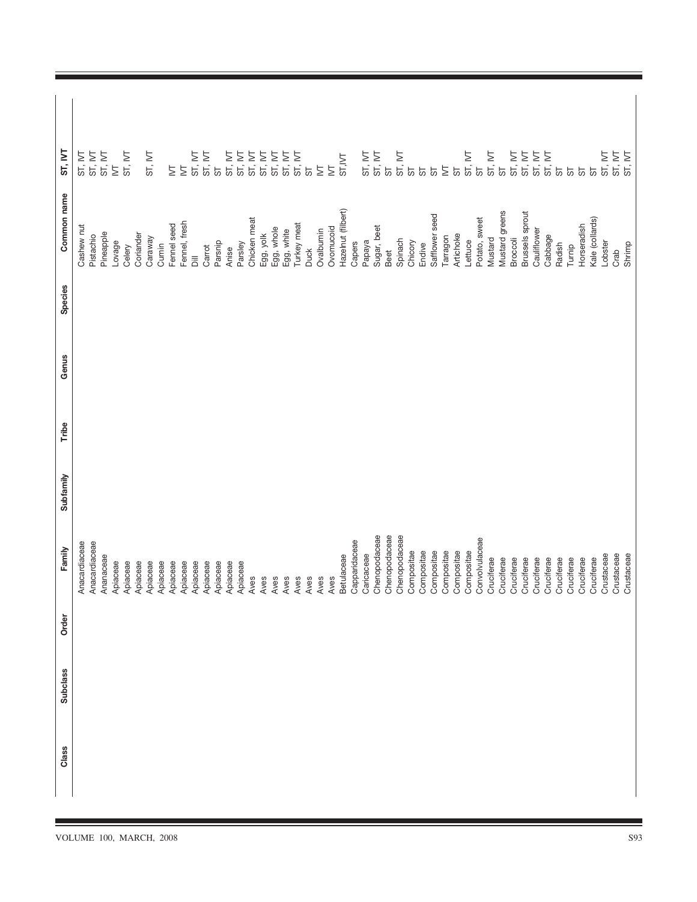| Class | Subclass | Order | Family | Subfamily | Tribe | Genus | Species | Common name | ST, IVT |
|---|---|---|---|---|---|---|---|---|---|
| | | | Anacardiaceae | | | | | Cashew nut | ST, IVT |
| | | | Anacardiaceae | | | | | Pistachio | ST, IVT |
| | | | Ananaceae | | | | | Pineapple | ST, IVT |
| | | | Apiaceae | | | | | Lovage | IVT |
| | | | Apiaceae | | | | | Celery | ST, IVT |
| | | | Apiaceae | | | | | Coriander | |
| | | | Apiaceae | | | | | Caraway | ST, IVT |
| | | | Apiaceae | | | | | Cumin | |
| | | | Apiaceae | | | | | Fennel seed | IVT |
| | | | Apiaceae | | | | | Fennel, fresh | IVT |
| | | | Apiaceae | | | | | Dill | ST, IVT |
| | | | Apiaceae | | | | | Carrot | ST, IVT |
| | | | Apiaceae | | | | | Parsnip | ST |
| | | | Apiaceae | | | | | Anise | ST, IVT |
| | | | Apiaceae | | | | | Parsley | ST, IVT |
| | | | Aves | | | | | Chicken meat | ST, IVT |
| | | | Aves | | | | | Egg, yolk | ST, IVT |
| | | | Aves | | | | | Egg, whole | ST, IVT |
| | | | Aves | | | | | Egg, white | ST, IVT |
| | | | Aves | | | | | Turkey meat | ST, IVT |
| | | | Aves | | | | | Duck | ST |
| | | | Aves | | | | | Ovalbumin | IVT |
| | | | Aves | | | | | Ovomucoid | IVT |
| | | | Betulaceae | | | | | Hazelnut (filbert) | ST,IVT |
| | | | Capparidaceae | | | | | Capers | |
| | | | Caricaceae | | | | | Papaya | ST, IVT |
| | | | Chenopodaceae | | | | | Sugar, beet | ST, IVT |
| | | | Chenopodaceae | | | | | Beet | ST |
| | | | Chenopodaceae | | | | | Spinach | ST, IVT |
| | | | Compositae | | | | | Chicory | ST |
| | | | Compositae | | | | | Endive | ST |
| | | | Compositae | | | | | Safflower seed | ST |
| | | | Compositae | | | | | Tarragon | IVT |
| | | | Compositae | | | | | Artichoke | ST |
| | | | Compositae | | | | | Lettuce | ST, IVT |
| | | | Convolvulaceae | | | | | Potato, sweet | ST |
| | | | Cruciferae | | | | | Mustard | ST, IVT |
| | | | Cruciferae | | | | | Mustard greens | ST |
| | | | Cruciferae | | | | | Broccoli | ST, IVT |
| | | | Cruciferae | | | | | Brussels sprout | ST, IVT |
| | | | Cruciferae | | | | | Cauliflower | ST, IVT |
| | | | Cruciferae | | | | | Cabbage | ST, IVT |
| | | | Cruciferae | | | | | Radish | ST |
| | | | Cruciferae | | | | | Turnip | ST |
| | | | Cruciferae | | | | | Horseradish | ST |
| | | | Cruciferae | | | | | Kale (collards) | ST |
| | | | Crustaceae | | | | | Lobster | ST, IVT |
| | | | Crustaceae | | | | | Crab | ST, IVT |
| | | | Crustaceae | | | | | Shrimp | ST, IVT |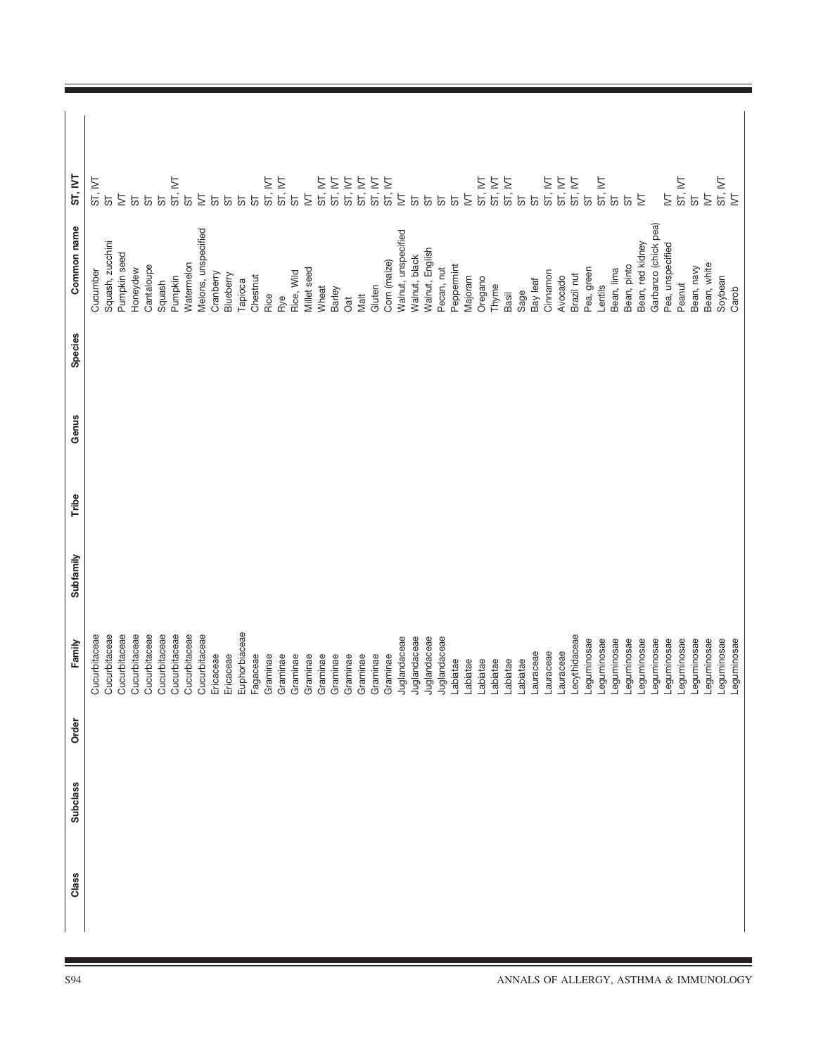| Class | Subclass | Order | Family | Subfamily | Tribe | Genus | Species | Common name | ST, IVT |
|---|---|---|---|---|---|---|---|---|---|
| | | | Cucurbitaceae | | | | | Cucumber | ST, IVT |
| | | | Cucurbitaceae | | | | | Squash, zucchini | ST |
| | | | Cucurbitaceae | | | | | Pumpkin seed | IVT |
| | | | Cucurbitaceae | | | | | Honeydew | ST |
| | | | Cucurbitaceae | | | | | Cantaloupe | ST |
| | | | Cucurbitaceae | | | | | Squash | ST |
| | | | Cucurbitaceae | | | | | Pumpkin | ST, IVT |
| | | | Cucurbitaceae | | | | | Watermelon | ST |
| | | | Cucurbitaceae | | | | | Melons, unspecified | IVT |
| | | | Ericaceae | | | | | Cranberry | ST |
| | | | Ericaceae | | | | | Blueberry | ST |
| | | | Euphorbiaceae | | | | | Tapioca | ST |
| | | | Fagaceae | | | | | Chestnut | ST |
| | | | Graminae | | | | | Rice | ST, IVT |
| | | | Graminae | | | | | Rye | ST, IVT |
| | | | Graminae | | | | | Rice, Wild | ST |
| | | | Graminae | | | | | Millet seed | IVT |
| | | | Graminae | | | | | Wheat | ST, IVT |
| | | | Graminae | | | | | Barley | ST, IVT |
| | | | Graminae | | | | | Oat | ST, IVT |
| | | | Graminae | | | | | Malt | ST, IVT |
| | | | Graminae | | | | | Gluten | ST, IVT |
| | | | Graminae | | | | | Corn (maize) | ST, IVT |
| | | | Juglandaceae | | | | | Walnut, unspecified | IVT |
| | | | Juglandaceae | | | | | Walnut, black | ST |
| | | | Juglandaceae | | | | | Walnut, English | ST |
| | | | Juglandaceae | | | | | Pecan, nut | ST |
| | | | Labiatae | | | | | Peppermint | ST |
| | | | Labiatae | | | | | Majoram | IVT |
| | | | Labiatae | | | | | Oregano | ST, IVT |
| | | | Labiatae | | | | | Thyme | ST, IVT |
| | | | Labiatae | | | | | Basil | ST, IVT |
| | | | Labiatae | | | | | Sage | ST |
| | | | Lauraceae | | | | | Bay leaf | ST |
| | | | Lauraceae | | | | | Cinnamon | ST, IVT |
| | | | Lauraceae | | | | | Avocado | ST, IVT |
| | | | Lecythidaceae | | | | | Brazil nut | ST, IVT |
| | | | Leguminosae | | | | | Pea, green | ST |
| | | | Leguminosae | | | | | Lentils | ST, IVT |
| | | | Leguminosae | | | | | Bean, lima | ST |
| | | | Leguminosae | | | | | Bean, pinto | ST |
| | | | Leguminosae | | | | | Bean, red kidney | IVT |
| | | | Leguminosae | | | | | Garbanzo (chick pea) | |
| | | | Leguminosae | | | | | Pea, unspecified | IVT |
| | | | Leguminosae | | | | | Peanut | ST, IVT |
| | | | Leguminosae | | | | | Bean, navy | ST |
| | | | Leguminosae | | | | | Bean, white | IVT |
| | | | Leguminosae | | | | | Soybean | ST, IVT |
| | | | Leguminosae | | | | | Carob | IVT |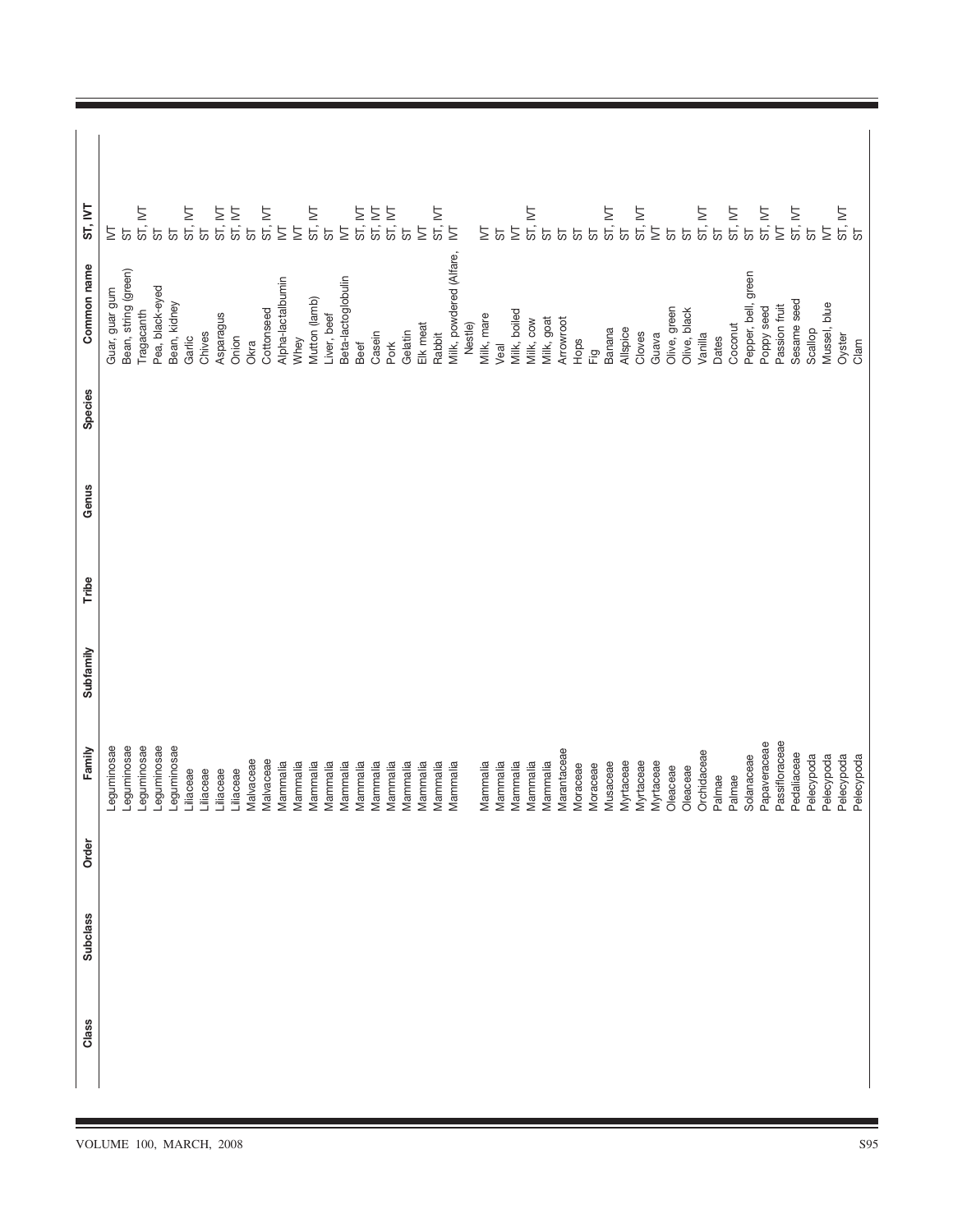| Class | Subclass | Order | Family | Subfamily | Tribe | Genus | Species | Common name | ST, IVT |
|---|---|---|---|---|---|---|---|---|---|
| | | | Leguminosae | | | | | Guar, guar gum | IVT |
| | | | Leguminosae | | | | | Bean, string (green) | ST |
| | | | Leguminosae | | | | | Tragacanth | ST, IVT |
| | | | Leguminosae | | | | | Pea, black-eyed | ST |
| | | | Leguminosae | | | | | Bean, kidney | ST |
| | | | Liliaceae | | | | | Garlic | ST, IVT |
| | | | Liliaceae | | | | | Chives | ST |
| | | | Liliaceae | | | | | Asparagus | ST, IVT |
| | | | Liliaceae | | | | | Onion | ST, IVT |
| | | | Malvaceae | | | | | Okra | ST |
| | | | Malvaceae | | | | | Cottonseed | ST, IVT |
| | | | Mammalia | | | | | Alpha-lactalbumin | IVT |
| | | | Mammalia | | | | | Whey | IVT |
| | | | Mammalia | | | | | Mutton (lamb) | ST, IVT |
| | | | Mammalia | | | | | Liver, beef | ST |
| | | | Mammalia | | | | | Beta-lactoglobulin | IVT |
| | | | Mammalia | | | | | Beef | ST, IVT |
| | | | Mammalia | | | | | Casein | ST, IVT |
| | | | Mammalia | | | | | Pork | ST, IVT |
| | | | Mammalia | | | | | Gelatin | ST |
| | | | Mammalia | | | | | Elk meat | IVT |
| | | | Mammalia | | | | | Rabbit | ST, IVT |
| | | | Mammalia | | | | | Milk, powdered (Alfare, Nestle) | IVT |
| | | | Mammalia | | | | | Milk, mare | IVT |
| | | | Mammalia | | | | | Veal | ST |
| | | | Mammalia | | | | | Milk, boiled | IVT |
| | | | Mammalia | | | | | Milk, cow | ST, IVT |
| | | | Mammalia | | | | | Milk, goat | ST |
| | | | Marantaceae | | | | | Arrowroot | ST |
| | | | Moraceae | | | | | Hops | ST |
| | | | Moraceae | | | | | Fig | ST |
| | | | Musaceae | | | | | Banana | ST, IVT |
| | | | Myrtaceae | | | | | Allspice | ST |
| | | | Myrtaceae | | | | | Cloves | ST, IVT |
| | | | Myrtaceae | | | | | Guava | IVT |
| | | | Oleaceae | | | | | Olive, green | ST |
| | | | Oleaceae | | | | | Olive, black | ST |
| | | | Orchidaceae | | | | | Vanilla | ST, IVT |
| | | | Palmae | | | | | Dates | ST |
| | | | Palmae | | | | | Coconut | ST, IVT |
| | | | Solanaceae | | | | | Pepper, bell, green | ST |
| | | | Papaveraceae | | | | | Poppy seed | ST, IVT |
| | | | Passifloraceae | | | | | Passion fruit | IVT |
| | | | Pedaliaceae | | | | | Sesame seed | ST, IVT |
| | | | Pelecypoda | | | | | Scallop | ST |
| | | | Pelecypoda | | | | | Mussel, blue | IVT |
| | | | Pelecypoda | | | | | Oyster | ST, IVT |
| | | | Pelecypoda | | | | | Clam | ST |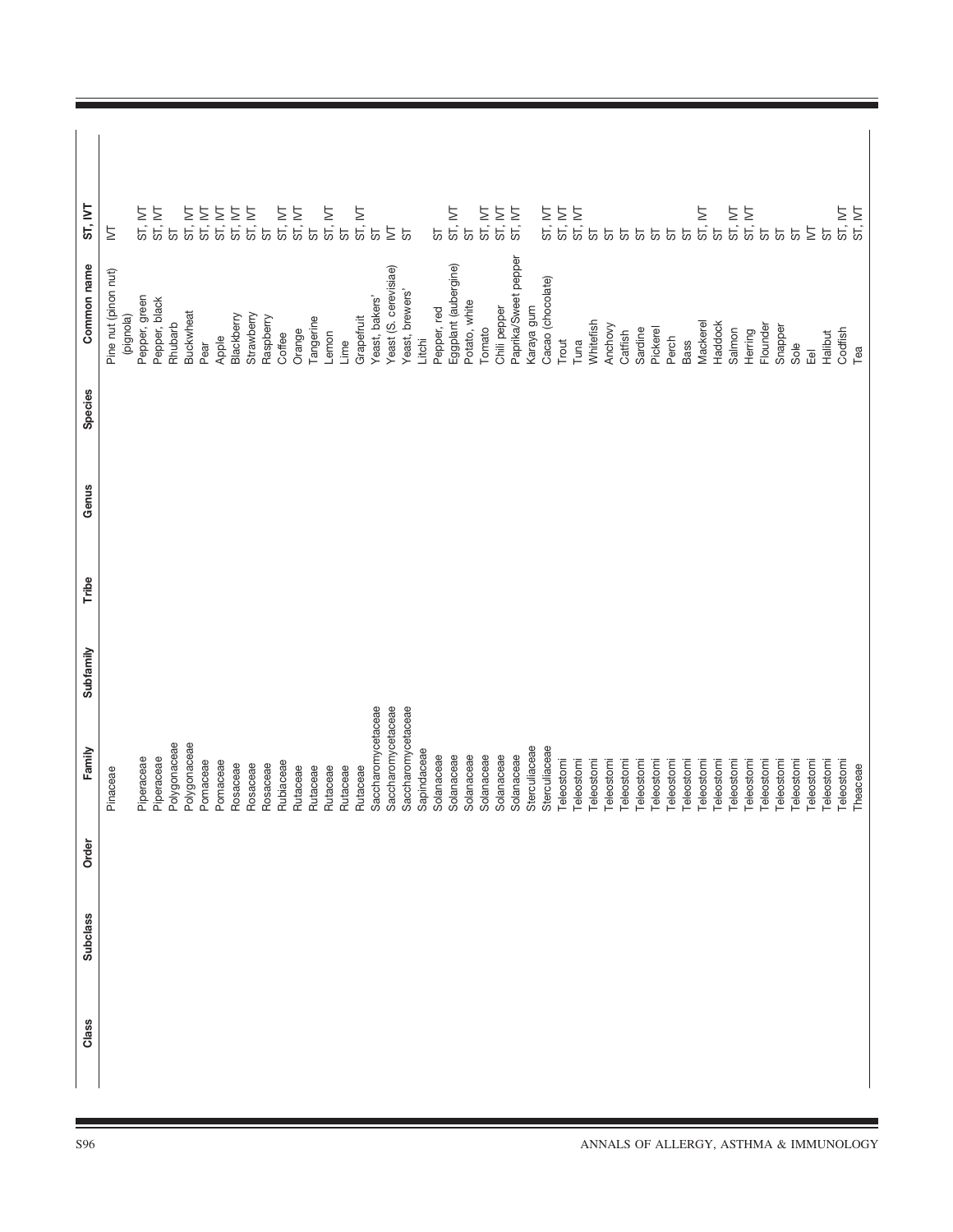| Class | Subclass | Order | Family | Subfamily | Tribe | Genus | Species | Common name | ST, IVT |
|---|---|---|---|---|---|---|---|---|---|
| | | | Pinaceae | | | | | Pine nut (pinon nut) (pignola) | IVT |
| | | | Piperaceae | | | | | Pepper, green | ST, IVT |
| | | | Piperaceae | | | | | Pepper, black | ST, IVT |
| | | | Polygonaceae | | | | | Rhubarb | ST |
| | | | Polygonaceae | | | | | Buckwheat | ST, IVT |
| | | | Pomaceae | | | | | Pear | ST, IVT |
| | | | Pomaceae | | | | | Apple | ST, IVT |
| | | | Rosaceae | | | | | Blackberry | ST, IVT |
| | | | Rosaceae | | | | | Strawberry | ST, IVT |
| | | | Rosaceae | | | | | Raspberry | ST |
| | | | Rubiaceae | | | | | Coffee | ST, IVT |
| | | | Rutaceae | | | | | Orange | ST, IVT |
| | | | Rutaceae | | | | | Tangerine | ST |
| | | | Rutaceae | | | | | Lemon | ST, IVT |
| | | | Rutaceae | | | | | Lime | ST |
| | | | Rutaceae | | | | | Grapefruit | ST, IVT |
| | | | Saccharomycetaceae | | | | | Yeast, bakers' | ST |
| | | | Saccharomycetaceae | | | | | Yeast (S. cerevisiae) | IVT |
| | | | Saccharomycetaceae | | | | | Yeast, brewers' | ST |
| | | | Sapindaceae | | | | | Litchi | |
| | | | Solanaceae | | | | | Pepper, red | ST |
| | | | Solanaceae | | | | | Eggplant (aubergine) | ST, IVT |
| | | | Solanaceae | | | | | Potato, white | ST |
| | | | Solanaceae | | | | | Tomato | ST, IVT |
| | | | Solanaceae | | | | | Chili pepper | ST, IVT |
| | | | Solanaceae | | | | | Paprika/Sweet pepper | ST, IVT |
| | | | Sterculiaceae | | | | | Karaya gum | |
| | | | Sterculiaceae | | | | | Cacao (chocolate) | ST, IVT |
| | | | Teleostomi | | | | | Trout | ST, IVT |
| | | | Teleostomi | | | | | Tuna | ST, IVT |
| | | | Teleostomi | | | | | Whitefish | ST |
| | | | Teleostomi | | | | | Anchovy | ST |
| | | | Teleostomi | | | | | Catfish | ST |
| | | | Teleostomi | | | | | Sardine | ST |
| | | | Teleostomi | | | | | Pickerel | ST |
| | | | Teleostomi | | | | | Perch | ST |
| | | | Teleostomi | | | | | Bass | ST |
| | | | Teleostomi | | | | | Mackerel | ST, IVT |
| | | | Teleostomi | | | | | Haddock | ST |
| | | | Teleostomi | | | | | Salmon | ST, IVT |
| | | | Teleostomi | | | | | Herring | ST, IVT |
| | | | Teleostomi | | | | | Flounder | ST |
| | | | Teleostomi | | | | | Snapper | ST |
| | | | Teleostomi | | | | | Sole | ST |
| | | | Teleostomi | | | | | Eel | IVT |
| | | | Teleostomi | | | | | Halibut | ST |
| | | | Teleostomi | | | | | Codfish | ST, IVT |
| | | | Theaceae | | | | | Tea | ST, IVT |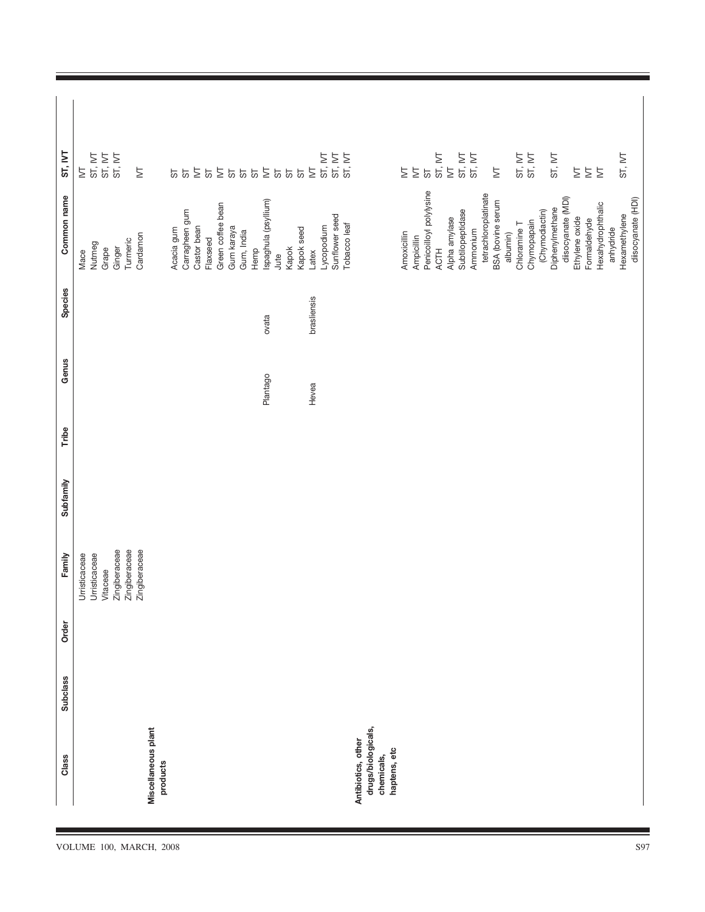| Class | Subclass | Order | Family | Subfamily | Tribe | Genus | Species | Common name | ST, IVT |
|---|---|---|---|---|---|---|---|---|---|
| | | | Urristicaceae | | | | | Mace | IVT |
| | | | Urristicaceae | | | | | Nutmeg | ST, IVT |
| | | | Vitaceae | | | | | Grape | ST, IVT |
| | | | Zingiberaceae | | | | | Ginger | ST, IVT |
| | | | Zingiberaceae | | | | | Turmeric | |
| | | | Zingiberaceae | | | | | Cardamon | IVT |
| **Miscellaneous plant products** | | | | | | | | | |
| | | | | | | | | Acacia gum | ST |
| | | | | | | | | Carragheen gum | ST |
| | | | | | | | | Castor bean | IVT |
| | | | | | | | | Flaxseed | ST |
| | | | | | | | | Green coffee bean | IVT |
| | | | | | | | | Gum karaya | ST |
| | | | | | | | | Gum, India | ST |
| | | | | | | | | Hemp | ST |
| | | | | | | Plantago | ovata | Ispaghula (psyllium) | IVT |
| | | | | | | | | Jute | ST |
| | | | | | | | | Kapok | ST |
| | | | | | | | | Kapok seed | ST |
| | | | | | | Hevea | brasliensis | Latex | IVT |
| | | | | | | | | Lycopodium | ST, IVT |
| | | | | | | | | Sunflower seed | ST, IVT |
| | | | | | | | | Tobacco leaf | ST, IVT |
| **Antibiotics, other drugs/biologicals, chemicals, haptens, etc** | | | | | | | | | |
| | | | | | | | | Amoxicillin | IVT |
| | | | | | | | | Ampicillin | IVT |
| | | | | | | | | Penicilloyl polylysine | ST |
| | | | | | | | | ACTH | ST, IVT |
| | | | | | | | | Alpha amylase | IVT |
| | | | | | | | | Subtilopeptidase | ST, IVT |
| | | | | | | | | Ammonium tetrachloroplatinate | ST, IVT |
| | | | | | | | | BSA (bovine serum albumin) | IVT |
| | | | | | | | | Chloramine T | ST, IVT |
| | | | | | | | | Chymopapain (Chymodiactin) | ST, IVT |
| | | | | | | | | Diphenylmethane diisocyanate (MDI) | ST, IVT |
| | | | | | | | | Ethylene oxide | IVT |
| | | | | | | | | Formaldehyde | IVT |
| | | | | | | | | Hexahydrophthalic anhydride | IVT |
| | | | | | | | | Hexamethylene diisocyanate (HDI) | ST, IVT |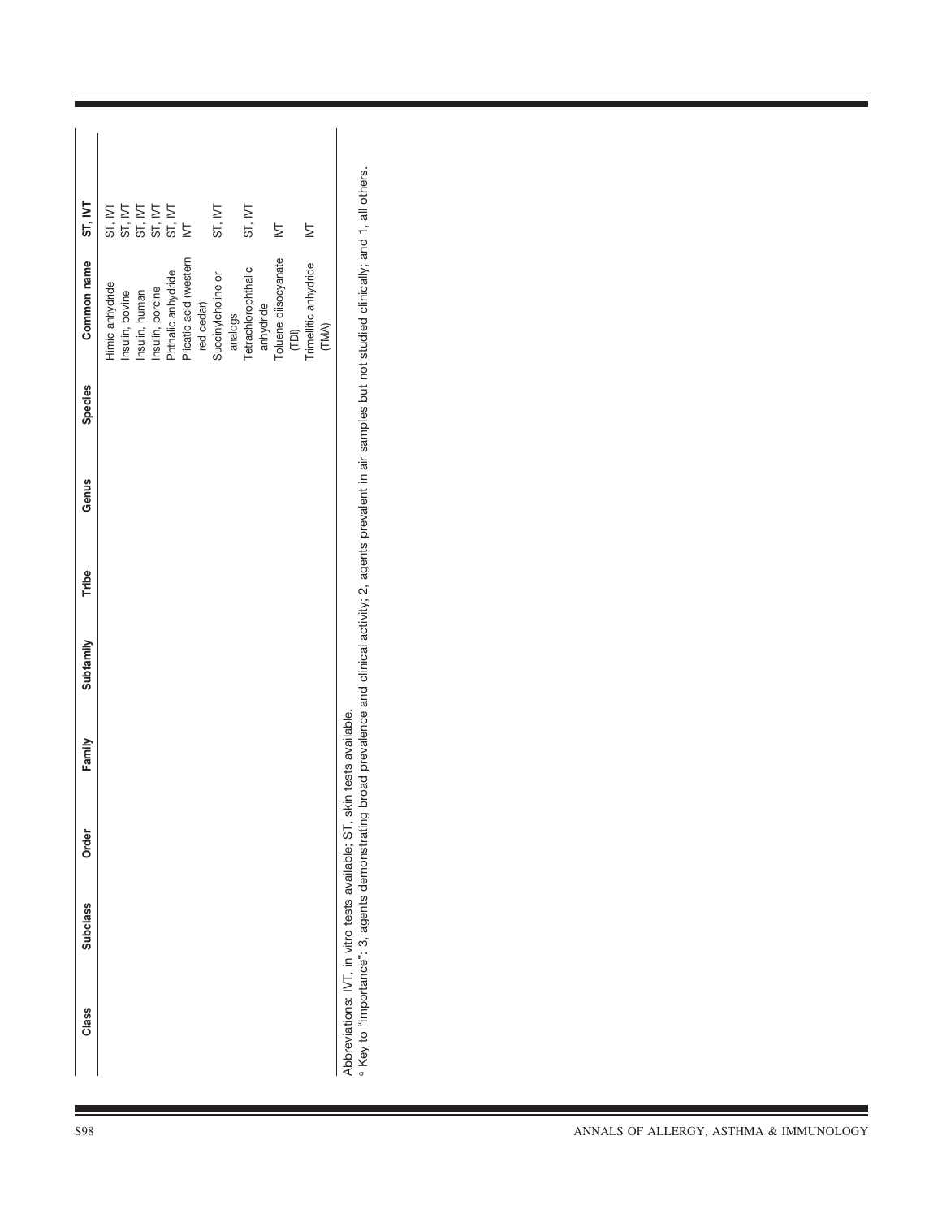| Class | Subclass | Order | Family | Subfamily | Tribe | Genus | Species | Common name | ST, IVT |
|---|---|---|---|---|---|---|---|---|---|
| | | | | | | | | Himic anhydride | ST, IVT |
| | | | | | | | | Insulin, bovine | ST, IVT |
| | | | | | | | | Insulin, human | ST, IVT |
| | | | | | | | | Insulin, porcine | ST, IVT |
| | | | | | | | | Phthalic anhydride | ST, IVT |
| | | | | | | | | Plicatic acid (western red cedar) | IVT |
| | | | | | | | | Succinylcholine or analogs | ST, IVT |
| | | | | | | | | Tetrachlorophthalic anhydride | ST, IVT |
| | | | | | | | | Toluene diisocyanate (TDI) | IVT |
| | | | | | | | | Trimellitic anhydride (TMA) | IVT |

Abbreviations: IVT, in vitro tests available; ST, skin tests available.

[a] Key to "importance": 3, agents demonstrating broad prevalence and clinical activity; 2, agents prevalent in air samples but not studied clinically; and 1, all others.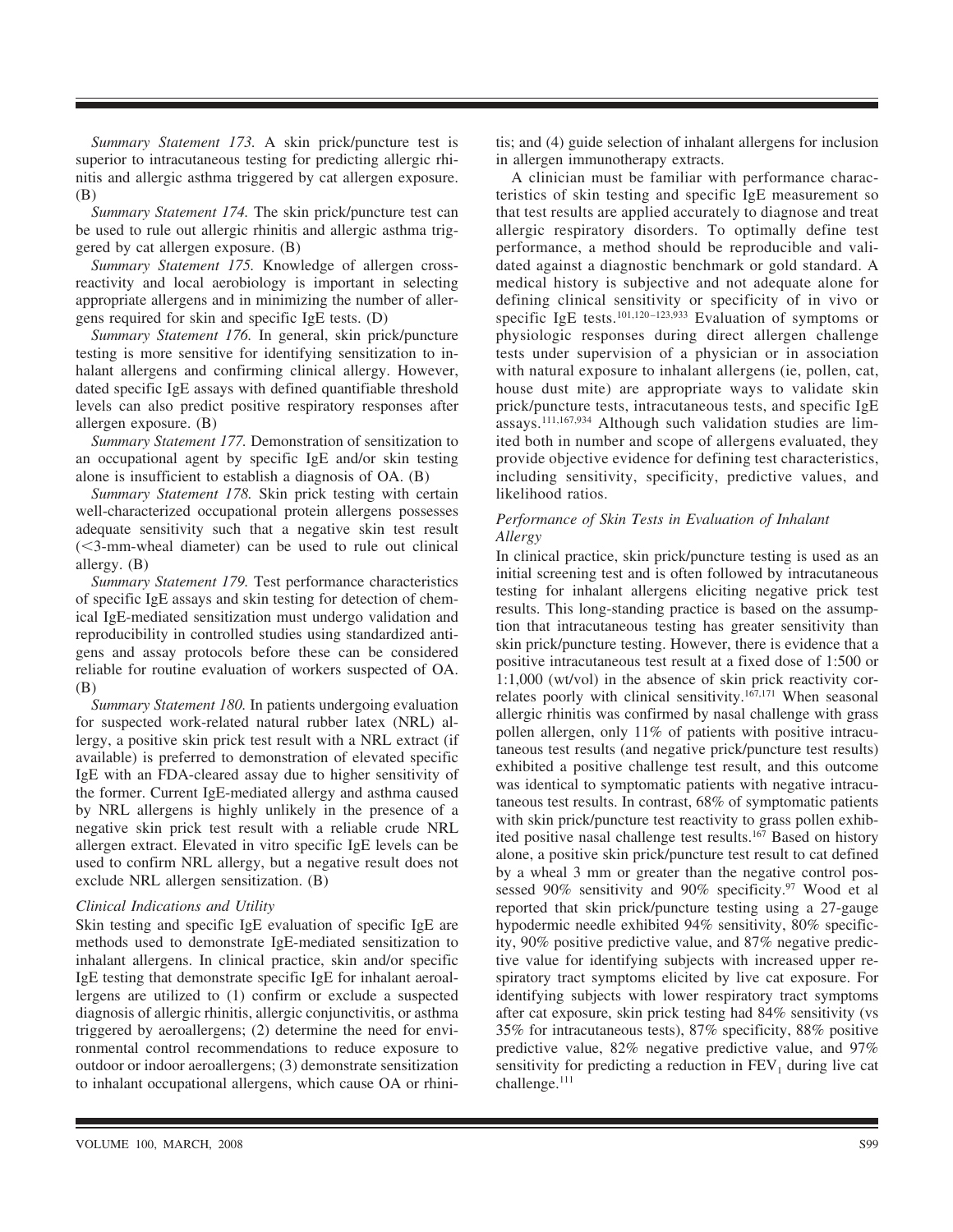*Summary Statement 173.* A skin prick/puncture test is superior to intracutaneous testing for predicting allergic rhinitis and allergic asthma triggered by cat allergen exposure. (B)

*Summary Statement 174.* The skin prick/puncture test can be used to rule out allergic rhinitis and allergic asthma triggered by cat allergen exposure. (B)

*Summary Statement 175.* Knowledge of allergen cross-reactivity and local aerobiology is important in selecting appropriate allergens and in minimizing the number of allergens required for skin and specific IgE tests. (D)

*Summary Statement 176.* In general, skin prick/puncture testing is more sensitive for identifying sensitization to inhalant allergens and confirming clinical allergy. However, dated specific IgE assays with defined quantifiable threshold levels can also predict positive respiratory responses after allergen exposure. (B)

*Summary Statement 177.* Demonstration of sensitization to an occupational agent by specific IgE and/or skin testing alone is insufficient to establish a diagnosis of OA. (B)

*Summary Statement 178.* Skin prick testing with certain well-characterized occupational protein allergens possesses adequate sensitivity such that a negative skin test result (<3-mm-wheal diameter) can be used to rule out clinical allergy. (B)

*Summary Statement 179.* Test performance characteristics of specific IgE assays and skin testing for detection of chemical IgE-mediated sensitization must undergo validation and reproducibility in controlled studies using standardized antigens and assay protocols before these can be considered reliable for routine evaluation of workers suspected of OA. (B)

*Summary Statement 180.* In patients undergoing evaluation for suspected work-related natural rubber latex (NRL) allergy, a positive skin prick test result with a NRL extract (if available) is preferred to demonstration of elevated specific IgE with an FDA-cleared assay due to higher sensitivity of the former. Current IgE-mediated allergy and asthma caused by NRL allergens is highly unlikely in the presence of a negative skin prick test result with a reliable crude NRL allergen extract. Elevated in vitro specific IgE levels can be used to confirm NRL allergy, but a negative result does not exclude NRL allergen sensitization. (B)

### *Clinical Indications and Utility*

Skin testing and specific IgE evaluation of specific IgE are methods used to demonstrate IgE-mediated sensitization to inhalant allergens. In clinical practice, skin and/or specific IgE testing that demonstrate specific IgE for inhalant aeroallergens are utilized to (1) confirm or exclude a suspected diagnosis of allergic rhinitis, allergic conjunctivitis, or asthma triggered by aeroallergens; (2) determine the need for environmental control recommendations to reduce exposure to outdoor or indoor aeroallergens; (3) demonstrate sensitization to inhalant occupational allergens, which cause OA or rhinitis; and (4) guide selection of inhalant allergens for inclusion in allergen immunotherapy extracts.

A clinician must be familiar with performance characteristics of skin testing and specific IgE measurement so that test results are applied accurately to diagnose and treat allergic respiratory disorders. To optimally define test performance, a method should be reproducible and validated against a diagnostic benchmark or gold standard. A medical history is subjective and not adequate alone for defining clinical sensitivity or specificity of in vivo or specific IgE tests.[101,120–123,933] Evaluation of symptoms or physiologic responses during direct allergen challenge tests under supervision of a physician or in association with natural exposure to inhalant allergens (ie, pollen, cat, house dust mite) are appropriate ways to validate skin prick/puncture tests, intracutaneous tests, and specific IgE assays.[111,167,934] Although such validation studies are limited both in number and scope of allergens evaluated, they provide objective evidence for defining test characteristics, including sensitivity, specificity, predictive values, and likelihood ratios.

### *Performance of Skin Tests in Evaluation of Inhalant Allergy*

In clinical practice, skin prick/puncture testing is used as an initial screening test and is often followed by intracutaneous testing for inhalant allergens eliciting negative prick test results. This long-standing practice is based on the assumption that intracutaneous testing has greater sensitivity than skin prick/puncture testing. However, there is evidence that a positive intracutaneous test result at a fixed dose of 1:500 or 1:1,000 (wt/vol) in the absence of skin prick reactivity correlates poorly with clinical sensitivity.[167,171] When seasonal allergic rhinitis was confirmed by nasal challenge with grass pollen allergen, only 11% of patients with positive intracutaneous test results (and negative prick/puncture test results) exhibited a positive challenge test result, and this outcome was identical to symptomatic patients with negative intracutaneous test results. In contrast, 68% of symptomatic patients with skin prick/puncture test reactivity to grass pollen exhibited positive nasal challenge test results.[167] Based on history alone, a positive skin prick/puncture test result to cat defined by a wheal 3 mm or greater than the negative control possessed 90% sensitivity and 90% specificity.[97] Wood et al reported that skin prick/puncture testing using a 27-gauge hypodermic needle exhibited 94% sensitivity, 80% specificity, 90% positive predictive value, and 87% negative predictive value for identifying subjects with increased upper respiratory tract symptoms elicited by live cat exposure. For identifying subjects with lower respiratory tract symptoms after cat exposure, skin prick testing had 84% sensitivity (vs 35% for intracutaneous tests), 87% specificity, 88% positive predictive value, 82% negative predictive value, and 97% sensitivity for predicting a reduction in $FEV_1$ during live cat challenge.[111]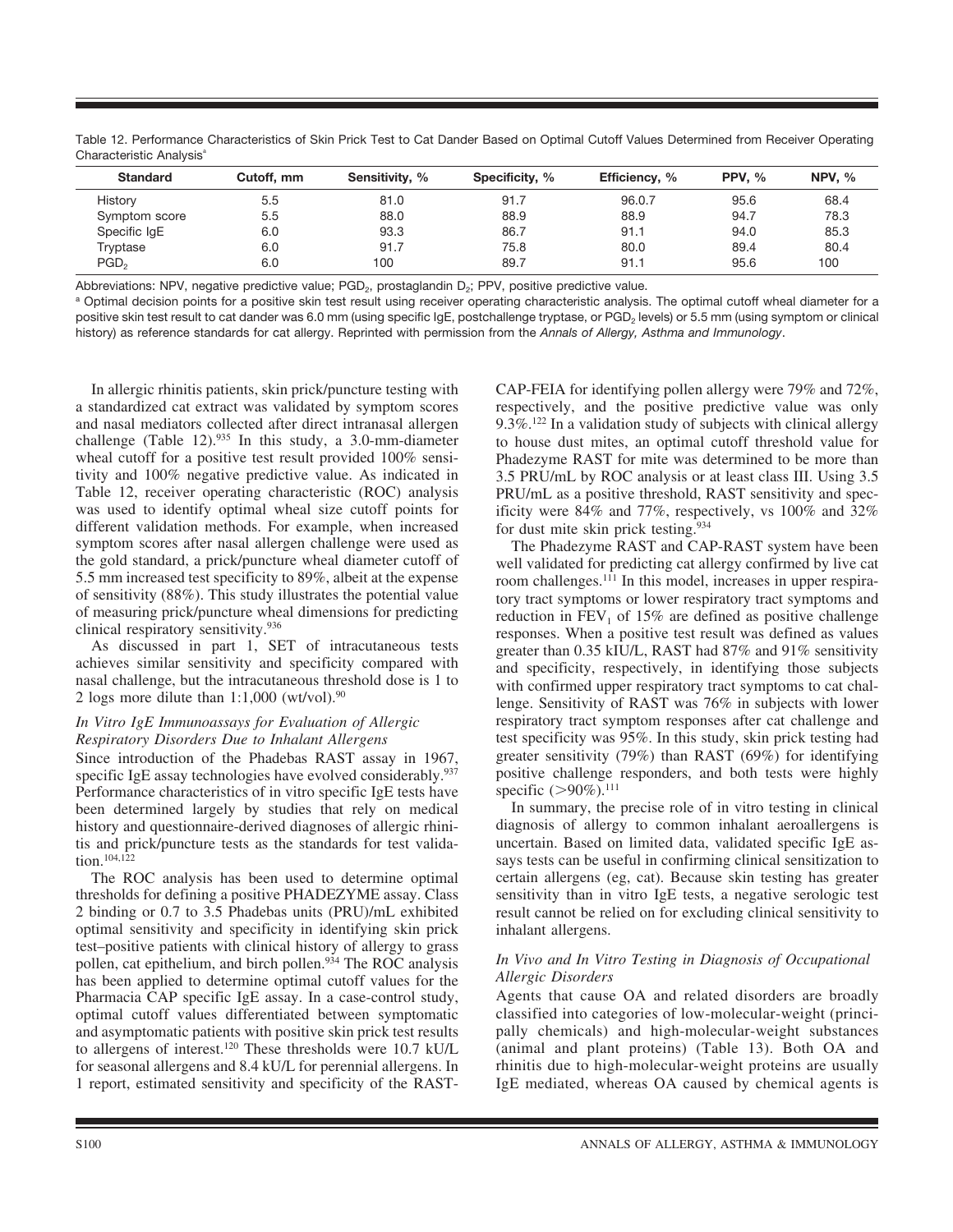Table 12. Performance Characteristics of Skin Prick Test to Cat Dander Based on Optimal Cutoff Values Determined from Receiver Operating Characteristic Analysis[a]

| Standard | Cutoff, mm | Sensitivity, % | Specificity, % | Efficiency, % | PPV, % | NPV, % |
|---|---|---|---|---|---|---|
| History | 5.5 | 81.0 | 91.7 | 96.0.7 | 95.6 | 68.4 |
| Symptom score | 5.5 | 88.0 | 88.9 | 88.9 | 94.7 | 78.3 |
| Specific IgE | 6.0 | 93.3 | 86.7 | 91.1 | 94.0 | 85.3 |
| Tryptase | 6.0 | 91.7 | 75.8 | 80.0 | 89.4 | 80.4 |
| $PGD_2$ | 6.0 | 100 | 89.7 | 91.1 | 95.6 | 100 |

Abbreviations: NPV, negative predictive value; $PGD_2$, prostaglandin $D_2$; PPV, positive predictive value.

[a] Optimal decision points for a positive skin test result using receiver operating characteristic analysis. The optimal cutoff wheal diameter for a positive skin test result to cat dander was 6.0 mm (using specific IgE, postchallenge tryptase, or $PGD_2$ levels) or 5.5 mm (using symptom or clinical history) as reference standards for cat allergy. Reprinted with permission from the *Annals of Allergy, Asthma and Immunology*.

In allergic rhinitis patients, skin prick/puncture testing with a standardized cat extract was validated by symptom scores and nasal mediators collected after direct intranasal allergen challenge (Table 12).[935] In this study, a 3.0-mm-diameter wheal cutoff for a positive test result provided 100% sensitivity and 100% negative predictive value. As indicated in Table 12, receiver operating characteristic (ROC) analysis was used to identify optimal wheal size cutoff points for different validation methods. For example, when increased symptom scores after nasal allergen challenge were used as the gold standard, a prick/puncture wheal diameter cutoff of 5.5 mm increased test specificity to 89%, albeit at the expense of sensitivity (88%). This study illustrates the potential value of measuring prick/puncture wheal dimensions for predicting clinical respiratory sensitivity.[936]

As discussed in part 1, SET of intracutaneous tests achieves similar sensitivity and specificity compared with nasal challenge, but the intracutaneous threshold dose is 1 to 2 logs more dilute than 1:1,000 (wt/vol).[90]

### *In Vitro IgE Immunoassays for Evaluation of Allergic Respiratory Disorders Due to Inhalant Allergens*

Since introduction of the Phadebas RAST assay in 1967, specific IgE assay technologies have evolved considerably.[937] Performance characteristics of in vitro specific IgE tests have been determined largely by studies that rely on medical history and questionnaire-derived diagnoses of allergic rhinitis and prick/puncture tests as the standards for test validation.[104,122]

The ROC analysis has been used to determine optimal thresholds for defining a positive PHADEZYME assay. Class 2 binding or 0.7 to 3.5 Phadebas units (PRU)/mL exhibited optimal sensitivity and specificity in identifying skin prick test–positive patients with clinical history of allergy to grass pollen, cat epithelium, and birch pollen.[934] The ROC analysis has been applied to determine optimal cutoff values for the Pharmacia CAP specific IgE assay. In a case-control study, optimal cutoff values differentiated between symptomatic and asymptomatic patients with positive skin prick test results to allergens of interest.[120] These thresholds were 10.7 kU/L for seasonal allergens and 8.4 kU/L for perennial allergens. In 1 report, estimated sensitivity and specificity of the RAST-CAP-FEIA for identifying pollen allergy were 79% and 72%, respectively, and the positive predictive value was only 9.3%.[122] In a validation study of subjects with clinical allergy to house dust mites, an optimal cutoff threshold value for Phadezyme RAST for mite was determined to be more than 3.5 PRU/mL by ROC analysis or at least class III. Using 3.5 PRU/mL as a positive threshold, RAST sensitivity and specificity were 84% and 77%, respectively, vs 100% and 32% for dust mite skin prick testing.[934]

The Phadezyme RAST and CAP-RAST system have been well validated for predicting cat allergy confirmed by live cat room challenges.[111] In this model, increases in upper respiratory tract symptoms or lower respiratory tract symptoms and reduction in $FEV_1$ of 15% are defined as positive challenge responses. When a positive test result was defined as values greater than 0.35 kIU/L, RAST had 87% and 91% sensitivity and specificity, respectively, in identifying those subjects with confirmed upper respiratory tract symptoms to cat challenge. Sensitivity of RAST was 76% in subjects with lower respiratory tract symptom responses after cat challenge and test specificity was 95%. In this study, skin prick testing had greater sensitivity (79%) than RAST (69%) for identifying positive challenge responders, and both tests were highly specific (>90%).[111]

In summary, the precise role of in vitro testing in clinical diagnosis of allergy to common inhalant aeroallergens is uncertain. Based on limited data, validated specific IgE assays tests can be useful in confirming clinical sensitization to certain allergens (eg, cat). Because skin testing has greater sensitivity than in vitro IgE tests, a negative serologic test result cannot be relied on for excluding clinical sensitivity to inhalant allergens.

### *In Vivo and In Vitro Testing in Diagnosis of Occupational Allergic Disorders*

Agents that cause OA and related disorders are broadly classified into categories of low-molecular-weight (principally chemicals) and high-molecular-weight substances (animal and plant proteins) (Table 13). Both OA and rhinitis due to high-molecular-weight proteins are usually IgE mediated, whereas OA caused by chemical agents is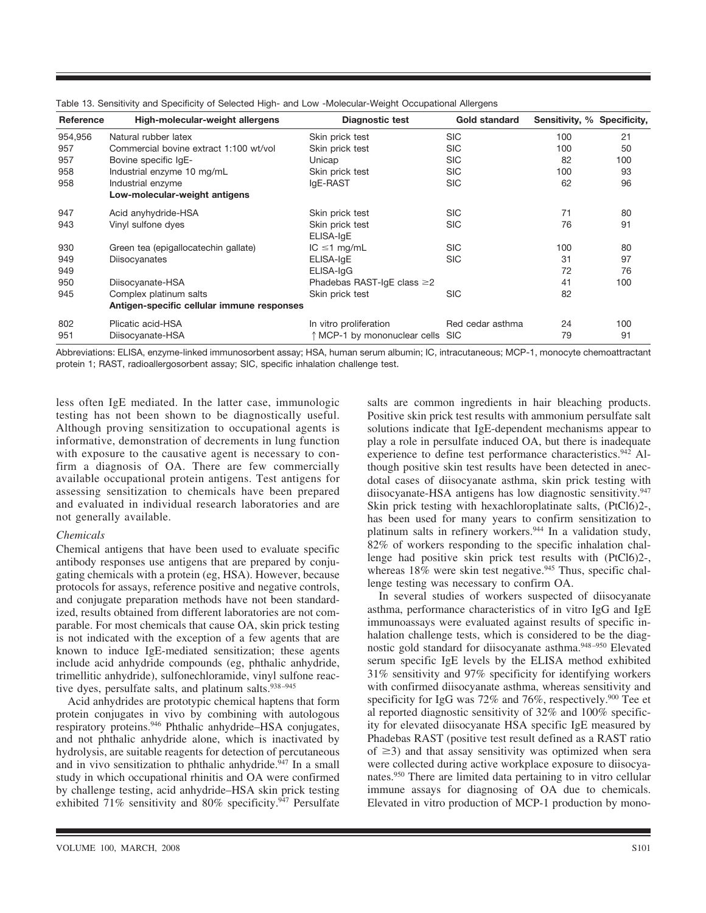Table 13. Sensitivity and Specificity of Selected High- and Low -Molecular-Weight Occupational Allergens

| Reference | High-molecular-weight allergens | Diagnostic test | Gold standard | Sensitivity, % | Specificity, |
|---|---|---|---|---|---|
| 954,956 | Natural rubber latex | Skin prick test | SIC | 100 | 21 |
| 957 | Commercial bovine extract 1:100 wt/vol | Skin prick test | SIC | 100 | 50 |
| 957 | Bovine specific IgE- | Unicap | SIC | 82 | 100 |
| 958 | Industrial enzyme 10 mg/mL | Skin prick test | SIC | 100 | 93 |
| 958 | Industrial enzyme | IgE-RAST | SIC | 62 | 96 |
| | **Low-molecular-weight antigens** | | | | |
| 947 | Acid anyhydride-HSA | Skin prick test | SIC | 71 | 80 |
| 943 | Vinyl sulfone dyes | Skin prick test ELISA-IgE | SIC | 76 | 91 |
| 930 | Green tea (epigallocatechin gallate) | IC $\leq$1 mg/mL | SIC | 100 | 80 |
| 949 | Diisocyanates | ELISA-IgE | SIC | 31 | 97 |
| 949 | | ELISA-IgG | | 72 | 76 |
| 950 | Diisocyanate-HSA | Phadebas RAST-IgE class $\geq$2 | | 41 | 100 |
| 945 | Complex platinum salts | Skin prick test | SIC | 82 | |
| | **Antigen-specific cellular immune responses** | | | | |
| 802 | Plicatic acid-HSA | In vitro proliferation | Red cedar asthma | 24 | 100 |
| 951 | Diisocyanate-HSA | ↑ MCP-1 by mononuclear cells | SIC | 79 | 91 |

Abbreviations: ELISA, enzyme-linked immunosorbent assay; HSA, human serum albumin; IC, intracutaneous; MCP-1, monocyte chemoattractant protein 1; RAST, radioallergosorbent assay; SIC, specific inhalation challenge test.

less often IgE mediated. In the latter case, immunologic testing has not been shown to be diagnostically useful. Although proving sensitization to occupational agents is informative, demonstration of decrements in lung function with exposure to the causative agent is necessary to confirm a diagnosis of OA. There are few commercially available occupational protein antigens. Test antigens for assessing sensitization to chemicals have been prepared and evaluated in individual research laboratories and are not generally available.

*Chemicals*

Chemical antigens that have been used to evaluate specific antibody responses use antigens that are prepared by conjugating chemicals with a protein (eg, HSA). However, because protocols for assays, reference positive and negative controls, and conjugate preparation methods have not been standardized, results obtained from different laboratories are not comparable. For most chemicals that cause OA, skin prick testing is not indicated with the exception of a few agents that are known to induce IgE-mediated sensitization; these agents include acid anhydride compounds (eg, phthalic anhydride, trimellitic anhydride), sulfonechloramide, vinyl sulfone reactive dyes, persulfate salts, and platinum salts.[938–945]

Acid anhydrides are prototypic chemical haptens that form protein conjugates in vivo by combining with autologous respiratory proteins.[946] Phthalic anhydride–HSA conjugates, and not phthalic anhydride alone, which is inactivated by hydrolysis, are suitable reagents for detection of percutaneous and in vivo sensitization to phthalic anhydride.[947] In a small study in which occupational rhinitis and OA were confirmed by challenge testing, acid anhydride–HSA skin prick testing exhibited 71% sensitivity and 80% specificity.[947] Persulfate salts are common ingredients in hair bleaching products. Positive skin prick test results with ammonium persulfate salt solutions indicate that IgE-dependent mechanisms appear to play a role in persulfate induced OA, but there is inadequate experience to define test performance characteristics.[942] Although positive skin test results have been detected in anecdotal cases of diisocyanate asthma, skin prick testing with diisocyanate-HSA antigens has low diagnostic sensitivity.[947] Skin prick testing with hexachloroplatinate salts, $(PtCl6)2-$, has been used for many years to confirm sensitization to platinum salts in refinery workers.[944] In a validation study, 82% of workers responding to the specific inhalation challenge had positive skin prick test results with $(PtCl6)2-$, whereas 18% were skin test negative.[945] Thus, specific challenge testing was necessary to confirm OA.

In several studies of workers suspected of diisocyanate asthma, performance characteristics of in vitro IgG and IgE immunoassays were evaluated against results of specific inhalation challenge tests, which is considered to be the diagnostic gold standard for diisocyanate asthma.[948–950] Elevated serum specific IgE levels by the ELISA method exhibited 31% sensitivity and 97% specificity for identifying workers with confirmed diisocyanate asthma, whereas sensitivity and specificity for IgG was 72% and 76%, respectively.[900] Tee et al reported diagnostic sensitivity of 32% and 100% specificity for elevated diisocyanate HSA specific IgE measured by Phadebas RAST (positive test result defined as a RAST ratio of $\geq$3) and that assay sensitivity was optimized when sera were collected during active workplace exposure to diisocyanates.[950] There are limited data pertaining to in vitro cellular immune assays for diagnosing of OA due to chemicals. Elevated in vitro production of MCP-1 production by mono-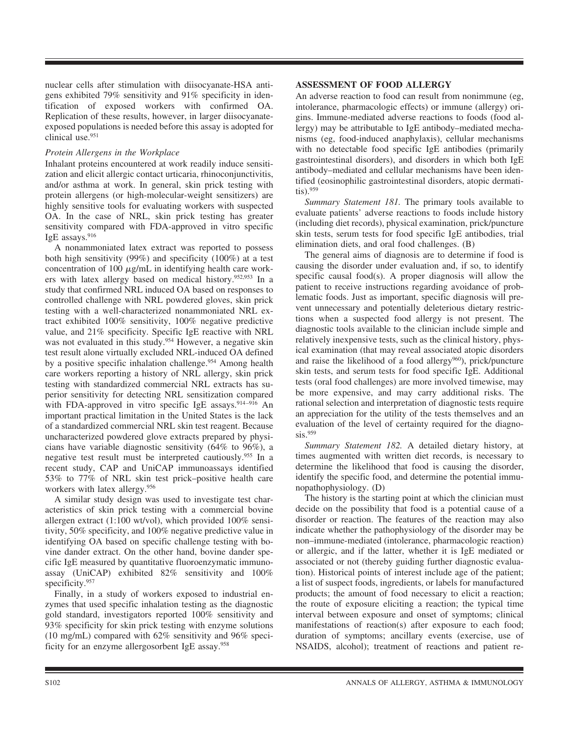nuclear cells after stimulation with diisocyanate-HSA antigens exhibited 79% sensitivity and 91% specificity in identification of exposed workers with confirmed OA. Replication of these results, however, in larger diisocyanate-exposed populations is needed before this assay is adopted for clinical use.[951]

*Protein Allergens in the Workplace*

Inhalant proteins encountered at work readily induce sensitization and elicit allergic contact urticaria, rhinoconjunctivitis, and/or asthma at work. In general, skin prick testing with protein allergens (or high-molecular-weight sensitizers) are highly sensitive tools for evaluating workers with suspected OA. In the case of NRL, skin prick testing has greater sensitivity compared with FDA-approved in vitro specific IgE assays.[916]

A nonammoniated latex extract was reported to possess both high sensitivity (99%) and specificity (100%) at a test concentration of 100 $\mu$g/mL in identifying health care workers with latex allergy based on medical history.[952,953] In a study that confirmed NRL induced OA based on responses to controlled challenge with NRL powdered gloves, skin prick testing with a well-characterized nonammoniated NRL extract exhibited 100% sensitivity, 100% negative predictive value, and 21% specificity. Specific IgE reactive with NRL was not evaluated in this study.[954] However, a negative skin test result alone virtually excluded NRL-induced OA defined by a positive specific inhalation challenge.[954] Among health care workers reporting a history of NRL allergy, skin prick testing with standardized commercial NRL extracts has superior sensitivity for detecting NRL sensitization compared with FDA-approved in vitro specific IgE assays.[914–916] An important practical limitation in the United States is the lack of a standardized commercial NRL skin test reagent. Because uncharacterized powdered glove extracts prepared by physicians have variable diagnostic sensitivity (64% to 96%), a negative test result must be interpreted cautiously.[955] In a recent study, CAP and UniCAP immunoassays identified 53% to 77% of NRL skin test prick–positive health care workers with latex allergy.[956]

A similar study design was used to investigate test characteristics of skin prick testing with a commercial bovine allergen extract (1:100 wt/vol), which provided 100% sensitivity, 50% specificity, and 100% negative predictive value in identifying OA based on specific challenge testing with bovine dander extract. On the other hand, bovine dander specific IgE measured by quantitative fluoroenzymatic immunoassay (UniCAP) exhibited 82% sensitivity and 100% specificity.[957]

Finally, in a study of workers exposed to industrial enzymes that used specific inhalation testing as the diagnostic gold standard, investigators reported 100% sensitivity and 93% specificity for skin prick testing with enzyme solutions (10 mg/mL) compared with 62% sensitivity and 96% specificity for an enzyme allergosorbent IgE assay.[958]

## ASSESSMENT OF FOOD ALLERGY

An adverse reaction to food can result from nonimmune (eg, intolerance, pharmacologic effects) or immune (allergy) origins. Immune-mediated adverse reactions to foods (food allergy) may be attributable to IgE antibody–mediated mechanisms (eg, food-induced anaphylaxis), cellular mechanisms with no detectable food specific IgE antibodies (primarily gastrointestinal disorders), and disorders in which both IgE antibody–mediated and cellular mechanisms have been identified (eosinophilic gastrointestinal disorders, atopic dermatitis).[959]

*Summary Statement 181.* The primary tools available to evaluate patients' adverse reactions to foods include history (including diet records), physical examination, prick/puncture skin tests, serum tests for food specific IgE antibodies, trial elimination diets, and oral food challenges. (B)

The general aims of diagnosis are to determine if food is causing the disorder under evaluation and, if so, to identify specific causal food(s). A proper diagnosis will allow the patient to receive instructions regarding avoidance of problematic foods. Just as important, specific diagnosis will prevent unnecessary and potentially deleterious dietary restrictions when a suspected food allergy is not present. The diagnostic tools available to the clinician include simple and relatively inexpensive tests, such as the clinical history, physical examination (that may reveal associated atopic disorders and raise the likelihood of a food allergy[960]), prick/puncture skin tests, and serum tests for food specific IgE. Additional tests (oral food challenges) are more involved timewise, may be more expensive, and may carry additional risks. The rational selection and interpretation of diagnostic tests require an appreciation for the utility of the tests themselves and an evaluation of the level of certainty required for the diagnosis.[959]

*Summary Statement 182.* A detailed dietary history, at times augmented with written diet records, is necessary to determine the likelihood that food is causing the disorder, identify the specific food, and determine the potential immunopathophysiology. (D)

The history is the starting point at which the clinician must decide on the possibility that food is a potential cause of a disorder or reaction. The features of the reaction may also indicate whether the pathophysiology of the disorder may be non–immune-mediated (intolerance, pharmacologic reaction) or allergic, and if the latter, whether it is IgE mediated or associated or not (thereby guiding further diagnostic evaluation). Historical points of interest include age of the patient; a list of suspect foods, ingredients, or labels for manufactured products; the amount of food necessary to elicit a reaction; the route of exposure eliciting a reaction; the typical time interval between exposure and onset of symptoms; clinical manifestations of reaction(s) after exposure to each food; duration of symptoms; ancillary events (exercise, use of NSAIDS, alcohol); treatment of reactions and patient re-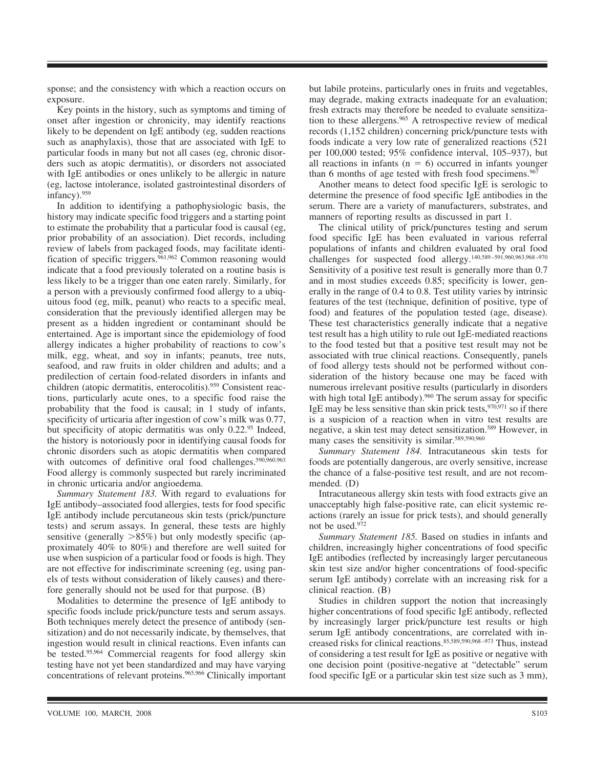sponse; and the consistency with which a reaction occurs on exposure.

Key points in the history, such as symptoms and timing of onset after ingestion or chronicity, may identify reactions likely to be dependent on IgE antibody (eg, sudden reactions such as anaphylaxis), those that are associated with IgE to particular foods in many but not all cases (eg, chronic disorders such as atopic dermatitis), or disorders not associated with IgE antibodies or ones unlikely to be allergic in nature (eg, lactose intolerance, isolated gastrointestinal disorders of infancy).[959]

In addition to identifying a pathophysiologic basis, the history may indicate specific food triggers and a starting point to estimate the probability that a particular food is causal (eg, prior probability of an association). Diet records, including review of labels from packaged foods, may facilitate identification of specific triggers.[961,962] Common reasoning would indicate that a food previously tolerated on a routine basis is less likely to be a trigger than one eaten rarely. Similarly, for a person with a previously confirmed food allergy to a ubiquitous food (eg, milk, peanut) who reacts to a specific meal, consideration that the previously identified allergen may be present as a hidden ingredient or contaminant should be entertained. Age is important since the epidemiology of food allergy indicates a higher probability of reactions to cow's milk, egg, wheat, and soy in infants; peanuts, tree nuts, seafood, and raw fruits in older children and adults; and a predilection of certain food-related disorders in infants and children (atopic dermatitis, enterocolitis).[959] Consistent reactions, particularly acute ones, to a specific food raise the probability that the food is causal; in 1 study of infants, specificity of urticaria after ingestion of cow's milk was 0.77, but specificity of atopic dermatitis was only 0.22.[95] Indeed, the history is notoriously poor in identifying causal foods for chronic disorders such as atopic dermatitis when compared with outcomes of definitive oral food challenges.[590,960,963] Food allergy is commonly suspected but rarely incriminated in chronic urticaria and/or angioedema.

*Summary Statement 183.* With regard to evaluations for IgE antibody–associated food allergies, tests for food specific IgE antibody include percutaneous skin tests (prick/puncture tests) and serum assays. In general, these tests are highly sensitive (generally >85%) but only modestly specific (approximately 40% to 80%) and therefore are well suited for use when suspicion of a particular food or foods is high. They are not effective for indiscriminate screening (eg, using panels of tests without consideration of likely causes) and therefore generally should not be used for that purpose. (B)

Modalities to determine the presence of IgE antibody to specific foods include prick/puncture tests and serum assays. Both techniques merely detect the presence of antibody (sensitization) and do not necessarily indicate, by themselves, that ingestion would result in clinical reactions. Even infants can be tested.[95,964] Commercial reagents for food allergy skin testing have not yet been standardized and may have varying concentrations of relevant proteins.[965,966] Clinically important but labile proteins, particularly ones in fruits and vegetables, may degrade, making extracts inadequate for an evaluation; fresh extracts may therefore be needed to evaluate sensitization to these allergens.[965] A retrospective review of medical records (1,152 children) concerning prick/puncture tests with foods indicate a very low rate of generalized reactions (521 per 100,000 tested; 95% confidence interval, 105–937), but all reactions in infants ($n = 6$) occurred in infants younger than 6 months of age tested with fresh food specimens.[967]

Another means to detect food specific IgE is serologic to determine the presence of food specific IgE antibodies in the serum. There are a variety of manufacturers, substrates, and manners of reporting results as discussed in part 1.

The clinical utility of prick/punctures testing and serum food specific IgE has been evaluated in various referral populations of infants and children evaluated by oral food challenges for suspected food allergy.[140,589–591,960,963,968–970] Sensitivity of a positive test result is generally more than 0.7 and in most studies exceeds 0.85; specificity is lower, generally in the range of 0.4 to 0.8. Test utility varies by intrinsic features of the test (technique, definition of positive, type of food) and features of the population tested (age, disease). These test characteristics generally indicate that a negative test result has a high utility to rule out IgE-mediated reactions to the food tested but that a positive test result may not be associated with true clinical reactions. Consequently, panels of food allergy tests should not be performed without consideration of the history because one may be faced with numerous irrelevant positive results (particularly in disorders with high total IgE antibody).[960] The serum assay for specific IgE may be less sensitive than skin prick tests,[970,971] so if there is a suspicion of a reaction when in vitro test results are negative, a skin test may detect sensitization.[589] However, in many cases the sensitivity is similar.[589,590,960]

*Summary Statement 184.* Intracutaneous skin tests for foods are potentially dangerous, are overly sensitive, increase the chance of a false-positive test result, and are not recommended. (D)

Intracutaneous allergy skin tests with food extracts give an unacceptably high false-positive rate, can elicit systemic reactions (rarely an issue for prick tests), and should generally not be used.[972]

*Summary Statement 185.* Based on studies in infants and children, increasingly higher concentrations of food specific IgE antibodies (reflected by increasingly larger percutaneous skin test size and/or higher concentrations of food-specific serum IgE antibody) correlate with an increasing risk for a clinical reaction. (B)

Studies in children support the notion that increasingly higher concentrations of food specific IgE antibody, reflected by increasingly larger prick/puncture test results or high serum IgE antibody concentrations, are correlated with increased risks for clinical reactions.[85,589,590,968–973] Thus, instead of considering a test result for IgE as positive or negative with one decision point (positive-negative at "detectable" serum food specific IgE or a particular skin test size such as 3 mm),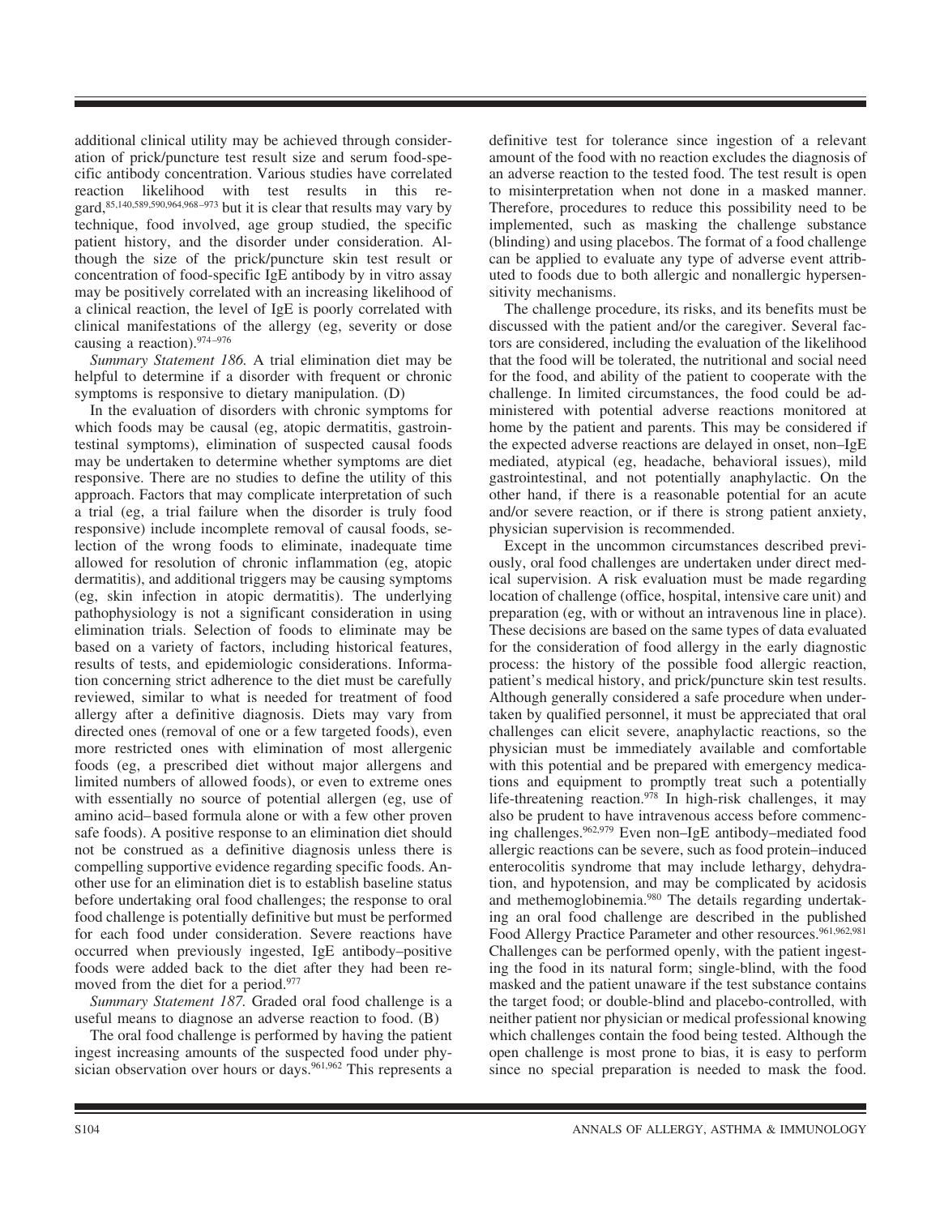additional clinical utility may be achieved through consideration of prick/puncture test result size and serum food-specific antibody concentration. Various studies have correlated reaction likelihood with test results in this regard,[85,140,589,590,964,968–973] but it is clear that results may vary by technique, food involved, age group studied, the specific patient history, and the disorder under consideration. Although the size of the prick/puncture skin test result or concentration of food-specific IgE antibody by in vitro assay may be positively correlated with an increasing likelihood of a clinical reaction, the level of IgE is poorly correlated with clinical manifestations of the allergy (eg, severity or dose causing a reaction).[974–976]

*Summary Statement 186.* A trial elimination diet may be helpful to determine if a disorder with frequent or chronic symptoms is responsive to dietary manipulation. (D)

In the evaluation of disorders with chronic symptoms for which foods may be causal (eg, atopic dermatitis, gastrointestinal symptoms), elimination of suspected causal foods may be undertaken to determine whether symptoms are diet responsive. There are no studies to define the utility of this approach. Factors that may complicate interpretation of such a trial (eg, a trial failure when the disorder is truly food responsive) include incomplete removal of causal foods, selection of the wrong foods to eliminate, inadequate time allowed for resolution of chronic inflammation (eg, atopic dermatitis), and additional triggers may be causing symptoms (eg, skin infection in atopic dermatitis). The underlying pathophysiology is not a significant consideration in using elimination trials. Selection of foods to eliminate may be based on a variety of factors, including historical features, results of tests, and epidemiologic considerations. Information concerning strict adherence to the diet must be carefully reviewed, similar to what is needed for treatment of food allergy after a definitive diagnosis. Diets may vary from directed ones (removal of one or a few targeted foods), even more restricted ones with elimination of most allergenic foods (eg, a prescribed diet without major allergens and limited numbers of allowed foods), or even to extreme ones with essentially no source of potential allergen (eg, use of amino acid–based formula alone or with a few other proven safe foods). A positive response to an elimination diet should not be construed as a definitive diagnosis unless there is compelling supportive evidence regarding specific foods. Another use for an elimination diet is to establish baseline status before undertaking oral food challenges; the response to oral food challenge is potentially definitive but must be performed for each food under consideration. Severe reactions have occurred when previously ingested, IgE antibody–positive foods were added back to the diet after they had been removed from the diet for a period.[977]

*Summary Statement 187.* Graded oral food challenge is a useful means to diagnose an adverse reaction to food. (B)

The oral food challenge is performed by having the patient ingest increasing amounts of the suspected food under physician observation over hours or days.[961,962] This represents a definitive test for tolerance since ingestion of a relevant amount of the food with no reaction excludes the diagnosis of an adverse reaction to the tested food. The test result is open to misinterpretation when not done in a masked manner. Therefore, procedures to reduce this possibility need to be implemented, such as masking the challenge substance (blinding) and using placebos. The format of a food challenge can be applied to evaluate any type of adverse event attributed to foods due to both allergic and nonallergic hypersensitivity mechanisms.

The challenge procedure, its risks, and its benefits must be discussed with the patient and/or the caregiver. Several factors are considered, including the evaluation of the likelihood that the food will be tolerated, the nutritional and social need for the food, and ability of the patient to cooperate with the challenge. In limited circumstances, the food could be administered with potential adverse reactions monitored at home by the patient and parents. This may be considered if the expected adverse reactions are delayed in onset, non–IgE mediated, atypical (eg, headache, behavioral issues), mild gastrointestinal, and not potentially anaphylactic. On the other hand, if there is a reasonable potential for an acute and/or severe reaction, or if there is strong patient anxiety, physician supervision is recommended.

Except in the uncommon circumstances described previously, oral food challenges are undertaken under direct medical supervision. A risk evaluation must be made regarding location of challenge (office, hospital, intensive care unit) and preparation (eg, with or without an intravenous line in place). These decisions are based on the same types of data evaluated for the consideration of food allergy in the early diagnostic process: the history of the possible food allergic reaction, patient's medical history, and prick/puncture skin test results. Although generally considered a safe procedure when undertaken by qualified personnel, it must be appreciated that oral challenges can elicit severe, anaphylactic reactions, so the physician must be immediately available and comfortable with this potential and be prepared with emergency medications and equipment to promptly treat such a potentially life-threatening reaction.[978] In high-risk challenges, it may also be prudent to have intravenous access before commencing challenges.[962,979] Even non–IgE antibody–mediated food allergic reactions can be severe, such as food protein–induced enterocolitis syndrome that may include lethargy, dehydration, and hypotension, and may be complicated by acidosis and methemoglobinemia.[980] The details regarding undertaking an oral food challenge are described in the published Food Allergy Practice Parameter and other resources.[961,962,981] Challenges can be performed openly, with the patient ingesting the food in its natural form; single-blind, with the food masked and the patient unaware if the test substance contains the target food; or double-blind and placebo-controlled, with neither patient nor physician or medical professional knowing which challenges contain the food being tested. Although the open challenge is most prone to bias, it is easy to perform since no special preparation is needed to mask the food.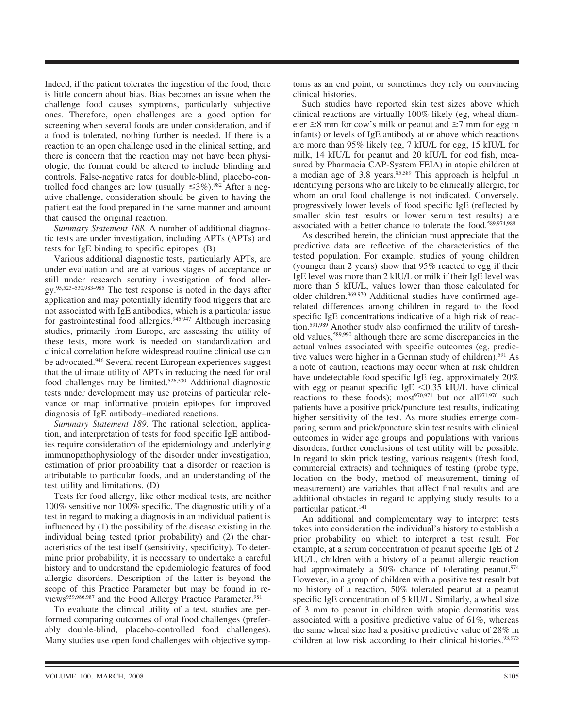Indeed, if the patient tolerates the ingestion of the food, there is little concern about bias. Bias becomes an issue when the challenge food causes symptoms, particularly subjective ones. Therefore, open challenges are a good option for screening when several foods are under consideration, and if a food is tolerated, nothing further is needed. If there is a reaction to an open challenge used in the clinical setting, and there is concern that the reaction may not have been physiologic, the format could be altered to include blinding and controls. False-negative rates for double-blind, placebo-controlled food changes are low (usually $\leq 3\%$).[982] After a negative challenge, consideration should be given to having the patient eat the food prepared in the same manner and amount that caused the original reaction.

*Summary Statement 188.* A number of additional diagnostic tests are under investigation, including APTs (APTs) and tests for IgE binding to specific epitopes. (B)

Various additional diagnostic tests, particularly APTs, are under evaluation and are at various stages of acceptance or still under research scrutiny investigation of food allergy.[95,523–530,983–985] The test response is noted in the days after application and may potentially identify food triggers that are not associated with IgE antibodies, which is a particular issue for gastrointestinal food allergies.[945,947] Although increasing studies, primarily from Europe, are assessing the utility of these tests, more work is needed on standardization and clinical correlation before widespread routine clinical use can be advocated.[946] Several recent European experiences suggest that the ultimate utility of APTs in reducing the need for oral food challenges may be limited.[526,530] Additional diagnostic tests under development may use proteins of particular relevance or map informative protein epitopes for improved diagnosis of IgE antibody–mediated reactions.

*Summary Statement 189.* The rational selection, application, and interpretation of tests for food specific IgE antibodies require consideration of the epidemiology and underlying immunopathophysiology of the disorder under investigation, estimation of prior probability that a disorder or reaction is attributable to particular foods, and an understanding of the test utility and limitations. (D)

Tests for food allergy, like other medical tests, are neither 100% sensitive nor 100% specific. The diagnostic utility of a test in regard to making a diagnosis in an individual patient is influenced by (1) the possibility of the disease existing in the individual being tested (prior probability) and (2) the characteristics of the test itself (sensitivity, specificity). To determine prior probability, it is necessary to undertake a careful history and to understand the epidemiologic features of food allergic disorders. Description of the latter is beyond the scope of this Practice Parameter but may be found in reviews[959,986,987] and the Food Allergy Practice Parameter.[981]

To evaluate the clinical utility of a test, studies are performed comparing outcomes of oral food challenges (preferably double-blind, placebo-controlled food challenges). Many studies use open food challenges with objective symptoms as an end point, or sometimes they rely on convincing clinical histories.

Such studies have reported skin test sizes above which clinical reactions are virtually 100% likely (eg, wheal diameter $\geq$8 mm for cow's milk or peanut and $\geq$7 mm for egg in infants) or levels of IgE antibody at or above which reactions are more than 95% likely (eg, 7 kIU/L for egg, 15 kIU/L for milk, 14 kIU/L for peanut and 20 kIU/L for cod fish, measured by Pharmacia CAP-System FEIA) in atopic children at a median age of 3.8 years.[85,589] This approach is helpful in identifying persons who are likely to be clinically allergic, for whom an oral food challenge is not indicated. Conversely, progressively lower levels of food specific IgE (reflected by smaller skin test results or lower serum test results) are associated with a better chance to tolerate the food.[589,974,988]

As described herein, the clinician must appreciate that the predictive data are reflective of the characteristics of the tested population. For example, studies of young children (younger than 2 years) show that 95% reacted to egg if their IgE level was more than 2 kIU/L or milk if their IgE level was more than 5 kIU/L, values lower than those calculated for older children.[969,970] Additional studies have confirmed age-related differences among children in regard to the food specific IgE concentrations indicative of a high risk of reaction.[591,989] Another study also confirmed the utility of threshold values,[589,990] although there are some discrepancies in the actual values associated with specific outcomes (eg, predictive values were higher in a German study of children).[591] As a note of caution, reactions may occur when at risk children have undetectable food specific IgE (eg, approximately 20% with egg or peanut specific IgE <0.35 kIU/L have clinical reactions to these foods); most[970,971] but not all[971,976] such patients have a positive prick/puncture test results, indicating higher sensitivity of the test. As more studies emerge comparing serum and prick/puncture skin test results with clinical outcomes in wider age groups and populations with various disorders, further conclusions of test utility will be possible. In regard to skin prick testing, various reagents (fresh food, commercial extracts) and techniques of testing (probe type, location on the body, method of measurement, timing of measurement) are variables that affect final results and are additional obstacles in regard to applying study results to a particular patient.[141]

An additional and complementary way to interpret tests takes into consideration the individual's history to establish a prior probability on which to interpret a test result. For example, at a serum concentration of peanut specific IgE of 2 kIU/L, children with a history of a peanut allergic reaction had approximately a 50% chance of tolerating peanut.[974] However, in a group of children with a positive test result but no history of a reaction, 50% tolerated peanut at a peanut specific IgE concentration of 5 kIU/L. Similarly, a wheal size of 3 mm to peanut in children with atopic dermatitis was associated with a positive predictive value of 61%, whereas the same wheal size had a positive predictive value of 28% in children at low risk according to their clinical histories.[93,973]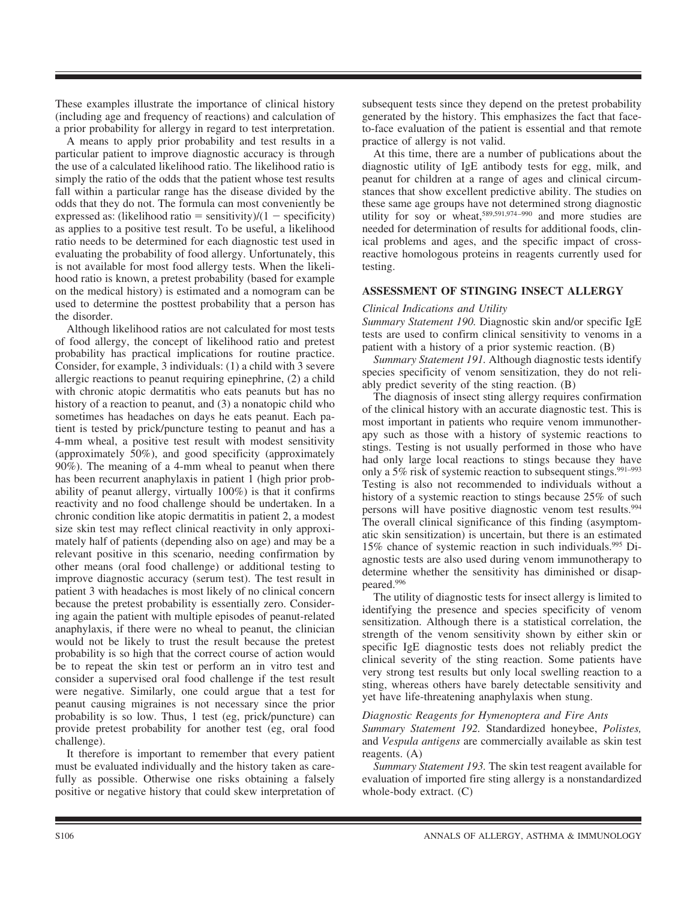These examples illustrate the importance of clinical history (including age and frequency of reactions) and calculation of a prior probability for allergy in regard to test interpretation.

A means to apply prior probability and test results in a particular patient to improve diagnostic accuracy is through the use of a calculated likelihood ratio. The likelihood ratio is simply the ratio of the odds that the patient whose test results fall within a particular range has the disease divided by the odds that they do not. The formula can most conveniently be expressed as: (likelihood ratio = sensitivity)/(1 − specificity) as applies to a positive test result. To be useful, a likelihood ratio needs to be determined for each diagnostic test used in evaluating the probability of food allergy. Unfortunately, this is not available for most food allergy tests. When the likelihood ratio is known, a pretest probability (based for example on the medical history) is estimated and a nomogram can be used to determine the posttest probability that a person has the disorder.

Although likelihood ratios are not calculated for most tests of food allergy, the concept of likelihood ratio and pretest probability has practical implications for routine practice. Consider, for example, 3 individuals: (1) a child with 3 severe allergic reactions to peanut requiring epinephrine, (2) a child with chronic atopic dermatitis who eats peanuts but has no history of a reaction to peanut, and (3) a nonatopic child who sometimes has headaches on days he eats peanut. Each patient is tested by prick/puncture testing to peanut and has a 4-mm wheal, a positive test result with modest sensitivity (approximately 50%), and good specificity (approximately 90%). The meaning of a 4-mm wheal to peanut when there has been recurrent anaphylaxis in patient 1 (high prior probability of peanut allergy, virtually 100%) is that it confirms reactivity and no food challenge should be undertaken. In a chronic condition like atopic dermatitis in patient 2, a modest size skin test may reflect clinical reactivity in only approximately half of patients (depending also on age) and may be a relevant positive in this scenario, needing confirmation by other means (oral food challenge) or additional testing to improve diagnostic accuracy (serum test). The test result in patient 3 with headaches is most likely of no clinical concern because the pretest probability is essentially zero. Considering again the patient with multiple episodes of peanut-related anaphylaxis, if there were no wheal to peanut, the clinician would not be likely to trust the result because the pretest probability is so high that the correct course of action would be to repeat the skin test or perform an in vitro test and consider a supervised oral food challenge if the test result were negative. Similarly, one could argue that a test for peanut causing migraines is not necessary since the prior probability is so low. Thus, 1 test (eg, prick/puncture) can provide pretest probability for another test (eg, oral food challenge).

It therefore is important to remember that every patient must be evaluated individually and the history taken as carefully as possible. Otherwise one risks obtaining a falsely positive or negative history that could skew interpretation of subsequent tests since they depend on the pretest probability generated by the history. This emphasizes the fact that face-to-face evaluation of the patient is essential and that remote practice of allergy is not valid.

At this time, there are a number of publications about the diagnostic utility of IgE antibody tests for egg, milk, and peanut for children at a range of ages and clinical circumstances that show excellent predictive ability. The studies on these same age groups have not determined strong diagnostic utility for soy or wheat,[589,591,974–990] and more studies are needed for determination of results for additional foods, clinical problems and ages, and the specific impact of cross-reactive homologous proteins in reagents currently used for testing.

## ASSESSMENT OF STINGING INSECT ALLERGY

### *Clinical Indications and Utility*

*Summary Statement 190.* Diagnostic skin and/or specific IgE tests are used to confirm clinical sensitivity to venoms in a patient with a history of a prior systemic reaction. (B)

*Summary Statement 191.* Although diagnostic tests identify species specificity of venom sensitization, they do not reliably predict severity of the sting reaction. (B)

The diagnosis of insect sting allergy requires confirmation of the clinical history with an accurate diagnostic test. This is most important in patients who require venom immunotherapy such as those with a history of systemic reactions to stings. Testing is not usually performed in those who have had only large local reactions to stings because they have only a 5% risk of systemic reaction to subsequent stings.[991–993] Testing is also not recommended to individuals without a history of a systemic reaction to stings because 25% of such persons will have positive diagnostic venom test results.[994] The overall clinical significance of this finding (asymptomatic skin sensitization) is uncertain, but there is an estimated 15% chance of systemic reaction in such individuals.[995] Diagnostic tests are also used during venom immunotherapy to determine whether the sensitivity has diminished or disappeared.[996]

The utility of diagnostic tests for insect allergy is limited to identifying the presence and species specificity of venom sensitization. Although there is a statistical correlation, the strength of the venom sensitivity shown by either skin or specific IgE diagnostic tests does not reliably predict the clinical severity of the sting reaction. Some patients have very strong test results but only local swelling reaction to a sting, whereas others have barely detectable sensitivity and yet have life-threatening anaphylaxis when stung.

### *Diagnostic Reagents for Hymenoptera and Fire Ants*

*Summary Statement 192.* Standardized honeybee, *Polistes,* and *Vespula antigens* are commercially available as skin test reagents. (A)

*Summary Statement 193.* The skin test reagent available for evaluation of imported fire sting allergy is a nonstandardized whole-body extract. (C)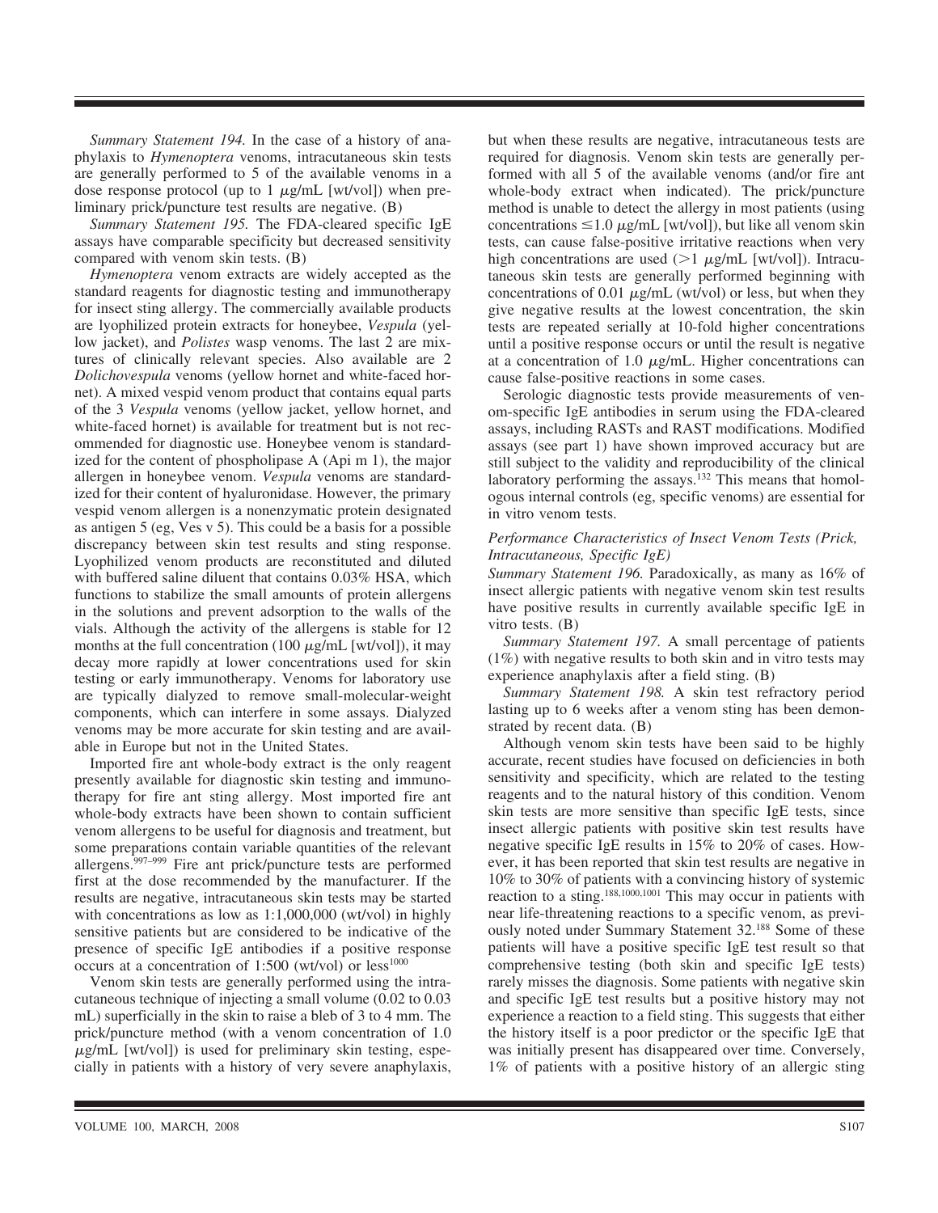*Summary Statement 194.* In the case of a history of anaphylaxis to *Hymenoptera* venoms, intracutaneous skin tests are generally performed to 5 of the available venoms in a dose response protocol (up to 1 μg/mL [wt/vol]) when preliminary prick/puncture test results are negative. (B)

*Summary Statement 195.* The FDA-cleared specific IgE assays have comparable specificity but decreased sensitivity compared with venom skin tests. (B)

*Hymenoptera* venom extracts are widely accepted as the standard reagents for diagnostic testing and immunotherapy for insect sting allergy. The commercially available products are lyophilized protein extracts for honeybee, *Vespula* (yellow jacket), and *Polistes* wasp venoms. The last 2 are mixtures of clinically relevant species. Also available are 2 *Dolichovespula* venoms (yellow hornet and white-faced hornet). A mixed vespid venom product that contains equal parts of the 3 *Vespula* venoms (yellow jacket, yellow hornet, and white-faced hornet) is available for treatment but is not recommended for diagnostic use. Honeybee venom is standardized for the content of phospholipase A (Api m 1), the major allergen in honeybee venom. *Vespula* venoms are standardized for their content of hyaluronidase. However, the primary vespid venom allergen is a nonenzymatic protein designated as antigen 5 (eg, Ves v 5). This could be a basis for a possible discrepancy between skin test results and sting response. Lyophilized venom products are reconstituted and diluted with buffered saline diluent that contains 0.03% HSA, which functions to stabilize the small amounts of protein allergens in the solutions and prevent adsorption to the walls of the vials. Although the activity of the allergens is stable for 12 months at the full concentration (100 μg/mL [wt/vol]), it may decay more rapidly at lower concentrations used for skin testing or early immunotherapy. Venoms for laboratory use are typically dialyzed to remove small-molecular-weight components, which can interfere in some assays. Dialyzed venoms may be more accurate for skin testing and are available in Europe but not in the United States.

Imported fire ant whole-body extract is the only reagent presently available for diagnostic skin testing and immunotherapy for fire ant sting allergy. Most imported fire ant whole-body extracts have been shown to contain sufficient venom allergens to be useful for diagnosis and treatment, but some preparations contain variable quantities of the relevant allergens.[997–999] Fire ant prick/puncture tests are performed first at the dose recommended by the manufacturer. If the results are negative, intracutaneous skin tests may be started with concentrations as low as 1:1,000,000 (wt/vol) in highly sensitive patients but are considered to be indicative of the presence of specific IgE antibodies if a positive response occurs at a concentration of 1:500 (wt/vol) or less[1000]

Venom skin tests are generally performed using the intracutaneous technique of injecting a small volume (0.02 to 0.03 mL) superficially in the skin to raise a bleb of 3 to 4 mm. The prick/puncture method (with a venom concentration of 1.0 μg/mL [wt/vol]) is used for preliminary skin testing, especially in patients with a history of very severe anaphylaxis, but when these results are negative, intracutaneous tests are required for diagnosis. Venom skin tests are generally performed with all 5 of the available venoms (and/or fire ant whole-body extract when indicated). The prick/puncture method is unable to detect the allergy in most patients (using concentrations ≤1.0 μg/mL [wt/vol]), but like all venom skin tests, can cause false-positive irritative reactions when very high concentrations are used (>1 μg/mL [wt/vol]). Intracutaneous skin tests are generally performed beginning with concentrations of 0.01 μg/mL (wt/vol) or less, but when they give negative results at the lowest concentration, the skin tests are repeated serially at 10-fold higher concentrations until a positive response occurs or until the result is negative at a concentration of 1.0 μg/mL. Higher concentrations can cause false-positive reactions in some cases.

Serologic diagnostic tests provide measurements of venom-specific IgE antibodies in serum using the FDA-cleared assays, including RASTs and RAST modifications. Modified assays (see part 1) have shown improved accuracy but are still subject to the validity and reproducibility of the clinical laboratory performing the assays.[132] This means that homologous internal controls (eg, specific venoms) are essential for in vitro venom tests.

### *Performance Characteristics of Insect Venom Tests (Prick, Intracutaneous, Specific IgE)*

*Summary Statement 196.* Paradoxically, as many as 16% of insect allergic patients with negative venom skin test results have positive results in currently available specific IgE in vitro tests. (B)

*Summary Statement 197.* A small percentage of patients (1%) with negative results to both skin and in vitro tests may experience anaphylaxis after a field sting. (B)

*Summary Statement 198.* A skin test refractory period lasting up to 6 weeks after a venom sting has been demonstrated by recent data. (B)

Although venom skin tests have been said to be highly accurate, recent studies have focused on deficiencies in both sensitivity and specificity, which are related to the testing reagents and to the natural history of this condition. Venom skin tests are more sensitive than specific IgE tests, since insect allergic patients with positive skin test results have negative specific IgE results in 15% to 20% of cases. However, it has been reported that skin test results are negative in 10% to 30% of patients with a convincing history of systemic reaction to a sting.[188,1000,1001] This may occur in patients with near life-threatening reactions to a specific venom, as previously noted under Summary Statement 32.[188] Some of these patients will have a positive specific IgE test result so that comprehensive testing (both skin and specific IgE tests) rarely misses the diagnosis. Some patients with negative skin and specific IgE test results but a positive history may not experience a reaction to a field sting. This suggests that either the history itself is a poor predictor or the specific IgE that was initially present has disappeared over time. Conversely, 1% of patients with a positive history of an allergic sting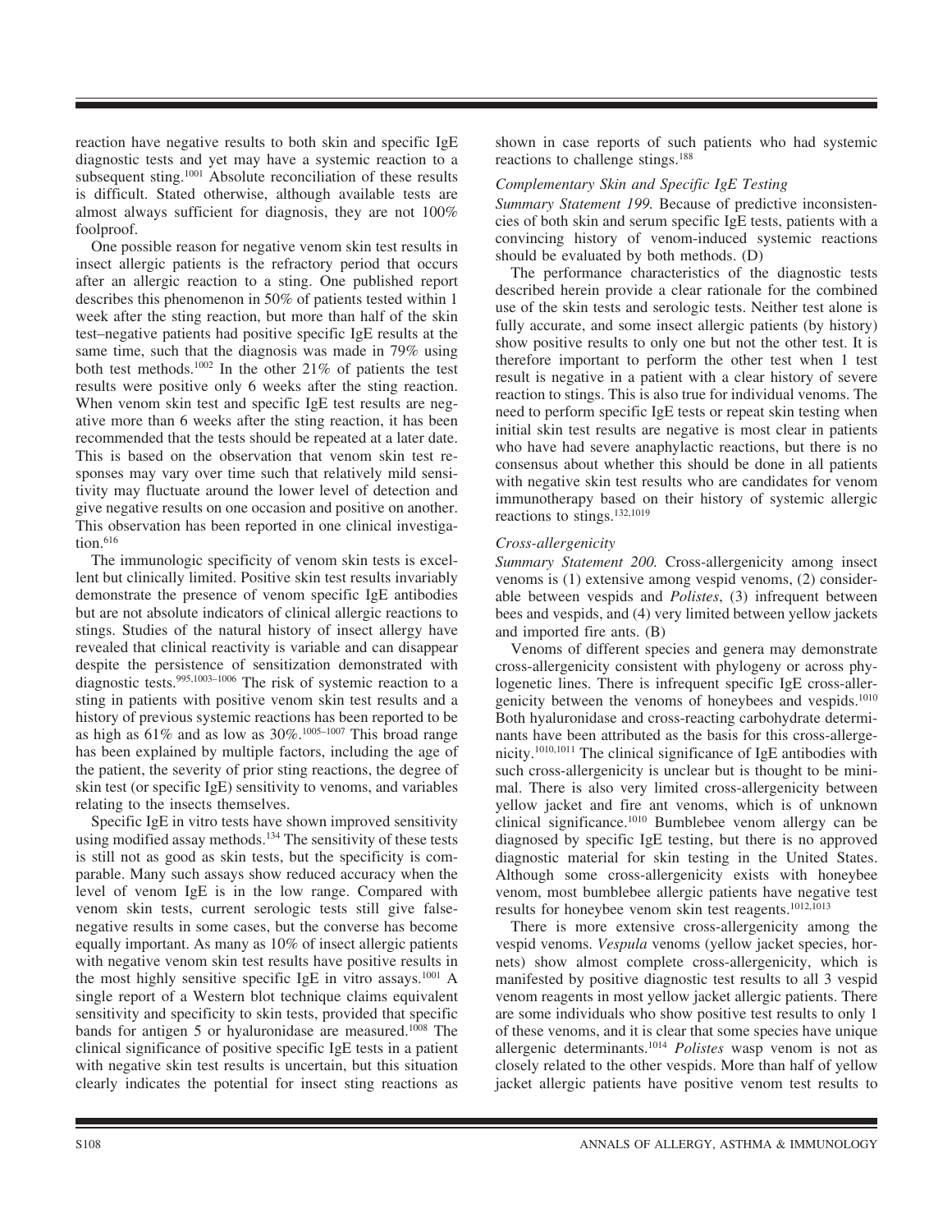reaction have negative results to both skin and specific IgE diagnostic tests and yet may have a systemic reaction to a subsequent sting.[1001] Absolute reconciliation of these results is difficult. Stated otherwise, although available tests are almost always sufficient for diagnosis, they are not 100% foolproof.

One possible reason for negative venom skin test results in insect allergic patients is the refractory period that occurs after an allergic reaction to a sting. One published report describes this phenomenon in 50% of patients tested within 1 week after the sting reaction, but more than half of the skin test–negative patients had positive specific IgE results at the same time, such that the diagnosis was made in 79% using both test methods.[1002] In the other 21% of patients the test results were positive only 6 weeks after the sting reaction. When venom skin test and specific IgE test results are negative more than 6 weeks after the sting reaction, it has been recommended that the tests should be repeated at a later date. This is based on the observation that venom skin test responses may vary over time such that relatively mild sensitivity may fluctuate around the lower level of detection and give negative results on one occasion and positive on another. This observation has been reported in one clinical investigation.[616]

The immunologic specificity of venom skin tests is excellent but clinically limited. Positive skin test results invariably demonstrate the presence of venom specific IgE antibodies but are not absolute indicators of clinical allergic reactions to stings. Studies of the natural history of insect allergy have revealed that clinical reactivity is variable and can disappear despite the persistence of sensitization demonstrated with diagnostic tests.[995,1003–1006] The risk of systemic reaction to a sting in patients with positive venom skin test results and a history of previous systemic reactions has been reported to be as high as 61% and as low as 30%.[1005–1007] This broad range has been explained by multiple factors, including the age of the patient, the severity of prior sting reactions, the degree of skin test (or specific IgE) sensitivity to venoms, and variables relating to the insects themselves.

Specific IgE in vitro tests have shown improved sensitivity using modified assay methods.[134] The sensitivity of these tests is still not as good as skin tests, but the specificity is comparable. Many such assays show reduced accuracy when the level of venom IgE is in the low range. Compared with venom skin tests, current serologic tests still give false-negative results in some cases, but the converse has become equally important. As many as 10% of insect allergic patients with negative venom skin test results have positive results in the most highly sensitive specific IgE in vitro assays.[1001] A single report of a Western blot technique claims equivalent sensitivity and specificity to skin tests, provided that specific bands for antigen 5 or hyaluronidase are measured.[1008] The clinical significance of positive specific IgE tests in a patient with negative skin test results is uncertain, but this situation clearly indicates the potential for insect sting reactions as shown in case reports of such patients who had systemic reactions to challenge stings.[188]

### *Complementary Skin and Specific IgE Testing*

*Summary Statement 199.* Because of predictive inconsistencies of both skin and serum specific IgE tests, patients with a convincing history of venom-induced systemic reactions should be evaluated by both methods. (D)

The performance characteristics of the diagnostic tests described herein provide a clear rationale for the combined use of the skin tests and serologic tests. Neither test alone is fully accurate, and some insect allergic patients (by history) show positive results to only one but not the other test. It is therefore important to perform the other test when 1 test result is negative in a patient with a clear history of severe reaction to stings. This is also true for individual venoms. The need to perform specific IgE tests or repeat skin testing when initial skin test results are negative is most clear in patients who have had severe anaphylactic reactions, but there is no consensus about whether this should be done in all patients with negative skin test results who are candidates for venom immunotherapy based on their history of systemic allergic reactions to stings.[132,1019]

### *Cross-allergenicity*

*Summary Statement 200.* Cross-allergenicity among insect venoms is (1) extensive among vespid venoms, (2) considerable between vespids and *Polistes*, (3) infrequent between bees and vespids, and (4) very limited between yellow jackets and imported fire ants. (B)

Venoms of different species and genera may demonstrate cross-allergenicity consistent with phylogeny or across phylogenetic lines. There is infrequent specific IgE cross-allergenicity between the venoms of honeybees and vespids.[1010] Both hyaluronidase and cross-reacting carbohydrate determinants have been attributed as the basis for this cross-allergenicity.[1010,1011] The clinical significance of IgE antibodies with such cross-allergenicity is unclear but is thought to be minimal. There is also very limited cross-allergenicity between yellow jacket and fire ant venoms, which is of unknown clinical significance.[1010] Bumblebee venom allergy can be diagnosed by specific IgE testing, but there is no approved diagnostic material for skin testing in the United States. Although some cross-allergenicity exists with honeybee venom, most bumblebee allergic patients have negative test results for honeybee venom skin test reagents.[1012,1013]

There is more extensive cross-allergenicity among the vespid venoms. *Vespula* venoms (yellow jacket species, hornets) show almost complete cross-allergenicity, which is manifested by positive diagnostic test results to all 3 vespid venom reagents in most yellow jacket allergic patients. There are some individuals who show positive test results to only 1 of these venoms, and it is clear that some species have unique allergenic determinants.[1014] *Polistes* wasp venom is not as closely related to the other vespids. More than half of yellow jacket allergic patients have positive venom test results to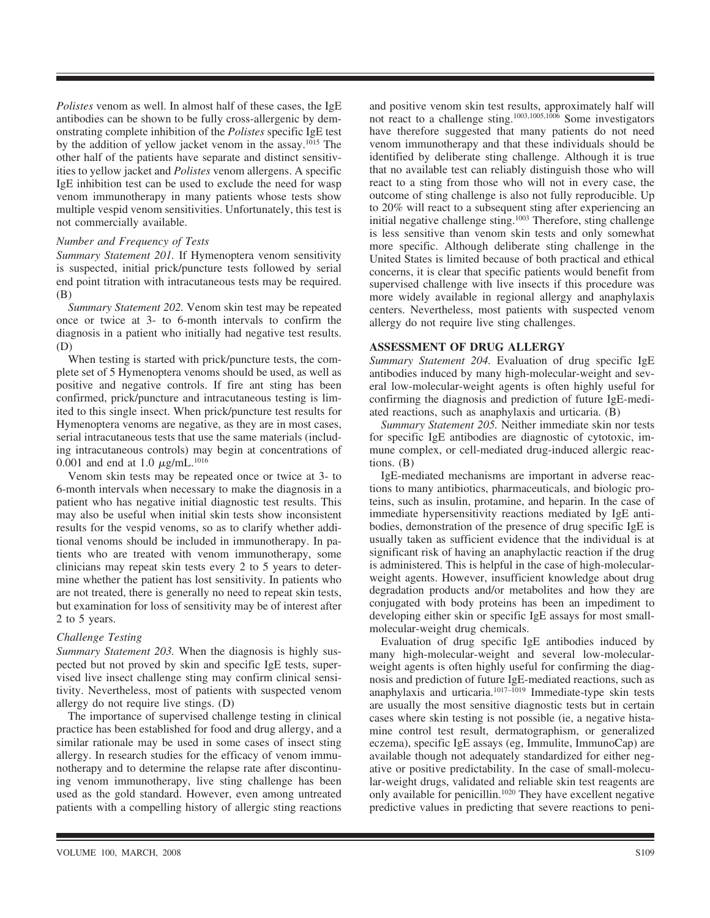*Polistes* venom as well. In almost half of these cases, the IgE antibodies can be shown to be fully cross-allergenic by demonstrating complete inhibition of the *Polistes* specific IgE test by the addition of yellow jacket venom in the assay.[1015] The other half of the patients have separate and distinct sensitivities to yellow jacket and *Polistes* venom allergens. A specific IgE inhibition test can be used to exclude the need for wasp venom immunotherapy in many patients whose tests show multiple vespid venom sensitivities. Unfortunately, this test is not commercially available.

#### *Number and Frequency of Tests*

*Summary Statement 201.* If Hymenoptera venom sensitivity is suspected, initial prick/puncture tests followed by serial end point titration with intracutaneous tests may be required. (B)

*Summary Statement 202.* Venom skin test may be repeated once or twice at 3- to 6-month intervals to confirm the diagnosis in a patient who initially had negative test results. (D)

When testing is started with prick/puncture tests, the complete set of 5 Hymenoptera venoms should be used, as well as positive and negative controls. If fire ant sting has been confirmed, prick/puncture and intracutaneous testing is limited to this single insect. When prick/puncture test results for Hymenoptera venoms are negative, as they are in most cases, serial intracutaneous tests that use the same materials (including intracutaneous controls) may begin at concentrations of 0.001 and end at 1.0 $\mu$g/mL.[1016]

Venom skin tests may be repeated once or twice at 3- to 6-month intervals when necessary to make the diagnosis in a patient who has negative initial diagnostic test results. This may also be useful when initial skin tests show inconsistent results for the vespid venoms, so as to clarify whether additional venoms should be included in immunotherapy. In patients who are treated with venom immunotherapy, some clinicians may repeat skin tests every 2 to 5 years to determine whether the patient has lost sensitivity. In patients who are not treated, there is generally no need to repeat skin tests, but examination for loss of sensitivity may be of interest after 2 to 5 years.

#### *Challenge Testing*

*Summary Statement 203.* When the diagnosis is highly suspected but not proved by skin and specific IgE tests, supervised live insect challenge sting may confirm clinical sensitivity. Nevertheless, most of patients with suspected venom allergy do not require live stings. (D)

The importance of supervised challenge testing in clinical practice has been established for food and drug allergy, and a similar rationale may be used in some cases of insect sting allergy. In research studies for the efficacy of venom immunotherapy and to determine the relapse rate after discontinuing venom immunotherapy, live sting challenge has been used as the gold standard. However, even among untreated patients with a compelling history of allergic sting reactions and positive venom skin test results, approximately half will not react to a challenge sting.[1003,1005,1006] Some investigators have therefore suggested that many patients do not need venom immunotherapy and that these individuals should be identified by deliberate sting challenge. Although it is true that no available test can reliably distinguish those who will react to a sting from those who will not in every case, the outcome of sting challenge is also not fully reproducible. Up to 20% will react to a subsequent sting after experiencing an initial negative challenge sting.[1003] Therefore, sting challenge is less sensitive than venom skin tests and only somewhat more specific. Although deliberate sting challenge in the United States is limited because of both practical and ethical concerns, it is clear that specific patients would benefit from supervised challenge with live insects if this procedure was more widely available in regional allergy and anaphylaxis centers. Nevertheless, most patients with suspected venom allergy do not require live sting challenges.

### ASSESSMENT OF DRUG ALLERGY

*Summary Statement 204.* Evaluation of drug specific IgE antibodies induced by many high-molecular-weight and several low-molecular-weight agents is often highly useful for confirming the diagnosis and prediction of future IgE-mediated reactions, such as anaphylaxis and urticaria. (B)

*Summary Statement 205.* Neither immediate skin nor tests for specific IgE antibodies are diagnostic of cytotoxic, immune complex, or cell-mediated drug-induced allergic reactions. (B)

IgE-mediated mechanisms are important in adverse reactions to many antibiotics, pharmaceuticals, and biologic proteins, such as insulin, protamine, and heparin. In the case of immediate hypersensitivity reactions mediated by IgE antibodies, demonstration of the presence of drug specific IgE is usually taken as sufficient evidence that the individual is at significant risk of having an anaphylactic reaction if the drug is administered. This is helpful in the case of high-molecular-weight agents. However, insufficient knowledge about drug degradation products and/or metabolites and how they are conjugated with body proteins has been an impediment to developing either skin or specific IgE assays for most small-molecular-weight drug chemicals.

Evaluation of drug specific IgE antibodies induced by many high-molecular-weight and several low-molecular-weight agents is often highly useful for confirming the diagnosis and prediction of future IgE-mediated reactions, such as anaphylaxis and urticaria.[1017–1019] Immediate-type skin tests are usually the most sensitive diagnostic tests but in certain cases where skin testing is not possible (ie, a negative histamine control test result, dermatographism, or generalized eczema), specific IgE assays (eg, Immulite, ImmunoCap) are available though not adequately standardized for either negative or positive predictability. In the case of small-molecular-weight drugs, validated and reliable skin test reagents are only available for penicillin.[1020] They have excellent negative predictive values in predicting that severe reactions to peni-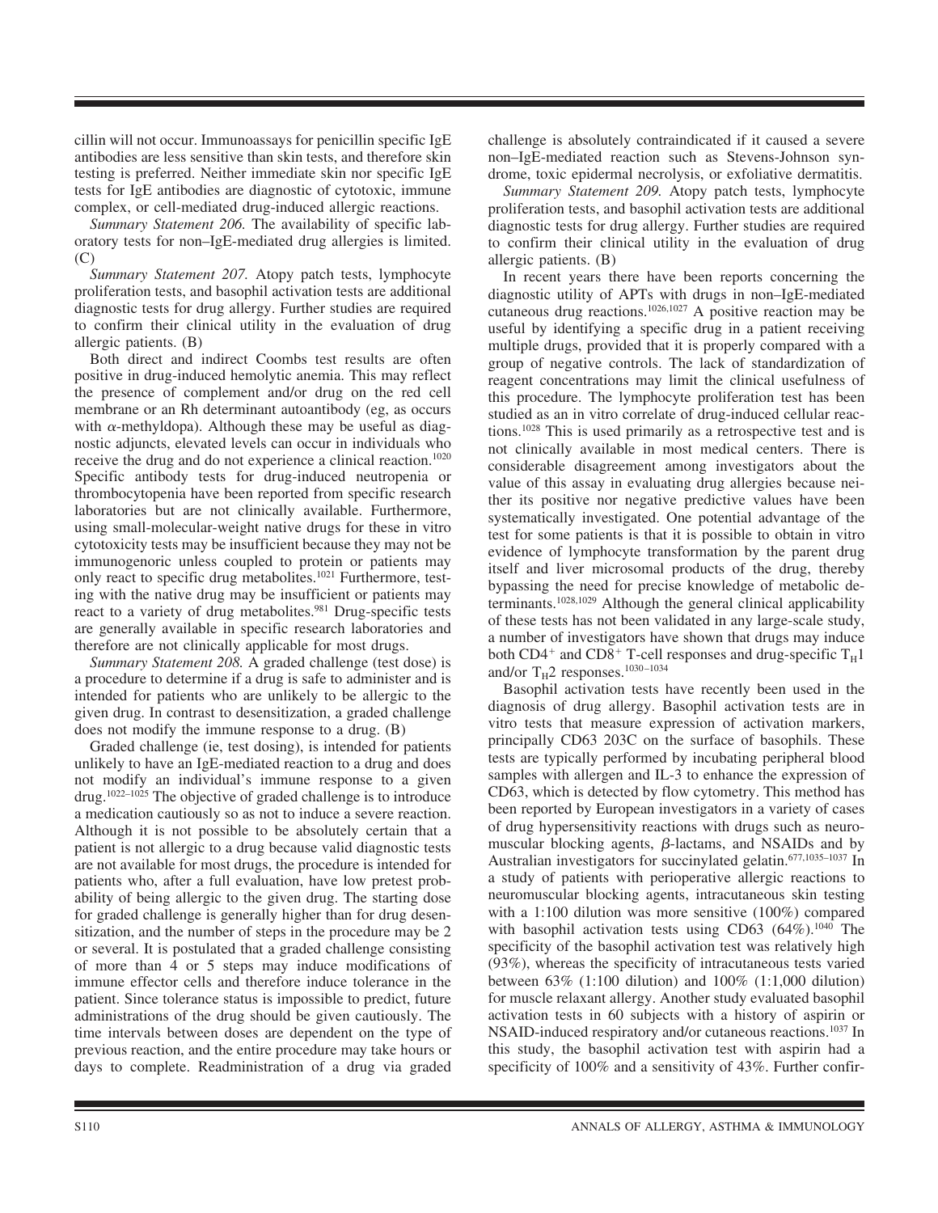cillin will not occur. Immunoassays for penicillin specific IgE antibodies are less sensitive than skin tests, and therefore skin testing is preferred. Neither immediate skin nor specific IgE tests for IgE antibodies are diagnostic of cytotoxic, immune complex, or cell-mediated drug-induced allergic reactions.

*Summary Statement 206.* The availability of specific laboratory tests for non–IgE-mediated drug allergies is limited. (C)

*Summary Statement 207.* Atopy patch tests, lymphocyte proliferation tests, and basophil activation tests are additional diagnostic tests for drug allergy. Further studies are required to confirm their clinical utility in the evaluation of drug allergic patients. (B)

Both direct and indirect Coombs test results are often positive in drug-induced hemolytic anemia. This may reflect the presence of complement and/or drug on the red cell membrane or an Rh determinant autoantibody (eg, as occurs with $\alpha$-methyldopa). Although these may be useful as diagnostic adjuncts, elevated levels can occur in individuals who receive the drug and do not experience a clinical reaction.[1020] Specific antibody tests for drug-induced neutropenia or thrombocytopenia have been reported from specific research laboratories but are not clinically available. Furthermore, using small-molecular-weight native drugs for these in vitro cytotoxicity tests may be insufficient because they may not be immunogenoric unless coupled to protein or patients may only react to specific drug metabolites.[1021] Furthermore, testing with the native drug may be insufficient or patients may react to a variety of drug metabolites.[981] Drug-specific tests are generally available in specific research laboratories and therefore are not clinically applicable for most drugs.

*Summary Statement 208.* A graded challenge (test dose) is a procedure to determine if a drug is safe to administer and is intended for patients who are unlikely to be allergic to the given drug. In contrast to desensitization, a graded challenge does not modify the immune response to a drug. (B)

Graded challenge (ie, test dosing), is intended for patients unlikely to have an IgE-mediated reaction to a drug and does not modify an individual's immune response to a given drug.[1022–1025] The objective of graded challenge is to introduce a medication cautiously so as not to induce a severe reaction. Although it is not possible to be absolutely certain that a patient is not allergic to a drug because valid diagnostic tests are not available for most drugs, the procedure is intended for patients who, after a full evaluation, have low pretest probability of being allergic to the given drug. The starting dose for graded challenge is generally higher than for drug desensitization, and the number of steps in the procedure may be 2 or several. It is postulated that a graded challenge consisting of more than 4 or 5 steps may induce modifications of immune effector cells and therefore induce tolerance in the patient. Since tolerance status is impossible to predict, future administrations of the drug should be given cautiously. The time intervals between doses are dependent on the type of previous reaction, and the entire procedure may take hours or days to complete. Readministration of a drug via graded challenge is absolutely contraindicated if it caused a severe non–IgE-mediated reaction such as Stevens-Johnson syndrome, toxic epidermal necrolysis, or exfoliative dermatitis.

*Summary Statement 209.* Atopy patch tests, lymphocyte proliferation tests, and basophil activation tests are additional diagnostic tests for drug allergy. Further studies are required to confirm their clinical utility in the evaluation of drug allergic patients. (B)

In recent years there have been reports concerning the diagnostic utility of APTs with drugs in non–IgE-mediated cutaneous drug reactions.[1026,1027] A positive reaction may be useful by identifying a specific drug in a patient receiving multiple drugs, provided that it is properly compared with a group of negative controls. The lack of standardization of reagent concentrations may limit the clinical usefulness of this procedure. The lymphocyte proliferation test has been studied as an in vitro correlate of drug-induced cellular reactions.[1028] This is used primarily as a retrospective test and is not clinically available in most medical centers. There is considerable disagreement among investigators about the value of this assay in evaluating drug allergies because neither its positive nor negative predictive values have been systematically investigated. One potential advantage of the test for some patients is that it is possible to obtain in vitro evidence of lymphocyte transformation by the parent drug itself and liver microsomal products of the drug, thereby bypassing the need for precise knowledge of metabolic determinants.[1028,1029] Although the general clinical applicability of these tests has not been validated in any large-scale study, a number of investigators have shown that drugs may induce both $CD4^+$ and $CD8^+$ T-cell responses and drug-specific $T_H1$ and/or $T_H2$ responses.[1030–1034]

Basophil activation tests have recently been used in the diagnosis of drug allergy. Basophil activation tests are in vitro tests that measure expression of activation markers, principally CD63 203C on the surface of basophils. These tests are typically performed by incubating peripheral blood samples with allergen and IL-3 to enhance the expression of CD63, which is detected by flow cytometry. This method has been reported by European investigators in a variety of cases of drug hypersensitivity reactions with drugs such as neuromuscular blocking agents, $\beta$-lactams, and NSAIDs and by Australian investigators for succinylated gelatin.[677,1035–1037] In a study of patients with perioperative allergic reactions to neuromuscular blocking agents, intracutaneous skin testing with a 1:100 dilution was more sensitive (100%) compared with basophil activation tests using CD63 (64%).[1040] The specificity of the basophil activation test was relatively high (93%), whereas the specificity of intracutaneous tests varied between 63% (1:100 dilution) and 100% (1:1,000 dilution) for muscle relaxant allergy. Another study evaluated basophil activation tests in 60 subjects with a history of aspirin or NSAID-induced respiratory and/or cutaneous reactions.[1037] In this study, the basophil activation test with aspirin had a specificity of 100% and a sensitivity of 43%. Further confir-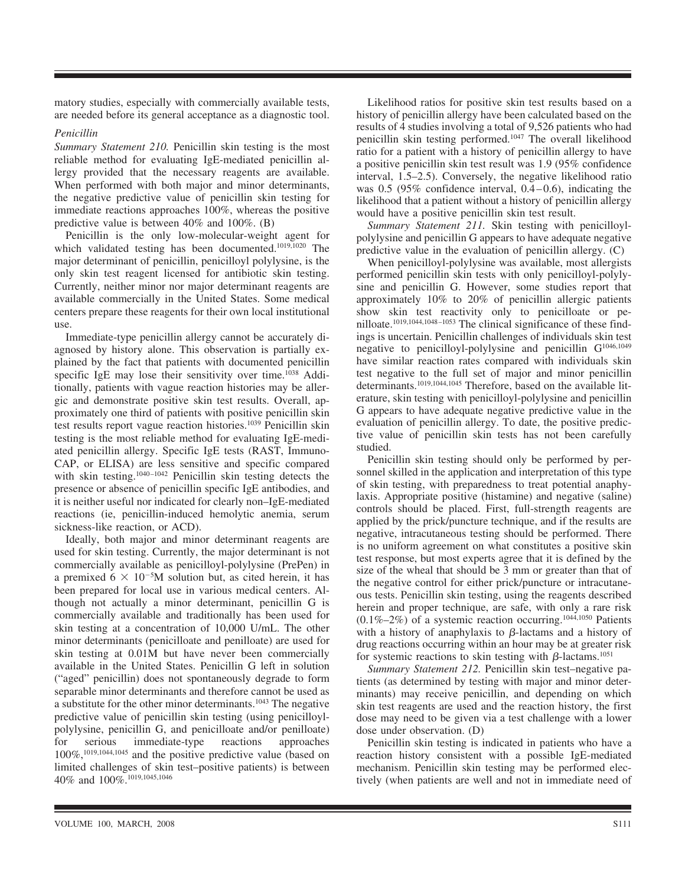matory studies, especially with commercially available tests, are needed before its general acceptance as a diagnostic tool.

### *Penicillin*

*Summary Statement 210.* Penicillin skin testing is the most reliable method for evaluating IgE-mediated penicillin allergy provided that the necessary reagents are available. When performed with both major and minor determinants, the negative predictive value of penicillin skin testing for immediate reactions approaches 100%, whereas the positive predictive value is between 40% and 100%. (B)

Penicillin is the only low-molecular-weight agent for which validated testing has been documented.[1019,1020] The major determinant of penicillin, penicilloyl polylysine, is the only skin test reagent licensed for antibiotic skin testing. Currently, neither minor nor major determinant reagents are available commercially in the United States. Some medical centers prepare these reagents for their own local institutional use.

Immediate-type penicillin allergy cannot be accurately diagnosed by history alone. This observation is partially explained by the fact that patients with documented penicillin specific IgE may lose their sensitivity over time.[1038] Additionally, patients with vague reaction histories may be allergic and demonstrate positive skin test results. Overall, approximately one third of patients with positive penicillin skin test results report vague reaction histories.[1039] Penicillin skin testing is the most reliable method for evaluating IgE-mediated penicillin allergy. Specific IgE tests (RAST, ImmunoCAP, or ELISA) are less sensitive and specific compared with skin testing.[1040–1042] Penicillin skin testing detects the presence or absence of penicillin specific IgE antibodies, and it is neither useful nor indicated for clearly non–IgE-mediated reactions (ie, penicillin-induced hemolytic anemia, serum sickness-like reaction, or ACD).

Ideally, both major and minor determinant reagents are used for skin testing. Currently, the major determinant is not commercially available as penicilloyl-polylysine (PrePen) in a premixed $6 \times 10^{-5}$M solution but, as cited herein, it has been prepared for local use in various medical centers. Although not actually a minor determinant, penicillin G is commercially available and traditionally has been used for skin testing at a concentration of 10,000 U/mL. The other minor determinants (penicilloate and penilloate) are used for skin testing at 0.01M but have never been commercially available in the United States. Penicillin G left in solution ("aged" penicillin) does not spontaneously degrade to form separable minor determinants and therefore cannot be used as a substitute for the other minor determinants.[1043] The negative predictive value of penicillin skin testing (using penicilloyl-polylysine, penicillin G, and penicilloate and/or penilloate) for serious immediate-type reactions approaches 100%,[1019,1044,1045] and the positive predictive value (based on limited challenges of skin test–positive patients) is between 40% and 100%.[1019,1045,1046]

Likelihood ratios for positive skin test results based on a history of penicillin allergy have been calculated based on the results of 4 studies involving a total of 9,526 patients who had penicillin skin testing performed.[1047] The overall likelihood ratio for a patient with a history of penicillin allergy to have a positive penicillin skin test result was 1.9 (95% confidence interval, 1.5–2.5). Conversely, the negative likelihood ratio was 0.5 (95% confidence interval, 0.4–0.6), indicating the likelihood that a patient without a history of penicillin allergy would have a positive penicillin skin test result.

*Summary Statement 211.* Skin testing with penicilloyl-polylysine and penicillin G appears to have adequate negative predictive value in the evaluation of penicillin allergy. (C)

When penicilloyl-polylysine was available, most allergists performed penicillin skin tests with only penicilloyl-polylysine and penicillin G. However, some studies report that approximately 10% to 20% of penicillin allergic patients show skin test reactivity only to penicilloate or penilloate.[1019,1044,1048–1053] The clinical significance of these findings is uncertain. Penicillin challenges of individuals skin test negative to penicilloyl-polylysine and penicillin G[1046,1049] have similar reaction rates compared with individuals skin test negative to the full set of major and minor penicillin determinants.[1019,1044,1045] Therefore, based on the available literature, skin testing with penicilloyl-polylysine and penicillin G appears to have adequate negative predictive value in the evaluation of penicillin allergy. To date, the positive predictive value of penicillin skin tests has not been carefully studied.

Penicillin skin testing should only be performed by personnel skilled in the application and interpretation of this type of skin testing, with preparedness to treat potential anaphylaxis. Appropriate positive (histamine) and negative (saline) controls should be placed. First, full-strength reagents are applied by the prick/puncture technique, and if the results are negative, intracutaneous testing should be performed. There is no uniform agreement on what constitutes a positive skin test response, but most experts agree that it is defined by the size of the wheal that should be 3 mm or greater than that of the negative control for either prick/puncture or intracutaneous tests. Penicillin skin testing, using the reagents described herein and proper technique, are safe, with only a rare risk (0.1%–2%) of a systemic reaction occurring.[1044,1050] Patients with a history of anaphylaxis to $\beta$-lactams and a history of drug reactions occurring within an hour may be at greater risk for systemic reactions to skin testing with $\beta$-lactams.[1051]

*Summary Statement 212.* Penicillin skin test–negative patients (as determined by testing with major and minor determinants) may receive penicillin, and depending on which skin test reagents are used and the reaction history, the first dose may need to be given via a test challenge with a lower dose under observation. (D)

Penicillin skin testing is indicated in patients who have a reaction history consistent with a possible IgE-mediated mechanism. Penicillin skin testing may be performed electively (when patients are well and not in immediate need of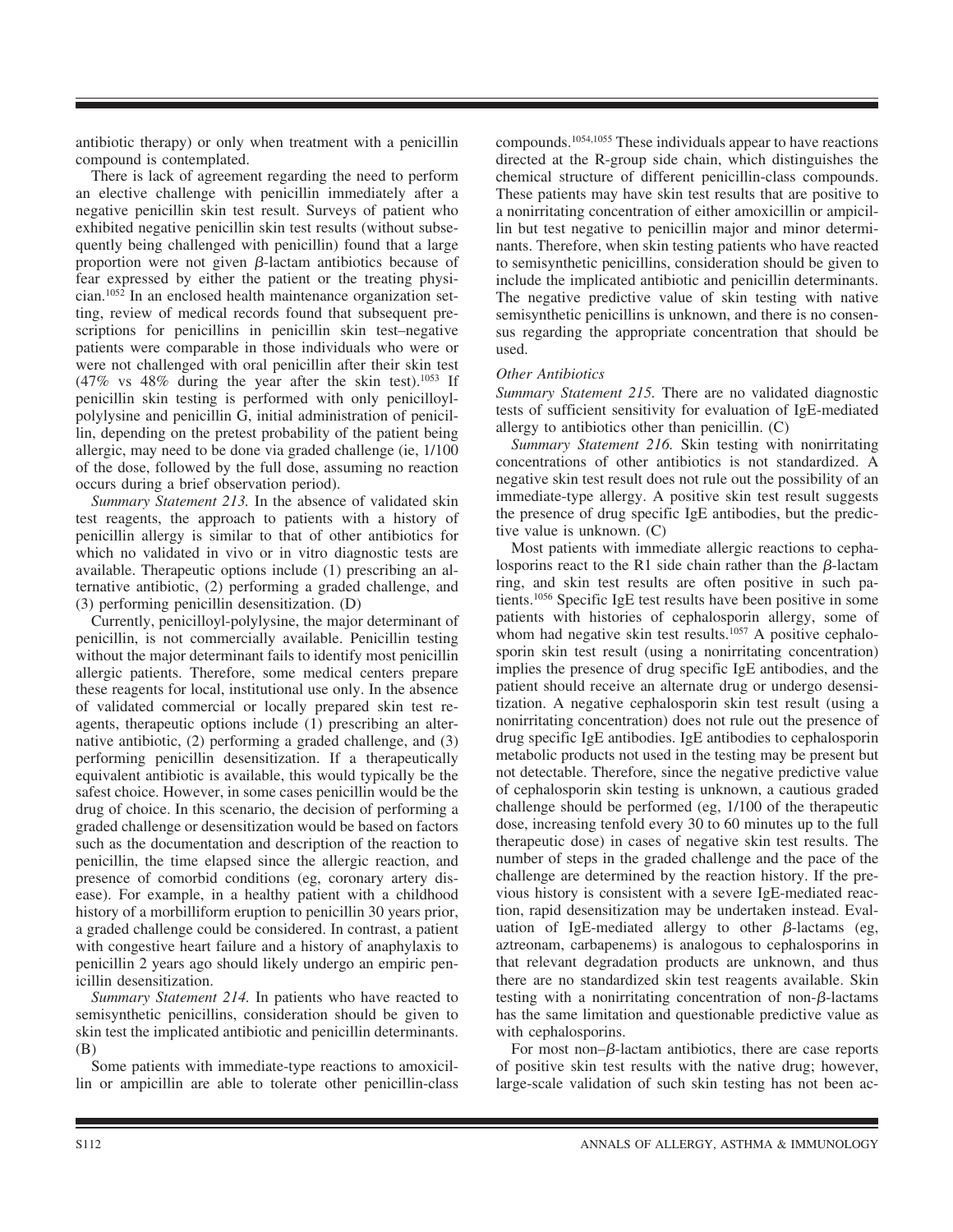antibiotic therapy) or only when treatment with a penicillin compound is contemplated.

There is lack of agreement regarding the need to perform an elective challenge with penicillin immediately after a negative penicillin skin test result. Surveys of patient who exhibited negative penicillin skin test results (without subsequently being challenged with penicillin) found that a large proportion were not given β-lactam antibiotics because of fear expressed by either the patient or the treating physician.[1052] In an enclosed health maintenance organization setting, review of medical records found that subsequent prescriptions for penicillins in penicillin skin test–negative patients were comparable in those individuals who were or were not challenged with oral penicillin after their skin test (47% vs 48% during the year after the skin test).[1053] If penicillin skin testing is performed with only penicilloyl-polylysine and penicillin G, initial administration of penicillin, depending on the pretest probability of the patient being allergic, may need to be done via graded challenge (ie, 1/100 of the dose, followed by the full dose, assuming no reaction occurs during a brief observation period).

*Summary Statement 213.* In the absence of validated skin test reagents, the approach to patients with a history of penicillin allergy is similar to that of other antibiotics for which no validated in vivo or in vitro diagnostic tests are available. Therapeutic options include (1) prescribing an alternative antibiotic, (2) performing a graded challenge, and (3) performing penicillin desensitization. (D)

Currently, penicilloyl-polylysine, the major determinant of penicillin, is not commercially available. Penicillin testing without the major determinant fails to identify most penicillin allergic patients. Therefore, some medical centers prepare these reagents for local, institutional use only. In the absence of validated commercial or locally prepared skin test reagents, therapeutic options include (1) prescribing an alternative antibiotic, (2) performing a graded challenge, and (3) performing penicillin desensitization. If a therapeutically equivalent antibiotic is available, this would typically be the safest choice. However, in some cases penicillin would be the drug of choice. In this scenario, the decision of performing a graded challenge or desensitization would be based on factors such as the documentation and description of the reaction to penicillin, the time elapsed since the allergic reaction, and presence of comorbid conditions (eg, coronary artery disease). For example, in a healthy patient with a childhood history of a morbilliform eruption to penicillin 30 years prior, a graded challenge could be considered. In contrast, a patient with congestive heart failure and a history of anaphylaxis to penicillin 2 years ago should likely undergo an empiric penicillin desensitization.

*Summary Statement 214.* In patients who have reacted to semisynthetic penicillins, consideration should be given to skin test the implicated antibiotic and penicillin determinants. (B)

Some patients with immediate-type reactions to amoxicillin or ampicillin are able to tolerate other penicillin-class compounds.[1054,1055] These individuals appear to have reactions directed at the R-group side chain, which distinguishes the chemical structure of different penicillin-class compounds. These patients may have skin test results that are positive to a nonirritating concentration of either amoxicillin or ampicillin but test negative to penicillin major and minor determinants. Therefore, when skin testing patients who have reacted to semisynthetic penicillins, consideration should be given to include the implicated antibiotic and penicillin determinants. The negative predictive value of skin testing with native semisynthetic penicillins is unknown, and there is no consensus regarding the appropriate concentration that should be used.

#### *Other Antibiotics*

*Summary Statement 215.* There are no validated diagnostic tests of sufficient sensitivity for evaluation of IgE-mediated allergy to antibiotics other than penicillin. (C)

*Summary Statement 216.* Skin testing with nonirritating concentrations of other antibiotics is not standardized. A negative skin test result does not rule out the possibility of an immediate-type allergy. A positive skin test result suggests the presence of drug specific IgE antibodies, but the predictive value is unknown. (C)

Most patients with immediate allergic reactions to cephalosporins react to the R1 side chain rather than the β-lactam ring, and skin test results are often positive in such patients.[1056] Specific IgE test results have been positive in some patients with histories of cephalosporin allergy, some of whom had negative skin test results.[1057] A positive cephalosporin skin test result (using a nonirritating concentration) implies the presence of drug specific IgE antibodies, and the patient should receive an alternate drug or undergo desensitization. A negative cephalosporin skin test result (using a nonirritating concentration) does not rule out the presence of drug specific IgE antibodies. IgE antibodies to cephalosporin metabolic products not used in the testing may be present but not detectable. Therefore, since the negative predictive value of cephalosporin skin testing is unknown, a cautious graded challenge should be performed (eg, 1/100 of the therapeutic dose, increasing tenfold every 30 to 60 minutes up to the full therapeutic dose) in cases of negative skin test results. The number of steps in the graded challenge and the pace of the challenge are determined by the reaction history. If the previous history is consistent with a severe IgE-mediated reaction, rapid desensitization may be undertaken instead. Evaluation of IgE-mediated allergy to other β-lactams (eg, aztreonam, carbapenems) is analogous to cephalosporins in that relevant degradation products are unknown, and thus there are no standardized skin test reagents available. Skin testing with a nonirritating concentration of non-β-lactams has the same limitation and questionable predictive value as with cephalosporins.

For most non–β-lactam antibiotics, there are case reports of positive skin test results with the native drug; however, large-scale validation of such skin testing has not been ac-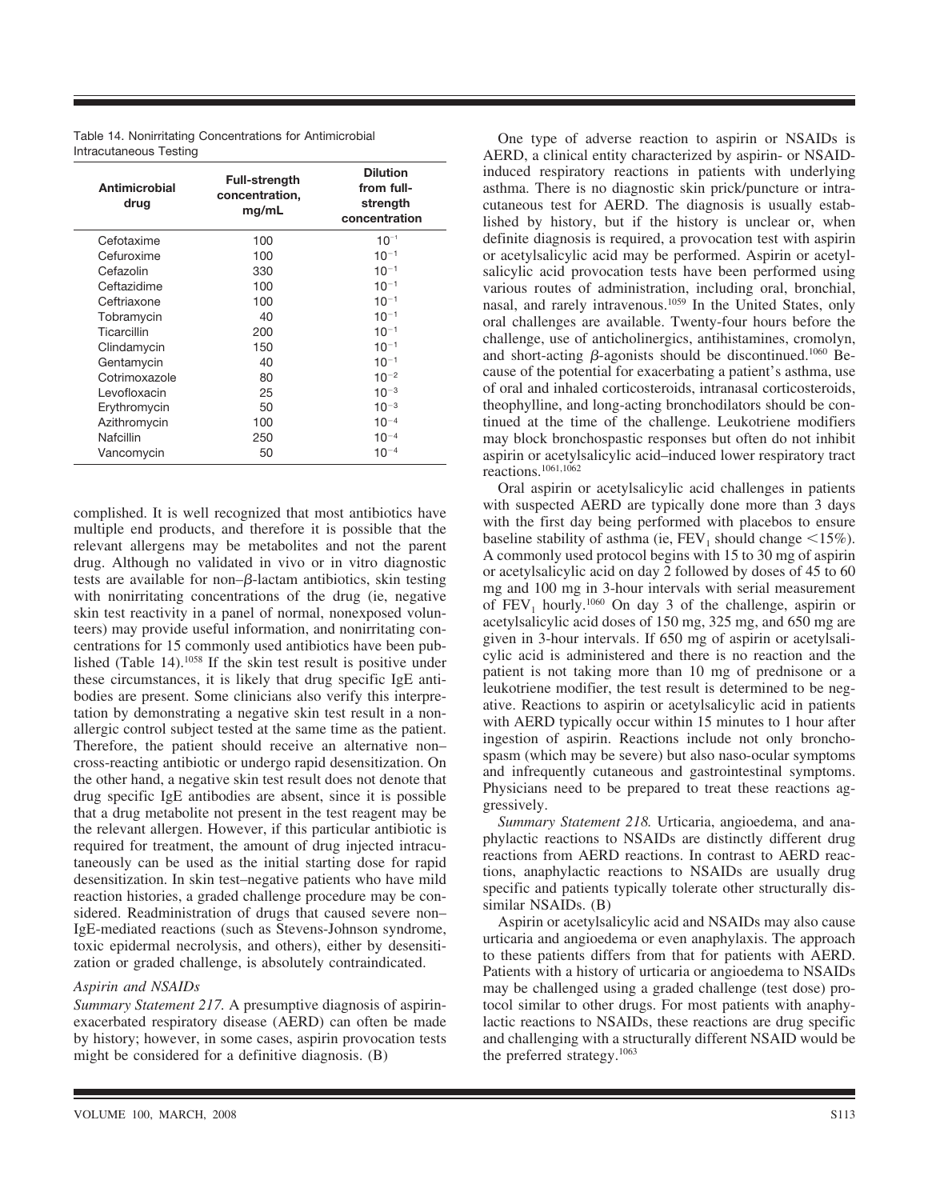Table 14. Nonirritating Concentrations for Antimicrobial Intracutaneous Testing

| Antimicrobial drug | Full-strength concentration, mg/mL | Dilution from full-strength concentration |
|---|---|---|
| Cefotaxime | 100 | $10^{-1}$ |
| Cefuroxime | 100 | $10^{-1}$ |
| Cefazolin | 330 | $10^{-1}$ |
| Ceftazidime | 100 | $10^{-1}$ |
| Ceftriaxone | 100 | $10^{-1}$ |
| Tobramycin | 40 | $10^{-1}$ |
| Ticarcillin | 200 | $10^{-1}$ |
| Clindamycin | 150 | $10^{-1}$ |
| Gentamycin | 40 | $10^{-1}$ |
| Cotrimoxazole | 80 | $10^{-2}$ |
| Levofloxacin | 25 | $10^{-3}$ |
| Erythromycin | 50 | $10^{-3}$ |
| Azithromycin | 100 | $10^{-4}$ |
| Nafcillin | 250 | $10^{-4}$ |
| Vancomycin | 50 | $10^{-4}$ |

complished. It is well recognized that most antibiotics have multiple end products, and therefore it is possible that the relevant allergens may be metabolites and not the parent drug. Although no validated in vivo or in vitro diagnostic tests are available for non–$\beta$-lactam antibiotics, skin testing with nonirritating concentrations of the drug (ie, negative skin test reactivity in a panel of normal, nonexposed volunteers) may provide useful information, and nonirritating concentrations for 15 commonly used antibiotics have been published (Table 14).[1058] If the skin test result is positive under these circumstances, it is likely that drug specific IgE antibodies are present. Some clinicians also verify this interpretation by demonstrating a negative skin test result in a nonallergic control subject tested at the same time as the patient. Therefore, the patient should receive an alternative non–cross-reacting antibiotic or undergo rapid desensitization. On the other hand, a negative skin test result does not denote that drug specific IgE antibodies are absent, since it is possible that a drug metabolite not present in the test reagent may be the relevant allergen. However, if this particular antibiotic is required for treatment, the amount of drug injected intracutaneously can be used as the initial starting dose for rapid desensitization. In skin test–negative patients who have mild reaction histories, a graded challenge procedure may be considered. Readministration of drugs that caused severe non–IgE-mediated reactions (such as Stevens-Johnson syndrome, toxic epidermal necrolysis, and others), either by desensitization or graded challenge, is absolutely contraindicated.

*Aspirin and NSAIDs*

*Summary Statement 217.* A presumptive diagnosis of aspirin-exacerbated respiratory disease (AERD) can often be made by history; however, in some cases, aspirin provocation tests might be considered for a definitive diagnosis. (B)

One type of adverse reaction to aspirin or NSAIDs is AERD, a clinical entity characterized by aspirin- or NSAID-induced respiratory reactions in patients with underlying asthma. There is no diagnostic skin prick/puncture or intracutaneous test for AERD. The diagnosis is usually established by history, but if the history is unclear or, when definite diagnosis is required, a provocation test with aspirin or acetylsalicylic acid may be performed. Aspirin or acetylsalicylic acid provocation tests have been performed using various routes of administration, including oral, bronchial, nasal, and rarely intravenous.[1059] In the United States, only oral challenges are available. Twenty-four hours before the challenge, use of anticholinergics, antihistamines, cromolyn, and short-acting $\beta$-agonists should be discontinued.[1060] Because of the potential for exacerbating a patient's asthma, use of oral and inhaled corticosteroids, intranasal corticosteroids, theophylline, and long-acting bronchodilators should be continued at the time of the challenge. Leukotriene modifiers may block bronchospastic responses but often do not inhibit aspirin or acetylsalicylic acid–induced lower respiratory tract reactions.[1061,1062]

Oral aspirin or acetylsalicylic acid challenges in patients with suspected AERD are typically done more than 3 days with the first day being performed with placebos to ensure baseline stability of asthma (ie, $FEV_1$ should change <15%). A commonly used protocol begins with 15 to 30 mg of aspirin or acetylsalicylic acid on day 2 followed by doses of 45 to 60 mg and 100 mg in 3-hour intervals with serial measurement of $FEV_1$ hourly.[1060] On day 3 of the challenge, aspirin or acetylsalicylic acid doses of 150 mg, 325 mg, and 650 mg are given in 3-hour intervals. If 650 mg of aspirin or acetylsalicylic acid is administered and there is no reaction and the patient is not taking more than 10 mg of prednisone or a leukotriene modifier, the test result is determined to be negative. Reactions to aspirin or acetylsalicylic acid in patients with AERD typically occur within 15 minutes to 1 hour after ingestion of aspirin. Reactions include not only bronchospasm (which may be severe) but also naso-ocular symptoms and infrequently cutaneous and gastrointestinal symptoms. Physicians need to be prepared to treat these reactions aggressively.

*Summary Statement 218.* Urticaria, angioedema, and anaphylactic reactions to NSAIDs are distinctly different drug reactions from AERD reactions. In contrast to AERD reactions, anaphylactic reactions to NSAIDs are usually drug specific and patients typically tolerate other structurally dissimilar NSAIDs. (B)

Aspirin or acetylsalicylic acid and NSAIDs may also cause urticaria and angioedema or even anaphylaxis. The approach to these patients differs from that for patients with AERD. Patients with a history of urticaria or angioedema to NSAIDs may be challenged using a graded challenge (test dose) protocol similar to other drugs. For most patients with anaphylactic reactions to NSAIDs, these reactions are drug specific and challenging with a structurally different NSAID would be the preferred strategy.[1063]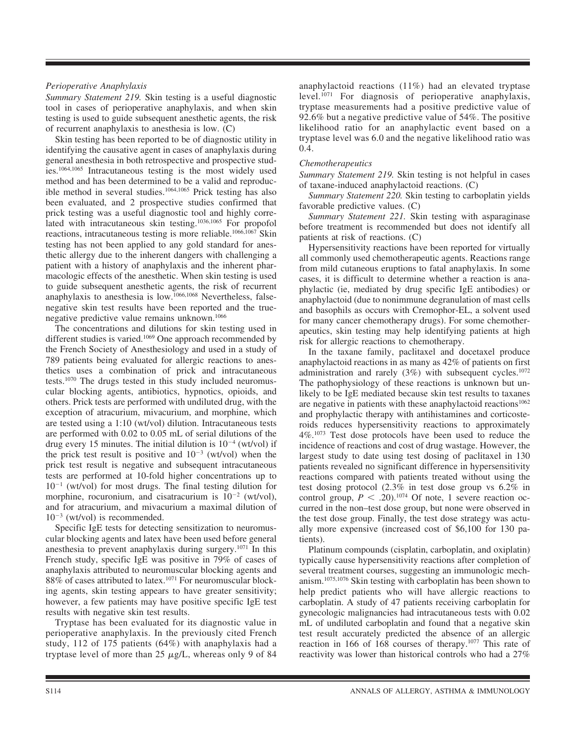*Perioperative Anaphylaxis*

*Summary Statement 219.* Skin testing is a useful diagnostic tool in cases of perioperative anaphylaxis, and when skin testing is used to guide subsequent anesthetic agents, the risk of recurrent anaphylaxis to anesthesia is low. (C)

Skin testing has been reported to be of diagnostic utility in identifying the causative agent in cases of anaphylaxis during general anesthesia in both retrospective and prospective studies.[1064,1065] Intracutaneous testing is the most widely used method and has been determined to be a valid and reproducible method in several studies.[1064,1065] Prick testing has also been evaluated, and 2 prospective studies confirmed that prick testing was a useful diagnostic tool and highly correlated with intracutaneous skin testing.[1036,1065] For propofol reactions, intracutaneous testing is more reliable.[1066,1067] Skin testing has not been applied to any gold standard for anesthetic allergy due to the inherent dangers with challenging a patient with a history of anaphylaxis and the inherent pharmacologic effects of the anesthetic. When skin testing is used to guide subsequent anesthetic agents, the risk of recurrent anaphylaxis to anesthesia is low.[1066,1068] Nevertheless, false-negative skin test results have been reported and the true-negative predictive value remains unknown.[1066]

The concentrations and dilutions for skin testing used in different studies is varied.[1069] One approach recommended by the French Society of Anesthesiology and used in a study of 789 patients being evaluated for allergic reactions to anesthetics uses a combination of prick and intracutaneous tests.[1070] The drugs tested in this study included neuromuscular blocking agents, antibiotics, hypnotics, opioids, and others. Prick tests are performed with undiluted drug, with the exception of atracurium, mivacurium, and morphine, which are tested using a 1:10 (wt/vol) dilution. Intracutaneous tests are performed with 0.02 to 0.05 mL of serial dilutions of the drug every 15 minutes. The initial dilution is $10^{-4}$ (wt/vol) if the prick test result is positive and $10^{-3}$ (wt/vol) when the prick test result is negative and subsequent intracutaneous tests are performed at 10-fold higher concentrations up to $10^{-1}$ (wt/vol) for most drugs. The final testing dilution for morphine, rocuronium, and cisatracurium is $10^{-2}$ (wt/vol), and for atracurium, and mivacurium a maximal dilution of $10^{-3}$ (wt/vol) is recommended.

Specific IgE tests for detecting sensitization to neuromuscular blocking agents and latex have been used before general anesthesia to prevent anaphylaxis during surgery.[1071] In this French study, specific IgE was positive in 79% of cases of anaphylaxis attributed to neuromuscular blocking agents and 88% of cases attributed to latex.[1071] For neuromuscular blocking agents, skin testing appears to have greater sensitivity; however, a few patients may have positive specific IgE test results with negative skin test results.

Tryptase has been evaluated for its diagnostic value in perioperative anaphylaxis. In the previously cited French study, 112 of 175 patients (64%) with anaphylaxis had a tryptase level of more than 25 μg/L, whereas only 9 of 84 anaphylactoid reactions (11%) had an elevated tryptase level.[1071] For diagnosis of perioperative anaphylaxis, tryptase measurements had a positive predictive value of 92.6% but a negative predictive value of 54%. The positive likelihood ratio for an anaphylactic event based on a tryptase level was 6.0 and the negative likelihood ratio was 0.4.

*Chemotherapeutics*

*Summary Statement 219.* Skin testing is not helpful in cases of taxane-induced anaphylactoid reactions. (C)

*Summary Statement 220.* Skin testing to carboplatin yields favorable predictive values. (C)

*Summary Statement 221.* Skin testing with asparaginase before treatment is recommended but does not identify all patients at risk of reactions. (C)

Hypersensitivity reactions have been reported for virtually all commonly used chemotherapeutic agents. Reactions range from mild cutaneous eruptions to fatal anaphylaxis. In some cases, it is difficult to determine whether a reaction is anaphylactic (ie, mediated by drug specific IgE antibodies) or anaphylactoid (due to nonimmune degranulation of mast cells and basophils as occurs with Cremophor-EL, a solvent used for many cancer chemotherapy drugs). For some chemotherapeutics, skin testing may help identifying patients at high risk for allergic reactions to chemotherapy.

In the taxane family, paclitaxel and docetaxel produce anaphylactoid reactions in as many as 42% of patients on first administration and rarely (3%) with subsequent cycles.[1072] The pathophysiology of these reactions is unknown but unlikely to be IgE mediated because skin test results to taxanes are negative in patients with these anaphylactoid reactions[1062] and prophylactic therapy with antihistamines and corticosteroids reduces hypersensitivity reactions to approximately 4%.[1073] Test dose protocols have been used to reduce the incidence of reactions and cost of drug wastage. However, the largest study to date using test dosing of paclitaxel in 130 patients revealed no significant difference in hypersensitivity reactions compared with patients treated without using the test dosing protocol (2.3% in test dose group vs 6.2% in control group, $P < .20$).[1074] Of note, 1 severe reaction occurred in the non–test dose group, but none were observed in the test dose group. Finally, the test dose strategy was actually more expensive (increased cost of \$6,100 for 130 patients).

Platinum compounds (cisplatin, carboplatin, and oxiplatin) typically cause hypersensitivity reactions after completion of several treatment courses, suggesting an immunologic mechanism.[1075,1076] Skin testing with carboplatin has been shown to help predict patients who will have allergic reactions to carboplatin. A study of 47 patients receiving carboplatin for gynecologic malignancies had intracutaneous tests with 0.02 mL of undiluted carboplatin and found that a negative skin test result accurately predicted the absence of an allergic reaction in 166 of 168 courses of therapy.[1077] This rate of reactivity was lower than historical controls who had a 27%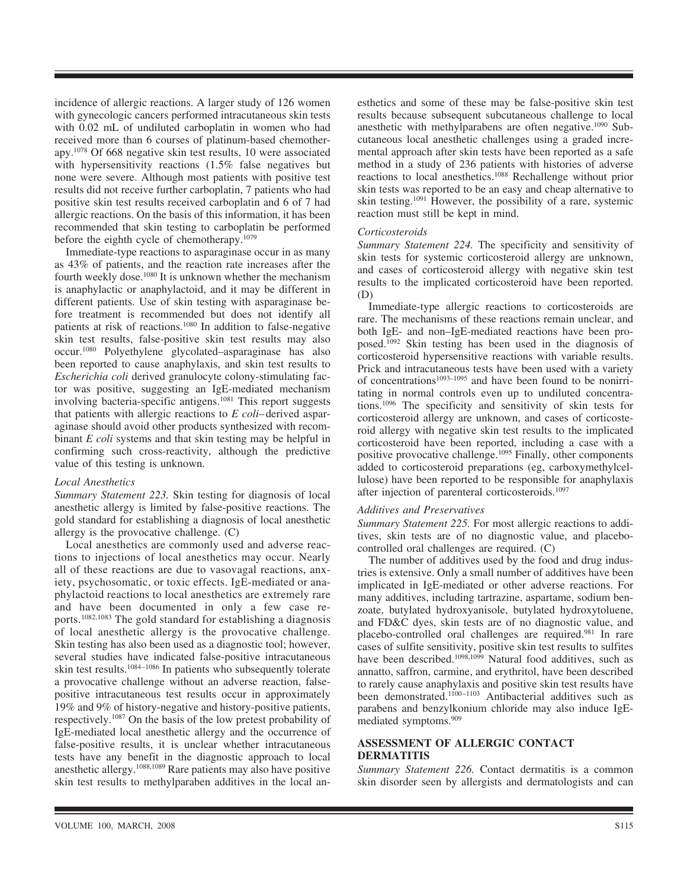incidence of allergic reactions. A larger study of 126 women with gynecologic cancers performed intracutaneous skin tests with 0.02 mL of undiluted carboplatin in women who had received more than 6 courses of platinum-based chemotherapy.[1078] Of 668 negative skin test results, 10 were associated with hypersensitivity reactions (1.5% false negatives but none were severe. Although most patients with positive test results did not receive further carboplatin, 7 patients who had positive skin test results received carboplatin and 6 of 7 had allergic reactions. On the basis of this information, it has been recommended that skin testing to carboplatin be performed before the eighth cycle of chemotherapy.[1079]

Immediate-type reactions to asparaginase occur in as many as 43% of patients, and the reaction rate increases after the fourth weekly dose.[1080] It is unknown whether the mechanism is anaphylactic or anaphylactoid, and it may be different in different patients. Use of skin testing with asparaginase before treatment is recommended but does not identify all patients at risk of reactions.[1080] In addition to false-negative skin test results, false-positive skin test results may also occur.[1080] Polyethylene glycolated–asparaginase has also been reported to cause anaphylaxis, and skin test results to *Escherichia coli* derived granulocyte colony-stimulating factor was positive, suggesting an IgE-mediated mechanism involving bacteria-specific antigens.[1081] This report suggests that patients with allergic reactions to *E coli*–derived asparaginase should avoid other products synthesized with recombinant *E coli* systems and that skin testing may be helpful in confirming such cross-reactivity, although the predictive value of this testing is unknown.

### *Local Anesthetics*

*Summary Statement 223.* Skin testing for diagnosis of local anesthetic allergy is limited by false-positive reactions. The gold standard for establishing a diagnosis of local anesthetic allergy is the provocative challenge. (C)

Local anesthetics are commonly used and adverse reactions to injections of local anesthetics may occur. Nearly all of these reactions are due to vasovagal reactions, anxiety, psychosomatic, or toxic effects. IgE-mediated or anaphylactoid reactions to local anesthetics are extremely rare and have been documented in only a few case reports.[1082,1083] The gold standard for establishing a diagnosis of local anesthetic allergy is the provocative challenge. Skin testing has also been used as a diagnostic tool; however, several studies have indicated false-positive intracutaneous skin test results.[1084–1086] In patients who subsequently tolerate a provocative challenge without an adverse reaction, false-positive intracutaneous test results occur in approximately 19% and 9% of history-negative and history-positive patients, respectively.[1087] On the basis of the low pretest probability of IgE-mediated local anesthetic allergy and the occurrence of false-positive results, it is unclear whether intracutaneous tests have any benefit in the diagnostic approach to local anesthetic allergy.[1088,1089] Rare patients may also have positive skin test results to methylparaben additives in the local anesthetics and some of these may be false-positive skin test results because subsequent subcutaneous challenge to local anesthetic with methylparabens are often negative.[1090] Subcutaneous local anesthetic challenges using a graded incremental approach after skin tests have been reported as a safe method in a study of 236 patients with histories of adverse reactions to local anesthetics.[1088] Rechallenge without prior skin tests was reported to be an easy and cheap alternative to skin testing.[1091] However, the possibility of a rare, systemic reaction must still be kept in mind.

### *Corticosteroids*

*Summary Statement 224.* The specificity and sensitivity of skin tests for systemic corticosteroid allergy are unknown, and cases of corticosteroid allergy with negative skin test results to the implicated corticosteroid have been reported. (D)

Immediate-type allergic reactions to corticosteroids are rare. The mechanisms of these reactions remain unclear, and both IgE- and non–IgE-mediated reactions have been proposed.[1092] Skin testing has been used in the diagnosis of corticosteroid hypersensitive reactions with variable results. Prick and intracutaneous tests have been used with a variety of concentrations[1093–1095] and have been found to be nonirritating in normal controls even up to undiluted concentrations.[1096] The specificity and sensitivity of skin tests for corticosteroid allergy are unknown, and cases of corticosteroid allergy with negative skin test results to the implicated corticosteroid have been reported, including a case with a positive provocative challenge.[1095] Finally, other components added to corticosteroid preparations (eg, carboxymethylcellulose) have been reported to be responsible for anaphylaxis after injection of parenteral corticosteroids.[1097]

### *Additives and Preservatives*

*Summary Statement 225.* For most allergic reactions to additives, skin tests are of no diagnostic value, and placebo-controlled oral challenges are required. (C)

The number of additives used by the food and drug industries is extensive. Only a small number of additives have been implicated in IgE-mediated or other adverse reactions. For many additives, including tartrazine, aspartame, sodium benzoate, butylated hydroxyanisole, butylated hydroxytoluene, and FD&C dyes, skin tests are of no diagnostic value, and placebo-controlled oral challenges are required.[981] In rare cases of sulfite sensitivity, positive skin test results to sulfites have been described.[1098,1099] Natural food additives, such as annatto, saffron, carmine, and erythritol, have been described to rarely cause anaphylaxis and positive skin test results have been demonstrated.[1100–1103] Antibacterial additives such as parabens and benzylkonium chloride may also induce IgE-mediated symptoms.[909]

## ASSESSMENT OF ALLERGIC CONTACT DERMATITIS

*Summary Statement 226.* Contact dermatitis is a common skin disorder seen by allergists and dermatologists and can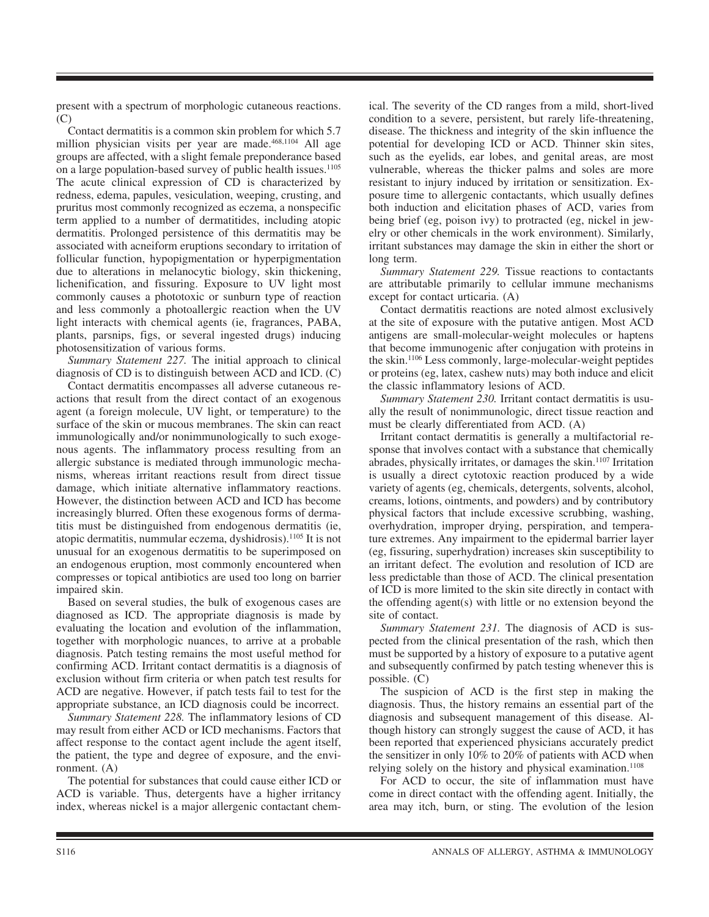present with a spectrum of morphologic cutaneous reactions. (C)

Contact dermatitis is a common skin problem for which 5.7 million physician visits per year are made.[468,1104] All age groups are affected, with a slight female preponderance based on a large population-based survey of public health issues.[1105] The acute clinical expression of CD is characterized by redness, edema, papules, vesiculation, weeping, crusting, and pruritus most commonly recognized as eczema, a nonspecific term applied to a number of dermatitides, including atopic dermatitis. Prolonged persistence of this dermatitis may be associated with acneiform eruptions secondary to irritation of follicular function, hypopigmentation or hyperpigmentation due to alterations in melanocytic biology, skin thickening, lichenification, and fissuring. Exposure to UV light most commonly causes a phototoxic or sunburn type of reaction and less commonly a photoallergic reaction when the UV light interacts with chemical agents (ie, fragrances, PABA, plants, parsnips, figs, or several ingested drugs) inducing photosensitization of various forms.

*Summary Statement 227.* The initial approach to clinical diagnosis of CD is to distinguish between ACD and ICD. (C)

Contact dermatitis encompasses all adverse cutaneous reactions that result from the direct contact of an exogenous agent (a foreign molecule, UV light, or temperature) to the surface of the skin or mucous membranes. The skin can react immunologically and/or nonimmunologically to such exogenous agents. The inflammatory process resulting from an allergic substance is mediated through immunologic mechanisms, whereas irritant reactions result from direct tissue damage, which initiate alternative inflammatory reactions. However, the distinction between ACD and ICD has become increasingly blurred. Often these exogenous forms of dermatitis must be distinguished from endogenous dermatitis (ie, atopic dermatitis, nummular eczema, dyshidrosis).[1105] It is not unusual for an exogenous dermatitis to be superimposed on an endogenous eruption, most commonly encountered when compresses or topical antibiotics are used too long on barrier impaired skin.

Based on several studies, the bulk of exogenous cases are diagnosed as ICD. The appropriate diagnosis is made by evaluating the location and evolution of the inflammation, together with morphologic nuances, to arrive at a probable diagnosis. Patch testing remains the most useful method for confirming ACD. Irritant contact dermatitis is a diagnosis of exclusion without firm criteria or when patch test results for ACD are negative. However, if patch tests fail to test for the appropriate substance, an ICD diagnosis could be incorrect.

*Summary Statement 228.* The inflammatory lesions of CD may result from either ACD or ICD mechanisms. Factors that affect response to the contact agent include the agent itself, the patient, the type and degree of exposure, and the environment. (A)

The potential for substances that could cause either ICD or ACD is variable. Thus, detergents have a higher irritancy index, whereas nickel is a major allergenic contactant chemical. The severity of the CD ranges from a mild, short-lived condition to a severe, persistent, but rarely life-threatening, disease. The thickness and integrity of the skin influence the potential for developing ICD or ACD. Thinner skin sites, such as the eyelids, ear lobes, and genital areas, are most vulnerable, whereas the thicker palms and soles are more resistant to injury induced by irritation or sensitization. Exposure time to allergenic contactants, which usually defines both induction and elicitation phases of ACD, varies from being brief (eg, poison ivy) to protracted (eg, nickel in jewelry or other chemicals in the work environment). Similarly, irritant substances may damage the skin in either the short or long term.

*Summary Statement 229.* Tissue reactions to contactants are attributable primarily to cellular immune mechanisms except for contact urticaria. (A)

Contact dermatitis reactions are noted almost exclusively at the site of exposure with the putative antigen. Most ACD antigens are small-molecular-weight molecules or haptens that become immunogenic after conjugation with proteins in the skin.[1106] Less commonly, large-molecular-weight peptides or proteins (eg, latex, cashew nuts) may both induce and elicit the classic inflammatory lesions of ACD.

*Summary Statement 230.* Irritant contact dermatitis is usually the result of nonimmunologic, direct tissue reaction and must be clearly differentiated from ACD. (A)

Irritant contact dermatitis is generally a multifactorial response that involves contact with a substance that chemically abrades, physically irritates, or damages the skin.[1107] Irritation is usually a direct cytotoxic reaction produced by a wide variety of agents (eg, chemicals, detergents, solvents, alcohol, creams, lotions, ointments, and powders) and by contributory physical factors that include excessive scrubbing, washing, overhydration, improper drying, perspiration, and temperature extremes. Any impairment to the epidermal barrier layer (eg, fissuring, superhydration) increases skin susceptibility to an irritant defect. The evolution and resolution of ICD are less predictable than those of ACD. The clinical presentation of ICD is more limited to the skin site directly in contact with the offending agent(s) with little or no extension beyond the site of contact.

*Summary Statement 231.* The diagnosis of ACD is suspected from the clinical presentation of the rash, which then must be supported by a history of exposure to a putative agent and subsequently confirmed by patch testing whenever this is possible. (C)

The suspicion of ACD is the first step in making the diagnosis. Thus, the history remains an essential part of the diagnosis and subsequent management of this disease. Although history can strongly suggest the cause of ACD, it has been reported that experienced physicians accurately predict the sensitizer in only 10% to 20% of patients with ACD when relying solely on the history and physical examination.[1108]

For ACD to occur, the site of inflammation must have come in direct contact with the offending agent. Initially, the area may itch, burn, or sting. The evolution of the lesion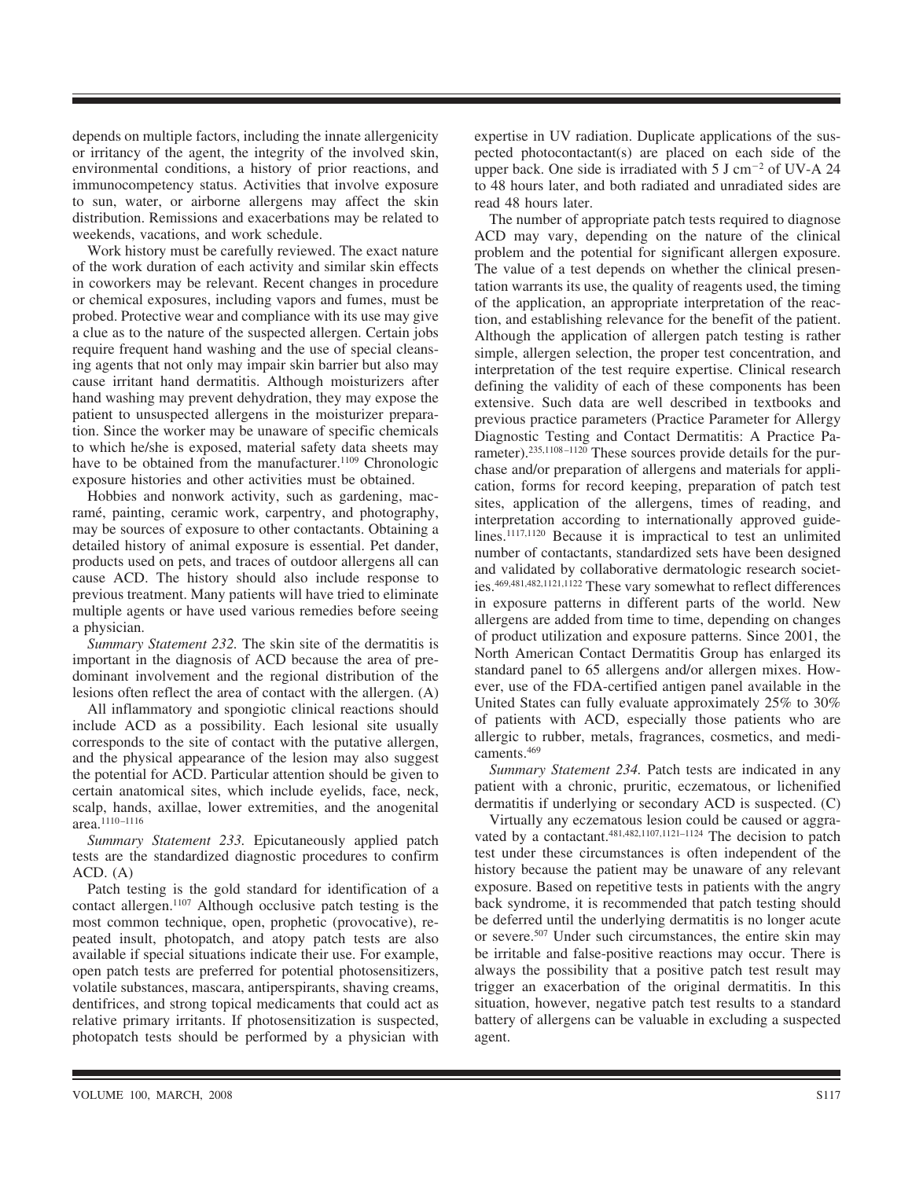depends on multiple factors, including the innate allergenicity or irritancy of the agent, the integrity of the involved skin, environmental conditions, a history of prior reactions, and immunocompetency status. Activities that involve exposure to sun, water, or airborne allergens may affect the skin distribution. Remissions and exacerbations may be related to weekends, vacations, and work schedule.

Work history must be carefully reviewed. The exact nature of the work duration of each activity and similar skin effects in coworkers may be relevant. Recent changes in procedure or chemical exposures, including vapors and fumes, must be probed. Protective wear and compliance with its use may give a clue as to the nature of the suspected allergen. Certain jobs require frequent hand washing and the use of special cleansing agents that not only may impair skin barrier but also may cause irritant hand dermatitis. Although moisturizers after hand washing may prevent dehydration, they may expose the patient to unsuspected allergens in the moisturizer preparation. Since the worker may be unaware of specific chemicals to which he/she is exposed, material safety data sheets may have to be obtained from the manufacturer.[1109] Chronologic exposure histories and other activities must be obtained.

Hobbies and nonwork activity, such as gardening, macramé, painting, ceramic work, carpentry, and photography, may be sources of exposure to other contactants. Obtaining a detailed history of animal exposure is essential. Pet dander, products used on pets, and traces of outdoor allergens all can cause ACD. The history should also include response to previous treatment. Many patients will have tried to eliminate multiple agents or have used various remedies before seeing a physician.

*Summary Statement 232.* The skin site of the dermatitis is important in the diagnosis of ACD because the area of predominant involvement and the regional distribution of the lesions often reflect the area of contact with the allergen. (A)

All inflammatory and spongiotic clinical reactions should include ACD as a possibility. Each lesional site usually corresponds to the site of contact with the putative allergen, and the physical appearance of the lesion may also suggest the potential for ACD. Particular attention should be given to certain anatomical sites, which include eyelids, face, neck, scalp, hands, axillae, lower extremities, and the anogenital area.[1110–1116]

*Summary Statement 233.* Epicutaneously applied patch tests are the standardized diagnostic procedures to confirm ACD. (A)

Patch testing is the gold standard for identification of a contact allergen.[1107] Although occlusive patch testing is the most common technique, open, prophetic (provocative), repeated insult, photopatch, and atopy patch tests are also available if special situations indicate their use. For example, open patch tests are preferred for potential photosensitizers, volatile substances, mascara, antiperspirants, shaving creams, dentifrices, and strong topical medicaments that could act as relative primary irritants. If photosensitization is suspected, photopatch tests should be performed by a physician with expertise in UV radiation. Duplicate applications of the suspected photocontactant(s) are placed on each side of the upper back. One side is irradiated with 5 J $cm^{-2}$ of UV-A 24 to 48 hours later, and both radiated and unradiated sides are read 48 hours later.

The number of appropriate patch tests required to diagnose ACD may vary, depending on the nature of the clinical problem and the potential for significant allergen exposure. The value of a test depends on whether the clinical presentation warrants its use, the quality of reagents used, the timing of the application, an appropriate interpretation of the reaction, and establishing relevance for the benefit of the patient. Although the application of allergen patch testing is rather simple, allergen selection, the proper test concentration, and interpretation of the test require expertise. Clinical research defining the validity of each of these components has been extensive. Such data are well described in textbooks and previous practice parameters (Practice Parameter for Allergy Diagnostic Testing and Contact Dermatitis: A Practice Parameter).[235,1108–1120] These sources provide details for the purchase and/or preparation of allergens and materials for application, forms for record keeping, preparation of patch test sites, application of the allergens, times of reading, and interpretation according to internationally approved guidelines.[1117,1120] Because it is impractical to test an unlimited number of contactants, standardized sets have been designed and validated by collaborative dermatologic research societies.[469,481,482,1121,1122] These vary somewhat to reflect differences in exposure patterns in different parts of the world. New allergens are added from time to time, depending on changes of product utilization and exposure patterns. Since 2001, the North American Contact Dermatitis Group has enlarged its standard panel to 65 allergens and/or allergen mixes. However, use of the FDA-certified antigen panel available in the United States can fully evaluate approximately 25% to 30% of patients with ACD, especially those patients who are allergic to rubber, metals, fragrances, cosmetics, and medicaments.[469]

*Summary Statement 234.* Patch tests are indicated in any patient with a chronic, pruritic, eczematous, or lichenified dermatitis if underlying or secondary ACD is suspected. (C)

Virtually any eczematous lesion could be caused or aggravated by a contactant.[481,482,1107,1121–1124] The decision to patch test under these circumstances is often independent of the history because the patient may be unaware of any relevant exposure. Based on repetitive tests in patients with the angry back syndrome, it is recommended that patch testing should be deferred until the underlying dermatitis is no longer acute or severe.[507] Under such circumstances, the entire skin may be irritable and false-positive reactions may occur. There is always the possibility that a positive patch test result may trigger an exacerbation of the original dermatitis. In this situation, however, negative patch test results to a standard battery of allergens can be valuable in excluding a suspected agent.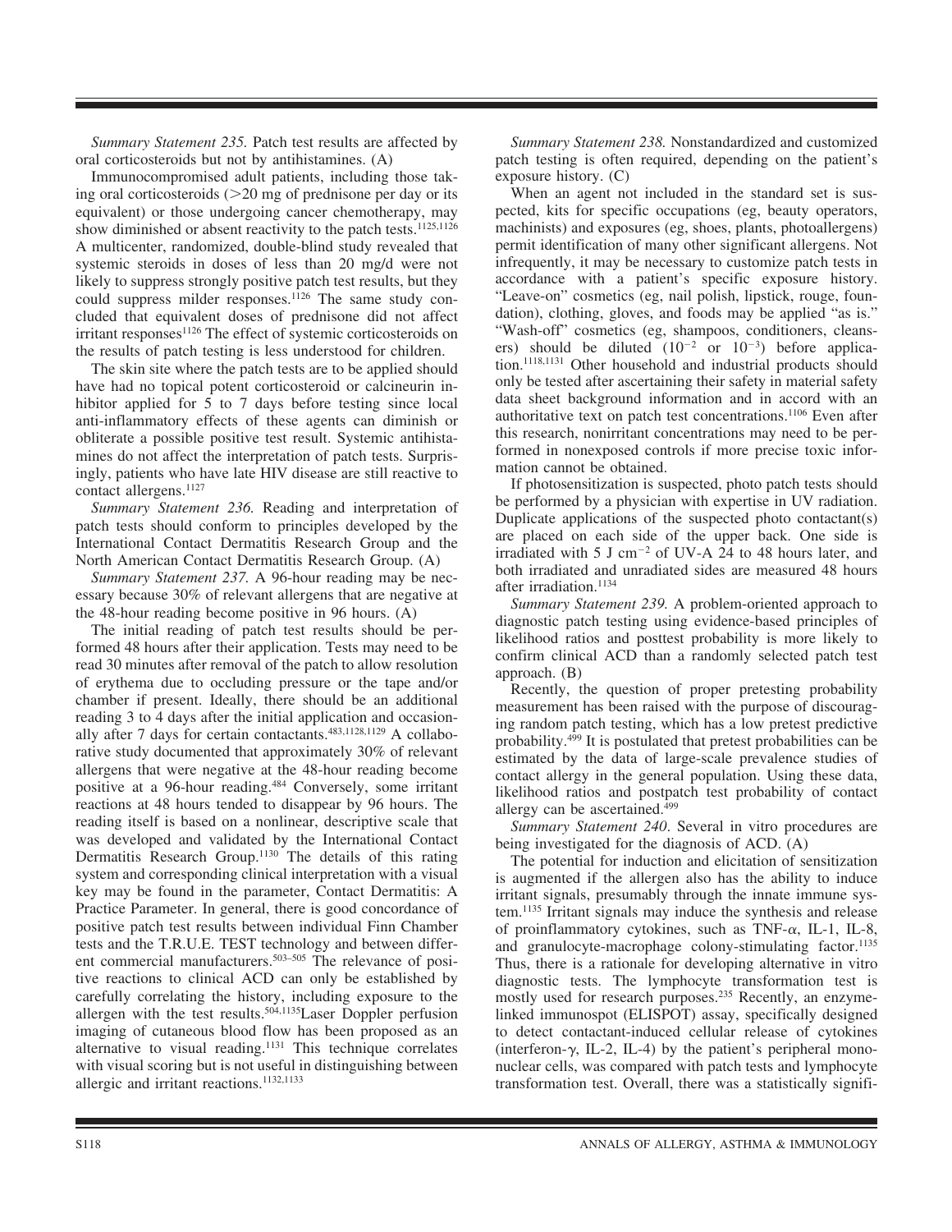*Summary Statement 235.* Patch test results are affected by oral corticosteroids but not by antihistamines. (A)

Immunocompromised adult patients, including those taking oral corticosteroids (>20 mg of prednisone per day or its equivalent) or those undergoing cancer chemotherapy, may show diminished or absent reactivity to the patch tests.[1125,1126] A multicenter, randomized, double-blind study revealed that systemic steroids in doses of less than 20 mg/d were not likely to suppress strongly positive patch test results, but they could suppress milder responses.[1126] The same study concluded that equivalent doses of prednisone did not affect irritant responses[1126] The effect of systemic corticosteroids on the results of patch testing is less understood for children.

The skin site where the patch tests are to be applied should have had no topical potent corticosteroid or calcineurin inhibitor applied for 5 to 7 days before testing since local anti-inflammatory effects of these agents can diminish or obliterate a possible positive test result. Systemic antihistamines do not affect the interpretation of patch tests. Surprisingly, patients who have late HIV disease are still reactive to contact allergens.[1127]

*Summary Statement 236.* Reading and interpretation of patch tests should conform to principles developed by the International Contact Dermatitis Research Group and the North American Contact Dermatitis Research Group. (A)

*Summary Statement 237.* A 96-hour reading may be necessary because 30% of relevant allergens that are negative at the 48-hour reading become positive in 96 hours. (A)

The initial reading of patch test results should be performed 48 hours after their application. Tests may need to be read 30 minutes after removal of the patch to allow resolution of erythema due to occluding pressure or the tape and/or chamber if present. Ideally, there should be an additional reading 3 to 4 days after the initial application and occasionally after 7 days for certain contactants.[483,1128,1129] A collaborative study documented that approximately 30% of relevant allergens that were negative at the 48-hour reading become positive at a 96-hour reading.[484] Conversely, some irritant reactions at 48 hours tended to disappear by 96 hours. The reading itself is based on a nonlinear, descriptive scale that was developed and validated by the International Contact Dermatitis Research Group.[1130] The details of this rating system and corresponding clinical interpretation with a visual key may be found in the parameter, Contact Dermatitis: A Practice Parameter. In general, there is good concordance of positive patch test results between individual Finn Chamber tests and the T.R.U.E. TEST technology and between different commercial manufacturers.[503–505] The relevance of positive reactions to clinical ACD can only be established by carefully correlating the history, including exposure to the allergen with the test results.[504,1135]Laser Doppler perfusion imaging of cutaneous blood flow has been proposed as an alternative to visual reading.[1131] This technique correlates with visual scoring but is not useful in distinguishing between allergic and irritant reactions.[1132,1133]

*Summary Statement 238.* Nonstandardized and customized patch testing is often required, depending on the patient's exposure history. (C)

When an agent not included in the standard set is suspected, kits for specific occupations (eg, beauty operators, machinists) and exposures (eg, shoes, plants, photoallergens) permit identification of many other significant allergens. Not infrequently, it may be necessary to customize patch tests in accordance with a patient's specific exposure history. "Leave-on" cosmetics (eg, nail polish, lipstick, rouge, foundation), clothing, gloves, and foods may be applied "as is." "Wash-off" cosmetics (eg, shampoos, conditioners, cleansers) should be diluted ($10^{-2}$ or $10^{-3}$) before application.[1118,1131] Other household and industrial products should only be tested after ascertaining their safety in material safety data sheet background information and in accord with an authoritative text on patch test concentrations.[1106] Even after this research, nonirritant concentrations may need to be performed in nonexposed controls if more precise toxic information cannot be obtained.

If photosensitization is suspected, photo patch tests should be performed by a physician with expertise in UV radiation. Duplicate applications of the suspected photo contactant(s) are placed on each side of the upper back. One side is irradiated with 5 J $cm^{-2}$ of UV-A 24 to 48 hours later, and both irradiated and unradiated sides are measured 48 hours after irradiation.[1134]

*Summary Statement 239.* A problem-oriented approach to diagnostic patch testing using evidence-based principles of likelihood ratios and posttest probability is more likely to confirm clinical ACD than a randomly selected patch test approach. (B)

Recently, the question of proper pretesting probability measurement has been raised with the purpose of discouraging random patch testing, which has a low pretest predictive probability.[499] It is postulated that pretest probabilities can be estimated by the data of large-scale prevalence studies of contact allergy in the general population. Using these data, likelihood ratios and postpatch test probability of contact allergy can be ascertained.[499]

*Summary Statement 240*. Several in vitro procedures are being investigated for the diagnosis of ACD. (A)

The potential for induction and elicitation of sensitization is augmented if the allergen also has the ability to induce irritant signals, presumably through the innate immune system.[1135] Irritant signals may induce the synthesis and release of proinflammatory cytokines, such as TNF-α, IL-1, IL-8, and granulocyte-macrophage colony-stimulating factor.[1135] Thus, there is a rationale for developing alternative in vitro diagnostic tests. The lymphocyte transformation test is mostly used for research purposes.[235] Recently, an enzyme-linked immunospot (ELISPOT) assay, specifically designed to detect contactant-induced cellular release of cytokines (interferon-γ, IL-2, IL-4) by the patient's peripheral mononuclear cells, was compared with patch tests and lymphocyte transformation test. Overall, there was a statistically signifi-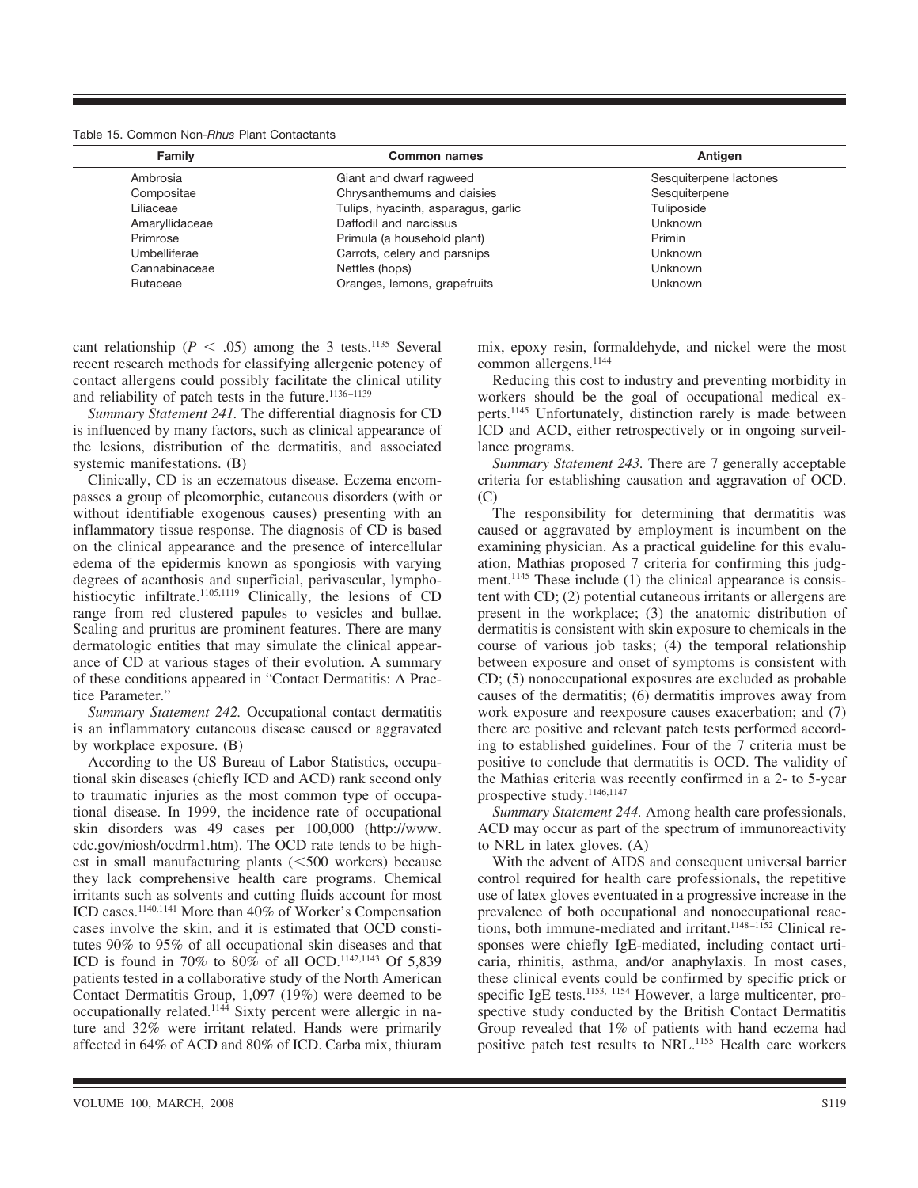Table 15. Common Non-*Rhus* Plant Contactants

| Family | Common names | Antigen |
|---|---|---|
| Ambrosia | Giant and dwarf ragweed | Sesquiterpene lactones |
| Compositae | Chrysanthemums and daisies | Sesquiterpene |
| Liliaceae | Tulips, hyacinth, asparagus, garlic | Tuliposide |
| Amaryllidaceae | Daffodil and narcissus | Unknown |
| Primrose | Primula (a household plant) | Primin |
| Umbelliferae | Carrots, celery and parsnips | Unknown |
| Cannabinaceae | Nettles (hops) | Unknown |
| Rutaceae | Oranges, lemons, grapefruits | Unknown |

cant relationship ($P < .05$) among the 3 tests.[1135] Several recent research methods for classifying allergenic potency of contact allergens could possibly facilitate the clinical utility and reliability of patch tests in the future.[1136–1139]

*Summary Statement 241.* The differential diagnosis for CD is influenced by many factors, such as clinical appearance of the lesions, distribution of the dermatitis, and associated systemic manifestations. (B)

Clinically, CD is an eczematous disease. Eczema encompasses a group of pleomorphic, cutaneous disorders (with or without identifiable exogenous causes) presenting with an inflammatory tissue response. The diagnosis of CD is based on the clinical appearance and the presence of intercellular edema of the epidermis known as spongiosis with varying degrees of acanthosis and superficial, perivascular, lymphohistiocytic infiltrate.[1105,1119] Clinically, the lesions of CD range from red clustered papules to vesicles and bullae. Scaling and pruritus are prominent features. There are many dermatologic entities that may simulate the clinical appearance of CD at various stages of their evolution. A summary of these conditions appeared in "Contact Dermatitis: A Practice Parameter."

*Summary Statement 242.* Occupational contact dermatitis is an inflammatory cutaneous disease caused or aggravated by workplace exposure. (B)

According to the US Bureau of Labor Statistics, occupational skin diseases (chiefly ICD and ACD) rank second only to traumatic injuries as the most common type of occupational disease. In 1999, the incidence rate of occupational skin disorders was 49 cases per 100,000 (http://www.cdc.gov/niosh/ocdrm1.htm). The OCD rate tends to be highest in small manufacturing plants (<500 workers) because they lack comprehensive health care programs. Chemical irritants such as solvents and cutting fluids account for most ICD cases.[1140,1141] More than 40% of Worker's Compensation cases involve the skin, and it is estimated that OCD constitutes 90% to 95% of all occupational skin diseases and that ICD is found in 70% to 80% of all OCD.[1142,1143] Of 5,839 patients tested in a collaborative study of the North American Contact Dermatitis Group, 1,097 (19%) were deemed to be occupationally related.[1144] Sixty percent were allergic in nature and 32% were irritant related. Hands were primarily affected in 64% of ACD and 80% of ICD. Carba mix, thiuram mix, epoxy resin, formaldehyde, and nickel were the most common allergens.[1144]

Reducing this cost to industry and preventing morbidity in workers should be the goal of occupational medical experts.[1145] Unfortunately, distinction rarely is made between ICD and ACD, either retrospectively or in ongoing surveillance programs.

*Summary Statement 243.* There are 7 generally acceptable criteria for establishing causation and aggravation of OCD. (C)

The responsibility for determining that dermatitis was caused or aggravated by employment is incumbent on the examining physician. As a practical guideline for this evaluation, Mathias proposed 7 criteria for confirming this judgment.[1145] These include (1) the clinical appearance is consistent with CD; (2) potential cutaneous irritants or allergens are present in the workplace; (3) the anatomic distribution of dermatitis is consistent with skin exposure to chemicals in the course of various job tasks; (4) the temporal relationship between exposure and onset of symptoms is consistent with CD; (5) nonoccupational exposures are excluded as probable causes of the dermatitis; (6) dermatitis improves away from work exposure and reexposure causes exacerbation; and (7) there are positive and relevant patch tests performed according to established guidelines. Four of the 7 criteria must be positive to conclude that dermatitis is OCD. The validity of the Mathias criteria was recently confirmed in a 2- to 5-year prospective study.[1146,1147]

*Summary Statement 244.* Among health care professionals, ACD may occur as part of the spectrum of immunoreactivity to NRL in latex gloves. (A)

With the advent of AIDS and consequent universal barrier control required for health care professionals, the repetitive use of latex gloves eventuated in a progressive increase in the prevalence of both occupational and nonoccupational reactions, both immune-mediated and irritant.[1148–1152] Clinical responses were chiefly IgE-mediated, including contact urticaria, rhinitis, asthma, and/or anaphylaxis. In most cases, these clinical events could be confirmed by specific prick or specific IgE tests.[1153, 1154] However, a large multicenter, prospective study conducted by the British Contact Dermatitis Group revealed that 1% of patients with hand eczema had positive patch test results to NRL.[1155] Health care workers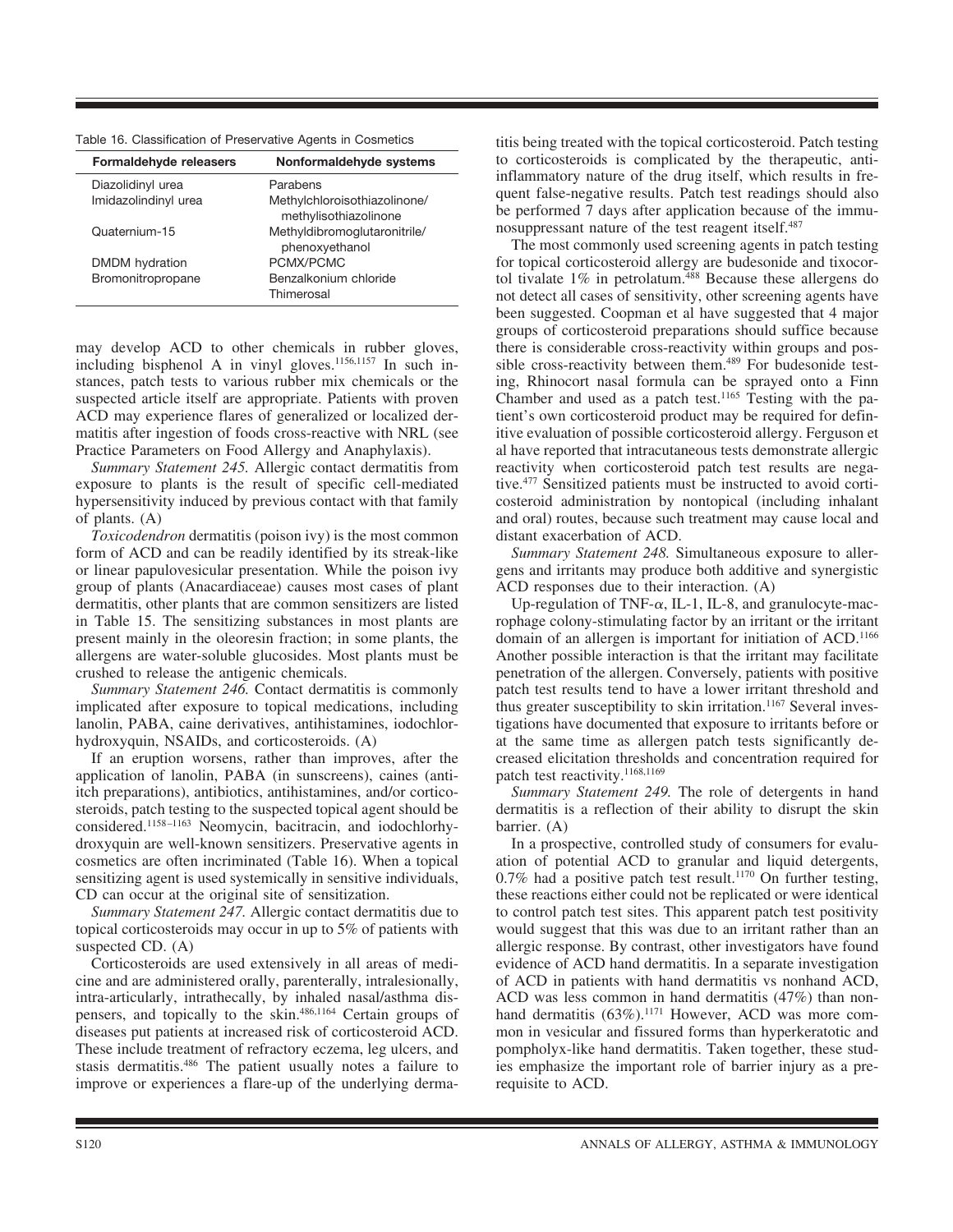Table 16. Classification of Preservative Agents in Cosmetics

| Formaldehyde releasers | Nonformaldehyde systems |
| --- | --- |
| Diazolidinyl urea | Parabens |
| Imidazolindinyl urea | Methylchloroisothiazolinone/ methylisothiazolinone |
| Quaternium-15 | Methyldibromoglutaronitrile/ phenoxyethanol |
| DMDM hydration | PCMX/PCMC |
| Bromonitropropane | Benzalkonium chloride |
| | Thimerosal |

may develop ACD to other chemicals in rubber gloves, including bisphenol A in vinyl gloves.[1156,1157] In such instances, patch tests to various rubber mix chemicals or the suspected article itself are appropriate. Patients with proven ACD may experience flares of generalized or localized dermatitis after ingestion of foods cross-reactive with NRL (see Practice Parameters on Food Allergy and Anaphylaxis).

*Summary Statement 245.* Allergic contact dermatitis from exposure to plants is the result of specific cell-mediated hypersensitivity induced by previous contact with that family of plants. (A)

*Toxicodendron* dermatitis (poison ivy) is the most common form of ACD and can be readily identified by its streak-like or linear papulovesicular presentation. While the poison ivy group of plants (Anacardiaceae) causes most cases of plant dermatitis, other plants that are common sensitizers are listed in Table 15. The sensitizing substances in most plants are present mainly in the oleoresin fraction; in some plants, the allergens are water-soluble glucosides. Most plants must be crushed to release the antigenic chemicals.

*Summary Statement 246.* Contact dermatitis is commonly implicated after exposure to topical medications, including lanolin, PABA, caine derivatives, antihistamines, iodochlorhydroxyquin, NSAIDs, and corticosteroids. (A)

If an eruption worsens, rather than improves, after the application of lanolin, PABA (in sunscreens), caines (antiitch preparations), antibiotics, antihistamines, and/or corticosteroids, patch testing to the suspected topical agent should be considered.[1158–1163] Neomycin, bacitracin, and iodochlorhydroxyquin are well-known sensitizers. Preservative agents in cosmetics are often incriminated (Table 16). When a topical sensitizing agent is used systemically in sensitive individuals, CD can occur at the original site of sensitization.

*Summary Statement 247.* Allergic contact dermatitis due to topical corticosteroids may occur in up to 5% of patients with suspected CD. (A)

Corticosteroids are used extensively in all areas of medicine and are administered orally, parenterally, intralesionally, intra-articularly, intrathecally, by inhaled nasal/asthma dispensers, and topically to the skin.[486,1164] Certain groups of diseases put patients at increased risk of corticosteroid ACD. These include treatment of refractory eczema, leg ulcers, and stasis dermatitis.[486] The patient usually notes a failure to improve or experiences a flare-up of the underlying dermatitis being treated with the topical corticosteroid. Patch testing to corticosteroids is complicated by the therapeutic, antiinflammatory nature of the drug itself, which results in frequent false-negative results. Patch test readings should also be performed 7 days after application because of the immunosuppressant nature of the test reagent itself.[487]

The most commonly used screening agents in patch testing for topical corticosteroid allergy are budesonide and tixocortol tivalate 1% in petrolatum.[488] Because these allergens do not detect all cases of sensitivity, other screening agents have been suggested. Coopman et al have suggested that 4 major groups of corticosteroid preparations should suffice because there is considerable cross-reactivity within groups and possible cross-reactivity between them.[489] For budesonide testing, Rhinocort nasal formula can be sprayed onto a Finn Chamber and used as a patch test.[1165] Testing with the patient's own corticosteroid product may be required for definitive evaluation of possible corticosteroid allergy. Ferguson et al have reported that intracutaneous tests demonstrate allergic reactivity when corticosteroid patch test results are negative.[477] Sensitized patients must be instructed to avoid corticosteroid administration by nontopical (including inhalant and oral) routes, because such treatment may cause local and distant exacerbation of ACD.

*Summary Statement 248.* Simultaneous exposure to allergens and irritants may produce both additive and synergistic ACD responses due to their interaction. (A)

Up-regulation of TNF-$\alpha$, IL-1, IL-8, and granulocyte-macrophage colony-stimulating factor by an irritant or the irritant domain of an allergen is important for initiation of ACD.[1166] Another possible interaction is that the irritant may facilitate penetration of the allergen. Conversely, patients with positive patch test results tend to have a lower irritant threshold and thus greater susceptibility to skin irritation.[1167] Several investigations have documented that exposure to irritants before or at the same time as allergen patch tests significantly decreased elicitation thresholds and concentration required for patch test reactivity.[1168,1169]

*Summary Statement 249.* The role of detergents in hand dermatitis is a reflection of their ability to disrupt the skin barrier. (A)

In a prospective, controlled study of consumers for evaluation of potential ACD to granular and liquid detergents, 0.7% had a positive patch test result.[1170] On further testing, these reactions either could not be replicated or were identical to control patch test sites. This apparent patch test positivity would suggest that this was due to an irritant rather than an allergic response. By contrast, other investigators have found evidence of ACD hand dermatitis. In a separate investigation of ACD in patients with hand dermatitis vs nonhand ACD, ACD was less common in hand dermatitis (47%) than nonhand dermatitis (63%).[1171] However, ACD was more common in vesicular and fissured forms than hyperkeratotic and pompholyx-like hand dermatitis. Taken together, these studies emphasize the important role of barrier injury as a prerequisite to ACD.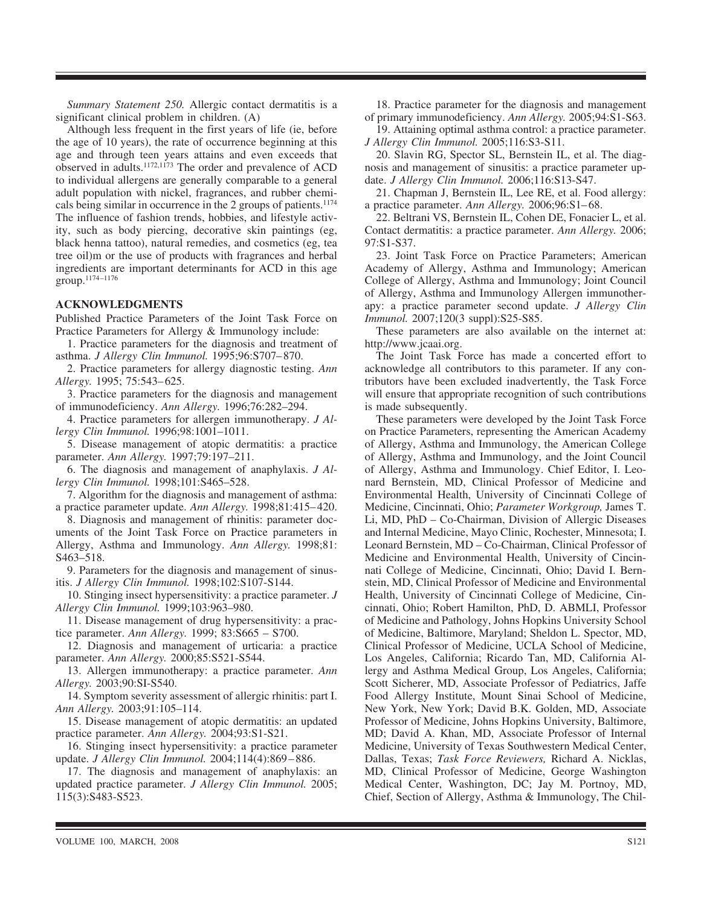*Summary Statement 250.* Allergic contact dermatitis is a significant clinical problem in children. (A)

Although less frequent in the first years of life (ie, before the age of 10 years), the rate of occurrence beginning at this age and through teen years attains and even exceeds that observed in adults.[1172,1173] The order and prevalence of ACD to individual allergens are generally comparable to a general adult population with nickel, fragrances, and rubber chemicals being similar in occurrence in the 2 groups of patients.[1174] The influence of fashion trends, hobbies, and lifestyle activity, such as body piercing, decorative skin paintings (eg, black henna tattoo), natural remedies, and cosmetics (eg, tea tree oil)m or the use of products with fragrances and herbal ingredients are important determinants for ACD in this age group.[1174–1176]

## ACKNOWLEDGMENTS

Published Practice Parameters of the Joint Task Force on Practice Parameters for Allergy & Immunology include:

1. Practice parameters for the diagnosis and treatment of asthma. *J Allergy Clin Immunol.* 1995;96:S707–870.

2. Practice parameters for allergy diagnostic testing. *Ann Allergy.* 1995; 75:543–625.

3. Practice parameters for the diagnosis and management of immunodeficiency. *Ann Allergy.* 1996;76:282–294.

4. Practice parameters for allergen immunotherapy. *J Allergy Clin Immunol.* 1996;98:1001–1011.

5. Disease management of atopic dermatitis: a practice parameter. *Ann Allergy.* 1997;79:197–211.

6. The diagnosis and management of anaphylaxis. *J Allergy Clin Immunol.* 1998;101:S465–528.

7. Algorithm for the diagnosis and management of asthma: a practice parameter update. *Ann Allergy.* 1998;81:415–420.

8. Diagnosis and management of rhinitis: parameter documents of the Joint Task Force on Practice parameters in Allergy, Asthma and Immunology. *Ann Allergy.* 1998;81: S463–518.

9. Parameters for the diagnosis and management of sinusitis. *J Allergy Clin Immunol.* 1998;102:S107-S144.

10. Stinging insect hypersensitivity: a practice parameter. *J Allergy Clin Immunol.* 1999;103:963–980.

11. Disease management of drug hypersensitivity: a practice parameter. *Ann Allergy.* 1999; 83:S665 – S700.

12. Diagnosis and management of urticaria: a practice parameter. *Ann Allergy.* 2000;85:S521-S544.

13. Allergen immunotherapy: a practice parameter. *Ann Allergy.* 2003;90:SI-S540.

14. Symptom severity assessment of allergic rhinitis: part I. *Ann Allergy.* 2003;91:105–114.

15. Disease management of atopic dermatitis: an updated practice parameter. *Ann Allergy.* 2004;93:S1-S21.

16. Stinging insect hypersensitivity: a practice parameter update. *J Allergy Clin Immunol.* 2004;114(4):869–886.

17. The diagnosis and management of anaphylaxis: an updated practice parameter. *J Allergy Clin Immunol.* 2005; 115(3):S483-S523.

18. Practice parameter for the diagnosis and management of primary immunodeficiency. *Ann Allergy.* 2005;94:S1-S63.

19. Attaining optimal asthma control: a practice parameter. *J Allergy Clin Immunol.* 2005;116:S3-S11.

20. Slavin RG, Spector SL, Bernstein IL, et al. The diagnosis and management of sinusitis: a practice parameter update. *J Allergy Clin Immunol.* 2006;116:S13-S47.

21. Chapman J, Bernstein IL, Lee RE, et al. Food allergy: a practice parameter. *Ann Allergy.* 2006;96:S1–68.

22. Beltrani VS, Bernstein IL, Cohen DE, Fonacier L, et al. Contact dermatitis: a practice parameter. *Ann Allergy.* 2006; 97:S1-S37.

23. Joint Task Force on Practice Parameters; American Academy of Allergy, Asthma and Immunology; American College of Allergy, Asthma and Immunology; Joint Council of Allergy, Asthma and Immunology Allergen immunotherapy: a practice parameter second update. *J Allergy Clin Immunol.* 2007;120(3 suppl):S25-S85.

These parameters are also available on the internet at: http://www.jcaai.org.

The Joint Task Force has made a concerted effort to acknowledge all contributors to this parameter. If any contributors have been excluded inadvertently, the Task Force will ensure that appropriate recognition of such contributions is made subsequently.

These parameters were developed by the Joint Task Force on Practice Parameters, representing the American Academy of Allergy, Asthma and Immunology, the American College of Allergy, Asthma and Immunology, and the Joint Council of Allergy, Asthma and Immunology. Chief Editor, I. Leonard Bernstein, MD, Clinical Professor of Medicine and Environmental Health, University of Cincinnati College of Medicine, Cincinnati, Ohio; *Parameter Workgroup,* James T. Li, MD, PhD – Co-Chairman, Division of Allergic Diseases and Internal Medicine, Mayo Clinic, Rochester, Minnesota; I. Leonard Bernstein, MD – Co-Chairman, Clinical Professor of Medicine and Environmental Health, University of Cincinnati College of Medicine, Cincinnati, Ohio; David I. Bernstein, MD, Clinical Professor of Medicine and Environmental Health, University of Cincinnati College of Medicine, Cincinnati, Ohio; Robert Hamilton, PhD, D. ABMLI, Professor of Medicine and Pathology, Johns Hopkins University School of Medicine, Baltimore, Maryland; Sheldon L. Spector, MD, Clinical Professor of Medicine, UCLA School of Medicine, Los Angeles, California; Ricardo Tan, MD, California Allergy and Asthma Medical Group, Los Angeles, California; Scott Sicherer, MD, Associate Professor of Pediatrics, Jaffe Food Allergy Institute, Mount Sinai School of Medicine, New York, New York; David B.K. Golden, MD, Associate Professor of Medicine, Johns Hopkins University, Baltimore, MD; David A. Khan, MD, Associate Professor of Internal Medicine, University of Texas Southwestern Medical Center, Dallas, Texas; *Task Force Reviewers,* Richard A. Nicklas, MD, Clinical Professor of Medicine, George Washington Medical Center, Washington, DC; Jay M. Portnoy, MD, Chief, Section of Allergy, Asthma & Immunology, The Chil-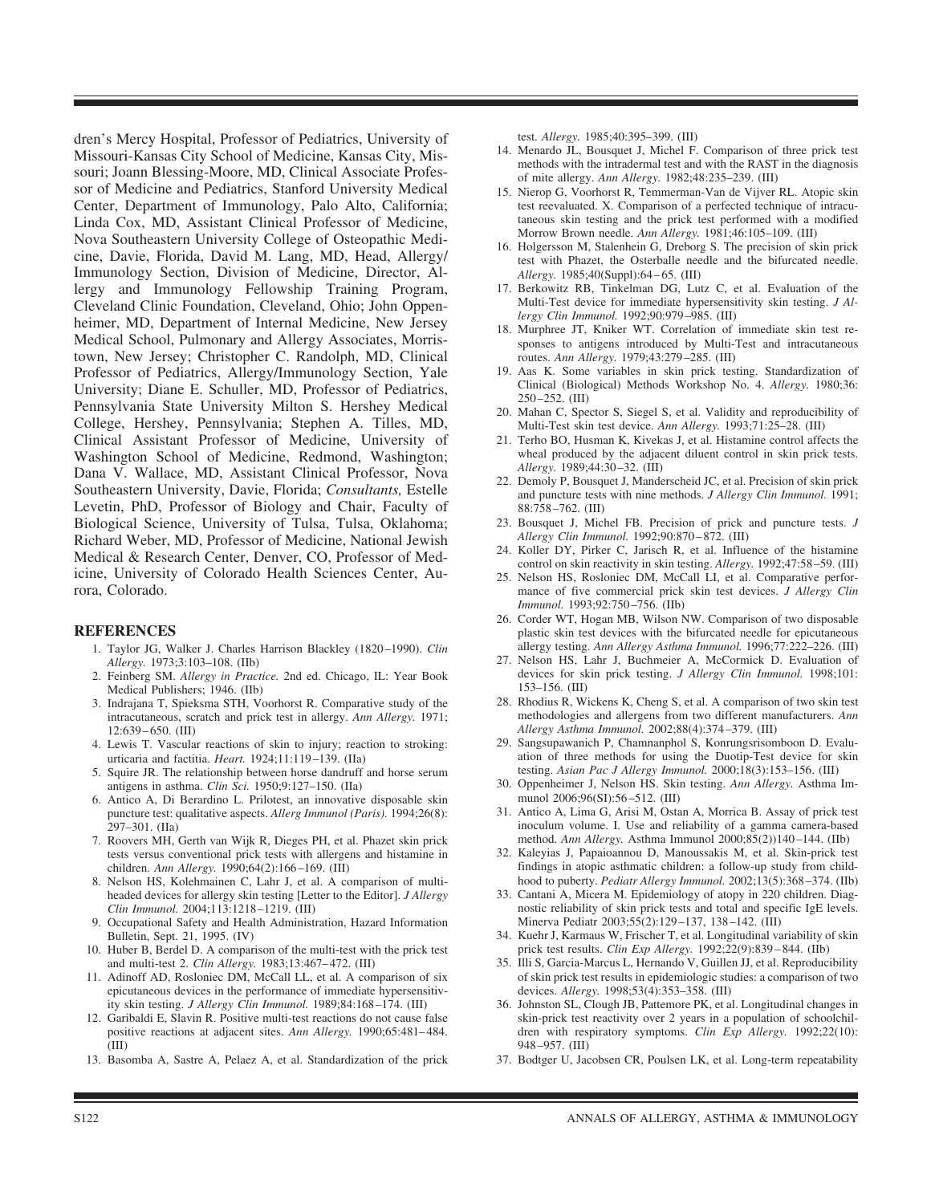dren's Mercy Hospital, Professor of Pediatrics, University of Missouri-Kansas City School of Medicine, Kansas City, Missouri; Joann Blessing-Moore, MD, Clinical Associate Professor of Medicine and Pediatrics, Stanford University Medical Center, Department of Immunology, Palo Alto, California; Linda Cox, MD, Assistant Clinical Professor of Medicine, Nova Southeastern University College of Osteopathic Medicine, Davie, Florida, David M. Lang, MD, Head, Allergy/Immunology Section, Division of Medicine, Director, Allergy and Immunology Fellowship Training Program, Cleveland Clinic Foundation, Cleveland, Ohio; John Oppenheimer, MD, Department of Internal Medicine, New Jersey Medical School, Pulmonary and Allergy Associates, Morristown, New Jersey; Christopher C. Randolph, MD, Clinical Professor of Pediatrics, Allergy/Immunology Section, Yale University; Diane E. Schuller, MD, Professor of Pediatrics, Pennsylvania State University Milton S. Hershey Medical College, Hershey, Pennsylvania; Stephen A. Tilles, MD, Clinical Assistant Professor of Medicine, University of Washington School of Medicine, Redmond, Washington; Dana V. Wallace, MD, Assistant Clinical Professor, Nova Southeastern University, Davie, Florida; *Consultants,* Estelle Levetin, PhD, Professor of Biology and Chair, Faculty of Biological Science, University of Tulsa, Tulsa, Oklahoma; Richard Weber, MD, Professor of Medicine, National Jewish Medical & Research Center, Denver, CO, Professor of Medicine, University of Colorado Health Sciences Center, Aurora, Colorado.

## REFERENCES

1. Taylor JG, Walker J. Charles Harrison Blackley (1820–1990). *Clin Allergy.* 1973;3:103–108. (IIb)
2. Feinberg SM. *Allergy in Practice.* 2nd ed. Chicago, IL: Year Book Medical Publishers; 1946. (IIb)
3. Indrajana T, Spieksma STH, Voorhorst R. Comparative study of the intracutaneous, scratch and prick test in allergy. *Ann Allergy.* 1971; 12:639–650. (III)
4. Lewis T. Vascular reactions of skin to injury; reaction to stroking: urticaria and factitia. *Heart.* 1924;11:119–139. (IIa)
5. Squire JR. The relationship between horse dandruff and horse serum antigens in asthma. *Clin Sci.* 1950;9:127–150. (IIa)
6. Antico A, Di Berardino L. Prilotest, an innovative disposable skin puncture test: qualitative aspects. *Allerg Immunol (Paris).* 1994;26(8): 297–301. (IIa)
7. Roovers MH, Gerth van Wijk R, Dieges PH, et al. Phazet skin prick tests versus conventional prick tests with allergens and histamine in children. *Ann Allergy.* 1990;64(2):166–169. (III)
8. Nelson HS, Kolehmainen C, Lahr J, et al. A comparison of multiheaded devices for allergy skin testing [Letter to the Editor]. *J Allergy Clin Immunol.* 2004;113:1218–1219. (III)
9. Occupational Safety and Health Administration, Hazard Information Bulletin, Sept. 21, 1995. (IV)
10. Huber B, Berdel D. A comparison of the multi-test with the prick test and multi-test 2. *Clin Allergy.* 1983;13:467–472. (III)
11. Adinoff AD, Rosloniec DM, McCall LL, et al. A comparison of six epicutaneous devices in the performance of immediate hypersensitivity skin testing. *J Allergy Clin Immunol.* 1989;84:168–174. (III)
12. Garibaldi E, Slavin R. Positive multi-test reactions do not cause false positive reactions at adjacent sites. *Ann Allergy.* 1990;65:481–484. (III)
13. Basomba A, Sastre A, Pelaez A, et al. Standardization of the prick test. *Allergy.* 1985;40:395–399. (III)
14. Menardo JL, Bousquet J, Michel F. Comparison of three prick test methods with the intradermal test and with the RAST in the diagnosis of mite allergy. *Ann Allergy.* 1982;48:235–239. (III)
15. Nierop G, Voorhorst R, Temmerman-Van de Vijver RL. Atopic skin test reevaluated. X. Comparison of a perfected technique of intracutaneous skin testing and the prick test performed with a modified Morrow Brown needle. *Ann Allergy.* 1981;46:105–109. (III)
16. Holgersson M, Stalenhein G, Dreborg S. The precision of skin prick test with Phazet, the Osterballe needle and the bifurcated needle. *Allergy.* 1985;40(Suppl):64–65. (III)
17. Berkowitz RB, Tinkelman DG, Lutz C, et al. Evaluation of the Multi-Test device for immediate hypersensitivity skin testing. *J Allergy Clin Immunol.* 1992;90:979–985. (III)
18. Murphree JT, Kniker WT. Correlation of immediate skin test responses to antigens introduced by Multi-Test and intracutaneous routes. *Ann Allergy.* 1979;43:279–285. (III)
19. Aas K. Some variables in skin prick testing. Standardization of Clinical (Biological) Methods Workshop No. 4. *Allergy.* 1980;36: 250–252. (III)
20. Mahan C, Spector S, Siegel S, et al. Validity and reproducibility of Multi-Test skin test device. *Ann Allergy.* 1993;71:25–28. (III)
21. Terho BO, Husman K, Kivekas J, et al. Histamine control affects the wheal produced by the adjacent diluent control in skin prick tests. *Allergy.* 1989;44:30–32. (III)
22. Demoly P, Bousquet J, Manderscheid JC, et al. Precision of skin prick and puncture tests with nine methods. *J Allergy Clin Immunol.* 1991; 88:758–762. (III)
23. Bousquet J, Michel FB. Precision of prick and puncture tests. *J Allergy Clin Immunol.* 1992;90:870–872. (III)
24. Koller DY, Pirker C, Jarisch R, et al. Influence of the histamine control on skin reactivity in skin testing. *Allergy.* 1992;47:58–59. (III)
25. Nelson HS, Rosloniec DM, McCall LI, et al. Comparative performance of five commercial prick skin test devices. *J Allergy Clin Immunol.* 1993;92:750–756. (IIb)
26. Corder WT, Hogan MB, Wilson NW. Comparison of two disposable plastic skin test devices with the bifurcated needle for epicutaneous allergy testing. *Ann Allergy Asthma Immunol.* 1996;77:222–226. (III)
27. Nelson HS, Lahr J, Buchmeier A, McCormick D. Evaluation of devices for skin prick testing. *J Allergy Clin Immunol.* 1998;101: 153–156. (III)
28. Rhodius R, Wickens K, Cheng S, et al. A comparison of two skin test methodologies and allergens from two different manufacturers. *Ann Allergy Asthma Immunol.* 2002;88(4):374–379. (III)
29. Sangsupawanich P, Chamnanphol S, Konrungsrisomboon D. Evaluation of three methods for using the Duotip-Test device for skin testing. *Asian Pac J Allergy Immunol.* 2000;18(3):153–156. (III)
30. Oppenheimer J, Nelson HS. Skin testing. *Ann Allergy.* Asthma Immunol 2006;96(SI):56–512. (III)
31. Antico A, Lima G, Arisi M, Ostan A, Morrica B. Assay of prick test inoculum volume. I. Use and reliability of a gamma camera-based method. *Ann Allergy.* Asthma Immunol 2000;85(2))140–144. (IIb)
32. Kaleyias J, Papaioannou D, Manoussakis M, et al. Skin-prick test findings in atopic asthmatic children: a follow-up study from childhood to puberty. *Pediatr Allergy Immunol.* 2002;13(5):368–374. (IIb)
33. Cantani A, Micera M. Epidemiology of atopy in 220 children. Diagnostic reliability of skin prick tests and total and specific IgE levels. Minerva Pediatr 2003;55(2):129–137, 138–142. (III)
34. Kuehr J, Karmaus W, Frischer T, et al. Longitudinal variability of skin prick test results. *Clin Exp Allergy.* 1992;22(9):839–844. (IIb)
35. Illi S, Garcia-Marcus L, Hernando V, Guillen JJ, et al. Reproducibility of skin prick test results in epidemiologic studies: a comparison of two devices. *Allergy.* 1998;53(4):353–358. (III)
36. Johnston SL, Clough JB, Pattemore PK, et al. Longitudinal changes in skin-prick test reactivity over 2 years in a population of schoolchildren with respiratory symptoms. *Clin Exp Allergy.* 1992;22(10): 948–957. (III)
37. Bodtger U, Jacobsen CR, Poulsen LK, et al. Long-term repeatability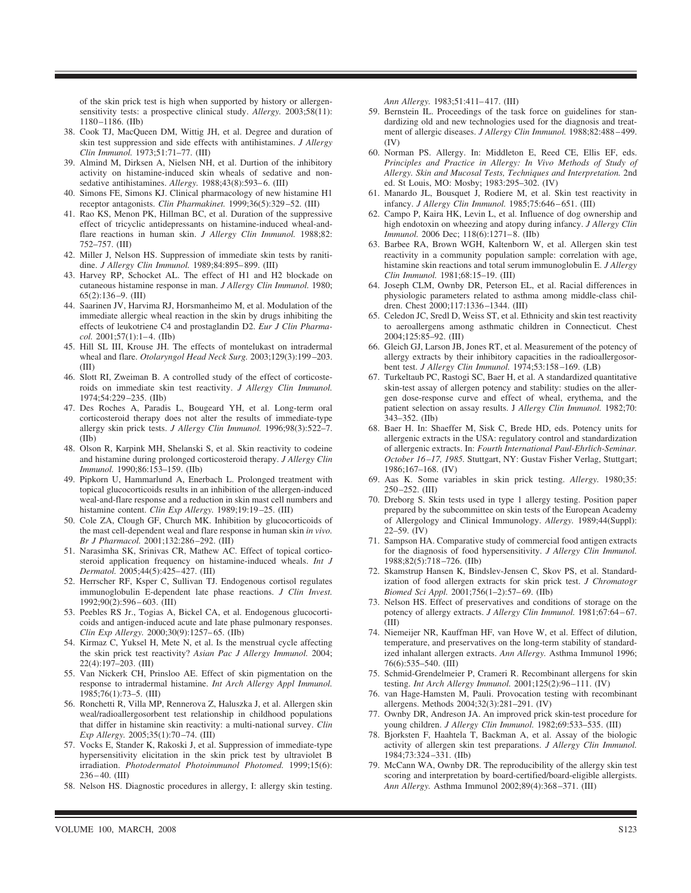of the skin prick test is high when supported by history or allergen-sensitivity tests: a prospective clinical study. *Allergy.* 2003;58(11): 1180–1186. (IIb)

38. Cook TJ, MacQueen DM, Wittig JH, et al. Degree and duration of skin test suppression and side effects with antihistamines. *J Allergy Clin Immunol.* 1973;51:71–77. (III)
39. Almind M, Dirksen A, Nielsen NH, et al. Durtion of the inhibitory activity on histamine-induced skin wheals of sedative and non-sedative antihistamines. *Allergy.* 1988;43(8):593–6. (III)
40. Simons FE, Simons KJ. Clinical pharmacology of new histamine H1 receptor antagonists. *Clin Pharmakinet.* 1999;36(5):329–52. (III)
41. Rao KS, Menon PK, Hillman BC, et al. Duration of the suppressive effect of tricyclic antidepressants on histamine-induced wheal-and-flare reactions in human skin. *J Allergy Clin Immunol.* 1988;82: 752–757. (III)
42. Miller J, Nelson HS. Suppression of immediate skin tests by ranitidine. *J Allergy Clin Immunol.* 1989;84:895–899. (III)
43. Harvey RP, Schocket AL. The effect of H1 and H2 blockade on cutaneous histamine response in man. *J Allergy Clin Immunol.* 1980; 65(2):136–9. (III)
44. Saarinen JV, Harvima RJ, Horsmanheimo M, et al. Modulation of the immediate allergic wheal reaction in the skin by drugs inhibiting the effects of leukotriene C4 and prostaglandin D2. *Eur J Clin Pharmacol.* 2001;57(1):1–4. (IIb)
45. Hill SL III, Krouse JH. The effects of montelukast on intradermal wheal and flare. *Otolaryngol Head Neck Surg.* 2003;129(3):199–203. (III)
46. Slott RI, Zweiman B. A controlled study of the effect of corticosteroids on immediate skin test reactivity. *J Allergy Clin Immunol.* 1974;54:229–235. (IIb)
47. Des Roches A, Paradis L, Bougeard YH, et al. Long-term oral corticosteroid therapy does not alter the results of immediate-type allergy skin prick tests. *J Allergy Clin Immunol.* 1996;98(3):522–7. (IIb)
48. Olson R, Karpink MH, Shelanski S, et al. Skin reactivity to codeine and histamine during prolonged corticosteroid therapy. *J Allergy Clin Immunol.* 1990;86:153–159. (IIb)
49. Pipkorn U, Hammarlund A, Enerbach L. Prolonged treatment with topical glucocorticoids results in an inhibition of the allergen-induced weal-and-flare response and a reduction in skin mast cell numbers and histamine content. *Clin Exp Allergy.* 1989;19:19–25. (III)
50. Cole ZA, Clough GF, Church MK. Inhibition by glucocorticoids of the mast cell-dependent weal and flare response in human skin *in vivo.* *Br J Pharmacol.* 2001;132:286–292. (III)
51. Narasimha SK, Srinivas CR, Mathew AC. Effect of topical corticosteroid application frequency on histamine-induced wheals. *Int J Dermatol.* 2005;44(5):425–427. (III)
52. Herrscher RF, Ksper C, Sullivan TJ. Endogenous cortisol regulates immunoglobulin E-dependent late phase reactions. *J Clin Invest.* 1992;90(2):596–603. (III)
53. Peebles RS Jr., Togias A, Bickel CA, et al. Endogenous glucocorticoids and antigen-induced acute and late phase pulmonary responses. *Clin Exp Allergy.* 2000;30(9):1257–65. (IIb)
54. Kirmaz C, Yuksel H, Mete N, et al. Is the menstrual cycle affecting the skin prick test reactivity? *Asian Pac J Allergy Immunol.* 2004; 22(4):197–203. (III)
55. Van Nickerk CH, Prinsloo AE. Effect of skin pigmentation on the response to intradermal histamine. *Int Arch Allergy Appl Immunol.* 1985;76(1):73–5. (III)
56. Ronchetti R, Villa MP, Rennerova Z, Haluszka J, et al. Allergen skin weal/radioallergosorbent test relationship in childhood populations that differ in histamine skin reactivity: a multi-national survey. *Clin Exp Allergy.* 2005;35(1):70–74. (III)
57. Vocks E, Stander K, Rakoski J, et al. Suppression of immediate-type hypersensitivity elicitation in the skin prick test by ultraviolet B irradiation. *Photodermatol Photoimmunol Photomed.* 1999;15(6): 236–40. (III)
58. Nelson HS. Diagnostic procedures in allergy, I: allergy skin testing. *Ann Allergy.* 1983;51:411–417. (III)
59. Bernstein IL. Proceedings of the task force on guidelines for standardizing old and new technologies used for the diagnosis and treatment of allergic diseases. *J Allergy Clin Immunol.* 1988;82:488–499. (IV)
60. Norman PS. Allergy. In: Middleton E, Reed CE, Ellis EF, eds. *Principles and Practice in Allergy: In Vivo Methods of Study of Allergy. Skin and Mucosal Tests, Techniques and Interpretation.* 2nd ed. St Louis, MO: Mosby; 1983:295–302. (IV)
61. Manardo JL, Bousquet J, Rodiere M, et al. Skin test reactivity in infancy. *J Allergy Clin Immunol.* 1985;75:646–651. (III)
62. Campo P, Kaira HK, Levin L, et al. Influence of dog ownership and high endotoxin on wheezing and atopy during infancy. *J Allergy Clin Immunol.* 2006 Dec; 118(6):1271–8. (IIb)
63. Barbee RA, Brown WGH, Kaltenborn W, et al. Allergen skin test reactivity in a community population sample: correlation with age, histamine skin reactions and total serum immunoglobulin E. *J Allergy Clin Immunol.* 1981;68:15–19. (III)
64. Joseph CLM, Ownby DR, Peterson EL, et al. Racial differences in physiologic parameters related to asthma among middle-class children. Chest 2000;117:1336–1344. (III)
65. Celedon JC, Sredl D, Weiss ST, et al. Ethnicity and skin test reactivity to aeroallergens among asthmatic children in Connecticut. Chest 2004;125:85–92. (III)
66. Gleich GJ, Larson JB, Jones RT, et al. Measurement of the potency of allergy extracts by their inhibitory capacities in the radioallergosorbent test. *J Allergy Clin Immunol.* 1974;53:158–169. (LB)
67. Turkeltaub PC, Rastogi SC, Baer H, et al. A standardized quantitative skin-test assay of allergen potency and stability: studies on the allergen dose-response curve and effect of wheal, erythema, and the patient selection on assay results. J *Allergy Clin Immunol.* 1982;70: 343–352. (IIb)
68. Baer H. In: Shaeffer M, Sisk C, Brede HD, eds. Potency units for allergenic extracts in the USA: regulatory control and standardization of allergenic extracts. In: *Fourth International Paul-Ehrlich-Seminar. October 16–17, 1985.* Stuttgart, NY: Gustav Fisher Verlag, Stuttgart; 1986;167–168. (IV)
69. Aas K. Some variables in skin prick testing. *Allergy.* 1980;35: 250–252. (III)
70. Dreborg S. Skin tests used in type 1 allergy testing. Position paper prepared by the subcommittee on skin tests of the European Academy of Allergology and Clinical Immunology. *Allergy.* 1989;44(Suppl): 22–59. (IV)
71. Sampson HA. Comparative study of commercial food antigen extracts for the diagnosis of food hypersensitivity. *J Allergy Clin Immunol.* 1988;82(5):718–726. (IIb)
72. Skamstrup Hansen K, Bindslev-Jensen C, Skov PS, et al. Standardization of food allergen extracts for skin prick test. *J Chromatogr Biomed Sci Appl.* 2001;756(1–2):57–69. (IIb)
73. Nelson HS. Effect of preservatives and conditions of storage on the potency of allergy extracts. *J Allergy Clin Immunol.* 1981;67:64–67. (III)
74. Niemeijer NR, Kauffman HF, van Hove W, et al. Effect of dilution, temperature, and preservatives on the long-term stability of standardized inhalant allergen extracts. *Ann Allergy.* Asthma Immunol 1996; 76(6):535–540. (III)
75. Schmid-Grendelmeier P, Crameri R. Recombinant allergens for skin testing. *Int Arch Allergy Immunol.* 2001;125(2):96–111. (IV)
76. van Hage-Hamsten M, Pauli. Provocation testing with recombinant allergens. Methods 2004;32(3):281–291. (IV)
77. Ownby DR, Andreson JA. An improved prick skin-test procedure for young children. *J Allergy Clin Immunol.* 1982;69:533–535. (III)
78. Bjorksten F, Haahtela T, Backman A, et al. Assay of the biologic activity of allergen skin test preparations. *J Allergy Clin Immunol.* 1984;73:324–331. (IIb)
79. McCann WA, Ownby DR. The reproducibility of the allergy skin test scoring and interpretation by board-certified/board-eligible allergists. *Ann Allergy.* Asthma Immunol 2002;89(4):368–371. (III)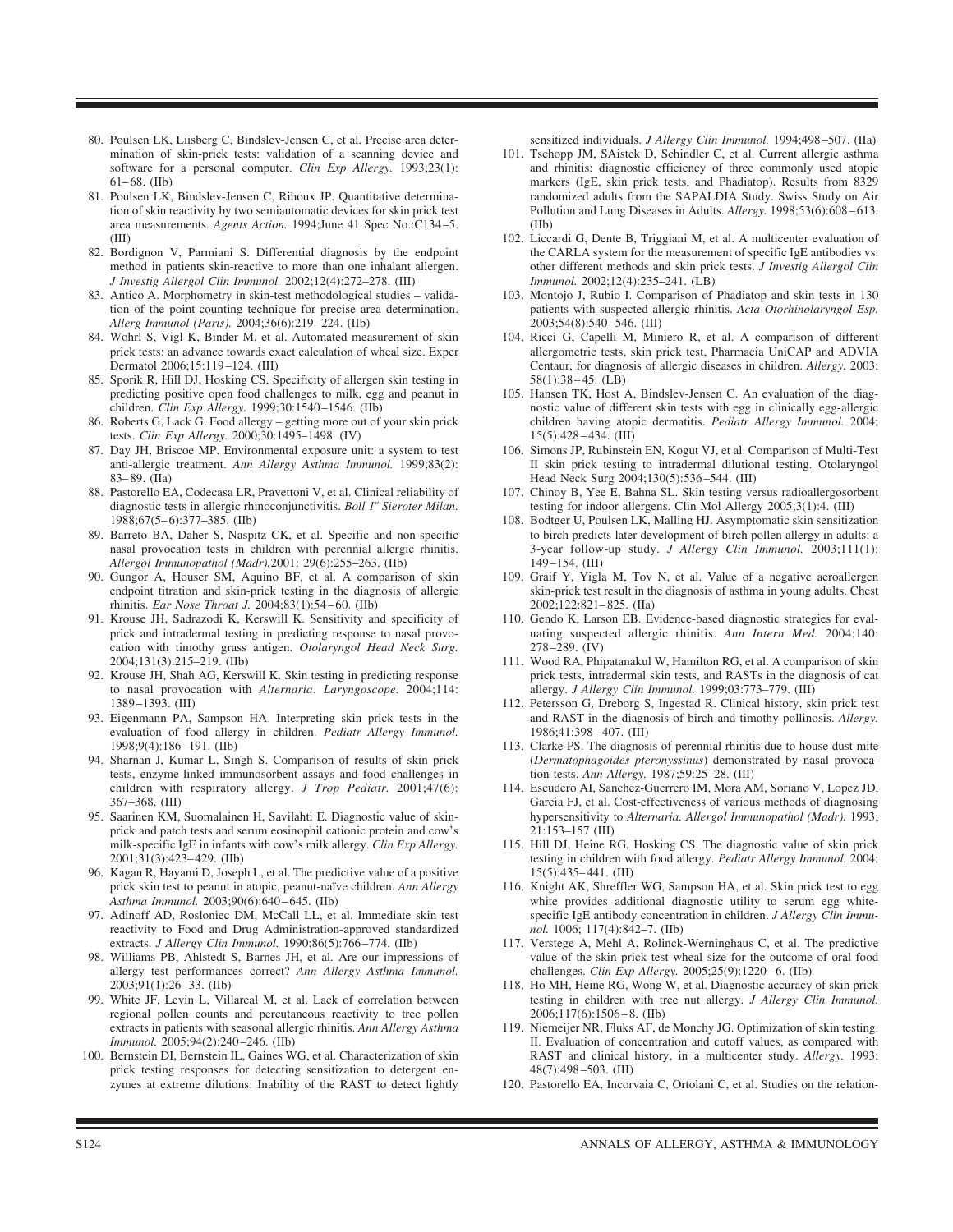80. Poulsen LK, Liisberg C, Bindslev-Jensen C, et al. Precise area determination of skin-prick tests: validation of a scanning device and software for a personal computer. *Clin Exp Allergy.* 1993;23(1): 61–68. (IIb)
81. Poulsen LK, Bindslev-Jensen C, Rihoux JP. Quantitative determination of skin reactivity by two semiautomatic devices for skin prick test area measurements. *Agents Action.* 1994;June 41 Spec No.:C134–5. (III)
82. Bordignon V, Parmiani S. Differential diagnosis by the endpoint method in patients skin-reactive to more than one inhalant allergen. *J Investig Allergol Clin Immunol.* 2002;12(4):272–278. (III)
83. Antico A. Morphometry in skin-test methodological studies – validation of the point-counting technique for precise area determination. *Allerg Immunol (Paris).* 2004;36(6):219–224. (IIb)
84. Wohrl S, Vigl K, Binder M, et al. Automated measurement of skin prick tests: an advance towards exact calculation of wheal size. Exper Dermatol 2006;15:119–124. (III)
85. Sporik R, Hill DJ, Hosking CS. Specificity of allergen skin testing in predicting positive open food challenges to milk, egg and peanut in children. *Clin Exp Allergy.* 1999;30:1540–1546. (IIb)
86. Roberts G, Lack G. Food allergy – getting more out of your skin prick tests. *Clin Exp Allergy.* 2000;30:1495–1498. (IV)
87. Day JH, Briscoe MP. Environmental exposure unit: a system to test anti-allergic treatment. *Ann Allergy Asthma Immunol.* 1999;83(2): 83–89. (IIa)
88. Pastorello EA, Codecasa LR, Pravettoni V, et al. Clinical reliability of diagnostic tests in allergic rhinoconjunctivitis. *Boll 1ʺ Sieroter Milan.* 1988;67(5–6):377–385. (IIb)
89. Barreto BA, Daher S, Naspitz CK, et al. Specific and non-specific nasal provocation tests in children with perennial allergic rhinitis. *Allergol Immunopathol (Madr).*2001: 29(6):255–263. (IIb)
90. Gungor A, Houser SM, Aquino BF, et al. A comparison of skin endpoint titration and skin-prick testing in the diagnosis of allergic rhinitis. *Ear Nose Throat J.* 2004;83(1):54–60. (IIb)
91. Krouse JH, Sadrazodi K, Kerswill K. Sensitivity and specificity of prick and intradermal testing in predicting response to nasal provocation with timothy grass antigen. *Otolaryngol Head Neck Surg.* 2004;131(3):215–219. (IIb)
92. Krouse JH, Shah AG, Kerswill K. Skin testing in predicting response to nasal provocation with *Alternaria*. *Laryngoscope.* 2004;114: 1389–1393. (III)
93. Eigenmann PA, Sampson HA. Interpreting skin prick tests in the evaluation of food allergy in children. *Pediatr Allergy Immunol.* 1998;9(4):186–191. (IIb)
94. Sharnan J, Kumar L, Singh S. Comparison of results of skin prick tests, enzyme-linked immunosorbent assays and food challenges in children with respiratory allergy. *J Trop Pediatr.* 2001;47(6): 367–368. (III)
95. Saarinen KM, Suomalainen H, Savilahti E. Diagnostic value of skin-prick and patch tests and serum eosinophil cationic protein and cow's milk-specific IgE in infants with cow's milk allergy. *Clin Exp Allergy.* 2001;31(3):423–429. (IIb)
96. Kagan R, Hayami D, Joseph L, et al. The predictive value of a positive prick skin test to peanut in atopic, peanut-naïve children. *Ann Allergy Asthma Immunol.* 2003;90(6):640–645. (IIb)
97. Adinoff AD, Rosloniec DM, McCall LL, et al. Immediate skin test reactivity to Food and Drug Administration-approved standardized extracts. *J Allergy Clin Immunol.* 1990;86(5):766–774. (IIb)
98. Williams PB, Ahlstedt S, Barnes JH, et al. Are our impressions of allergy test performances correct? *Ann Allergy Asthma Immunol.* 2003;91(1):26–33. (IIb)
99. White JF, Levin L, Villareal M, et al. Lack of correlation between regional pollen counts and percutaneous reactivity to tree pollen extracts in patients with seasonal allergic rhinitis. *Ann Allergy Asthma Immunol.* 2005;94(2):240–246. (IIb)
100. Bernstein DI, Bernstein IL, Gaines WG, et al. Characterization of skin prick testing responses for detecting sensitization to detergent enzymes at extreme dilutions: Inability of the RAST to detect lightly sensitized individuals. *J Allergy Clin Immunol.* 1994;498–507. (IIa)
101. Tschopp JM, SAistek D, Schindler C, et al. Current allergic asthma and rhinitis: diagnostic efficiency of three commonly used atopic markers (IgE, skin prick tests, and Phadiatop). Results from 8329 randomized adults from the SAPALDIA Study. Swiss Study on Air Pollution and Lung Diseases in Adults. *Allergy.* 1998;53(6):608–613. (IIb)
102. Liccardi G, Dente B, Triggiani M, et al. A multicenter evaluation of the CARLA system for the measurement of specific IgE antibodies vs. other different methods and skin prick tests. *J Investig Allergol Clin Immunol.* 2002;12(4):235–241. (LB)
103. Montojo J, Rubio I. Comparison of Phadiatop and skin tests in 130 patients with suspected allergic rhinitis. *Acta Otorhinolaryngol Esp.* 2003;54(8):540–546. (III)
104. Ricci G, Capelli M, Miniero R, et al. A comparison of different allergometric tests, skin prick test, Pharmacia UniCAP and ADVIA Centaur, for diagnosis of allergic diseases in children. *Allergy.* 2003; 58(1):38–45. (LB)
105. Hansen TK, Host A, Bindslev-Jensen C. An evaluation of the diagnostic value of different skin tests with egg in clinically egg-allergic children having atopic dermatitis. *Pediatr Allergy Immunol.* 2004; 15(5):428–434. (III)
106. Simons JP, Rubinstein EN, Kogut VJ, et al. Comparison of Multi-Test II skin prick testing to intradermal dilutional testing. Otolaryngol Head Neck Surg 2004;130(5):536–544. (III)
107. Chinoy B, Yee E, Bahna SL. Skin testing versus radioallergosorbent testing for indoor allergens. Clin Mol Allergy 2005;3(1):4. (III)
108. Bodtger U, Poulsen LK, Malling HJ. Asymptomatic skin sensitization to birch predicts later development of birch pollen allergy in adults: a 3-year follow-up study. *J Allergy Clin Immunol.* 2003;111(1): 149–154. (III)
109. Graif Y, Yigla M, Tov N, et al. Value of a negative aeroallergen skin-prick test result in the diagnosis of asthma in young adults. Chest 2002;122:821–825. (IIa)
110. Gendo K, Larson EB. Evidence-based diagnostic strategies for evaluating suspected allergic rhinitis. *Ann Intern Med.* 2004;140: 278–289. (IV)
111. Wood RA, Phipatanakul W, Hamilton RG, et al. A comparison of skin prick tests, intradermal skin tests, and RASTs in the diagnosis of cat allergy. *J Allergy Clin Immunol.* 1999;03:773–779. (III)
112. Petersson G, Dreborg S, Ingestad R. Clinical history, skin prick test and RAST in the diagnosis of birch and timothy pollinosis. *Allergy.* 1986;41:398–407. (III)
113. Clarke PS. The diagnosis of perennial rhinitis due to house dust mite (*Dermatophagoides pteronyssinus*) demonstrated by nasal provocation tests. *Ann Allergy.* 1987;59:25–28. (III)
114. Escudero AI, Sanchez-Guerrero IM, Mora AM, Soriano V, Lopez JD, Garcia FJ, et al. Cost-effectiveness of various methods of diagnosing hypersensitivity to *Alternaria. Allergol Immunopathol (Madr).* 1993; 21:153–157 (III)
115. Hill DJ, Heine RG, Hosking CS. The diagnostic value of skin prick testing in children with food allergy. *Pediatr Allergy Immunol.* 2004; 15(5):435–441. (III)
116. Knight AK, Shreffler WG, Sampson HA, et al. Skin prick test to egg white provides additional diagnostic utility to serum egg white-specific IgE antibody concentration in children. *J Allergy Clin Immunol.* 1006; 117(4):842–7. (IIb)
117. Verstege A, Mehl A, Rolinck-Werninghaus C, et al. The predictive value of the skin prick test wheal size for the outcome of oral food challenges. *Clin Exp Allergy.* 2005;25(9):1220–6. (IIb)
118. Ho MH, Heine RG, Wong W, et al. Diagnostic accuracy of skin prick testing in children with tree nut allergy. *J Allergy Clin Immunol.* 2006;117(6):1506–8. (IIb)
119. Niemeijer NR, Fluks AF, de Monchy JG. Optimization of skin testing. II. Evaluation of concentration and cutoff values, as compared with RAST and clinical history, in a multicenter study. *Allergy.* 1993; 48(7):498–503. (III)
120. Pastorello EA, Incorvaia C, Ortolani C, et al. Studies on the relation-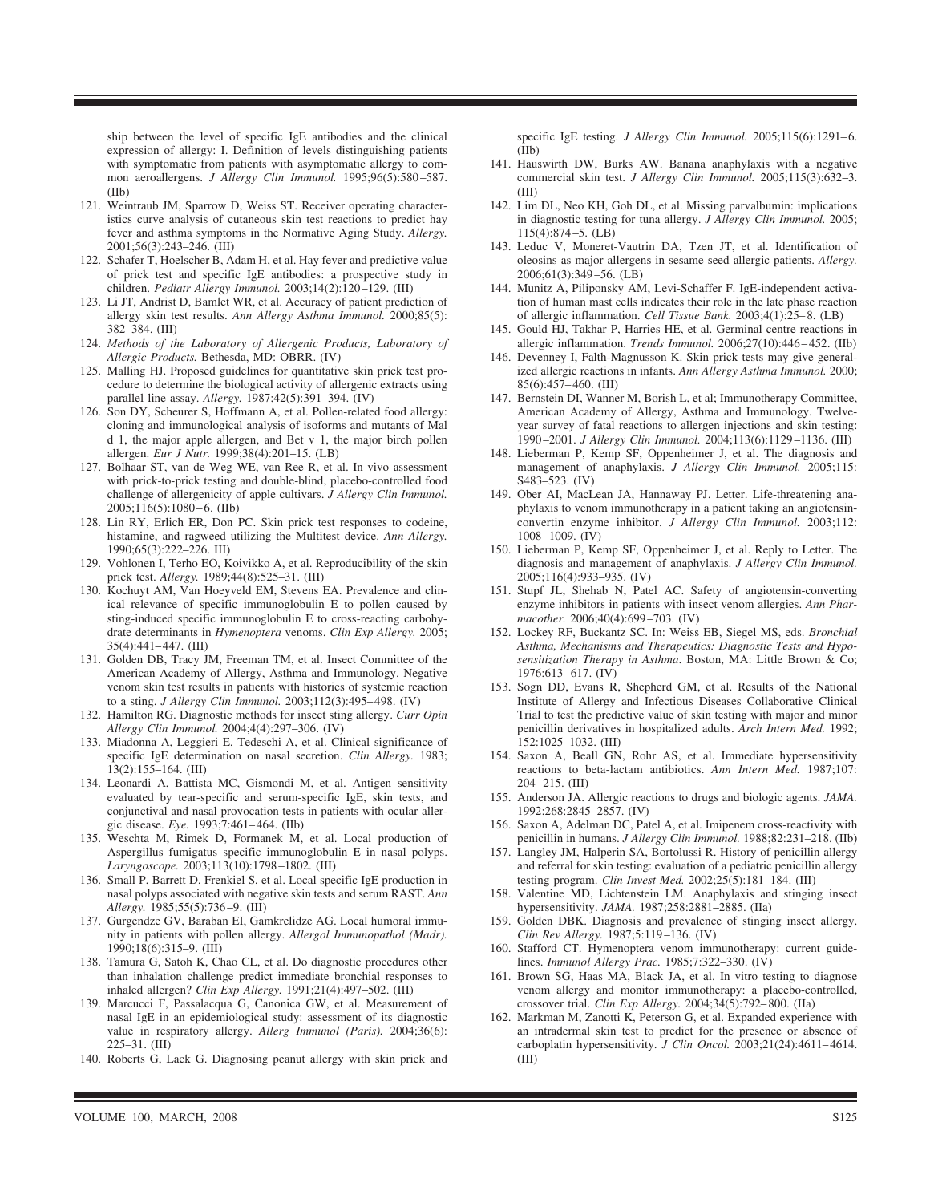ship between the level of specific IgE antibodies and the clinical expression of allergy: I. Definition of levels distinguishing patients with symptomatic from patients with asymptomatic allergy to common aeroallergens. *J Allergy Clin Immunol.* 1995;96(5):580–587. (IIb)

121. Weintraub JM, Sparrow D, Weiss ST. Receiver operating characteristics curve analysis of cutaneous skin test reactions to predict hay fever and asthma symptoms in the Normative Aging Study. *Allergy.* 2001;56(3):243–246. (III)
122. Schafer T, Hoelscher B, Adam H, et al. Hay fever and predictive value of prick test and specific IgE antibodies: a prospective study in children. *Pediatr Allergy Immunol.* 2003;14(2):120–129. (III)
123. Li JT, Andrist D, Bamlet WR, et al. Accuracy of patient prediction of allergy skin test results. *Ann Allergy Asthma Immunol.* 2000;85(5): 382–384. (III)
124. *Methods of the Laboratory of Allergenic Products, Laboratory of Allergenic Products.* Bethesda, MD: OBRR. (IV)
125. Malling HJ. Proposed guidelines for quantitative skin prick test procedure to determine the biological activity of allergenic extracts using parallel line assay. *Allergy.* 1987;42(5):391–394. (IV)
126. Son DY, Scheurer S, Hoffmann A, et al. Pollen-related food allergy: cloning and immunological analysis of isoforms and mutants of Mal d 1, the major apple allergen, and Bet v 1, the major birch pollen allergen. *Eur J Nutr.* 1999;38(4):201–15. (LB)
127. Bolhaar ST, van de Weg WE, van Ree R, et al. In vivo assessment with prick-to-prick testing and double-blind, placebo-controlled food challenge of allergenicity of apple cultivars. *J Allergy Clin Immunol.* 2005;116(5):1080–6. (IIb)
128. Lin RY, Erlich ER, Don PC. Skin prick test responses to codeine, histamine, and ragweed utilizing the Multitest device. *Ann Allergy.* 1990;65(3):222–226. III)
129. Vohlonen I, Terho EO, Koivikko A, et al. Reproducibility of the skin prick test. *Allergy.* 1989;44(8):525–31. (III)
130. Kochuyt AM, Van Hoeyveld EM, Stevens EA. Prevalence and clinical relevance of specific immunoglobulin E to pollen caused by sting-induced specific immunoglobulin E to cross-reacting carbohydrate determinants in *Hymenoptera* venoms. *Clin Exp Allergy.* 2005; 35(4):441–447. (III)
131. Golden DB, Tracy JM, Freeman TM, et al. Insect Committee of the American Academy of Allergy, Asthma and Immunology. Negative venom skin test results in patients with histories of systemic reaction to a sting. *J Allergy Clin Immunol.* 2003;112(3):495–498. (IV)
132. Hamilton RG. Diagnostic methods for insect sting allergy. *Curr Opin Allergy Clin Immunol.* 2004;4(4):297–306. (IV)
133. Miadonna A, Leggieri E, Tedeschi A, et al. Clinical significance of specific IgE determination on nasal secretion. *Clin Allergy.* 1983; 13(2):155–164. (III)
134. Leonardi A, Battista MC, Gismondi M, et al. Antigen sensitivity evaluated by tear-specific and serum-specific IgE, skin tests, and conjunctival and nasal provocation tests in patients with ocular allergic disease. *Eye.* 1993;7:461–464. (IIb)
135. Weschta M, Rimek D, Formanek M, et al. Local production of Aspergillus fumigatus specific immunoglobulin E in nasal polyps. *Laryngoscope.* 2003;113(10):1798–1802. (III)
136. Small P, Barrett D, Frenkiel S, et al. Local specific IgE production in nasal polyps associated with negative skin tests and serum RAST. *Ann Allergy.* 1985;55(5):736–9. (III)
137. Gurgendze GV, Baraban EI, Gamkrelidze AG. Local humoral immunity in patients with pollen allergy. *Allergol Immunopathol (Madr).* 1990;18(6):315–9. (III)
138. Tamura G, Satoh K, Chao CL, et al. Do diagnostic procedures other than inhalation challenge predict immediate bronchial responses to inhaled allergen? *Clin Exp Allergy.* 1991;21(4):497–502. (III)
139. Marcucci F, Passalacqua G, Canonica GW, et al. Measurement of nasal IgE in an epidemiological study: assessment of its diagnostic value in respiratory allergy. *Allerg Immunol (Paris).* 2004;36(6): 225–31. (III)
140. Roberts G, Lack G. Diagnosing peanut allergy with skin prick and specific IgE testing. *J Allergy Clin Immunol.* 2005;115(6):1291–6. (IIb)
141. Hauswirth DW, Burks AW. Banana anaphylaxis with a negative commercial skin test. *J Allergy Clin Immunol.* 2005;115(3):632–3. (III)
142. Lim DL, Neo KH, Goh DL, et al. Missing parvalbumin: implications in diagnostic testing for tuna allergy. *J Allergy Clin Immunol.* 2005; 115(4):874–5. (LB)
143. Leduc V, Moneret-Vautrin DA, Tzen JT, et al. Identification of oleosins as major allergens in sesame seed allergic patients. *Allergy.* 2006;61(3):349–56. (LB)
144. Munitz A, Piliponsky AM, Levi-Schaffer F. IgE-independent activation of human mast cells indicates their role in the late phase reaction of allergic inflammation. *Cell Tissue Bank.* 2003;4(1):25–8. (LB)
145. Gould HJ, Takhar P, Harries HE, et al. Germinal centre reactions in allergic inflammation. *Trends Immunol.* 2006;27(10):446–452. (IIb)
146. Devenney I, Falth-Magnusson K. Skin prick tests may give generalized allergic reactions in infants. *Ann Allergy Asthma Immunol.* 2000; 85(6):457–460. (III)
147. Bernstein DI, Wanner M, Borish L, et al; Immunotherapy Committee, American Academy of Allergy, Asthma and Immunology. Twelve-year survey of fatal reactions to allergen injections and skin testing: 1990–2001. *J Allergy Clin Immunol.* 2004;113(6):1129–1136. (III)
148. Lieberman P, Kemp SF, Oppenheimer J, et al. The diagnosis and management of anaphylaxis. *J Allergy Clin Immunol.* 2005;115: S483–523. (IV)
149. Ober AI, MacLean JA, Hannaway PJ. Letter. Life-threatening anaphylaxis to venom immunotherapy in a patient taking an angiotensin-convertin enzyme inhibitor. *J Allergy Clin Immunol.* 2003;112: 1008–1009. (IV)
150. Lieberman P, Kemp SF, Oppenheimer J, et al. Reply to Letter. The diagnosis and management of anaphylaxis. *J Allergy Clin Immunol.* 2005;116(4):933–935. (IV)
151. Stupf JL, Shehab N, Patel AC. Safety of angiotensin-converting enzyme inhibitors in patients with insect venom allergies. *Ann Pharmacother.* 2006;40(4):699–703. (IV)
152. Lockey RF, Buckantz SC. In: Weiss EB, Siegel MS, eds. *Bronchial Asthma, Mechanisms and Therapeutics: Diagnostic Tests and Hyposensitization Therapy in Asthma*. Boston, MA: Little Brown & Co; 1976:613–617. (IV)
153. Sogn DD, Evans R, Shepherd GM, et al. Results of the National Institute of Allergy and Infectious Diseases Collaborative Clinical Trial to test the predictive value of skin testing with major and minor penicillin derivatives in hospitalized adults. *Arch Intern Med.* 1992; 152:1025–1032. (III)
154. Saxon A, Beall GN, Rohr AS, et al. Immediate hypersensitivity reactions to beta-lactam antibiotics. *Ann Intern Med.* 1987;107: 204–215. (III)
155. Anderson JA. Allergic reactions to drugs and biologic agents. *JAMA.* 1992;268:2845–2857. (IV)
156. Saxon A, Adelman DC, Patel A, et al. Imipenem cross-reactivity with penicillin in humans. *J Allergy Clin Immunol.* 1988;82:231–218. (IIb)
157. Langley JM, Halperin SA, Bortolussi R. History of penicillin allergy and referral for skin testing: evaluation of a pediatric penicillin allergy testing program. *Clin Invest Med.* 2002;25(5):181–184. (III)
158. Valentine MD, Lichtenstein LM. Anaphylaxis and stinging insect hypersensitivity. *JAMA.* 1987;258:2881–2885. (IIa)
159. Golden DBK. Diagnosis and prevalence of stinging insect allergy. *Clin Rev Allergy.* 1987;5:119–136. (IV)
160. Stafford CT. Hymenoptera venom immunotherapy: current guidelines. *Immunol Allergy Prac.* 1985;7:322–330. (IV)
161. Brown SG, Haas MA, Black JA, et al. In vitro testing to diagnose venom allergy and monitor immunotherapy: a placebo-controlled, crossover trial. *Clin Exp Allergy.* 2004;34(5):792–800. (IIa)
162. Markman M, Zanotti K, Peterson G, et al. Expanded experience with an intradermal skin test to predict for the presence or absence of carboplatin hypersensitivity. *J Clin Oncol.* 2003;21(24):4611–4614. (III)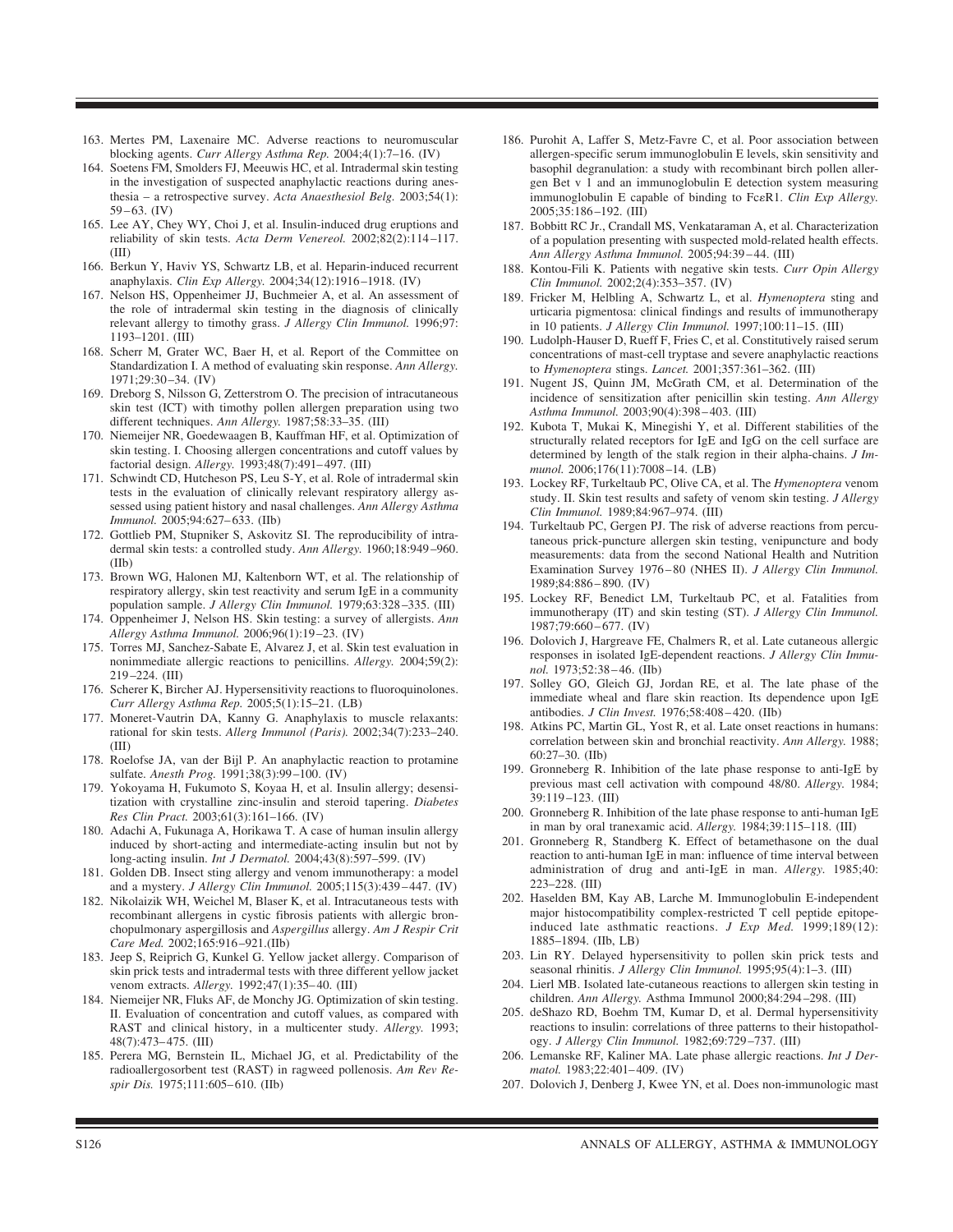163. Mertes PM, Laxenaire MC. Adverse reactions to neuromuscular blocking agents. *Curr Allergy Asthma Rep.* 2004;4(1):7–16. (IV)
164. Soetens FM, Smolders FJ, Meeuwis HC, et al. Intradermal skin testing in the investigation of suspected anaphylactic reactions during anesthesia – a retrospective survey. *Acta Anaesthesiol Belg.* 2003;54(1): 59–63. (IV)
165. Lee AY, Chey WY, Choi J, et al. Insulin-induced drug eruptions and reliability of skin tests. *Acta Derm Venereol.* 2002;82(2):114–117. (III)
166. Berkun Y, Haviv YS, Schwartz LB, et al. Heparin-induced recurrent anaphylaxis. *Clin Exp Allergy.* 2004;34(12):1916–1918. (IV)
167. Nelson HS, Oppenheimer JJ, Buchmeier A, et al. An assessment of the role of intradermal skin testing in the diagnosis of clinically relevant allergy to timothy grass. *J Allergy Clin Immunol.* 1996;97: 1193–1201. (III)
168. Scherr M, Grater WC, Baer H, et al. Report of the Committee on Standardization I. A method of evaluating skin response. *Ann Allergy.* 1971;29:30–34. (IV)
169. Dreborg S, Nilsson G, Zetterstrom O. The precision of intracutaneous skin test (ICT) with timothy pollen allergen preparation using two different techniques. *Ann Allergy.* 1987;58:33–35. (III)
170. Niemeijer NR, Goedewaagen B, Kauffman HF, et al. Optimization of skin testing. I. Choosing allergen concentrations and cutoff values by factorial design. *Allergy.* 1993;48(7):491–497. (III)
171. Schwindt CD, Hutcheson PS, Leu S-Y, et al. Role of intradermal skin tests in the evaluation of clinically relevant respiratory allergy assessed using patient history and nasal challenges. *Ann Allergy Asthma Immunol.* 2005;94:627–633. (IIb)
172. Gottlieb PM, Stupniker S, Askovitz SI. The reproducibility of intradermal skin tests: a controlled study. *Ann Allergy.* 1960;18:949–960. (IIb)
173. Brown WG, Halonen MJ, Kaltenborn WT, et al. The relationship of respiratory allergy, skin test reactivity and serum IgE in a community population sample. *J Allergy Clin Immunol.* 1979;63:328–335. (III)
174. Oppenheimer J, Nelson HS. Skin testing: a survey of allergists. *Ann Allergy Asthma Immunol.* 2006;96(1):19–23. (IV)
175. Torres MJ, Sanchez-Sabate E, Alvarez J, et al. Skin test evaluation in nonimmediate allergic reactions to penicillins. *Allergy.* 2004;59(2): 219–224. (III)
176. Scherer K, Bircher AJ. Hypersensitivity reactions to fluoroquinolones. *Curr Allergy Asthma Rep.* 2005;5(1):15–21. (LB)
177. Moneret-Vautrin DA, Kanny G. Anaphylaxis to muscle relaxants: rational for skin tests. *Allerg Immunol (Paris).* 2002;34(7):233–240. (III)
178. Roelofse JA, van der Bijl P. An anaphylactic reaction to protamine sulfate. *Anesth Prog.* 1991;38(3):99–100. (IV)
179. Yokoyama H, Fukumoto S, Koyaa H, et al. Insulin allergy; desensitization with crystalline zinc-insulin and steroid tapering. *Diabetes Res Clin Pract.* 2003;61(3):161–166. (IV)
180. Adachi A, Fukunaga A, Horikawa T. A case of human insulin allergy induced by short-acting and intermediate-acting insulin but not by long-acting insulin. *Int J Dermatol.* 2004;43(8):597–599. (IV)
181. Golden DB. Insect sting allergy and venom immunotherapy: a model and a mystery. *J Allergy Clin Immunol.* 2005;115(3):439–447. (IV)
182. Nikolaizik WH, Weichel M, Blaser K, et al. Intracutaneous tests with recombinant allergens in cystic fibrosis patients with allergic bronchopulmonary aspergillosis and *Aspergillus* allergy. *Am J Respir Crit Care Med.* 2002;165:916–921.(IIb)
183. Jeep S, Reiprich G, Kunkel G. Yellow jacket allergy. Comparison of skin prick tests and intradermal tests with three different yellow jacket venom extracts. *Allergy.* 1992;47(1):35–40. (III)
184. Niemeijer NR, Fluks AF, de Monchy JG. Optimization of skin testing. II. Evaluation of concentration and cutoff values, as compared with RAST and clinical history, in a multicenter study. *Allergy.* 1993; 48(7):473–475. (III)
185. Perera MG, Bernstein IL, Michael JG, et al. Predictability of the radioallergosorbent test (RAST) in ragweed pollenosis. *Am Rev Respir Dis.* 1975;111:605–610. (IIb)
186. Purohit A, Laffer S, Metz-Favre C, et al. Poor association between allergen-specific serum immunoglobulin E levels, skin sensitivity and basophil degranulation: a study with recombinant birch pollen allergen Bet v 1 and an immunoglobulin E detection system measuring immunoglobulin E capable of binding to FcεR1. *Clin Exp Allergy.* 2005;35:186–192. (III)
187. Bobbitt RC Jr., Crandall MS, Venkataraman A, et al. Characterization of a population presenting with suspected mold-related health effects. *Ann Allergy Asthma Immunol.* 2005;94:39–44. (III)
188. Kontou-Fili K. Patients with negative skin tests. *Curr Opin Allergy Clin Immunol.* 2002;2(4):353–357. (IV)
189. Fricker M, Helbling A, Schwartz L, et al. *Hymenoptera* sting and urticaria pigmentosa: clinical findings and results of immunotherapy in 10 patients. *J Allergy Clin Immunol.* 1997;100:11–15. (III)
190. Ludolph-Hauser D, Rueff F, Fries C, et al. Constitutively raised serum concentrations of mast-cell tryptase and severe anaphylactic reactions to *Hymenoptera* stings. *Lancet.* 2001;357:361–362. (III)
191. Nugent JS, Quinn JM, McGrath CM, et al. Determination of the incidence of sensitization after penicillin skin testing. *Ann Allergy Asthma Immunol.* 2003;90(4):398–403. (III)
192. Kubota T, Mukai K, Minegishi Y, et al. Different stabilities of the structurally related receptors for IgE and IgG on the cell surface are determined by length of the stalk region in their alpha-chains. *J Immunol.* 2006;176(11):7008–14. (LB)
193. Lockey RF, Turkeltaub PC, Olive CA, et al. The *Hymenoptera* venom study. II. Skin test results and safety of venom skin testing. *J Allergy Clin Immunol.* 1989;84:967–974. (III)
194. Turkeltaub PC, Gergen PJ. The risk of adverse reactions from percutaneous prick-puncture allergen skin testing, venipuncture and body measurements: data from the second National Health and Nutrition Examination Survey 1976–80 (NHES II). *J Allergy Clin Immunol.* 1989;84:886–890. (IV)
195. Lockey RF, Benedict LM, Turkeltaub PC, et al. Fatalities from immunotherapy (IT) and skin testing (ST). *J Allergy Clin Immunol.* 1987;79:660–677. (IV)
196. Dolovich J, Hargreave FE, Chalmers R, et al. Late cutaneous allergic responses in isolated IgE-dependent reactions. *J Allergy Clin Immunol.* 1973;52:38–46. (IIb)
197. Solley GO, Gleich GJ, Jordan RE, et al. The late phase of the immediate wheal and flare skin reaction. Its dependence upon IgE antibodies. *J Clin Invest.* 1976;58:408–420. (IIb)
198. Atkins PC, Martin GL, Yost R, et al. Late onset reactions in humans: correlation between skin and bronchial reactivity. *Ann Allergy.* 1988; 60:27–30. (IIb)
199. Gronneberg R. Inhibition of the late phase response to anti-IgE by previous mast cell activation with compound 48/80. *Allergy.* 1984; 39:119–123. (III)
200. Gronneberg R. Inhibition of the late phase response to anti-human IgE in man by oral tranexamic acid. *Allergy.* 1984;39:115–118. (III)
201. Gronneberg R, Standberg K. Effect of betamethasone on the dual reaction to anti-human IgE in man: influence of time interval between administration of drug and anti-IgE in man. *Allergy.* 1985;40: 223–228. (III)
202. Haselden BM, Kay AB, Larche M. Immunoglobulin E-independent major histocompatibility complex-restricted T cell peptide epitope-induced late asthmatic reactions. *J Exp Med.* 1999;189(12): 1885–1894. (IIb, LB)
203. Lin RY. Delayed hypersensitivity to pollen skin prick tests and seasonal rhinitis. *J Allergy Clin Immunol.* 1995;95(4):1–3. (III)
204. Lierl MB. Isolated late-cutaneous reactions to allergen skin testing in children. *Ann Allergy.* Asthma Immunol 2000;84:294–298. (III)
205. deShazo RD, Boehm TM, Kumar D, et al. Dermal hypersensitivity reactions to insulin: correlations of three patterns to their histopathology. *J Allergy Clin Immunol.* 1982;69:729–737. (III)
206. Lemanske RF, Kaliner MA. Late phase allergic reactions. *Int J Dermatol.* 1983;22:401–409. (IV)
207. Dolovich J, Denberg J, Kwee YN, et al. Does non-immunologic mast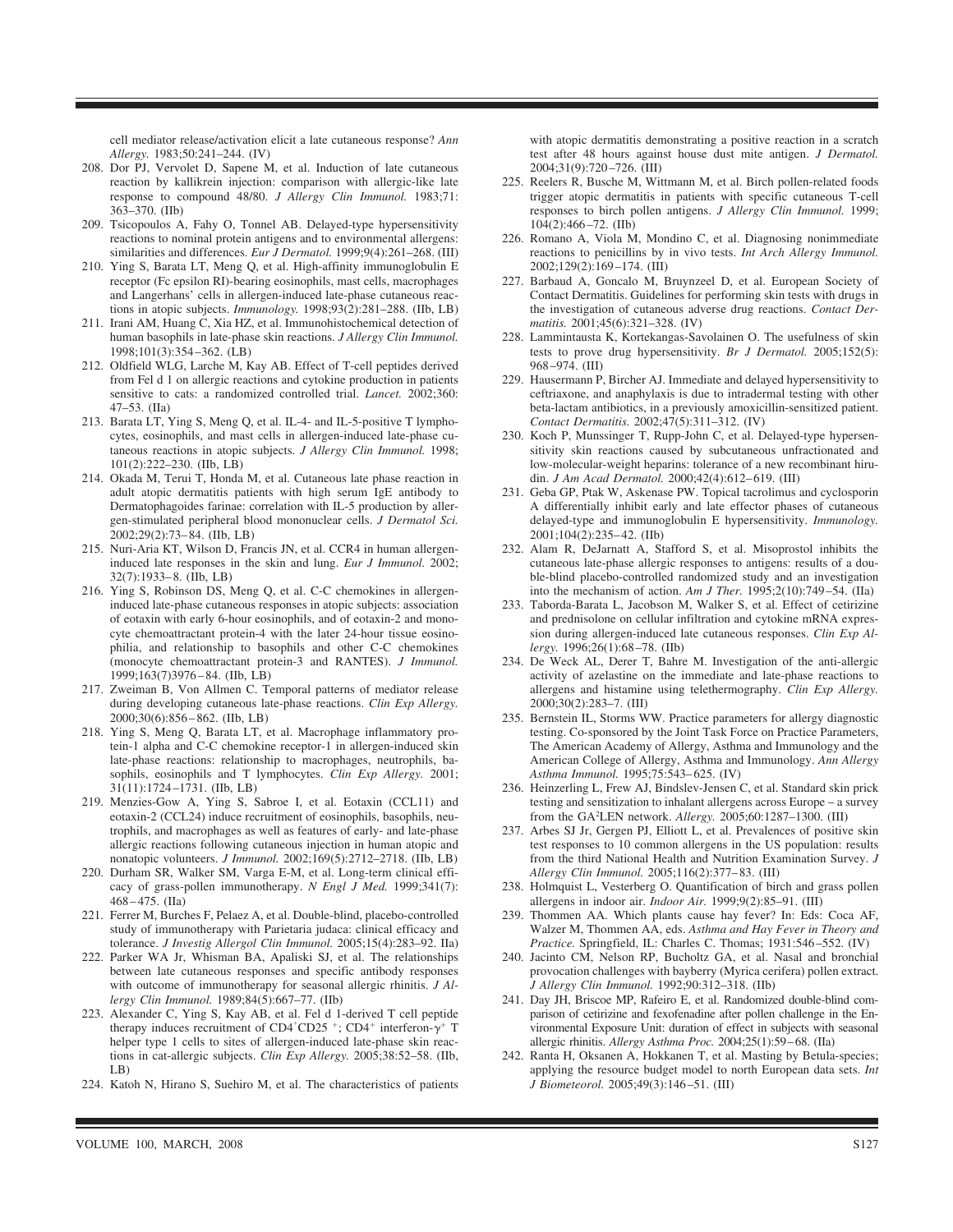cell mediator release/activation elicit a late cutaneous response? *Ann Allergy.* 1983;50:241–244. (IV)

208. Dor PJ, Vervolet D, Sapene M, et al. Induction of late cutaneous reaction by kallikrein injection: comparison with allergic-like late response to compound 48/80. *J Allergy Clin Immunol.* 1983;71: 363–370. (IIb)
209. Tsicopoulos A, Fahy O, Tonnel AB. Delayed-type hypersensitivity reactions to nominal protein antigens and to environmental allergens: similarities and differences. *Eur J Dermatol.* 1999;9(4):261–268. (III)
210. Ying S, Barata LT, Meng Q, et al. High-affinity immunoglobulin E receptor (Fc epsilon RI)-bearing eosinophils, mast cells, macrophages and Langerhans' cells in allergen-induced late-phase cutaneous reactions in atopic subjects. *Immunology.* 1998;93(2):281–288. (IIb, LB)
211. Irani AM, Huang C, Xia HZ, et al. Immunohistochemical detection of human basophils in late-phase skin reactions. *J Allergy Clin Immunol.* 1998;101(3):354–362. (LB)
212. Oldfield WLG, Larche M, Kay AB. Effect of T-cell peptides derived from Fel d 1 on allergic reactions and cytokine production in patients sensitive to cats: a randomized controlled trial. *Lancet.* 2002;360: 47–53. (IIa)
213. Barata LT, Ying S, Meng Q, et al. IL-4- and IL-5-positive T lymphocytes, eosinophils, and mast cells in allergen-induced late-phase cutaneous reactions in atopic subjects. *J Allergy Clin Immunol.* 1998; 101(2):222–230. (IIb, LB)
214. Okada M, Terui T, Honda M, et al. Cutaneous late phase reaction in adult atopic dermatitis patients with high serum IgE antibody to Dermatophagoides farinae: correlation with IL-5 production by allergen-stimulated peripheral blood mononuclear cells. *J Dermatol Sci.* 2002;29(2):73–84. (IIb, LB)
215. Nuri-Aria KT, Wilson D, Francis JN, et al. CCR4 in human allergen-induced late responses in the skin and lung. *Eur J Immunol.* 2002; 32(7):1933–8. (IIb, LB)
216. Ying S, Robinson DS, Meng Q, et al. C-C chemokines in allergen-induced late-phase cutaneous responses in atopic subjects: association of eotaxin with early 6-hour eosinophils, and of eotaxin-2 and monocyte chemoattractant protein-4 with the later 24-hour tissue eosinophilia, and relationship to basophils and other C-C chemokines (monocyte chemoattractant protein-3 and RANTES). *J Immunol.* 1999;163(7)3976–84. (IIb, LB)
217. Zweiman B, Von Allmen C. Temporal patterns of mediator release during developing cutaneous late-phase reactions. *Clin Exp Allergy.* 2000;30(6):856–862. (IIb, LB)
218. Ying S, Meng Q, Barata LT, et al. Macrophage inflammatory protein-1 alpha and C-C chemokine receptor-1 in allergen-induced skin late-phase reactions: relationship to macrophages, neutrophils, basophils, eosinophils and T lymphocytes. *Clin Exp Allergy.* 2001; 31(11):1724–1731. (IIb, LB)
219. Menzies-Gow A, Ying S, Sabroe I, et al. Eotaxin (CCL11) and eotaxin-2 (CCL24) induce recruitment of eosinophils, basophils, neutrophils, and macrophages as well as features of early- and late-phase allergic reactions following cutaneous injection in human atopic and nonatopic volunteers. *J Immunol.* 2002;169(5):2712–2718. (IIb, LB)
220. Durham SR, Walker SM, Varga E-M, et al. Long-term clinical efficacy of grass-pollen immunotherapy. *N Engl J Med.* 1999;341(7): 468–475. (IIa)
221. Ferrer M, Burches F, Pelaez A, et al. Double-blind, placebo-controlled study of immunotherapy with Parietaria judaca: clinical efficacy and tolerance. *J Investig Allergol Clin Immunol.* 2005;15(4):283–92. IIa)
222. Parker WA Jr, Whisman BA, Apaliski SJ, et al. The relationships between late cutaneous responses and specific antibody responses with outcome of immunotherapy for seasonal allergic rhinitis. *J Allergy Clin Immunol.* 1989;84(5):667–77. (IIb)
223. Alexander C, Ying S, Kay AB, et al. Fel d 1-derived T cell peptide therapy induces recruitment of $CD4^{+}CD25^{+}$; $CD4^{+}$ interferon-$\gamma^{+}$ T helper type 1 cells to sites of allergen-induced late-phase skin reactions in cat-allergic subjects. *Clin Exp Allergy.* 2005;38:52–58. (IIb, LB)
224. Katoh N, Hirano S, Suehiro M, et al. The characteristics of patients with atopic dermatitis demonstrating a positive reaction in a scratch test after 48 hours against house dust mite antigen. *J Dermatol.* 2004;31(9):720–726. (III)
225. Reelers R, Busche M, Wittmann M, et al. Birch pollen-related foods trigger atopic dermatitis in patients with specific cutaneous T-cell responses to birch pollen antigens. *J Allergy Clin Immunol.* 1999; 104(2):466–72. (IIb)
226. Romano A, Viola M, Mondino C, et al. Diagnosing nonimmediate reactions to penicillins by in vivo tests. *Int Arch Allergy Immunol.* 2002;129(2):169–174. (III)
227. Barbaud A, Goncalo M, Bruynzeel D, et al. European Society of Contact Dermatitis. Guidelines for performing skin tests with drugs in the investigation of cutaneous adverse drug reactions. *Contact Dermatitis.* 2001;45(6):321–328. (IV)
228. Lammintausta K, Kortekangas-Savolainen O. The usefulness of skin tests to prove drug hypersensitivity. *Br J Dermatol.* 2005;152(5): 968–974. (III)
229. Hausermann P, Bircher AJ. Immediate and delayed hypersensitivity to ceftriaxone, and anaphylaxis is due to intradermal testing with other beta-lactam antibiotics, in a previously amoxicillin-sensitized patient. *Contact Dermatitis.* 2002;47(5):311–312. (IV)
230. Koch P, Munssinger T, Rupp-John C, et al. Delayed-type hypersensitivity skin reactions caused by subcutaneous unfractionated and low-molecular-weight heparins: tolerance of a new recombinant hirudin. *J Am Acad Dermatol.* 2000;42(4):612–619. (III)
231. Geba GP, Ptak W, Askenase PW. Topical tacrolimus and cyclosporin A differentially inhibit early and late effector phases of cutaneous delayed-type and immunoglobulin E hypersensitivity. *Immunology.* 2001;104(2):235–42. (IIb)
232. Alam R, DeJarnatt A, Stafford S, et al. Misoprostol inhibits the cutaneous late-phase allergic responses to antigens: results of a double-blind placebo-controlled randomized study and an investigation into the mechanism of action. *Am J Ther.* 1995;2(10):749–54. (IIa)
233. Taborda-Barata L, Jacobson M, Walker S, et al. Effect of cetirizine and prednisolone on cellular infiltration and cytokine mRNA expression during allergen-induced late cutaneous responses. *Clin Exp Allergy.* 1996;26(1):68–78. (IIb)
234. De Weck AL, Derer T, Bahre M. Investigation of the anti-allergic activity of azelastine on the immediate and late-phase reactions to allergens and histamine using telethermography. *Clin Exp Allergy.* 2000;30(2):283–7. (III)
235. Bernstein IL, Storms WW. Practice parameters for allergy diagnostic testing. Co-sponsored by the Joint Task Force on Practice Parameters, The American Academy of Allergy, Asthma and Immunology and the American College of Allergy, Asthma and Immunology. *Ann Allergy Asthma Immunol.* 1995;75:543–625. (IV)
236. Heinzerling L, Frew AJ, Bindslev-Jensen C, et al. Standard skin prick testing and sensitization to inhalant allergens across Europe – a survey from the GA[2]LEN network. *Allergy.* 2005;60:1287–1300. (III)
237. Arbes SJ Jr, Gergen PJ, Elliott L, et al. Prevalences of positive skin test responses to 10 common allergens in the US population: results from the third National Health and Nutrition Examination Survey. *J Allergy Clin Immunol.* 2005;116(2):377–83. (III)
238. Holmquist L, Vesterberg O. Quantification of birch and grass pollen allergens in indoor air. *Indoor Air.* 1999;9(2):85–91. (III)
239. Thommen AA. Which plants cause hay fever? In: Eds: Coca AF, Walzer M, Thommen AA, eds. *Asthma and Hay Fever in Theory and Practice.* Springfield, IL: Charles C. Thomas; 1931:546–552. (IV)
240. Jacinto CM, Nelson RP, Bucholtz GA, et al. Nasal and bronchial provocation challenges with bayberry (Myrica cerifera) pollen extract. *J Allergy Clin Immunol.* 1992;90:312–318. (IIb)
241. Day JH, Briscoe MP, Rafeiro E, et al. Randomized double-blind comparison of cetirizine and fexofenadine after pollen challenge in the Environmental Exposure Unit: duration of effect in subjects with seasonal allergic rhinitis. *Allergy Asthma Proc.* 2004;25(1):59–68. (IIa)
242. Ranta H, Oksanen A, Hokkanen T, et al. Masting by Betula-species; applying the resource budget model to north European data sets. *Int J Biometeorol.* 2005;49(3):146–51. (III)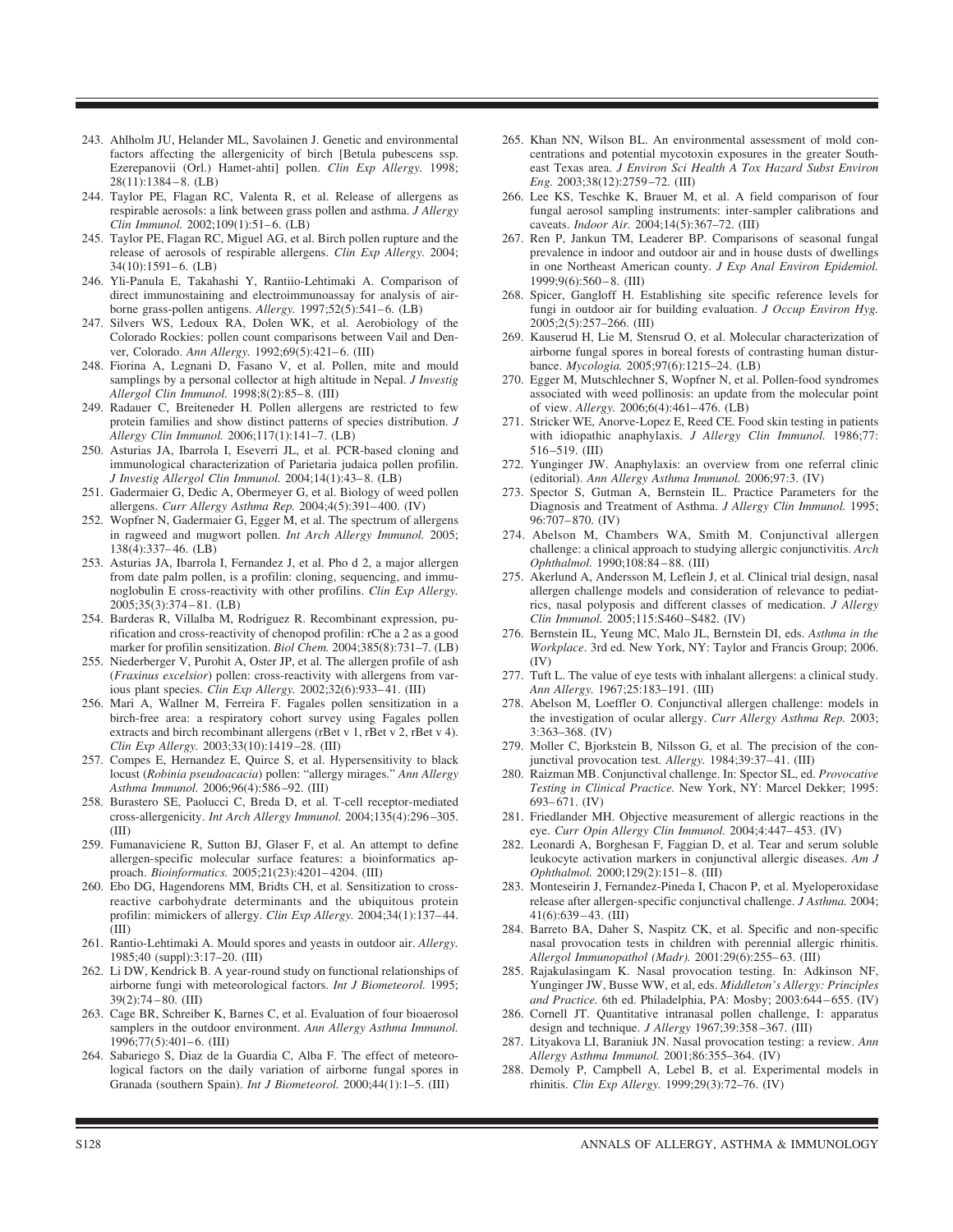243. Ahlholm JU, Helander ML, Savolainen J. Genetic and environmental factors affecting the allergenicity of birch [Betula pubescens ssp. Ezerepanovii (Orl.) Hamet-ahti] pollen. *Clin Exp Allergy.* 1998; 28(11):1384–8. (LB)
244. Taylor PE, Flagan RC, Valenta R, et al. Release of allergens as respirable aerosols: a link between grass pollen and asthma. *J Allergy Clin Immunol.* 2002;109(1):51–6. (LB)
245. Taylor PE, Flagan RC, Miguel AG, et al. Birch pollen rupture and the release of aerosols of respirable allergens. *Clin Exp Allergy.* 2004; 34(10):1591–6. (LB)
246. Yli-Panula E, Takahashi Y, Rantiio-Lehtimaki A. Comparison of direct immunostaining and electroimmunoassay for analysis of airborne grass-pollen antigens. *Allergy.* 1997;52(5):541–6. (LB)
247. Silvers WS, Ledoux RA, Dolen WK, et al. Aerobiology of the Colorado Rockies: pollen count comparisons between Vail and Denver, Colorado. *Ann Allergy.* 1992;69(5):421–6. (III)
248. Fiorina A, Legnani D, Fasano V, et al. Pollen, mite and mould samplings by a personal collector at high altitude in Nepal. *J Investig Allergol Clin Immunol.* 1998;8(2):85–8. (III)
249. Radauer C, Breiteneder H. Pollen allergens are restricted to few protein families and show distinct patterns of species distribution. *J Allergy Clin Immunol.* 2006;117(1):141–7. (LB)
250. Asturias JA, Ibarrola I, Eseverri JL, et al. PCR-based cloning and immunological characterization of Parietaria judaica pollen profilin. *J Investig Allergol Clin Immunol.* 2004;14(1):43–8. (LB)
251. Gadermaier G, Dedic A, Obermeyer G, et al. Biology of weed pollen allergens. *Curr Allergy Asthma Rep.* 2004;4(5):391–400. (IV)
252. Wopfner N, Gadermaier G, Egger M, et al. The spectrum of allergens in ragweed and mugwort pollen. *Int Arch Allergy Immunol.* 2005; 138(4):337–46. (LB)
253. Asturias JA, Ibarrola I, Fernandez J, et al. Pho d 2, a major allergen from date palm pollen, is a profilin: cloning, sequencing, and immunoglobulin E cross-reactivity with other profilins. *Clin Exp Allergy.* 2005;35(3):374–81. (LB)
254. Barderas R, Villalba M, Rodriguez R. Recombinant expression, purification and cross-reactivity of chenopod profilin: rChe a 2 as a good marker for profilin sensitization. *Biol Chem.* 2004;385(8):731–7. (LB)
255. Niederberger V, Purohit A, Oster JP, et al. The allergen profile of ash (*Fraxinus excelsior*) pollen: cross-reactivity with allergens from various plant species. *Clin Exp Allergy.* 2002;32(6):933–41. (III)
256. Mari A, Wallner M, Ferreira F. Fagales pollen sensitization in a birch-free area: a respiratory cohort survey using Fagales pollen extracts and birch recombinant allergens (rBet v 1, rBet v 2, rBet v 4). *Clin Exp Allergy.* 2003;33(10):1419–28. (III)
257. Compes E, Hernandez E, Quirce S, et al. Hypersensitivity to black locust (*Robinia pseudoacacia*) pollen: "allergy mirages." *Ann Allergy Asthma Immunol.* 2006;96(4):586–92. (III)
258. Burastero SE, Paolucci C, Breda D, et al. T-cell receptor-mediated cross-allergenicity. *Int Arch Allergy Immunol.* 2004;135(4):296–305. (III)
259. Fumanaviciene R, Sutton BJ, Glaser F, et al. An attempt to define allergen-specific molecular surface features: a bioinformatics approach. *Bioinformatics.* 2005;21(23):4201–4204. (III)
260. Ebo DG, Hagendorens MM, Bridts CH, et al. Sensitization to cross-reactive carbohydrate determinants and the ubiquitous protein profilin: mimickers of allergy. *Clin Exp Allergy.* 2004;34(1):137–44. (III)
261. Rantio-Lehtimaki A. Mould spores and yeasts in outdoor air. *Allergy.* 1985;40 (suppl):3:17–20. (III)
262. Li DW, Kendrick B. A year-round study on functional relationships of airborne fungi with meteorological factors. *Int J Biometeorol.* 1995; 39(2):74–80. (III)
263. Cage BR, Schreiber K, Barnes C, et al. Evaluation of four bioaerosol samplers in the outdoor environment. *Ann Allergy Asthma Immunol.* 1996;77(5):401–6. (III)
264. Sabariego S, Diaz de la Guardia C, Alba F. The effect of meteorological factors on the daily variation of airborne fungal spores in Granada (southern Spain). *Int J Biometeorol.* 2000;44(1):1–5. (III)
265. Khan NN, Wilson BL. An environmental assessment of mold concentrations and potential mycotoxin exposures in the greater Southeast Texas area. *J Environ Sci Health A Tox Hazard Subst Environ Eng.* 2003;38(12):2759–72. (III)
266. Lee KS, Teschke K, Brauer M, et al. A field comparison of four fungal aerosol sampling instruments: inter-sampler calibrations and caveats. *Indoor Air.* 2004;14(5):367–72. (III)
267. Ren P, Jankun TM, Leaderer BP. Comparisons of seasonal fungal prevalence in indoor and outdoor air and in house dusts of dwellings in one Northeast American county. *J Exp Anal Environ Epidemiol.* 1999;9(6):560–8. (III)
268. Spicer, Gangloff H. Establishing site specific reference levels for fungi in outdoor air for building evaluation. *J Occup Environ Hyg.* 2005;2(5):257–266. (III)
269. Kauserud H, Lie M, Stensrud O, et al. Molecular characterization of airborne fungal spores in boreal forests of contrasting human disturbance. *Mycologia.* 2005;97(6):1215–24. (LB)
270. Egger M, Mutschlechner S, Wopfner N, et al. Pollen-food syndromes associated with weed pollinosis: an update from the molecular point of view. *Allergy.* 2006;6(4):461–476. (LB)
271. Stricker WE, Anorve-Lopez E, Reed CE. Food skin testing in patients with idiopathic anaphylaxis. *J Allergy Clin Immunol.* 1986;77: 516–519. (III)
272. Yunginger JW. Anaphylaxis: an overview from one referral clinic (editorial). *Ann Allergy Asthma Immunol.* 2006;97:3. (IV)
273. Spector S, Gutman A, Bernstein IL. Practice Parameters for the Diagnosis and Treatment of Asthma. *J Allergy Clin Immunol.* 1995; 96:707–870. (IV)
274. Abelson M, Chambers WA, Smith M. Conjunctival allergen challenge: a clinical approach to studying allergic conjunctivitis. *Arch Ophthalmol.* 1990;108:84–88. (III)
275. Akerlund A, Andersson M, Leflein J, et al. Clinical trial design, nasal allergen challenge models and consideration of relevance to pediatrics, nasal polyposis and different classes of medication. *J Allergy Clin Immunol.* 2005;115:S460–S482. (IV)
276. Bernstein IL, Yeung MC, Malo JL, Bernstein DI, eds. *Asthma in the Workplace*. 3rd ed. New York, NY: Taylor and Francis Group; 2006. (IV)
277. Tuft L. The value of eye tests with inhalant allergens: a clinical study. *Ann Allergy.* 1967;25:183–191. (III)
278. Abelson M, Loeffler O. Conjunctival allergen challenge: models in the investigation of ocular allergy. *Curr Allergy Asthma Rep.* 2003; 3:363–368. (IV)
279. Moller C, Bjorkstein B, Nilsson G, et al. The precision of the conjunctival provocation test. *Allergy.* 1984;39:37–41. (III)
280. Raizman MB. Conjunctival challenge. In: Spector SL, ed. *Provocative Testing in Clinical Practice.* New York, NY: Marcel Dekker; 1995: 693–671. (IV)
281. Friedlander MH. Objective measurement of allergic reactions in the eye. *Curr Opin Allergy Clin Immunol.* 2004;4:447–453. (IV)
282. Leonardi A, Borghesan F, Faggian D, et al. Tear and serum soluble leukocyte activation markers in conjunctival allergic diseases. *Am J Ophthalmol.* 2000;129(2):151–8. (III)
283. Monteseirin J, Fernandez-Pineda I, Chacon P, et al. Myeloperoxidase release after allergen-specific conjunctival challenge. *J Asthma.* 2004; 41(6):639–43. (III)
284. Barreto BA, Daher S, Naspitz CK, et al. Specific and non-specific nasal provocation tests in children with perennial allergic rhinitis. *Allergol Immunopathol (Madr).* 2001:29(6):255–63. (III)
285. Rajakulasingam K. Nasal provocation testing. In: Adkinson NF, Yunginger JW, Busse WW, et al, eds. *Middleton's Allergy: Principles and Practice.* 6th ed. Philadelphia, PA: Mosby; 2003:644–655. (IV)
286. Cornell JT. Quantitative intranasal pollen challenge, I: apparatus design and technique. *J Allergy* 1967;39:358–367. (III)
287. Lityakova LI, Baraniuk JN. Nasal provocation testing: a review. *Ann Allergy Asthma Immunol.* 2001;86:355–364. (IV)
288. Demoly P, Campbell A, Lebel B, et al. Experimental models in rhinitis. *Clin Exp Allergy.* 1999;29(3):72–76. (IV)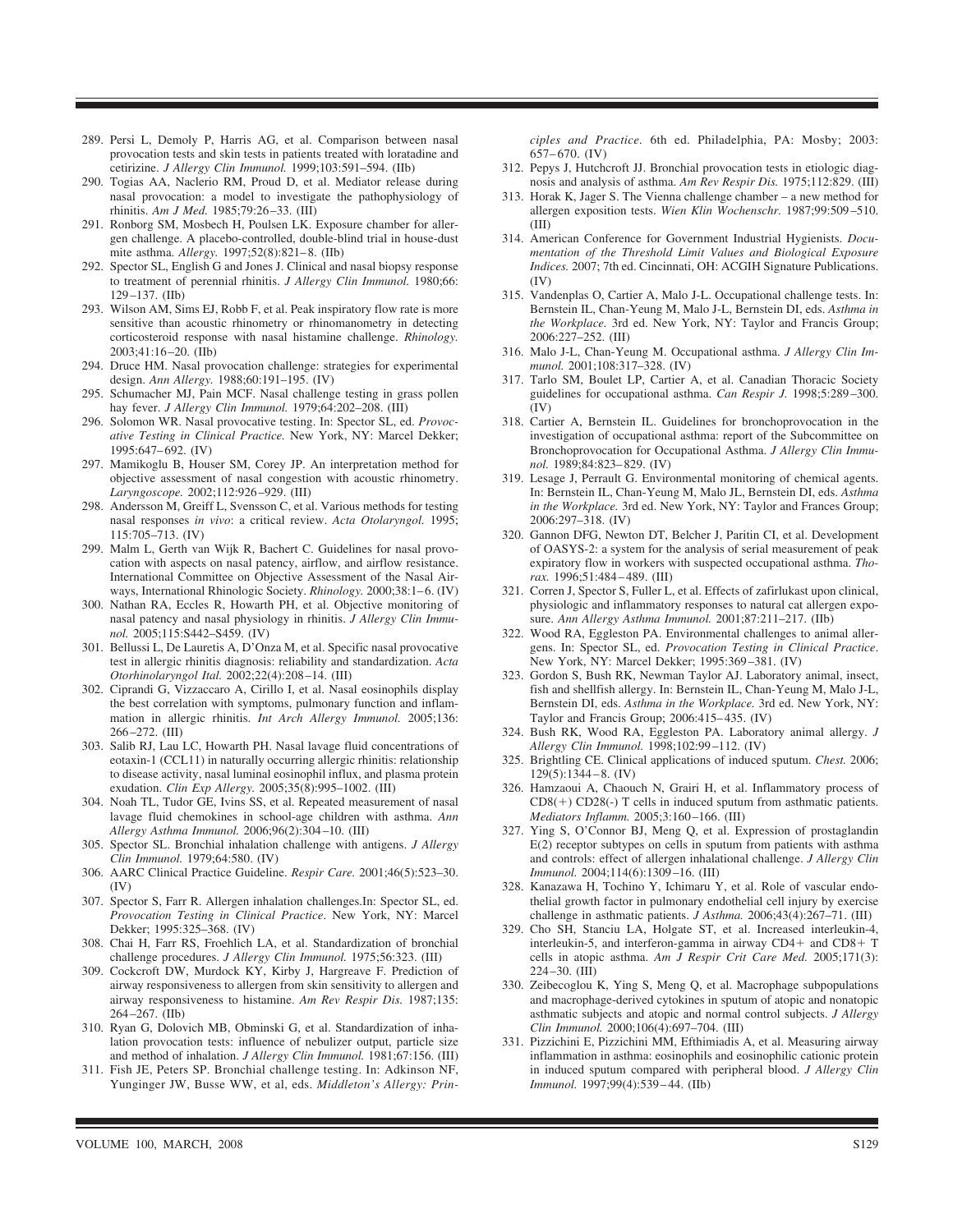289. Persi L, Demoly P, Harris AG, et al. Comparison between nasal provocation tests and skin tests in patients treated with loratadine and cetirizine. *J Allergy Clin Immunol.* 1999;103:591–594. (IIb)
290. Togias AA, Naclerio RM, Proud D, et al. Mediator release during nasal provocation: a model to investigate the pathophysiology of rhinitis. *Am J Med.* 1985;79:26–33. (III)
291. Ronborg SM, Mosbech H, Poulsen LK. Exposure chamber for allergen challenge. A placebo-controlled, double-blind trial in house-dust mite asthma. *Allergy.* 1997;52(8):821–8. (IIb)
292. Spector SL, English G and Jones J. Clinical and nasal biopsy response to treatment of perennial rhinitis. *J Allergy Clin Immunol.* 1980;66: 129–137. (IIb)
293. Wilson AM, Sims EJ, Robb F, et al. Peak inspiratory flow rate is more sensitive than acoustic rhinometry or rhinomanometry in detecting corticosteroid response with nasal histamine challenge. *Rhinology.* 2003;41:16–20. (IIb)
294. Druce HM. Nasal provocation challenge: strategies for experimental design. *Ann Allergy.* 1988;60:191–195. (IV)
295. Schumacher MJ, Pain MCF. Nasal challenge testing in grass pollen hay fever. *J Allergy Clin Immunol.* 1979;64:202–208. (III)
296. Solomon WR. Nasal provocative testing. In: Spector SL, ed. *Provocative Testing in Clinical Practice.* New York, NY: Marcel Dekker; 1995:647–692. (IV)
297. Mamikoglu B, Houser SM, Corey JP. An interpretation method for objective assessment of nasal congestion with acoustic rhinometry. *Laryngoscope.* 2002;112:926–929. (III)
298. Andersson M, Greiff L, Svensson C, et al. Various methods for testing nasal responses *in vivo*: a critical review. *Acta Otolaryngol.* 1995; 115:705–713. (IV)
299. Malm L, Gerth van Wijk R, Bachert C. Guidelines for nasal provocation with aspects on nasal patency, airflow, and airflow resistance. International Committee on Objective Assessment of the Nasal Airways, International Rhinologic Society. *Rhinology.* 2000;38:1–6. (IV)
300. Nathan RA, Eccles R, Howarth PH, et al. Objective monitoring of nasal patency and nasal physiology in rhinitis. *J Allergy Clin Immunol.* 2005;115:S442–S459. (IV)
301. Bellussi L, De Lauretis A, D'Onza M, et al. Specific nasal provocative test in allergic rhinitis diagnosis: reliability and standardization. *Acta Otorhinolaryngol Ital.* 2002;22(4):208–14. (III)
302. Ciprandi G, Vizzaccaro A, Cirillo I, et al. Nasal eosinophils display the best correlation with symptoms, pulmonary function and inflammation in allergic rhinitis. *Int Arch Allergy Immunol.* 2005;136: 266–272. (III)
303. Salib RJ, Lau LC, Howarth PH. Nasal lavage fluid concentrations of eotaxin-1 (CCL11) in naturally occurring allergic rhinitis: relationship to disease activity, nasal luminal eosinophil influx, and plasma protein exudation. *Clin Exp Allergy.* 2005;35(8):995–1002. (III)
304. Noah TL, Tudor GE, Ivins SS, et al. Repeated measurement of nasal lavage fluid chemokines in school-age children with asthma. *Ann Allergy Asthma Immunol.* 2006;96(2):304–10. (III)
305. Spector SL. Bronchial inhalation challenge with antigens. *J Allergy Clin Immunol.* 1979;64:580. (IV)
306. AARC Clinical Practice Guideline. *Respir Care.* 2001;46(5):523–30. (IV)
307. Spector S, Farr R. Allergen inhalation challenges.In: Spector SL, ed. *Provocation Testing in Clinical Practice*. New York, NY: Marcel Dekker; 1995:325–368. (IV)
308. Chai H, Farr RS, Froehlich LA, et al. Standardization of bronchial challenge procedures. *J Allergy Clin Immunol.* 1975;56:323. (III)
309. Cockcroft DW, Murdock KY, Kirby J, Hargreave F. Prediction of airway responsiveness to allergen from skin sensitivity to allergen and airway responsiveness to histamine. *Am Rev Respir Dis.* 1987;135: 264–267. (IIb)
310. Ryan G, Dolovich MB, Obminski G, et al. Standardization of inhalation provocation tests: influence of nebulizer output, particle size and method of inhalation. *J Allergy Clin Immunol.* 1981;67:156. (III)
311. Fish JE, Peters SP. Bronchial challenge testing. In: Adkinson NF, Yunginger JW, Busse WW, et al, eds. *Middleton's Allergy: Principles and Practice*. 6th ed. Philadelphia, PA: Mosby; 2003: 657–670. (IV)
312. Pepys J, Hutchcroft JJ. Bronchial provocation tests in etiologic diagnosis and analysis of asthma. *Am Rev Respir Dis.* 1975;112:829. (III)
313. Horak K, Jager S. The Vienna challenge chamber – a new method for allergen exposition tests. *Wien Klin Wochenschr.* 1987;99:509–510. (III)
314. American Conference for Government Industrial Hygienists. *Documentation of the Threshold Limit Values and Biological Exposure Indices.* 2007; 7th ed. Cincinnati, OH: ACGIH Signature Publications. (IV)
315. Vandenplas O, Cartier A, Malo J-L. Occupational challenge tests. In: Bernstein IL, Chan-Yeung M, Malo J-L, Bernstein DI, eds. *Asthma in the Workplace.* 3rd ed. New York, NY: Taylor and Francis Group; 2006:227–252. (III)
316. Malo J-L, Chan-Yeung M. Occupational asthma. *J Allergy Clin Immunol.* 2001;108:317–328. (IV)
317. Tarlo SM, Boulet LP, Cartier A, et al. Canadian Thoracic Society guidelines for occupational asthma. *Can Respir J.* 1998;5:289–300. (IV)
318. Cartier A, Bernstein IL. Guidelines for bronchoprovocation in the investigation of occupational asthma: report of the Subcommittee on Bronchoprovocation for Occupational Asthma. *J Allergy Clin Immunol.* 1989;84:823–829. (IV)
319. Lesage J, Perrault G. Environmental monitoring of chemical agents. In: Bernstein IL, Chan-Yeung M, Malo JL, Bernstein DI, eds. *Asthma in the Workplace.* 3rd ed. New York, NY: Taylor and Frances Group; 2006:297–318. (IV)
320. Gannon DFG, Newton DT, Belcher J, Paritin CI, et al. Development of OASYS-2: a system for the analysis of serial measurement of peak expiratory flow in workers with suspected occupational asthma. *Thorax.* 1996;51:484–489. (III)
321. Corren J, Spector S, Fuller L, et al. Effects of zafirlukast upon clinical, physiologic and inflammatory responses to natural cat allergen exposure. *Ann Allergy Asthma Immunol.* 2001;87:211–217. (IIb)
322. Wood RA, Eggleston PA. Environmental challenges to animal allergens. In: Spector SL, ed. *Provocation Testing in Clinical Practice*. New York, NY: Marcel Dekker; 1995:369–381. (IV)
323. Gordon S, Bush RK, Newman Taylor AJ. Laboratory animal, insect, fish and shellfish allergy. In: Bernstein IL, Chan-Yeung M, Malo J-L, Bernstein DI, eds. *Asthma in the Workplace.* 3rd ed. New York, NY: Taylor and Francis Group; 2006:415–435. (IV)
324. Bush RK, Wood RA, Eggleston PA. Laboratory animal allergy. *J Allergy Clin Immunol.* 1998;102:99–112. (IV)
325. Brightling CE. Clinical applications of induced sputum. *Chest.* 2006; 129(5):1344–8. (IV)
326. Hamzaoui A, Chaouch N, Grairi H, et al. Inflammatory process of CD8(+) CD28(-) T cells in induced sputum from asthmatic patients. *Mediators Inflamm.* 2005;3:160–166. (III)
327. Ying S, O'Connor BJ, Meng Q, et al. Expression of prostaglandin E(2) receptor subtypes on cells in sputum from patients with asthma and controls: effect of allergen inhalational challenge. *J Allergy Clin Immunol.* 2004;114(6):1309–16. (III)
328. Kanazawa H, Tochino Y, Ichimaru Y, et al. Role of vascular endothelial growth factor in pulmonary endothelial cell injury by exercise challenge in asthmatic patients. *J Asthma.* 2006;43(4):267–71. (III)
329. Cho SH, Stanciu LA, Holgate ST, et al. Increased interleukin-4, interleukin-5, and interferon-gamma in airway CD4+ and CD8+ T cells in atopic asthma. *Am J Respir Crit Care Med.* 2005;171(3): 224–30. (III)
330. Zeibecoglou K, Ying S, Meng Q, et al. Macrophage subpopulations and macrophage-derived cytokines in sputum of atopic and nonatopic asthmatic subjects and atopic and normal control subjects. *J Allergy Clin Immunol.* 2000;106(4):697–704. (III)
331. Pizzichini E, Pizzichini MM, Efthimiadis A, et al. Measuring airway inflammation in asthma: eosinophils and eosinophilic cationic protein in induced sputum compared with peripheral blood. *J Allergy Clin Immunol.* 1997;99(4):539–44. (IIb)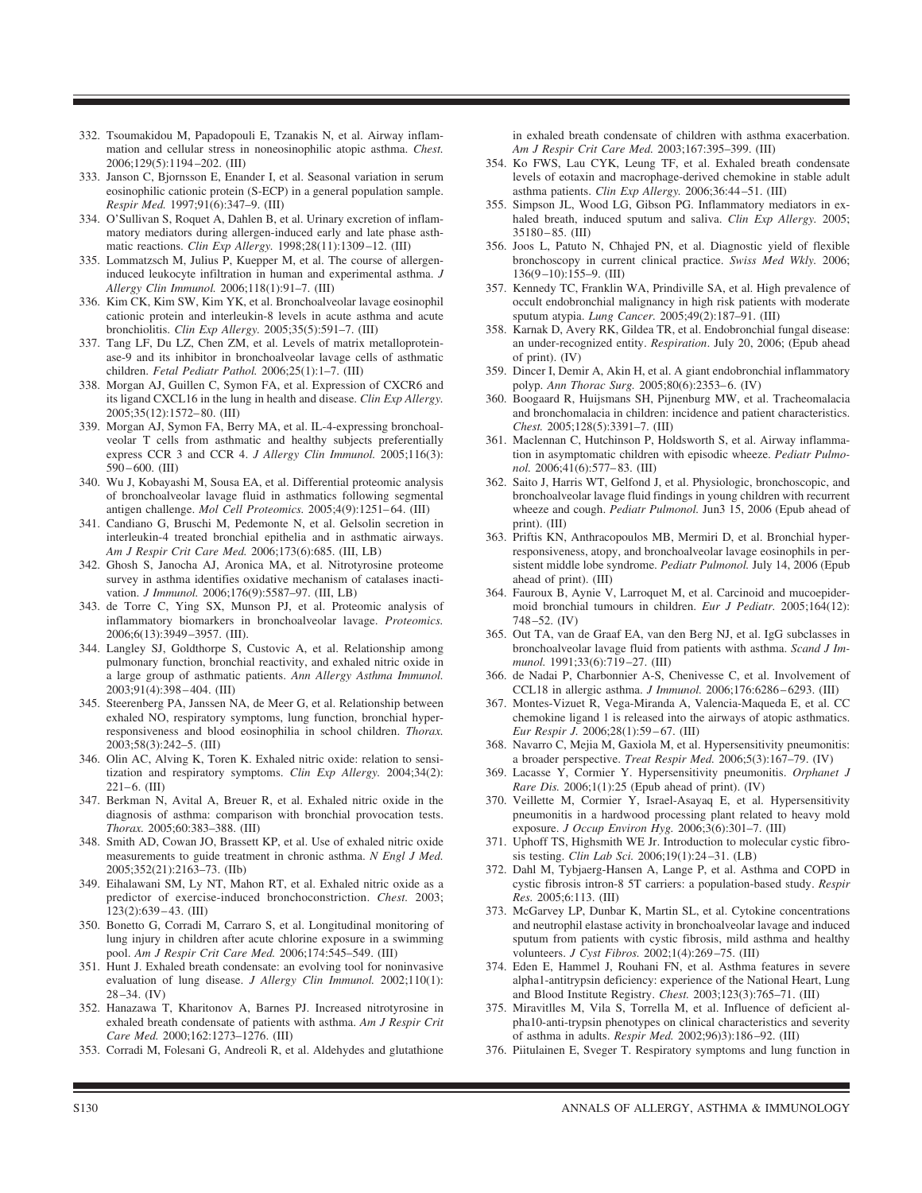332. Tsoumakidou M, Papadopouli E, Tzanakis N, et al. Airway inflammation and cellular stress in noneosinophilic atopic asthma. *Chest.* 2006;129(5):1194–202. (III)
333. Janson C, Bjornsson E, Enander I, et al. Seasonal variation in serum eosinophilic cationic protein (S-ECP) in a general population sample. *Respir Med.* 1997;91(6):347–9. (III)
334. O'Sullivan S, Roquet A, Dahlen B, et al. Urinary excretion of inflammatory mediators during allergen-induced early and late phase asthmatic reactions. *Clin Exp Allergy.* 1998;28(11):1309–12. (III)
335. Lommatzsch M, Julius P, Kuepper M, et al. The course of allergen-induced leukocyte infiltration in human and experimental asthma. *J Allergy Clin Immunol.* 2006;118(1):91–7. (III)
336. Kim CK, Kim SW, Kim YK, et al. Bronchoalveolar lavage eosinophil cationic protein and interleukin-8 levels in acute asthma and acute bronchiolitis. *Clin Exp Allergy.* 2005;35(5):591–7. (III)
337. Tang LF, Du LZ, Chen ZM, et al. Levels of matrix metalloproteinase-9 and its inhibitor in bronchoalveolar lavage cells of asthmatic children. *Fetal Pediatr Pathol.* 2006;25(1):1–7. (III)
338. Morgan AJ, Guillen C, Symon FA, et al. Expression of CXCR6 and its ligand CXCL16 in the lung in health and disease. *Clin Exp Allergy.* 2005;35(12):1572–80. (III)
339. Morgan AJ, Symon FA, Berry MA, et al. IL-4-expressing bronchoalveolar T cells from asthmatic and healthy subjects preferentially express CCR 3 and CCR 4. *J Allergy Clin Immunol.* 2005;116(3): 590–600. (III)
340. Wu J, Kobayashi M, Sousa EA, et al. Differential proteomic analysis of bronchoalveolar lavage fluid in asthmatics following segmental antigen challenge. *Mol Cell Proteomics.* 2005;4(9):1251–64. (III)
341. Candiano G, Bruschi M, Pedemonte N, et al. Gelsolin secretion in interleukin-4 treated bronchial epithelia and in asthmatic airways. *Am J Respir Crit Care Med.* 2006;173(6):685. (III, LB)
342. Ghosh S, Janocha AJ, Aronica MA, et al. Nitrotyrosine proteome survey in asthma identifies oxidative mechanism of catalases inactivation. *J Immunol.* 2006;176(9):5587–97. (III, LB)
343. de Torre C, Ying SX, Munson PJ, et al. Proteomic analysis of inflammatory biomarkers in bronchoalveolar lavage. *Proteomics.* 2006;6(13):3949–3957. (III).
344. Langley SJ, Goldthorpe S, Custovic A, et al. Relationship among pulmonary function, bronchial reactivity, and exhaled nitric oxide in a large group of asthmatic patients. *Ann Allergy Asthma Immunol.* 2003;91(4):398–404. (III)
345. Steerenberg PA, Janssen NA, de Meer G, et al. Relationship between exhaled NO, respiratory symptoms, lung function, bronchial hyperresponsiveness and blood eosinophilia in school children. *Thorax.* 2003;58(3):242–5. (III)
346. Olin AC, Alving K, Toren K. Exhaled nitric oxide: relation to sensitization and respiratory symptoms. *Clin Exp Allergy.* 2004;34(2): 221–6. (III)
347. Berkman N, Avital A, Breuer R, et al. Exhaled nitric oxide in the diagnosis of asthma: comparison with bronchial provocation tests. *Thorax.* 2005;60:383–388. (III)
348. Smith AD, Cowan JO, Brassett KP, et al. Use of exhaled nitric oxide measurements to guide treatment in chronic asthma. *N Engl J Med.* 2005;352(21):2163–73. (IIb)
349. Eihalawani SM, Ly NT, Mahon RT, et al. Exhaled nitric oxide as a predictor of exercise-induced bronchoconstriction. *Chest.* 2003; 123(2):639–43. (III)
350. Bonetto G, Corradi M, Carraro S, et al. Longitudinal monitoring of lung injury in children after acute chlorine exposure in a swimming pool. *Am J Respir Crit Care Med.* 2006;174:545–549. (III)
351. Hunt J. Exhaled breath condensate: an evolving tool for noninvasive evaluation of lung disease. *J Allergy Clin Immunol.* 2002;110(1): 28–34. (IV)
352. Hanazawa T, Kharitonov A, Barnes PJ. Increased nitrotyrosine in exhaled breath condensate of patients with asthma. *Am J Respir Crit Care Med.* 2000;162:1273–1276. (III)
353. Corradi M, Folesani G, Andreoli R, et al. Aldehydes and glutathione in exhaled breath condensate of children with asthma exacerbation. *Am J Respir Crit Care Med.* 2003;167:395–399. (III)
354. Ko FWS, Lau CYK, Leung TF, et al. Exhaled breath condensate levels of eotaxin and macrophage-derived chemokine in stable adult asthma patients. *Clin Exp Allergy.* 2006;36:44–51. (III)
355. Simpson JL, Wood LG, Gibson PG. Inflammatory mediators in exhaled breath, induced sputum and saliva. *Clin Exp Allergy.* 2005; 35180–85. (III)
356. Joos L, Patuto N, Chhajed PN, et al. Diagnostic yield of flexible bronchoscopy in current clinical practice. *Swiss Med Wkly.* 2006; 136(9–10):155–9. (III)
357. Kennedy TC, Franklin WA, Prindiville SA, et al. High prevalence of occult endobronchial malignancy in high risk patients with moderate sputum atypia. *Lung Cancer.* 2005;49(2):187–91. (III)
358. Karnak D, Avery RK, Gildea TR, et al. Endobronchial fungal disease: an under-recognized entity. *Respiration*. July 20, 2006; (Epub ahead of print). (IV)
359. Dincer I, Demir A, Akin H, et al. A giant endobronchial inflammatory polyp. *Ann Thorac Surg.* 2005;80(6):2353–6. (IV)
360. Boogaard R, Huijsmans SH, Pijnenburg MW, et al. Tracheomalacia and bronchomalacia in children: incidence and patient characteristics. *Chest.* 2005;128(5):3391–7. (III)
361. Maclennan C, Hutchinson P, Holdsworth S, et al. Airway inflammation in asymptomatic children with episodic wheeze. *Pediatr Pulmonol.* 2006;41(6):577–83. (III)
362. Saito J, Harris WT, Gelfond J, et al. Physiologic, bronchoscopic, and bronchoalveolar lavage fluid findings in young children with recurrent wheeze and cough. *Pediatr Pulmonol.* Jun3 15, 2006 (Epub ahead of print). (III)
363. Priftis KN, Anthracopoulos MB, Mermiri D, et al. Bronchial hyperresponsiveness, atopy, and bronchoalveolar lavage eosinophils in persistent middle lobe syndrome. *Pediatr Pulmonol.* July 14, 2006 (Epub ahead of print). (III)
364. Fauroux B, Aynie V, Larroquet M, et al. Carcinoid and mucoepidermoid bronchial tumours in children. *Eur J Pediatr.* 2005;164(12): 748–52. (IV)
365. Out TA, van de Graaf EA, van den Berg NJ, et al. IgG subclasses in bronchoalveolar lavage fluid from patients with asthma. *Scand J Immunol.* 1991;33(6):719–27. (III)
366. de Nadai P, Charbonnier A-S, Chenivesse C, et al. Involvement of CCL18 in allergic asthma. *J Immunol.* 2006;176:6286–6293. (III)
367. Montes-Vizuet R, Vega-Miranda A, Valencia-Maqueda E, et al. CC chemokine ligand 1 is released into the airways of atopic asthmatics. *Eur Respir J.* 2006;28(1):59–67. (III)
368. Navarro C, Mejia M, Gaxiola M, et al. Hypersensitivity pneumonitis: a broader perspective. *Treat Respir Med.* 2006;5(3):167–79. (IV)
369. Lacasse Y, Cormier Y. Hypersensitivity pneumonitis. *Orphanet J Rare Dis.* 2006;1(1):25 (Epub ahead of print). (IV)
370. Veillette M, Cormier Y, Israel-Asayaq E, et al. Hypersensitivity pneumonitis in a hardwood processing plant related to heavy mold exposure. *J Occup Environ Hyg.* 2006;3(6):301–7. (III)
371. Uphoff TS, Highsmith WE Jr. Introduction to molecular cystic fibrosis testing. *Clin Lab Sci.* 2006;19(1):24–31. (LB)
372. Dahl M, Tybjaerg-Hansen A, Lange P, et al. Asthma and COPD in cystic fibrosis intron-8 5T carriers: a population-based study. *Respir Res.* 2005;6:113. (III)
373. McGarvey LP, Dunbar K, Martin SL, et al. Cytokine concentrations and neutrophil elastase activity in bronchoalveolar lavage and induced sputum from patients with cystic fibrosis, mild asthma and healthy volunteers. *J Cyst Fibros.* 2002;1(4):269–75. (III)
374. Eden E, Hammel J, Rouhani FN, et al. Asthma features in severe alpha1-antitrypsin deficiency: experience of the National Heart, Lung and Blood Institute Registry. *Chest.* 2003;123(3):765–71. (III)
375. Miravitlles M, Vila S, Torrella M, et al. Influence of deficient alpha10-anti-trypsin phenotypes on clinical characteristics and severity of asthma in adults. *Respir Med.* 2002;96)3):186–92. (III)
376. Piitulainen E, Sveger T. Respiratory symptoms and lung function in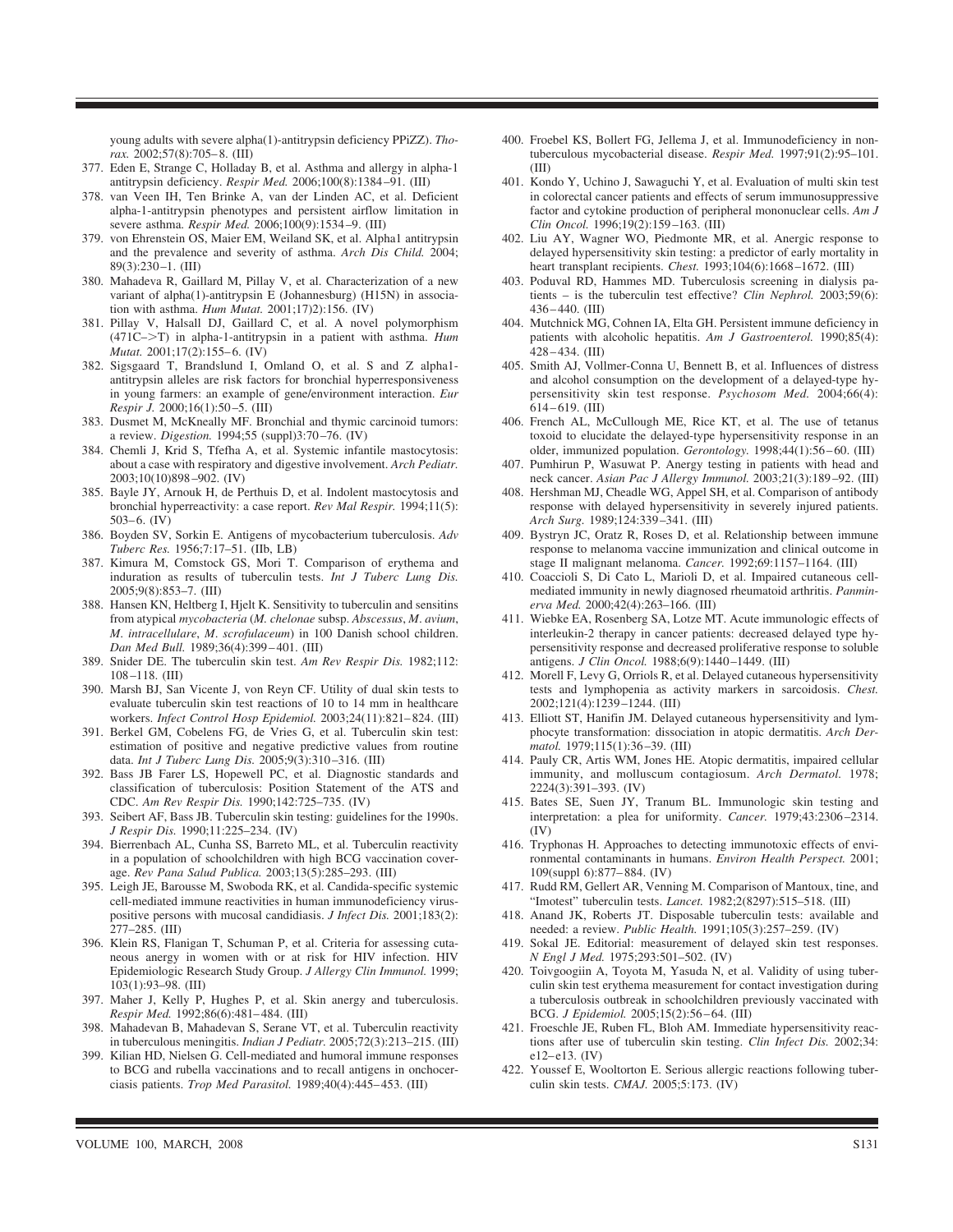young adults with severe alpha(1)-antitrypsin deficiency PPiZZ). *Thorax.* 2002;57(8):705–8. (III)

377. Eden E, Strange C, Holladay B, et al. Asthma and allergy in alpha-1 antitrypsin deficiency. *Respir Med.* 2006;100(8):1384–91. (III)
378. van Veen IH, Ten Brinke A, van der Linden AC, et al. Deficient alpha-1-antitrypsin phenotypes and persistent airflow limitation in severe asthma. *Respir Med.* 2006;100(9):1534–9. (III)
379. von Ehrenstein OS, Maier EM, Weiland SK, et al. Alpha1 antitrypsin and the prevalence and severity of asthma. *Arch Dis Child.* 2004; 89(3):230–1. (III)
380. Mahadeva R, Gaillard M, Pillay V, et al. Characterization of a new variant of alpha(1)-antitrypsin E (Johannesburg) (H15N) in association with asthma. *Hum Mutat.* 2001;17)2):156. (IV)
381. Pillay V, Halsall DJ, Gaillard C, et al. A novel polymorphism (471C–>T) in alpha-1-antitrypsin in a patient with asthma. *Hum Mutat.* 2001;17(2):155–6. (IV)
382. Sigsgaard T, Brandslund I, Omland O, et al. S and Z alpha1-antitrypsin alleles are risk factors for bronchial hyperresponsiveness in young farmers: an example of gene/environment interaction. *Eur Respir J.* 2000;16(1):50–5. (III)
383. Dusmet M, McKneally MF. Bronchial and thymic carcinoid tumors: a review. *Digestion.* 1994;55 (suppl)3:70–76. (IV)
384. Chemli J, Krid S, Tfefha A, et al. Systemic infantile mastocytosis: about a case with respiratory and digestive involvement. *Arch Pediatr.* 2003;10(10)898–902. (IV)
385. Bayle JY, Arnouk H, de Perthuis D, et al. Indolent mastocytosis and bronchial hyperreactivity: a case report. *Rev Mal Respir.* 1994;11(5): 503–6. (IV)
386. Boyden SV, Sorkin E. Antigens of mycobacterium tuberculosis. *Adv Tuberc Res.* 1956;7:17–51. (IIb, LB)
387. Kimura M, Comstock GS, Mori T. Comparison of erythema and induration as results of tuberculin tests. *Int J Tuberc Lung Dis.* 2005;9(8):853–7. (III)
388. Hansen KN, Heltberg I, Hjelt K. Sensitivity to tuberculin and sensitins from atypical *mycobacteria* (*M. chelonae* subsp. *Abscessus*, *M. avium*, *M. intracellulare*, *M. scrofulaceum*) in 100 Danish school children. *Dan Med Bull.* 1989;36(4):399–401. (III)
389. Snider DE. The tuberculin skin test. *Am Rev Respir Dis.* 1982;112: 108–118. (III)
390. Marsh BJ, San Vicente J, von Reyn CF. Utility of dual skin tests to evaluate tuberculin skin test reactions of 10 to 14 mm in healthcare workers. *Infect Control Hosp Epidemiol.* 2003;24(11):821–824. (III)
391. Berkel GM, Cobelens FG, de Vries G, et al. Tuberculin skin test: estimation of positive and negative predictive values from routine data. *Int J Tuberc Lung Dis.* 2005;9(3):310–316. (III)
392. Bass JB Farer LS, Hopewell PC, et al. Diagnostic standards and classification of tuberculosis: Position Statement of the ATS and CDC. *Am Rev Respir Dis.* 1990;142:725–735. (IV)
393. Seibert AF, Bass JB. Tuberculin skin testing: guidelines for the 1990s. *J Respir Dis.* 1990;11:225–234. (IV)
394. Bierrenbach AL, Cunha SS, Barreto ML, et al. Tuberculin reactivity in a population of schoolchildren with high BCG vaccination coverage. *Rev Pana Salud Publica.* 2003;13(5):285–293. (III)
395. Leigh JE, Barousse M, Swoboda RK, et al. Candida-specific systemic cell-mediated immune reactivities in human immunodeficiency virus-positive persons with mucosal candidiasis. *J Infect Dis.* 2001;183(2): 277–285. (III)
396. Klein RS, Flanigan T, Schuman P, et al. Criteria for assessing cutaneous anergy in women with or at risk for HIV infection. HIV Epidemiologic Research Study Group. *J Allergy Clin Immunol.* 1999; 103(1):93–98. (III)
397. Maher J, Kelly P, Hughes P, et al. Skin anergy and tuberculosis. *Respir Med.* 1992;86(6):481–484. (III)
398. Mahadevan B, Mahadevan S, Serane VT, et al. Tuberculin reactivity in tuberculous meningitis. *Indian J Pediatr.* 2005;72(3):213–215. (III)
399. Kilian HD, Nielsen G. Cell-mediated and humoral immune responses to BCG and rubella vaccinations and to recall antigens in onchocerciasis patients. *Trop Med Parasitol.* 1989;40(4):445–453. (III)
400. Froebel KS, Bollert FG, Jellema J, et al. Immunodeficiency in non-tuberculous mycobacterial disease. *Respir Med.* 1997;91(2):95–101. (III)
401. Kondo Y, Uchino J, Sawaguchi Y, et al. Evaluation of multi skin test in colorectal cancer patients and effects of serum immunosuppressive factor and cytokine production of peripheral mononuclear cells. *Am J Clin Oncol.* 1996;19(2):159–163. (III)
402. Liu AY, Wagner WO, Piedmonte MR, et al. Anergic response to delayed hypersensitivity skin testing: a predictor of early mortality in heart transplant recipients. *Chest.* 1993;104(6):1668–1672. (III)
403. Poduval RD, Hammes MD. Tuberculosis screening in dialysis patients – is the tuberculin test effective? *Clin Nephrol.* 2003;59(6): 436–440. (III)
404. Mutchnick MG, Cohnen IA, Elta GH. Persistent immune deficiency in patients with alcoholic hepatitis. *Am J Gastroenterol.* 1990;85(4): 428–434. (III)
405. Smith AJ, Vollmer-Conna U, Bennett B, et al. Influences of distress and alcohol consumption on the development of a delayed-type hypersensitivity skin test response. *Psychosom Med.* 2004;66(4): 614–619. (III)
406. French AL, McCullough ME, Rice KT, et al. The use of tetanus toxoid to elucidate the delayed-type hypersensitivity response in an older, immunized population. *Gerontology.* 1998;44(1):56–60. (III)
407. Pumhirun P, Wasuwat P. Anergy testing in patients with head and neck cancer. *Asian Pac J Allergy Immunol.* 2003;21(3):189–92. (III)
408. Hershman MJ, Cheadle WG, Appel SH, et al. Comparison of antibody response with delayed hypersensitivity in severely injured patients. *Arch Surg.* 1989;124:339–341. (III)
409. Bystryn JC, Oratz R, Roses D, et al. Relationship between immune response to melanoma vaccine immunization and clinical outcome in stage II malignant melanoma. *Cancer.* 1992;69:1157–1164. (III)
410. Coaccioli S, Di Cato L, Marioli D, et al. Impaired cutaneous cell-mediated immunity in newly diagnosed rheumatoid arthritis. *Panminerva Med.* 2000;42(4):263–166. (III)
411. Wiebke EA, Rosenberg SA, Lotze MT. Acute immunologic effects of interleukin-2 therapy in cancer patients: decreased delayed type hypersensitivity response and decreased proliferative response to soluble antigens. *J Clin Oncol.* 1988;6(9):1440–1449. (III)
412. Morell F, Levy G, Orriols R, et al. Delayed cutaneous hypersensitivity tests and lymphopenia as activity markers in sarcoidosis. *Chest.* 2002;121(4):1239–1244. (III)
413. Elliott ST, Hanifin JM. Delayed cutaneous hypersensitivity and lymphocyte transformation: dissociation in atopic dermatitis. *Arch Dermatol.* 1979;115(1):36–39. (III)
414. Pauly CR, Artis WM, Jones HE. Atopic dermatitis, impaired cellular immunity, and molluscum contagiosum. *Arch Dermatol.* 1978; 2224(3):391–393. (IV)
415. Bates SE, Suen JY, Tranum BL. Immunologic skin testing and interpretation: a plea for uniformity. *Cancer.* 1979;43:2306–2314. (IV)
416. Tryphonas H. Approaches to detecting immunotoxic effects of environmental contaminants in humans. *Environ Health Perspect.* 2001; 109(suppl 6):877–884. (IV)
417. Rudd RM, Gellert AR, Venning M. Comparison of Mantoux, tine, and "Imotest" tuberculin tests. *Lancet.* 1982;2(8297):515–518. (III)
418. Anand JK, Roberts JT. Disposable tuberculin tests: available and needed: a review. *Public Health.* 1991;105(3):257–259. (IV)
419. Sokal JE. Editorial: measurement of delayed skin test responses. *N Engl J Med.* 1975;293:501–502. (IV)
420. Toivgoogiin A, Toyota M, Yasuda N, et al. Validity of using tuberculin skin test erythema measurement for contact investigation during a tuberculosis outbreak in schoolchildren previously vaccinated with BCG. *J Epidemiol.* 2005;15(2):56–64. (III)
421. Froeschle JE, Ruben FL, Bloh AM. Immediate hypersensitivity reactions after use of tuberculin skin testing. *Clin Infect Dis.* 2002;34: e12–e13. (IV)
422. Youssef E, Wooltorton E. Serious allergic reactions following tuberculin skin tests. *CMAJ.* 2005;5:173. (IV)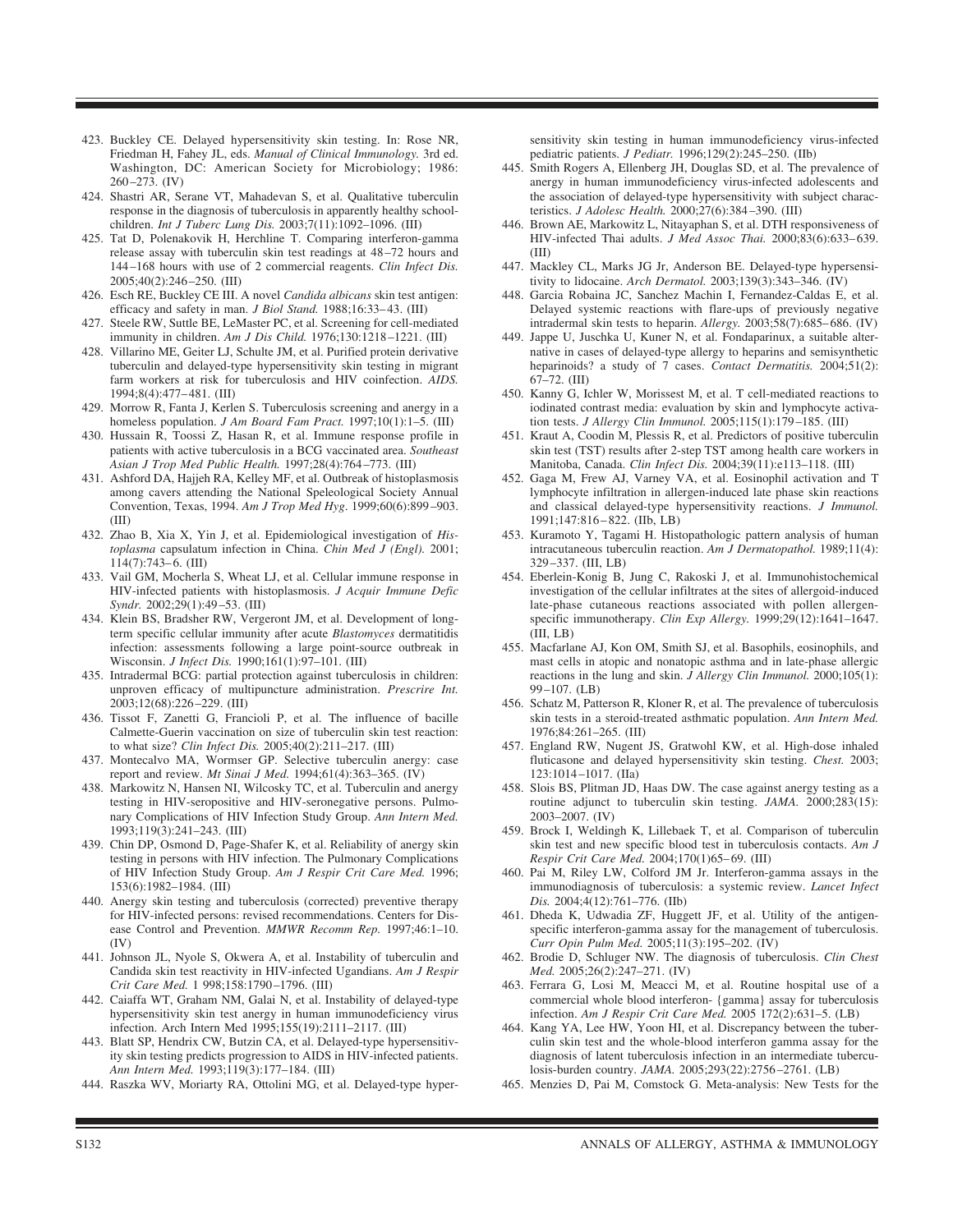423. Buckley CE. Delayed hypersensitivity skin testing. In: Rose NR, Friedman H, Fahey JL, eds. *Manual of Clinical Immunology.* 3rd ed. Washington, DC: American Society for Microbiology; 1986: 260–273. (IV)
424. Shastri AR, Serane VT, Mahadevan S, et al. Qualitative tuberculin response in the diagnosis of tuberculosis in apparently healthy schoolchildren. *Int J Tuberc Lung Dis.* 2003;7(11):1092–1096. (III)
425. Tat D, Polenakovik H, Herchline T. Comparing interferon-gamma release assay with tuberculin skin test readings at 48–72 hours and 144–168 hours with use of 2 commercial reagents. *Clin Infect Dis.* 2005;40(2):246–250. (III)
426. Esch RE, Buckley CE III. A novel *Candida albicans* skin test antigen: efficacy and safety in man. *J Biol Stand.* 1988;16:33–43. (III)
427. Steele RW, Suttle BE, LeMaster PC, et al. Screening for cell-mediated immunity in children. *Am J Dis Child.* 1976;130:1218–1221. (III)
428. Villarino ME, Geiter LJ, Schulte JM, et al. Purified protein derivative tuberculin and delayed-type hypersensitivity skin testing in migrant farm workers at risk for tuberculosis and HIV coinfection. *AIDS.* 1994;8(4):477–481. (III)
429. Morrow R, Fanta J, Kerlen S. Tuberculosis screening and anergy in a homeless population. *J Am Board Fam Pract.* 1997;10(1):1–5. (III)
430. Hussain R, Toossi Z, Hasan R, et al. Immune response profile in patients with active tuberculosis in a BCG vaccinated area. *Southeast Asian J Trop Med Public Health.* 1997;28(4):764–773. (III)
431. Ashford DA, Hajjeh RA, Kelley MF, et al. Outbreak of histoplasmosis among cavers attending the National Speleological Society Annual Convention, Texas, 1994. *Am J Trop Med Hyg.* 1999;60(6):899–903. (III)
432. Zhao B, Xia X, Yin J, et al. Epidemiological investigation of *Histoplasma* capsulatum infection in China. *Chin Med J (Engl).* 2001; 114(7):743–6. (III)
433. Vail GM, Mocherla S, Wheat LJ, et al. Cellular immune response in HIV-infected patients with histoplasmosis. *J Acquir Immune Defic Syndr.* 2002;29(1):49–53. (III)
434. Klein BS, Bradsher RW, Vergeront JM, et al. Development of long-term specific cellular immunity after acute *Blastomyces* dermatitidis infection: assessments following a large point-source outbreak in Wisconsin. *J Infect Dis.* 1990;161(1):97–101. (III)
435. Intradermal BCG: partial protection against tuberculosis in children: unproven efficacy of multipuncture administration. *Prescrire Int.* 2003;12(68):226–229. (III)
436. Tissot F, Zanetti G, Francioli P, et al. The influence of bacille Calmette-Guerin vaccination on size of tuberculin skin test reaction: to what size? *Clin Infect Dis.* 2005;40(2):211–217. (III)
437. Montecalvo MA, Wormser GP. Selective tuberculin anergy: case report and review. *Mt Sinai J Med.* 1994;61(4):363–365. (IV)
438. Markowitz N, Hansen NI, Wilcosky TC, et al. Tuberculin and anergy testing in HIV-seropositive and HIV-seronegative persons. Pulmonary Complications of HIV Infection Study Group. *Ann Intern Med.* 1993;119(3):241–243. (III)
439. Chin DP, Osmond D, Page-Shafer K, et al. Reliability of anergy skin testing in persons with HIV infection. The Pulmonary Complications of HIV Infection Study Group. *Am J Respir Crit Care Med.* 1996; 153(6):1982–1984. (III)
440. Anergy skin testing and tuberculosis (corrected) preventive therapy for HIV-infected persons: revised recommendations. Centers for Disease Control and Prevention. *MMWR Recomm Rep.* 1997;46:1–10. (IV)
441. Johnson JL, Nyole S, Okwera A, et al. Instability of tuberculin and Candida skin test reactivity in HIV-infected Ugandians. *Am J Respir Crit Care Med.* 1 998;158:1790–1796. (III)
442. Caiaffa WT, Graham NM, Galai N, et al. Instability of delayed-type hypersensitivity skin test anergy in human immunodeficiency virus infection. Arch Intern Med 1995;155(19):2111–2117. (III)
443. Blatt SP, Hendrix CW, Butzin CA, et al. Delayed-type hypersensitivity skin testing predicts progression to AIDS in HIV-infected patients. *Ann Intern Med.* 1993;119(3):177–184. (III)
444. Raszka WV, Moriarty RA, Ottolini MG, et al. Delayed-type hypersensitivity skin testing in human immunodeficiency virus-infected pediatric patients. *J Pediatr.* 1996;129(2):245–250. (IIb)
445. Smith Rogers A, Ellenberg JH, Douglas SD, et al. The prevalence of anergy in human immunodeficiency virus-infected adolescents and the association of delayed-type hypersensitivity with subject characteristics. *J Adolesc Health.* 2000;27(6):384–390. (III)
446. Brown AE, Markowitz L, Nitayaphan S, et al. DTH responsiveness of HIV-infected Thai adults. *J Med Assoc Thai.* 2000;83(6):633–639. (III)
447. Mackley CL, Marks JG Jr, Anderson BE. Delayed-type hypersensitivity to lidocaine. *Arch Dermatol.* 2003;139(3):343–346. (IV)
448. Garcia Robaina JC, Sanchez Machin I, Fernandez-Caldas E, et al. Delayed systemic reactions with flare-ups of previously negative intradermal skin tests to heparin. *Allergy.* 2003;58(7):685–686. (IV)
449. Jappe U, Juschka U, Kuner N, et al. Fondaparinux, a suitable alternative in cases of delayed-type allergy to heparins and semisynthetic heparinoids? a study of 7 cases. *Contact Dermatitis.* 2004;51(2): 67–72. (III)
450. Kanny G, Ichler W, Morissest M, et al. T cell-mediated reactions to iodinated contrast media: evaluation by skin and lymphocyte activation tests. *J Allergy Clin Immunol.* 2005;115(1):179–185. (III)
451. Kraut A, Coodin M, Plessis R, et al. Predictors of positive tuberculin skin test (TST) results after 2-step TST among health care workers in Manitoba, Canada. *Clin Infect Dis.* 2004;39(11):e113–118. (III)
452. Gaga M, Frew AJ, Varney VA, et al. Eosinophil activation and T lymphocyte infiltration in allergen-induced late phase skin reactions and classical delayed-type hypersensitivity reactions. *J Immunol.* 1991;147:816–822. (IIb, LB)
453. Kuramoto Y, Tagami H. Histopathologic pattern analysis of human intracutaneous tuberculin reaction. *Am J Dermatopathol.* 1989;11(4): 329–337. (III, LB)
454. Eberlein-Konig B, Jung C, Rakoski J, et al. Immunohistochemical investigation of the cellular infiltrates at the sites of allergoid-induced late-phase cutaneous reactions associated with pollen allergen-specific immunotherapy. *Clin Exp Allergy.* 1999;29(12):1641–1647. (III, LB)
455. Macfarlane AJ, Kon OM, Smith SJ, et al. Basophils, eosinophils, and mast cells in atopic and nonatopic asthma and in late-phase allergic reactions in the lung and skin. *J Allergy Clin Immunol.* 2000;105(1): 99–107. (LB)
456. Schatz M, Patterson R, Kloner R, et al. The prevalence of tuberculosis skin tests in a steroid-treated asthmatic population. *Ann Intern Med.* 1976;84:261–265. (III)
457. England RW, Nugent JS, Gratwohl KW, et al. High-dose inhaled fluticasone and delayed hypersensitivity skin testing. *Chest.* 2003; 123:1014–1017. (IIa)
458. Slois BS, Plitman JD, Haas DW. The case against anergy testing as a routine adjunct to tuberculin skin testing. *JAMA.* 2000;283(15): 2003–2007. (IV)
459. Brock I, Weldingh K, Lillebaek T, et al. Comparison of tuberculin skin test and new specific blood test in tuberculosis contacts. *Am J Respir Crit Care Med.* 2004;170(1)65–69. (III)
460. Pai M, Riley LW, Colford JM Jr. Interferon-gamma assays in the immunodiagnosis of tuberculosis: a systemic review. *Lancet Infect Dis.* 2004;4(12):761–776. (IIb)
461. Dheda K, Udwadia ZF, Huggett JF, et al. Utility of the antigen-specific interferon-gamma assay for the management of tuberculosis. *Curr Opin Pulm Med.* 2005;11(3):195–202. (IV)
462. Brodie D, Schluger NW. The diagnosis of tuberculosis. *Clin Chest Med.* 2005;26(2):247–271. (IV)
463. Ferrara G, Losi M, Meacci M, et al. Routine hospital use of a commercial whole blood interferon- {gamma} assay for tuberculosis infection. *Am J Respir Crit Care Med.* 2005 172(2):631–5. (LB)
464. Kang YA, Lee HW, Yoon HI, et al. Discrepancy between the tuberculin skin test and the whole-blood interferon gamma assay for the diagnosis of latent tuberculosis infection in an intermediate tuberculosis-burden country. *JAMA.* 2005;293(22):2756–2761. (LB)
465. Menzies D, Pai M, Comstock G. Meta-analysis: New Tests for the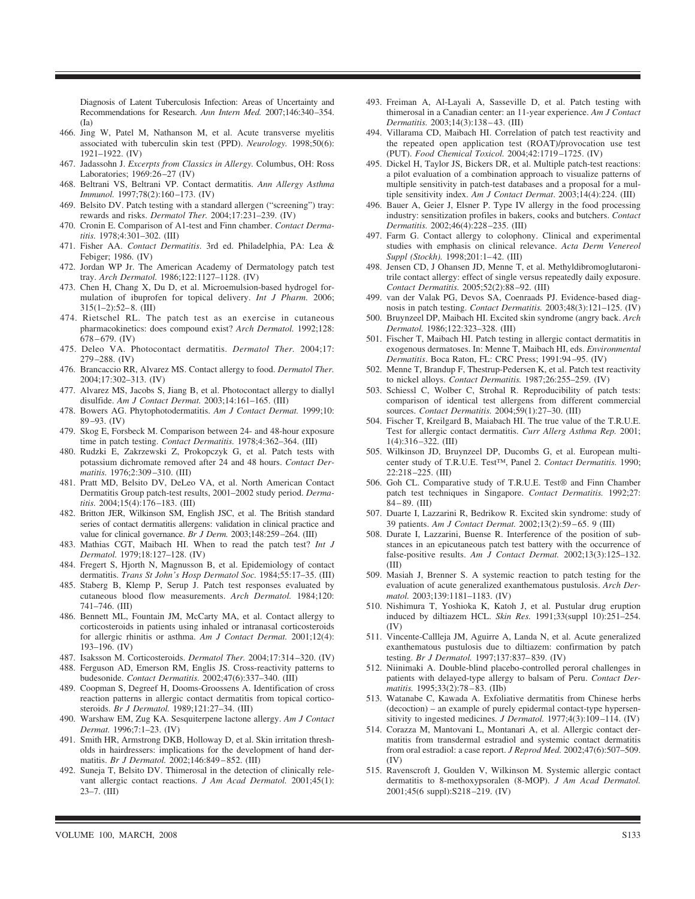Diagnosis of Latent Tuberculosis Infection: Areas of Uncertainty and Recommendations for Research. *Ann Intern Med.* 2007;146:340–354. (Ia)

466. Jing W, Patel M, Nathanson M, et al. Acute transverse myelitis associated with tuberculin skin test (PPD). *Neurology.* 1998;50(6): 1921–1922. (IV)
467. Jadassohn J. *Excerpts from Classics in Allergy.* Columbus, OH: Ross Laboratories; 1969:26–27 (IV)
468. Beltrani VS, Beltrani VP. Contact dermatitis. *Ann Allergy Asthma Immunol.* 1997;78(2):160–173. (IV)
469. Belsito DV. Patch testing with a standard allergen ("screening") tray: rewards and risks. *Dermatol Ther.* 2004;17:231–239. (IV)
470. Cronin E. Comparison of A1-test and Finn chamber. *Contact Dermatitis.* 1978;4:301–302. (III)
471. Fisher AA. *Contact Dermatitis*. 3rd ed. Philadelphia, PA: Lea & Febiger; 1986. (IV)
472. Jordan WP Jr. The American Academy of Dermatology patch test tray. *Arch Dermatol.* 1986;122:1127–1128. (IV)
473. Chen H, Chang X, Du D, et al. Microemulsion-based hydrogel formulation of ibuprofen for topical delivery. *Int J Pharm.* 2006; 315(1–2):52–8. (III)
474. Rietschel RL. The patch test as an exercise in cutaneous pharmacokinetics: does compound exist? *Arch Dermatol.* 1992;128: 678–679. (IV)
475. Deleo VA. Photocontact dermatitis. *Dermatol Ther.* 2004;17: 279–288. (IV)
476. Brancaccio RR, Alvarez MS. Contact allergy to food. *Dermatol Ther.* 2004;17:302–313. (IV)
477. Alvarez MS, Jacobs S, Jiang B, et al. Photocontact allergy to diallyl disulfide. *Am J Contact Dermat.* 2003;14:161–165. (III)
478. Bowers AG. Phytophotodermatitis. *Am J Contact Dermat.* 1999;10: 89–93. (IV)
479. Skog E, Forsbeck M. Comparison between 24- and 48-hour exposure time in patch testing. *Contact Dermatitis.* 1978;4:362–364. (III)
480. Rudzki E, Zakrzewski Z, Prokopczyk G, et al. Patch tests with potassium dichromate removed after 24 and 48 hours. *Contact Dermatitis.* 1976;2:309–310. (III)
481. Pratt MD, Belsito DV, DeLeo VA, et al. North American Contact Dermatitis Group patch-test results, 2001–2002 study period. *Dermatitis.* 2004;15(4):176–183. (III)
482. Britton JER, Wilkinson SM, English JSC, et al. The British standard series of contact dermatitis allergens: validation in clinical practice and value for clinical governance. *Br J Derm.* 2003;148:259–264. (III)
483. Mathias CGT, Maibach HI. When to read the patch test? *Int J Dermatol.* 1979;18:127–128. (IV)
484. Fregert S, Hjorth N, Magnusson B, et al. Epidemiology of contact dermatitis. *Trans St John's Hosp Dermatol Soc.* 1984;55:17–35. (III)
485. Staberg B, Klemp P, Serup J. Patch test responses evaluated by cutaneous blood flow measurements. *Arch Dermatol.* 1984;120: 741–746. (III)
486. Bennett ML, Fountain JM, McCarty MA, et al. Contact allergy to corticosteroids in patients using inhaled or intranasal corticosteroids for allergic rhinitis or asthma. *Am J Contact Dermat.* 2001;12(4): 193–196. (IV)
487. Isaksson M. Corticosteroids. *Dermatol Ther.* 2004;17:314–320. (IV)
488. Ferguson AD, Emerson RM, Englis JS. Cross-reactivity patterns to budesonide. *Contact Dermatitis.* 2002;47(6):337–340. (III)
489. Coopman S, Degreef H, Dooms-Groossens A. Identification of cross reaction patterns in allergic contact dermatitis from topical corticosteroids. *Br J Dermatol.* 1989;121:27–34. (III)
490. Warshaw EM, Zug KA. Sesquiterpene lactone allergy. *Am J Contact Dermat.* 1996;7:1–23. (IV)
491. Smith HR, Armstrong DKB, Holloway D, et al. Skin irritation thresholds in hairdressers: implications for the development of hand dermatitis. *Br J Dermatol.* 2002;146:849–852. (III)
492. Suneja T, Belsito DV. Thimerosal in the detection of clinically relevant allergic contact reactions. *J Am Acad Dermatol.* 2001;45(1): 23–7. (III)
493. Freiman A, Al-Layali A, Sasseville D, et al. Patch testing with thimerosal in a Canadian center: an 11-year experience. *Am J Contact Dermatitis.* 2003;14(3):138–43. (III)
494. Villarama CD, Maibach HI. Correlation of patch test reactivity and the repeated open application test (ROAT)/provocation use test (PUT). *Food Chemical Toxicol.* 2004;42:1719–1725. (IV)
495. Dickel H, Taylor JS, Bickers DR, et al. Multiple patch-test reactions: a pilot evaluation of a combination approach to visualize patterns of multiple sensitivity in patch-test databases and a proposal for a multiple sensitivity index. *Am J Contact Dermat*. 2003;14(4):224. (III)
496. Bauer A, Geier J, Elsner P. Type IV allergy in the food processing industry: sensitization profiles in bakers, cooks and butchers. *Contact Dermatitis.* 2002;46(4):228–235. (III)
497. Farm G. Contact allergy to colophony. Clinical and experimental studies with emphasis on clinical relevance. *Acta Derm Venereol Suppl (Stockh).* 1998;201:1–42. (III)
498. Jensen CD, J Ohansen JD, Menne T, et al. Methyldibromoglutaronitrile contact allergy: effect of single versus repeatedly daily exposure. *Contact Dermatitis.* 2005;52(2):88–92. (III)
499. van der Valak PG, Devos SA, Coenraads PJ. Evidence-based diagnosis in patch testing. *Contact Dermatitis.* 2003;48(3):121–125. (IV)
500. Bruynzeel DP, Maibach HI. Excited skin syndrome (angry back. *Arch Dermatol.* 1986;122:323–328. (III)
501. Fischer T, Maibach HI. Patch testing in allergic contact dermatitis in exogenous dermatoses. In: Menne T, Maibach HI, eds. *Environmental Dermatitis*. Boca Raton, FL: CRC Press; 1991:94–95. (IV)
502. Menne T, Brandup F, Thestrup-Pedersen K, et al. Patch test reactivity to nickel alloys. *Contact Dermatitis.* 1987;26:255–259. (IV)
503. Schiessl C, Wolber C, Strohal R. Reproducibility of patch tests: comparison of identical test allergens from different commercial sources. *Contact Dermatitis.* 2004;59(1):27–30. (III)
504. Fischer T, Kreilgard B, Maiabach HI. The true value of the T.R.U.E. Test for allergic contact dermatitis. *Curr Allerg Asthma Rep.* 2001; 1(4):316–322. (III)
505. Wilkinson JD, Bruynzeel DP, Ducombs G, et al. European multicenter study of T.R.U.E. Test™, Panel 2. *Contact Dermatitis.* 1990; 22:218–225. (III)
506. Goh CL. Comparative study of T.R.U.E. Test® and Finn Chamber patch test techniques in Singapore. *Contact Dermatitis.* 1992;27: 84–89. (III)
507. Duarte I, Lazzarini R, Bedrikow R. Excited skin syndrome: study of 39 patients. *Am J Contact Dermat.* 2002;13(2):59–65. 9 (III)
508. Durate I, Lazzarini, Buense R. Interference of the position of substances in an epicutaneous patch test battery with the occurrence of false-positive results. *Am J Contact Dermat.* 2002;13(3):125–132. (III)
509. Masiah J, Brenner S. A systemic reaction to patch testing for the evaluation of acute generalized exanthematous pustulosis. *Arch Dermatol.* 2003;139:1181–1183. (IV)
510. Nishimura T, Yoshioka K, Katoh J, et al. Pustular drug eruption induced by diltiazem HCL. *Skin Res.* 1991;33(suppl 10):251–254. (IV)
511. Vincente-Callleja JM, Aguirre A, Landa N, et al. Acute generalized exanthematous pustulosis due to diltiazem: confirmation by patch testing. *Br J Dermatol.* 1997;137:837–839. (IV)
512. Niinimaki A. Double-blind placebo-controlled peroral challenges in patients with delayed-type allergy to balsam of Peru. *Contact Dermatitis.* 1995;33(2):78–83. (IIb)
513. Watanabe C, Kawada A. Exfoliative dermatitis from Chinese herbs (decoction) – an example of purely epidermal contact-type hypersensitivity to ingested medicines. *J Dermatol.* 1977;4(3):109–114. (IV)
514. Corazza M, Mantovani L, Montanari A, et al. Allergic contact dermatitis from transdermal estradiol and systemic contact dermatitis from oral estradiol: a case report. *J Reprod Med.* 2002;47(6):507–509. (IV)
515. Ravenscroft J, Goulden V, Wilkinson M. Systemic allergic contact dermatitis to 8-methoxypsoralen (8-MOP). *J Am Acad Dermatol.* 2001;45(6 suppl):S218–219. (IV)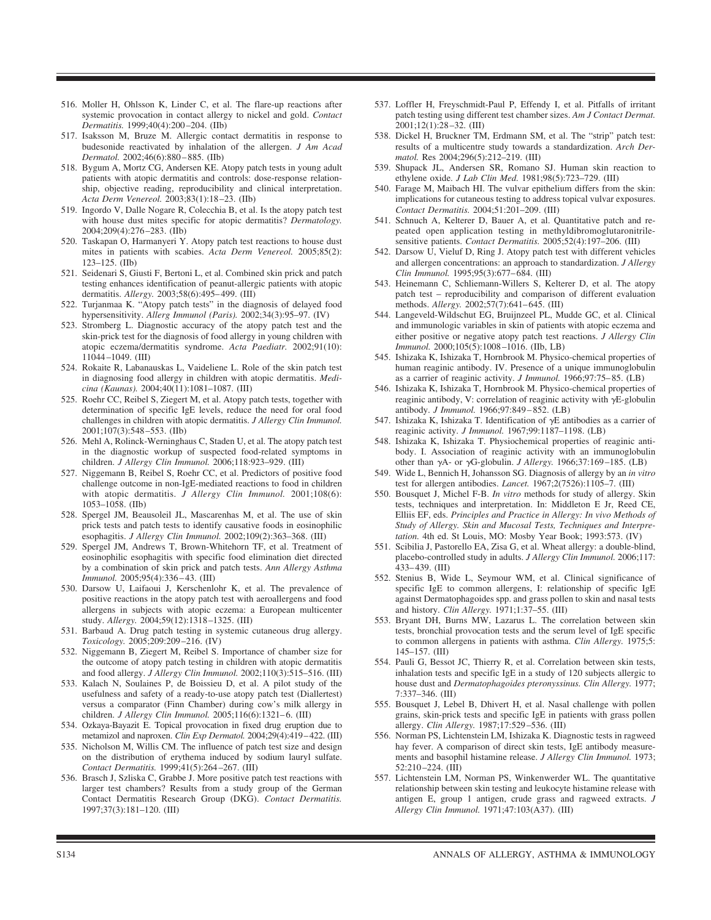516. Moller H, Ohlsson K, Linder C, et al. The flare-up reactions after systemic provocation in contact allergy to nickel and gold. *Contact Dermatitis.* 1999;40(4):200–204. (IIb)
517. Isaksson M, Bruze M. Allergic contact dermatitis in response to budesonide reactivated by inhalation of the allergen. *J Am Acad Dermatol.* 2002;46(6):880–885. (IIb)
518. Bygum A, Mortz CG, Andersen KE. Atopy patch tests in young adult patients with atopic dermatitis and controls: dose-response relationship, objective reading, reproducibility and clinical interpretation. *Acta Derm Venereol.* 2003;83(1):18–23. (IIb)
519. Ingordo V, Dalle Nogare R, Colecchia B, et al. Is the atopy patch test with house dust mites specific for atopic dermatitis? *Dermatology.* 2004;209(4):276–283. (IIb)
520. Taskapan O, Harmanyeri Y. Atopy patch test reactions to house dust mites in patients with scabies. *Acta Derm Venereol.* 2005;85(2): 123–125. (IIb)
521. Seidenari S, Giusti F, Bertoni L, et al. Combined skin prick and patch testing enhances identification of peanut-allergic patients with atopic dermatitis. *Allergy.* 2003;58(6):495–499. (III)
522. Turjanmaa K. "Atopy patch tests" in the diagnosis of delayed food hypersensitivity. *Allerg Immunol (Paris).* 2002;34(3):95–97. (IV)
523. Stromberg L. Diagnostic accuracy of the atopy patch test and the skin-prick test for the diagnosis of food allergy in young children with atopic eczema/dermatitis syndrome. *Acta Paediatr.* 2002;91(10): 11044–1049. (III)
524. Rokaite R, Labanauskas L, Vaideliene L. Role of the skin patch test in diagnosing food allergy in children with atopic dermatitis. *Medicina (Kaunas).* 2004;40(11):1081–1087. (III)
525. Roehr CC, Reibel S, Ziegert M, et al. Atopy patch tests, together with determination of specific IgE levels, reduce the need for oral food challenges in children with atopic dermatitis. *J Allergy Clin Immunol.* 2001;107(3):548–553. (IIb)
526. Mehl A, Rolinck-Werninghaus C, Staden U, et al. The atopy patch test in the diagnostic workup of suspected food-related symptoms in children. *J Allergy Clin Immunol.* 2006;118:923–929. (III)
527. Niggemann B, Reibel S, Roehr CC, et al. Predictors of positive food challenge outcome in non-IgE-mediated reactions to food in children with atopic dermatitis. *J Allergy Clin Immunol.* 2001;108(6): 1053–1058. (IIb)
528. Spergel JM, Beausoleil JL, Mascarenhas M, et al. The use of skin prick tests and patch tests to identify causative foods in eosinophilic esophagitis. *J Allergy Clin Immunol.* 2002;109(2):363–368. (III)
529. Spergel JM, Andrews T, Brown-Whitehorn TF, et al. Treatment of eosinophilic esophagitis with specific food elimination diet directed by a combination of skin prick and patch tests. *Ann Allergy Asthma Immunol.* 2005;95(4):336–43. (III)
530. Darsow U, Laifaoui J, Kerschenlohr K, et al. The prevalence of positive reactions in the atopy patch test with aeroallergens and food allergens in subjects with atopic eczema: a European multicenter study. *Allergy.* 2004;59(12):1318–1325. (III)
531. Barbaud A. Drug patch testing in systemic cutaneous drug allergy. *Toxicology.* 2005;209:209–216. (IV)
532. Niggemann B, Ziegert M, Reibel S. Importance of chamber size for the outcome of atopy patch testing in children with atopic dermatitis and food allergy. *J Allergy Clin Immunol.* 2002;110(3):515–516. (III)
533. Kalach N, Soulaines P, de Boissieu D, et al. A pilot study of the usefulness and safety of a ready-to-use atopy patch test (Diallertest) versus a comparator (Finn Chamber) during cow's milk allergy in children. *J Allergy Clin Immunol.* 2005;116(6):1321–6. (III)
534. Ozkaya-Bayazit E. Topical provocation in fixed drug eruption due to metamizol and naproxen. *Clin Exp Dermatol.* 2004;29(4):419–422. (III)
535. Nicholson M, Willis CM. The influence of patch test size and design on the distribution of erythema induced by sodium lauryl sulfate. *Contact Dermatitis.* 1999;41(5):264–267. (III)
536. Brasch J, Szliska C, Grabbe J. More positive patch test reactions with larger test chambers? Results from a study group of the German Contact Dermatitis Research Group (DKG). *Contact Dermatitis.* 1997;37(3):181–120. (III)
537. Loffler H, Freyschmidt-Paul P, Effendy I, et al. Pitfalls of irritant patch testing using different test chamber sizes. *Am J Contact Dermat.* 2001;12(1):28–32. (III)
538. Dickel H, Bruckner TM, Erdmann SM, et al. The "strip" patch test: results of a multicentre study towards a standardization. *Arch Dermatol.* Res 2004;296(5):212–219. (III)
539. Shupack JL, Andersen SR, Romano SJ. Human skin reaction to ethylene oxide. *J Lab Clin Med.* 1981;98(5):723–729. (III)
540. Farage M, Maibach HI. The vulvar epithelium differs from the skin: implications for cutaneous testing to address topical vulvar exposures. *Contact Dermatitis.* 2004;51:201–209. (III)
541. Schnuch A, Kelterer D, Bauer A, et al. Quantitative patch and repeated open application testing in methyldibromoglutaronitrile-sensitive patients. *Contact Dermatitis.* 2005;52(4):197–206. (III)
542. Darsow U, Vieluf D, Ring J. Atopy patch test with different vehicles and allergen concentrations: an approach to standardization. *J Allergy Clin Immunol.* 1995;95(3):677–684. (III)
543. Heinemann C, Schliemann-Willers S, Kelterer D, et al. The atopy patch test – reproducibility and comparison of different evaluation methods. *Allergy.* 2002;57(7):641–645. (III)
544. Langeveld-Wildschut EG, Bruijnzeel PL, Mudde GC, et al. Clinical and immunologic variables in skin of patients with atopic eczema and either positive or negative atopy patch test reactions. *J Allergy Clin Immunol.* 2000;105(5):1008–1016. (IIb, LB)
545. Ishizaka K, Ishizaka T, Hornbrook M. Physico-chemical properties of human reaginic antibody. IV. Presence of a unique immunoglobulin as a carrier of reaginic activity. *J Immunol.* 1966;97:75–85. (LB)
546. Ishizaka K, Ishizaka T, Hornbrook M. Physico-chemical properties of reaginic antibody, V: correlation of reaginic activity with γE-globulin antibody. *J Immunol.* 1966;97:849–852. (LB)
547. Ishizaka K, Ishizaka T. Identification of γE antibodies as a carrier of reaginic activity. *J Immunol.* 1967;99:1187–1198. (LB)
548. Ishizaka K, Ishizaka T. Physiochemical properties of reaginic antibody. I. Association of reaginic activity with an immunoglobulin other than γA- or γG-globulin. *J Allergy.* 1966;37:169–185. (LB)
549. Wide L, Bennich H, Johansson SG. Diagnosis of allergy by an *in vitro* test for allergen antibodies. *Lancet.* 1967;2(7526):1105–7. (III)
550. Bousquet J, Michel F-B. *In vitro* methods for study of allergy. Skin tests, techniques and interpretation. In: Middleton E Jr, Reed CE, Elliis EF, eds. *Principles and Practice in Allergy: In vivo Methods of Study of Allergy. Skin and Mucosal Tests, Techniques and Interpretation.* 4th ed. St Louis, MO: Mosby Year Book; 1993:573. (IV)
551. Scibilia J, Pastorello EA, Zisa G, et al. Wheat allergy: a double-blind, placebo-controlled study in adults. *J Allergy Clin Immunol.* 2006;117: 433–439. (III)
552. Stenius B, Wide L, Seymour WM, et al. Clinical significance of specific IgE to common allergens, I: relationship of specific IgE against Dermatophagoides spp. and grass pollen to skin and nasal tests and history. *Clin Allergy.* 1971;1:37–55. (III)
553. Bryant DH, Burns MW, Lazarus L. The correlation between skin tests, bronchial provocation tests and the serum level of IgE specific to common allergens in patients with asthma. *Clin Allergy.* 1975;5: 145–157. (III)
554. Pauli G, Bessot JC, Thierry R, et al. Correlation between skin tests, inhalation tests and specific IgE in a study of 120 subjects allergic to house dust and *Dermatophagoides pteronyssinus. Clin Allergy.* 1977; 7:337–346. (III)
555. Bousquet J, Lebel B, Dhivert H, et al. Nasal challenge with pollen grains, skin-prick tests and specific IgE in patients with grass pollen allergy. *Clin Allergy.* 1987;17:529–536. (III)
556. Norman PS, Lichtenstein LM, Ishizaka K. Diagnostic tests in ragweed hay fever. A comparison of direct skin tests, IgE antibody measurements and basophil histamine release. *J Allergy Clin Immunol.* 1973; 52:210–224. (III)
557. Lichtenstein LM, Norman PS, Winkenwerder WL. The quantitative relationship between skin testing and leukocyte histamine release with antigen E, group 1 antigen, crude grass and ragweed extracts. *J Allergy Clin Immunol.* 1971;47:103(A37). (III)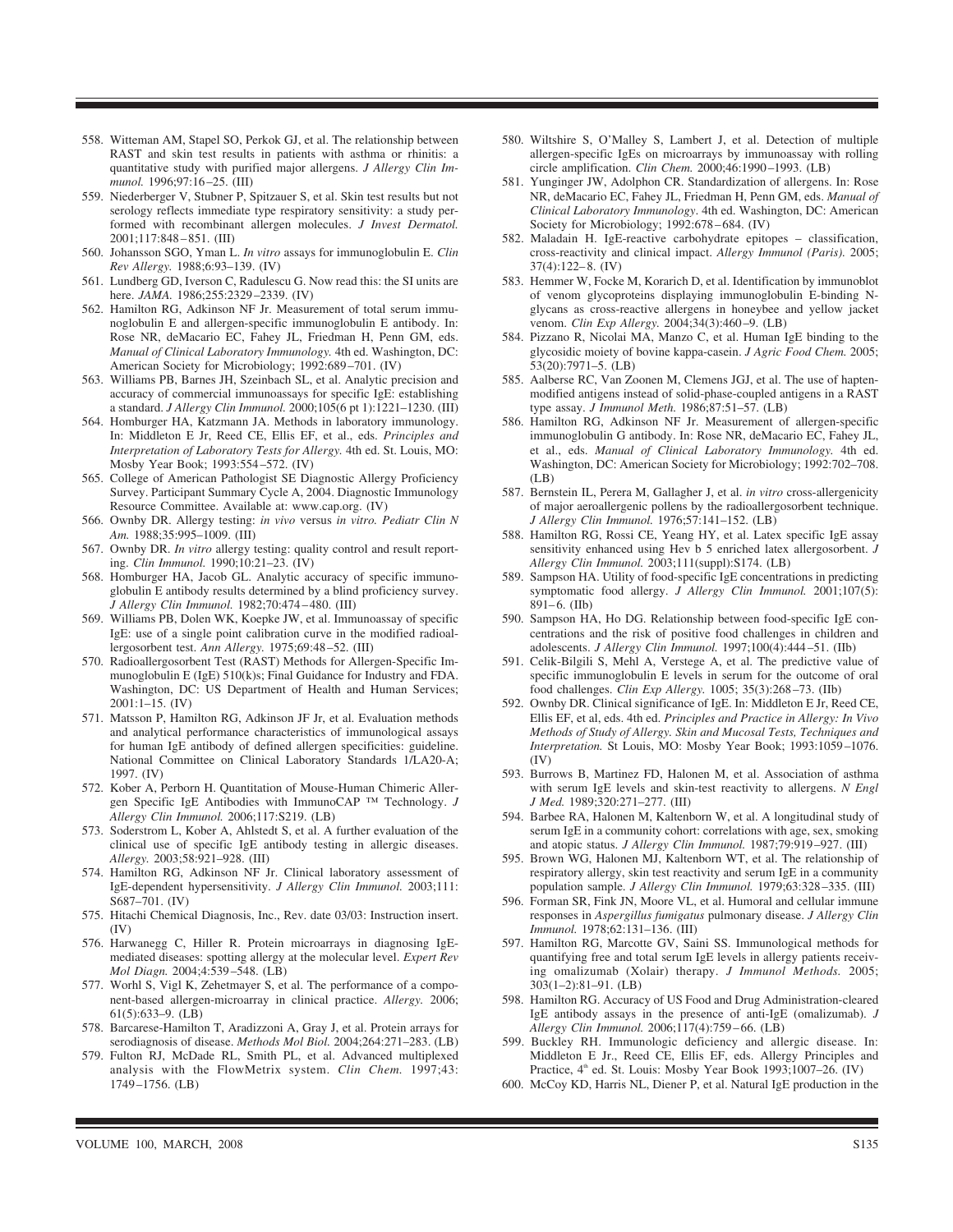558. Witteman AM, Stapel SO, Perkok GJ, et al. The relationship between RAST and skin test results in patients with asthma or rhinitis: a quantitative study with purified major allergens. *J Allergy Clin Immunol.* 1996;97:16–25. (III)
559. Niederberger V, Stubner P, Spitzauer S, et al. Skin test results but not serology reflects immediate type respiratory sensitivity: a study performed with recombinant allergen molecules. *J Invest Dermatol.* 2001;117:848–851. (III)
560. Johansson SGO, Yman L. *In vitro* assays for immunoglobulin E. *Clin Rev Allergy.* 1988;6:93–139. (IV)
561. Lundberg GD, Iverson C, Radulescu G. Now read this: the SI units are here. *JAMA.* 1986;255:2329–2339. (IV)
562. Hamilton RG, Adkinson NF Jr. Measurement of total serum immunoglobulin E and allergen-specific immunoglobulin E antibody. In: Rose NR, deMacario EC, Fahey JL, Friedman H, Penn GM, eds. *Manual of Clinical Laboratory Immunology.* 4th ed. Washington, DC: American Society for Microbiology; 1992:689–701. (IV)
563. Williams PB, Barnes JH, Szeinbach SL, et al. Analytic precision and accuracy of commercial immunoassays for specific IgE: establishing a standard. *J Allergy Clin Immunol.* 2000;105(6 pt 1):1221–1230. (III)
564. Homburger HA, Katzmann JA. Methods in laboratory immunology. In: Middleton E Jr, Reed CE, Ellis EF, et al., eds. *Principles and Interpretation of Laboratory Tests for Allergy.* 4th ed. St. Louis, MO: Mosby Year Book; 1993:554–572. (IV)
565. College of American Pathologist SE Diagnostic Allergy Proficiency Survey. Participant Summary Cycle A, 2004. Diagnostic Immunology Resource Committee. Available at: www.cap.org. (IV)
566. Ownby DR. Allergy testing: *in vivo* versus *in vitro. Pediatr Clin N Am.* 1988;35:995–1009. (III)
567. Ownby DR. *In vitro* allergy testing: quality control and result reporting. *Clin Immunol.* 1990;10:21–23. (IV)
568. Homburger HA, Jacob GL. Analytic accuracy of specific immunoglobulin E antibody results determined by a blind proficiency survey. *J Allergy Clin Immunol.* 1982;70:474–480. (III)
569. Williams PB, Dolen WK, Koepke JW, et al. Immunoassay of specific IgE: use of a single point calibration curve in the modified radioallergosorbent test. *Ann Allergy.* 1975;69:48–52. (III)
570. Radioallergosorbent Test (RAST) Methods for Allergen-Specific Immunoglobulin E (IgE) 510(k)s; Final Guidance for Industry and FDA. Washington, DC: US Department of Health and Human Services; 2001:1–15. (IV)
571. Matsson P, Hamilton RG, Adkinson JF Jr, et al. Evaluation methods and analytical performance characteristics of immunological assays for human IgE antibody of defined allergen specificities: guideline. National Committee on Clinical Laboratory Standards 1/LA20-A; 1997. (IV)
572. Kober A, Perborn H. Quantitation of Mouse-Human Chimeric Allergen Specific IgE Antibodies with ImmunoCAP ™ Technology. *J Allergy Clin Immunol.* 2006;117:S219. (LB)
573. Soderstrom L, Kober A, Ahlstedt S, et al. A further evaluation of the clinical use of specific IgE antibody testing in allergic diseases. *Allergy.* 2003;58:921–928. (III)
574. Hamilton RG, Adkinson NF Jr. Clinical laboratory assessment of IgE-dependent hypersensitivity. *J Allergy Clin Immunol.* 2003;111:S687–701. (IV)
575. Hitachi Chemical Diagnosis, Inc., Rev. date 03/03: Instruction insert. (IV)
576. Harwanegg C, Hiller R. Protein microarrays in diagnosing IgE-mediated diseases: spotting allergy at the molecular level. *Expert Rev Mol Diagn.* 2004;4:539–548. (LB)
577. Worhl S, Vigl K, Zehetmayer S, et al. The performance of a component-based allergen-microarray in clinical practice. *Allergy.* 2006; 61(5):633–9. (LB)
578. Barcarese-Hamilton T, Aradizzoni A, Gray J, et al. Protein arrays for serodiagnosis of disease. *Methods Mol Biol.* 2004;264:271–283. (LB)
579. Fulton RJ, McDade RL, Smith PL, et al. Advanced multiplexed analysis with the FlowMetrix system. *Clin Chem.* 1997;43: 1749–1756. (LB)
580. Wiltshire S, O'Malley S, Lambert J, et al. Detection of multiple allergen-specific IgEs on microarrays by immunoassay with rolling circle amplification. *Clin Chem.* 2000;46:1990–1993. (LB)
581. Yunginger JW, Adolphon CR. Standardization of allergens. In: Rose NR, deMacario EC, Fahey JL, Friedman H, Penn GM, eds. *Manual of Clinical Laboratory Immunology*. 4th ed. Washington, DC: American Society for Microbiology; 1992:678–684. (IV)
582. Maladain H. IgE-reactive carbohydrate epitopes – classification, cross-reactivity and clinical impact. *Allergy Immunol (Paris).* 2005; 37(4):122–8. (IV)
583. Hemmer W, Focke M, Korarich D, et al. Identification by immunoblot of venom glycoproteins displaying immunoglobulin E-binding N-glycans as cross-reactive allergens in honeybee and yellow jacket venom. *Clin Exp Allergy.* 2004;34(3):460–9. (LB)
584. Pizzano R, Nicolai MA, Manzo C, et al. Human IgE binding to the glycosidic moiety of bovine kappa-casein. *J Agric Food Chem.* 2005; 53(20):7971–5. (LB)
585. Aalberse RC, Van Zoonen M, Clemens JGJ, et al. The use of hapten-modified antigens instead of solid-phase-coupled antigens in a RAST type assay. *J Immunol Meth.* 1986;87:51–57. (LB)
586. Hamilton RG, Adkinson NF Jr. Measurement of allergen-specific immunoglobulin G antibody. In: Rose NR, deMacario EC, Fahey JL, et al., eds. *Manual of Clinical Laboratory Immunology.* 4th ed. Washington, DC: American Society for Microbiology; 1992:702–708. (LB)
587. Bernstein IL, Perera M, Gallagher J, et al. *in vitro* cross-allergenicity of major aeroallergenic pollens by the radioallergosorbent technique. *J Allergy Clin Immunol.* 1976;57:141–152. (LB)
588. Hamilton RG, Rossi CE, Yeang HY, et al. Latex specific IgE assay sensitivity enhanced using Hev b 5 enriched latex allergosorbent. *J Allergy Clin Immunol.* 2003;111(suppl):S174. (LB)
589. Sampson HA. Utility of food-specific IgE concentrations in predicting symptomatic food allergy. *J Allergy Clin Immunol.* 2001;107(5): 891–6. (IIb)
590. Sampson HA, Ho DG. Relationship between food-specific IgE concentrations and the risk of positive food challenges in children and adolescents. *J Allergy Clin Immunol.* 1997;100(4):444–51. (IIb)
591. Celik-Bilgili S, Mehl A, Verstege A, et al. The predictive value of specific immunoglobulin E levels in serum for the outcome of oral food challenges. *Clin Exp Allergy.* 1005; 35(3):268–73. (IIb)
592. Ownby DR. Clinical significance of IgE. In: Middleton E Jr, Reed CE, Ellis EF, et al, eds. 4th ed. *Principles and Practice in Allergy: In Vivo Methods of Study of Allergy. Skin and Mucosal Tests, Techniques and Interpretation.* St Louis, MO: Mosby Year Book; 1993:1059–1076. (IV)
593. Burrows B, Martinez FD, Halonen M, et al. Association of asthma with serum IgE levels and skin-test reactivity to allergens. *N Engl J Med.* 1989;320:271–277. (III)
594. Barbee RA, Halonen M, Kaltenborn W, et al. A longitudinal study of serum IgE in a community cohort: correlations with age, sex, smoking and atopic status. *J Allergy Clin Immunol.* 1987;79:919–927. (III)
595. Brown WG, Halonen MJ, Kaltenborn WT, et al. The relationship of respiratory allergy, skin test reactivity and serum IgE in a community population sample. *J Allergy Clin Immunol.* 1979;63:328–335. (III)
596. Forman SR, Fink JN, Moore VL, et al. Humoral and cellular immune responses in *Aspergillus fumigatus* pulmonary disease. *J Allergy Clin Immunol.* 1978;62:131–136. (III)
597. Hamilton RG, Marcotte GV, Saini SS. Immunological methods for quantifying free and total serum IgE levels in allergy patients receiving omalizumab (Xolair) therapy. *J Immunol Methods.* 2005; 303(1–2):81–91. (LB)
598. Hamilton RG. Accuracy of US Food and Drug Administration-cleared IgE antibody assays in the presence of anti-IgE (omalizumab). *J Allergy Clin Immunol.* 2006;117(4):759–66. (LB)
599. Buckley RH. Immunologic deficiency and allergic disease. In: Middleton E Jr., Reed CE, Ellis EF, eds. Allergy Principles and Practice, 4th ed. St. Louis: Mosby Year Book 1993;1007–26. (IV)
600. McCoy KD, Harris NL, Diener P, et al. Natural IgE production in the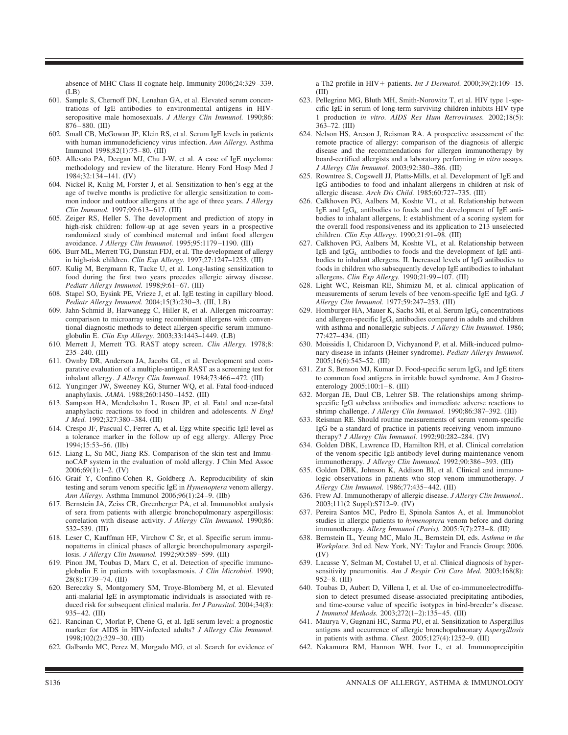absence of MHC Class II cognate help. Immunity 2006;24:329–339. (LB)

601. Sample S, Chernoff DN, Lenahan GA, et al. Elevated serum concentrations of IgE antibodies to environmental antigens in HIV-seropositive male homosexuals. *J Allergy Clin Immunol.* 1990;86: 876–880. (III)
602. Small CB, McGowan JP, Klein RS, et al. Serum IgE levels in patients with human immunodeficiency virus infection. *Ann Allergy.* Asthma Immunol 1998;82(1):75–80. (III)
603. Allevato PA, Deegan MJ, Chu J-W, et al. A case of IgE myeloma: methodology and review of the literature. Henry Ford Hosp Med J 1984;32:134–141. (IV)
604. Nickel R, Kulig M, Forster J, et al. Sensitization to hen's egg at the age of twelve months is predictive for allergic sensitization to common indoor and outdoor allergens at the age of three years. *J Allergy Clin Immunol.* 1997;99:613–617. (III)
605. Zeiger RS, Heller S. The development and prediction of atopy in high-risk children: follow-up at age seven years in a prospective randomized study of combined maternal and infant food allergen avoidance. *J Allergy Clin Immunol.* 1995;95:1179–1190. (III)
606. Burr ML, Merrett TG, Dunstan FDJ, et al. The development of allergy in high-risk children. *Clin Exp Allergy.* 1997;27:1247–1253. (III)
607. Kulig M, Bergmann R, Tacke U, et al. Long-lasting sensitization to food during the first two years precedes allergic airway disease. *Pediatr Allergy Immunol.* 1998;9:61–67. (III)
608. Stapel SO, Eysink PE, Vrieze J, et al. IgE testing in capillary blood. *Pediatr Allergy Immunol.* 2004;15(3):230–3. (III, LB)
609. Jahn-Schmid B, Harwanegg C, Hiller R, et al. Allergen microarray: comparison to microarray using recombinant allergens with conventional diagnostic methods to detect allergen-specific serum immunoglobulin E. *Clin Exp Allergy.* 2003;33:1443–1449. (LB)
610. Merrett J, Merrett TG. RAST atopy screen. *Clin Allergy.* 1978;8: 235–240. (III)
611. Ownby DR, Anderson JA, Jacobs GL, et al. Development and comparative evaluation of a multiple-antigen RAST as a screening test for inhalant allergy. *J Allergy Clin Immunol.* 1984;73:466–472. (III)
612. Yunginger JW, Sweeney KG, Sturner WQ, et al. Fatal food-induced anaphylaxis. *JAMA.* 1988;260:1450–1452. (III)
613. Sampson HA, Mendelsohn L, Rosen JP, et al. Fatal and near-fatal anaphylactic reactions to food in children and adolescents. *N Engl J Med.* 1992;327:380–384. (III)
614. Crespo JF, Pascual C, Ferrer A, et al. Egg white-specific IgE level as a tolerance marker in the follow up of egg allergy. Allergy Proc 1994;15:53–56. (IIb)
615. Liang L, Su MC, Jiang RS. Comparison of the skin test and ImmunoCAP system in the evaluation of mold allergy. J Chin Med Assoc 2006;69(1):1–2. (IV)
616. Graif Y, Confino-Cohen R, Goldberg A. Reproducibility of skin testing and serum venom specific IgE in *Hymenoptera* venom allergy. *Ann Allergy.* Asthma Immunol 2006;96(1):24–9. (IIb)
617. Bernstein JA, Zeiss CR, Greenberger PA, et al. Immunoblot analysis of sera from patients with allergic bronchopulmonary aspergillosis: correlation with disease activity. *J Allergy Clin Immunol.* 1990;86: 532–539. (III)
618. Leser C, Kauffman HF, Virchow C Sr, et al. Specific serum immunopatterns in clinical phases of allergic bronchopulmonary aspergillosis. *J Allergy Clin Immunol.* 1992;90:589–599. (III)
619. Pinon JM, Toubas D, Marx C, et al. Detection of specific immunoglobulin E in patients with toxoplasmosis. *J Clin Microbiol.* 1990; 28(8):1739–74. (III)
620. Bereczky S, Montgomery SM, Troye-Blomberg M, et al. Elevated anti-malarial IgE in asymptomatic individuals is associated with reduced risk for subsequent clinical malaria. *Int J Parasitol.* 2004;34(8): 935–42. (III)
621. Rancinan C, Morlat P, Chene G, et al. IgE serum level: a prognostic marker for AIDS in HIV-infected adults? *J Allergy Clin Immunol.* 1998;102(2):329–30. (III)
622. Galbardo MC, Perez M, Morgado MG, et al. Search for evidence of a Th2 profile in HIV+ patients. *Int J Dermatol.* 2000;39(2):109–15. (III)
623. Pellegrino MG, Bluth MH, Smith-Norowitz T, et al. HIV type 1-specific IgE in serum of long-term surviving children inhibits HIV type 1 production *in vitro. AIDS Res Hum Retroviruses.* 2002;18(5): 363–72. (III)
624. Nelson HS, Areson J, Reisman RA. A prospective assessment of the remote practice of allergy: comparison of the diagnosis of allergic disease and the recommendations for allergen immunotherapy by board-certified allergists and a laboratory performing *in vitro* assays. *J Allergy Clin Immunol.* 2003;92:380–386. (III)
625. Rowntree S, Cogswell JJ, Platts-Mills, et al. Development of IgE and IgG antibodies to food and inhalant allergens in children at risk of allergic disease. *Arch Dis Child.* 1985;60:727–735. (III)
626. Calkhoven PG, Aalbers M, Koshte VL, et al. Relationship between IgE and $IgG_4$ antibodies to foods and the development of IgE antibodies to inhalant allergens, I: establishment of a scoring system for the overall food responsiveness and its application to 213 unselected children. *Clin Exp Allergy.* 1990;21:91–98. (III)
627. Calkhoven PG, Aalbers M, Koshte VL, et al. Relationship between IgE and $IgG_4$ antibodies to foods and the development of IgE antibodies to inhalant allergens. II. Increased levels of IgG antibodies to foods in children who subsequently develop IgE antibodies to inhalant allergens. *Clin Exp Allergy.* 1990;21:99–107. (III)
628. Light WC, Reisman RE, Shimizu M, et al. clinical application of measurements of serum levels of bee venom-specific IgE and IgG. *J Allergy Clin Immunol.* 1977;59:247–253. (III)
629. Homburger HA, Mauer K, Sachs MI, et al. Serum $IgG_4$ concentrations and allergen-specific $IgG_4$ antibodies compared in adults and children with asthma and nonallergic subjects. *J Allergy Clin Immunol.* 1986; 77:427–434. (III)
630. Moissidis I, Chidaroon D, Vichyanond P, et al. Milk-induced pulmonary disease in infants (Heiner syndrome). *Pediatr Allergy Immunol.* 2005;16(6):545–52. (III)
631. Zar S, Benson MJ, Kumar D. Food-specific serum $IgG_4$ and IgE titers to common food antigens in irritable bowel syndrome. Am J Gastroenterology 2005;100:1–8. (III)
632. Morgan JE, Daul CB, Lehrer SB. The relationships among shrimp-specific IgG subclass antibodies and immediate adverse reactions to shrimp challenge. *J Allergy Clin Immunol.* 1990;86:387–392. (III)
633. Reisman RE. Should routine measurements of serum venom-specific IgG be a standard of practice in patients receiving venom immunotherapy? *J Allergy Clin Immunol.* 1992;90:282–284. (IV)
634. Golden DBK, Lawrence ID, Hamilton RH, et al. Clinical correlation of the venom-specific IgE antibody level during maintenance venom immunotherapy. *J Allergy Clin Immunol.* 1992;90:386–393. (III)
635. Golden DBK, Johnson K, Addison BI, et al. Clinical and immunologic observations in patients who stop venom immunotherapy. *J Allergy Clin Immunol.* 1986;77:435–442. (III)
636. Frew AJ. Immunotherapy of allergic disease. *J Allergy Clin Immunol.*. 2003;111(2 Suppl):S712–9. (IV)
637. Pereira Santos MC, Pedro E, Spinola Santos A, et al. Immunoblot studies in allergic patients to *hymenoptera* venom before and during immunotherapy. *Allerg Immunol (Paris).* 2005:7(7):273–8. (III)
638. Bernstein IL, Yeung MC, Malo JL, Bernstein DI, eds. *Asthma in the Workplace*. 3rd ed. New York, NY: Taylor and Francis Group; 2006. (IV)
639. Lacasse Y, Selman M, Costabel U, et al. Clinical diagnosis of hypersensitivity pneumonitis. *Am J Respir Crit Care Med.* 2003;168(8): 952–8. (III)
640. Toubas D, Aubert D, Villena I, et al. Use of co-immunoelectrodiffusion to detect presumed disease-associated precipitating antibodies, and time-course value of specific isotypes in bird-breeder's disease. *J Immunol Methods.* 2003;272(1–2):135–45. (III)
641. Maurya V, Gugnani HC, Sarma PU, et al. Sensitization to Aspergillus antigens and occurrence of allergic bronchopulmonary *Aspergillosis* in patients with asthma. *Chest.* 2005;127(4):1252–9. (III)
642. Nakamura RM, Hannon WH, Ivor L, et al. Immunoprecipitin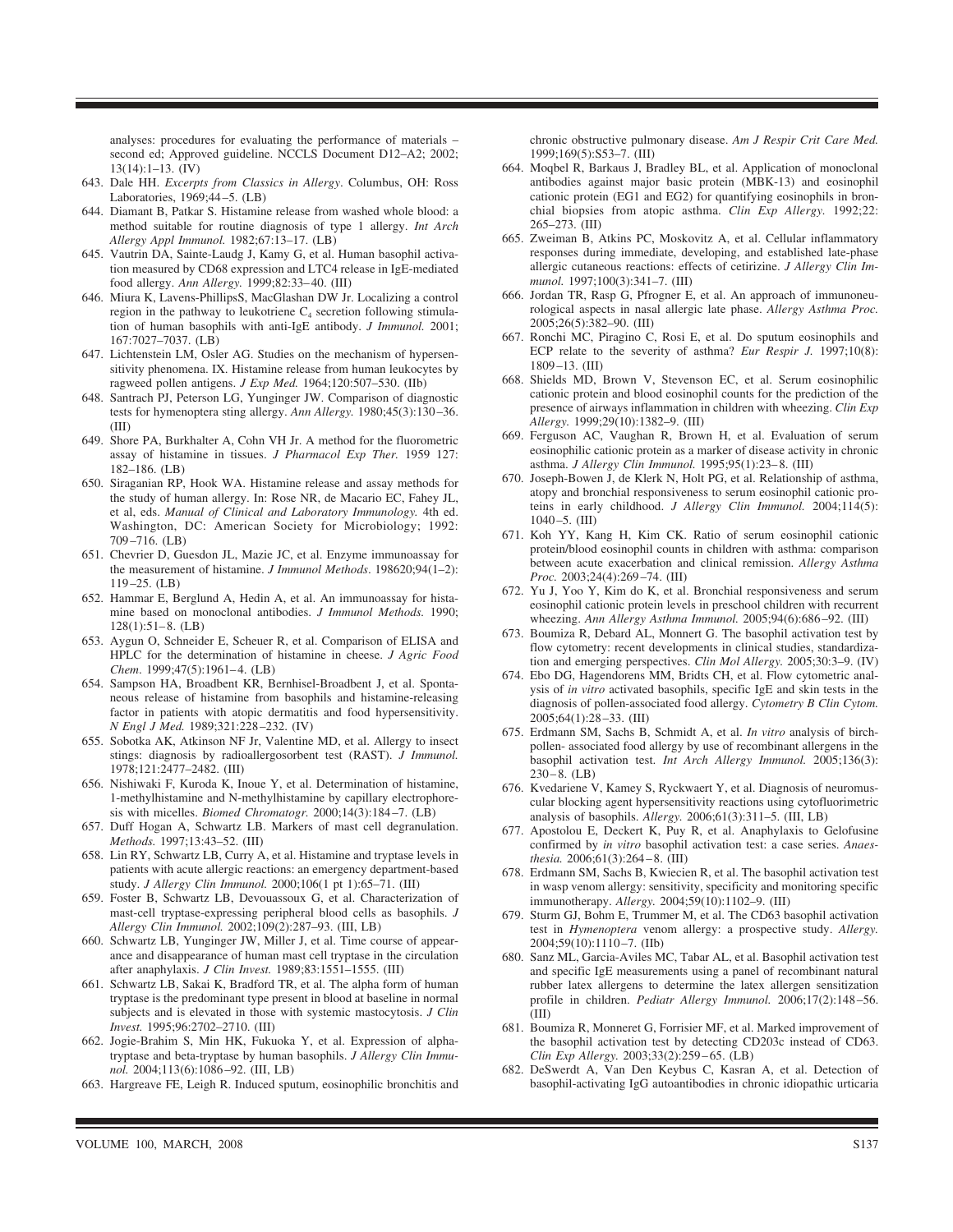analyses: procedures for evaluating the performance of materials – second ed; Approved guideline. NCCLS Document D12–A2; 2002; 13(14):1–13. (IV)

643. Dale HH. *Excerpts from Classics in Allergy*. Columbus, OH: Ross Laboratories, 1969;44–5. (LB)
644. Diamant B, Patkar S. Histamine release from washed whole blood: a method suitable for routine diagnosis of type 1 allergy. *Int Arch Allergy Appl Immunol.* 1982;67:13–17. (LB)
645. Vautrin DA, Sainte-Laudg J, Kamy G, et al. Human basophil activation measured by CD68 expression and LTC4 release in IgE-mediated food allergy. *Ann Allergy.* 1999;82:33–40. (III)
646. Miura K, Lavens-PhillipsS, MacGlashan DW Jr. Localizing a control region in the pathway to leukotriene $C_4$ secretion following stimulation of human basophils with anti-IgE antibody. *J Immunol.* 2001; 167:7027–7037. (LB)
647. Lichtenstein LM, Osler AG. Studies on the mechanism of hypersensitivity phenomena. IX. Histamine release from human leukocytes by ragweed pollen antigens. *J Exp Med.* 1964;120:507–530. (IIb)
648. Santrach PJ, Peterson LG, Yunginger JW. Comparison of diagnostic tests for hymenoptera sting allergy. *Ann Allergy.* 1980;45(3):130–36. (III)
649. Shore PA, Burkhalter A, Cohn VH Jr. A method for the fluorometric assay of histamine in tissues. *J Pharmacol Exp Ther.* 1959 127: 182–186. (LB)
650. Siraganian RP, Hook WA. Histamine release and assay methods for the study of human allergy. In: Rose NR, de Macario EC, Fahey JL, et al, eds. *Manual of Clinical and Laboratory Immunology.* 4th ed. Washington, DC: American Society for Microbiology; 1992: 709–716. (LB)
651. Chevrier D, Guesdon JL, Mazie JC, et al. Enzyme immunoassay for the measurement of histamine. *J Immunol Methods*. 198620;94(1–2): 119–25. (LB)
652. Hammar E, Berglund A, Hedin A, et al. An immunoassay for histamine based on monoclonal antibodies. *J Immunol Methods.* 1990; 128(1):51–8. (LB)
653. Aygun O, Schneider E, Scheuer R, et al. Comparison of ELISA and HPLC for the determination of histamine in cheese. *J Agric Food Chem*. 1999;47(5):1961–4. (LB)
654. Sampson HA, Broadbent KR, Bernhisel-Broadbent J, et al. Spontaneous release of histamine from basophils and histamine-releasing factor in patients with atopic dermatitis and food hypersensitivity. *N Engl J Med.* 1989;321:228–232. (IV)
655. Sobotka AK, Atkinson NF Jr, Valentine MD, et al. Allergy to insect stings: diagnosis by radioallergosorbent test (RAST). *J Immunol.* 1978;121:2477–2482. (III)
656. Nishiwaki F, Kuroda K, Inoue Y, et al. Determination of histamine, 1-methylhistamine and N-methylhistamine by capillary electrophoresis with micelles. *Biomed Chromatogr.* 2000;14(3):184–7. (LB)
657. Duff Hogan A, Schwartz LB. Markers of mast cell degranulation. *Methods.* 1997;13:43–52. (III)
658. Lin RY, Schwartz LB, Curry A, et al. Histamine and tryptase levels in patients with acute allergic reactions: an emergency department-based study. *J Allergy Clin Immunol.* 2000;106(1 pt 1):65–71. (III)
659. Foster B, Schwartz LB, Devouassoux G, et al. Characterization of mast-cell tryptase-expressing peripheral blood cells as basophils. *J Allergy Clin Immunol.* 2002;109(2):287–93. (III, LB)
660. Schwartz LB, Yunginger JW, Miller J, et al. Time course of appearance and disappearance of human mast cell tryptase in the circulation after anaphylaxis. *J Clin Invest.* 1989;83:1551–1555. (III)
661. Schwartz LB, Sakai K, Bradford TR, et al. The alpha form of human tryptase is the predominant type present in blood at baseline in normal subjects and is elevated in those with systemic mastocytosis. *J Clin Invest.* 1995;96:2702–2710. (III)
662. Jogie-Brahim S, Min HK, Fukuoka Y, et al. Expression of alpha-tryptase and beta-tryptase by human basophils. *J Allergy Clin Immunol.* 2004;113(6):1086–92. (III, LB)
663. Hargreave FE, Leigh R. Induced sputum, eosinophilic bronchitis and chronic obstructive pulmonary disease. *Am J Respir Crit Care Med.* 1999;169(5):S53–7. (III)
664. Moqbel R, Barkaus J, Bradley BL, et al. Application of monoclonal antibodies against major basic protein (MBK-13) and eosinophil cationic protein (EG1 and EG2) for quantifying eosinophils in bronchial biopsies from atopic asthma. *Clin Exp Allergy.* 1992;22: 265–273. (III)
665. Zweiman B, Atkins PC, Moskovitz A, et al. Cellular inflammatory responses during immediate, developing, and established late-phase allergic cutaneous reactions: effects of cetirizine. *J Allergy Clin Immunol.* 1997;100(3):341–7. (III)
666. Jordan TR, Rasp G, Pfrogner E, et al. An approach of immunoneurological aspects in nasal allergic late phase. *Allergy Asthma Proc.* 2005;26(5):382–90. (III)
667. Ronchi MC, Piragino C, Rosi E, et al. Do sputum eosinophils and ECP relate to the severity of asthma? *Eur Respir J.* 1997;10(8): 1809–13. (III)
668. Shields MD, Brown V, Stevenson EC, et al. Serum eosinophilic cationic protein and blood eosinophil counts for the prediction of the presence of airways inflammation in children with wheezing. *Clin Exp Allergy.* 1999;29(10):1382–9. (III)
669. Ferguson AC, Vaughan R, Brown H, et al. Evaluation of serum eosinophilic cationic protein as a marker of disease activity in chronic asthma. *J Allergy Clin Immunol.* 1995;95(1):23–8. (III)
670. Joseph-Bowen J, de Klerk N, Holt PG, et al. Relationship of asthma, atopy and bronchial responsiveness to serum eosinophil cationic proteins in early childhood. *J Allergy Clin Immunol.* 2004;114(5): 1040–5. (III)
671. Koh YY, Kang H, Kim CK. Ratio of serum eosinophil cationic protein/blood eosinophil counts in children with asthma: comparison between acute exacerbation and clinical remission. *Allergy Asthma Proc.* 2003;24(4):269–74. (III)
672. Yu J, Yoo Y, Kim do K, et al. Bronchial responsiveness and serum eosinophil cationic protein levels in preschool children with recurrent wheezing. *Ann Allergy Asthma Immunol.* 2005;94(6):686–92. (III)
673. Boumiza R, Debard AL, Monnert G. The basophil activation test by flow cytometry: recent developments in clinical studies, standardization and emerging perspectives. *Clin Mol Allergy.* 2005;30:3–9. (IV)
674. Ebo DG, Hagendorens MM, Bridts CH, et al. Flow cytometric analysis of *in vitro* activated basophils, specific IgE and skin tests in the diagnosis of pollen-associated food allergy. *Cytometry B Clin Cytom.* 2005;64(1):28–33. (III)
675. Erdmann SM, Sachs B, Schmidt A, et al. *In vitro* analysis of birch-pollen- associated food allergy by use of recombinant allergens in the basophil activation test. *Int Arch Allergy Immunol.* 2005;136(3): 230–8. (LB)
676. Kvedariene V, Kamey S, Ryckwaert Y, et al. Diagnosis of neuromuscular blocking agent hypersensitivity reactions using cytofluorimetric analysis of basophils. *Allergy.* 2006;61(3):311–5. (III, LB)
677. Apostolou E, Deckert K, Puy R, et al. Anaphylaxis to Gelofusine confirmed by *in vitro* basophil activation test: a case series. *Anaesthesia.* 2006;61(3):264–8. (III)
678. Erdmann SM, Sachs B, Kwiecien R, et al. The basophil activation test in wasp venom allergy: sensitivity, specificity and monitoring specific immunotherapy. *Allergy.* 2004;59(10):1102–9. (III)
679. Sturm GJ, Bohm E, Trummer M, et al. The CD63 basophil activation test in *Hymenoptera* venom allergy: a prospective study. *Allergy.* 2004;59(10):1110–7. (IIb)
680. Sanz ML, Garcia-Aviles MC, Tabar AL, et al. Basophil activation test and specific IgE measurements using a panel of recombinant natural rubber latex allergens to determine the latex allergen sensitization profile in children. *Pediatr Allergy Immunol.* 2006;17(2):148–56. (III)
681. Boumiza R, Monneret G, Forrisier MF, et al. Marked improvement of the basophil activation test by detecting CD203c instead of CD63. *Clin Exp Allergy.* 2003;33(2):259–65. (LB)
682. DeSwerdt A, Van Den Keybus C, Kasran A, et al. Detection of basophil-activating IgG autoantibodies in chronic idiopathic urticaria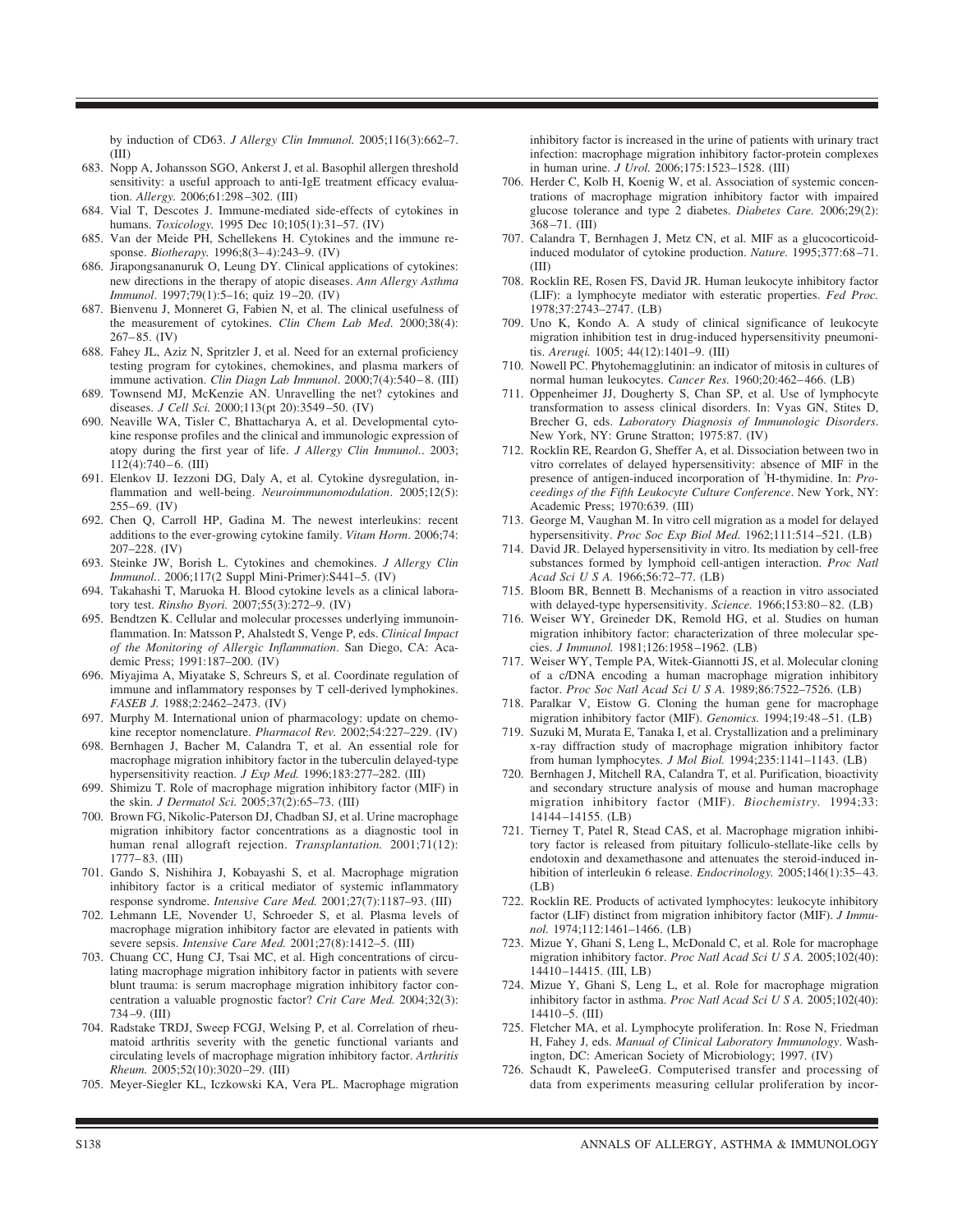by induction of CD63. *J Allergy Clin Immunol.* 2005;116(3):662–7. (III)

683. Nopp A, Johansson SGO, Ankerst J, et al. Basophil allergen threshold sensitivity: a useful approach to anti-IgE treatment efficacy evaluation. *Allergy.* 2006;61:298–302. (III)
684. Vial T, Descotes J. Immune-mediated side-effects of cytokines in humans. *Toxicology.* 1995 Dec 10;105(1):31–57. (IV)
685. Van der Meide PH, Schellekens H. Cytokines and the immune response. *Biotherapy.* 1996;8(3–4):243–9. (IV)
686. Jirapongsananuruk O, Leung DY. Clinical applications of cytokines: new directions in the therapy of atopic diseases. *Ann Allergy Asthma Immunol*. 1997;79(1):5–16; quiz 19–20. (IV)
687. Bienvenu J, Monneret G, Fabien N, et al. The clinical usefulness of the measurement of cytokines. *Clin Chem Lab Med*. 2000;38(4): 267–85. (IV)
688. Fahey JL, Aziz N, Spritzler J, et al. Need for an external proficiency testing program for cytokines, chemokines, and plasma markers of immune activation. *Clin Diagn Lab Immunol*. 2000;7(4):540–8. (III)
689. Townsend MJ, McKenzie AN. Unravelling the net? cytokines and diseases. *J Cell Sci.* 2000;113(pt 20):3549–50. (IV)
690. Neaville WA, Tisler C, Bhattacharya A, et al. Developmental cytokine response profiles and the clinical and immunologic expression of atopy during the first year of life. *J Allergy Clin Immunol.*. 2003; 112(4):740–6. (III)
691. Elenkov IJ. Iezzoni DG, Daly A, et al. Cytokine dysregulation, inflammation and well-being. *Neuroimmunomodulation*. 2005;12(5): 255–69. (IV)
692. Chen Q, Carroll HP, Gadina M. The newest interleukins: recent additions to the ever-growing cytokine family. *Vitam Horm*. 2006;74: 207–228. (IV)
693. Steinke JW, Borish L. Cytokines and chemokines. *J Allergy Clin Immunol.*. 2006;117(2 Suppl Mini-Primer):S441–5. (IV)
694. Takahashi T, Maruoka H. Blood cytokine levels as a clinical laboratory test. *Rinsho Byori.* 2007;55(3):272–9. (IV)
695. Bendtzen K. Cellular and molecular processes underlying immunoinflammation. In: Matsson P, Ahalstedt S, Venge P, eds. *Clinical Impact of the Monitoring of Allergic Inflammation*. San Diego, CA: Academic Press; 1991:187–200. (IV)
696. Miyajima A, Miyatake S, Schreurs S, et al. Coordinate regulation of immune and inflammatory responses by T cell-derived lymphokines. *FASEB J.* 1988;2:2462–2473. (IV)
697. Murphy M. International union of pharmacology: update on chemokine receptor nomenclature. *Pharmacol Rev.* 2002;54:227–229. (IV)
698. Bernhagen J, Bacher M, Calandra T, et al. An essential role for macrophage migration inhibitory factor in the tuberculin delayed-type hypersensitivity reaction. *J Exp Med.* 1996;183:277–282. (III)
699. Shimizu T. Role of macrophage migration inhibitory factor (MIF) in the skin. *J Dermatol Sci.* 2005;37(2):65–73. (III)
700. Brown FG, Nikolic-Paterson DJ, Chadban SJ, et al. Urine macrophage migration inhibitory factor concentrations as a diagnostic tool in human renal allograft rejection. *Transplantation.* 2001;71(12): 1777–83. (III)
701. Gando S, Nishihira J, Kobayashi S, et al. Macrophage migration inhibitory factor is a critical mediator of systemic inflammatory response syndrome. *Intensive Care Med.* 2001;27(7):1187–93. (III)
702. Lehmann LE, Novender U, Schroeder S, et al. Plasma levels of macrophage migration inhibitory factor are elevated in patients with severe sepsis. *Intensive Care Med.* 2001;27(8):1412–5. (III)
703. Chuang CC, Hung CJ, Tsai MC, et al. High concentrations of circulating macrophage migration inhibitory factor in patients with severe blunt trauma: is serum macrophage migration inhibitory factor concentration a valuable prognostic factor? *Crit Care Med.* 2004;32(3): 734–9. (III)
704. Radstake TRDJ, Sweep FCGJ, Welsing P, et al. Correlation of rheumatoid arthritis severity with the genetic functional variants and circulating levels of macrophage migration inhibitory factor. *Arthritis Rheum.* 2005;52(10):3020–29. (III)
705. Meyer-Siegler KL, Iczkowski KA, Vera PL. Macrophage migration inhibitory factor is increased in the urine of patients with urinary tract infection: macrophage migration inhibitory factor-protein complexes in human urine. *J Urol.* 2006;175:1523–1528. (III)
706. Herder C, Kolb H, Koenig W, et al. Association of systemic concentrations of macrophage migration inhibitory factor with impaired glucose tolerance and type 2 diabetes. *Diabetes Care.* 2006;29(2): 368–71. (III)
707. Calandra T, Bernhagen J, Metz CN, et al. MIF as a glucocorticoid-induced modulator of cytokine production. *Nature.* 1995;377:68–71. (III)
708. Rocklin RE, Rosen FS, David JR. Human leukocyte inhibitory factor (LIF): a lymphocyte mediator with esteratic properties. *Fed Proc.* 1978;37:2743–2747. (LB)
709. Uno K, Kondo A. A study of clinical significance of leukocyte migration inhibition test in drug-induced hypersensitivity pneumonitis. *Arerugi.* 1005; 44(12):1401–9. (III)
710. Nowell PC. Phytohemagglutinin: an indicator of mitosis in cultures of normal human leukocytes. *Cancer Res.* 1960;20:462–466. (LB)
711. Oppenheimer JJ, Dougherty S, Chan SP, et al. Use of lymphocyte transformation to assess clinical disorders. In: Vyas GN, Stites D, Brecher G, eds. *Laboratory Diagnosis of Immunologic Disorders*. New York, NY: Grune Stratton; 1975:87. (IV)
712. Rocklin RE, Reardon G, Sheffer A, et al. Dissociation between two in vitro correlates of delayed hypersensitivity: absence of MIF in the presence of antigen-induced incorporation of $^{3}$H-thymidine. In: *Proceedings of the Fifth Leukocyte Culture Conference*. New York, NY: Academic Press; 1970:639. (III)
713. George M, Vaughan M. In vitro cell migration as a model for delayed hypersensitivity. *Proc Soc Exp Biol Med.* 1962;111:514–521. (LB)
714. David JR. Delayed hypersensitivity in vitro. Its mediation by cell-free substances formed by lymphoid cell-antigen interaction. *Proc Natl Acad Sci U S A.* 1966;56:72–77. (LB)
715. Bloom BR, Bennett B. Mechanisms of a reaction in vitro associated with delayed-type hypersensitivity. *Science.* 1966;153:80–82. (LB)
716. Weiser WY, Greineder DK, Remold HG, et al. Studies on human migration inhibitory factor: characterization of three molecular species. *J Immunol.* 1981;126:1958–1962. (LB)
717. Weiser WY, Temple PA, Witek-Giannotti JS, et al. Molecular cloning of a c/DNA encoding a human macrophage migration inhibitory factor. *Proc Soc Natl Acad Sci U S A.* 1989;86:7522–7526. (LB)
718. Paralkar V, Eistow G. Cloning the human gene for macrophage migration inhibitory factor (MIF). *Genomics.* 1994;19:48–51. (LB)
719. Suzuki M, Murata E, Tanaka I, et al. Crystallization and a preliminary x-ray diffraction study of macrophage migration inhibitory factor from human lymphocytes. *J Mol Biol.* 1994;235:1141–1143. (LB)
720. Bernhagen J, Mitchell RA, Calandra T, et al. Purification, bioactivity and secondary structure analysis of mouse and human macrophage migration inhibitory factor (MIF). *Biochemistry.* 1994;33: 14144–14155. (LB)
721. Tierney T, Patel R, Stead CAS, et al. Macrophage migration inhibitory factor is released from pituitary folliculo-stellate-like cells by endotoxin and dexamethasone and attenuates the steroid-induced inhibition of interleukin 6 release. *Endocrinology.* 2005;146(1):35–43. (LB)
722. Rocklin RE. Products of activated lymphocytes: leukocyte inhibitory factor (LIF) distinct from migration inhibitory factor (MIF). *J Immunol.* 1974;112:1461–1466. (LB)
723. Mizue Y, Ghani S, Leng L, McDonald C, et al. Role for macrophage migration inhibitory factor. *Proc Natl Acad Sci U S A.* 2005;102(40): 14410–14415. (III, LB)
724. Mizue Y, Ghani S, Leng L, et al. Role for macrophage migration inhibitory factor in asthma. *Proc Natl Acad Sci U S A.* 2005;102(40): 14410–5. (III)
725. Fletcher MA, et al. Lymphocyte proliferation. In: Rose N, Friedman H, Fahey J, eds. *Manual of Clinical Laboratory Immunology*. Washington, DC: American Society of Microbiology; 1997. (IV)
726. Schaudt K, PaweleeG. Computerised transfer and processing of data from experiments measuring cellular proliferation by incor-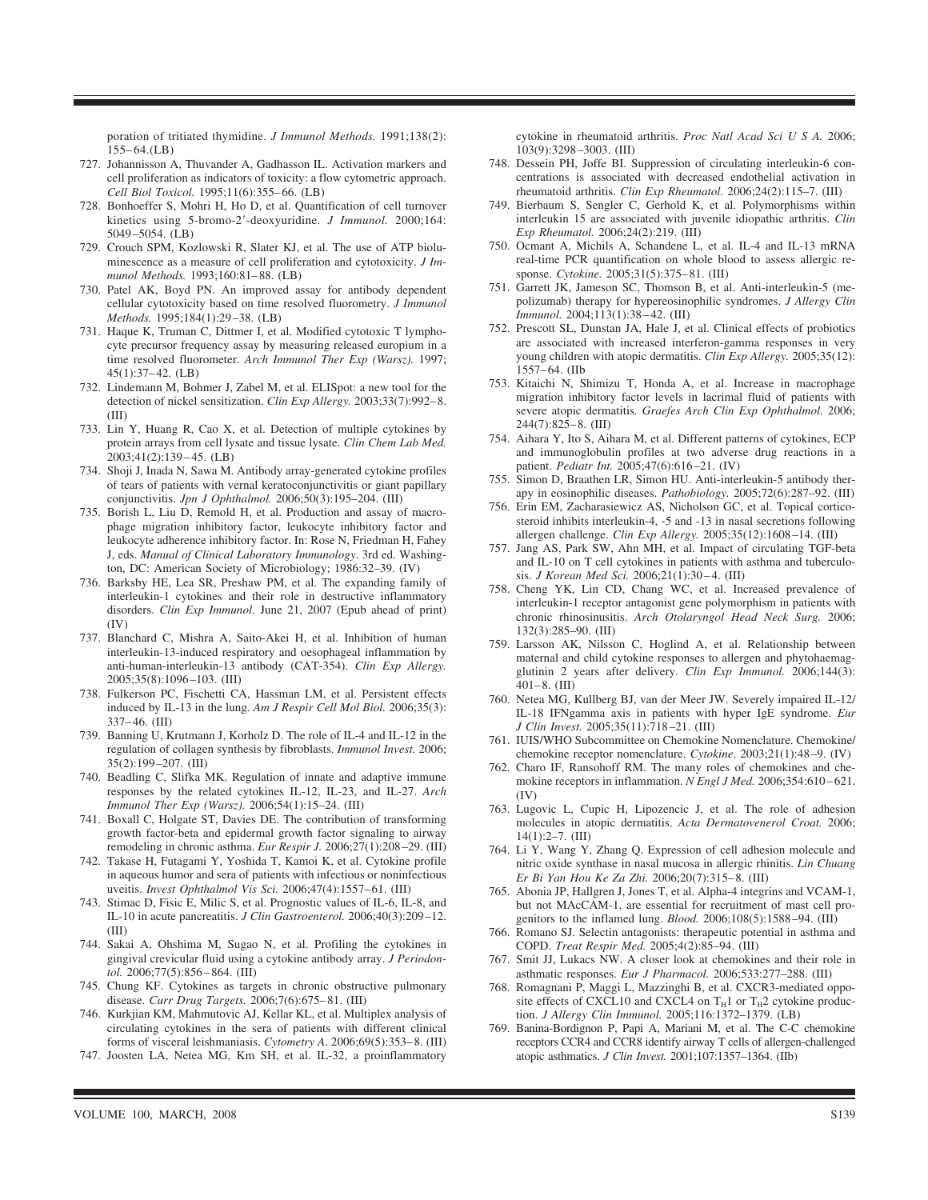poration of tritiated thymidine. *J Immunol Methods.* 1991;138(2): 155–64.(LB)

727. Johannisson A, Thuvander A, Gadhasson IL. Activation markers and cell proliferation as indicators of toxicity: a flow cytometric approach. *Cell Biol Toxicol.* 1995;11(6):355–66. (LB)
728. Bonhoeffer S, Mohri H, Ho D, et al. Quantification of cell turnover kinetics using 5-bromo-2′-deoxyuridine. *J Immunol.* 2000;164: 5049–5054. (LB)
729. Crouch SPM, Kozlowski R, Slater KJ, et al. The use of ATP bioluminescence as a measure of cell proliferation and cytotoxicity. *J Immunol Methods.* 1993;160:81–88. (LB)
730. Patel AK, Boyd PN. An improved assay for antibody dependent cellular cytotoxicity based on time resolved fluorometry. *J Immunol Methods.* 1995;184(1):29–38. (LB)
731. Haque K, Truman C, Dittmer I, et al. Modified cytotoxic T lymphocyte precursor frequency assay by measuring released europium in a time resolved fluorometer. *Arch Immunol Ther Exp (Warsz).* 1997; 45(1):37–42. (LB)
732. Lindemann M, Bohmer J, Zabel M, et al. ELISpot: a new tool for the detection of nickel sensitization. *Clin Exp Allergy.* 2003;33(7):992–8. (III)
733. Lin Y, Huang R, Cao X, et al. Detection of multiple cytokines by protein arrays from cell lysate and tissue lysate. *Clin Chem Lab Med.* 2003;41(2):139–45. (LB)
734. Shoji J, Inada N, Sawa M. Antibody array-generated cytokine profiles of tears of patients with vernal keratoconjunctivitis or giant papillary conjunctivitis. *Jpn J Ophthalmol.* 2006;50(3):195–204. (III)
735. Borish L, Liu D, Remold H, et al. Production and assay of macrophage migration inhibitory factor, leukocyte inhibitory factor and leukocyte adherence inhibitory factor. In: Rose N, Friedman H, Fahey J, eds. *Manual of Clinical Laboratory Immunology*. 3rd ed. Washington, DC: American Society of Microbiology; 1986:32–39. (IV)
736. Barksby HE, Lea SR, Preshaw PM, et al. The expanding family of interleukin-1 cytokines and their role in destructive inflammatory disorders. *Clin Exp Immunol*. June 21, 2007 (Epub ahead of print) (IV)
737. Blanchard C, Mishra A, Saito-Akei H, et al. Inhibition of human interleukin-13-induced respiratory and oesophageal inflammation by anti-human-interleukin-13 antibody (CAT-354). *Clin Exp Allergy.* 2005;35(8):1096–103. (III)
738. Fulkerson PC, Fischetti CA, Hassman LM, et al. Persistent effects induced by IL-13 in the lung. *Am J Respir Cell Mol Biol.* 2006;35(3): 337–46. (III)
739. Banning U, Krutmann J, Korholz D. The role of IL-4 and IL-12 in the regulation of collagen synthesis by fibroblasts. *Immunol Invest.* 2006; 35(2):199–207. (III)
740. Beadling C, Slifka MK. Regulation of innate and adaptive immune responses by the related cytokines IL-12, IL-23, and IL-27. *Arch Immunol Ther Exp (Warsz).* 2006;54(1):15–24. (III)
741. Boxall C, Holgate ST, Davies DE. The contribution of transforming growth factor-beta and epidermal growth factor signaling to airway remodeling in chronic asthma. *Eur Respir J.* 2006;27(1):208–29. (III)
742. Takase H, Futagami Y, Yoshida T, Kamoi K, et al. Cytokine profile in aqueous humor and sera of patients with infectious or noninfectious uveitis. *Invest Ophthalmol Vis Sci.* 2006;47(4):1557–61. (III)
743. Stimac D, Fisic E, Milic S, et al. Prognostic values of IL-6, IL-8, and IL-10 in acute pancreatitis. *J Clin Gastroenterol.* 2006;40(3):209–12. (III)
744. Sakai A, Ohshima M, Sugao N, et al. Profiling the cytokines in gingival crevicular fluid using a cytokine antibody array. *J Periodontol.* 2006;77(5):856–864. (III)
745. Chung KF. Cytokines as targets in chronic obstructive pulmonary disease. *Curr Drug Targets.* 2006;7(6):675–81. (III)
746. Kurkjian KM, Mahmutovic AJ, Kellar KL, et al. Multiplex analysis of circulating cytokines in the sera of patients with different clinical forms of visceral leishmaniasis. *Cytometry A*. 2006;69(5):353–8. (III)
747. Joosten LA, Netea MG, Km SH, et al. IL-32, a proinflammatory cytokine in rheumatoid arthritis. *Proc Natl Acad Sci U S A.* 2006; 103(9):3298–3003. (III)
748. Dessein PH, Joffe BI. Suppression of circulating interleukin-6 concentrations is associated with decreased endothelial activation in rheumatoid arthritis. *Clin Exp Rheumatol.* 2006;24(2):115–7. (III)
749. Bierbaum S, Sengler C, Gerhold K, et al. Polymorphisms within interleukin 15 are associated with juvenile idiopathic arthritis. *Clin Exp Rheumatol.* 2006;24(2):219. (III)
750. Ocmant A, Michils A, Schandene L, et al. IL-4 and IL-13 mRNA real-time PCR quantification on whole blood to assess allergic response. *Cytokine.* 2005;31(5):375–81. (III)
751. Garrett JK, Jameson SC, Thomson B, et al. Anti-interleukin-5 (mepolizumab) therapy for hypereosinophilic syndromes. *J Allergy Clin Immunol.* 2004;113(1):38–42. (III)
752. Prescott SL, Dunstan JA, Hale J, et al. Clinical effects of probiotics are associated with increased interferon-gamma responses in very young children with atopic dermatitis. *Clin Exp Allergy.* 2005;35(12): 1557–64. (IIb
753. Kitaichi N, Shimizu T, Honda A, et al. Increase in macrophage migration inhibitory factor levels in lacrimal fluid of patients with severe atopic dermatitis. *Graefes Arch Clin Exp Ophthalmol.* 2006; 244(7):825–8. (III)
754. Aihara Y, Ito S, Aihara M, et al. Different patterns of cytokines, ECP and immunoglobulin profiles at two adverse drug reactions in a patient. *Pediatr Int.* 2005;47(6):616–21. (IV)
755. Simon D, Braathen LR, Simon HU. Anti-interleukin-5 antibody therapy in eosinophilic diseases. *Pathobiology.* 2005;72(6):287–92. (III)
756. Erin EM, Zacharasiewicz AS, Nicholson GC, et al. Topical corticosteroid inhibits interleukin-4, -5 and -13 in nasal secretions following allergen challenge. *Clin Exp Allergy.* 2005;35(12):1608–14. (III)
757. Jang AS, Park SW, Ahn MH, et al. Impact of circulating TGF-beta and IL-10 on T cell cytokines in patients with asthma and tuberculosis. *J Korean Med Sci.* 2006;21(1):30–4. (III)
758. Cheng YK, Lin CD, Chang WC, et al. Increased prevalence of interleukin-1 receptor antagonist gene polymorphism in patients with chronic rhinosinusitis. *Arch Otolaryngol Head Neck Surg.* 2006; 132(3):285–90. (III)
759. Larsson AK, Nilsson C, Hoglind A, et al. Relationship between maternal and child cytokine responses to allergen and phytohaemagglutinin 2 years after delivery. *Clin Exp Immunol.* 2006;144(3): 401–8. (III)
760. Netea MG, Kullberg BJ, van der Meer JW. Severely impaired IL-12/ IL-18 IFNgamma axis in patients with hyper IgE syndrome. *Eur J Clin Invest.* 2005;35(11):718–21. (III)
761. IUIS/WHO Subcommittee on Chemokine Nomenclature. Chemokine/ chemokine receptor nomenclature. *Cytokine*. 2003;21(1):48–9. (IV)
762. Charo IF, Ransohoff RM. The many roles of chemokines and chemokine receptors in inflammation. *N Engl J Med.* 2006;354:610–621. (IV)
763. Lugovic L, Cupic H, Lipozencic J, et al. The role of adhesion molecules in atopic dermatitis. *Acta Dermatovenerol Croat.* 2006; 14(1):2–7. (III)
764. Li Y, Wang Y, Zhang Q. Expression of cell adhesion molecule and nitric oxide synthase in nasal mucosa in allergic rhinitis. *Lin Chuang Er Bi Yan Hou Ke Za Zhi.* 2006;20(7):315–8. (III)
765. Abonia JP, Hallgren J, Jones T, et al. Alpha-4 integrins and VCAM-1, but not MAcCAM-1, are essential for recruitment of mast cell progenitors to the inflamed lung. *Blood.* 2006;108(5):1588–94. (III)
766. Romano SJ. Selectin antagonists: therapeutic potential in asthma and COPD. *Treat Respir Med.* 2005;4(2):85–94. (III)
767. Smit JJ, Lukacs NW. A closer look at chemokines and their role in asthmatic responses. *Eur J Pharmacol.* 2006;533:277–288. (III)
768. Romagnani P, Maggi L, Mazzinghi B, et al. CXCR3-mediated opposite effects of CXCL10 and CXCL4 on $T_H1$ or $T_H2$ cytokine production. *J Allergy Clin Immunol.* 2005;116:1372–1379. (LB)
769. Banina-Bordignon P, Papi A, Mariani M, et al. The C-C chemokine receptors CCR4 and CCR8 identify airway T cells of allergen-challenged atopic asthmatics. *J Clin Invest.* 2001;107:1357–1364. (IIb)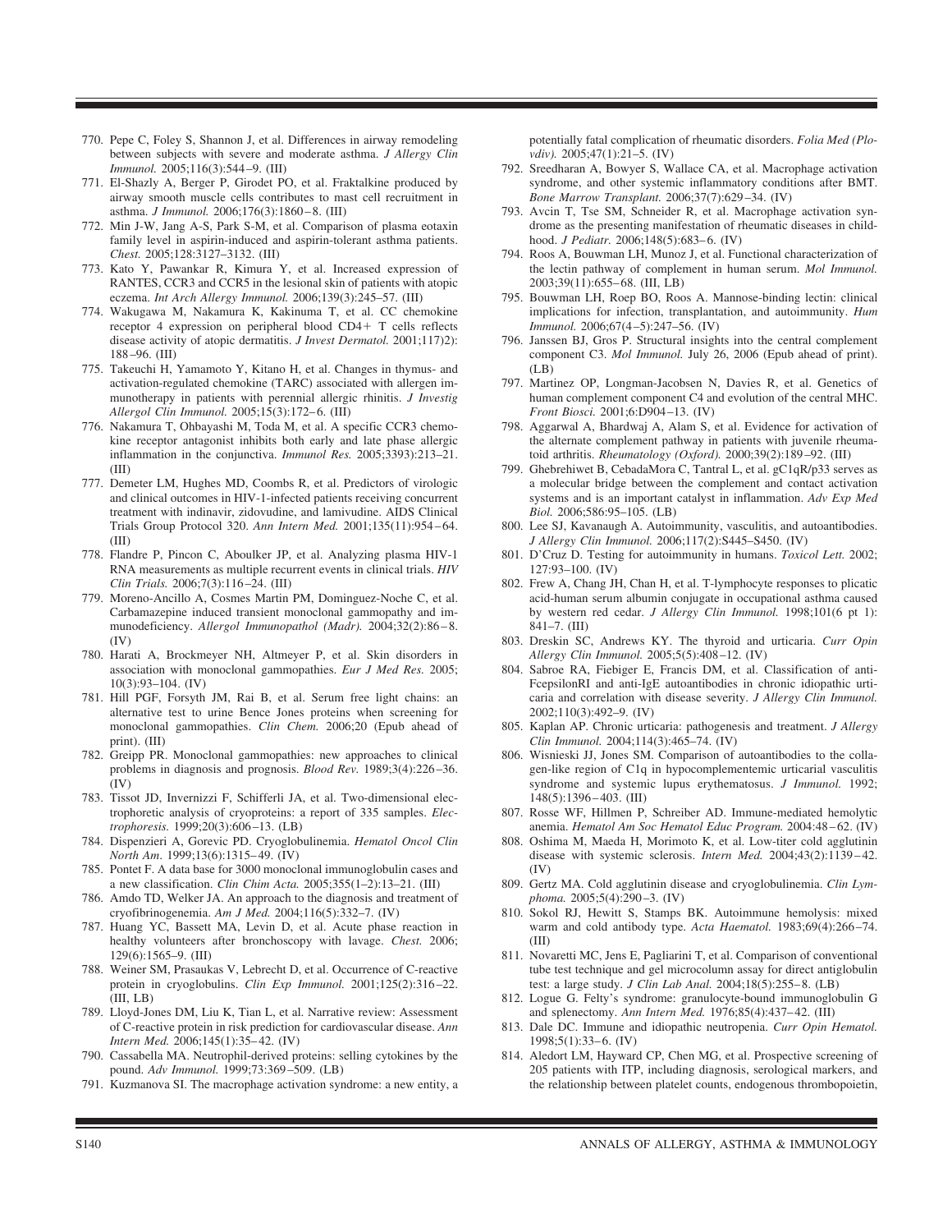770. Pepe C, Foley S, Shannon J, et al. Differences in airway remodeling between subjects with severe and moderate asthma. *J Allergy Clin Immunol.* 2005;116(3):544–9. (III)
771. El-Shazly A, Berger P, Girodet PO, et al. Fraktalkine produced by airway smooth muscle cells contributes to mast cell recruitment in asthma. *J Immunol.* 2006;176(3):1860–8. (III)
772. Min J-W, Jang A-S, Park S-M, et al. Comparison of plasma eotaxin family level in aspirin-induced and aspirin-tolerant asthma patients. *Chest.* 2005;128:3127–3132. (III)
773. Kato Y, Pawankar R, Kimura Y, et al. Increased expression of RANTES, CCR3 and CCR5 in the lesional skin of patients with atopic eczema. *Int Arch Allergy Immunol.* 2006;139(3):245–57. (III)
774. Wakugawa M, Nakamura K, Kakinuma T, et al. CC chemokine receptor 4 expression on peripheral blood CD4+ T cells reflects disease activity of atopic dermatitis. *J Invest Dermatol.* 2001;117)2): 188–96. (III)
775. Takeuchi H, Yamamoto Y, Kitano H, et al. Changes in thymus- and activation-regulated chemokine (TARC) associated with allergen immunotherapy in patients with perennial allergic rhinitis. *J Investig Allergol Clin Immunol.* 2005;15(3):172–6. (III)
776. Nakamura T, Ohbayashi M, Toda M, et al. A specific CCR3 chemokine receptor antagonist inhibits both early and late phase allergic inflammation in the conjunctiva. *Immunol Res.* 2005;3393):213–21. (III)
777. Demeter LM, Hughes MD, Coombs R, et al. Predictors of virologic and clinical outcomes in HIV-1-infected patients receiving concurrent treatment with indinavir, zidovudine, and lamivudine. AIDS Clinical Trials Group Protocol 320. *Ann Intern Med.* 2001;135(11):954–64. (III)
778. Flandre P, Pincon C, Aboulker JP, et al. Analyzing plasma HIV-1 RNA measurements as multiple recurrent events in clinical trials. *HIV Clin Trials.* 2006;7(3):116–24. (III)
779. Moreno-Ancillo A, Cosmes Martin PM, Dominguez-Noche C, et al. Carbamazepine induced transient monoclonal gammopathy and immunodeficiency. *Allergol Immunopathol (Madr).* 2004;32(2):86–8. (IV)
780. Harati A, Brockmeyer NH, Altmeyer P, et al. Skin disorders in association with monoclonal gammopathies. *Eur J Med Res.* 2005; 10(3):93–104. (IV)
781. Hill PGF, Forsyth JM, Rai B, et al. Serum free light chains: an alternative test to urine Bence Jones proteins when screening for monoclonal gammopathies. *Clin Chem.* 2006;20 (Epub ahead of print). (III)
782. Greipp PR. Monoclonal gammopathies: new approaches to clinical problems in diagnosis and prognosis. *Blood Rev.* 1989;3(4):226–36. (IV)
783. Tissot JD, Invernizzi F, Schifferli JA, et al. Two-dimensional electrophoretic analysis of cryoproteins: a report of 335 samples. *Electrophoresis.* 1999;20(3):606–13. (LB)
784. Dispenzieri A, Gorevic PD. Cryoglobulinemia. *Hematol Oncol Clin North Am.* 1999;13(6):1315–49. (IV)
785. Pontet F. A data base for 3000 monoclonal immunoglobulin cases and a new classification. *Clin Chim Acta.* 2005;355(1–2):13–21. (III)
786. Amdo TD, Welker JA. An approach to the diagnosis and treatment of cryofibrinogenemia. *Am J Med.* 2004;116(5):332–7. (IV)
787. Huang YC, Bassett MA, Levin D, et al. Acute phase reaction in healthy volunteers after bronchoscopy with lavage. *Chest.* 2006; 129(6):1565–9. (III)
788. Weiner SM, Prasaukas V, Lebrecht D, et al. Occurrence of C-reactive protein in cryoglobulins. *Clin Exp Immunol.* 2001;125(2):316–22. (III, LB)
789. Lloyd-Jones DM, Liu K, Tian L, et al. Narrative review: Assessment of C-reactive protein in risk prediction for cardiovascular disease. *Ann Intern Med.* 2006;145(1):35–42. (IV)
790. Cassabella MA. Neutrophil-derived proteins: selling cytokines by the pound. *Adv Immunol.* 1999;73:369–509. (LB)
791. Kuzmanova SI. The macrophage activation syndrome: a new entity, a potentially fatal complication of rheumatic disorders. *Folia Med (Plovdiv).* 2005;47(1):21–5. (IV)
792. Sreedharan A, Bowyer S, Wallace CA, et al. Macrophage activation syndrome, and other systemic inflammatory conditions after BMT. *Bone Marrow Transplant.* 2006;37(7):629–34. (IV)
793. Avcin T, Tse SM, Schneider R, et al. Macrophage activation syndrome as the presenting manifestation of rheumatic diseases in childhood. *J Pediatr.* 2006;148(5):683–6. (IV)
794. Roos A, Bouwman LH, Munoz J, et al. Functional characterization of the lectin pathway of complement in human serum. *Mol Immunol.* 2003;39(11):655–68. (III, LB)
795. Bouwman LH, Roep BO, Roos A. Mannose-binding lectin: clinical implications for infection, transplantation, and autoimmunity. *Hum Immunol.* 2006;67(4–5):247–56. (IV)
796. Janssen BJ, Gros P. Structural insights into the central complement component C3. *Mol Immunol.* July 26, 2006 (Epub ahead of print). (LB)
797. Martinez OP, Longman-Jacobsen N, Davies R, et al. Genetics of human complement component C4 and evolution of the central MHC. *Front Biosci.* 2001;6:D904–13. (IV)
798. Aggarwal A, Bhardwaj A, Alam S, et al. Evidence for activation of the alternate complement pathway in patients with juvenile rheumatoid arthritis. *Rheumatology (Oxford).* 2000;39(2):189–92. (III)
799. Ghebrehiwet B, CebadaMora C, Tantral L, et al. gC1qR/p33 serves as a molecular bridge between the complement and contact activation systems and is an important catalyst in inflammation. *Adv Exp Med Biol.* 2006;586:95–105. (LB)
800. Lee SJ, Kavanaugh A. Autoimmunity, vasculitis, and autoantibodies. *J Allergy Clin Immunol.* 2006;117(2):S445–S450. (IV)
801. D'Cruz D. Testing for autoimmunity in humans. *Toxicol Lett.* 2002; 127:93–100. (IV)
802. Frew A, Chang JH, Chan H, et al. T-lymphocyte responses to plicatic acid-human serum albumin conjugate in occupational asthma caused by western red cedar. *J Allergy Clin Immunol.* 1998;101(6 pt 1): 841–7. (III)
803. Dreskin SC, Andrews KY. The thyroid and urticaria. *Curr Opin Allergy Clin Immunol.* 2005;5(5):408–12. (IV)
804. Sabroe RA, Fiebiger E, Francis DM, et al. Classification of anti-FcepsilonRI and anti-IgE autoantibodies in chronic idiopathic urticaria and correlation with disease severity. *J Allergy Clin Immunol.* 2002;110(3):492–9. (IV)
805. Kaplan AP. Chronic urticaria: pathogenesis and treatment. *J Allergy Clin Immunol.* 2004;114(3):465–74. (IV)
806. Wisnieski JJ, Jones SM. Comparison of autoantibodies to the collagen-like region of C1q in hypocomplementemic urticarial vasculitis syndrome and systemic lupus erythematosus. *J Immunol.* 1992; 148(5):1396–403. (III)
807. Rosse WF, Hillmen P, Schreiber AD. Immune-mediated hemolytic anemia. *Hematol Am Soc Hematol Educ Program.* 2004:48–62. (IV)
808. Oshima M, Maeda H, Morimoto K, et al. Low-titer cold agglutinin disease with systemic sclerosis. *Intern Med.* 2004;43(2):1139–42. (IV)
809. Gertz MA. Cold agglutinin disease and cryoglobulinemia. *Clin Lymphoma.* 2005;5(4):290–3. (IV)
810. Sokol RJ, Hewitt S, Stamps BK. Autoimmune hemolysis: mixed warm and cold antibody type. *Acta Haematol.* 1983;69(4):266–74. (III)
811. Novaretti MC, Jens E, Pagliarini T, et al. Comparison of conventional tube test technique and gel microcolumn assay for direct antiglobulin test: a large study. *J Clin Lab Anal.* 2004;18(5):255–8. (LB)
812. Logue G. Felty's syndrome: granulocyte-bound immunoglobulin G and splenectomy. *Ann Intern Med.* 1976;85(4):437–42. (III)
813. Dale DC. Immune and idiopathic neutropenia. *Curr Opin Hematol.* 1998;5(1):33–6. (IV)
814. Aledort LM, Hayward CP, Chen MG, et al. Prospective screening of 205 patients with ITP, including diagnosis, serological markers, and the relationship between platelet counts, endogenous thrombopoietin,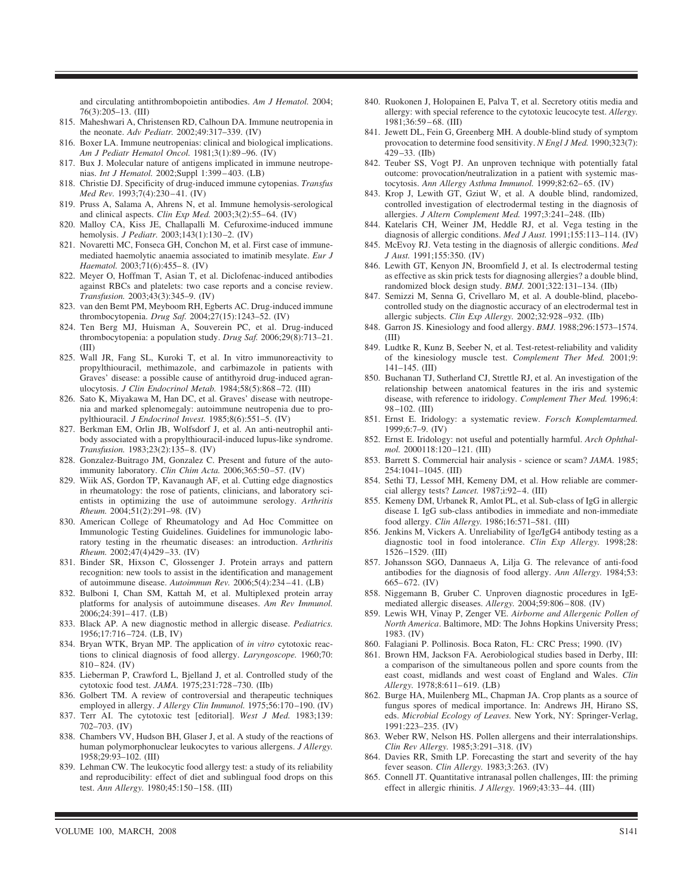and circulating antithrombopoietin antibodies. *Am J Hematol.* 2004; 76(3):205–13. (III)

815. Maheshwari A, Christensen RD, Calhoun DA. Immune neutropenia in the neonate. *Adv Pediatr.* 2002;49:317–339. (IV)
816. Boxer LA. Immune neutropenias: clinical and biological implications. *Am J Pediatr Hematol Oncol.* 1981;3(1):89–96. (IV)
817. Bux J. Molecular nature of antigens implicated in immune neutropenias. *Int J Hematol.* 2002;Suppl 1:399–403. (LB)
818. Christie DJ. Specificity of drug-induced immune cytopenias. *Transfus Med Rev.* 1993;7(4):230–41. (IV)
819. Pruss A, Salama A, Ahrens N, et al. Immune hemolysis-serological and clinical aspects. *Clin Exp Med.* 2003;3(2):55–64. (IV)
820. Malloy CA, Kiss JE, Challapalli M. Cefuroxime-induced immune hemolysis. *J Pediatr.* 2003;143(1):130–2. (IV)
821. Novaretti MC, Fonseca GH, Conchon M, et al. First case of immune-mediated haemolytic anaemia associated to imatinib mesylate. *Eur J Haematol.* 2003;71(6):455–8. (IV)
822. Meyer O, Hoffman T, Asian T, et al. Diclofenac-induced antibodies against RBCs and platelets: two case reports and a concise review. *Transfusion.* 2003;43(3):345–9. (IV)
823. van den Bemt PM, Meyboom RH, Egberts AC. Drug-induced immune thrombocytopenia. *Drug Saf.* 2004;27(15):1243–52. (IV)
824. Ten Berg MJ, Huisman A, Souverein PC, et al. Drug-induced thrombocytopenia: a population study. *Drug Saf.* 2006;29(8):713–21. (III)
825. Wall JR, Fang SL, Kuroki T, et al. In vitro immunoreactivity to propylthiouracil, methimazole, and carbimazole in patients with Graves' disease: a possible cause of antithyroid drug-induced agranulocytosis. *J Clin Endocrinol Metab.* 1984;58(5):868–72. (III)
826. Sato K, Miyakawa M, Han DC, et al. Graves' disease with neutropenia and marked splenomegaly: autoimmune neutropenia due to propylthiouracil. *J Endocrinol Invest.* 1985;8(6):551–5. (IV)
827. Berkman EM, Orlin JB, Wolfsdorf J, et al. An anti-neutrophil antibody associated with a propylthiouracil-induced lupus-like syndrome. *Transfusion.* 1983;23(2):135–8. (IV)
828. Gonzalez-Buitrago JM, Gonzalez C. Present and future of the autoimmunity laboratory. *Clin Chim Acta.* 2006;365:50–57. (IV)
829. Wiik AS, Gordon TP, Kavanaugh AF, et al. Cutting edge diagnostics in rheumatology: the rose of patients, clinicians, and laboratory scientists in optimizing the use of autoimmune serology. *Arthritis Rheum.* 2004;51(2):291–98. (IV)
830. American College of Rheumatology and Ad Hoc Committee on Immunologic Testing Guidelines. Guidelines for immunologic laboratory testing in the rheumatic diseases: an introduction. *Arthritis Rheum.* 2002;47(4)429–33. (IV)
831. Binder SR, Hixson C, Glossenger J. Protein arrays and pattern recognition: new tools to assist in the identification and management of autoimmune disease. *Autoimmun Rev.* 2006;5(4):234–41. (LB)
832. Bulboni I, Chan SM, Kattah M, et al. Multiplexed protein array platforms for analysis of autoimmune diseases. *Am Rev Immunol.* 2006;24:391–417. (LB)
833. Black AP. A new diagnostic method in allergic disease. *Pediatrics.* 1956;17:716–724. (LB, IV)
834. Bryan WTK, Bryan MP. The application of *in vitro* cytotoxic reactions to clinical diagnosis of food allergy. *Laryngoscope.* 1960;70: 810–824. (IV)
835. Lieberman P, Crawford L, Bjelland J, et al. Controlled study of the cytotoxic food test. *JAMA.* 1975;231:728–730. (IIb)
836. Golbert TM. A review of controversial and therapeutic techniques employed in allergy. *J Allergy Clin Immunol.* 1975;56:170–190. (IV)
837. Terr AI. The cytotoxic test [editorial]. *West J Med.* 1983;139: 702–703. (IV)
838. Chambers VV, Hudson BH, Glaser J, et al. A study of the reactions of human polymorphonuclear leukocytes to various allergens. *J Allergy.* 1958;29:93–102. (III)
839. Lehman CW. The leukocytic food allergy test: a study of its reliability and reproducibility: effect of diet and sublingual food drops on this test. *Ann Allergy.* 1980;45:150–158. (III)
840. Ruokonen J, Holopainen E, Palva T, et al. Secretory otitis media and allergy: with special reference to the cytotoxic leucocyte test. *Allergy.* 1981;36:59–68. (III)
841. Jewett DL, Fein G, Greenberg MH. A double-blind study of symptom provocation to determine food sensitivity. *N Engl J Med.* 1990;323(7): 429–33. (IIb)
842. Teuber SS, Vogt PJ. An unproven technique with potentially fatal outcome: provocation/neutralization in a patient with systemic mastocytosis. *Ann Allergy Asthma Immunol.* 1999;82:62–65. (IV)
843. Krop J, Lewith GT, Gziut W, et al. A double blind, randomized, controlled investigation of electrodermal testing in the diagnosis of allergies. *J Altern Complement Med.* 1997;3:241–248. (IIb)
844. Katelaris CH, Weiner JM, Heddle RJ, et al. Vega testing in the diagnosis of allergic conditions. *Med J Aust.* 1991;155:113–114. (IV)
845. McEvoy RJ. Veta testing in the diagnosis of allergic conditions. *Med J Aust.* 1991;155:350. (IV)
846. Lewith GT, Kenyon JN, Broomfield J, et al. Is electrodermal testing as effective as skin prick tests for diagnosing allergies? a double blind, randomized block design study. *BMJ.* 2001;322:131–134. (IIb)
847. Semizzi M, Senna G, Crivellaro M, et al. A double-blind, placebo-controlled study on the diagnostic accuracy of an electrodermal test in allergic subjects. *Clin Exp Allergy.* 2002;32:928–932. (IIb)
848. Garron JS. Kinesiology and food allergy. *BMJ.* 1988;296:1573–1574. (III)
849. Ludtke R, Kunz B, Seeber N, et al. Test-retest-reliability and validity of the kinesiology muscle test. *Complement Ther Med.* 2001;9: 141–145. (III)
850. Buchanan TJ, Sutherland CJ, Strettle RJ, et al. An investigation of the relationship between anatomical features in the iris and systemic disease, with reference to iridology. *Complement Ther Med.* 1996;4: 98–102. (III)
851. Ernst E. Iridology: a systematic review. *Forsch Komplemtarmed.* 1999;6:7–9. (IV)
852. Ernst E. Iridology: not useful and potentially harmful. *Arch Ophthalmol.* 2000118:120–121. (III)
853. Barrett S. Commercial hair analysis - science or scam? *JAMA.* 1985; 254:1041–1045. (III)
854. Sethi TJ, Lessof MH, Kemeny DM, et al. How reliable are commercial allergy tests? *Lancet.* 1987;i:92–4. (III)
855. Kemeny DM, Urbanek R, Amlot PL, et al. Sub-class of IgG in allergic disease I. IgG sub-class antibodies in immediate and non-immediate food allergy. *Clin Allergy.* 1986;16:571–581. (III)
856. Jenkins M, Vickers A. Unreliability of Ige/IgG4 antibody testing as a diagnostic tool in food intolerance. *Clin Exp Allergy.* 1998;28: 1526–1529. (III)
857. Johansson SGO, Dannaeus A, Lilja G. The relevance of anti-food antibodies for the diagnosis of food allergy. *Ann Allergy.* 1984;53: 665–672. (IV)
858. Niggemann B, Gruber C. Unproven diagnostic procedures in IgE-mediated allergic diseases. *Allergy.* 2004;59:806–808. (IV)
859. Lewis WH, Vinay P, Zenger VE. *Airborne and Allergenic Pollen of North America*. Baltimore, MD: The Johns Hopkins University Press; 1983. (IV)
860. Falagiani P. Pollinosis. Boca Raton, FL: CRC Press; 1990. (IV)
861. Brown HM, Jackson FA. Aerobiological studies based in Derby, III: a comparison of the simultaneous pollen and spore counts from the east coast, midlands and west coast of England and Wales. *Clin Allergy.* 1978;8:611–619. (LB)
862. Burge HA, Muilenberg ML, Chapman JA. Crop plants as a source of fungus spores of medical importance. In: Andrews JH, Hirano SS, eds. *Microbial Ecology of Leaves.* New York, NY: Springer-Verlag, 1991:223–235. (IV)
863. Weber RW, Nelson HS. Pollen allergens and their interralationships. *Clin Rev Allergy.* 1985;3:291–318. (IV)
864. Davies RR, Smith LP. Forecasting the start and severity of the hay fever season. *Clin Allergy.* 1983;3:263. (IV)
865. Connell JT. Quantitative intranasal pollen challenges, III: the priming effect in allergic rhinitis. *J Allergy.* 1969;43:33–44. (III)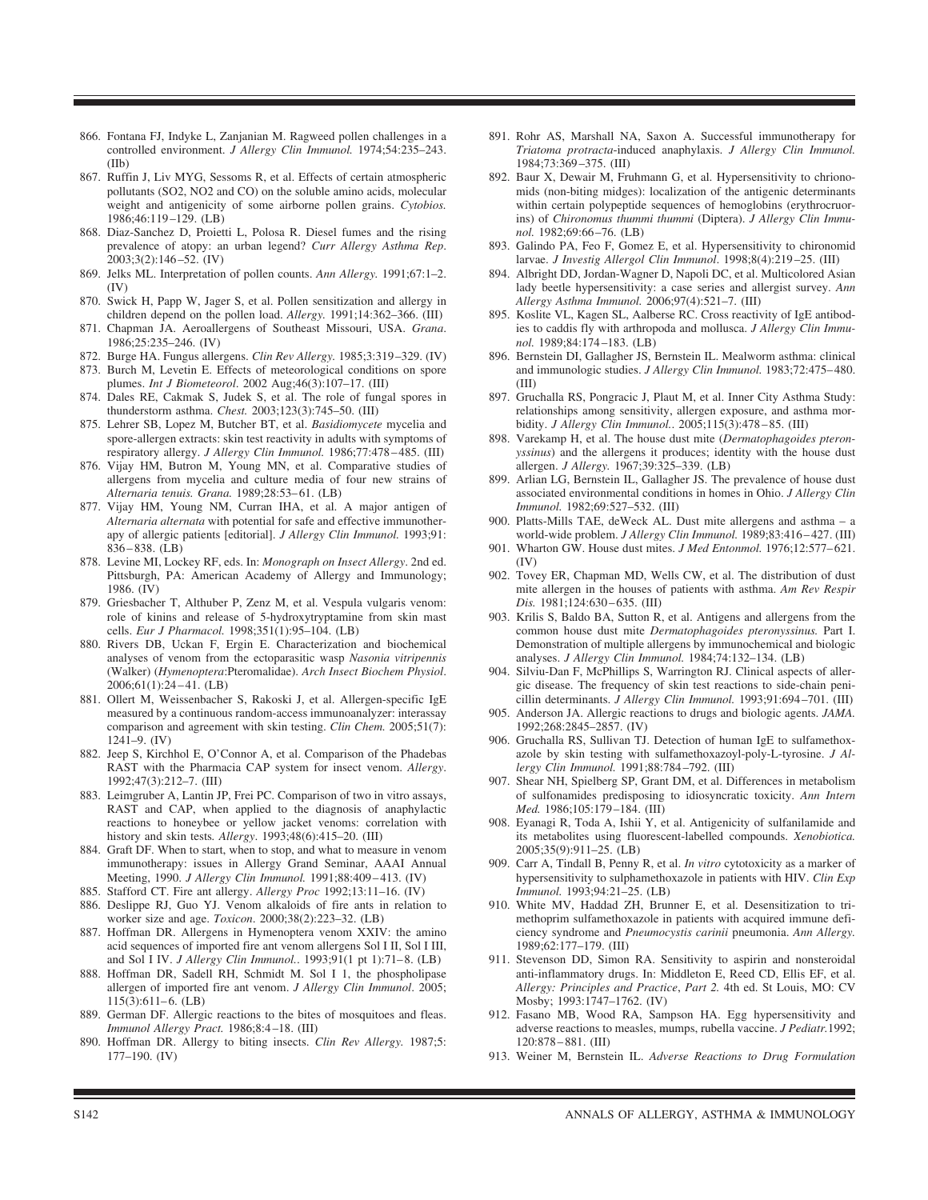866. Fontana FJ, Indyke L, Zanjanian M. Ragweed pollen challenges in a controlled environment. *J Allergy Clin Immunol.* 1974;54:235–243. (IIb)
867. Ruffin J, Liv MYG, Sessoms R, et al. Effects of certain atmospheric pollutants (SO2, NO2 and CO) on the soluble amino acids, molecular weight and antigenicity of some airborne pollen grains. *Cytobios.* 1986;46:119–129. (LB)
868. Diaz-Sanchez D, Proietti L, Polosa R. Diesel fumes and the rising prevalence of atopy: an urban legend? *Curr Allergy Asthma Rep*. 2003;3(2):146–52. (IV)
869. Jelks ML. Interpretation of pollen counts. *Ann Allergy.* 1991;67:1–2. (IV)
870. Swick H, Papp W, Jager S, et al. Pollen sensitization and allergy in children depend on the pollen load. *Allergy.* 1991;14:362–366. (III)
871. Chapman JA. Aeroallergens of Southeast Missouri, USA. *Grana*. 1986;25:235–246. (IV)
872. Burge HA. Fungus allergens. *Clin Rev Allergy.* 1985;3:319–329. (IV)
873. Burch M, Levetin E. Effects of meteorological conditions on spore plumes. *Int J Biometeorol*. 2002 Aug;46(3):107–17. (III)
874. Dales RE, Cakmak S, Judek S, et al. The role of fungal spores in thunderstorm asthma. *Chest.* 2003;123(3):745–50. (III)
875. Lehrer SB, Lopez M, Butcher BT, et al. *Basidiomycete* mycelia and spore-allergen extracts: skin test reactivity in adults with symptoms of respiratory allergy. *J Allergy Clin Immunol.* 1986;77:478–485. (III)
876. Vijay HM, Butron M, Young MN, et al. Comparative studies of allergens from mycelia and culture media of four new strains of *Alternaria tenuis. Grana.* 1989;28:53–61. (LB)
877. Vijay HM, Young NM, Curran IHA, et al. A major antigen of *Alternaria alternata* with potential for safe and effective immunotherapy of allergic patients [editorial]. *J Allergy Clin Immunol.* 1993;91: 836–838. (LB)
878. Levine MI, Lockey RF, eds. In: *Monograph on Insect Allergy*. 2nd ed. Pittsburgh, PA: American Academy of Allergy and Immunology; 1986. (IV)
879. Griesbacher T, Althuber P, Zenz M, et al. Vespula vulgaris venom: role of kinins and release of 5-hydroxytryptamine from skin mast cells. *Eur J Pharmacol.* 1998;351(1):95–104. (LB)
880. Rivers DB, Uckan F, Ergin E. Characterization and biochemical analyses of venom from the ectoparasitic wasp *Nasonia vitripennis* (Walker) (*Hymenoptera*:Pteromalidae). *Arch Insect Biochem Physiol*. 2006;61(1):24–41. (LB)
881. Ollert M, Weissenbacher S, Rakoski J, et al. Allergen-specific IgE measured by a continuous random-access immunoanalyzer: interassay comparison and agreement with skin testing. *Clin Chem.* 2005;51(7): 1241–9. (IV)
882. Jeep S, Kirchhol E, O'Connor A, et al. Comparison of the Phadebas RAST with the Pharmacia CAP system for insect venom. *Allergy*. 1992;47(3):212–7. (III)
883. Leimgruber A, Lantin JP, Frei PC. Comparison of two in vitro assays, RAST and CAP, when applied to the diagnosis of anaphylactic reactions to honeybee or yellow jacket venoms: correlation with history and skin tests. *Allergy*. 1993;48(6):415–20. (III)
884. Graft DF. When to start, when to stop, and what to measure in venom immunotherapy: issues in Allergy Grand Seminar, AAAI Annual Meeting, 1990. *J Allergy Clin Immunol.* 1991;88:409–413. (IV)
885. Stafford CT. Fire ant allergy. *Allergy Proc* 1992;13:11–16. (IV)
886. Deslippe RJ, Guo YJ. Venom alkaloids of fire ants in relation to worker size and age. *Toxicon*. 2000;38(2):223–32. (LB)
887. Hoffman DR. Allergens in Hymenoptera venom XXIV: the amino acid sequences of imported fire ant venom allergens Sol I II, Sol I III, and Sol I IV. *J Allergy Clin Immunol.*. 1993;91(1 pt 1):71–8. (LB)
888. Hoffman DR, Sadell RH, Schmidt M. Sol I 1, the phospholipase allergen of imported fire ant venom. *J Allergy Clin Immunol*. 2005; 115(3):611–6. (LB)
889. German DF. Allergic reactions to the bites of mosquitoes and fleas. *Immunol Allergy Pract.* 1986;8:4–18. (III)
890. Hoffman DR. Allergy to biting insects. *Clin Rev Allergy.* 1987;5: 177–190. (IV)
891. Rohr AS, Marshall NA, Saxon A. Successful immunotherapy for *Triatoma protracta*-induced anaphylaxis. *J Allergy Clin Immunol.* 1984;73:369–375. (III)
892. Baur X, Dewair M, Fruhmann G, et al. Hypersensitivity to chrionomids (non-biting midges): localization of the antigenic determinants within certain polypeptide sequences of hemoglobins (erythrocruorins) of *Chironomus thummi thummi* (Diptera). *J Allergy Clin Immunol.* 1982;69:66–76. (LB)
893. Galindo PA, Feo F, Gomez E, et al. Hypersensitivity to chironomid larvae. *J Investig Allergol Clin Immunol*. 1998;8(4):219–25. (III)
894. Albright DD, Jordan-Wagner D, Napoli DC, et al. Multicolored Asian lady beetle hypersensitivity: a case series and allergist survey. *Ann Allergy Asthma Immunol.* 2006;97(4):521–7. (III)
895. Koslite VL, Kagen SL, Aalberse RC. Cross reactivity of IgE antibodies to caddis fly with arthropoda and mollusca. *J Allergy Clin Immunol.* 1989;84:174–183. (LB)
896. Bernstein DI, Gallagher JS, Bernstein IL. Mealworm asthma: clinical and immunologic studies. *J Allergy Clin Immunol.* 1983;72:475–480. (III)
897. Gruchalla RS, Pongracic J, Plaut M, et al. Inner City Asthma Study: relationships among sensitivity, allergen exposure, and asthma morbidity. *J Allergy Clin Immunol.*. 2005;115(3):478–85. (III)
898. Varekamp H, et al. The house dust mite (*Dermatophagoides pteronyssinus*) and the allergens it produces; identity with the house dust allergen. *J Allergy.* 1967;39:325–339. (LB)
899. Arlian LG, Bernstein IL, Gallagher JS. The prevalence of house dust associated environmental conditions in homes in Ohio. *J Allergy Clin Immunol.* 1982;69:527–532. (III)
900. Platts-Mills TAE, deWeck AL. Dust mite allergens and asthma – a world-wide problem. *J Allergy Clin Immunol.* 1989;83:416–427. (III)
901. Wharton GW. House dust mites. *J Med Entonmol.* 1976;12:577–621. (IV)
902. Tovey ER, Chapman MD, Wells CW, et al. The distribution of dust mite allergen in the houses of patients with asthma. *Am Rev Respir Dis.* 1981;124:630–635. (III)
903. Krilis S, Baldo BA, Sutton R, et al. Antigens and allergens from the common house dust mite *Dermatophagoides pteronyssinus.* Part I. Demonstration of multiple allergens by immunochemical and biologic analyses. *J Allergy Clin Immunol.* 1984;74:132–134. (LB)
904. Silviu-Dan F, McPhillips S, Warrington RJ. Clinical aspects of allergic disease. The frequency of skin test reactions to side-chain penicillin determinants. *J Allergy Clin Immunol.* 1993;91:694–701. (III)
905. Anderson JA. Allergic reactions to drugs and biologic agents. *JAMA.* 1992;268:2845–2857. (IV)
906. Gruchalla RS, Sullivan TJ. Detection of human IgE to sulfamethoxazole by skin testing with sulfamethoxazoyl-poly-L-tyrosine. *J Allergy Clin Immunol.* 1991;88:784–792. (III)
907. Shear NH, Spielberg SP, Grant DM, et al. Differences in metabolism of sulfonamides predisposing to idiosyncratic toxicity. *Ann Intern Med.* 1986;105:179–184. (III)
908. Eyanagi R, Toda A, Ishii Y, et al. Antigenicity of sulfanilamide and its metabolites using fluorescent-labelled compounds. *Xenobiotica.* 2005;35(9):911–25. (LB)
909. Carr A, Tindall B, Penny R, et al. *In vitro* cytotoxicity as a marker of hypersensitivity to sulphamethoxazole in patients with HIV. *Clin Exp Immunol.* 1993;94:21–25. (LB)
910. White MV, Haddad ZH, Brunner E, et al. Desensitization to trimethoprim sulfamethoxazole in patients with acquired immune deficiency syndrome and *Pneumocystis carinii* pneumonia. *Ann Allergy.* 1989;62:177–179. (III)
911. Stevenson DD, Simon RA. Sensitivity to aspirin and nonsteroidal anti-inflammatory drugs. In: Middleton E, Reed CD, Ellis EF, et al. *Allergy: Principles and Practice*, *Part 2.* 4th ed. St Louis, MO: CV Mosby; 1993:1747–1762. (IV)
912. Fasano MB, Wood RA, Sampson HA. Egg hypersensitivity and adverse reactions to measles, mumps, rubella vaccine. *J Pediatr.*1992; 120:878–881. (III)
913. Weiner M, Bernstein IL. *Adverse Reactions to Drug Formulation*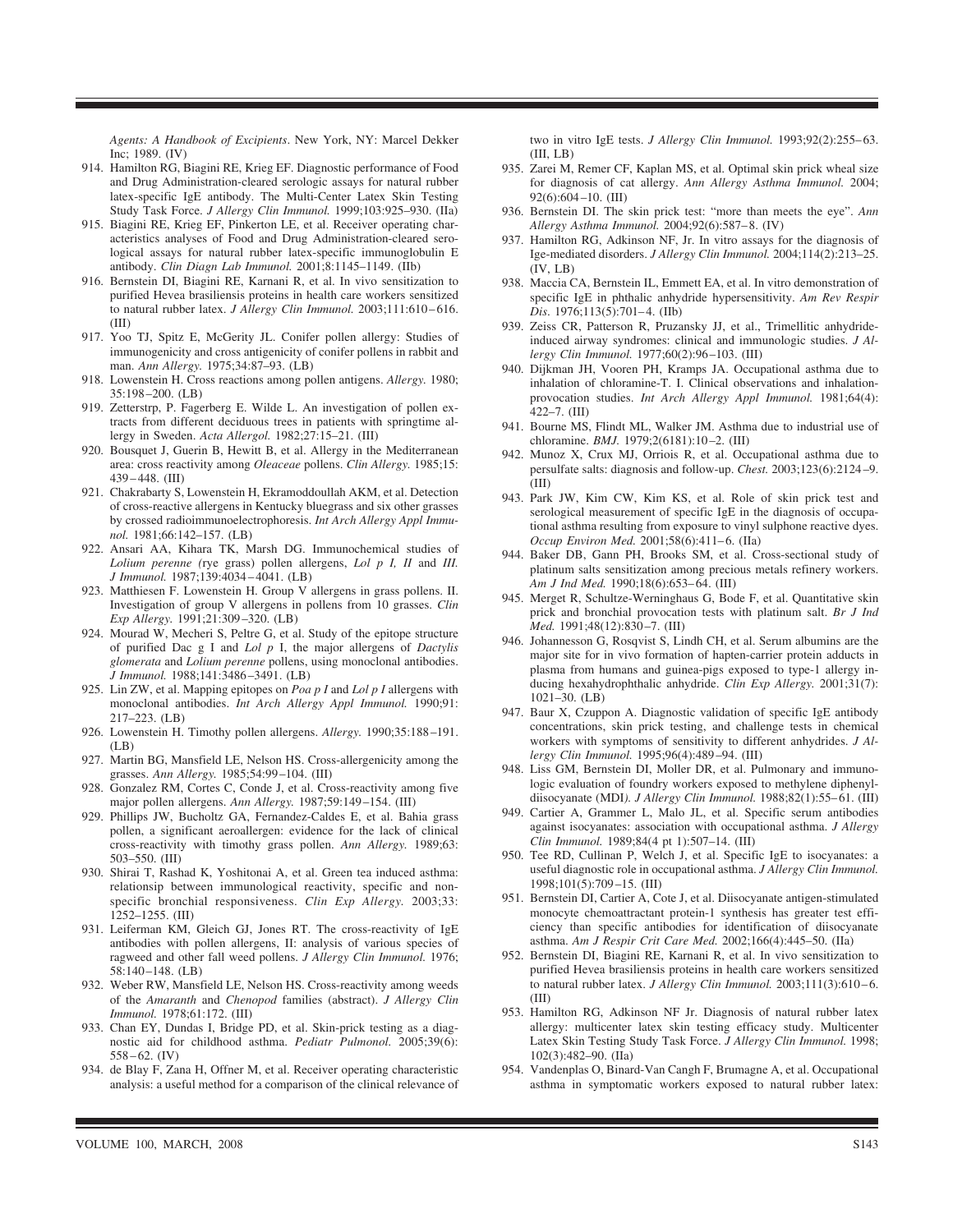*Agents: A Handbook of Excipients*. New York, NY: Marcel Dekker Inc; 1989. (IV)

914. Hamilton RG, Biagini RE, Krieg EF. Diagnostic performance of Food and Drug Administration-cleared serologic assays for natural rubber latex-specific IgE antibody. The Multi-Center Latex Skin Testing Study Task Force. *J Allergy Clin Immunol.* 1999;103:925–930. (IIa)
915. Biagini RE, Krieg EF, Pinkerton LE, et al. Receiver operating characteristics analyses of Food and Drug Administration-cleared serological assays for natural rubber latex-specific immunoglobulin E antibody. *Clin Diagn Lab Immunol.* 2001;8:1145–1149. (IIb)
916. Bernstein DI, Biagini RE, Karnani R, et al. In vivo sensitization to purified Hevea brasiliensis proteins in health care workers sensitized to natural rubber latex. *J Allergy Clin Immunol.* 2003;111:610–616. (III)
917. Yoo TJ, Spitz E, McGerity JL. Conifer pollen allergy: Studies of immunogenicity and cross antigenicity of conifer pollens in rabbit and man. *Ann Allergy.* 1975;34:87–93. (LB)
918. Lowenstein H. Cross reactions among pollen antigens. *Allergy.* 1980; 35:198–200. (LB)
919. Zetterstrp, P. Fagerberg E. Wilde L. An investigation of pollen extracts from different deciduous trees in patients with springtime allergy in Sweden. *Acta Allergol.* 1982;27:15–21. (III)
920. Bousquet J, Guerin B, Hewitt B, et al. Allergy in the Mediterranean area: cross reactivity among *Oleaceae* pollens. *Clin Allergy.* 1985;15: 439–448. (III)
921. Chakrabarty S, Lowenstein H, Ekramoddoullah AKM, et al. Detection of cross-reactive allergens in Kentucky bluegrass and six other grasses by crossed radioimmunoelectrophoresis. *Int Arch Allergy Appl Immunol.* 1981;66:142–157. (LB)
922. Ansari AA, Kihara TK, Marsh DG. Immunochemical studies of *Lolium perenne (*rye grass) pollen allergens, *Lol p I, II* and *III. J Immunol.* 1987;139:4034–4041. (LB)
923. Matthiesen F. Lowenstein H. Group V allergens in grass pollens. II. Investigation of group V allergens in pollens from 10 grasses. *Clin Exp Allergy.* 1991;21:309–320. (LB)
924. Mourad W, Mecheri S, Peltre G, et al. Study of the epitope structure of purified Dac g I and *Lol p* I, the major allergens of *Dactylis glomerata* and *Lolium perenne* pollens, using monoclonal antibodies. *J Immunol.* 1988;141:3486–3491. (LB)
925. Lin ZW, et al. Mapping epitopes on *Poa p I* and *Lol p I* allergens with monoclonal antibodies. *Int Arch Allergy Appl Immunol.* 1990;91: 217–223. (LB)
926. Lowenstein H. Timothy pollen allergens. *Allergy.* 1990;35:188–191. (LB)
927. Martin BG, Mansfield LE, Nelson HS. Cross-allergenicity among the grasses. *Ann Allergy.* 1985;54:99–104. (III)
928. Gonzalez RM, Cortes C, Conde J, et al. Cross-reactivity among five major pollen allergens. *Ann Allergy.* 1987;59:149–154. (III)
929. Phillips JW, Bucholtz GA, Fernandez-Caldes E, et al. Bahia grass pollen, a significant aeroallergen: evidence for the lack of clinical cross-reactivity with timothy grass pollen. *Ann Allergy.* 1989;63: 503–550. (III)
930. Shirai T, Rashad K, Yoshitonai A, et al. Green tea induced asthma: relationsip between immunological reactivity, specific and non-specific bronchial responsiveness. *Clin Exp Allergy.* 2003;33: 1252–1255. (III)
931. Leiferman KM, Gleich GJ, Jones RT. The cross-reactivity of IgE antibodies with pollen allergens, II: analysis of various species of ragweed and other fall weed pollens. *J Allergy Clin Immunol.* 1976; 58:140–148. (LB)
932. Weber RW, Mansfield LE, Nelson HS. Cross-reactivity among weeds of the *Amaranth* and *Chenopod* families (abstract). *J Allergy Clin Immunol.* 1978;61:172. (III)
933. Chan EY, Dundas I, Bridge PD, et al. Skin-prick testing as a diagnostic aid for childhood asthma. *Pediatr Pulmonol.* 2005;39(6): 558–62. (IV)
934. de Blay F, Zana H, Offner M, et al. Receiver operating characteristic analysis: a useful method for a comparison of the clinical relevance of two in vitro IgE tests. *J Allergy Clin Immunol.* 1993;92(2):255–63. (III, LB)
935. Zarei M, Remer CF, Kaplan MS, et al. Optimal skin prick wheal size for diagnosis of cat allergy. *Ann Allergy Asthma Immunol.* 2004; 92(6):604–10. (III)
936. Bernstein DI. The skin prick test: "more than meets the eye". *Ann Allergy Asthma Immunol.* 2004;92(6):587–8. (IV)
937. Hamilton RG, Adkinson NF, Jr. In vitro assays for the diagnosis of Ige-mediated disorders. *J Allergy Clin Immunol.* 2004;114(2):213–25. (IV, LB)
938. Maccia CA, Bernstein IL, Emmett EA, et al. In vitro demonstration of specific IgE in phthalic anhydride hypersensitivity. *Am Rev Respir Dis.* 1976;113(5):701–4. (IIb)
939. Zeiss CR, Patterson R, Pruzansky JJ, et al., Trimellitic anhydride-induced airway syndromes: clinical and immunologic studies. *J Allergy Clin Immunol.* 1977;60(2):96–103. (III)
940. Dijkman JH, Vooren PH, Kramps JA. Occupational asthma due to inhalation of chloramine-T. I. Clinical observations and inhalation-provocation studies. *Int Arch Allergy Appl Immunol.* 1981;64(4): 422–7. (III)
941. Bourne MS, Flindt ML, Walker JM. Asthma due to industrial use of chloramine. *BMJ.* 1979;2(6181):10–2. (III)
942. Munoz X, Crux MJ, Orriois R, et al. Occupational asthma due to persulfate salts: diagnosis and follow-up. *Chest.* 2003;123(6):2124–9. (III)
943. Park JW, Kim CW, Kim KS, et al. Role of skin prick test and serological measurement of specific IgE in the diagnosis of occupational asthma resulting from exposure to vinyl sulphone reactive dyes. *Occup Environ Med.* 2001;58(6):411–6. (IIa)
944. Baker DB, Gann PH, Brooks SM, et al. Cross-sectional study of platinum salts sensitization among precious metals refinery workers. *Am J Ind Med.* 1990;18(6):653–64. (III)
945. Merget R, Schultze-Werninghaus G, Bode F, et al. Quantitative skin prick and bronchial provocation tests with platinum salt. *Br J Ind Med.* 1991;48(12):830–7. (III)
946. Johannesson G, Rosqvist S, Lindh CH, et al. Serum albumins are the major site for in vivo formation of hapten-carrier protein adducts in plasma from humans and guinea-pigs exposed to type-1 allergy inducing hexahydrophthalic anhydride. *Clin Exp Allergy.* 2001;31(7): 1021–30. (LB)
947. Baur X, Czuppon A. Diagnostic validation of specific IgE antibody concentrations, skin prick testing, and challenge tests in chemical workers with symptoms of sensitivity to different anhydrides. *J Allergy Clin Immunol.* 1995;96(4):489–94. (III)
948. Liss GM, Bernstein DI, Moller DR, et al. Pulmonary and immunologic evaluation of foundry workers exposed to methylene diphenyldiisocyanate (MDI*). J Allergy Clin Immunol.* 1988;82(1):55–61. (III)
949. Cartier A, Grammer L, Malo JL, et al. Specific serum antibodies against isocyanates: association with occupational asthma. *J Allergy Clin Immunol.* 1989;84(4 pt 1):507–14. (III)
950. Tee RD, Cullinan P, Welch J, et al. Specific IgE to isocyanates: a useful diagnostic role in occupational asthma. *J Allergy Clin Immunol.* 1998;101(5):709–15. (III)
951. Bernstein DI, Cartier A, Cote J, et al. Diisocyanate antigen-stimulated monocyte chemoattractant protein-1 synthesis has greater test efficiency than specific antibodies for identification of diisocyanate asthma. *Am J Respir Crit Care Med.* 2002;166(4):445–50. (IIa)
952. Bernstein DI, Biagini RE, Karnani R, et al. In vivo sensitization to purified Hevea brasiliensis proteins in health care workers sensitized to natural rubber latex. *J Allergy Clin Immunol.* 2003;111(3):610–6. (III)
953. Hamilton RG, Adkinson NF Jr. Diagnosis of natural rubber latex allergy: multicenter latex skin testing efficacy study. Multicenter Latex Skin Testing Study Task Force. *J Allergy Clin Immunol.* 1998; 102(3):482–90. (IIa)
954. Vandenplas O, Binard-Van Cangh F, Brumagne A, et al. Occupational asthma in symptomatic workers exposed to natural rubber latex: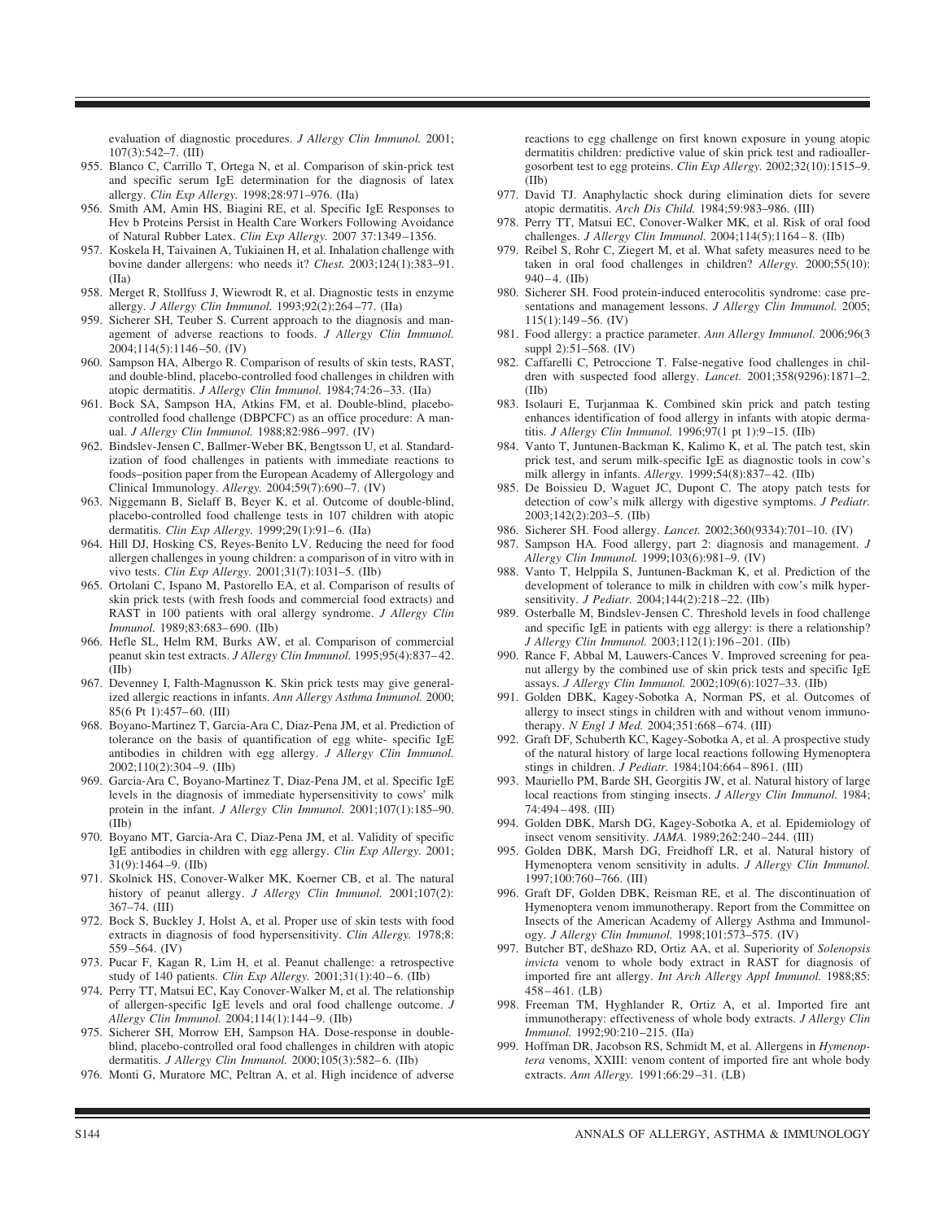evaluation of diagnostic procedures. *J Allergy Clin Immunol.* 2001; 107(3):542–7. (III)

955. Blanco C, Carrillo T, Ortega N, et al. Comparison of skin-prick test and specific serum IgE determination for the diagnosis of latex allergy. *Clin Exp Allergy.* 1998;28:971–976. (IIa)
956. Smith AM, Amin HS, Biagini RE, et al. Specific IgE Responses to Hev b Proteins Persist in Health Care Workers Following Avoidance of Natural Rubber Latex. *Clin Exp Allergy.* 2007 37:1349–1356.
957. Koskela H, Taivainen A, Tukiainen H, et al. Inhalation challenge with bovine dander allergens: who needs it? *Chest.* 2003;124(1):383–91. (IIa)
958. Merget R, Stollfuss J, Wiewrodt R, et al. Diagnostic tests in enzyme allergy. *J Allergy Clin Immunol.* 1993;92(2):264–77. (IIa)
959. Sicherer SH, Teuber S. Current approach to the diagnosis and management of adverse reactions to foods. *J Allergy Clin Immunol.* 2004;114(5):1146–50. (IV)
960. Sampson HA, Albergo R. Comparison of results of skin tests, RAST, and double-blind, placebo-controlled food challenges in children with atopic dermatitis. *J Allergy Clin Immunol.* 1984;74:26–33. (IIa)
961. Bock SA, Sampson HA, Atkins FM, et al. Double-blind, placebo-controlled food challenge (DBPCFC) as an office procedure: A manual. *J Allergy Clin Immunol.* 1988;82:986–997. (IV)
962. Bindslev-Jensen C, Ballmer-Weber BK, Bengtsson U, et al. Standardization of food challenges in patients with immediate reactions to foods–position paper from the European Academy of Allergology and Clinical Immunology. *Allergy.* 2004;59(7):690–7. (IV)
963. Niggemann B, Sielaff B, Beyer K, et al. Outcome of double-blind, placebo-controlled food challenge tests in 107 children with atopic dermatitis. *Clin Exp Allergy.* 1999;29(1):91–6. (IIa)
964. Hill DJ, Hosking CS, Reyes-Benito LV. Reducing the need for food allergen challenges in young children: a comparison of in vitro with in vivo tests. *Clin Exp Allergy.* 2001;31(7):1031–5. (IIb)
965. Ortolani C, Ispano M, Pastorello EA, et al. Comparison of results of skin prick tests (with fresh foods and commercial food extracts) and RAST in 100 patients with oral allergy syndrome. *J Allergy Clin Immunol.* 1989;83:683–690. (IIb)
966. Hefle SL, Helm RM, Burks AW, et al. Comparison of commercial peanut skin test extracts. *J Allergy Clin Immunol.* 1995;95(4):837–42. (IIb)
967. Devenney I, Falth-Magnusson K. Skin prick tests may give generalized allergic reactions in infants. *Ann Allergy Asthma Immunol.* 2000; 85(6 Pt 1):457–60. (III)
968. Boyano-Martinez T, Garcia-Ara C, Diaz-Pena JM, et al. Prediction of tolerance on the basis of quantification of egg white- specific IgE antibodies in children with egg allergy. *J Allergy Clin Immunol.* 2002;110(2):304–9. (IIb)
969. Garcia-Ara C, Boyano-Martinez T, Diaz-Pena JM, et al. Specific IgE levels in the diagnosis of immediate hypersensitivity to cows' milk protein in the infant. *J Allergy Clin Immunol.* 2001;107(1):185–90. (IIb)
970. Boyano MT, Garcia-Ara C, Diaz-Pena JM, et al. Validity of specific IgE antibodies in children with egg allergy. *Clin Exp Allergy.* 2001; 31(9):1464–9. (IIb)
971. Skolnick HS, Conover-Walker MK, Koerner CB, et al. The natural history of peanut allergy. *J Allergy Clin Immunol.* 2001;107(2): 367–74. (III)
972. Bock S, Buckley J, Holst A, et al. Proper use of skin tests with food extracts in diagnosis of food hypersensitivity. *Clin Allergy.* 1978;8: 559–564. (IV)
973. Pucar F, Kagan R, Lim H, et al. Peanut challenge: a retrospective study of 140 patients. *Clin Exp Allergy.* 2001;31(1):40–6. (IIb)
974. Perry TT, Matsui EC, Kay Conover-Walker M, et al. The relationship of allergen-specific IgE levels and oral food challenge outcome. *J Allergy Clin Immunol.* 2004;114(1):144–9. (IIb)
975. Sicherer SH, Morrow EH, Sampson HA. Dose-response in double-blind, placebo-controlled oral food challenges in children with atopic dermatitis. *J Allergy Clin Immunol.* 2000;105(3):582–6. (IIb)
976. Monti G, Muratore MC, Peltran A, et al. High incidence of adverse reactions to egg challenge on first known exposure in young atopic dermatitis children: predictive value of skin prick test and radioallergosorbent test to egg proteins. *Clin Exp Allergy.* 2002;32(10):1515–9. (IIb)
977. David TJ. Anaphylactic shock during elimination diets for severe atopic dermatitis. *Arch Dis Child.* 1984;59:983–986. (III)
978. Perry TT, Matsui EC, Conover-Walker MK, et al. Risk of oral food challenges. *J Allergy Clin Immunol.* 2004;114(5):1164–8. (IIb)
979. Reibel S, Rohr C, Ziegert M, et al. What safety measures need to be taken in oral food challenges in children? *Allergy.* 2000;55(10): 940–4. (IIb)
980. Sicherer SH. Food protein-induced enterocolitis syndrome: case presentations and management lessons. *J Allergy Clin Immunol.* 2005; 115(1):149–56. (IV)
981. Food allergy: a practice parameter. *Ann Allergy Immunol.* 2006;96(3 suppl 2):51–568. (IV)
982. Caffarelli C, Petroccione T. False-negative food challenges in children with suspected food allergy. *Lancet.* 2001;358(9296):1871–2. (IIb)
983. Isolauri E, Turjanmaa K. Combined skin prick and patch testing enhances identification of food allergy in infants with atopic dermatitis. *J Allergy Clin Immunol.* 1996;97(1 pt 1):9–15. (IIb)
984. Vanto T, Juntunen-Backman K, Kalimo K, et al. The patch test, skin prick test, and serum milk-specific IgE as diagnostic tools in cow's milk allergy in infants. *Allergy.* 1999;54(8):837–42. (IIb)
985. De Boissieu D, Waguet JC, Dupont C. The atopy patch tests for detection of cow's milk allergy with digestive symptoms. *J Pediatr.* 2003;142(2):203–5. (IIb)
986. Sicherer SH. Food allergy. *Lancet.* 2002;360(9334):701–10. (IV)
987. Sampson HA. Food allergy, part 2: diagnosis and management. *J Allergy Clin Immunol.* 1999;103(6):981–9. (IV)
988. Vanto T, Helppila S, Juntunen-Backman K, et al. Prediction of the development of tolerance to milk in children with cow's milk hypersensitivity. *J Pediatr.* 2004;144(2):218–22. (IIb)
989. Osterballe M, Bindslev-Jensen C. Threshold levels in food challenge and specific IgE in patients with egg allergy: is there a relationship? *J Allergy Clin Immunol.* 2003;112(1):196–201. (IIb)
990. Rance F, Abbal M, Lauwers-Cances V. Improved screening for peanut allergy by the combined use of skin prick tests and specific IgE assays. *J Allergy Clin Immunol.* 2002;109(6):1027–33. (IIb)
991. Golden DBK, Kagey-Sobotka A, Norman PS, et al. Outcomes of allergy to insect stings in children with and without venom immunotherapy. *N Engl J Med.* 2004;351:668–674. (III)
992. Graft DF, Schuberth KC, Kagey-Sobotka A, et al. A prospective study of the natural history of large local reactions following Hymenoptera stings in children. *J Pediatr.* 1984;104:664–8961. (III)
993. Mauriello PM, Barde SH, Georgitis JW, et al. Natural history of large local reactions from stinging insects. *J Allergy Clin Immunol.* 1984; 74:494–498. (III)
994. Golden DBK, Marsh DG, Kagey-Sobotka A, et al. Epidemiology of insect venom sensitivity. *JAMA.* 1989;262:240–244. (III)
995. Golden DBK, Marsh DG, Freidhoff LR, et al. Natural history of Hymenoptera venom sensitivity in adults. *J Allergy Clin Immunol.* 1997;100:760–766. (III)
996. Graft DF, Golden DBK, Reisman RE, et al. The discontinuation of Hymenoptera venom immunotherapy. Report from the Committee on Insects of the American Academy of Allergy Asthma and Immunology. *J Allergy Clin Immunol.* 1998;101:573–575. (IV)
997. Butcher BT, deShazo RD, Ortiz AA, et al. Superiority of *Solenopsis invicta* venom to whole body extract in RAST for diagnosis of imported fire ant allergy. *Int Arch Allergy Appl Immunol.* 1988;85: 458–461. (LB)
998. Freeman TM, Hyghlander R, Ortiz A, et al. Imported fire ant immunotherapy: effectiveness of whole body extracts. *J Allergy Clin Immunol.* 1992;90:210–215. (IIa)
999. Hoffman DR, Jacobson RS, Schmidt M, et al. Allergens in *Hymenoptera* venoms, XXIII: venom content of imported fire ant whole body extracts. *Ann Allergy.* 1991;66:29–31. (LB)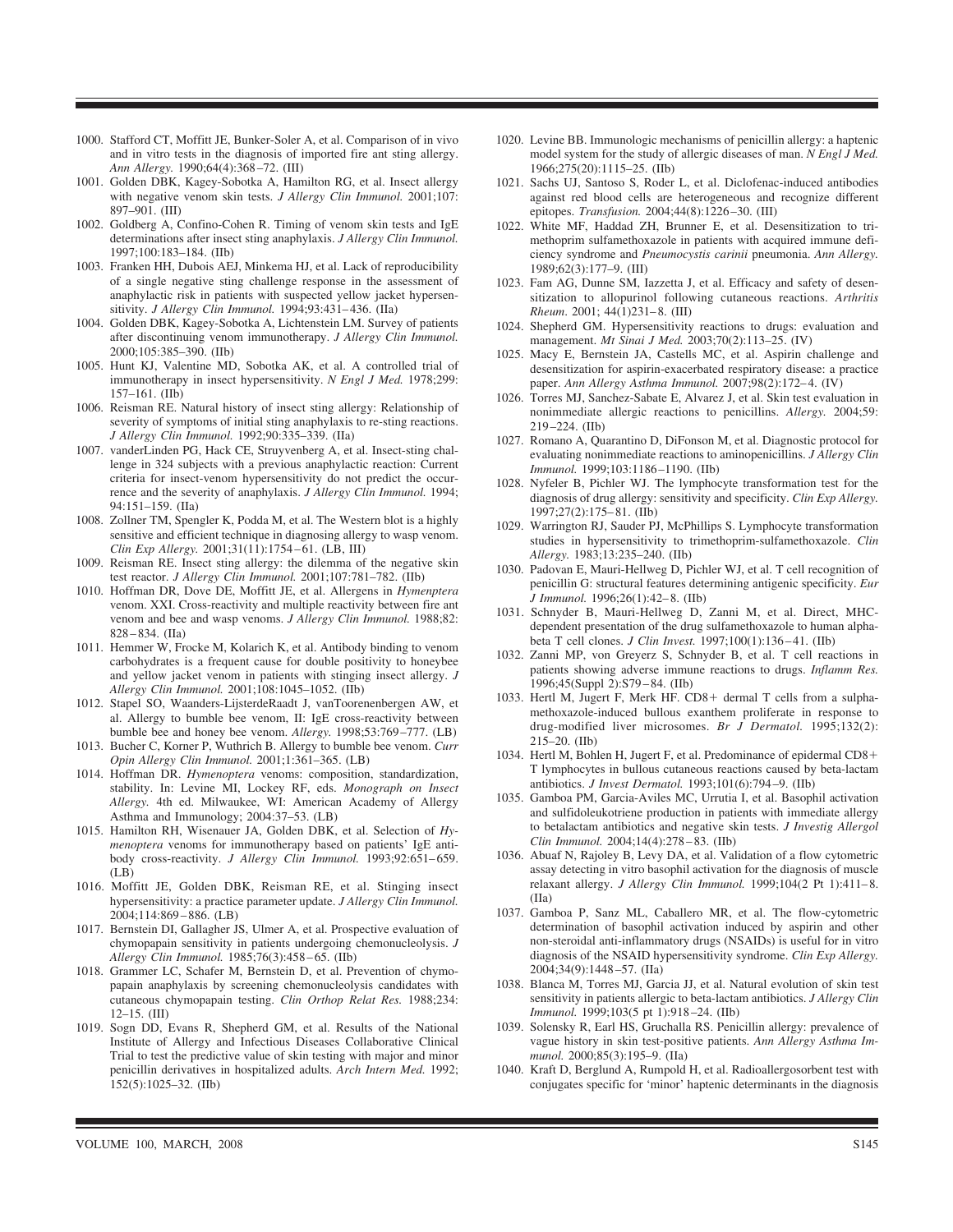1000. Stafford CT, Moffitt JE, Bunker-Soler A, et al. Comparison of in vivo and in vitro tests in the diagnosis of imported fire ant sting allergy. *Ann Allergy.* 1990;64(4):368–72. (III)

1001. Golden DBK, Kagey-Sobotka A, Hamilton RG, et al. Insect allergy with negative venom skin tests. *J Allergy Clin Immunol.* 2001;107: 897–901. (III)

1002. Goldberg A, Confino-Cohen R. Timing of venom skin tests and IgE determinations after insect sting anaphylaxis. *J Allergy Clin Immunol.* 1997;100:183–184. (IIb)

1003. Franken HH, Dubois AEJ, Minkema HJ, et al. Lack of reproducibility of a single negative sting challenge response in the assessment of anaphylactic risk in patients with suspected yellow jacket hypersensitivity. *J Allergy Clin Immunol.* 1994;93:431–436. (IIa)

1004. Golden DBK, Kagey-Sobotka A, Lichtenstein LM. Survey of patients after discontinuing venom immunotherapy. *J Allergy Clin Immunol.* 2000;105:385–390. (IIb)

1005. Hunt KJ, Valentine MD, Sobotka AK, et al. A controlled trial of immunotherapy in insect hypersensitivity. *N Engl J Med.* 1978;299: 157–161. (IIb)

1006. Reisman RE. Natural history of insect sting allergy: Relationship of severity of symptoms of initial sting anaphylaxis to re-sting reactions. *J Allergy Clin Immunol.* 1992;90:335–339. (IIa)

1007. vanderLinden PG, Hack CE, Struyvenberg A, et al. Insect-sting challenge in 324 subjects with a previous anaphylactic reaction: Current criteria for insect-venom hypersensitivity do not predict the occurrence and the severity of anaphylaxis. *J Allergy Clin Immunol.* 1994; 94:151–159. (IIa)

1008. Zollner TM, Spengler K, Podda M, et al. The Western blot is a highly sensitive and efficient technique in diagnosing allergy to wasp venom. *Clin Exp Allergy.* 2001;31(11):1754–61. (LB, III)

1009. Reisman RE. Insect sting allergy: the dilemma of the negative skin test reactor. *J Allergy Clin Immunol.* 2001;107:781–782. (IIb)

1010. Hoffman DR, Dove DE, Moffitt JE, et al. Allergens in *Hymenptera* venom. XXI. Cross-reactivity and multiple reactivity between fire ant venom and bee and wasp venoms. *J Allergy Clin Immunol.* 1988;82: 828–834. (IIa)

1011. Hemmer W, Frocke M, Kolarich K, et al. Antibody binding to venom carbohydrates is a frequent cause for double positivity to honeybee and yellow jacket venom in patients with stinging insect allergy. *J Allergy Clin Immunol.* 2001;108:1045–1052. (IIb)

1012. Stapel SO, Waanders-LijsterdeRaadt J, vanToorenenbergen AW, et al. Allergy to bumble bee venom, II: IgE cross-reactivity between bumble bee and honey bee venom. *Allergy.* 1998;53:769–777. (LB)

1013. Bucher C, Korner P, Wuthrich B. Allergy to bumble bee venom. *Curr Opin Allergy Clin Immunol.* 2001;1:361–365. (LB)

1014. Hoffman DR. *Hymenoptera* venoms: composition, standardization, stability. In: Levine MI, Lockey RF, eds. *Monograph on Insect Allergy.* 4th ed. Milwaukee, WI: American Academy of Allergy Asthma and Immunology; 2004:37–53. (LB)

1015. Hamilton RH, Wisenauer JA, Golden DBK, et al. Selection of *Hymenoptera* venoms for immunotherapy based on patients' IgE antibody cross-reactivity. *J Allergy Clin Immunol.* 1993;92:651–659. (LB)

1016. Moffitt JE, Golden DBK, Reisman RE, et al. Stinging insect hypersensitivity: a practice parameter update. *J Allergy Clin Immunol.* 2004;114:869–886. (LB)

1017. Bernstein DI, Gallagher JS, Ulmer A, et al. Prospective evaluation of chymopapain sensitivity in patients undergoing chemonucleolysis. *J Allergy Clin Immunol.* 1985;76(3):458–65. (IIb)

1018. Grammer LC, Schafer M, Bernstein D, et al. Prevention of chymopapain anaphylaxis by screening chemonucleolysis candidates with cutaneous chymopapain testing. *Clin Orthop Relat Res.* 1988;234: 12–15. (III)

1019. Sogn DD, Evans R, Shepherd GM, et al. Results of the National Institute of Allergy and Infectious Diseases Collaborative Clinical Trial to test the predictive value of skin testing with major and minor penicillin derivatives in hospitalized adults. *Arch Intern Med.* 1992; 152(5):1025–32. (IIb)

1020. Levine BB. Immunologic mechanisms of penicillin allergy: a haptenic model system for the study of allergic diseases of man. *N Engl J Med.* 1966;275(20):1115–25. (IIb)

1021. Sachs UJ, Santoso S, Roder L, et al. Diclofenac-induced antibodies against red blood cells are heterogeneous and recognize different epitopes. *Transfusion.* 2004;44(8):1226–30. (III)

1022. White MF, Haddad ZH, Brunner E, et al. Desensitization to trimethoprim sulfamethoxazole in patients with acquired immune deficiency syndrome and *Pneumocystis carinii* pneumonia. *Ann Allergy.* 1989;62(3):177–9. (III)

1023. Fam AG, Dunne SM, Iazzetta J, et al. Efficacy and safety of desensitization to allopurinol following cutaneous reactions. *Arthritis Rheum.* 2001; 44(1)231–8. (III)

1024. Shepherd GM. Hypersensitivity reactions to drugs: evaluation and management. *Mt Sinai J Med.* 2003;70(2):113–25. (IV)

1025. Macy E, Bernstein JA, Castells MC, et al. Aspirin challenge and desensitization for aspirin-exacerbated respiratory disease: a practice paper. *Ann Allergy Asthma Immunol.* 2007;98(2):172–4. (IV)

1026. Torres MJ, Sanchez-Sabate E, Alvarez J, et al. Skin test evaluation in nonimmediate allergic reactions to penicillins. *Allergy.* 2004;59: 219–224. (IIb)

1027. Romano A, Quarantino D, DiFonson M, et al. Diagnostic protocol for evaluating nonimmediate reactions to aminopenicillins. *J Allergy Clin Immunol.* 1999;103:1186–1190. (IIb)

1028. Nyfeler B, Pichler WJ. The lymphocyte transformation test for the diagnosis of drug allergy: sensitivity and specificity. *Clin Exp Allergy.* 1997;27(2):175–81. (IIb)

1029. Warrington RJ, Sauder PJ, McPhillips S. Lymphocyte transformation studies in hypersensitivity to trimethoprim-sulfamethoxazole. *Clin Allergy.* 1983;13:235–240. (IIb)

1030. Padovan E, Mauri-Hellweg D, Pichler WJ, et al. T cell recognition of penicillin G: structural features determining antigenic specificity. *Eur J Immunol.* 1996;26(1):42–8. (IIb)

1031. Schnyder B, Mauri-Hellweg D, Zanni M, et al. Direct, MHC-dependent presentation of the drug sulfamethoxazole to human alphabeta T cell clones. *J Clin Invest.* 1997;100(1):136–41. (IIb)

1032. Zanni MP, von Greyerz S, Schnyder B, et al. T cell reactions in patients showing adverse immune reactions to drugs. *Inflamm Res.* 1996;45(Suppl 2):S79–84. (IIb)

1033. Hertl M, Jugert F, Merk HF. CD8+ dermal T cells from a sulphamethoxazole-induced bullous exanthem proliferate in response to drug-modified liver microsomes. *Br J Dermatol.* 1995;132(2): 215–20. (IIb)

1034. Hertl M, Bohlen H, Jugert F, et al. Predominance of epidermal CD8+ T lymphocytes in bullous cutaneous reactions caused by beta-lactam antibiotics. *J Invest Dermatol.* 1993;101(6):794–9. (IIb)

1035. Gamboa PM, Garcia-Aviles MC, Urrutia I, et al. Basophil activation and sulfidoleukotriene production in patients with immediate allergy to betalactam antibiotics and negative skin tests. *J Investig Allergol Clin Immunol.* 2004;14(4):278–83. (IIb)

1036. Abuaf N, Rajoley B, Levy DA, et al. Validation of a flow cytometric assay detecting in vitro basophil activation for the diagnosis of muscle relaxant allergy. *J Allergy Clin Immunol.* 1999;104(2 Pt 1):411–8. (IIa)

1037. Gamboa P, Sanz ML, Caballero MR, et al. The flow-cytometric determination of basophil activation induced by aspirin and other non-steroidal anti-inflammatory drugs (NSAIDs) is useful for in vitro diagnosis of the NSAID hypersensitivity syndrome. *Clin Exp Allergy.* 2004;34(9):1448–57. (IIa)

1038. Blanca M, Torres MJ, Garcia JJ, et al. Natural evolution of skin test sensitivity in patients allergic to beta-lactam antibiotics. *J Allergy Clin Immunol.* 1999;103(5 pt 1):918–24. (IIb)

1039. Solensky R, Earl HS, Gruchalla RS. Penicillin allergy: prevalence of vague history in skin test-positive patients. *Ann Allergy Asthma Immunol.* 2000;85(3):195–9. (IIa)

1040. Kraft D, Berglund A, Rumpold H, et al. Radioallergosorbent test with conjugates specific for 'minor' haptenic determinants in the diagnosis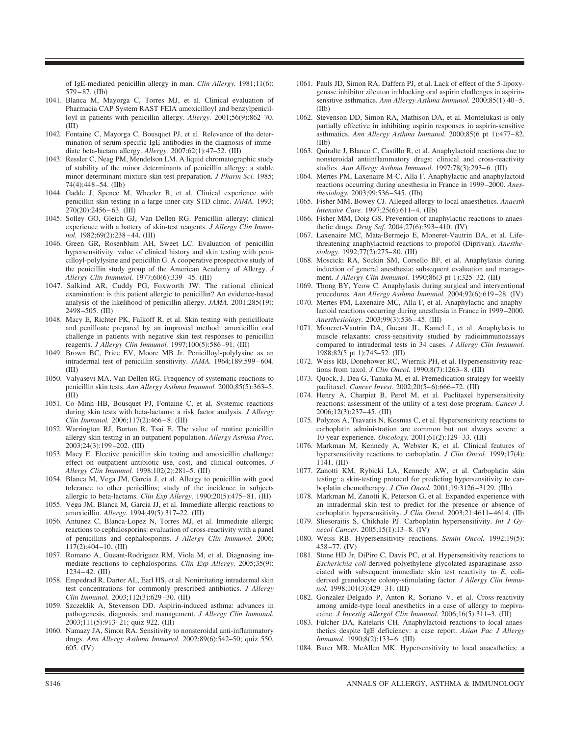of IgE-mediated penicillin allergy in man. *Clin Allergy.* 1981;11(6): 579–87. (IIb)

1041. Blanca M, Mayorga C, Torres MJ, et al. Clinical evaluation of Pharmacia CAP System RAST FEIA amoxicilloyl and benzylpenicilloyl in patients with penicillin allergy. *Allergy.* 2001;56(9):862–70. (III)
1042. Fontaine C, Mayorga C, Bousquet PJ, et al. Relevance of the determination of serum-specific IgE antibodies in the diagnosis of immediate beta-lactam allergy. *Allergy.* 2007;62(1):47–52. (III)
1043. Ressler C, Neag PM, Mendelson LM. A liquid chromatographic study of stability of the minor determinants of penicillin allergy: a stable minor determinant mixture skin test preparation. *J Pharm Sci.* 1985; 74(4):448–54. (IIb)
1044. Gadde J, Spence M, Wheeler B, et al. Clinical experience with penicillin skin testing in a large inner-city STD clinic. *JAMA.* 1993; 270(20):2456–63. (III)
1045. Solley GO, Gleich GJ, Van Dellen RG. Penicillin allergy: clinical experience with a battery of skin-test reagents. *J Allergy Clin Immunol.* 1982;69(2):238–44. (III)
1046. Green GR, Rosenblum AH, Sweet LC. Evaluation of penicillin hypersensitivity: value of clinical history and skin testing with penicilloyl-polylysine and penicillin G. A cooperative prospective study of the penicillin study group of the American Academy of Allergy. *J Allergy Clin Immunol.* 1977;60(6):339–45. (III)
1047. Salkind AR, Cuddy PG, Foxworth JW. The rational clinical examination: is this patient allergic to penicillin? An evidence-based analysis of the likelihood of penicillin allergy. *JAMA.* 2001;285(19): 2498–505. (III)
1048. Macy E, Richter PK, Falkoff R, et al. Skin testing with penicilloate and penilloate prepared by an improved method: amoxicillin oral challenge in patients with negative skin test responses to penicillin reagents. *J Allergy Clin Immunol.* 1997;100(5):586–91. (III)
1049. Brown BC, Price EV, Moore MB Jr. Penicilloyl-polylysine as an intradermal test of penicillin sensitivity. *JAMA.* 1964;189:599–604. (III)
1050. Valyasevi MA, Van Dellen RG. Frequency of systematic reactions to penicillin skin tests. *Ann Allergy Asthma Immunol.* 2000;85(5):363–5. (III)
1051. Co Minh HB, Bousquet PJ, Fontaine C, et al. Systemic reactions during skin tests with beta-lactams: a risk factor analysis. *J Allergy Clin Immunol.* 2006;117(2):466–8. (III)
1052. Warrington RJ, Burton R, Tsai E. The value of routine penicillin allergy skin testing in an outpatient population. *Allergy Asthma Proc.* 2003;24(3):199–202. (III)
1053. Macy E. Elective penicillin skin testing and amoxicillin challenge: effect on outpatient antibiotic use, cost, and clinical outcomes. *J Allergy Clin Immunol.* 1998;102(2):281–5. (III)
1054. Blanca M, Vega JM, Garcia J, et al. Allergy to penicillin with good tolerance to other penicillins; study of the incidence in subjects allergic to beta-lactams. *Clin Exp Allergy.* 1990;20(5):475–81. (III)
1055. Vega JM, Blanca M, Garcia JJ, et al. Immediate allergic reactions to amoxicillin. *Allergy.* 1994;49(5):317–22. (III)
1056. Antunez C, Blanca-Lopez N, Torres MJ, et al. Immediate allergic reactions to cephalosporins: evaluation of cross-reactivity with a panel of penicillins and cephalosporins. *J Allergy Clin Immunol.* 2006; 117(2):404–10. (III)
1057. Romano A, Gueant-Rodriguez RM, Viola M, et al. Diagnosing immediate reactions to cephalosporins. *Clin Exp Allergy.* 2005;35(9): 1234–42. (III)
1058. Empedrad R, Darter AL, Earl HS, et al. Nonirritating intradermal skin test concentrations for commonly prescribed antibiotics. *J Allergy Clin Immunol.* 2003;112(3):629–30. (III)
1059. Szczeklik A, Stevenson DD. Aspirin-induced asthma: advances in pathogenesis, diagnosis, and management. *J Allergy Clin Immunol.* 2003;111(5):913–21; quiz 922. (III)
1060. Namazy JA, Simon RA. Sensitivity to nonsteroidal anti-inflammatory drugs. *Ann Allergy Asthma Immunol.* 2002;89(6):542–50; quiz 550, 605. (IV)
1061. Pauls JD, Simon RA, Daffern PJ, et al. Lack of effect of the 5-lipoxygenase inhibitor zileuton in blocking oral aspirin challenges in aspirin-sensitive asthmatics. *Ann Allergy Asthma Immunol.* 2000;85(1) 40–5. (IIb)
1062. Stevenson DD, Simon RA, Mathison DA, et al. Montelukast is only partially effective in inhibiting aspirin responses in aspirin-sensitive asthmatics. *Ann Allergy Asthma Immunol.* 2000;85(6 pt 1):477–82. (IIb)
1063. Quiralte J, Blanco C, Castillo R, et al. Anaphylactoid reactions due to nonsteroidal antiinflammatory drugs: clinical and cross-reactivity studies. *Ann Allergy Asthma Immunol*. 1997;78(3):293–6. (III)
1064. Mertes PM, Laxenaire M-C, Alla F. Anaphylactic and anaphylactoid reactions occurring during anesthesia in France in 1999–2000. *Anesthesiology.* 2003;99:536–545. (IIb)
1065. Fisher MM, Bowey CJ. Alleged allergy to local anaesthetics. *Anaesth Intensive Care.* 1997;25(6):611–4. (IIb)
1066. Fisher MM, Doig GS. Prevention of anaphylactic reactions to anaesthetic drugs. *Drug Saf.* 2004;27(6):393–410. (IV)
1067. Laxenaire MC, Mata-Bermejo E, Moneret-Vautrin DA, et al. Life-threatening anaphylactoid reactions to propofol (Diprivan). *Anesthesiology.* 1992;77(2):275–80. (III)
1068. Moscicki RA, Sockin SM, Corsello BF, et al. Anaphylaxis during induction of general anesthesia: subsequent evaluation and management. *J Allergy Clin Immunol.* 1990;86(3 pt 1):325–32. (III)
1069. Thong BY, Yeow C. Anaphylaxis during surgical and interventional procedures. *Ann Allergy Asthma Immunol.* 2004;92(6):619–28. (IV)
1070. Mertes PM, Laxenaire MC, Alla F, et al. Anaphylactic and anaphylactoid reactions occurring during anesthesia in France in 1999–2000. *Anesthesiology.* 2003;99(3):536–45. (III)
1071. Moneret-Vautrin DA, Gueant JL, Kamel L, et al. Anaphylaxis to muscle relaxants: cross-sensitivity studied by radioimmunoassays compared to intradermal tests in 34 cases. *J Allergy Clin Immunol.* 1988;82(5 pt 1):745–52. (III)
1072. Weiss RB, Donehower RC, Wiernik PH, et al. Hypersensitivity reactions from taxol. *J Clin Oncol.* 1990;8(7):1263–8. (III)
1073. Quock, J, Dea G, Tanaka M, et al. Premedication strategy for weekly paclitaxel. *Cancer Invest.* 2002;20(5–6):666–72. (III)
1074. Henry A, Charpiat B, Perol M, et al. Paclitaxel hypersensitivity reactions: assessment of the utility of a test-dose program. *Cancer J.* 2006;12(3):237–45. (III)
1075. Polyzos A, Tsavaris N, Kosmas C, et al. Hypersensitivity reactions to carboplatin administration are common but not always severe: a 10-year experience. *Oncology.* 2001;61(2):129–33. (III)
1076. Markman M, Kennedy A, Webster K, et al. Clinical features of hypersensitivity reactions to carboplatin. *J Clin Oncol.* 1999;17(4): 1141. (III)
1077. Zanotti KM, Rybicki LA, Kennedy AW, et al. Carboplatin skin testing: a skin-testing protocol for predicting hypersensitivity to carboplatin chemotherapy. *J Clin Oncol.* 2001;19:3126–3129. (IIb)
1078. Markman M, Zanotti K, Peterson G, et al. Expanded experience with an intradermal skin test to predict for the presence or absence of carboplatin hypersensitivity. *J Clin Oncol.* 2003;21:4611–4614. (IIb
1079. Sliesoraitis S, Chikhale PJ. Carboplatin hypersensitivity. *Int J Gynecol Cancer.* 2005;15(1):13–8. (IV)
1080. Weiss RB. Hypersensitivity reactions. *Semin Oncol.* 1992;19(5): 458–77. (IV)
1081. Stone HD Jr, DiPiro C, Davis PC, et al. Hypersensitivity reactions to *Escherichia coli*-derived polyethylene glycolated-asparaginase associated with subsequent immediate skin test reactivity to *E. coli*-derived granulocyte colony-stimulating factor. *J Allergy Clin Immunol.* 1998;101(3):429–31. (III)
1082. Gonzalez-Delgado P, Anton R, Soriano V, et al. Cross-reactivity among amide-type local anesthetics in a case of allergy to mepivacaine. *J Investig Allergol Clin Immunol.* 2006;16(5):311–3. (III)
1083. Fulcher DA, Katelaris CH. Anaphylactoid reactions to local anaesthetics despite IgE deficiency: a case report. *Asian Pac J Allergy Immunol*. 1990;8(2):133–6. (III)
1084. Barer MR, McAllen MK. Hypersensitivity to local anaesthetics: a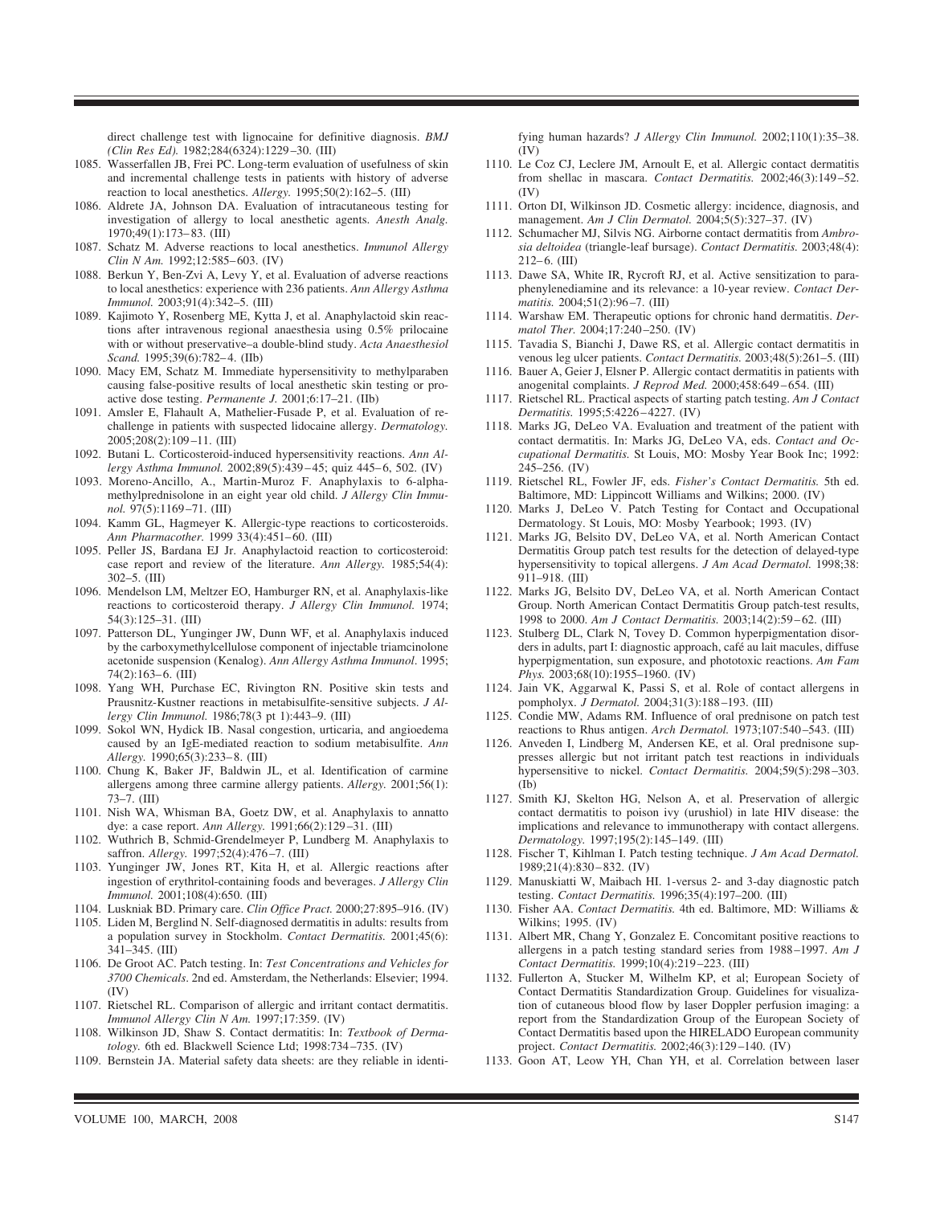direct challenge test with lignocaine for definitive diagnosis. *BMJ (Clin Res Ed).* 1982;284(6324):1229–30. (III)

1085. Wasserfallen JB, Frei PC. Long-term evaluation of usefulness of skin and incremental challenge tests in patients with history of adverse reaction to local anesthetics. *Allergy.* 1995;50(2):162–5. (III)
1086. Aldrete JA, Johnson DA. Evaluation of intracutaneous testing for investigation of allergy to local anesthetic agents. *Anesth Analg.* 1970;49(1):173–83. (III)
1087. Schatz M. Adverse reactions to local anesthetics. *Immunol Allergy Clin N Am.* 1992;12:585–603. (IV)
1088. Berkun Y, Ben-Zvi A, Levy Y, et al. Evaluation of adverse reactions to local anesthetics: experience with 236 patients. *Ann Allergy Asthma Immunol.* 2003;91(4):342–5. (III)
1089. Kajimoto Y, Rosenberg ME, Kytta J, et al. Anaphylactoid skin reactions after intravenous regional anaesthesia using 0.5% prilocaine with or without preservative–a double-blind study. *Acta Anaesthesiol Scand.* 1995;39(6):782–4. (IIb)
1090. Macy EM, Schatz M. Immediate hypersensitivity to methylparaben causing false-positive results of local anesthetic skin testing or provocative dose testing. *Permanente J.* 2001;6:17–21. (IIb)
1091. Amsler E, Flahault A, Mathelier-Fusade P, et al. Evaluation of re-challenge in patients with suspected lidocaine allergy. *Dermatology.* 2005;208(2):109–11. (III)
1092. Butani L. Corticosteroid-induced hypersensitivity reactions. *Ann Allergy Asthma Immunol.* 2002;89(5):439–45; quiz 445–6, 502. (IV)
1093. Moreno-Ancillo, A., Martin-Muroz F. Anaphylaxis to 6-alpha-methylprednisolone in an eight year old child. *J Allergy Clin Immunol.* 97(5):1169–71. (III)
1094. Kamm GL, Hagmeyer K. Allergic-type reactions to corticosteroids. *Ann Pharmacother.* 1999 33(4):451–60. (III)
1095. Peller JS, Bardana EJ Jr. Anaphylactoid reaction to corticosteroid: case report and review of the literature. *Ann Allergy.* 1985;54(4): 302–5. (III)
1096. Mendelson LM, Meltzer EO, Hamburger RN, et al. Anaphylaxis-like reactions to corticosteroid therapy. *J Allergy Clin Immunol.* 1974; 54(3):125–31. (III)
1097. Patterson DL, Yunginger JW, Dunn WF, et al. Anaphylaxis induced by the carboxymethylcellulose component of injectable triamcinolone acetonide suspension (Kenalog). *Ann Allergy Asthma Immunol*. 1995; 74(2):163–6. (III)
1098. Yang WH, Purchase EC, Rivington RN. Positive skin tests and Prausnitz-Kustner reactions in metabisulfite-sensitive subjects. *J Allergy Clin Immunol.* 1986;78(3 pt 1):443–9. (III)
1099. Sokol WN, Hydick IB. Nasal congestion, urticaria, and angioedema caused by an IgE-mediated reaction to sodium metabisulfite. *Ann Allergy.* 1990;65(3):233–8. (III)
1100. Chung K, Baker JF, Baldwin JL, et al. Identification of carmine allergens among three carmine allergy patients. *Allergy.* 2001;56(1): 73–7. (III)
1101. Nish WA, Whisman BA, Goetz DW, et al. Anaphylaxis to annatto dye: a case report. *Ann Allergy.* 1991;66(2):129–31. (III)
1102. Wuthrich B, Schmid-Grendelmeyer P, Lundberg M. Anaphylaxis to saffron. *Allergy.* 1997;52(4):476–7. (III)
1103. Yunginger JW, Jones RT, Kita H, et al. Allergic reactions after ingestion of erythritol-containing foods and beverages. *J Allergy Clin Immunol.* 2001;108(4):650. (III)
1104. Luskniak BD. Primary care. *Clin Office Pract.* 2000;27:895–916. (IV)
1105. Liden M, Berglind N. Self-diagnosed dermatitis in adults: results from a population survey in Stockholm. *Contact Dermatitis.* 2001;45(6): 341–345. (III)
1106. De Groot AC. Patch testing. In: *Test Concentrations and Vehicles for 3700 Chemicals*. 2nd ed. Amsterdam, the Netherlands: Elsevier; 1994. (IV)
1107. Rietschel RL. Comparison of allergic and irritant contact dermatitis. *Immunol Allergy Clin N Am.* 1997;17:359. (IV)
1108. Wilkinson JD, Shaw S. Contact dermatitis: In: *Textbook of Dermatology.* 6th ed. Blackwell Science Ltd; 1998:734–735. (IV)
1109. Bernstein JA. Material safety data sheets: are they reliable in identifying human hazards? *J Allergy Clin Immunol.* 2002;110(1):35–38. (IV)
1110. Le Coz CJ, Leclere JM, Arnoult E, et al. Allergic contact dermatitis from shellac in mascara. *Contact Dermatitis.* 2002;46(3):149–52. (IV)
1111. Orton DI, Wilkinson JD. Cosmetic allergy: incidence, diagnosis, and management. *Am J Clin Dermatol.* 2004;5(5):327–37. (IV)
1112. Schumacher MJ, Silvis NG. Airborne contact dermatitis from *Ambrosia deltoidea* (triangle-leaf bursage). *Contact Dermatitis.* 2003;48(4): 212–6. (III)
1113. Dawe SA, White IR, Rycroft RJ, et al. Active sensitization to para-phenylenediamine and its relevance: a 10-year review. *Contact Dermatitis.* 2004;51(2):96–7. (III)
1114. Warshaw EM. Therapeutic options for chronic hand dermatitis. *Dermatol Ther.* 2004;17:240–250. (IV)
1115. Tavadia S, Bianchi J, Dawe RS, et al. Allergic contact dermatitis in venous leg ulcer patients. *Contact Dermatitis.* 2003;48(5):261–5. (III)
1116. Bauer A, Geier J, Elsner P. Allergic contact dermatitis in patients with anogenital complaints. *J Reprod Med.* 2000;458:649–654. (III)
1117. Rietschel RL. Practical aspects of starting patch testing. *Am J Contact Dermatitis.* 1995;5:4226–4227. (IV)
1118. Marks JG, DeLeo VA. Evaluation and treatment of the patient with contact dermatitis. In: Marks JG, DeLeo VA, eds. *Contact and Occupational Dermatitis.* St Louis, MO: Mosby Year Book Inc; 1992: 245–256. (IV)
1119. Rietschel RL, Fowler JF, eds. *Fisher's Contact Dermatitis.* 5th ed. Baltimore, MD: Lippincott Williams and Wilkins; 2000. (IV)
1120. Marks J, DeLeo V. Patch Testing for Contact and Occupational Dermatology. St Louis, MO: Mosby Yearbook; 1993. (IV)
1121. Marks JG, Belsito DV, DeLeo VA, et al. North American Contact Dermatitis Group patch test results for the detection of delayed-type hypersensitivity to topical allergens. *J Am Acad Dermatol.* 1998;38: 911–918. (III)
1122. Marks JG, Belsito DV, DeLeo VA, et al. North American Contact Group. North American Contact Dermatitis Group patch-test results, 1998 to 2000. *Am J Contact Dermatitis.* 2003;14(2):59–62. (III)
1123. Stulberg DL, Clark N, Tovey D. Common hyperpigmentation disorders in adults, part I: diagnostic approach, café au lait macules, diffuse hyperpigmentation, sun exposure, and phototoxic reactions. *Am Fam Phys.* 2003;68(10):1955–1960. (IV)
1124. Jain VK, Aggarwal K, Passi S, et al. Role of contact allergens in pompholyx. *J Dermatol.* 2004;31(3):188–193. (III)
1125. Condie MW, Adams RM. Influence of oral prednisone on patch test reactions to Rhus antigen. *Arch Dermatol.* 1973;107:540–543. (III)
1126. Anveden I, Lindberg M, Andersen KE, et al. Oral prednisone suppresses allergic but not irritant patch test reactions in individuals hypersensitive to nickel. *Contact Dermatitis.* 2004;59(5):298–303. (Ib)
1127. Smith KJ, Skelton HG, Nelson A, et al. Preservation of allergic contact dermatitis to poison ivy (urushiol) in late HIV disease: the implications and relevance to immunotherapy with contact allergens. *Dermatology.* 1997;195(2):145–149. (III)
1128. Fischer T, Kihlman I. Patch testing technique. *J Am Acad Dermatol.* 1989;21(4):830–832. (IV)
1129. Manuskiatti W, Maibach HI. 1-versus 2- and 3-day diagnostic patch testing. *Contact Dermatitis.* 1996;35(4):197–200. (III)
1130. Fisher AA. *Contact Dermatitis.* 4th ed. Baltimore, MD: Williams & Wilkins; 1995. (IV)
1131. Albert MR, Chang Y, Gonzalez E. Concomitant positive reactions to allergens in a patch testing standard series from 1988–1997. *Am J Contact Dermatitis.* 1999;10(4):219–223. (III)
1132. Fullerton A, Stucker M, Wilhelm KP, et al; European Society of Contact Dermatitis Standardization Group. Guidelines for visualization of cutaneous blood flow by laser Doppler perfusion imaging: a report from the Standardization Group of the European Society of Contact Dermatitis based upon the HIRELADO European community project. *Contact Dermatitis.* 2002;46(3):129–140. (IV)
1133. Goon AT, Leow YH, Chan YH, et al. Correlation between laser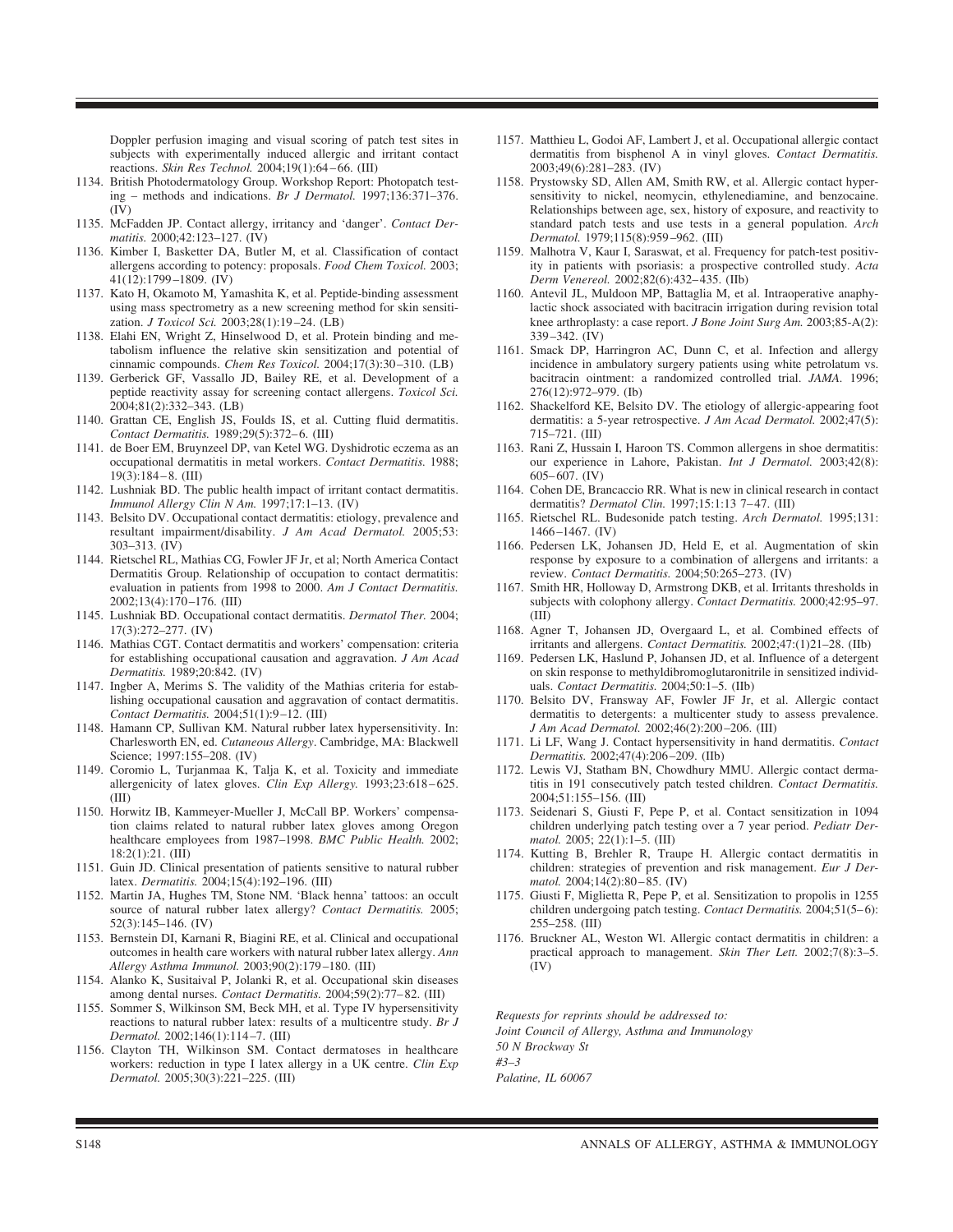Doppler perfusion imaging and visual scoring of patch test sites in subjects with experimentally induced allergic and irritant contact reactions. *Skin Res Technol.* 2004;19(1):64–66. (III)

1134. British Photodermatology Group. Workshop Report: Photopatch testing – methods and indications. *Br J Dermatol.* 1997;136:371–376. (IV)
1135. McFadden JP. Contact allergy, irritancy and 'danger'. *Contact Dermatitis.* 2000;42:123–127. (IV)
1136. Kimber I, Basketter DA, Butler M, et al. Classification of contact allergens according to potency: proposals. *Food Chem Toxicol.* 2003; 41(12):1799–1809. (IV)
1137. Kato H, Okamoto M, Yamashita K, et al. Peptide-binding assessment using mass spectrometry as a new screening method for skin sensitization. *J Toxicol Sci.* 2003;28(1):19–24. (LB)
1138. Elahi EN, Wright Z, Hinselwood D, et al. Protein binding and metabolism influence the relative skin sensitization and potential of cinnamic compounds. *Chem Res Toxicol.* 2004;17(3):30–310. (LB)
1139. Gerberick GF, Vassallo JD, Bailey RE, et al. Development of a peptide reactivity assay for screening contact allergens. *Toxicol Sci.* 2004;81(2):332–343. (LB)
1140. Grattan CE, English JS, Foulds IS, et al. Cutting fluid dermatitis. *Contact Dermatitis.* 1989;29(5):372–6. (III)
1141. de Boer EM, Bruynzeel DP, van Ketel WG. Dyshidrotic eczema as an occupational dermatitis in metal workers. *Contact Dermatitis.* 1988; 19(3):184–8. (III)
1142. Lushniak BD. The public health impact of irritant contact dermatitis. *Immunol Allergy Clin N Am.* 1997;17:1–13. (IV)
1143. Belsito DV. Occupational contact dermatitis: etiology, prevalence and resultant impairment/disability. *J Am Acad Dermatol.* 2005;53: 303–313. (IV)
1144. Rietschel RL, Mathias CG, Fowler JF Jr, et al; North America Contact Dermatitis Group. Relationship of occupation to contact dermatitis: evaluation in patients from 1998 to 2000. *Am J Contact Dermatitis.* 2002;13(4):170–176. (III)
1145. Lushniak BD. Occupational contact dermatitis. *Dermatol Ther.* 2004; 17(3):272–277. (IV)
1146. Mathias CGT. Contact dermatitis and workers' compensation: criteria for establishing occupational causation and aggravation. *J Am Acad Dermatitis.* 1989;20:842. (IV)
1147. Ingber A, Merims S. The validity of the Mathias criteria for establishing occupational causation and aggravation of contact dermatitis. *Contact Dermatitis.* 2004;51(1):9–12. (III)
1148. Hamann CP, Sullivan KM. Natural rubber latex hypersensitivity. In: Charlesworth EN, ed. *Cutaneous Allergy*. Cambridge, MA: Blackwell Science; 1997:155–208. (IV)
1149. Coromio L, Turjanmaa K, Talja K, et al. Toxicity and immediate allergenicity of latex gloves. *Clin Exp Allergy.* 1993;23:618–625. (III)
1150. Horwitz IB, Kammeyer-Mueller J, McCall BP. Workers' compensation claims related to natural rubber latex gloves among Oregon healthcare employees from 1987–1998. *BMC Public Health.* 2002; 18:2(1):21. (III)
1151. Guin JD. Clinical presentation of patients sensitive to natural rubber latex. *Dermatitis.* 2004;15(4):192–196. (III)
1152. Martin JA, Hughes TM, Stone NM. 'Black henna' tattoos: an occult source of natural rubber latex allergy? *Contact Dermatitis.* 2005; 52(3):145–146. (IV)
1153. Bernstein DI, Karnani R, Biagini RE, et al. Clinical and occupational outcomes in health care workers with natural rubber latex allergy. *Ann Allergy Asthma Immunol.* 2003;90(2):179–180. (III)
1154. Alanko K, Susitaival P, Jolanki R, et al. Occupational skin diseases among dental nurses. *Contact Dermatitis.* 2004;59(2):77–82. (III)
1155. Sommer S, Wilkinson SM, Beck MH, et al. Type IV hypersensitivity reactions to natural rubber latex: results of a multicentre study. *Br J Dermatol.* 2002;146(1):114–7. (III)
1156. Clayton TH, Wilkinson SM. Contact dermatoses in healthcare workers: reduction in type I latex allergy in a UK centre. *Clin Exp Dermatol.* 2005;30(3):221–225. (III)
1157. Matthieu L, Godoi AF, Lambert J, et al. Occupational allergic contact dermatitis from bisphenol A in vinyl gloves. *Contact Dermatitis.* 2003;49(6):281–283. (IV)
1158. Prystowsky SD, Allen AM, Smith RW, et al. Allergic contact hypersensitivity to nickel, neomycin, ethylenediamine, and benzocaine. Relationships between age, sex, history of exposure, and reactivity to standard patch tests and use tests in a general population. *Arch Dermatol.* 1979;115(8):959–962. (III)
1159. Malhotra V, Kaur I, Saraswat, et al. Frequency for patch-test positivity in patients with psoriasis: a prospective controlled study. *Acta Derm Venereol.* 2002;82(6):432–435. (IIb)
1160. Antevil JL, Muldoon MP, Battaglia M, et al. Intraoperative anaphylactic shock associated with bacitracin irrigation during revision total knee arthroplasty: a case report. *J Bone Joint Surg Am.* 2003;85-A(2): 339–342. (IV)
1161. Smack DP, Harringron AC, Dunn C, et al. Infection and allergy incidence in ambulatory surgery patients using white petrolatum vs. bacitracin ointment: a randomized controlled trial. *JAMA.* 1996; 276(12):972–979. (Ib)
1162. Shackelford KE, Belsito DV. The etiology of allergic-appearing foot dermatitis: a 5-year retrospective. *J Am Acad Dermatol.* 2002;47(5): 715–721. (III)
1163. Rani Z, Hussain I, Haroon TS. Common allergens in shoe dermatitis: our experience in Lahore, Pakistan. *Int J Dermatol.* 2003;42(8): 605–607. (IV)
1164. Cohen DE, Brancaccio RR. What is new in clinical research in contact dermatitis? *Dermatol Clin.* 1997;15:1:13 7–47. (III)
1165. Rietschel RL. Budesonide patch testing. *Arch Dermatol.* 1995;131: 1466–1467. (IV)
1166. Pedersen LK, Johansen JD, Held E, et al. Augmentation of skin response by exposure to a combination of allergens and irritants: a review. *Contact Dermatitis.* 2004;50:265–273. (IV)
1167. Smith HR, Holloway D, Armstrong DKB, et al. Irritants thresholds in subjects with colophony allergy. *Contact Dermatitis.* 2000;42:95–97. (III)
1168. Agner T, Johansen JD, Overgaard L, et al. Combined effects of irritants and allergens. *Contact Dermatitis.* 2002;47:(1)21–28. (IIb)
1169. Pedersen LK, Haslund P, Johansen JD, et al. Influence of a detergent on skin response to methyldibromoglutaronitrile in sensitized individuals. *Contact Dermatitis.* 2004;50:1–5. (IIb)
1170. Belsito DV, Fransway AF, Fowler JF Jr, et al. Allergic contact dermatitis to detergents: a multicenter study to assess prevalence. *J Am Acad Dermatol.* 2002;46(2):200–206. (III)
1171. Li LF, Wang J. Contact hypersensitivity in hand dermatitis. *Contact Dermatitis.* 2002;47(4):206–209. (IIb)
1172. Lewis VJ, Statham BN, Chowdhury MMU. Allergic contact dermatitis in 191 consecutively patch tested children. *Contact Dermatitis.* 2004;51:155–156. (III)
1173. Seidenari S, Giusti F, Pepe P, et al. Contact sensitization in 1094 children underlying patch testing over a 7 year period. *Pediatr Dermatol.* 2005; 22(1):1–5. (III)
1174. Kutting B, Brehler R, Traupe H. Allergic contact dermatitis in children: strategies of prevention and risk management. *Eur J Dermatol.* 2004;14(2):80–85. (IV)
1175. Giusti F, Miglietta R, Pepe P, et al. Sensitization to propolis in 1255 children undergoing patch testing. *Contact Dermatitis.* 2004;51(5–6): 255–258. (III)
1176. Bruckner AL, Weston Wl. Allergic contact dermatitis in children: a practical approach to management. *Skin Ther Lett.* 2002;7(8):3–5. (IV)

*Requests for reprints should be addressed to:*
*Joint Council of Allergy, Asthma and Immunology*
*50 N Brockway St*
*#3–3*
*Palatine, IL 60067*